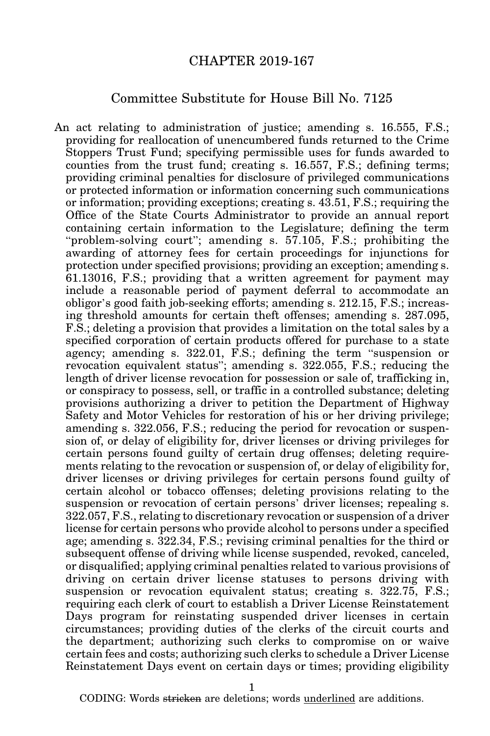# CHAPTER 2019-167

## Committee Substitute for House Bill No. 7125

An act relating to administration of justice; amending s. 16.555, F.S.; providing for reallocation of unencumbered funds returned to the Crime Stoppers Trust Fund; specifying permissible uses for funds awarded to counties from the trust fund; creating s. 16.557, F.S.; defining terms; providing criminal penalties for disclosure of privileged communications or protected information or information concerning such communications or information; providing exceptions; creating s. 43.51, F.S.; requiring the Office of the State Courts Administrator to provide an annual report containing certain information to the Legislature; defining the term "problem-solving court"; amending s. 57.105, F.S.; prohibiting the awarding of attorney fees for certain proceedings for injunctions for protection under specified provisions; providing an exception; amending s. 61.13016, F.S.; providing that a written agreement for payment may include a reasonable period of payment deferral to accommodate an obligor's good faith job-seeking efforts; amending s. 212.15, F.S.; increasing threshold amounts for certain theft offenses; amending s. 287.095, F.S.; deleting a provision that provides a limitation on the total sales by a specified corporation of certain products offered for purchase to a state agency; amending s. 322.01, F.S.; defining the term "suspension or revocation equivalent status"; amending s. 322.055, F.S.; reducing the length of driver license revocation for possession or sale of, trafficking in, or conspiracy to possess, sell, or traffic in a controlled substance; deleting provisions authorizing a driver to petition the Department of Highway Safety and Motor Vehicles for restoration of his or her driving privilege; amending s. 322.056, F.S.; reducing the period for revocation or suspension of, or delay of eligibility for, driver licenses or driving privileges for certain persons found guilty of certain drug offenses; deleting requirements relating to the revocation or suspension of, or delay of eligibility for, driver licenses or driving privileges for certain persons found guilty of certain alcohol or tobacco offenses; deleting provisions relating to the suspension or revocation of certain persons' driver licenses; repealing s. 322.057, F.S., relating to discretionary revocation or suspension of a driver license for certain persons who provide alcohol to persons under a specified age; amending s. 322.34, F.S.; revising criminal penalties for the third or subsequent offense of driving while license suspended, revoked, canceled, or disqualified; applying criminal penalties related to various provisions of driving on certain driver license statuses to persons driving with suspension or revocation equivalent status; creating s. 322.75, F.S.; requiring each clerk of court to establish a Driver License Reinstatement Days program for reinstating suspended driver licenses in certain circumstances; providing duties of the clerks of the circuit courts and the department; authorizing such clerks to compromise on or waive certain fees and costs; authorizing such clerks to schedule a Driver License Reinstatement Days event on certain days or times; providing eligibility

CODING: Words ~~stricken~~ are deletions; words <u>underlined</u> are additions.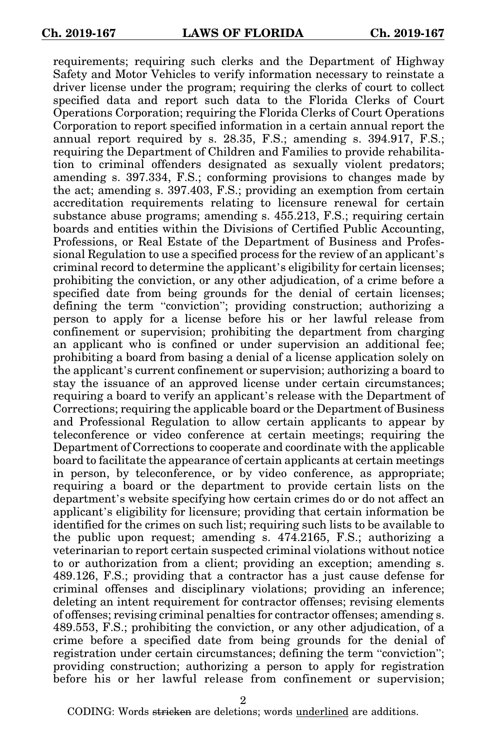requirements; requiring such clerks and the Department of Highway Safety and Motor Vehicles to verify information necessary to reinstate a driver license under the program; requiring the clerks of court to collect specified data and report such data to the Florida Clerks of Court Operations Corporation; requiring the Florida Clerks of Court Operations Corporation to report specified information in a certain annual report the annual report required by s. 28.35, F.S.; amending s. 394.917, F.S.; requiring the Department of Children and Families to provide rehabilitation to criminal offenders designated as sexually violent predators; amending s. 397.334, F.S.; conforming provisions to changes made by the act; amending s. 397.403, F.S.; providing an exemption from certain accreditation requirements relating to licensure renewal for certain substance abuse programs; amending s. 455.213, F.S.; requiring certain boards and entities within the Divisions of Certified Public Accounting, Professions, or Real Estate of the Department of Business and Professional Regulation to use a specified process for the review of an applicant's criminal record to determine the applicant's eligibility for certain licenses; prohibiting the conviction, or any other adjudication, of a crime before a specified date from being grounds for the denial of certain licenses; defining the term "conviction"; providing construction; authorizing a person to apply for a license before his or her lawful release from confinement or supervision; prohibiting the department from charging an applicant who is confined or under supervision an additional fee; prohibiting a board from basing a denial of a license application solely on the applicant's current confinement or supervision; authorizing a board to stay the issuance of an approved license under certain circumstances; requiring a board to verify an applicant's release with the Department of Corrections; requiring the applicable board or the Department of Business and Professional Regulation to allow certain applicants to appear by teleconference or video conference at certain meetings; requiring the Department of Corrections to cooperate and coordinate with the applicable board to facilitate the appearance of certain applicants at certain meetings in person, by teleconference, or by video conference, as appropriate; requiring a board or the department to provide certain lists on the department's website specifying how certain crimes do or do not affect an applicant's eligibility for licensure; providing that certain information be identified for the crimes on such list; requiring such lists to be available to the public upon request; amending s. 474.2165, F.S.; authorizing a veterinarian to report certain suspected criminal violations without notice to or authorization from a client; providing an exception; amending s. 489.126, F.S.; providing that a contractor has a just cause defense for criminal offenses and disciplinary violations; providing an inference; deleting an intent requirement for contractor offenses; revising elements of offenses; revising criminal penalties for contractor offenses; amending s. 489.553, F.S.; prohibiting the conviction, or any other adjudication, of a crime before a specified date from being grounds for the denial of registration under certain circumstances; defining the term "conviction"; providing construction; authorizing a person to apply for registration before his or her lawful release from confinement or supervision;

CODING: Words ~~stricken~~ are deletions; words <u>underlined</u> are additions.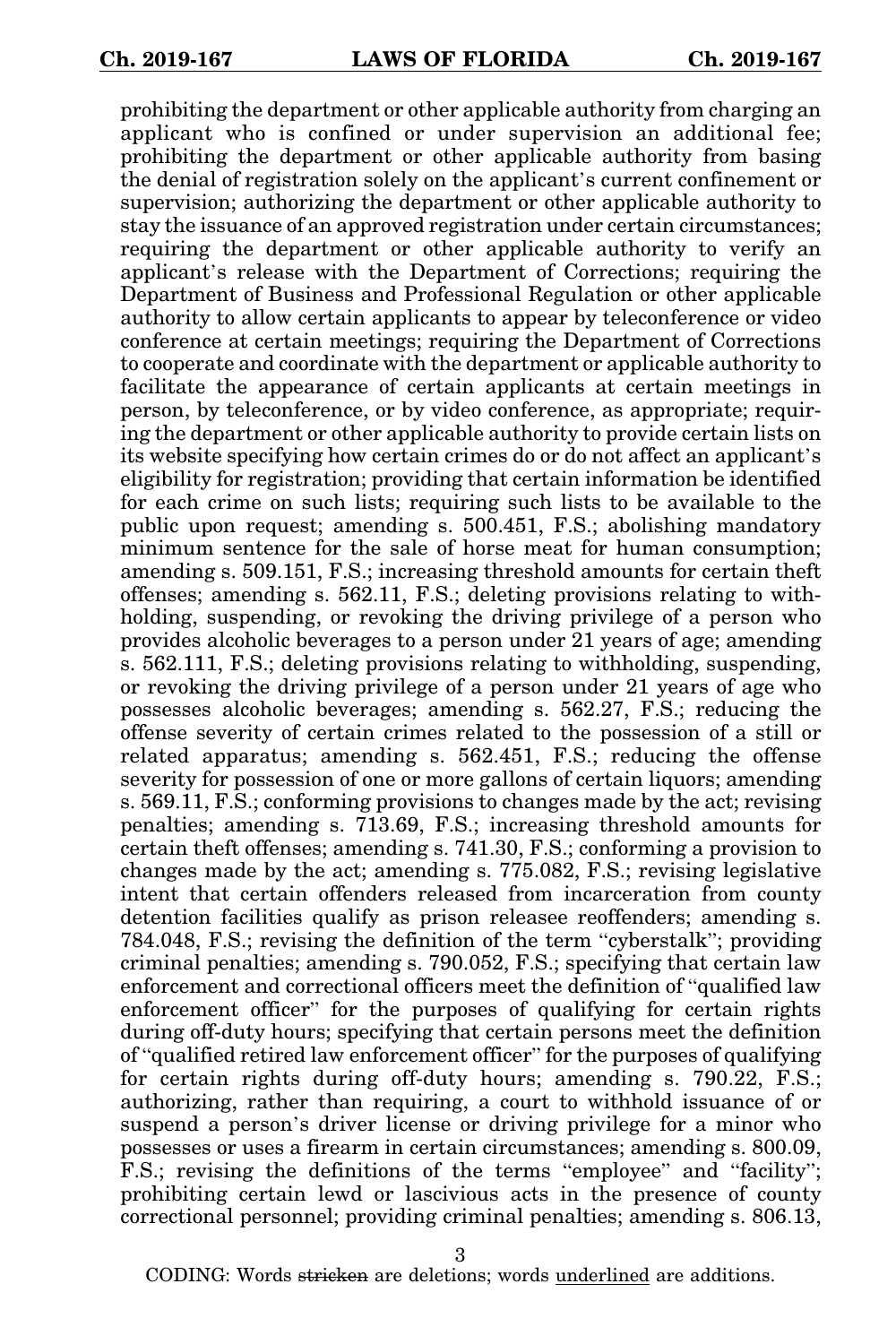prohibiting the department or other applicable authority from charging an applicant who is confined or under supervision an additional fee; prohibiting the department or other applicable authority from basing the denial of registration solely on the applicant's current confinement or supervision; authorizing the department or other applicable authority to stay the issuance of an approved registration under certain circumstances; requiring the department or other applicable authority to verify an applicant's release with the Department of Corrections; requiring the Department of Business and Professional Regulation or other applicable authority to allow certain applicants to appear by teleconference or video conference at certain meetings; requiring the Department of Corrections to cooperate and coordinate with the department or applicable authority to facilitate the appearance of certain applicants at certain meetings in person, by teleconference, or by video conference, as appropriate; requiring the department or other applicable authority to provide certain lists on its website specifying how certain crimes do or do not affect an applicant's eligibility for registration; providing that certain information be identified for each crime on such lists; requiring such lists to be available to the public upon request; amending s. 500.451, F.S.; abolishing mandatory minimum sentence for the sale of horse meat for human consumption; amending s. 509.151, F.S.; increasing threshold amounts for certain theft offenses; amending s. 562.11, F.S.; deleting provisions relating to withholding, suspending, or revoking the driving privilege of a person who provides alcoholic beverages to a person under 21 years of age; amending s. 562.111, F.S.; deleting provisions relating to withholding, suspending, or revoking the driving privilege of a person under 21 years of age who possesses alcoholic beverages; amending s. 562.27, F.S.; reducing the offense severity of certain crimes related to the possession of a still or related apparatus; amending s. 562.451, F.S.; reducing the offense severity for possession of one or more gallons of certain liquors; amending s. 569.11, F.S.; conforming provisions to changes made by the act; revising penalties; amending s. 713.69, F.S.; increasing threshold amounts for certain theft offenses; amending s. 741.30, F.S.; conforming a provision to changes made by the act; amending s. 775.082, F.S.; revising legislative intent that certain offenders released from incarceration from county detention facilities qualify as prison releasee reoffenders; amending s. 784.048, F.S.; revising the definition of the term "cyberstalk"; providing criminal penalties; amending s. 790.052, F.S.; specifying that certain law enforcement and correctional officers meet the definition of "qualified law enforcement officer" for the purposes of qualifying for certain rights during off-duty hours; specifying that certain persons meet the definition of "qualified retired law enforcement officer" for the purposes of qualifying for certain rights during off-duty hours; amending s. 790.22, F.S.; authorizing, rather than requiring, a court to withhold issuance of or suspend a person's driver license or driving privilege for a minor who possesses or uses a firearm in certain circumstances; amending s. 800.09, F.S.; revising the definitions of the terms "employee" and "facility"; prohibiting certain lewd or lascivious acts in the presence of county correctional personnel; providing criminal penalties; amending s. 806.13,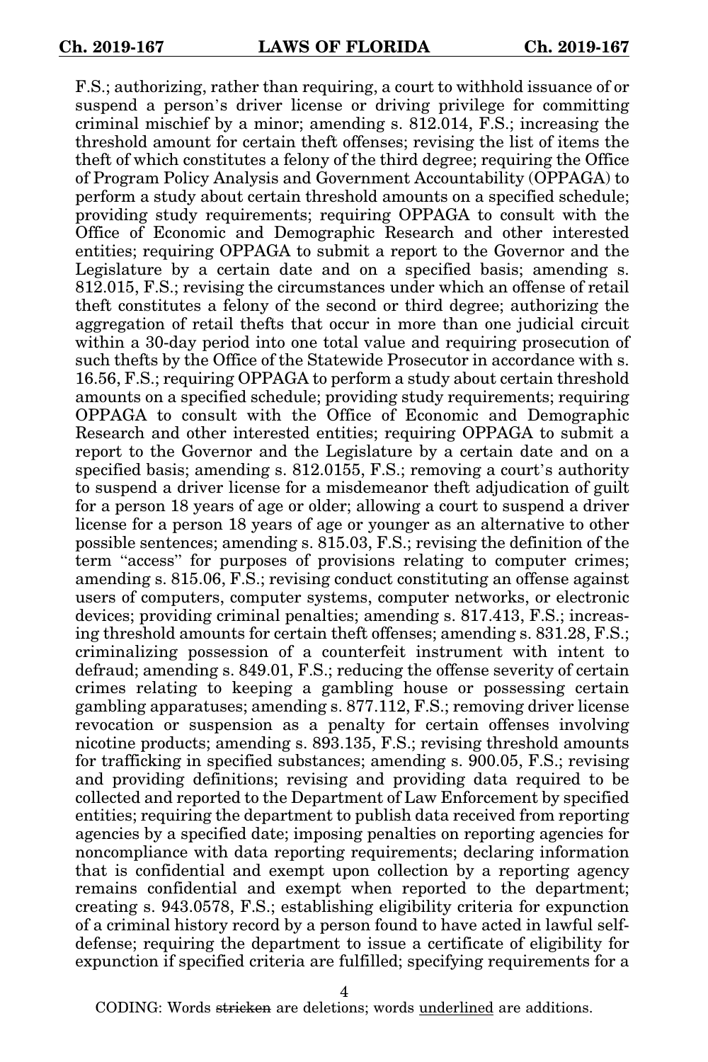F.S.; authorizing, rather than requiring, a court to withhold issuance of or suspend a person's driver license or driving privilege for committing criminal mischief by a minor; amending s. 812.014, F.S.; increasing the threshold amount for certain theft offenses; revising the list of items the theft of which constitutes a felony of the third degree; requiring the Office of Program Policy Analysis and Government Accountability (OPPAGA) to perform a study about certain threshold amounts on a specified schedule; providing study requirements; requiring OPPAGA to consult with the Office of Economic and Demographic Research and other interested entities; requiring OPPAGA to submit a report to the Governor and the Legislature by a certain date and on a specified basis; amending s. 812.015, F.S.; revising the circumstances under which an offense of retail theft constitutes a felony of the second or third degree; authorizing the aggregation of retail thefts that occur in more than one judicial circuit within a 30-day period into one total value and requiring prosecution of such thefts by the Office of the Statewide Prosecutor in accordance with s. 16.56, F.S.; requiring OPPAGA to perform a study about certain threshold amounts on a specified schedule; providing study requirements; requiring OPPAGA to consult with the Office of Economic and Demographic Research and other interested entities; requiring OPPAGA to submit a report to the Governor and the Legislature by a certain date and on a specified basis; amending s. 812.0155, F.S.; removing a court's authority to suspend a driver license for a misdemeanor theft adjudication of guilt for a person 18 years of age or older; allowing a court to suspend a driver license for a person 18 years of age or younger as an alternative to other possible sentences; amending s. 815.03, F.S.; revising the definition of the term "access" for purposes of provisions relating to computer crimes; amending s. 815.06, F.S.; revising conduct constituting an offense against users of computers, computer systems, computer networks, or electronic devices; providing criminal penalties; amending s. 817.413, F.S.; increasing threshold amounts for certain theft offenses; amending s. 831.28, F.S.; criminalizing possession of a counterfeit instrument with intent to defraud; amending s. 849.01, F.S.; reducing the offense severity of certain crimes relating to keeping a gambling house or possessing certain gambling apparatuses; amending s. 877.112, F.S.; removing driver license revocation or suspension as a penalty for certain offenses involving nicotine products; amending s. 893.135, F.S.; revising threshold amounts for trafficking in specified substances; amending s. 900.05, F.S.; revising and providing definitions; revising and providing data required to be collected and reported to the Department of Law Enforcement by specified entities; requiring the department to publish data received from reporting agencies by a specified date; imposing penalties on reporting agencies for noncompliance with data reporting requirements; declaring information that is confidential and exempt upon collection by a reporting agency remains confidential and exempt when reported to the department; creating s. 943.0578, F.S.; establishing eligibility criteria for expunction of a criminal history record by a person found to have acted in lawful self-defense; requiring the department to issue a certificate of eligibility for expunction if specified criteria are fulfilled; specifying requirements for a

CODING: Words ~~stricken~~ are deletions; words <u>underlined</u> are additions.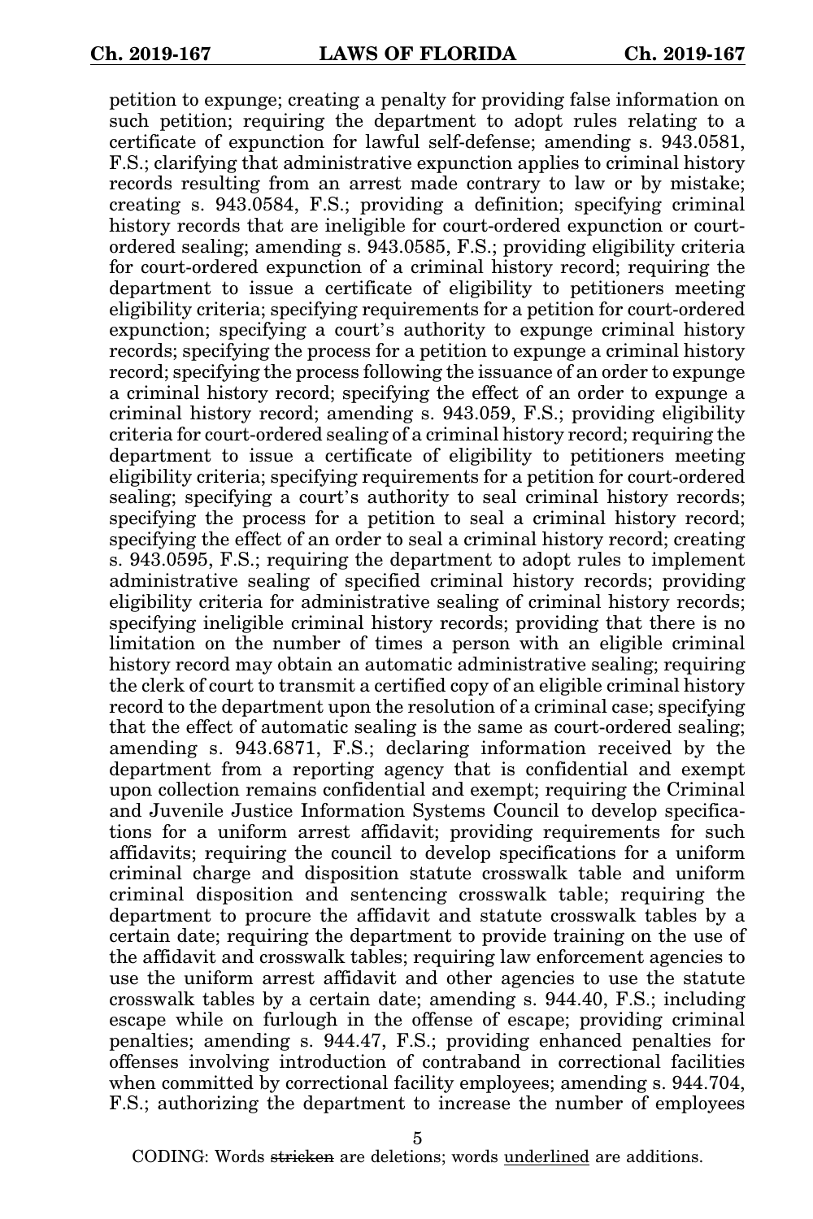petition to expunge; creating a penalty for providing false information on such petition; requiring the department to adopt rules relating to a certificate of expunction for lawful self-defense; amending s. 943.0581, F.S.; clarifying that administrative expunction applies to criminal history records resulting from an arrest made contrary to law or by mistake; creating s. 943.0584, F.S.; providing a definition; specifying criminal history records that are ineligible for court-ordered expunction or court-ordered sealing; amending s. 943.0585, F.S.; providing eligibility criteria for court-ordered expunction of a criminal history record; requiring the department to issue a certificate of eligibility to petitioners meeting eligibility criteria; specifying requirements for a petition for court-ordered expunction; specifying a court's authority to expunge criminal history records; specifying the process for a petition to expunge a criminal history record; specifying the process following the issuance of an order to expunge a criminal history record; specifying the effect of an order to expunge a criminal history record; amending s. 943.059, F.S.; providing eligibility criteria for court-ordered sealing of a criminal history record; requiring the department to issue a certificate of eligibility to petitioners meeting eligibility criteria; specifying requirements for a petition for court-ordered sealing; specifying a court's authority to seal criminal history records; specifying the process for a petition to seal a criminal history record; specifying the effect of an order to seal a criminal history record; creating s. 943.0595, F.S.; requiring the department to adopt rules to implement administrative sealing of specified criminal history records; providing eligibility criteria for administrative sealing of criminal history records; specifying ineligible criminal history records; providing that there is no limitation on the number of times a person with an eligible criminal history record may obtain an automatic administrative sealing; requiring the clerk of court to transmit a certified copy of an eligible criminal history record to the department upon the resolution of a criminal case; specifying that the effect of automatic sealing is the same as court-ordered sealing; amending s. 943.6871, F.S.; declaring information received by the department from a reporting agency that is confidential and exempt upon collection remains confidential and exempt; requiring the Criminal and Juvenile Justice Information Systems Council to develop specifications for a uniform arrest affidavit; providing requirements for such affidavits; requiring the council to develop specifications for a uniform criminal charge and disposition statute crosswalk table and uniform criminal disposition and sentencing crosswalk table; requiring the department to procure the affidavit and statute crosswalk tables by a certain date; requiring the department to provide training on the use of the affidavit and crosswalk tables; requiring law enforcement agencies to use the uniform arrest affidavit and other agencies to use the statute crosswalk tables by a certain date; amending s. 944.40, F.S.; including escape while on furlough in the offense of escape; providing criminal penalties; amending s. 944.47, F.S.; providing enhanced penalties for offenses involving introduction of contraband in correctional facilities when committed by correctional facility employees; amending s. 944.704, F.S.; authorizing the department to increase the number of employees

CODING: Words ~~stricken~~ are deletions; words <u>underlined</u> are additions.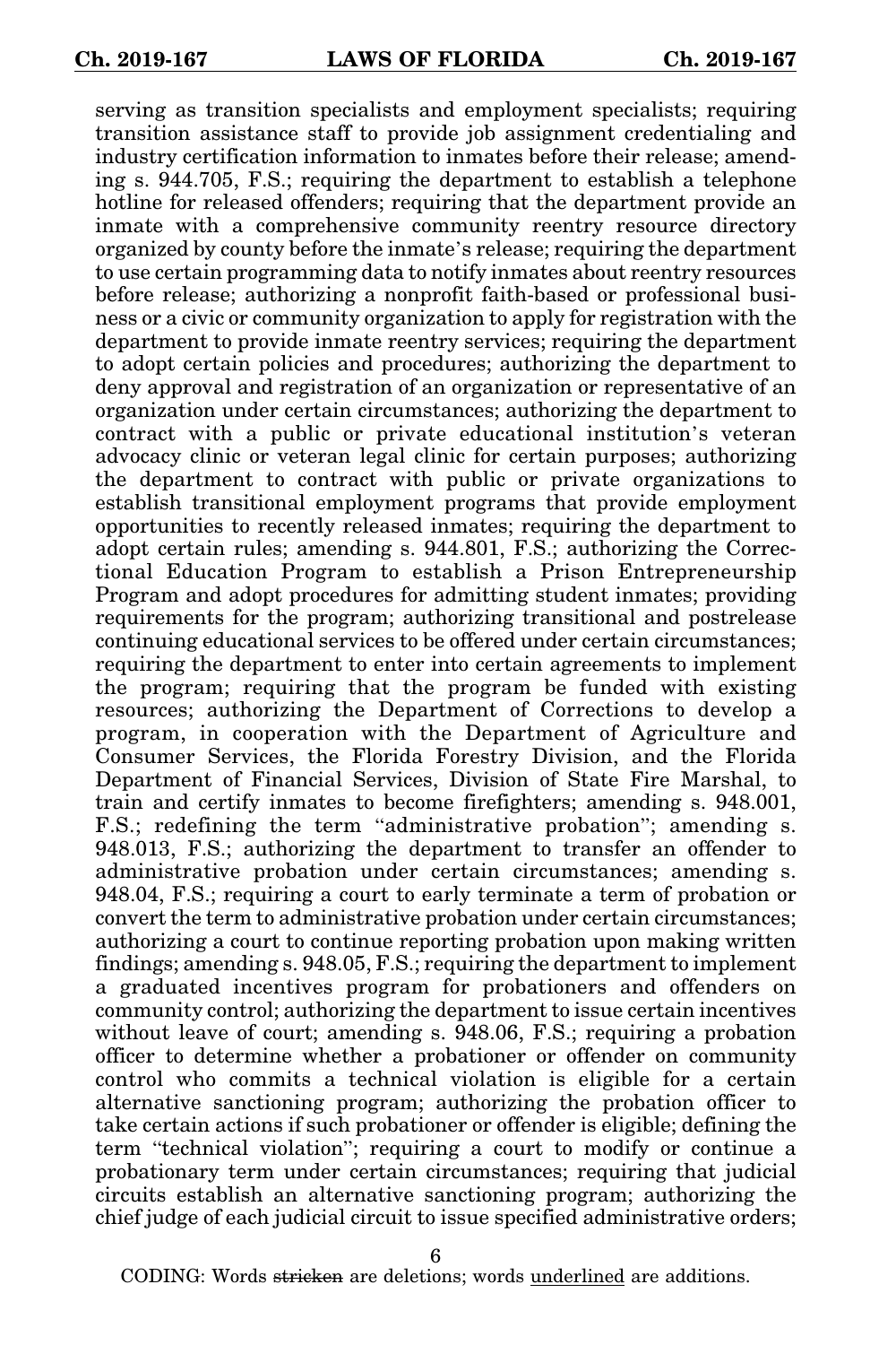serving as transition specialists and employment specialists; requiring transition assistance staff to provide job assignment credentialing and industry certification information to inmates before their release; amending s. 944.705, F.S.; requiring the department to establish a telephone hotline for released offenders; requiring that the department provide an inmate with a comprehensive community reentry resource directory organized by county before the inmate's release; requiring the department to use certain programming data to notify inmates about reentry resources before release; authorizing a nonprofit faith-based or professional business or a civic or community organization to apply for registration with the department to provide inmate reentry services; requiring the department to adopt certain policies and procedures; authorizing the department to deny approval and registration of an organization or representative of an organization under certain circumstances; authorizing the department to contract with a public or private educational institution's veteran advocacy clinic or veteran legal clinic for certain purposes; authorizing the department to contract with public or private organizations to establish transitional employment programs that provide employment opportunities to recently released inmates; requiring the department to adopt certain rules; amending s. 944.801, F.S.; authorizing the Correctional Education Program to establish a Prison Entrepreneurship Program and adopt procedures for admitting student inmates; providing requirements for the program; authorizing transitional and postrelease continuing educational services to be offered under certain circumstances; requiring the department to enter into certain agreements to implement the program; requiring that the program be funded with existing resources; authorizing the Department of Corrections to develop a program, in cooperation with the Department of Agriculture and Consumer Services, the Florida Forestry Division, and the Florida Department of Financial Services, Division of State Fire Marshal, to train and certify inmates to become firefighters; amending s. 948.001, F.S.; redefining the term "administrative probation"; amending s. 948.013, F.S.; authorizing the department to transfer an offender to administrative probation under certain circumstances; amending s. 948.04, F.S.; requiring a court to early terminate a term of probation or convert the term to administrative probation under certain circumstances; authorizing a court to continue reporting probation upon making written findings; amending s. 948.05, F.S.; requiring the department to implement a graduated incentives program for probationers and offenders on community control; authorizing the department to issue certain incentives without leave of court; amending s. 948.06, F.S.; requiring a probation officer to determine whether a probationer or offender on community control who commits a technical violation is eligible for a certain alternative sanctioning program; authorizing the probation officer to take certain actions if such probationer or offender is eligible; defining the term "technical violation"; requiring a court to modify or continue a probationary term under certain circumstances; requiring that judicial circuits establish an alternative sanctioning program; authorizing the chief judge of each judicial circuit to issue specified administrative orders;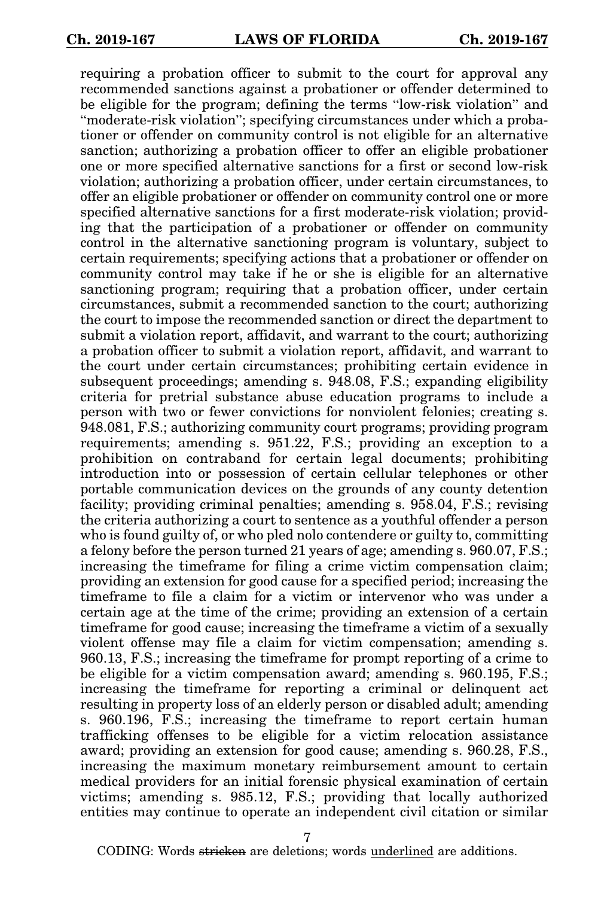requiring a probation officer to submit to the court for approval any recommended sanctions against a probationer or offender determined to be eligible for the program; defining the terms "low-risk violation" and "moderate-risk violation"; specifying circumstances under which a probationer or offender on community control is not eligible for an alternative sanction; authorizing a probation officer to offer an eligible probationer one or more specified alternative sanctions for a first or second low-risk violation; authorizing a probation officer, under certain circumstances, to offer an eligible probationer or offender on community control one or more specified alternative sanctions for a first moderate-risk violation; providing that the participation of a probationer or offender on community control in the alternative sanctioning program is voluntary, subject to certain requirements; specifying actions that a probationer or offender on community control may take if he or she is eligible for an alternative sanctioning program; requiring that a probation officer, under certain circumstances, submit a recommended sanction to the court; authorizing the court to impose the recommended sanction or direct the department to submit a violation report, affidavit, and warrant to the court; authorizing a probation officer to submit a violation report, affidavit, and warrant to the court under certain circumstances; prohibiting certain evidence in subsequent proceedings; amending s. 948.08, F.S.; expanding eligibility criteria for pretrial substance abuse education programs to include a person with two or fewer convictions for nonviolent felonies; creating s. 948.081, F.S.; authorizing community court programs; providing program requirements; amending s. 951.22, F.S.; providing an exception to a prohibition on contraband for certain legal documents; prohibiting introduction into or possession of certain cellular telephones or other portable communication devices on the grounds of any county detention facility; providing criminal penalties; amending s. 958.04, F.S.; revising the criteria authorizing a court to sentence as a youthful offender a person who is found guilty of, or who pled nolo contendere or guilty to, committing a felony before the person turned 21 years of age; amending s. 960.07, F.S.; increasing the timeframe for filing a crime victim compensation claim; providing an extension for good cause for a specified period; increasing the timeframe to file a claim for a victim or intervenor who was under a certain age at the time of the crime; providing an extension of a certain timeframe for good cause; increasing the timeframe a victim of a sexually violent offense may file a claim for victim compensation; amending s. 960.13, F.S.; increasing the timeframe for prompt reporting of a crime to be eligible for a victim compensation award; amending s. 960.195, F.S.; increasing the timeframe for reporting a criminal or delinquent act resulting in property loss of an elderly person or disabled adult; amending s. 960.196, F.S.; increasing the timeframe to report certain human trafficking offenses to be eligible for a victim relocation assistance award; providing an extension for good cause; amending s. 960.28, F.S., increasing the maximum monetary reimbursement amount to certain medical providers for an initial forensic physical examination of certain victims; amending s. 985.12, F.S.; providing that locally authorized entities may continue to operate an independent civil citation or similar

CODING: Words ~~stricken~~ are deletions; words underlined are additions.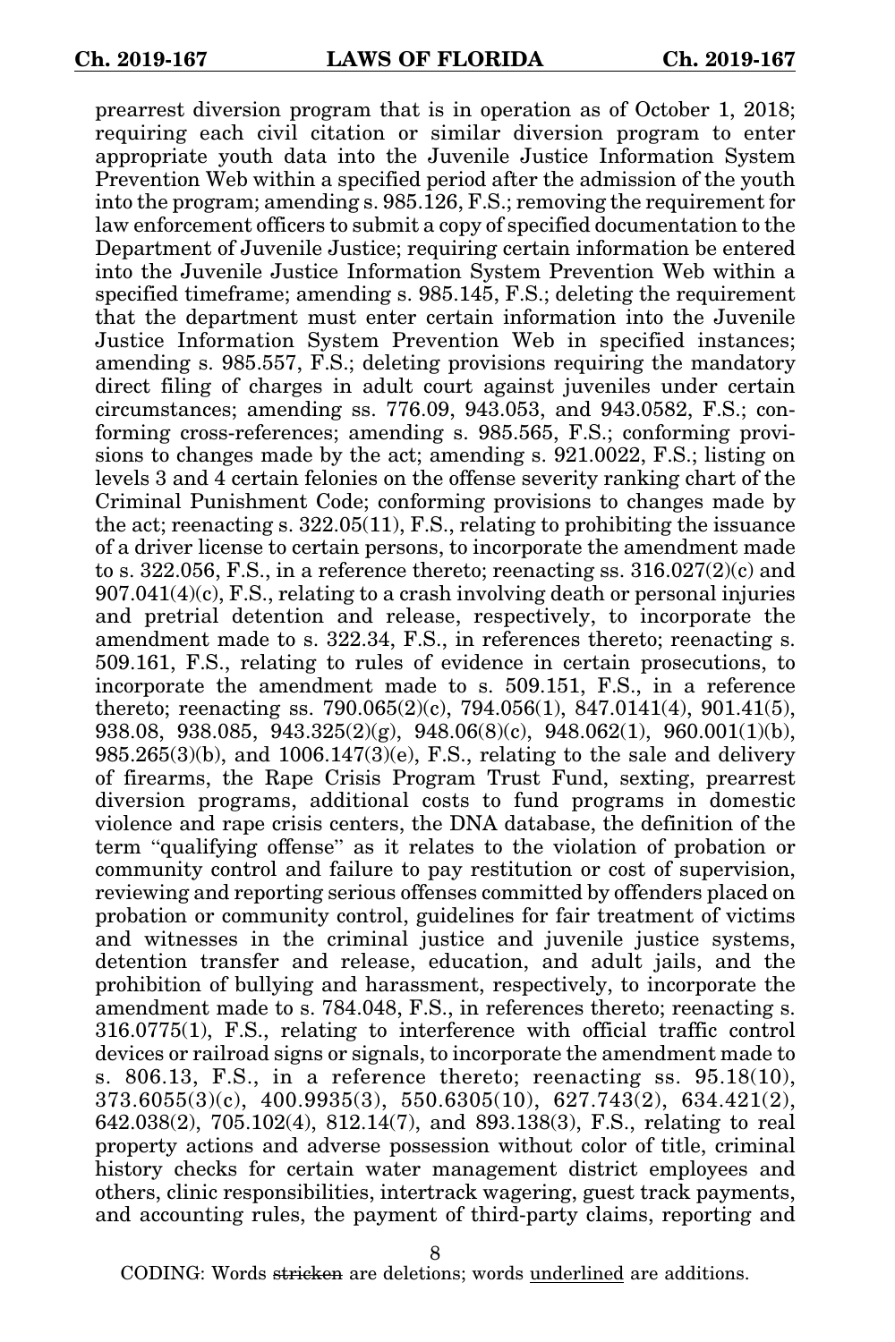prearrest diversion program that is in operation as of October 1, 2018; requiring each civil citation or similar diversion program to enter appropriate youth data into the Juvenile Justice Information System Prevention Web within a specified period after the admission of the youth into the program; amending s. 985.126, F.S.; removing the requirement for law enforcement officers to submit a copy of specified documentation to the Department of Juvenile Justice; requiring certain information be entered into the Juvenile Justice Information System Prevention Web within a specified timeframe; amending s. 985.145, F.S.; deleting the requirement that the department must enter certain information into the Juvenile Justice Information System Prevention Web in specified instances; amending s. 985.557, F.S.; deleting provisions requiring the mandatory direct filing of charges in adult court against juveniles under certain circumstances; amending ss. 776.09, 943.053, and 943.0582, F.S.; conforming cross-references; amending s. 985.565, F.S.; conforming provisions to changes made by the act; amending s. 921.0022, F.S.; listing on levels 3 and 4 certain felonies on the offense severity ranking chart of the Criminal Punishment Code; conforming provisions to changes made by the act; reenacting s. 322.05(11), F.S., relating to prohibiting the issuance of a driver license to certain persons, to incorporate the amendment made to s. 322.056, F.S., in a reference thereto; reenacting ss. 316.027(2)(c) and 907.041(4)(c), F.S., relating to a crash involving death or personal injuries and pretrial detention and release, respectively, to incorporate the amendment made to s. 322.34, F.S., in references thereto; reenacting s. 509.161, F.S., relating to rules of evidence in certain prosecutions, to incorporate the amendment made to s. 509.151, F.S., in a reference thereto; reenacting ss. 790.065(2)(c), 794.056(1), 847.0141(4), 901.41(5), 938.08, 938.085, 943.325(2)(g), 948.06(8)(c), 948.062(1), 960.001(1)(b), 985.265(3)(b), and 1006.147(3)(e), F.S., relating to the sale and delivery of firearms, the Rape Crisis Program Trust Fund, sexting, prearrest diversion programs, additional costs to fund programs in domestic violence and rape crisis centers, the DNA database, the definition of the term "qualifying offense" as it relates to the violation of probation or community control and failure to pay restitution or cost of supervision, reviewing and reporting serious offenses committed by offenders placed on probation or community control, guidelines for fair treatment of victims and witnesses in the criminal justice and juvenile justice systems, detention transfer and release, education, and adult jails, and the prohibition of bullying and harassment, respectively, to incorporate the amendment made to s. 784.048, F.S., in references thereto; reenacting s. 316.0775(1), F.S., relating to interference with official traffic control devices or railroad signs or signals, to incorporate the amendment made to s. 806.13, F.S., in a reference thereto; reenacting ss. 95.18(10), 373.6055(3)(c), 400.9935(3), 550.6305(10), 627.743(2), 634.421(2), 642.038(2), 705.102(4), 812.14(7), and 893.138(3), F.S., relating to real property actions and adverse possession without color of title, criminal history checks for certain water management district employees and others, clinic responsibilities, intertrack wagering, guest track payments, and accounting rules, the payment of third-party claims, reporting and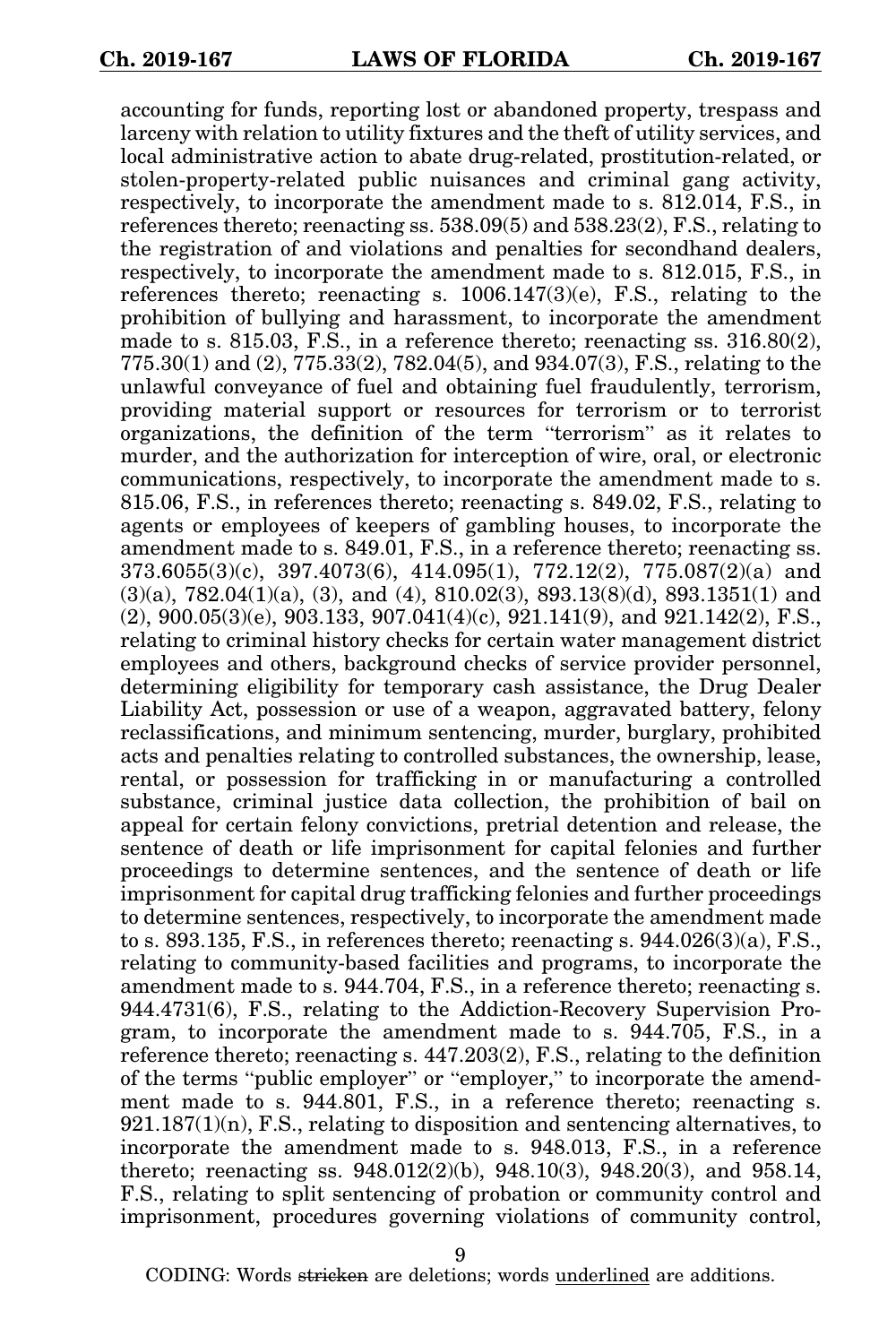accounting for funds, reporting lost or abandoned property, trespass and larceny with relation to utility fixtures and the theft of utility services, and local administrative action to abate drug-related, prostitution-related, or stolen-property-related public nuisances and criminal gang activity, respectively, to incorporate the amendment made to s. 812.014, F.S., in references thereto; reenacting ss. 538.09(5) and 538.23(2), F.S., relating to the registration of and violations and penalties for secondhand dealers, respectively, to incorporate the amendment made to s. 812.015, F.S., in references thereto; reenacting s. 1006.147(3)(e), F.S., relating to the prohibition of bullying and harassment, to incorporate the amendment made to s. 815.03, F.S., in a reference thereto; reenacting ss. 316.80(2), 775.30(1) and (2), 775.33(2), 782.04(5), and 934.07(3), F.S., relating to the unlawful conveyance of fuel and obtaining fuel fraudulently, terrorism, providing material support or resources for terrorism or to terrorist organizations, the definition of the term "terrorism" as it relates to murder, and the authorization for interception of wire, oral, or electronic communications, respectively, to incorporate the amendment made to s. 815.06, F.S., in references thereto; reenacting s. 849.02, F.S., relating to agents or employees of keepers of gambling houses, to incorporate the amendment made to s. 849.01, F.S., in a reference thereto; reenacting ss. 373.6055(3)(c), 397.4073(6), 414.095(1), 772.12(2), 775.087(2)(a) and (3)(a), 782.04(1)(a), (3), and (4), 810.02(3), 893.13(8)(d), 893.1351(1) and (2), 900.05(3)(e), 903.133, 907.041(4)(c), 921.141(9), and 921.142(2), F.S., relating to criminal history checks for certain water management district employees and others, background checks of service provider personnel, determining eligibility for temporary cash assistance, the Drug Dealer Liability Act, possession or use of a weapon, aggravated battery, felony reclassifications, and minimum sentencing, murder, burglary, prohibited acts and penalties relating to controlled substances, the ownership, lease, rental, or possession for trafficking in or manufacturing a controlled substance, criminal justice data collection, the prohibition of bail on appeal for certain felony convictions, pretrial detention and release, the sentence of death or life imprisonment for capital felonies and further proceedings to determine sentences, and the sentence of death or life imprisonment for capital drug trafficking felonies and further proceedings to determine sentences, respectively, to incorporate the amendment made to s. 893.135, F.S., in references thereto; reenacting s. 944.026(3)(a), F.S., relating to community-based facilities and programs, to incorporate the amendment made to s. 944.704, F.S., in a reference thereto; reenacting s. 944.4731(6), F.S., relating to the Addiction-Recovery Supervision Program, to incorporate the amendment made to s. 944.705, F.S., in a reference thereto; reenacting s. 447.203(2), F.S., relating to the definition of the terms "public employer" or "employer," to incorporate the amendment made to s. 944.801, F.S., in a reference thereto; reenacting s. 921.187(1)(n), F.S., relating to disposition and sentencing alternatives, to incorporate the amendment made to s. 948.013, F.S., in a reference thereto; reenacting ss. 948.012(2)(b), 948.10(3), 948.20(3), and 958.14, F.S., relating to split sentencing of probation or community control and imprisonment, procedures governing violations of community control,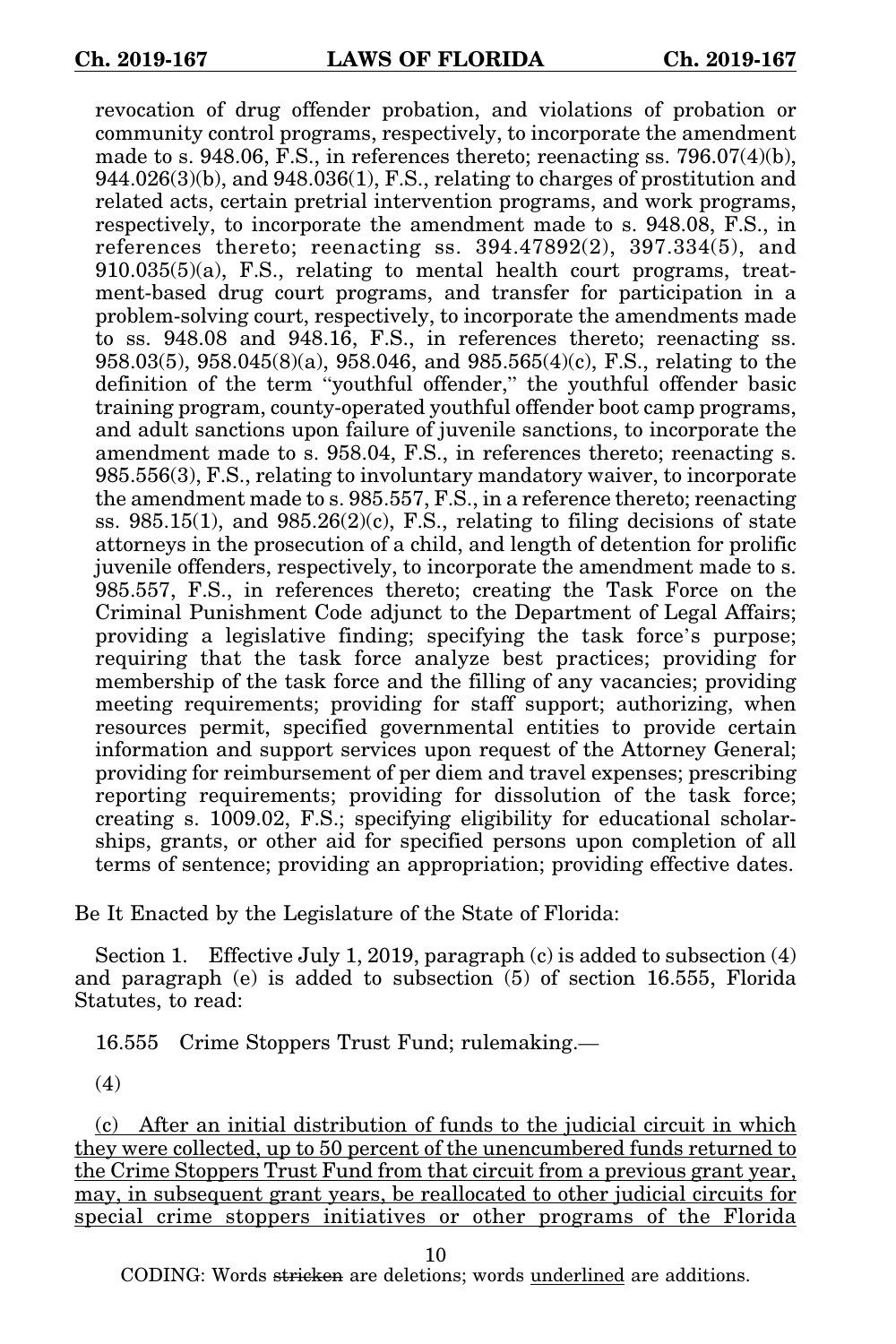revocation of drug offender probation, and violations of probation or community control programs, respectively, to incorporate the amendment made to s. 948.06, F.S., in references thereto; reenacting ss. 796.07(4)(b), 944.026(3)(b), and 948.036(1), F.S., relating to charges of prostitution and related acts, certain pretrial intervention programs, and work programs, respectively, to incorporate the amendment made to s. 948.08, F.S., in references thereto; reenacting ss. 394.47892(2), 397.334(5), and 910.035(5)(a), F.S., relating to mental health court programs, treatment-based drug court programs, and transfer for participation in a problem-solving court, respectively, to incorporate the amendments made to ss. 948.08 and 948.16, F.S., in references thereto; reenacting ss. 958.03(5), 958.045(8)(a), 958.046, and 985.565(4)(c), F.S., relating to the definition of the term "youthful offender," the youthful offender basic training program, county-operated youthful offender boot camp programs, and adult sanctions upon failure of juvenile sanctions, to incorporate the amendment made to s. 958.04, F.S., in references thereto; reenacting s. 985.556(3), F.S., relating to involuntary mandatory waiver, to incorporate the amendment made to s. 985.557, F.S., in a reference thereto; reenacting ss. 985.15(1), and 985.26(2)(c), F.S., relating to filing decisions of state attorneys in the prosecution of a child, and length of detention for prolific juvenile offenders, respectively, to incorporate the amendment made to s. 985.557, F.S., in references thereto; creating the Task Force on the Criminal Punishment Code adjunct to the Department of Legal Affairs; providing a legislative finding; specifying the task force's purpose; requiring that the task force analyze best practices; providing for membership of the task force and the filling of any vacancies; providing meeting requirements; providing for staff support; authorizing, when resources permit, specified governmental entities to provide certain information and support services upon request of the Attorney General; providing for reimbursement of per diem and travel expenses; prescribing reporting requirements; providing for dissolution of the task force; creating s. 1009.02, F.S.; specifying eligibility for educational scholarships, grants, or other aid for specified persons upon completion of all terms of sentence; providing an appropriation; providing effective dates.

Be It Enacted by the Legislature of the State of Florida:

Section 1. Effective July 1, 2019, paragraph (c) is added to subsection (4) and paragraph (e) is added to subsection (5) of section 16.555, Florida Statutes, to read:

16.555 Crime Stoppers Trust Fund; rulemaking.—

(4)

<u>(c) After an initial distribution of funds to the judicial circuit in which they were collected, up to 50 percent of the unencumbered funds returned to the Crime Stoppers Trust Fund from that circuit from a previous grant year, may, in subsequent grant years, be reallocated to other judicial circuits for special crime stoppers initiatives or other programs of the Florida</u>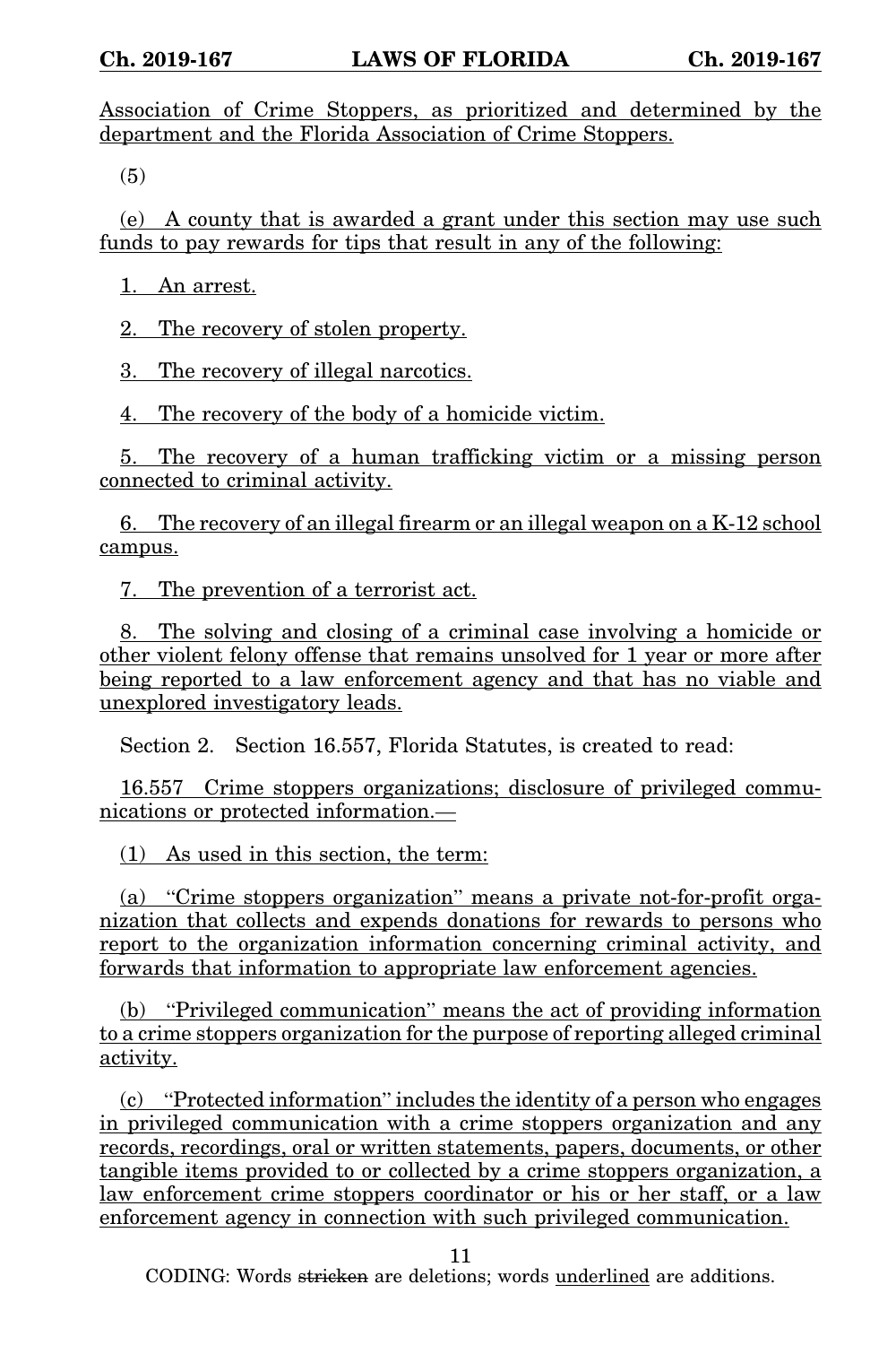Association of Crime Stoppers, as prioritized and determined by the department and the Florida Association of Crime Stoppers.

(5)

(e) A county that is awarded a grant under this section may use such funds to pay rewards for tips that result in any of the following:

1. An arrest.

2. The recovery of stolen property.

3. The recovery of illegal narcotics.

4. The recovery of the body of a homicide victim.

5. The recovery of a human trafficking victim or a missing person connected to criminal activity.

6. The recovery of an illegal firearm or an illegal weapon on a K-12 school campus.

7. The prevention of a terrorist act.

8. The solving and closing of a criminal case involving a homicide or other violent felony offense that remains unsolved for 1 year or more after being reported to a law enforcement agency and that has no viable and unexplored investigatory leads.

Section 2. Section 16.557, Florida Statutes, is created to read:

16.557 Crime stoppers organizations; disclosure of privileged communications or protected information.—

(1) As used in this section, the term:

(a) "Crime stoppers organization" means a private not-for-profit organization that collects and expends donations for rewards to persons who report to the organization information concerning criminal activity, and forwards that information to appropriate law enforcement agencies.

(b) "Privileged communication" means the act of providing information to a crime stoppers organization for the purpose of reporting alleged criminal activity.

(c) "Protected information" includes the identity of a person who engages in privileged communication with a crime stoppers organization and any records, recordings, oral or written statements, papers, documents, or other tangible items provided to or collected by a crime stoppers organization, a law enforcement crime stoppers coordinator or his or her staff, or a law enforcement agency in connection with such privileged communication.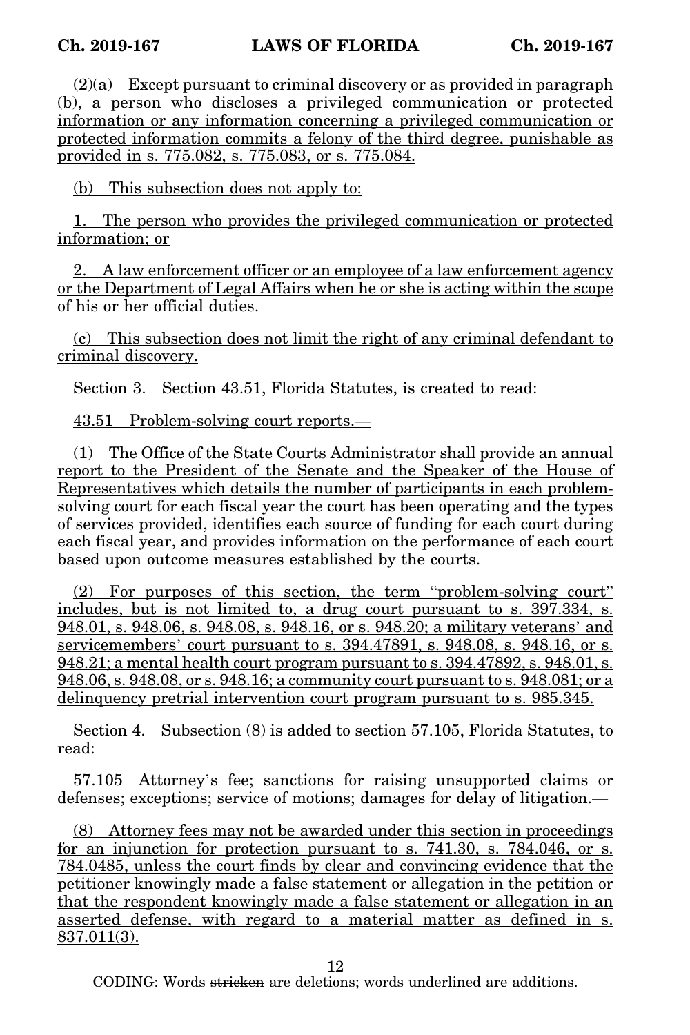(2)(a) Except pursuant to criminal discovery or as provided in paragraph (b), a person who discloses a privileged communication or protected information or any information concerning a privileged communication or protected information commits a felony of the third degree, punishable as provided in s. 775.082, s. 775.083, or s. 775.084.

(b) This subsection does not apply to:

1. The person who provides the privileged communication or protected information; or

2. A law enforcement officer or an employee of a law enforcement agency or the Department of Legal Affairs when he or she is acting within the scope of his or her official duties.

(c) This subsection does not limit the right of any criminal defendant to criminal discovery.

Section 3. Section 43.51, Florida Statutes, is created to read:

43.51 Problem-solving court reports.—

(1) The Office of the State Courts Administrator shall provide an annual report to the President of the Senate and the Speaker of the House of Representatives which details the number of participants in each problem-solving court for each fiscal year the court has been operating and the types of services provided, identifies each source of funding for each court during each fiscal year, and provides information on the performance of each court based upon outcome measures established by the courts.

(2) For purposes of this section, the term "problem-solving court" includes, but is not limited to, a drug court pursuant to s. 397.334, s. 948.01, s. 948.06, s. 948.08, s. 948.16, or s. 948.20; a military veterans' and servicemembers' court pursuant to s. 394.47891, s. 948.08, s. 948.16, or s. 948.21; a mental health court program pursuant to s. 394.47892, s. 948.01, s. 948.06, s. 948.08, or s. 948.16; a community court pursuant to s. 948.081; or a delinquency pretrial intervention court program pursuant to s. 985.345.

Section 4. Subsection (8) is added to section 57.105, Florida Statutes, to read:

57.105 Attorney's fee; sanctions for raising unsupported claims or defenses; exceptions; service of motions; damages for delay of litigation.—

(8) Attorney fees may not be awarded under this section in proceedings for an injunction for protection pursuant to s. 741.30, s. 784.046, or s. 784.0485, unless the court finds by clear and convincing evidence that the petitioner knowingly made a false statement or allegation in the petition or that the respondent knowingly made a false statement or allegation in an asserted defense, with regard to a material matter as defined in s. 837.011(3).

CODING: Words ~~stricken~~ are deletions; words underlined are additions.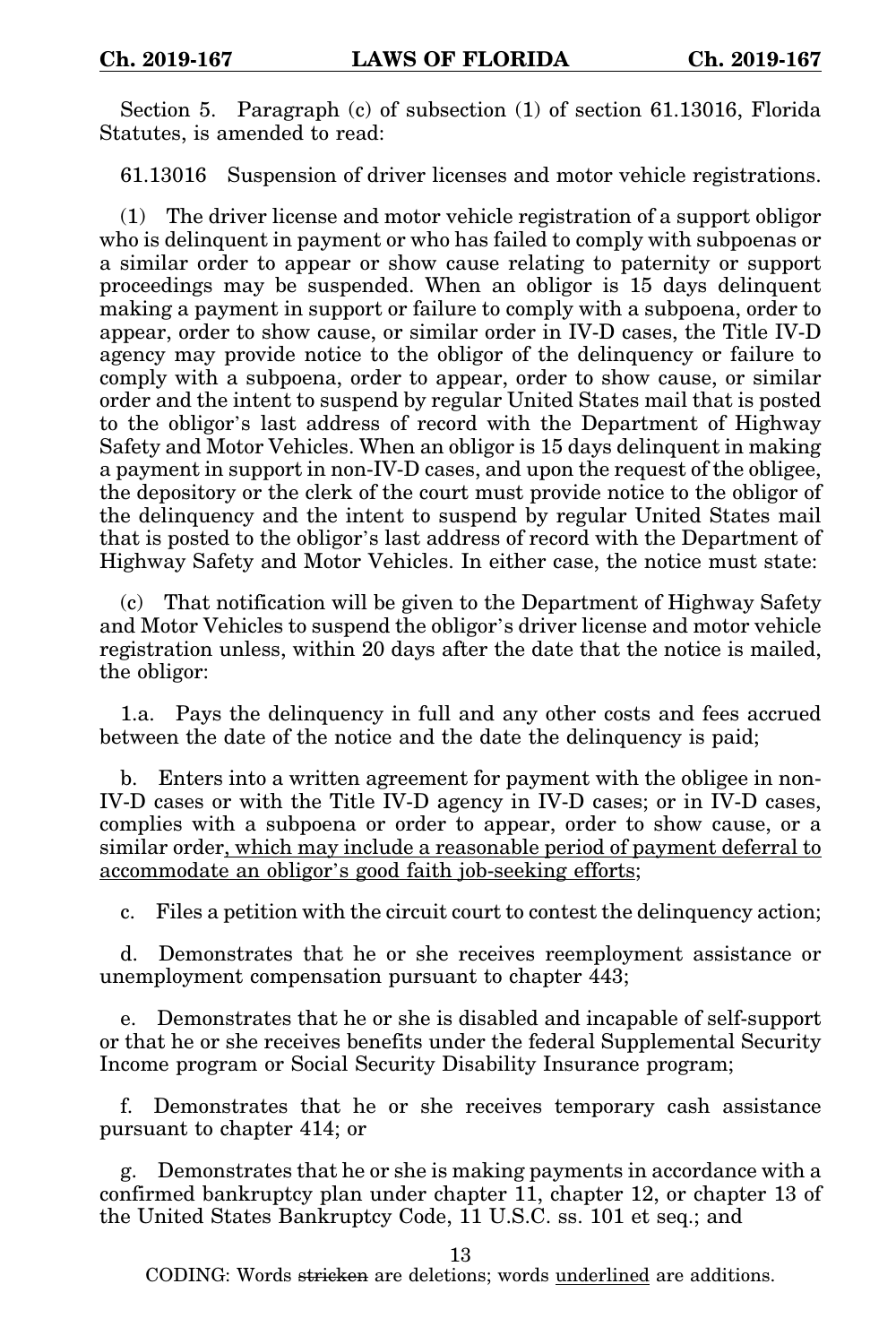Section 5. Paragraph (c) of subsection (1) of section 61.13016, Florida Statutes, is amended to read:

61.13016 Suspension of driver licenses and motor vehicle registrations.

(1) The driver license and motor vehicle registration of a support obligor who is delinquent in payment or who has failed to comply with subpoenas or a similar order to appear or show cause relating to paternity or support proceedings may be suspended. When an obligor is 15 days delinquent making a payment in support or failure to comply with a subpoena, order to appear, order to show cause, or similar order in IV-D cases, the Title IV-D agency may provide notice to the obligor of the delinquency or failure to comply with a subpoena, order to appear, order to show cause, or similar order and the intent to suspend by regular United States mail that is posted to the obligor's last address of record with the Department of Highway Safety and Motor Vehicles. When an obligor is 15 days delinquent in making a payment in support in non-IV-D cases, and upon the request of the obligee, the depository or the clerk of the court must provide notice to the obligor of the delinquency and the intent to suspend by regular United States mail that is posted to the obligor's last address of record with the Department of Highway Safety and Motor Vehicles. In either case, the notice must state:

(c) That notification will be given to the Department of Highway Safety and Motor Vehicles to suspend the obligor's driver license and motor vehicle registration unless, within 20 days after the date that the notice is mailed, the obligor:

1.a. Pays the delinquency in full and any other costs and fees accrued between the date of the notice and the date the delinquency is paid;

b. Enters into a written agreement for payment with the obligee in non-IV-D cases or with the Title IV-D agency in IV-D cases; or in IV-D cases, complies with a subpoena or order to appear, order to show cause, or a similar order<u>, which may include a reasonable period of payment deferral to accommodate an obligor's good faith job-seeking efforts</u>;

c. Files a petition with the circuit court to contest the delinquency action;

d. Demonstrates that he or she receives reemployment assistance or unemployment compensation pursuant to chapter 443;

e. Demonstrates that he or she is disabled and incapable of self-support or that he or she receives benefits under the federal Supplemental Security Income program or Social Security Disability Insurance program;

f. Demonstrates that he or she receives temporary cash assistance pursuant to chapter 414; or

g. Demonstrates that he or she is making payments in accordance with a confirmed bankruptcy plan under chapter 11, chapter 12, or chapter 13 of the United States Bankruptcy Code, 11 U.S.C. ss. 101 et seq.; and

CODING: Words ~~stricken~~ are deletions; words <u>underlined</u> are additions.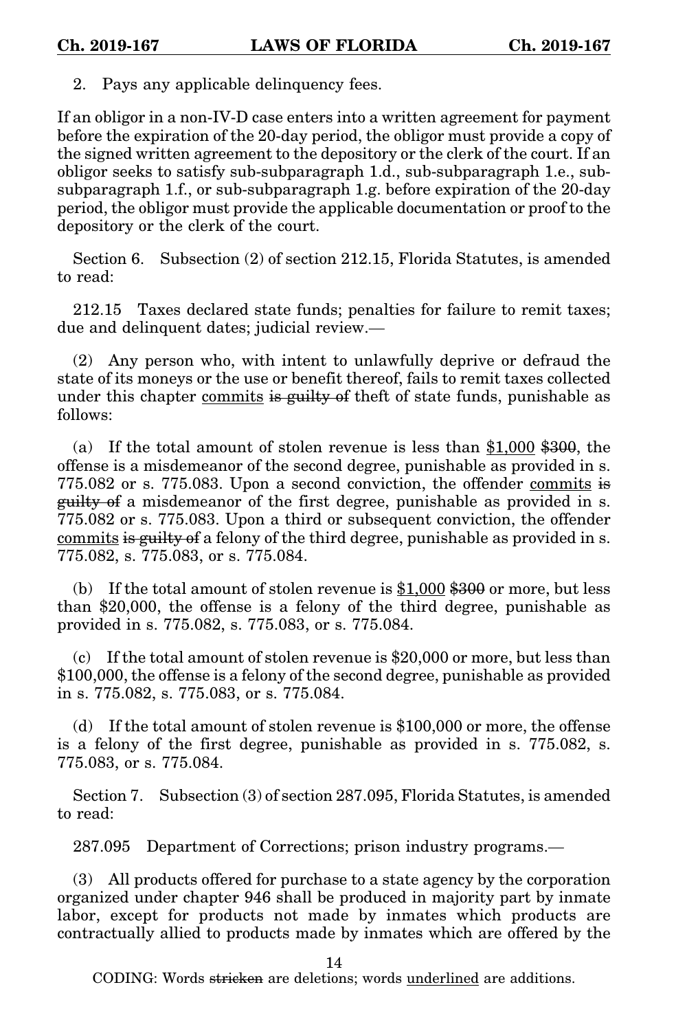2. Pays any applicable delinquency fees.

If an obligor in a non-IV-D case enters into a written agreement for payment before the expiration of the 20-day period, the obligor must provide a copy of the signed written agreement to the depository or the clerk of the court. If an obligor seeks to satisfy sub-subparagraph 1.d., sub-subparagraph 1.e., sub-subparagraph 1.f., or sub-subparagraph 1.g. before expiration of the 20-day period, the obligor must provide the applicable documentation or proof to the depository or the clerk of the court.

Section 6. Subsection (2) of section 212.15, Florida Statutes, is amended to read:

212.15 Taxes declared state funds; penalties for failure to remit taxes; due and delinquent dates; judicial review.—

(2) Any person who, with intent to unlawfully deprive or defraud the state of its moneys or the use or benefit thereof, fails to remit taxes collected under this chapter <u>commits</u> ~~is guilty of~~ theft of state funds, punishable as follows:

(a) If the total amount of stolen revenue is less than <u>$1,000</u> ~~$300~~, the offense is a misdemeanor of the second degree, punishable as provided in s. 775.082 or s. 775.083. Upon a second conviction, the offender <u>commits</u> ~~is guilty of~~ a misdemeanor of the first degree, punishable as provided in s. 775.082 or s. 775.083. Upon a third or subsequent conviction, the offender <u>commits</u> ~~is guilty of~~ a felony of the third degree, punishable as provided in s. 775.082, s. 775.083, or s. 775.084.

(b) If the total amount of stolen revenue is <u>$1,000</u> ~~$300~~ or more, but less than $20,000, the offense is a felony of the third degree, punishable as provided in s. 775.082, s. 775.083, or s. 775.084.

(c) If the total amount of stolen revenue is $20,000 or more, but less than $100,000, the offense is a felony of the second degree, punishable as provided in s. 775.082, s. 775.083, or s. 775.084.

(d) If the total amount of stolen revenue is $100,000 or more, the offense is a felony of the first degree, punishable as provided in s. 775.082, s. 775.083, or s. 775.084.

Section 7. Subsection (3) of section 287.095, Florida Statutes, is amended to read:

287.095 Department of Corrections; prison industry programs.—

(3) All products offered for purchase to a state agency by the corporation organized under chapter 946 shall be produced in majority part by inmate labor, except for products not made by inmates which products are contractually allied to products made by inmates which are offered by the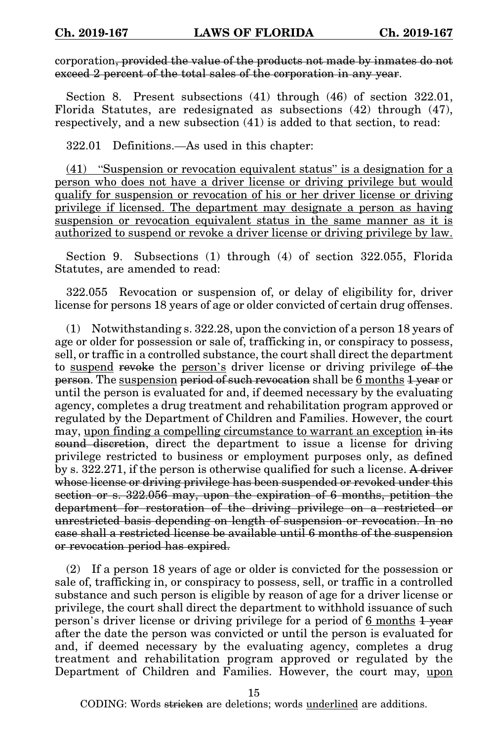corporation~~, provided the value of the products not made by inmates do not exceed 2 percent of the total sales of the corporation in any year~~.

Section 8. Present subsections (41) through (46) of section 322.01, Florida Statutes, are redesignated as subsections (42) through (47), respectively, and a new subsection (41) is added to that section, to read:

322.01 Definitions.—As used in this chapter:

<u>(41) "Suspension or revocation equivalent status" is a designation for a person who does not have a driver license or driving privilege but would qualify for suspension or revocation of his or her driver license or driving privilege if licensed. The department may designate a person as having suspension or revocation equivalent status in the same manner as it is authorized to suspend or revoke a driver license or driving privilege by law.</u>

Section 9. Subsections (1) through (4) of section 322.055, Florida Statutes, are amended to read:

322.055 Revocation or suspension of, or delay of eligibility for, driver license for persons 18 years of age or older convicted of certain drug offenses.

(1) Notwithstanding s. 322.28, upon the conviction of a person 18 years of age or older for possession or sale of, trafficking in, or conspiracy to possess, sell, or traffic in a controlled substance, the court shall direct the department to <u>suspend</u> ~~revoke~~ the <u>person's</u> driver license or driving privilege ~~of the person~~. The <u>suspension</u> ~~period of such revocation~~ shall be <u>6 months</u> ~~1 year~~ or until the person is evaluated for and, if deemed necessary by the evaluating agency, completes a drug treatment and rehabilitation program approved or regulated by the Department of Children and Families. However, the court may, <u>upon finding a compelling circumstance to warrant an exception</u> ~~in its sound discretion~~, direct the department to issue a license for driving privilege restricted to business or employment purposes only, as defined by s. 322.271, if the person is otherwise qualified for such a license. ~~A driver whose license or driving privilege has been suspended or revoked under this section or s. 322.056 may, upon the expiration of 6 months, petition the department for restoration of the driving privilege on a restricted or unrestricted basis depending on length of suspension or revocation. In no case shall a restricted license be available until 6 months of the suspension or revocation period has expired.~~

(2) If a person 18 years of age or older is convicted for the possession or sale of, trafficking in, or conspiracy to possess, sell, or traffic in a controlled substance and such person is eligible by reason of age for a driver license or privilege, the court shall direct the department to withhold issuance of such person's driver license or driving privilege for a period of <u>6 months</u> ~~1 year~~ after the date the person was convicted or until the person is evaluated for and, if deemed necessary by the evaluating agency, completes a drug treatment and rehabilitation program approved or regulated by the Department of Children and Families. However, the court may, <u>upon</u>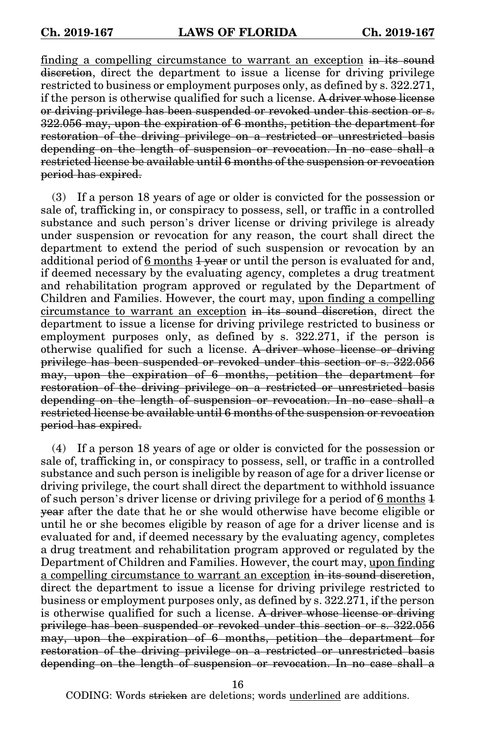<u>finding a compelling circumstance to warrant an exception</u> ~~in its sound discretion~~, direct the department to issue a license for driving privilege restricted to business or employment purposes only, as defined by s. 322.271, if the person is otherwise qualified for such a license. ~~A driver whose license or driving privilege has been suspended or revoked under this section or s. 322.056 may, upon the expiration of 6 months, petition the department for restoration of the driving privilege on a restricted or unrestricted basis depending on the length of suspension or revocation. In no case shall a restricted license be available until 6 months of the suspension or revocation period has expired.~~

(3) If a person 18 years of age or older is convicted for the possession or sale of, trafficking in, or conspiracy to possess, sell, or traffic in a controlled substance and such person's driver license or driving privilege is already under suspension or revocation for any reason, the court shall direct the department to extend the period of such suspension or revocation by an additional period of <u>6 months</u> ~~1 year~~ or until the person is evaluated for and, if deemed necessary by the evaluating agency, completes a drug treatment and rehabilitation program approved or regulated by the Department of Children and Families. However, the court may, <u>upon finding a compelling circumstance to warrant an exception</u> ~~in its sound discretion~~, direct the department to issue a license for driving privilege restricted to business or employment purposes only, as defined by s. 322.271, if the person is otherwise qualified for such a license. ~~A driver whose license or driving privilege has been suspended or revoked under this section or s. 322.056 may, upon the expiration of 6 months, petition the department for restoration of the driving privilege on a restricted or unrestricted basis depending on the length of suspension or revocation. In no case shall a restricted license be available until 6 months of the suspension or revocation period has expired.~~

(4) If a person 18 years of age or older is convicted for the possession or sale of, trafficking in, or conspiracy to possess, sell, or traffic in a controlled substance and such person is ineligible by reason of age for a driver license or driving privilege, the court shall direct the department to withhold issuance of such person's driver license or driving privilege for a period of <u>6 months</u> ~~1 year~~ after the date that he or she would otherwise have become eligible or until he or she becomes eligible by reason of age for a driver license and is evaluated for and, if deemed necessary by the evaluating agency, completes a drug treatment and rehabilitation program approved or regulated by the Department of Children and Families. However, the court may, <u>upon finding a compelling circumstance to warrant an exception</u> ~~in its sound discretion~~, direct the department to issue a license for driving privilege restricted to business or employment purposes only, as defined by s. 322.271, if the person is otherwise qualified for such a license. ~~A driver whose license or driving privilege has been suspended or revoked under this section or s. 322.056 may, upon the expiration of 6 months, petition the department for restoration of the driving privilege on a restricted or unrestricted basis depending on the length of suspension or revocation. In no case shall a~~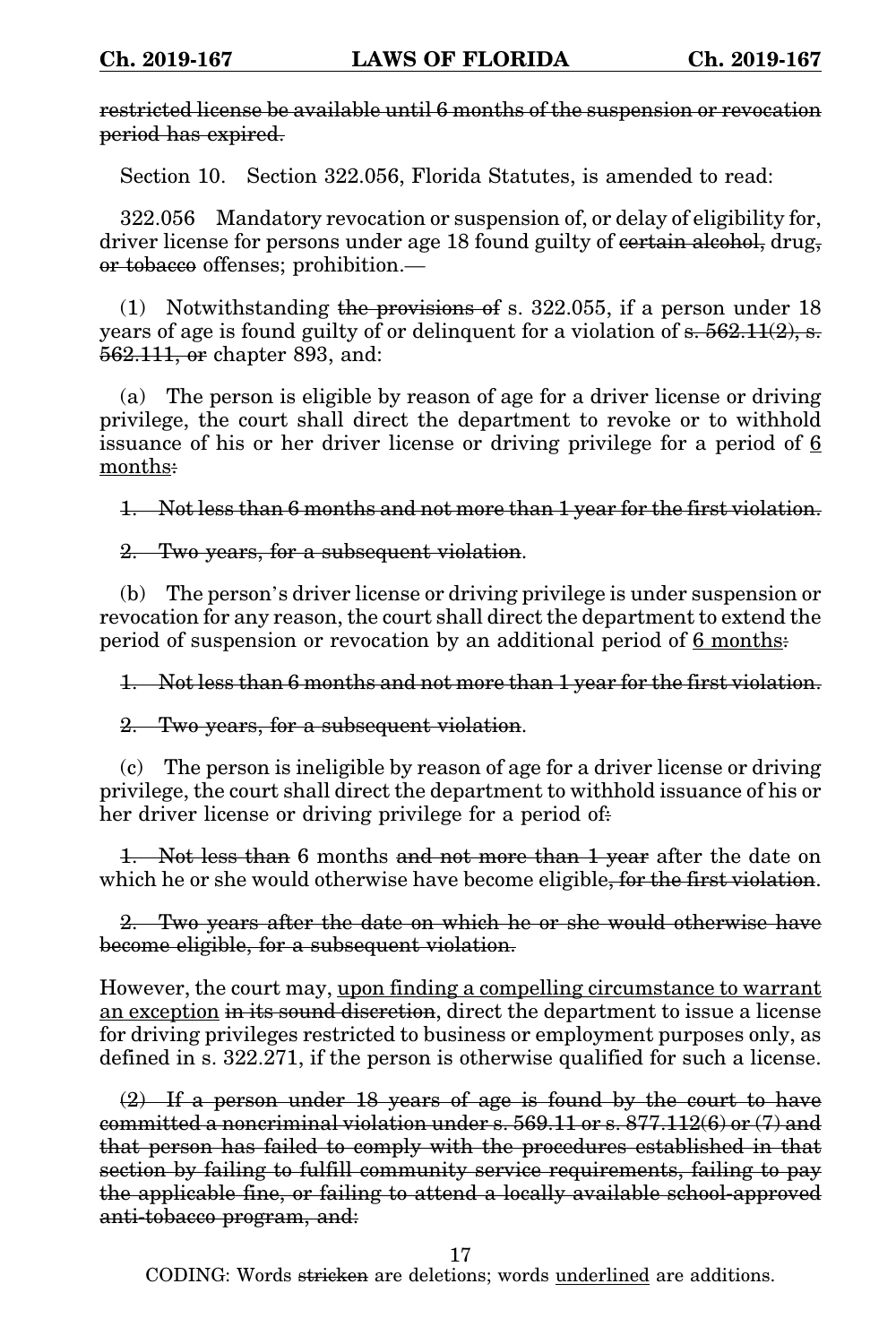~~restricted license be available until 6 months of the suspension or revocation period has expired.~~

Section 10. Section 322.056, Florida Statutes, is amended to read:

322.056 Mandatory revocation or suspension of, or delay of eligibility for, driver license for persons under age 18 found guilty of ~~certain alcohol,~~ drug~~, or tobacco~~ offenses; prohibition.—

(1) Notwithstanding ~~the provisions of~~ s. 322.055, if a person under 18 years of age is found guilty of or delinquent for a violation of ~~s. 562.11(2), s. 562.111, or~~ chapter 893, and:

(a) The person is eligible by reason of age for a driver license or driving privilege, the court shall direct the department to revoke or to withhold issuance of his or her driver license or driving privilege for a period of <u>6 months</u>~~:~~

~~1. Not less than 6 months and not more than 1 year for the first violation.~~

~~2. Two years, for a subsequent violation~~.

(b) The person's driver license or driving privilege is under suspension or revocation for any reason, the court shall direct the department to extend the period of suspension or revocation by an additional period of <u>6 months</u>~~:~~

~~1. Not less than 6 months and not more than 1 year for the first violation.~~

~~2. Two years, for a subsequent violation~~.

(c) The person is ineligible by reason of age for a driver license or driving privilege, the court shall direct the department to withhold issuance of his or her driver license or driving privilege for a period of~~:~~

~~1. Not less than~~ 6 months ~~and not more than 1 year~~ after the date on which he or she would otherwise have become eligible~~, for the first violation~~.

~~2. Two years after the date on which he or she would otherwise have become eligible, for a subsequent violation.~~

However, the court may, <u>upon finding a compelling circumstance to warrant an exception</u> ~~in its sound discretion~~, direct the department to issue a license for driving privileges restricted to business or employment purposes only, as defined in s. 322.271, if the person is otherwise qualified for such a license.

~~(2) If a person under 18 years of age is found by the court to have committed a noncriminal violation under s. 569.11 or s. 877.112(6) or (7) and that person has failed to comply with the procedures established in that section by failing to fulfill community service requirements, failing to pay the applicable fine, or failing to attend a locally available school-approved anti-tobacco program, and:~~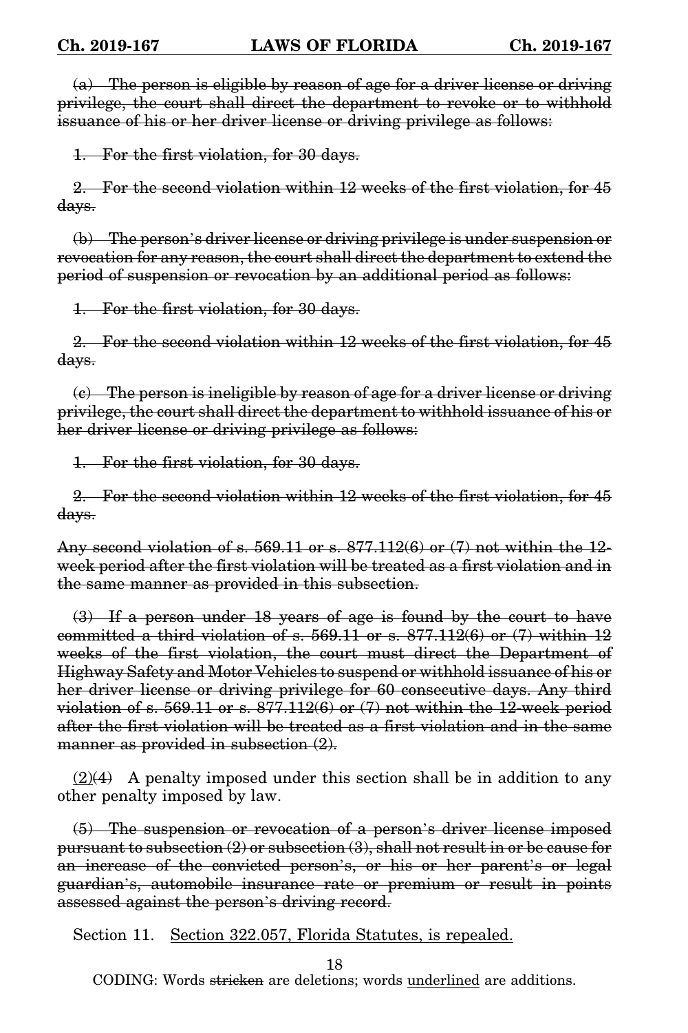~~(a) The person is eligible by reason of age for a driver license or driving privilege, the court shall direct the department to revoke or to withhold issuance of his or her driver license or driving privilege as follows:~~

~~1. For the first violation, for 30 days.~~

~~2. For the second violation within 12 weeks of the first violation, for 45 days.~~

~~(b) The person's driver license or driving privilege is under suspension or revocation for any reason, the court shall direct the department to extend the period of suspension or revocation by an additional period as follows:~~

~~1. For the first violation, for 30 days.~~

~~2. For the second violation within 12 weeks of the first violation, for 45 days.~~

~~(c) The person is ineligible by reason of age for a driver license or driving privilege, the court shall direct the department to withhold issuance of his or her driver license or driving privilege as follows:~~

~~1. For the first violation, for 30 days.~~

~~2. For the second violation within 12 weeks of the first violation, for 45 days.~~

~~Any second violation of s. 569.11 or s. 877.112(6) or (7) not within the 12-week period after the first violation will be treated as a first violation and in the same manner as provided in this subsection.~~

~~(3) If a person under 18 years of age is found by the court to have committed a third violation of s. 569.11 or s. 877.112(6) or (7) within 12 weeks of the first violation, the court must direct the Department of Highway Safety and Motor Vehicles to suspend or withhold issuance of his or her driver license or driving privilege for 60 consecutive days. Any third violation of s. 569.11 or s. 877.112(6) or (7) not within the 12-week period after the first violation will be treated as a first violation and in the same manner as provided in subsection (2).~~

<u>(2)</u>~~(4)~~ A penalty imposed under this section shall be in addition to any other penalty imposed by law.

~~(5) The suspension or revocation of a person's driver license imposed pursuant to subsection (2) or subsection (3), shall not result in or be cause for an increase of the convicted person's, or his or her parent's or legal guardian's, automobile insurance rate or premium or result in points assessed against the person's driving record.~~

Section 11. <u>Section 322.057, Florida Statutes, is repealed.</u>

CODING: Words ~~stricken~~ are deletions; words <u>underlined</u> are additions.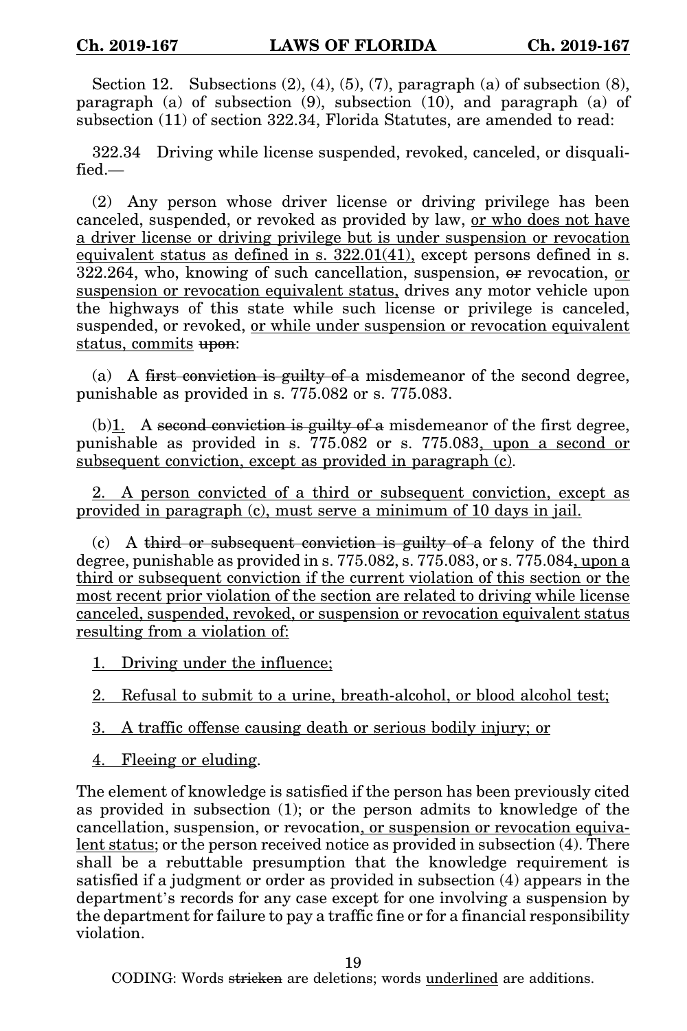Section 12. Subsections (2), (4), (5), (7), paragraph (a) of subsection (8), paragraph (a) of subsection (9), subsection (10), and paragraph (a) of subsection (11) of section 322.34, Florida Statutes, are amended to read:

322.34 Driving while license suspended, revoked, canceled, or disqualified.—

(2) Any person whose driver license or driving privilege has been canceled, suspended, or revoked as provided by law, <u>or who does not have a driver license or driving privilege but is under suspension or revocation equivalent status as defined in s. 322.01(41),</u> except persons defined in s. 322.264, who, knowing of such cancellation, suspension, ~~or~~ revocation, <u>or suspension or revocation equivalent status,</u> drives any motor vehicle upon the highways of this state while such license or privilege is canceled, suspended, or revoked, <u>or while under suspension or revocation equivalent status, commits</u> ~~upon~~:

(a) A ~~first conviction is guilty of a~~ misdemeanor of the second degree, punishable as provided in s. 775.082 or s. 775.083.

(b)<u>1.</u> A ~~second conviction is guilty of a~~ misdemeanor of the first degree, punishable as provided in s. 775.082 or s. 775.083<u>, upon a second or subsequent conviction, except as provided in paragraph (c)</u>.

<u>2. A person convicted of a third or subsequent conviction, except as provided in paragraph (c), must serve a minimum of 10 days in jail.</u>

(c) A ~~third or subsequent conviction is guilty of a~~ felony of the third degree, punishable as provided in s. 775.082, s. 775.083, or s. 775.084<u>, upon a third or subsequent conviction if the current violation of this section or the most recent prior violation of the section are related to driving while license canceled, suspended, revoked, or suspension or revocation equivalent status resulting from a violation of:</u>

<u>1. Driving under the influence;</u>

<u>2. Refusal to submit to a urine, breath-alcohol, or blood alcohol test;</u>

<u>3. A traffic offense causing death or serious bodily injury; or</u>

<u>4. Fleeing or eluding</u>.

The element of knowledge is satisfied if the person has been previously cited as provided in subsection (1); or the person admits to knowledge of the cancellation, suspension, or revocation<u>, or suspension or revocation equivalent status</u>; or the person received notice as provided in subsection (4). There shall be a rebuttable presumption that the knowledge requirement is satisfied if a judgment or order as provided in subsection (4) appears in the department's records for any case except for one involving a suspension by the department for failure to pay a traffic fine or for a financial responsibility violation.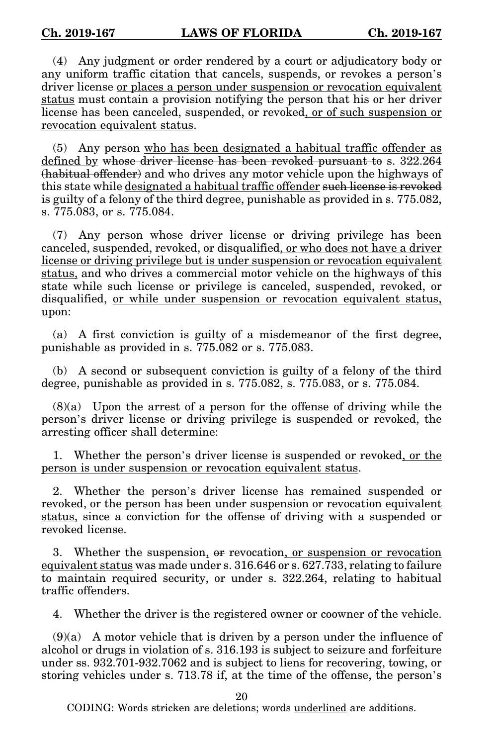(4) Any judgment or order rendered by a court or adjudicatory body or any uniform traffic citation that cancels, suspends, or revokes a person's driver license <u>or places a person under suspension or revocation equivalent status</u> must contain a provision notifying the person that his or her driver license has been canceled, suspended, or revoked<u>, or of such suspension or revocation equivalent status</u>.

(5) Any person <u>who has been designated a habitual traffic offender as defined by</u> ~~whose driver license has been revoked pursuant to~~ s. 322.264 ~~(habitual offender)~~ and who drives any motor vehicle upon the highways of this state while <u>designated a habitual traffic offender</u> ~~such license is revoked~~ is guilty of a felony of the third degree, punishable as provided in s. 775.082, s. 775.083, or s. 775.084.

(7) Any person whose driver license or driving privilege has been canceled, suspended, revoked, or disqualified<u>, or who does not have a driver license or driving privilege but is under suspension or revocation equivalent status,</u> and who drives a commercial motor vehicle on the highways of this state while such license or privilege is canceled, suspended, revoked, or disqualified, <u>or while under suspension or revocation equivalent status,</u> upon:

(a) A first conviction is guilty of a misdemeanor of the first degree, punishable as provided in s. 775.082 or s. 775.083.

(b) A second or subsequent conviction is guilty of a felony of the third degree, punishable as provided in s. 775.082, s. 775.083, or s. 775.084.

(8)(a) Upon the arrest of a person for the offense of driving while the person's driver license or driving privilege is suspended or revoked, the arresting officer shall determine:

1. Whether the person's driver license is suspended or revoked<u>, or the person is under suspension or revocation equivalent status</u>.

2. Whether the person's driver license has remained suspended or revoked<u>, or the person has been under suspension or revocation equivalent status,</u> since a conviction for the offense of driving with a suspended or revoked license.

3. Whether the suspension<u>,</u> ~~or~~ revocation<u>, or suspension or revocation equivalent status</u> was made under s. 316.646 or s. 627.733, relating to failure to maintain required security, or under s. 322.264, relating to habitual traffic offenders.

4. Whether the driver is the registered owner or coowner of the vehicle.

(9)(a) A motor vehicle that is driven by a person under the influence of alcohol or drugs in violation of s. 316.193 is subject to seizure and forfeiture under ss. 932.701-932.7062 and is subject to liens for recovering, towing, or storing vehicles under s. 713.78 if, at the time of the offense, the person's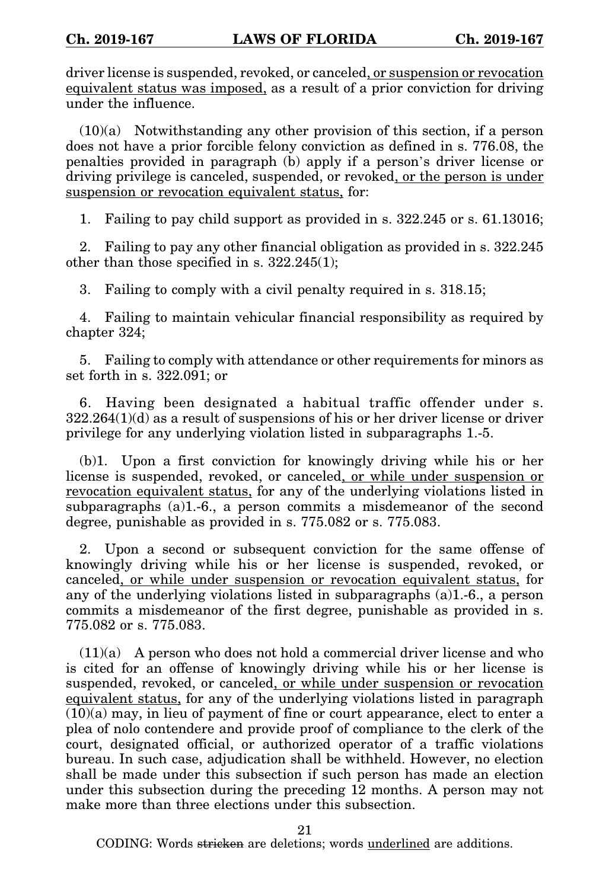driver license is suspended, revoked, or canceled<u>, or suspension or revocation equivalent status was imposed,</u> as a result of a prior conviction for driving under the influence.

(10)(a) Notwithstanding any other provision of this section, if a person does not have a prior forcible felony conviction as defined in s. 776.08, the penalties provided in paragraph (b) apply if a person's driver license or driving privilege is canceled, suspended, or revoked<u>, or the person is under suspension or revocation equivalent status,</u> for:

1. Failing to pay child support as provided in s. 322.245 or s. 61.13016;

2. Failing to pay any other financial obligation as provided in s. 322.245 other than those specified in s. 322.245(1);

3. Failing to comply with a civil penalty required in s. 318.15;

4. Failing to maintain vehicular financial responsibility as required by chapter 324;

5. Failing to comply with attendance or other requirements for minors as set forth in s. 322.091; or

6. Having been designated a habitual traffic offender under s. 322.264(1)(d) as a result of suspensions of his or her driver license or driver privilege for any underlying violation listed in subparagraphs 1.-5.

(b)1. Upon a first conviction for knowingly driving while his or her license is suspended, revoked, or canceled<u>, or while under suspension or revocation equivalent status,</u> for any of the underlying violations listed in subparagraphs (a)1.-6., a person commits a misdemeanor of the second degree, punishable as provided in s. 775.082 or s. 775.083.

2. Upon a second or subsequent conviction for the same offense of knowingly driving while his or her license is suspended, revoked, or canceled<u>, or while under suspension or revocation equivalent status,</u> for any of the underlying violations listed in subparagraphs (a)1.-6., a person commits a misdemeanor of the first degree, punishable as provided in s. 775.082 or s. 775.083.

(11)(a) A person who does not hold a commercial driver license and who is cited for an offense of knowingly driving while his or her license is suspended, revoked, or canceled<u>, or while under suspension or revocation equivalent status,</u> for any of the underlying violations listed in paragraph (10)(a) may, in lieu of payment of fine or court appearance, elect to enter a plea of nolo contendere and provide proof of compliance to the clerk of the court, designated official, or authorized operator of a traffic violations bureau. In such case, adjudication shall be withheld. However, no election shall be made under this subsection if such person has made an election under this subsection during the preceding 12 months. A person may not make more than three elections under this subsection.

CODING: Words ~~stricken~~ are deletions; words <u>underlined</u> are additions.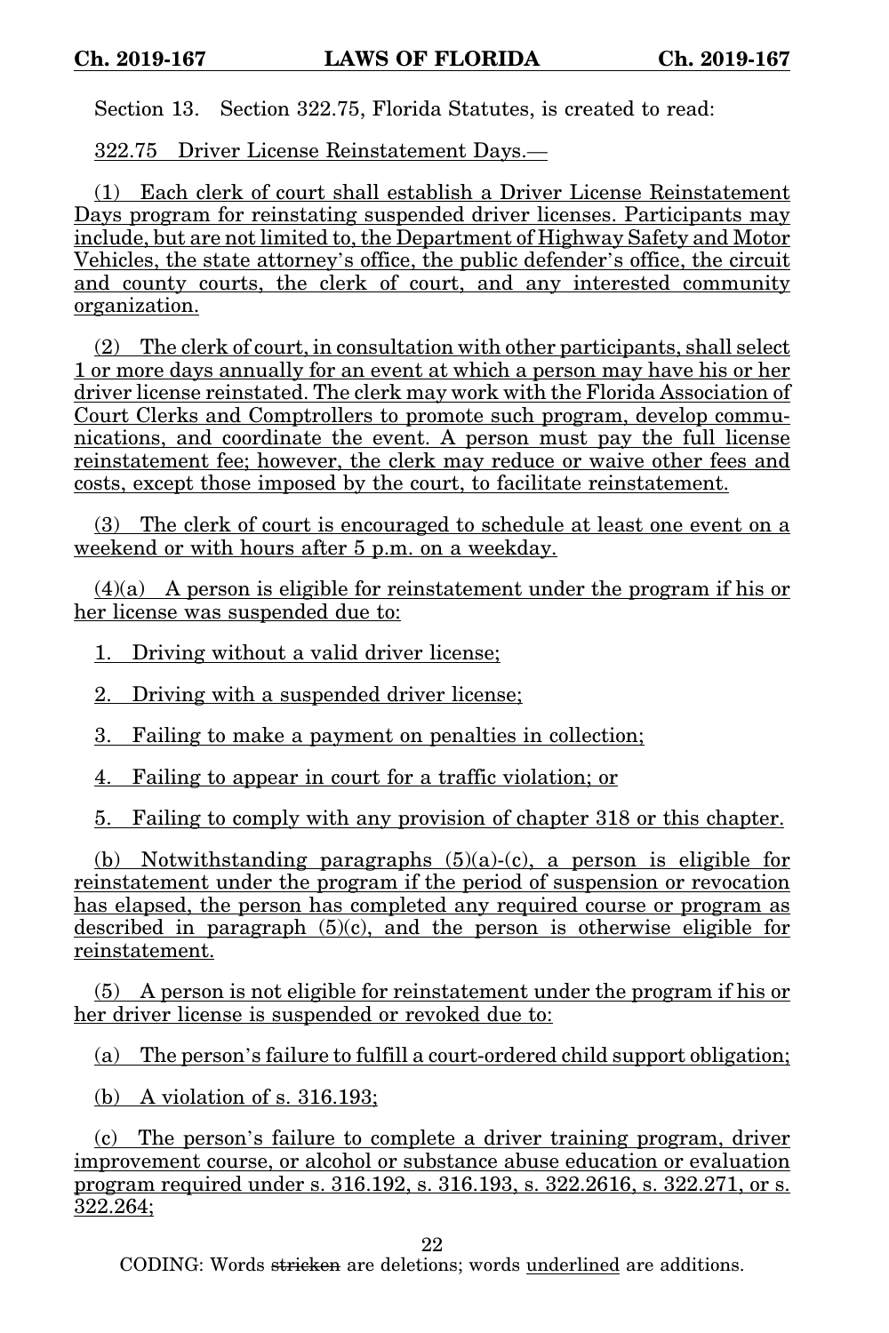Section 13. Section 322.75, Florida Statutes, is created to read:

322.75 Driver License Reinstatement Days.—

(1) Each clerk of court shall establish a Driver License Reinstatement Days program for reinstating suspended driver licenses. Participants may include, but are not limited to, the Department of Highway Safety and Motor Vehicles, the state attorney's office, the public defender's office, the circuit and county courts, the clerk of court, and any interested community organization.

(2) The clerk of court, in consultation with other participants, shall select 1 or more days annually for an event at which a person may have his or her driver license reinstated. The clerk may work with the Florida Association of Court Clerks and Comptrollers to promote such program, develop communications, and coordinate the event. A person must pay the full license reinstatement fee; however, the clerk may reduce or waive other fees and costs, except those imposed by the court, to facilitate reinstatement.

(3) The clerk of court is encouraged to schedule at least one event on a weekend or with hours after 5 p.m. on a weekday.

(4)(a) A person is eligible for reinstatement under the program if his or her license was suspended due to:

1. Driving without a valid driver license;

2. Driving with a suspended driver license;

3. Failing to make a payment on penalties in collection;

4. Failing to appear in court for a traffic violation; or

5. Failing to comply with any provision of chapter 318 or this chapter.

(b) Notwithstanding paragraphs (5)(a)-(c), a person is eligible for reinstatement under the program if the period of suspension or revocation has elapsed, the person has completed any required course or program as described in paragraph (5)(c), and the person is otherwise eligible for reinstatement.

(5) A person is not eligible for reinstatement under the program if his or her driver license is suspended or revoked due to:

(a) The person's failure to fulfill a court-ordered child support obligation;

(b) A violation of s. 316.193;

(c) The person's failure to complete a driver training program, driver improvement course, or alcohol or substance abuse education or evaluation program required under s. 316.192, s. 316.193, s. 322.2616, s. 322.271, or s. 322.264;

CODING: Words ~~stricken~~ are deletions; words underlined are additions.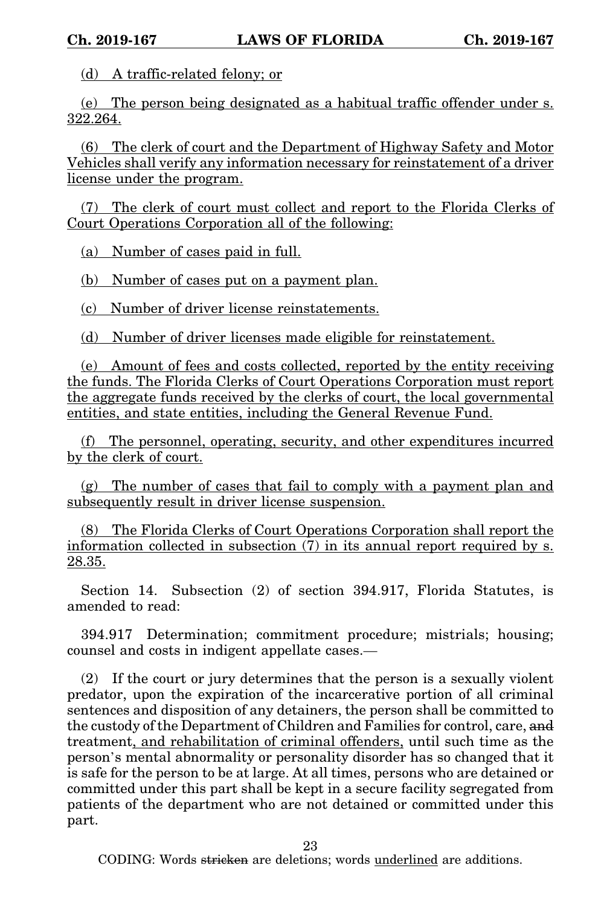(d) A traffic-related felony; or

(e) The person being designated as a habitual traffic offender under s. 322.264.

(6) The clerk of court and the Department of Highway Safety and Motor Vehicles shall verify any information necessary for reinstatement of a driver license under the program.

(7) The clerk of court must collect and report to the Florida Clerks of Court Operations Corporation all of the following:

(a) Number of cases paid in full.

(b) Number of cases put on a payment plan.

(c) Number of driver license reinstatements.

(d) Number of driver licenses made eligible for reinstatement.

(e) Amount of fees and costs collected, reported by the entity receiving the funds. The Florida Clerks of Court Operations Corporation must report the aggregate funds received by the clerks of court, the local governmental entities, and state entities, including the General Revenue Fund.

(f) The personnel, operating, security, and other expenditures incurred by the clerk of court.

(g) The number of cases that fail to comply with a payment plan and subsequently result in driver license suspension.

(8) The Florida Clerks of Court Operations Corporation shall report the information collected in subsection (7) in its annual report required by s. 28.35.

Section 14. Subsection (2) of section 394.917, Florida Statutes, is amended to read:

394.917 Determination; commitment procedure; mistrials; housing; counsel and costs in indigent appellate cases.—

(2) If the court or jury determines that the person is a sexually violent predator, upon the expiration of the incarcerative portion of all criminal sentences and disposition of any detainers, the person shall be committed to the custody of the Department of Children and Families for control, care, ~~and~~ treatment, and rehabilitation of criminal offenders, until such time as the person's mental abnormality or personality disorder has so changed that it is safe for the person to be at large. At all times, persons who are detained or committed under this part shall be kept in a secure facility segregated from patients of the department who are not detained or committed under this part.

CODING: Words ~~stricken~~ are deletions; words underlined are additions.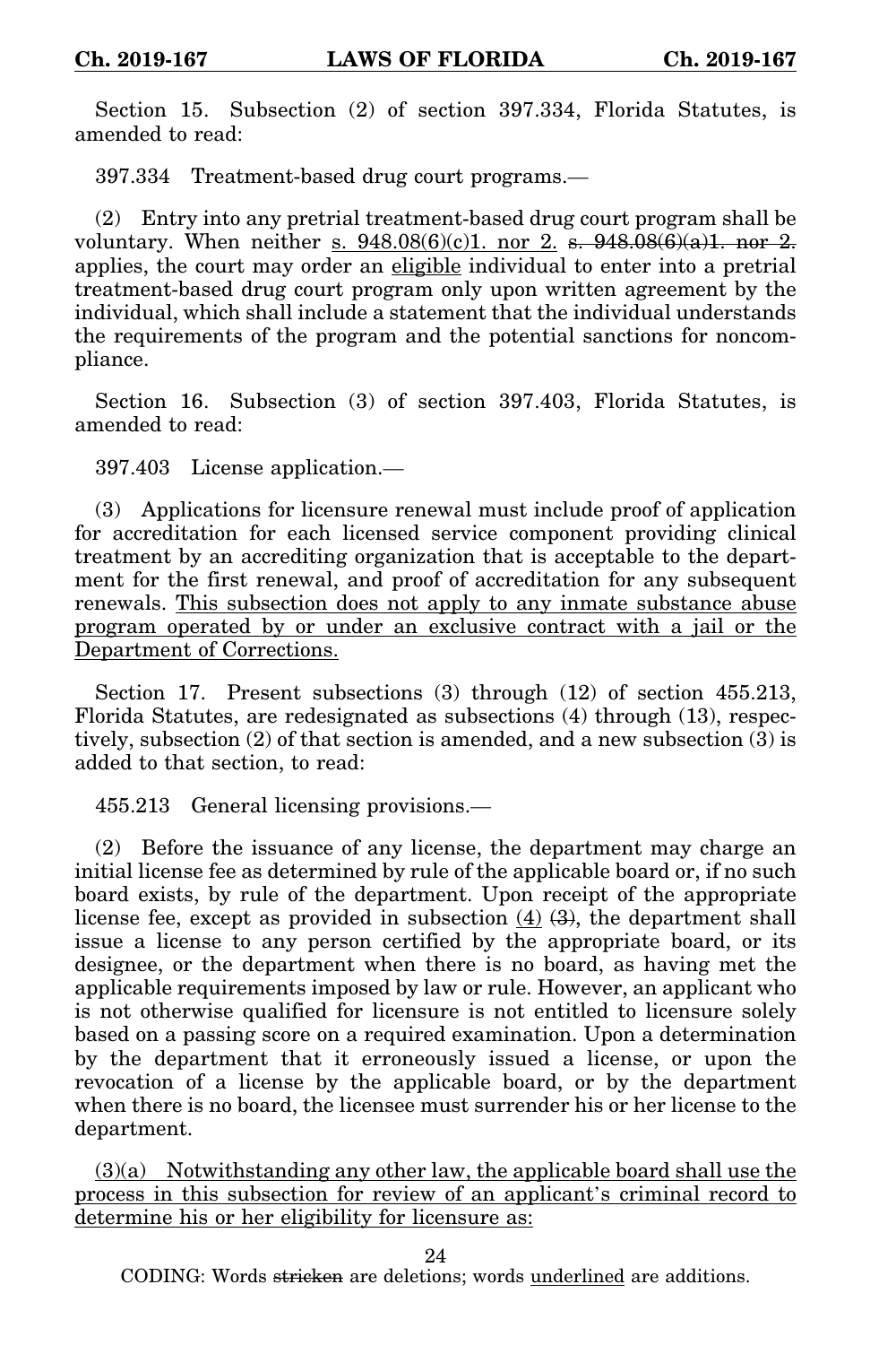Section 15. Subsection (2) of section 397.334, Florida Statutes, is amended to read:

397.334 Treatment-based drug court programs.—

(2) Entry into any pretrial treatment-based drug court program shall be voluntary. When neither <u>s. 948.08(6)(c)1. nor 2.</u> ~~s. 948.08(6)(a)1. nor 2.~~ applies, the court may order an <u>eligible</u> individual to enter into a pretrial treatment-based drug court program only upon written agreement by the individual, which shall include a statement that the individual understands the requirements of the program and the potential sanctions for noncompliance.

Section 16. Subsection (3) of section 397.403, Florida Statutes, is amended to read:

397.403 License application.—

(3) Applications for licensure renewal must include proof of application for accreditation for each licensed service component providing clinical treatment by an accrediting organization that is acceptable to the department for the first renewal, and proof of accreditation for any subsequent renewals. <u>This subsection does not apply to any inmate substance abuse program operated by or under an exclusive contract with a jail or the Department of Corrections.</u>

Section 17. Present subsections (3) through (12) of section 455.213, Florida Statutes, are redesignated as subsections (4) through (13), respectively, subsection (2) of that section is amended, and a new subsection (3) is added to that section, to read:

455.213 General licensing provisions.—

(2) Before the issuance of any license, the department may charge an initial license fee as determined by rule of the applicable board or, if no such board exists, by rule of the department. Upon receipt of the appropriate license fee, except as provided in subsection <u>(4)</u> ~~(3)~~, the department shall issue a license to any person certified by the appropriate board, or its designee, or the department when there is no board, as having met the applicable requirements imposed by law or rule. However, an applicant who is not otherwise qualified for licensure is not entitled to licensure solely based on a passing score on a required examination. Upon a determination by the department that it erroneously issued a license, or upon the revocation of a license by the applicable board, or by the department when there is no board, the licensee must surrender his or her license to the department.

<u>(3)(a) Notwithstanding any other law, the applicable board shall use the process in this subsection for review of an applicant's criminal record to determine his or her eligibility for licensure as:</u>

CODING: Words ~~stricken~~ are deletions; words <u>underlined</u> are additions.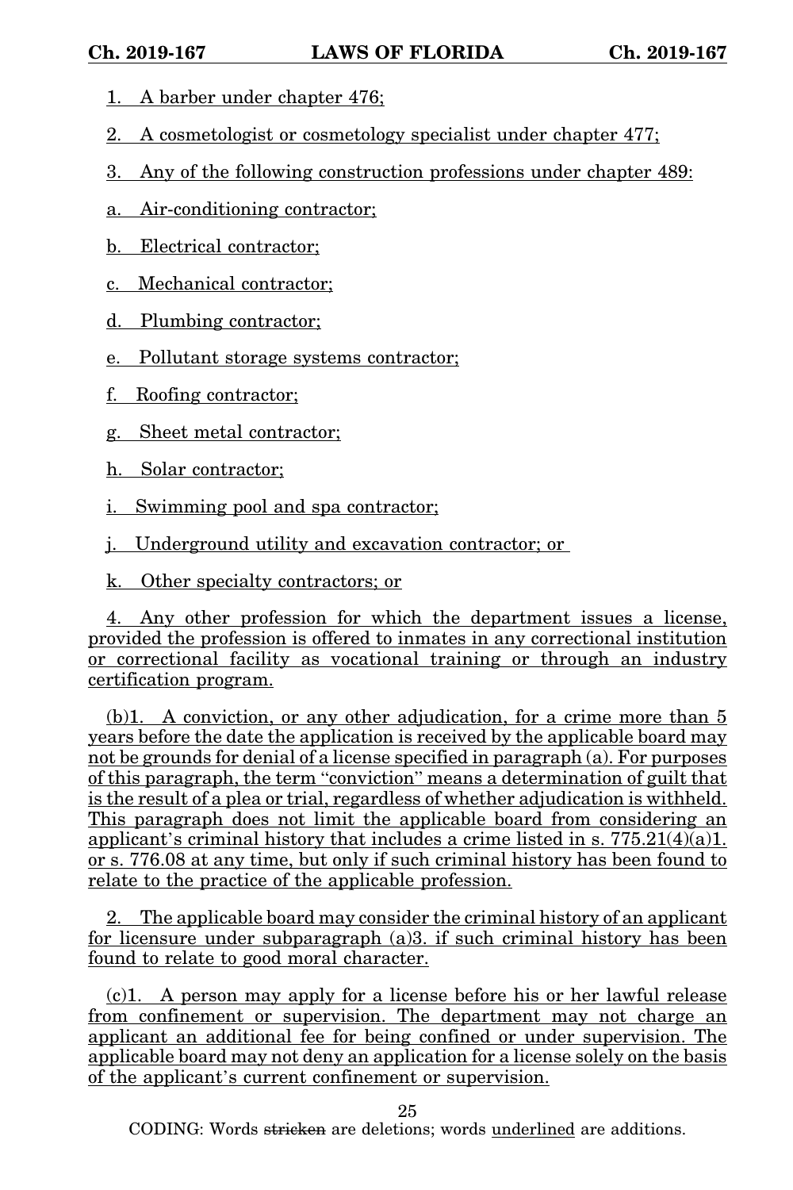1. A barber under chapter 476;

2. A cosmetologist or cosmetology specialist under chapter 477;

3. Any of the following construction professions under chapter 489:

a. Air-conditioning contractor;

b. Electrical contractor;

c. Mechanical contractor;

d. Plumbing contractor;

e. Pollutant storage systems contractor;

f. Roofing contractor;

g. Sheet metal contractor;

h. Solar contractor;

i. Swimming pool and spa contractor;

j. Underground utility and excavation contractor; or

k. Other specialty contractors; or

4. Any other profession for which the department issues a license, provided the profession is offered to inmates in any correctional institution or correctional facility as vocational training or through an industry certification program.

(b)1. A conviction, or any other adjudication, for a crime more than 5 years before the date the application is received by the applicable board may not be grounds for denial of a license specified in paragraph (a). For purposes of this paragraph, the term "conviction" means a determination of guilt that is the result of a plea or trial, regardless of whether adjudication is withheld. This paragraph does not limit the applicable board from considering an applicant's criminal history that includes a crime listed in s. 775.21(4)(a)1. or s. 776.08 at any time, but only if such criminal history has been found to relate to the practice of the applicable profession.

2. The applicable board may consider the criminal history of an applicant for licensure under subparagraph (a)3. if such criminal history has been found to relate to good moral character.

(c)1. A person may apply for a license before his or her lawful release from confinement or supervision. The department may not charge an applicant an additional fee for being confined or under supervision. The applicable board may not deny an application for a license solely on the basis of the applicant's current confinement or supervision.

CODING: Words ~~stricken~~ are deletions; words underlined are additions.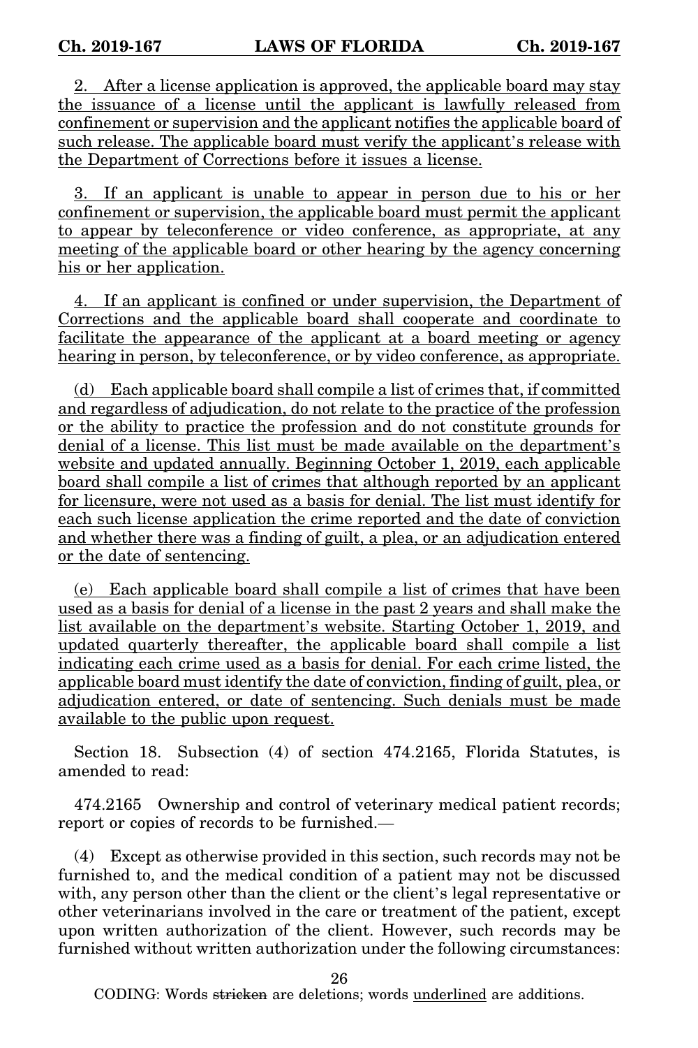2. After a license application is approved, the applicable board may stay the issuance of a license until the applicant is lawfully released from confinement or supervision and the applicant notifies the applicable board of such release. The applicable board must verify the applicant's release with the Department of Corrections before it issues a license.

3. If an applicant is unable to appear in person due to his or her confinement or supervision, the applicable board must permit the applicant to appear by teleconference or video conference, as appropriate, at any meeting of the applicable board or other hearing by the agency concerning his or her application.

4. If an applicant is confined or under supervision, the Department of Corrections and the applicable board shall cooperate and coordinate to facilitate the appearance of the applicant at a board meeting or agency hearing in person, by teleconference, or by video conference, as appropriate.

(d) Each applicable board shall compile a list of crimes that, if committed and regardless of adjudication, do not relate to the practice of the profession or the ability to practice the profession and do not constitute grounds for denial of a license. This list must be made available on the department's website and updated annually. Beginning October 1, 2019, each applicable board shall compile a list of crimes that although reported by an applicant for licensure, were not used as a basis for denial. The list must identify for each such license application the crime reported and the date of conviction and whether there was a finding of guilt, a plea, or an adjudication entered or the date of sentencing.

(e) Each applicable board shall compile a list of crimes that have been used as a basis for denial of a license in the past 2 years and shall make the list available on the department's website. Starting October 1, 2019, and updated quarterly thereafter, the applicable board shall compile a list indicating each crime used as a basis for denial. For each crime listed, the applicable board must identify the date of conviction, finding of guilt, plea, or adjudication entered, or date of sentencing. Such denials must be made available to the public upon request.

Section 18. Subsection (4) of section 474.2165, Florida Statutes, is amended to read:

474.2165 Ownership and control of veterinary medical patient records; report or copies of records to be furnished.—

(4) Except as otherwise provided in this section, such records may not be furnished to, and the medical condition of a patient may not be discussed with, any person other than the client or the client's legal representative or other veterinarians involved in the care or treatment of the patient, except upon written authorization of the client. However, such records may be furnished without written authorization under the following circumstances:

CODING: Words ~~stricken~~ are deletions; words underlined are additions.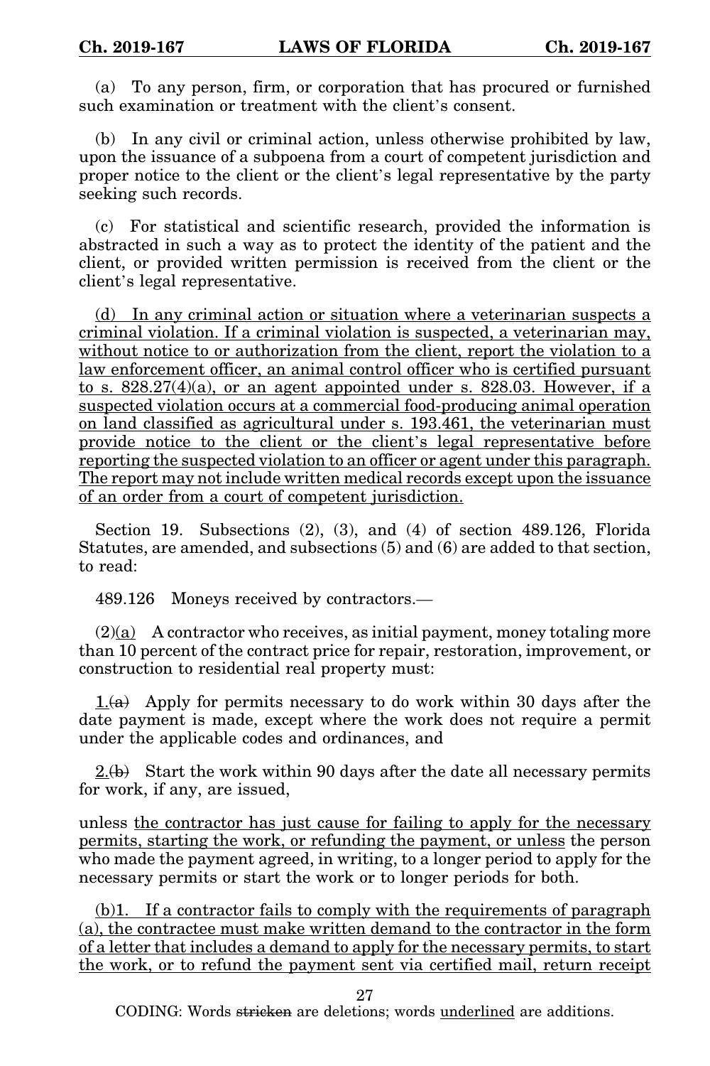(a) To any person, firm, or corporation that has procured or furnished such examination or treatment with the client's consent.

(b) In any civil or criminal action, unless otherwise prohibited by law, upon the issuance of a subpoena from a court of competent jurisdiction and proper notice to the client or the client's legal representative by the party seeking such records.

(c) For statistical and scientific research, provided the information is abstracted in such a way as to protect the identity of the patient and the client, or provided written permission is received from the client or the client's legal representative.

<u>(d) In any criminal action or situation where a veterinarian suspects a criminal violation. If a criminal violation is suspected, a veterinarian may, without notice to or authorization from the client, report the violation to a law enforcement officer, an animal control officer who is certified pursuant to s. 828.27(4)(a), or an agent appointed under s. 828.03. However, if a suspected violation occurs at a commercial food-producing animal operation on land classified as agricultural under s. 193.461, the veterinarian must provide notice to the client or the client's legal representative before reporting the suspected violation to an officer or agent under this paragraph. The report may not include written medical records except upon the issuance of an order from a court of competent jurisdiction.</u>

Section 19. Subsections (2), (3), and (4) of section 489.126, Florida Statutes, are amended, and subsections (5) and (6) are added to that section, to read:

489.126 Moneys received by contractors.—

(2)<u>(a)</u> A contractor who receives, as initial payment, money totaling more than 10 percent of the contract price for repair, restoration, improvement, or construction to residential real property must:

<u>1.</u>~~(a)~~ Apply for permits necessary to do work within 30 days after the date payment is made, except where the work does not require a permit under the applicable codes and ordinances, and

<u>2.</u>~~(b)~~ Start the work within 90 days after the date all necessary permits for work, if any, are issued,

unless <u>the contractor has just cause for failing to apply for the necessary permits, starting the work, or refunding the payment, or unless</u> the person who made the payment agreed, in writing, to a longer period to apply for the necessary permits or start the work or to longer periods for both.

<u>(b)1. If a contractor fails to comply with the requirements of paragraph (a), the contractee must make written demand to the contractor in the form of a letter that includes a demand to apply for the necessary permits, to start the work, or to refund the payment sent via certified mail, return receipt</u>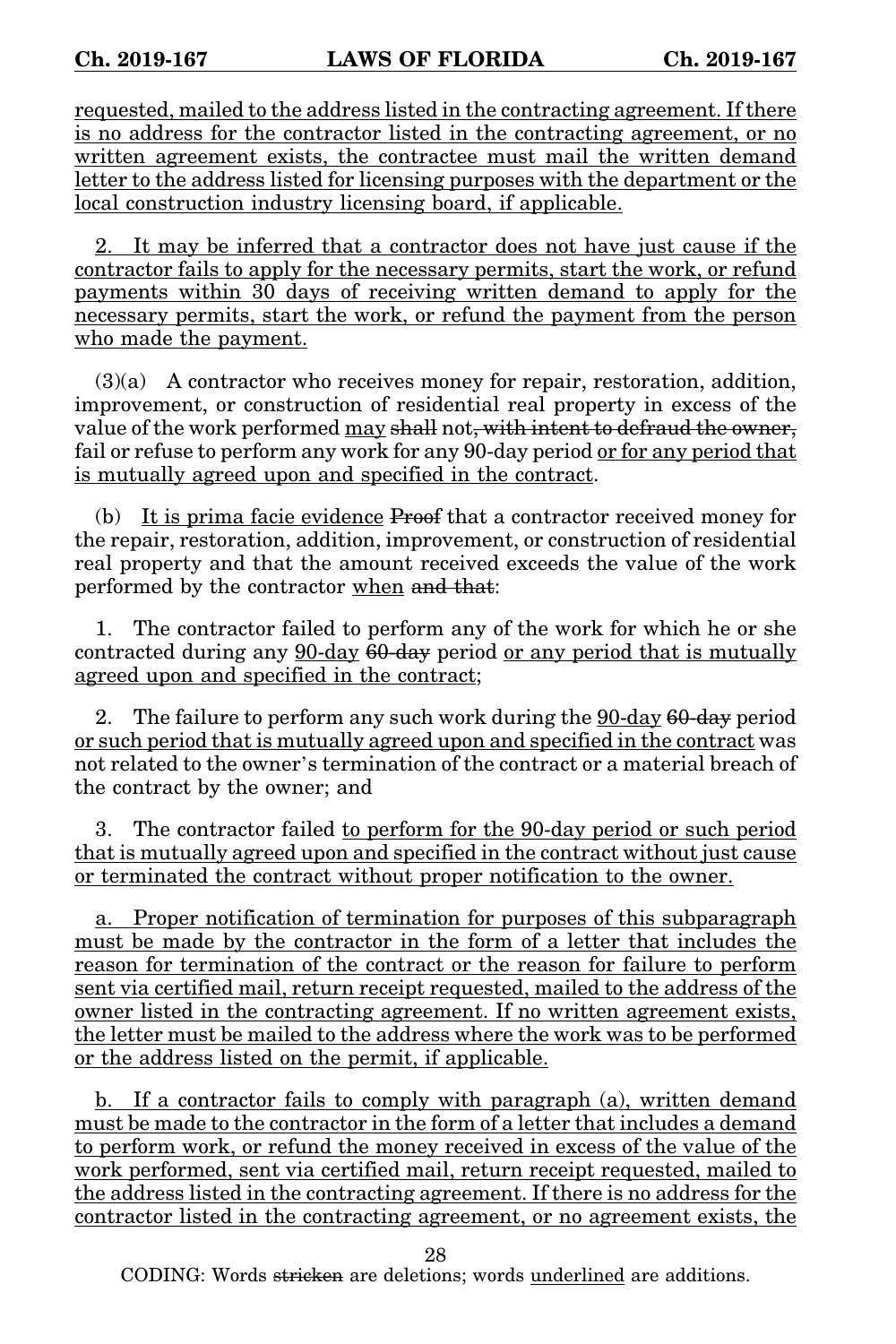<u>requested, mailed to the address listed in the contracting agreement. If there is no address for the contractor listed in the contracting agreement, or no written agreement exists, the contractee must mail the written demand letter to the address listed for licensing purposes with the department or the local construction industry licensing board, if applicable.</u>

<u>2. It may be inferred that a contractor does not have just cause if the contractor fails to apply for the necessary permits, start the work, or refund payments within 30 days of receiving written demand to apply for the necessary permits, start the work, or refund the payment from the person who made the payment.</u>

(3)(a) A contractor who receives money for repair, restoration, addition, improvement, or construction of residential real property in excess of the value of the work performed <u>may</u> ~~shall~~ not~~, with intent to defraud the owner,~~ fail or refuse to perform any work for any 90-day period <u>or for any period that is mutually agreed upon and specified in the contract</u>.

(b) <u>It is prima facie evidence</u> ~~Proof~~ that a contractor received money for the repair, restoration, addition, improvement, or construction of residential real property and that the amount received exceeds the value of the work performed by the contractor <u>when</u> ~~and that~~:

1. The contractor failed to perform any of the work for which he or she contracted during any <u>90-day</u> ~~60-day~~ period <u>or any period that is mutually agreed upon and specified in the contract</u>;

2. The failure to perform any such work during the <u>90-day</u> ~~60-day~~ period <u>or such period that is mutually agreed upon and specified in the contract</u> was not related to the owner's termination of the contract or a material breach of the contract by the owner; and

3. The contractor failed <u>to perform for the 90-day period or such period that is mutually agreed upon and specified in the contract without just cause or terminated the contract without proper notification to the owner.</u>

<u>a. Proper notification of termination for purposes of this subparagraph must be made by the contractor in the form of a letter that includes the reason for termination of the contract or the reason for failure to perform sent via certified mail, return receipt requested, mailed to the address of the owner listed in the contracting agreement. If no written agreement exists, the letter must be mailed to the address where the work was to be performed or the address listed on the permit, if applicable.</u>

<u>b. If a contractor fails to comply with paragraph (a), written demand must be made to the contractor in the form of a letter that includes a demand to perform work, or refund the money received in excess of the value of the work performed, sent via certified mail, return receipt requested, mailed to the address listed in the contracting agreement. If there is no address for the contractor listed in the contracting agreement, or no agreement exists, the</u>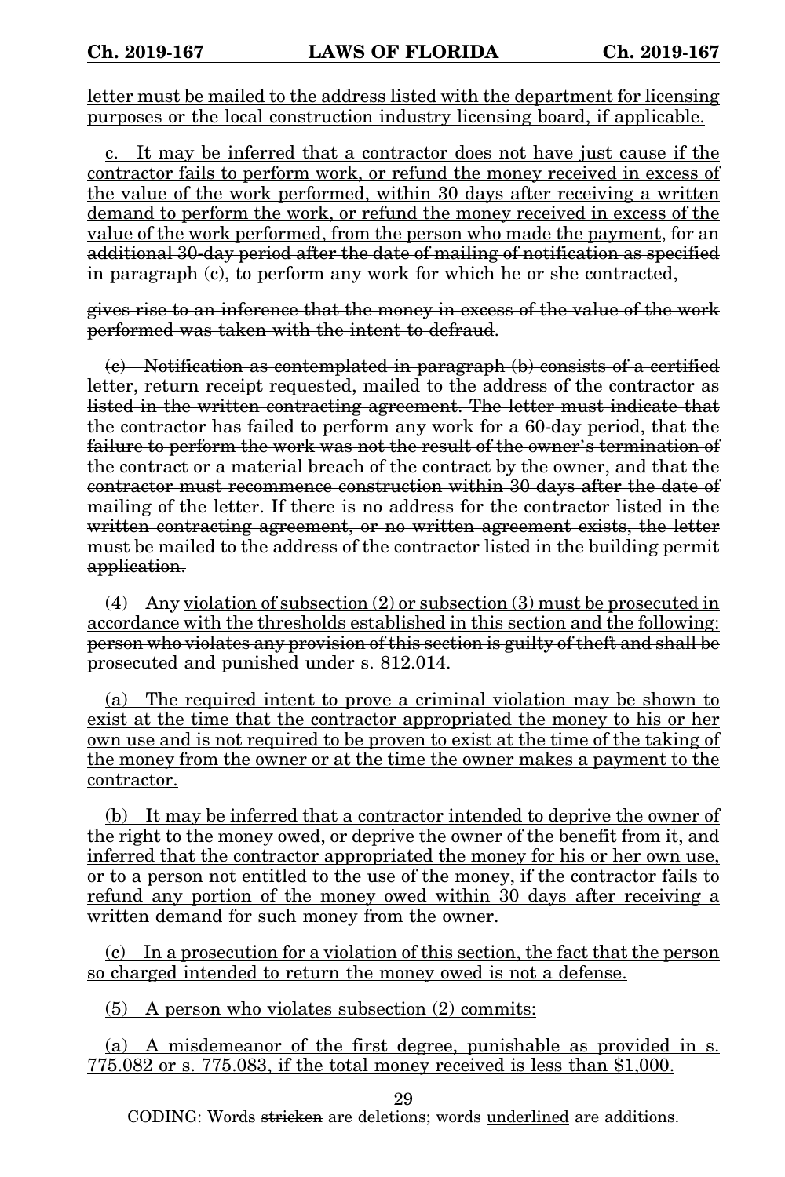letter must be mailed to the address listed with the department for licensing purposes or the local construction industry licensing board, if applicable.

c. It may be inferred that a contractor does not have just cause if the contractor fails to perform work, or refund the money received in excess of the value of the work performed, within 30 days after receiving a written demand to perform the work, or refund the money received in excess of the value of the work performed, from the person who made the payment~~, for an additional 30-day period after the date of mailing of notification as specified in paragraph (c), to perform any work for which he or she contracted,~~

~~gives rise to an inference that the money in excess of the value of the work performed was taken with the intent to defraud~~.

~~(c) Notification as contemplated in paragraph (b) consists of a certified letter, return receipt requested, mailed to the address of the contractor as listed in the written contracting agreement. The letter must indicate that the contractor has failed to perform any work for a 60-day period, that the failure to perform the work was not the result of the owner's termination of the contract or a material breach of the contract by the owner, and that the contractor must recommence construction within 30 days after the date of mailing of the letter. If there is no address for the contractor listed in the written contracting agreement, or no written agreement exists, the letter must be mailed to the address of the contractor listed in the building permit application.~~

(4) Any violation of subsection (2) or subsection (3) must be prosecuted in accordance with the thresholds established in this section and the following: ~~person who violates any provision of this section is guilty of theft and shall be prosecuted and punished under s. 812.014.~~

(a) The required intent to prove a criminal violation may be shown to exist at the time that the contractor appropriated the money to his or her own use and is not required to be proven to exist at the time of the taking of the money from the owner or at the time the owner makes a payment to the contractor.

(b) It may be inferred that a contractor intended to deprive the owner of the right to the money owed, or deprive the owner of the benefit from it, and inferred that the contractor appropriated the money for his or her own use, or to a person not entitled to the use of the money, if the contractor fails to refund any portion of the money owed within 30 days after receiving a written demand for such money from the owner.

(c) In a prosecution for a violation of this section, the fact that the person so charged intended to return the money owed is not a defense.

(5) A person who violates subsection (2) commits:

(a) A misdemeanor of the first degree, punishable as provided in s. 775.082 or s. 775.083, if the total money received is less than $1,000.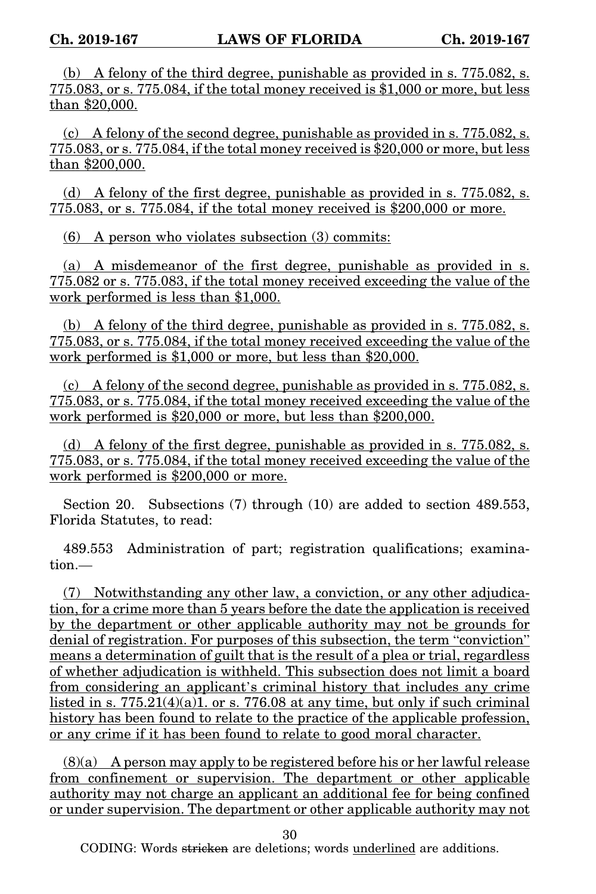(b) A felony of the third degree, punishable as provided in s. 775.082, s. 775.083, or s. 775.084, if the total money received is $1,000 or more, but less than $20,000.

(c) A felony of the second degree, punishable as provided in s. 775.082, s. 775.083, or s. 775.084, if the total money received is $20,000 or more, but less than $200,000.

(d) A felony of the first degree, punishable as provided in s. 775.082, s. 775.083, or s. 775.084, if the total money received is $200,000 or more.

(6) A person who violates subsection (3) commits:

(a) A misdemeanor of the first degree, punishable as provided in s. 775.082 or s. 775.083, if the total money received exceeding the value of the work performed is less than $1,000.

(b) A felony of the third degree, punishable as provided in s. 775.082, s. 775.083, or s. 775.084, if the total money received exceeding the value of the work performed is $1,000 or more, but less than $20,000.

(c) A felony of the second degree, punishable as provided in s. 775.082, s. 775.083, or s. 775.084, if the total money received exceeding the value of the work performed is $20,000 or more, but less than $200,000.

(d) A felony of the first degree, punishable as provided in s. 775.082, s. 775.083, or s. 775.084, if the total money received exceeding the value of the work performed is $200,000 or more.

Section 20. Subsections (7) through (10) are added to section 489.553, Florida Statutes, to read:

489.553 Administration of part; registration qualifications; examination.—

(7) Notwithstanding any other law, a conviction, or any other adjudication, for a crime more than 5 years before the date the application is received by the department or other applicable authority may not be grounds for denial of registration. For purposes of this subsection, the term "conviction" means a determination of guilt that is the result of a plea or trial, regardless of whether adjudication is withheld. This subsection does not limit a board from considering an applicant's criminal history that includes any crime listed in s. 775.21(4)(a)1. or s. 776.08 at any time, but only if such criminal history has been found to relate to the practice of the applicable profession, or any crime if it has been found to relate to good moral character.

(8)(a) A person may apply to be registered before his or her lawful release from confinement or supervision. The department or other applicable authority may not charge an applicant an additional fee for being confined or under supervision. The department or other applicable authority may not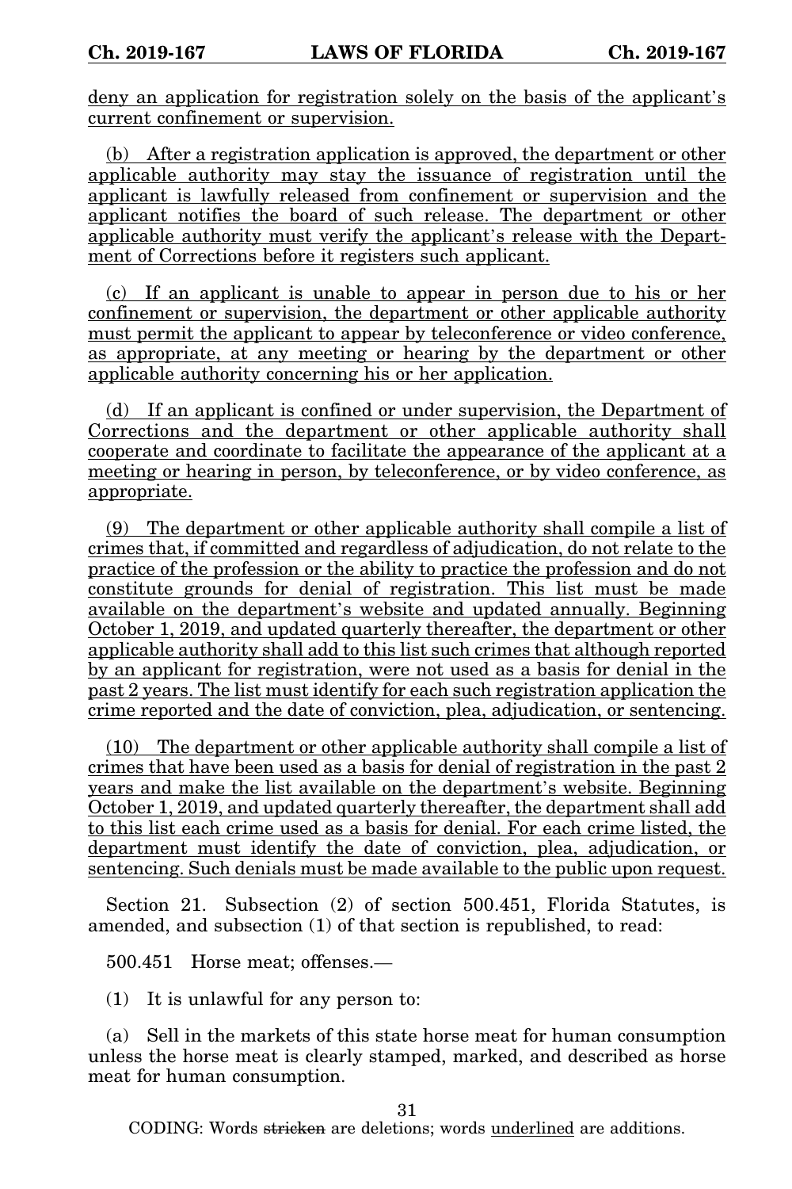deny an application for registration solely on the basis of the applicant's current confinement or supervision.

(b) After a registration application is approved, the department or other applicable authority may stay the issuance of registration until the applicant is lawfully released from confinement or supervision and the applicant notifies the board of such release. The department or other applicable authority must verify the applicant's release with the Department of Corrections before it registers such applicant.

(c) If an applicant is unable to appear in person due to his or her confinement or supervision, the department or other applicable authority must permit the applicant to appear by teleconference or video conference, as appropriate, at any meeting or hearing by the department or other applicable authority concerning his or her application.

(d) If an applicant is confined or under supervision, the Department of Corrections and the department or other applicable authority shall cooperate and coordinate to facilitate the appearance of the applicant at a meeting or hearing in person, by teleconference, or by video conference, as appropriate.

(9) The department or other applicable authority shall compile a list of crimes that, if committed and regardless of adjudication, do not relate to the practice of the profession or the ability to practice the profession and do not constitute grounds for denial of registration. This list must be made available on the department's website and updated annually. Beginning October 1, 2019, and updated quarterly thereafter, the department or other applicable authority shall add to this list such crimes that although reported by an applicant for registration, were not used as a basis for denial in the past 2 years. The list must identify for each such registration application the crime reported and the date of conviction, plea, adjudication, or sentencing.

(10) The department or other applicable authority shall compile a list of crimes that have been used as a basis for denial of registration in the past 2 years and make the list available on the department's website. Beginning October 1, 2019, and updated quarterly thereafter, the department shall add to this list each crime used as a basis for denial. For each crime listed, the department must identify the date of conviction, plea, adjudication, or sentencing. Such denials must be made available to the public upon request.

Section 21. Subsection (2) of section 500.451, Florida Statutes, is amended, and subsection (1) of that section is republished, to read:

500.451 Horse meat; offenses.—

(1) It is unlawful for any person to:

(a) Sell in the markets of this state horse meat for human consumption unless the horse meat is clearly stamped, marked, and described as horse meat for human consumption.

CODING: Words stricken are deletions; words underlined are additions.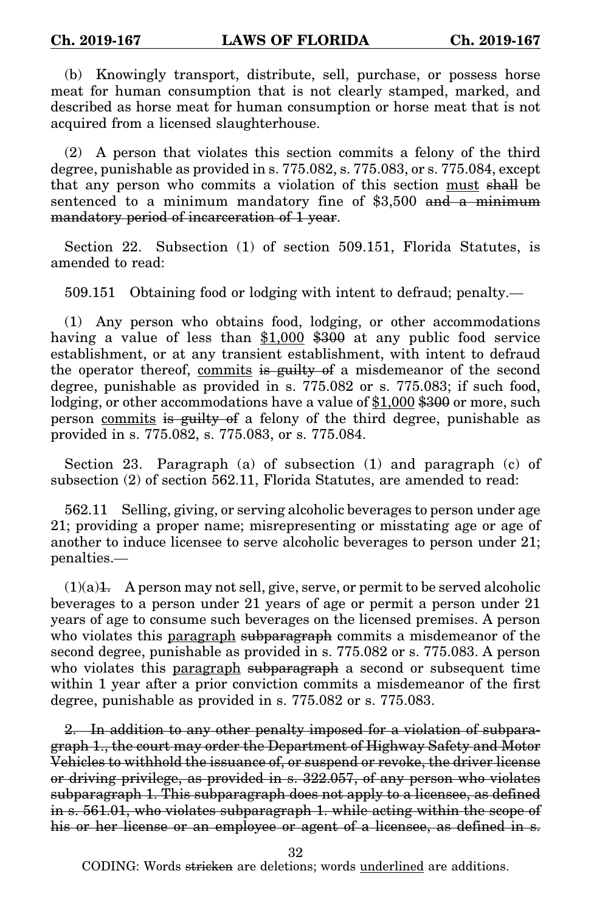(b) Knowingly transport, distribute, sell, purchase, or possess horse meat for human consumption that is not clearly stamped, marked, and described as horse meat for human consumption or horse meat that is not acquired from a licensed slaughterhouse.

(2) A person that violates this section commits a felony of the third degree, punishable as provided in s. 775.082, s. 775.083, or s. 775.084, except that any person who commits a violation of this section <u>must</u> ~~shall~~ be sentenced to a minimum mandatory fine of $3,500 ~~and a minimum mandatory period of incarceration of 1 year~~.

Section 22. Subsection (1) of section 509.151, Florida Statutes, is amended to read:

509.151 Obtaining food or lodging with intent to defraud; penalty.—

(1) Any person who obtains food, lodging, or other accommodations having a value of less than <u>$1,000</u> ~~$300~~ at any public food service establishment, or at any transient establishment, with intent to defraud the operator thereof, <u>commits</u> ~~is guilty of~~ a misdemeanor of the second degree, punishable as provided in s. 775.082 or s. 775.083; if such food, lodging, or other accommodations have a value of <u>$1,000</u> ~~$300~~ or more, such person <u>commits</u> ~~is guilty of~~ a felony of the third degree, punishable as provided in s. 775.082, s. 775.083, or s. 775.084.

Section 23. Paragraph (a) of subsection (1) and paragraph (c) of subsection (2) of section 562.11, Florida Statutes, are amended to read:

562.11 Selling, giving, or serving alcoholic beverages to person under age 21; providing a proper name; misrepresenting or misstating age or age of another to induce licensee to serve alcoholic beverages to person under 21; penalties.—

(1)(a)~~1.~~ A person may not sell, give, serve, or permit to be served alcoholic beverages to a person under 21 years of age or permit a person under 21 years of age to consume such beverages on the licensed premises. A person who violates this <u>paragraph</u> ~~subparagraph~~ commits a misdemeanor of the second degree, punishable as provided in s. 775.082 or s. 775.083. A person who violates this <u>paragraph</u> ~~subparagraph~~ a second or subsequent time within 1 year after a prior conviction commits a misdemeanor of the first degree, punishable as provided in s. 775.082 or s. 775.083.

~~2. In addition to any other penalty imposed for a violation of subparagraph 1., the court may order the Department of Highway Safety and Motor Vehicles to withhold the issuance of, or suspend or revoke, the driver license or driving privilege, as provided in s. 322.057, of any person who violates subparagraph 1. This subparagraph does not apply to a licensee, as defined in s. 561.01, who violates subparagraph 1. while acting within the scope of his or her license or an employee or agent of a licensee, as defined in s.~~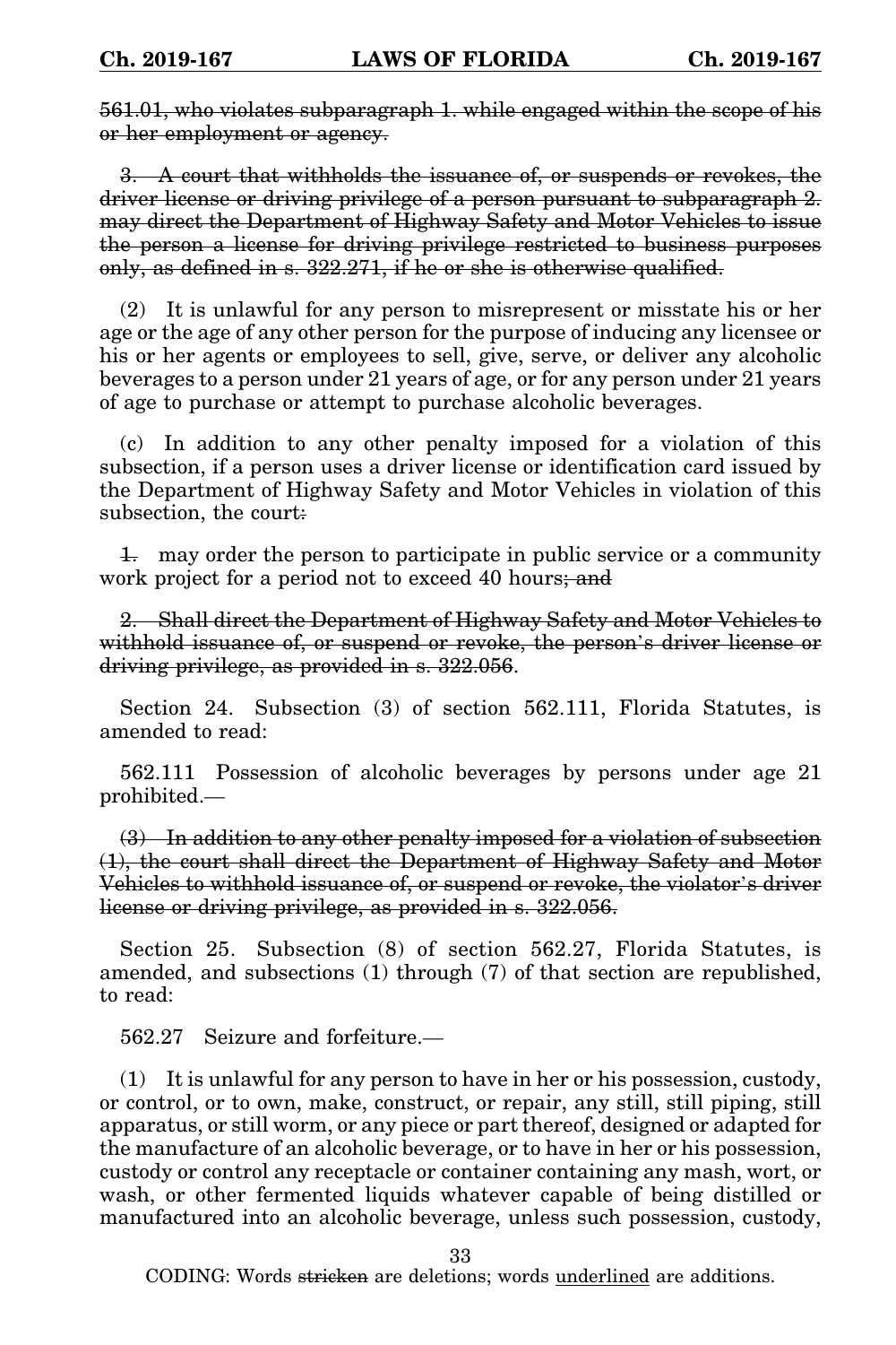~~561.01, who violates subparagraph 1. while engaged within the scope of his or her employment or agency.~~

~~3. A court that withholds the issuance of, or suspends or revokes, the driver license or driving privilege of a person pursuant to subparagraph 2. may direct the Department of Highway Safety and Motor Vehicles to issue the person a license for driving privilege restricted to business purposes only, as defined in s. 322.271, if he or she is otherwise qualified.~~

(2) It is unlawful for any person to misrepresent or misstate his or her age or the age of any other person for the purpose of inducing any licensee or his or her agents or employees to sell, give, serve, or deliver any alcoholic beverages to a person under 21 years of age, or for any person under 21 years of age to purchase or attempt to purchase alcoholic beverages.

(c) In addition to any other penalty imposed for a violation of this subsection, if a person uses a driver license or identification card issued by the Department of Highway Safety and Motor Vehicles in violation of this subsection, the court~~:~~

~~1.~~ may order the person to participate in public service or a community work project for a period not to exceed 40 hours~~; and~~

~~2. Shall direct the Department of Highway Safety and Motor Vehicles to withhold issuance of, or suspend or revoke, the person's driver license or driving privilege, as provided in s. 322.056~~.

Section 24. Subsection (3) of section 562.111, Florida Statutes, is amended to read:

562.111 Possession of alcoholic beverages by persons under age 21 prohibited.—

~~(3) In addition to any other penalty imposed for a violation of subsection (1), the court shall direct the Department of Highway Safety and Motor Vehicles to withhold issuance of, or suspend or revoke, the violator's driver license or driving privilege, as provided in s. 322.056.~~

Section 25. Subsection (8) of section 562.27, Florida Statutes, is amended, and subsections (1) through (7) of that section are republished, to read:

562.27 Seizure and forfeiture.—

(1) It is unlawful for any person to have in her or his possession, custody, or control, or to own, make, construct, or repair, any still, still piping, still apparatus, or still worm, or any piece or part thereof, designed or adapted for the manufacture of an alcoholic beverage, or to have in her or his possession, custody or control any receptacle or container containing any mash, wort, or wash, or other fermented liquids whatever capable of being distilled or manufactured into an alcoholic beverage, unless such possession, custody,

CODING: Words ~~stricken~~ are deletions; words <u>underlined</u> are additions.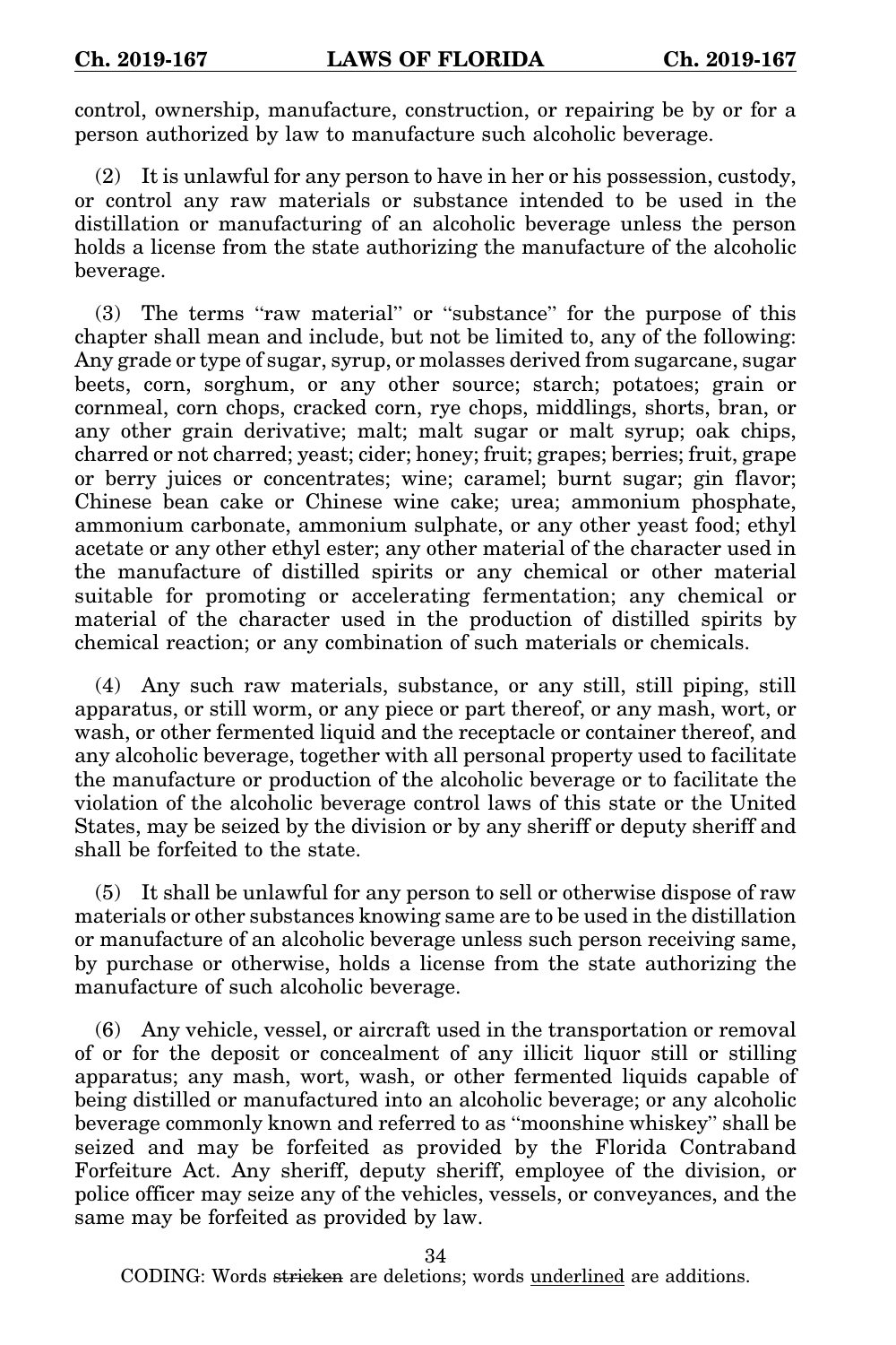control, ownership, manufacture, construction, or repairing be by or for a person authorized by law to manufacture such alcoholic beverage.

(2) It is unlawful for any person to have in her or his possession, custody, or control any raw materials or substance intended to be used in the distillation or manufacturing of an alcoholic beverage unless the person holds a license from the state authorizing the manufacture of the alcoholic beverage.

(3) The terms "raw material" or "substance" for the purpose of this chapter shall mean and include, but not be limited to, any of the following: Any grade or type of sugar, syrup, or molasses derived from sugarcane, sugar beets, corn, sorghum, or any other source; starch; potatoes; grain or cornmeal, corn chops, cracked corn, rye chops, middlings, shorts, bran, or any other grain derivative; malt; malt sugar or malt syrup; oak chips, charred or not charred; yeast; cider; honey; fruit; grapes; berries; fruit, grape or berry juices or concentrates; wine; caramel; burnt sugar; gin flavor; Chinese bean cake or Chinese wine cake; urea; ammonium phosphate, ammonium carbonate, ammonium sulphate, or any other yeast food; ethyl acetate or any other ethyl ester; any other material of the character used in the manufacture of distilled spirits or any chemical or other material suitable for promoting or accelerating fermentation; any chemical or material of the character used in the production of distilled spirits by chemical reaction; or any combination of such materials or chemicals.

(4) Any such raw materials, substance, or any still, still piping, still apparatus, or still worm, or any piece or part thereof, or any mash, wort, or wash, or other fermented liquid and the receptacle or container thereof, and any alcoholic beverage, together with all personal property used to facilitate the manufacture or production of the alcoholic beverage or to facilitate the violation of the alcoholic beverage control laws of this state or the United States, may be seized by the division or by any sheriff or deputy sheriff and shall be forfeited to the state.

(5) It shall be unlawful for any person to sell or otherwise dispose of raw materials or other substances knowing same are to be used in the distillation or manufacture of an alcoholic beverage unless such person receiving same, by purchase or otherwise, holds a license from the state authorizing the manufacture of such alcoholic beverage.

(6) Any vehicle, vessel, or aircraft used in the transportation or removal of or for the deposit or concealment of any illicit liquor still or stilling apparatus; any mash, wort, wash, or other fermented liquids capable of being distilled or manufactured into an alcoholic beverage; or any alcoholic beverage commonly known and referred to as "moonshine whiskey" shall be seized and may be forfeited as provided by the Florida Contraband Forfeiture Act. Any sheriff, deputy sheriff, employee of the division, or police officer may seize any of the vehicles, vessels, or conveyances, and the same may be forfeited as provided by law.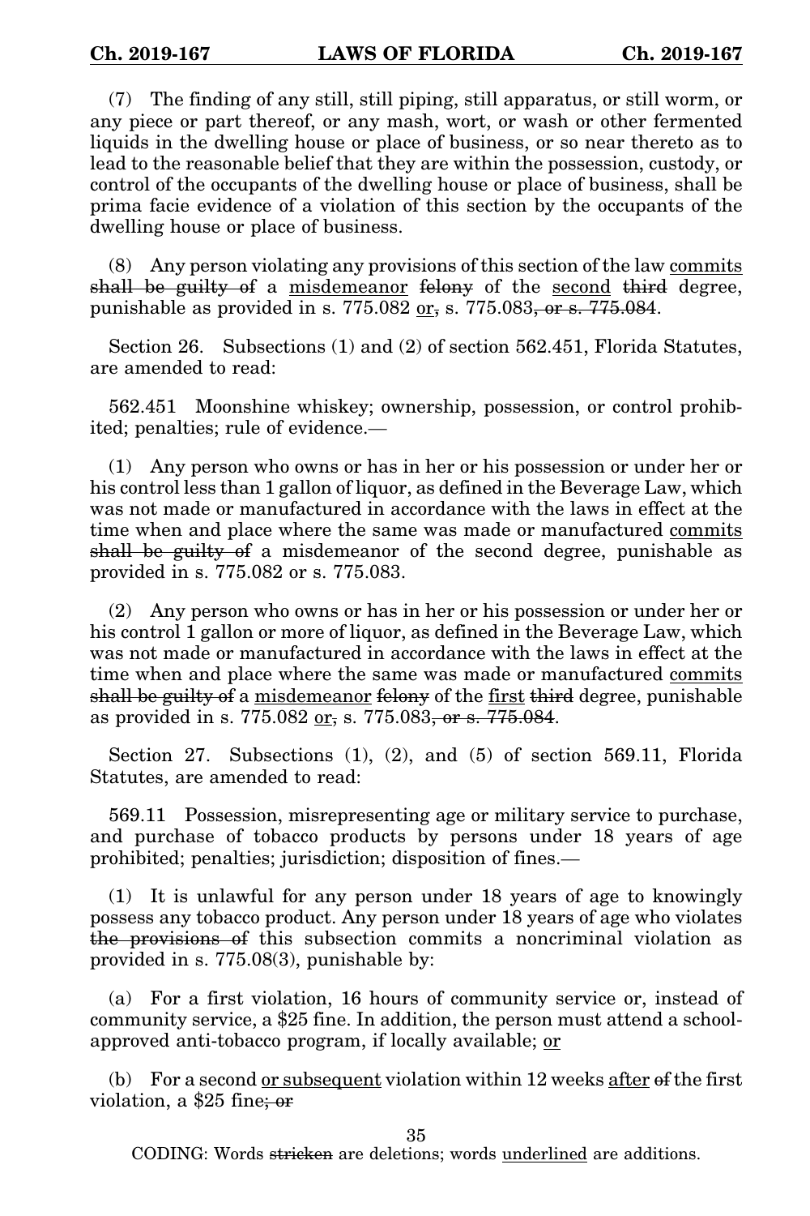(7) The finding of any still, still piping, still apparatus, or still worm, or any piece or part thereof, or any mash, wort, or wash or other fermented liquids in the dwelling house or place of business, or so near thereto as to lead to the reasonable belief that they are within the possession, custody, or control of the occupants of the dwelling house or place of business, shall be prima facie evidence of a violation of this section by the occupants of the dwelling house or place of business.

(8) Any person violating any provisions of this section of the law <u>commits</u> ~~shall be guilty of~~ a <u>misdemeanor</u> ~~felony~~ of the <u>second</u> ~~third~~ degree, punishable as provided in s. 775.082 <u>or</u>~~,~~ s. 775.083~~, or s. 775.084~~.

Section 26. Subsections (1) and (2) of section 562.451, Florida Statutes, are amended to read:

562.451 Moonshine whiskey; ownership, possession, or control prohibited; penalties; rule of evidence.—

(1) Any person who owns or has in her or his possession or under her or his control less than 1 gallon of liquor, as defined in the Beverage Law, which was not made or manufactured in accordance with the laws in effect at the time when and place where the same was made or manufactured <u>commits</u> ~~shall be guilty of~~ a misdemeanor of the second degree, punishable as provided in s. 775.082 or s. 775.083.

(2) Any person who owns or has in her or his possession or under her or his control 1 gallon or more of liquor, as defined in the Beverage Law, which was not made or manufactured in accordance with the laws in effect at the time when and place where the same was made or manufactured <u>commits</u> ~~shall be guilty of~~ a <u>misdemeanor</u> ~~felony~~ of the <u>first</u> ~~third~~ degree, punishable as provided in s. 775.082 <u>or</u>~~,~~ s. 775.083~~, or s. 775.084~~.

Section 27. Subsections (1), (2), and (5) of section 569.11, Florida Statutes, are amended to read:

569.11 Possession, misrepresenting age or military service to purchase, and purchase of tobacco products by persons under 18 years of age prohibited; penalties; jurisdiction; disposition of fines.—

(1) It is unlawful for any person under 18 years of age to knowingly possess any tobacco product. Any person under 18 years of age who violates ~~the provisions of~~ this subsection commits a noncriminal violation as provided in s. 775.08(3), punishable by:

(a) For a first violation, 16 hours of community service or, instead of community service, a $25 fine. In addition, the person must attend a school-approved anti-tobacco program, if locally available; <u>or</u>

(b) For a second <u>or subsequent</u> violation within 12 weeks <u>after</u> ~~of~~ the first violation, a $25 fine~~; or~~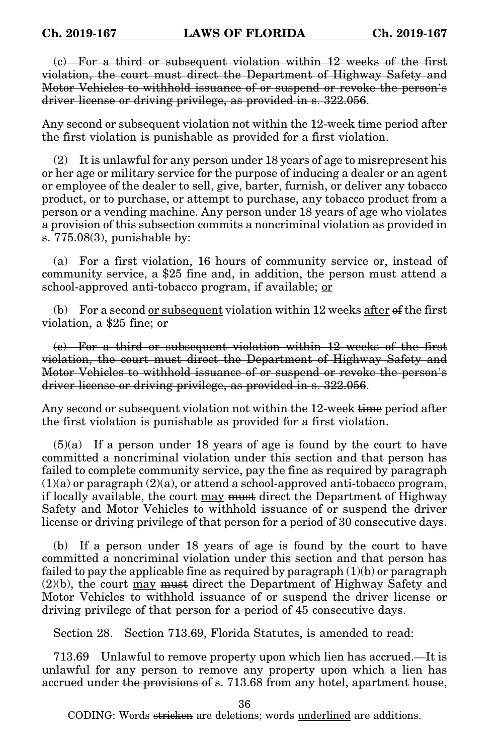~~(c) For a third or subsequent violation within 12 weeks of the first violation, the court must direct the Department of Highway Safety and Motor Vehicles to withhold issuance of or suspend or revoke the person's driver license or driving privilege, as provided in s. 322.056.~~

Any second or subsequent violation not within the 12-week ~~time~~ period after the first violation is punishable as provided for a first violation.

(2) It is unlawful for any person under 18 years of age to misrepresent his or her age or military service for the purpose of inducing a dealer or an agent or employee of the dealer to sell, give, barter, furnish, or deliver any tobacco product, or to purchase, or attempt to purchase, any tobacco product from a person or a vending machine. Any person under 18 years of age who violates ~~a provision of~~ this subsection commits a noncriminal violation as provided in s. 775.08(3), punishable by:

(a) For a first violation, 16 hours of community service or, instead of community service, a $25 fine and, in addition, the person must attend a school-approved anti-tobacco program, if available; <u>or</u>

(b) For a second <u>or subsequent</u> violation within 12 weeks <u>after</u> ~~of~~ the first violation, a $25 fine~~; or~~

~~(c) For a third or subsequent violation within 12 weeks of the first violation, the court must direct the Department of Highway Safety and Motor Vehicles to withhold issuance of or suspend or revoke the person's driver license or driving privilege, as provided in s. 322.056.~~

Any second or subsequent violation not within the 12-week ~~time~~ period after the first violation is punishable as provided for a first violation.

(5)(a) If a person under 18 years of age is found by the court to have committed a noncriminal violation under this section and that person has failed to complete community service, pay the fine as required by paragraph (1)(a) or paragraph (2)(a), or attend a school-approved anti-tobacco program, if locally available, the court <u>may</u> ~~must~~ direct the Department of Highway Safety and Motor Vehicles to withhold issuance of or suspend the driver license or driving privilege of that person for a period of 30 consecutive days.

(b) If a person under 18 years of age is found by the court to have committed a noncriminal violation under this section and that person has failed to pay the applicable fine as required by paragraph (1)(b) or paragraph (2)(b), the court <u>may</u> ~~must~~ direct the Department of Highway Safety and Motor Vehicles to withhold issuance of or suspend the driver license or driving privilege of that person for a period of 45 consecutive days.

Section 28. Section 713.69, Florida Statutes, is amended to read:

713.69 Unlawful to remove property upon which lien has accrued.—It is unlawful for any person to remove any property upon which a lien has accrued under ~~the provisions of~~ s. 713.68 from any hotel, apartment house,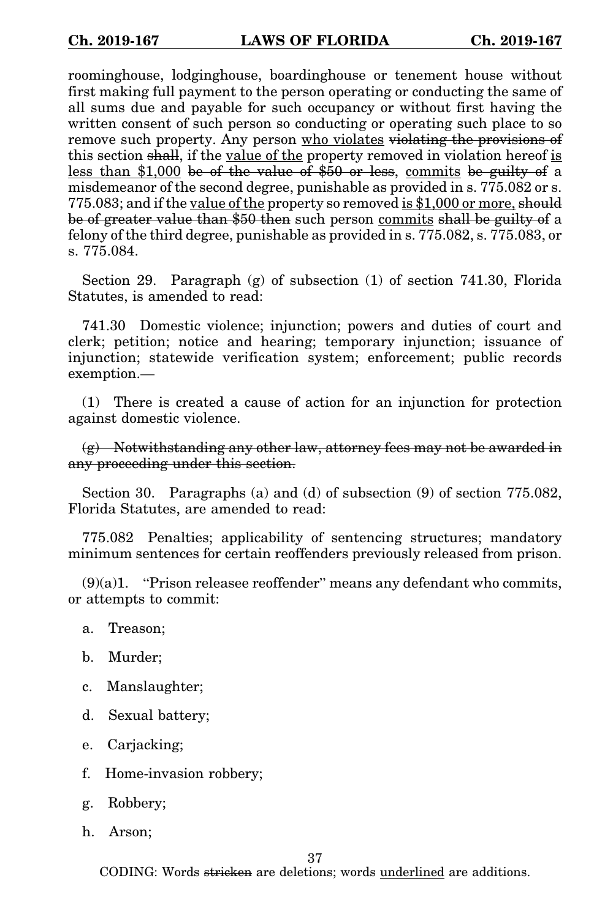roominghouse, lodginghouse, boardinghouse or tenement house without first making full payment to the person operating or conducting the same of all sums due and payable for such occupancy or without first having the written consent of such person so conducting or operating such place to so remove such property. Any person <u>who violates</u> ~~violating the provisions of~~ this section ~~shall~~, if the <u>value of the</u> property removed in violation hereof <u>is less than $1,000</u> ~~be of the value of $50 or less~~, <u>commits</u> ~~be guilty of~~ a misdemeanor of the second degree, punishable as provided in s. 775.082 or s. 775.083; and if the <u>value of the</u> property so removed <u>is $1,000 or more,</u> ~~should be of greater value than $50 then~~ such person <u>commits</u> ~~shall be guilty of~~ a felony of the third degree, punishable as provided in s. 775.082, s. 775.083, or s. 775.084.

Section 29. Paragraph (g) of subsection (1) of section 741.30, Florida Statutes, is amended to read:

741.30 Domestic violence; injunction; powers and duties of court and clerk; petition; notice and hearing; temporary injunction; issuance of injunction; statewide verification system; enforcement; public records exemption.—

(1) There is created a cause of action for an injunction for protection against domestic violence.

~~(g) Notwithstanding any other law, attorney fees may not be awarded in any proceeding under this section.~~

Section 30. Paragraphs (a) and (d) of subsection (9) of section 775.082, Florida Statutes, are amended to read:

775.082 Penalties; applicability of sentencing structures; mandatory minimum sentences for certain reoffenders previously released from prison.

(9)(a)1. "Prison releasee reoffender" means any defendant who commits, or attempts to commit:

a. Treason;

b. Murder;

c. Manslaughter;

d. Sexual battery;

e. Carjacking;

f. Home-invasion robbery;

g. Robbery;

h. Arson;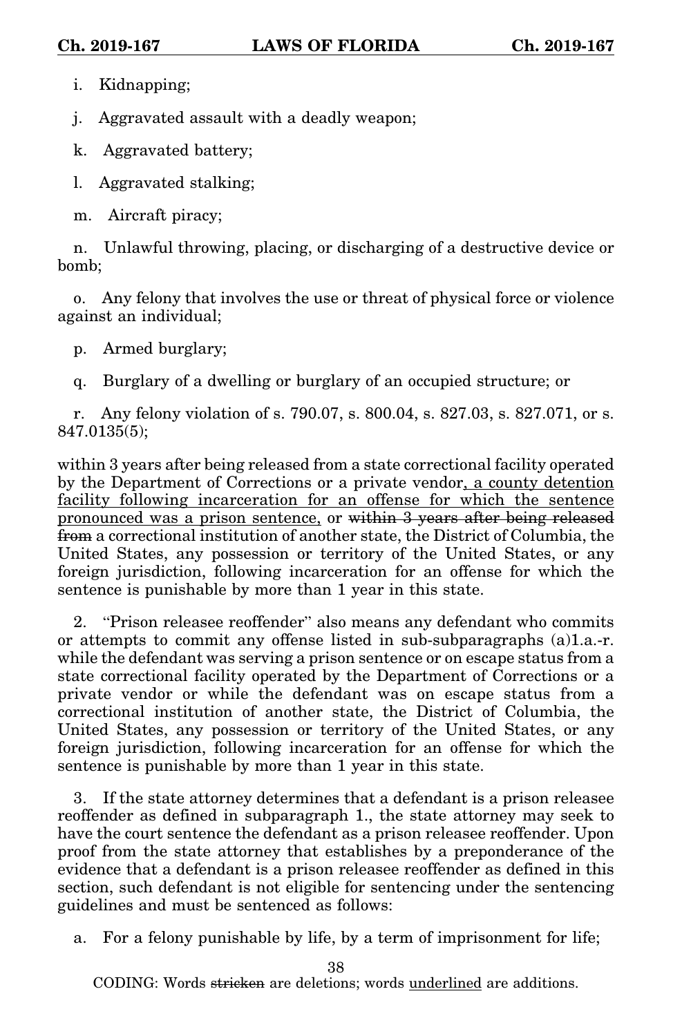i. Kidnapping;

j. Aggravated assault with a deadly weapon;

k. Aggravated battery;

l. Aggravated stalking;

m. Aircraft piracy;

n. Unlawful throwing, placing, or discharging of a destructive device or bomb;

o. Any felony that involves the use or threat of physical force or violence against an individual;

p. Armed burglary;

q. Burglary of a dwelling or burglary of an occupied structure; or

r. Any felony violation of s. 790.07, s. 800.04, s. 827.03, s. 827.071, or s. 847.0135(5);

within 3 years after being released from a state correctional facility operated by the Department of Corrections or a private vendor<u>, a county detention facility following incarceration for an offense for which the sentence pronounced was a prison sentence,</u> or ~~within 3 years after being released from~~ a correctional institution of another state, the District of Columbia, the United States, any possession or territory of the United States, or any foreign jurisdiction, following incarceration for an offense for which the sentence is punishable by more than 1 year in this state.

2. "Prison releasee reoffender" also means any defendant who commits or attempts to commit any offense listed in sub-subparagraphs (a)1.a.-r. while the defendant was serving a prison sentence or on escape status from a state correctional facility operated by the Department of Corrections or a private vendor or while the defendant was on escape status from a correctional institution of another state, the District of Columbia, the United States, any possession or territory of the United States, or any foreign jurisdiction, following incarceration for an offense for which the sentence is punishable by more than 1 year in this state.

3. If the state attorney determines that a defendant is a prison releasee reoffender as defined in subparagraph 1., the state attorney may seek to have the court sentence the defendant as a prison releasee reoffender. Upon proof from the state attorney that establishes by a preponderance of the evidence that a defendant is a prison releasee reoffender as defined in this section, such defendant is not eligible for sentencing under the sentencing guidelines and must be sentenced as follows:

a. For a felony punishable by life, by a term of imprisonment for life;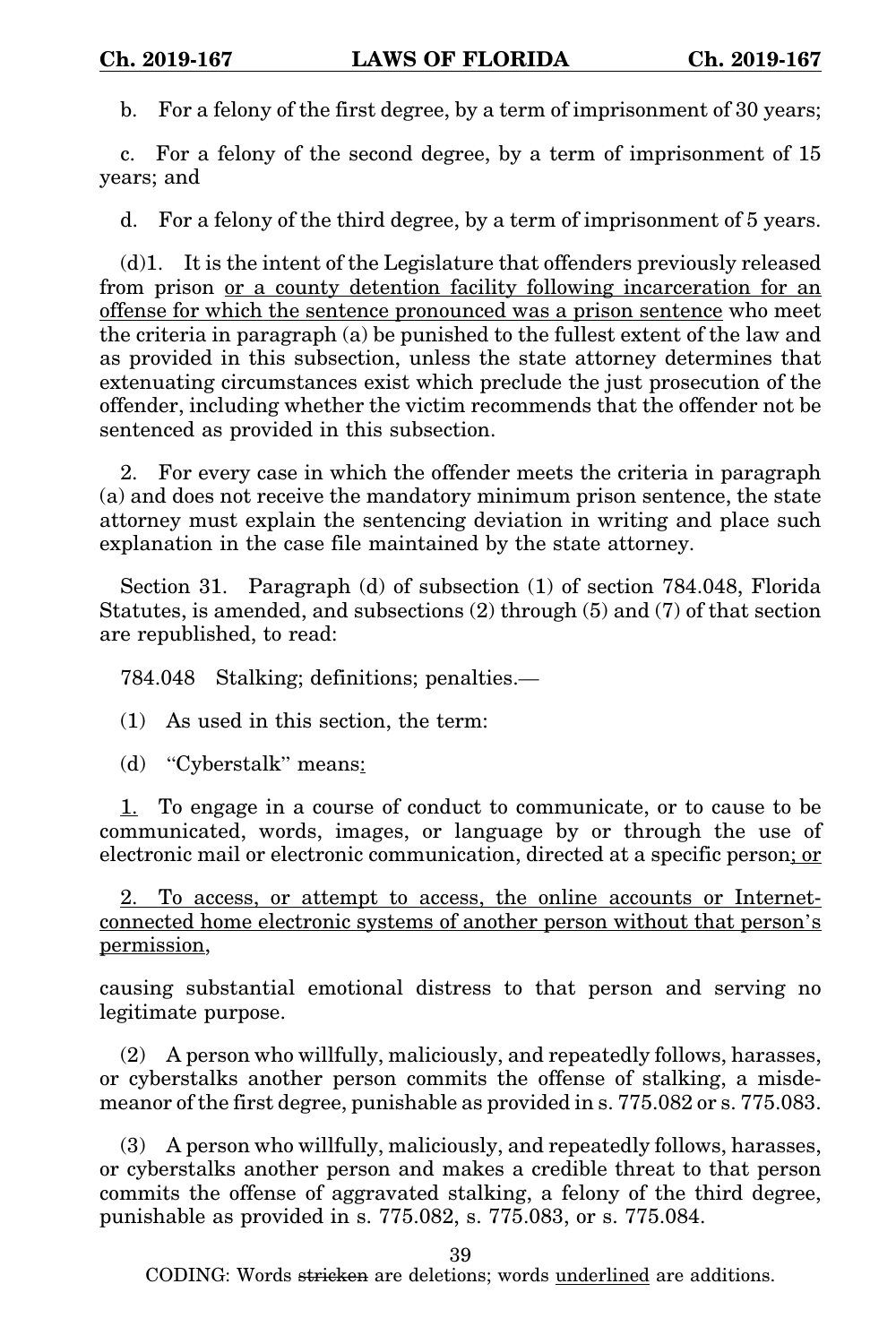b. For a felony of the first degree, by a term of imprisonment of 30 years;

c. For a felony of the second degree, by a term of imprisonment of 15 years; and

d. For a felony of the third degree, by a term of imprisonment of 5 years.

(d)1. It is the intent of the Legislature that offenders previously released from prison <u>or a county detention facility following incarceration for an offense for which the sentence pronounced was a prison sentence</u> who meet the criteria in paragraph (a) be punished to the fullest extent of the law and as provided in this subsection, unless the state attorney determines that extenuating circumstances exist which preclude the just prosecution of the offender, including whether the victim recommends that the offender not be sentenced as provided in this subsection.

2. For every case in which the offender meets the criteria in paragraph (a) and does not receive the mandatory minimum prison sentence, the state attorney must explain the sentencing deviation in writing and place such explanation in the case file maintained by the state attorney.

Section 31. Paragraph (d) of subsection (1) of section 784.048, Florida Statutes, is amended, and subsections (2) through (5) and (7) of that section are republished, to read:

784.048 Stalking; definitions; penalties.—

(1) As used in this section, the term:

(d) "Cyberstalk" means<u>:</u>

<u>1.</u> To engage in a course of conduct to communicate, or to cause to be communicated, words, images, or language by or through the use of electronic mail or electronic communication, directed at a specific person<u>; or</u>

<u>2. To access, or attempt to access, the online accounts or Internet-connected home electronic systems of another person without that person's permission,</u>

causing substantial emotional distress to that person and serving no legitimate purpose.

(2) A person who willfully, maliciously, and repeatedly follows, harasses, or cyberstalks another person commits the offense of stalking, a misdemeanor of the first degree, punishable as provided in s. 775.082 or s. 775.083.

(3) A person who willfully, maliciously, and repeatedly follows, harasses, or cyberstalks another person and makes a credible threat to that person commits the offense of aggravated stalking, a felony of the third degree, punishable as provided in s. 775.082, s. 775.083, or s. 775.084.

CODING: Words ~~stricken~~ are deletions; words <u>underlined</u> are additions.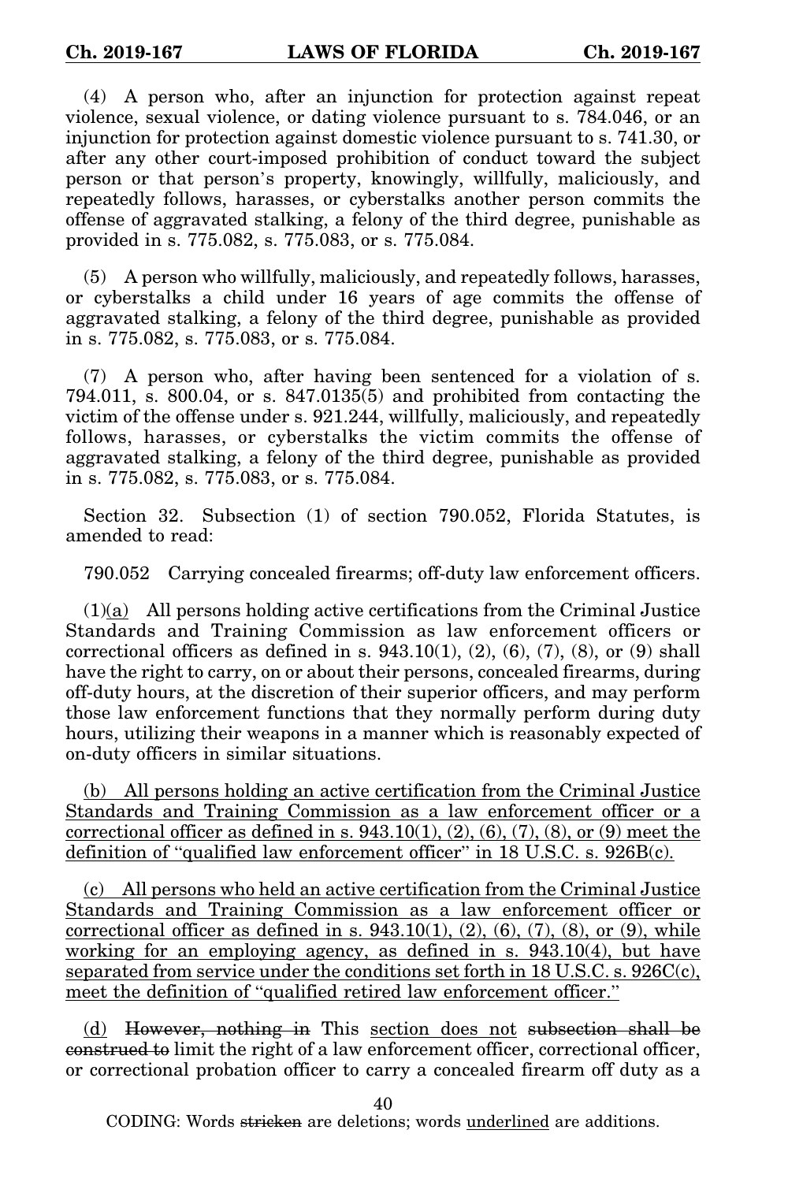(4) A person who, after an injunction for protection against repeat violence, sexual violence, or dating violence pursuant to s. 784.046, or an injunction for protection against domestic violence pursuant to s. 741.30, or after any other court-imposed prohibition of conduct toward the subject person or that person's property, knowingly, willfully, maliciously, and repeatedly follows, harasses, or cyberstalks another person commits the offense of aggravated stalking, a felony of the third degree, punishable as provided in s. 775.082, s. 775.083, or s. 775.084.

(5) A person who willfully, maliciously, and repeatedly follows, harasses, or cyberstalks a child under 16 years of age commits the offense of aggravated stalking, a felony of the third degree, punishable as provided in s. 775.082, s. 775.083, or s. 775.084.

(7) A person who, after having been sentenced for a violation of s. 794.011, s. 800.04, or s. 847.0135(5) and prohibited from contacting the victim of the offense under s. 921.244, willfully, maliciously, and repeatedly follows, harasses, or cyberstalks the victim commits the offense of aggravated stalking, a felony of the third degree, punishable as provided in s. 775.082, s. 775.083, or s. 775.084.

Section 32. Subsection (1) of section 790.052, Florida Statutes, is amended to read:

790.052 Carrying concealed firearms; off-duty law enforcement officers.

(1)(a) All persons holding active certifications from the Criminal Justice Standards and Training Commission as law enforcement officers or correctional officers as defined in s. 943.10(1), (2), (6), (7), (8), or (9) shall have the right to carry, on or about their persons, concealed firearms, during off-duty hours, at the discretion of their superior officers, and may perform those law enforcement functions that they normally perform during duty hours, utilizing their weapons in a manner which is reasonably expected of on-duty officers in similar situations.

(b) All persons holding an active certification from the Criminal Justice Standards and Training Commission as a law enforcement officer or a correctional officer as defined in s. 943.10(1), (2), (6), (7), (8), or (9) meet the definition of "qualified law enforcement officer" in 18 U.S.C. s. 926B(c).

(c) All persons who held an active certification from the Criminal Justice Standards and Training Commission as a law enforcement officer or correctional officer as defined in s. 943.10(1), (2), (6), (7), (8), or (9), while working for an employing agency, as defined in s. 943.10(4), but have separated from service under the conditions set forth in 18 U.S.C. s. 926C(c), meet the definition of "qualified retired law enforcement officer."

(d) ~~However, nothing in~~ This section does not ~~subsection shall be construed to~~ limit the right of a law enforcement officer, correctional officer, or correctional probation officer to carry a concealed firearm off duty as a

CODING: Words ~~stricken~~ are deletions; words underlined are additions.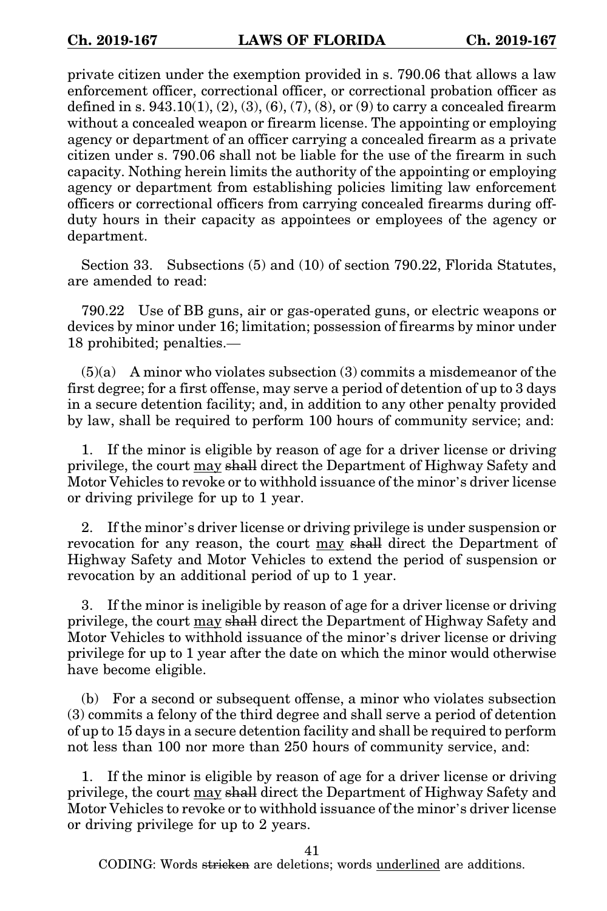private citizen under the exemption provided in s. 790.06 that allows a law enforcement officer, correctional officer, or correctional probation officer as defined in s. 943.10(1), (2), (3), (6), (7), (8), or (9) to carry a concealed firearm without a concealed weapon or firearm license. The appointing or employing agency or department of an officer carrying a concealed firearm as a private citizen under s. 790.06 shall not be liable for the use of the firearm in such capacity. Nothing herein limits the authority of the appointing or employing agency or department from establishing policies limiting law enforcement officers or correctional officers from carrying concealed firearms during off-duty hours in their capacity as appointees or employees of the agency or department.

Section 33. Subsections (5) and (10) of section 790.22, Florida Statutes, are amended to read:

790.22 Use of BB guns, air or gas-operated guns, or electric weapons or devices by minor under 16; limitation; possession of firearms by minor under 18 prohibited; penalties.—

(5)(a) A minor who violates subsection (3) commits a misdemeanor of the first degree; for a first offense, may serve a period of detention of up to 3 days in a secure detention facility; and, in addition to any other penalty provided by law, shall be required to perform 100 hours of community service; and:

1. If the minor is eligible by reason of age for a driver license or driving privilege, the court <u>may</u> ~~shall~~ direct the Department of Highway Safety and Motor Vehicles to revoke or to withhold issuance of the minor's driver license or driving privilege for up to 1 year.

2. If the minor's driver license or driving privilege is under suspension or revocation for any reason, the court <u>may</u> ~~shall~~ direct the Department of Highway Safety and Motor Vehicles to extend the period of suspension or revocation by an additional period of up to 1 year.

3. If the minor is ineligible by reason of age for a driver license or driving privilege, the court <u>may</u> ~~shall~~ direct the Department of Highway Safety and Motor Vehicles to withhold issuance of the minor's driver license or driving privilege for up to 1 year after the date on which the minor would otherwise have become eligible.

(b) For a second or subsequent offense, a minor who violates subsection (3) commits a felony of the third degree and shall serve a period of detention of up to 15 days in a secure detention facility and shall be required to perform not less than 100 nor more than 250 hours of community service, and:

1. If the minor is eligible by reason of age for a driver license or driving privilege, the court <u>may</u> ~~shall~~ direct the Department of Highway Safety and Motor Vehicles to revoke or to withhold issuance of the minor's driver license or driving privilege for up to 2 years.

CODING: Words ~~stricken~~ are deletions; words <u>underlined</u> are additions.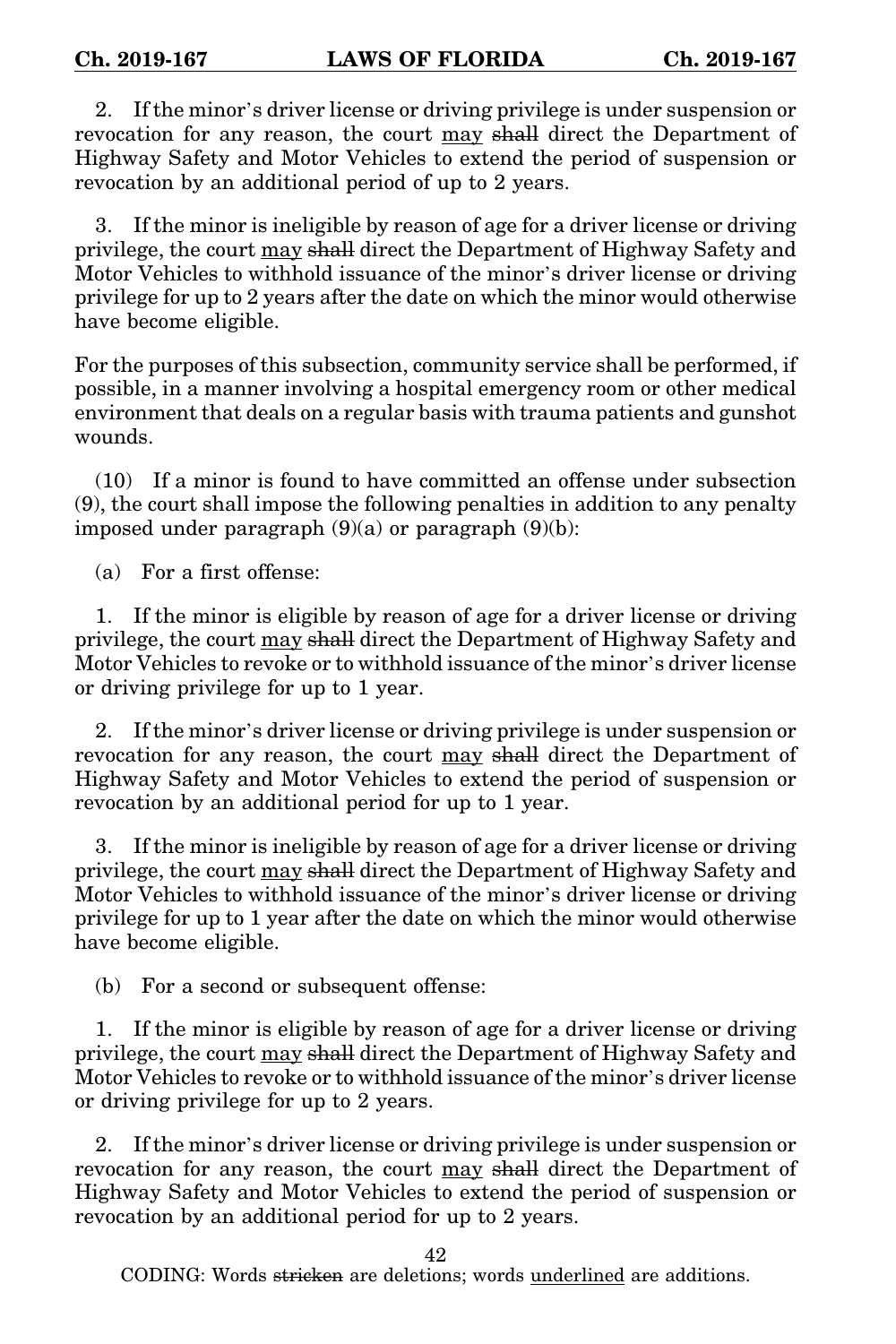2. If the minor's driver license or driving privilege is under suspension or revocation for any reason, the court <u>may</u> ~~shall~~ direct the Department of Highway Safety and Motor Vehicles to extend the period of suspension or revocation by an additional period of up to 2 years.

3. If the minor is ineligible by reason of age for a driver license or driving privilege, the court <u>may</u> ~~shall~~ direct the Department of Highway Safety and Motor Vehicles to withhold issuance of the minor's driver license or driving privilege for up to 2 years after the date on which the minor would otherwise have become eligible.

For the purposes of this subsection, community service shall be performed, if possible, in a manner involving a hospital emergency room or other medical environment that deals on a regular basis with trauma patients and gunshot wounds.

(10) If a minor is found to have committed an offense under subsection (9), the court shall impose the following penalties in addition to any penalty imposed under paragraph (9)(a) or paragraph (9)(b):

(a) For a first offense:

1. If the minor is eligible by reason of age for a driver license or driving privilege, the court <u>may</u> ~~shall~~ direct the Department of Highway Safety and Motor Vehicles to revoke or to withhold issuance of the minor's driver license or driving privilege for up to 1 year.

2. If the minor's driver license or driving privilege is under suspension or revocation for any reason, the court <u>may</u> ~~shall~~ direct the Department of Highway Safety and Motor Vehicles to extend the period of suspension or revocation by an additional period for up to 1 year.

3. If the minor is ineligible by reason of age for a driver license or driving privilege, the court <u>may</u> ~~shall~~ direct the Department of Highway Safety and Motor Vehicles to withhold issuance of the minor's driver license or driving privilege for up to 1 year after the date on which the minor would otherwise have become eligible.

(b) For a second or subsequent offense:

1. If the minor is eligible by reason of age for a driver license or driving privilege, the court <u>may</u> ~~shall~~ direct the Department of Highway Safety and Motor Vehicles to revoke or to withhold issuance of the minor's driver license or driving privilege for up to 2 years.

2. If the minor's driver license or driving privilege is under suspension or revocation for any reason, the court <u>may</u> ~~shall~~ direct the Department of Highway Safety and Motor Vehicles to extend the period of suspension or revocation by an additional period for up to 2 years.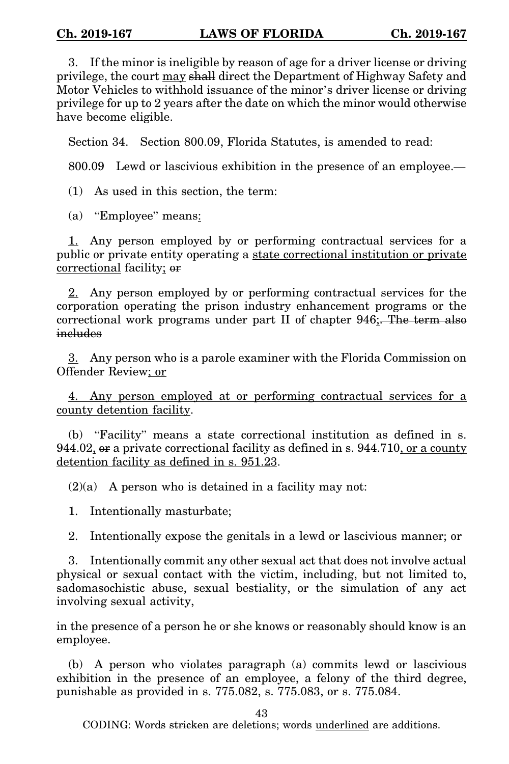3. If the minor is ineligible by reason of age for a driver license or driving privilege, the court may ~~shall~~ direct the Department of Highway Safety and Motor Vehicles to withhold issuance of the minor's driver license or driving privilege for up to 2 years after the date on which the minor would otherwise have become eligible.

Section 34. Section 800.09, Florida Statutes, is amended to read:

800.09 Lewd or lascivious exhibition in the presence of an employee.—

(1) As used in this section, the term:

(a) "Employee" means:

1. Any person employed by or performing contractual services for a public or private entity operating a state correctional institution or private correctional facility; ~~or~~

2. Any person employed by or performing contractual services for the corporation operating the prison industry enhancement programs or the correctional work programs under part II of chapter 946;~~. The term also includes~~

3. Any person who is a parole examiner with the Florida Commission on Offender Review; or

4. Any person employed at or performing contractual services for a county detention facility.

(b) "Facility" means a state correctional institution as defined in s. 944.02, ~~or~~ a private correctional facility as defined in s. 944.710, or a county detention facility as defined in s. 951.23.

(2)(a) A person who is detained in a facility may not:

1. Intentionally masturbate;

2. Intentionally expose the genitals in a lewd or lascivious manner; or

3. Intentionally commit any other sexual act that does not involve actual physical or sexual contact with the victim, including, but not limited to, sadomasochistic abuse, sexual bestiality, or the simulation of any act involving sexual activity,

in the presence of a person he or she knows or reasonably should know is an employee.

(b) A person who violates paragraph (a) commits lewd or lascivious exhibition in the presence of an employee, a felony of the third degree, punishable as provided in s. 775.082, s. 775.083, or s. 775.084.

CODING: Words ~~stricken~~ are deletions; words underlined are additions.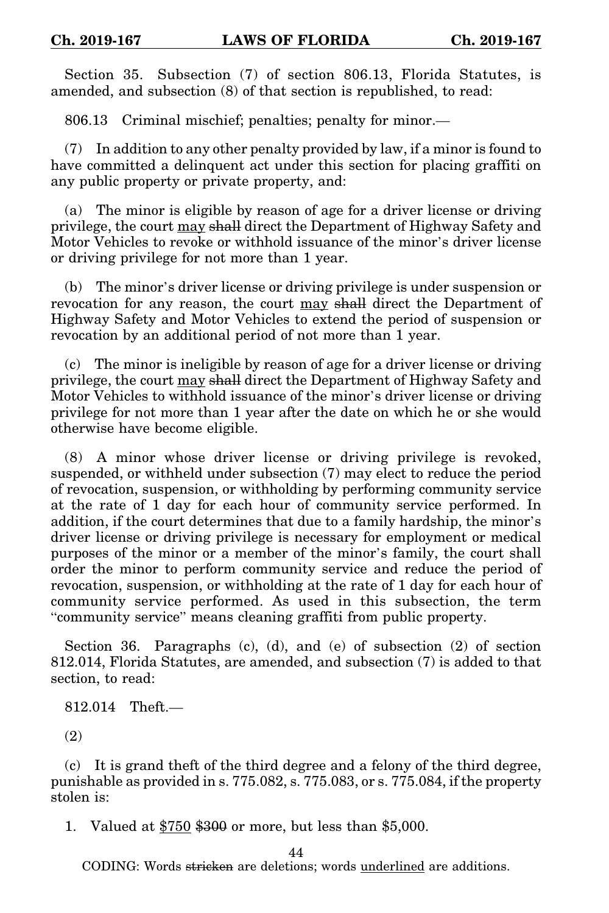Section 35. Subsection (7) of section 806.13, Florida Statutes, is amended, and subsection (8) of that section is republished, to read:

806.13 Criminal mischief; penalties; penalty for minor.—

(7) In addition to any other penalty provided by law, if a minor is found to have committed a delinquent act under this section for placing graffiti on any public property or private property, and:

(a) The minor is eligible by reason of age for a driver license or driving privilege, the court <u>may</u> ~~shall~~ direct the Department of Highway Safety and Motor Vehicles to revoke or withhold issuance of the minor's driver license or driving privilege for not more than 1 year.

(b) The minor's driver license or driving privilege is under suspension or revocation for any reason, the court <u>may</u> ~~shall~~ direct the Department of Highway Safety and Motor Vehicles to extend the period of suspension or revocation by an additional period of not more than 1 year.

(c) The minor is ineligible by reason of age for a driver license or driving privilege, the court <u>may</u> ~~shall~~ direct the Department of Highway Safety and Motor Vehicles to withhold issuance of the minor's driver license or driving privilege for not more than 1 year after the date on which he or she would otherwise have become eligible.

(8) A minor whose driver license or driving privilege is revoked, suspended, or withheld under subsection (7) may elect to reduce the period of revocation, suspension, or withholding by performing community service at the rate of 1 day for each hour of community service performed. In addition, if the court determines that due to a family hardship, the minor's driver license or driving privilege is necessary for employment or medical purposes of the minor or a member of the minor's family, the court shall order the minor to perform community service and reduce the period of revocation, suspension, or withholding at the rate of 1 day for each hour of community service performed. As used in this subsection, the term "community service" means cleaning graffiti from public property.

Section 36. Paragraphs (c), (d), and (e) of subsection (2) of section 812.014, Florida Statutes, are amended, and subsection (7) is added to that section, to read:

812.014 Theft.—

(2)

(c) It is grand theft of the third degree and a felony of the third degree, punishable as provided in s. 775.082, s. 775.083, or s. 775.084, if the property stolen is:

1. Valued at <u>$750</u> ~~$300~~ or more, but less than $5,000.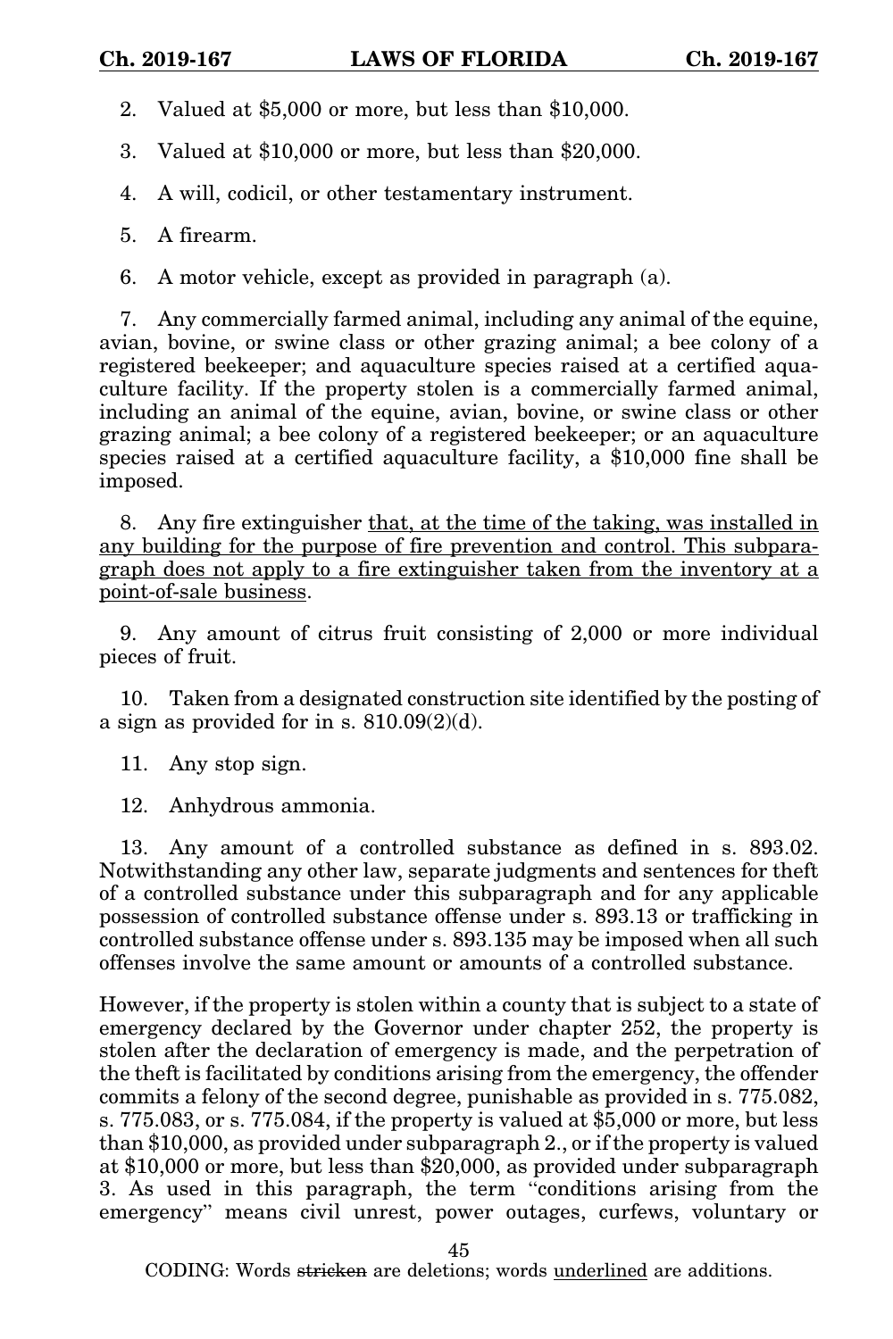2. Valued at $5,000 or more, but less than $10,000.

3. Valued at $10,000 or more, but less than $20,000.

4. A will, codicil, or other testamentary instrument.

5. A firearm.

6. A motor vehicle, except as provided in paragraph (a).

7. Any commercially farmed animal, including any animal of the equine, avian, bovine, or swine class or other grazing animal; a bee colony of a registered beekeeper; and aquaculture species raised at a certified aquaculture facility. If the property stolen is a commercially farmed animal, including an animal of the equine, avian, bovine, or swine class or other grazing animal; a bee colony of a registered beekeeper; or an aquaculture species raised at a certified aquaculture facility, a $10,000 fine shall be imposed.

8. Any fire extinguisher <u>that, at the time of the taking, was installed in any building for the purpose of fire prevention and control. This subparagraph does not apply to a fire extinguisher taken from the inventory at a point-of-sale business</u>.

9. Any amount of citrus fruit consisting of 2,000 or more individual pieces of fruit.

10. Taken from a designated construction site identified by the posting of a sign as provided for in s. 810.09(2)(d).

11. Any stop sign.

12. Anhydrous ammonia.

13. Any amount of a controlled substance as defined in s. 893.02. Notwithstanding any other law, separate judgments and sentences for theft of a controlled substance under this subparagraph and for any applicable possession of controlled substance offense under s. 893.13 or trafficking in controlled substance offense under s. 893.135 may be imposed when all such offenses involve the same amount or amounts of a controlled substance.

However, if the property is stolen within a county that is subject to a state of emergency declared by the Governor under chapter 252, the property is stolen after the declaration of emergency is made, and the perpetration of the theft is facilitated by conditions arising from the emergency, the offender commits a felony of the second degree, punishable as provided in s. 775.082, s. 775.083, or s. 775.084, if the property is valued at $5,000 or more, but less than $10,000, as provided under subparagraph 2., or if the property is valued at $10,000 or more, but less than $20,000, as provided under subparagraph 3. As used in this paragraph, the term "conditions arising from the emergency" means civil unrest, power outages, curfews, voluntary or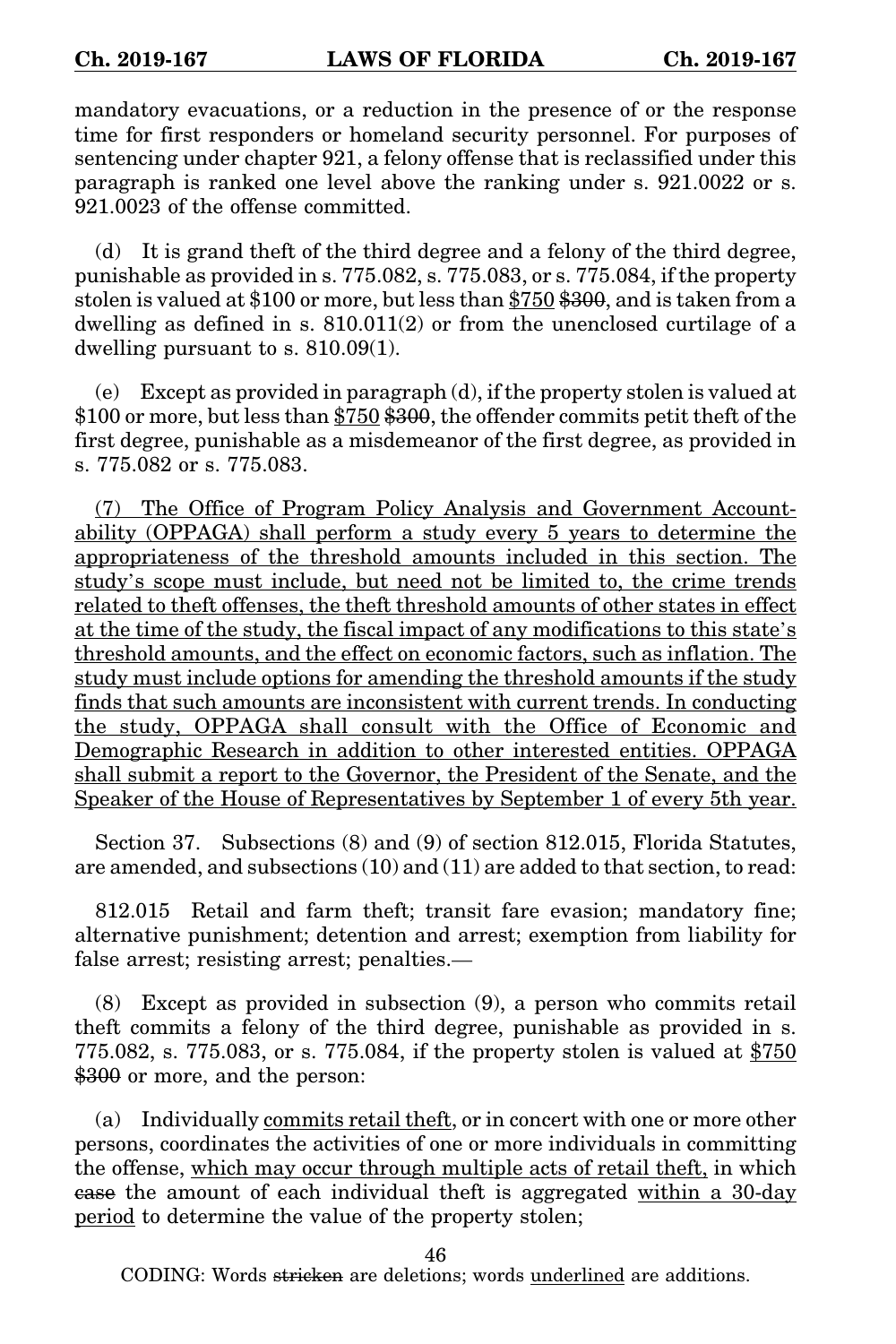mandatory evacuations, or a reduction in the presence of or the response time for first responders or homeland security personnel. For purposes of sentencing under chapter 921, a felony offense that is reclassified under this paragraph is ranked one level above the ranking under s. 921.0022 or s. 921.0023 of the offense committed.

(d) It is grand theft of the third degree and a felony of the third degree, punishable as provided in s. 775.082, s. 775.083, or s. 775.084, if the property stolen is valued at $100 or more, but less than <u>$750</u> ~~$300~~, and is taken from a dwelling as defined in s. 810.011(2) or from the unenclosed curtilage of a dwelling pursuant to s. 810.09(1).

(e) Except as provided in paragraph (d), if the property stolen is valued at $100 or more, but less than <u>$750</u> ~~$300~~, the offender commits petit theft of the first degree, punishable as a misdemeanor of the first degree, as provided in s. 775.082 or s. 775.083.

<u>(7) The Office of Program Policy Analysis and Government Accountability (OPPAGA) shall perform a study every 5 years to determine the appropriateness of the threshold amounts included in this section. The study's scope must include, but need not be limited to, the crime trends related to theft offenses, the theft threshold amounts of other states in effect at the time of the study, the fiscal impact of any modifications to this state's threshold amounts, and the effect on economic factors, such as inflation. The study must include options for amending the threshold amounts if the study finds that such amounts are inconsistent with current trends. In conducting the study, OPPAGA shall consult with the Office of Economic and Demographic Research in addition to other interested entities. OPPAGA shall submit a report to the Governor, the President of the Senate, and the Speaker of the House of Representatives by September 1 of every 5th year.</u>

Section 37. Subsections (8) and (9) of section 812.015, Florida Statutes, are amended, and subsections (10) and (11) are added to that section, to read:

812.015 Retail and farm theft; transit fare evasion; mandatory fine; alternative punishment; detention and arrest; exemption from liability for false arrest; resisting arrest; penalties.—

(8) Except as provided in subsection (9), a person who commits retail theft commits a felony of the third degree, punishable as provided in s. 775.082, s. 775.083, or s. 775.084, if the property stolen is valued at <u>$750</u> ~~$300~~ or more, and the person:

(a) Individually <u>commits retail theft</u>, or in concert with one or more other persons, coordinates the activities of one or more individuals in committing the offense, <u>which may occur through multiple acts of retail theft,</u> in which ~~case~~ the amount of each individual theft is aggregated <u>within a 30-day period</u> to determine the value of the property stolen;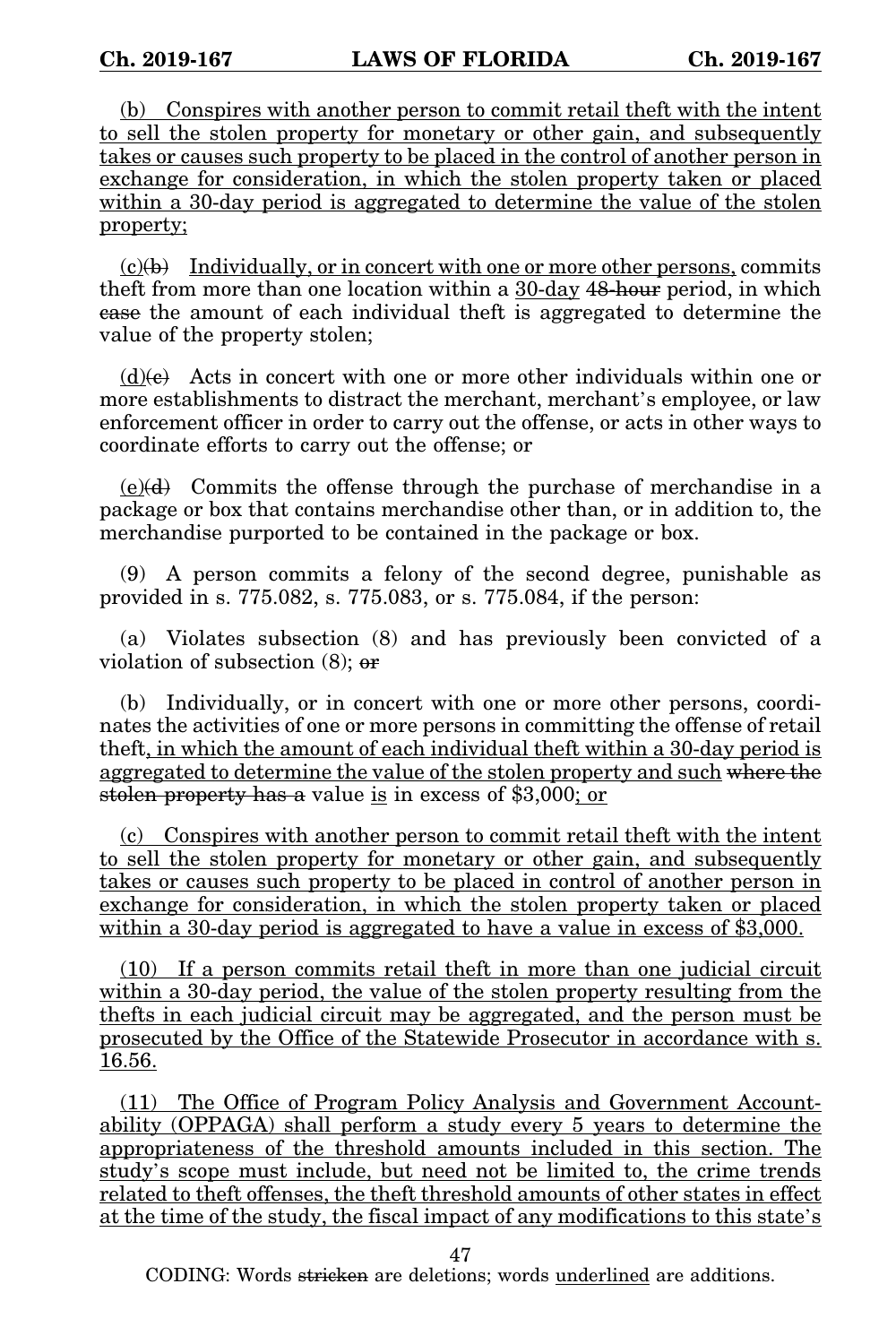(b) Conspires with another person to commit retail theft with the intent to sell the stolen property for monetary or other gain, and subsequently takes or causes such property to be placed in the control of another person in exchange for consideration, in which the stolen property taken or placed within a 30-day period is aggregated to determine the value of the stolen property;

(c)~~(b)~~ Individually, or in concert with one or more other persons, commits theft from more than one location within a 30-day ~~48-hour~~ period, in which ~~case~~ the amount of each individual theft is aggregated to determine the value of the property stolen;

(d)~~(c)~~ Acts in concert with one or more other individuals within one or more establishments to distract the merchant, merchant's employee, or law enforcement officer in order to carry out the offense, or acts in other ways to coordinate efforts to carry out the offense; or

(e)~~(d)~~ Commits the offense through the purchase of merchandise in a package or box that contains merchandise other than, or in addition to, the merchandise purported to be contained in the package or box.

(9) A person commits a felony of the second degree, punishable as provided in s. 775.082, s. 775.083, or s. 775.084, if the person:

(a) Violates subsection (8) and has previously been convicted of a violation of subsection (8); ~~or~~

(b) Individually, or in concert with one or more other persons, coordinates the activities of one or more persons in committing the offense of retail theft, in which the amount of each individual theft within a 30-day period is aggregated to determine the value of the stolen property and such ~~where the stolen property has a~~ value is in excess of $3,000; or

(c) Conspires with another person to commit retail theft with the intent to sell the stolen property for monetary or other gain, and subsequently takes or causes such property to be placed in control of another person in exchange for consideration, in which the stolen property taken or placed within a 30-day period is aggregated to have a value in excess of $3,000.

(10) If a person commits retail theft in more than one judicial circuit within a 30-day period, the value of the stolen property resulting from the thefts in each judicial circuit may be aggregated, and the person must be prosecuted by the Office of the Statewide Prosecutor in accordance with s. 16.56.

(11) The Office of Program Policy Analysis and Government Accountability (OPPAGA) shall perform a study every 5 years to determine the appropriateness of the threshold amounts included in this section. The study's scope must include, but need not be limited to, the crime trends related to theft offenses, the theft threshold amounts of other states in effect at the time of the study, the fiscal impact of any modifications to this state's

CODING: Words ~~stricken~~ are deletions; words underlined are additions.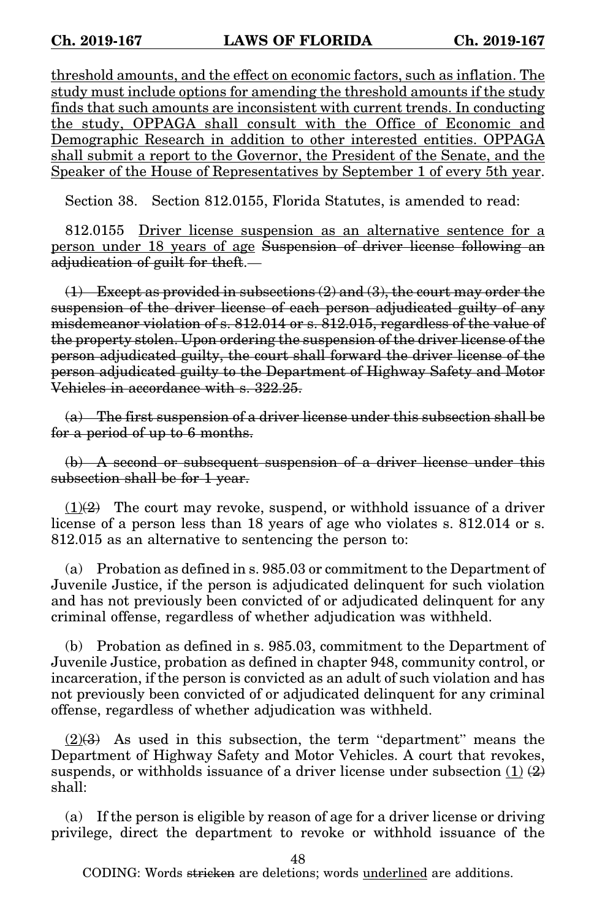threshold amounts, and the effect on economic factors, such as inflation. The study must include options for amending the threshold amounts if the study finds that such amounts are inconsistent with current trends. In conducting the study, OPPAGA shall consult with the Office of Economic and Demographic Research in addition to other interested entities. OPPAGA shall submit a report to the Governor, the President of the Senate, and the Speaker of the House of Representatives by September 1 of every 5th year.

Section 38. Section 812.0155, Florida Statutes, is amended to read:

812.0155 Driver license suspension as an alternative sentence for a person under 18 years of age ~~Suspension of driver license following an adjudication of guilt for theft~~.—

~~(1) Except as provided in subsections (2) and (3), the court may order the suspension of the driver license of each person adjudicated guilty of any misdemeanor violation of s. 812.014 or s. 812.015, regardless of the value of the property stolen. Upon ordering the suspension of the driver license of the person adjudicated guilty, the court shall forward the driver license of the person adjudicated guilty to the Department of Highway Safety and Motor Vehicles in accordance with s. 322.25.~~

~~(a) The first suspension of a driver license under this subsection shall be for a period of up to 6 months.~~

~~(b) A second or subsequent suspension of a driver license under this subsection shall be for 1 year.~~

(1)~~(2)~~ The court may revoke, suspend, or withhold issuance of a driver license of a person less than 18 years of age who violates s. 812.014 or s. 812.015 as an alternative to sentencing the person to:

(a) Probation as defined in s. 985.03 or commitment to the Department of Juvenile Justice, if the person is adjudicated delinquent for such violation and has not previously been convicted of or adjudicated delinquent for any criminal offense, regardless of whether adjudication was withheld.

(b) Probation as defined in s. 985.03, commitment to the Department of Juvenile Justice, probation as defined in chapter 948, community control, or incarceration, if the person is convicted as an adult of such violation and has not previously been convicted of or adjudicated delinquent for any criminal offense, regardless of whether adjudication was withheld.

(2)~~(3)~~ As used in this subsection, the term "department" means the Department of Highway Safety and Motor Vehicles. A court that revokes, suspends, or withholds issuance of a driver license under subsection (1) ~~(2)~~ shall:

(a) If the person is eligible by reason of age for a driver license or driving privilege, direct the department to revoke or withhold issuance of the

CODING: Words ~~stricken~~ are deletions; words underlined are additions.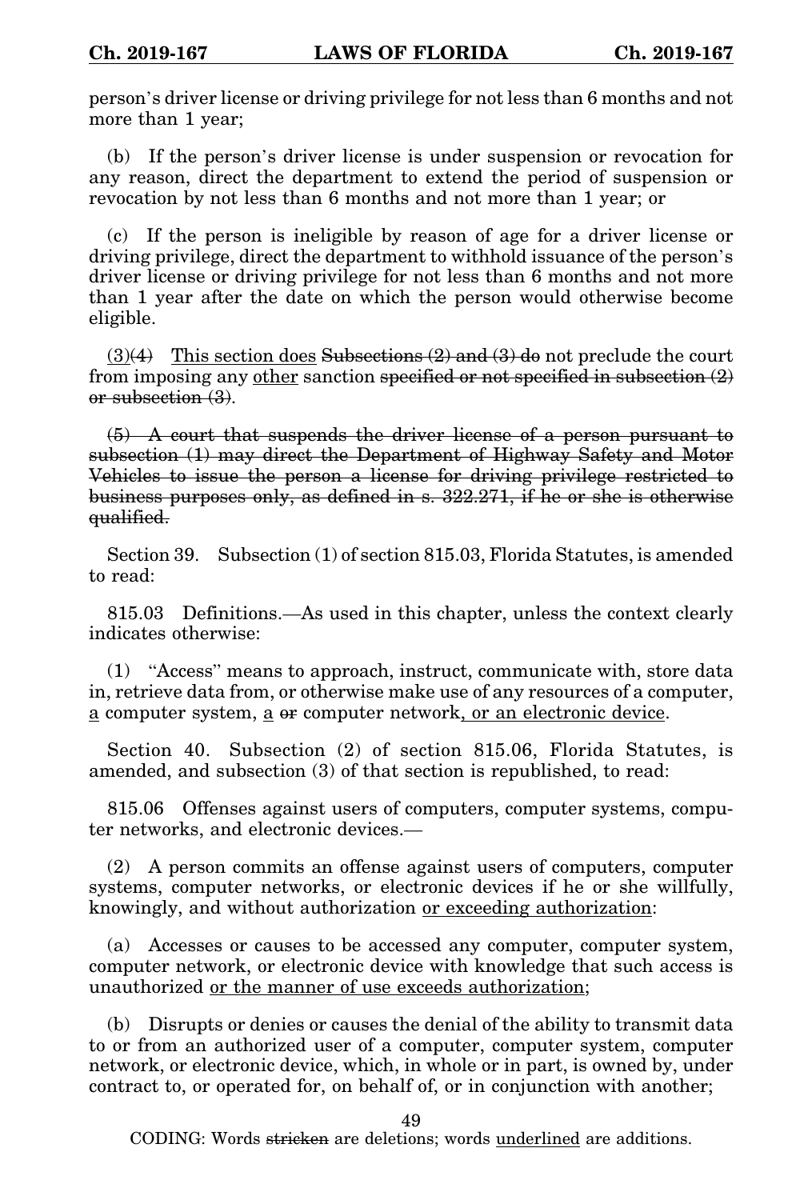person's driver license or driving privilege for not less than 6 months and not more than 1 year;

(b) If the person's driver license is under suspension or revocation for any reason, direct the department to extend the period of suspension or revocation by not less than 6 months and not more than 1 year; or

(c) If the person is ineligible by reason of age for a driver license or driving privilege, direct the department to withhold issuance of the person's driver license or driving privilege for not less than 6 months and not more than 1 year after the date on which the person would otherwise become eligible.

<u>(3)</u>~~(4)~~ <u>This section does</u> ~~Subsections (2) and (3) do~~ not preclude the court from imposing any <u>other</u> sanction ~~specified or not specified in subsection (2) or subsection (3)~~.

~~(5) A court that suspends the driver license of a person pursuant to subsection (1) may direct the Department of Highway Safety and Motor Vehicles to issue the person a license for driving privilege restricted to business purposes only, as defined in s. 322.271, if he or she is otherwise qualified.~~

Section 39. Subsection (1) of section 815.03, Florida Statutes, is amended to read:

815.03 Definitions.—As used in this chapter, unless the context clearly indicates otherwise:

(1) "Access" means to approach, instruct, communicate with, store data in, retrieve data from, or otherwise make use of any resources of a computer, <u>a</u> computer system, <u>a</u> ~~or~~ computer network<u>, or an electronic device</u>.

Section 40. Subsection (2) of section 815.06, Florida Statutes, is amended, and subsection (3) of that section is republished, to read:

815.06 Offenses against users of computers, computer systems, computer networks, and electronic devices.—

(2) A person commits an offense against users of computers, computer systems, computer networks, or electronic devices if he or she willfully, knowingly, and without authorization <u>or exceeding authorization</u>:

(a) Accesses or causes to be accessed any computer, computer system, computer network, or electronic device with knowledge that such access is unauthorized <u>or the manner of use exceeds authorization</u>;

(b) Disrupts or denies or causes the denial of the ability to transmit data to or from an authorized user of a computer, computer system, computer network, or electronic device, which, in whole or in part, is owned by, under contract to, or operated for, on behalf of, or in conjunction with another;

CODING: Words ~~stricken~~ are deletions; words <u>underlined</u> are additions.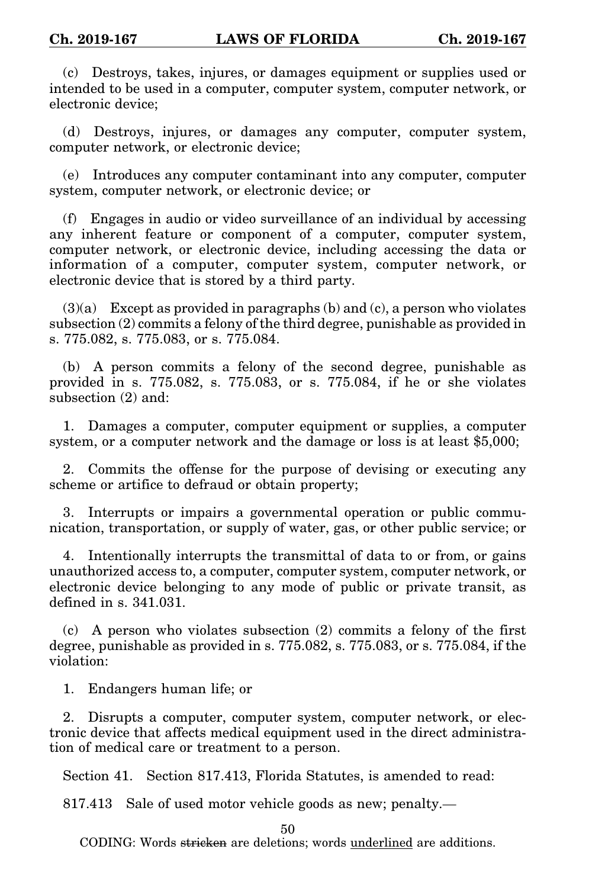(c) Destroys, takes, injures, or damages equipment or supplies used or intended to be used in a computer, computer system, computer network, or electronic device;

(d) Destroys, injures, or damages any computer, computer system, computer network, or electronic device;

(e) Introduces any computer contaminant into any computer, computer system, computer network, or electronic device; or

(f) Engages in audio or video surveillance of an individual by accessing any inherent feature or component of a computer, computer system, computer network, or electronic device, including accessing the data or information of a computer, computer system, computer network, or electronic device that is stored by a third party.

(3)(a) Except as provided in paragraphs (b) and (c), a person who violates subsection (2) commits a felony of the third degree, punishable as provided in s. 775.082, s. 775.083, or s. 775.084.

(b) A person commits a felony of the second degree, punishable as provided in s. 775.082, s. 775.083, or s. 775.084, if he or she violates subsection (2) and:

1. Damages a computer, computer equipment or supplies, a computer system, or a computer network and the damage or loss is at least $5,000;

2. Commits the offense for the purpose of devising or executing any scheme or artifice to defraud or obtain property;

3. Interrupts or impairs a governmental operation or public communication, transportation, or supply of water, gas, or other public service; or

4. Intentionally interrupts the transmittal of data to or from, or gains unauthorized access to, a computer, computer system, computer network, or electronic device belonging to any mode of public or private transit, as defined in s. 341.031.

(c) A person who violates subsection (2) commits a felony of the first degree, punishable as provided in s. 775.082, s. 775.083, or s. 775.084, if the violation:

1. Endangers human life; or

2. Disrupts a computer, computer system, computer network, or electronic device that affects medical equipment used in the direct administration of medical care or treatment to a person.

Section 41. Section 817.413, Florida Statutes, is amended to read:

817.413 Sale of used motor vehicle goods as new; penalty.—

CODING: Words ~~stricken~~ are deletions; words underlined are additions.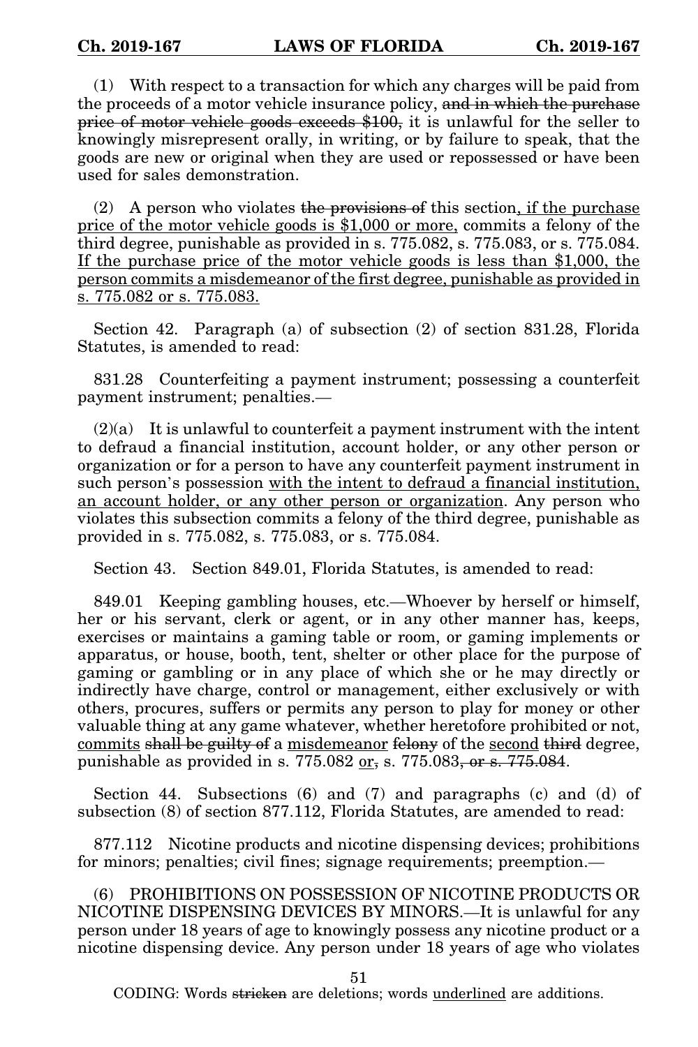(1) With respect to a transaction for which any charges will be paid from the proceeds of a motor vehicle insurance policy, ~~and in which the purchase price of motor vehicle goods exceeds $100,~~ it is unlawful for the seller to knowingly misrepresent orally, in writing, or by failure to speak, that the goods are new or original when they are used or repossessed or have been used for sales demonstration.

(2) A person who violates ~~the provisions of~~ this section<u>, if the purchase price of the motor vehicle goods is $1,000 or more,</u> commits a felony of the third degree, punishable as provided in s. 775.082, s. 775.083, or s. 775.084. <u>If the purchase price of the motor vehicle goods is less than $1,000, the person commits a misdemeanor of the first degree, punishable as provided in s. 775.082 or s. 775.083.</u>

Section 42. Paragraph (a) of subsection (2) of section 831.28, Florida Statutes, is amended to read:

831.28 Counterfeiting a payment instrument; possessing a counterfeit payment instrument; penalties.—

(2)(a) It is unlawful to counterfeit a payment instrument with the intent to defraud a financial institution, account holder, or any other person or organization or for a person to have any counterfeit payment instrument in such person's possession <u>with the intent to defraud a financial institution, an account holder, or any other person or organization</u>. Any person who violates this subsection commits a felony of the third degree, punishable as provided in s. 775.082, s. 775.083, or s. 775.084.

Section 43. Section 849.01, Florida Statutes, is amended to read:

849.01 Keeping gambling houses, etc.—Whoever by herself or himself, her or his servant, clerk or agent, or in any other manner has, keeps, exercises or maintains a gaming table or room, or gaming implements or apparatus, or house, booth, tent, shelter or other place for the purpose of gaming or gambling or in any place of which she or he may directly or indirectly have charge, control or management, either exclusively or with others, procures, suffers or permits any person to play for money or other valuable thing at any game whatever, whether heretofore prohibited or not, <u>commits</u> ~~shall be guilty of~~ a <u>misdemeanor</u> ~~felony~~ of the <u>second</u> ~~third~~ degree, punishable as provided in s. 775.082 <u>or</u>~~,~~ s. 775.083~~, or s. 775.084~~.

Section 44. Subsections (6) and (7) and paragraphs (c) and (d) of subsection (8) of section 877.112, Florida Statutes, are amended to read:

877.112 Nicotine products and nicotine dispensing devices; prohibitions for minors; penalties; civil fines; signage requirements; preemption.—

(6) PROHIBITIONS ON POSSESSION OF NICOTINE PRODUCTS OR NICOTINE DISPENSING DEVICES BY MINORS.—It is unlawful for any person under 18 years of age to knowingly possess any nicotine product or a nicotine dispensing device. Any person under 18 years of age who violates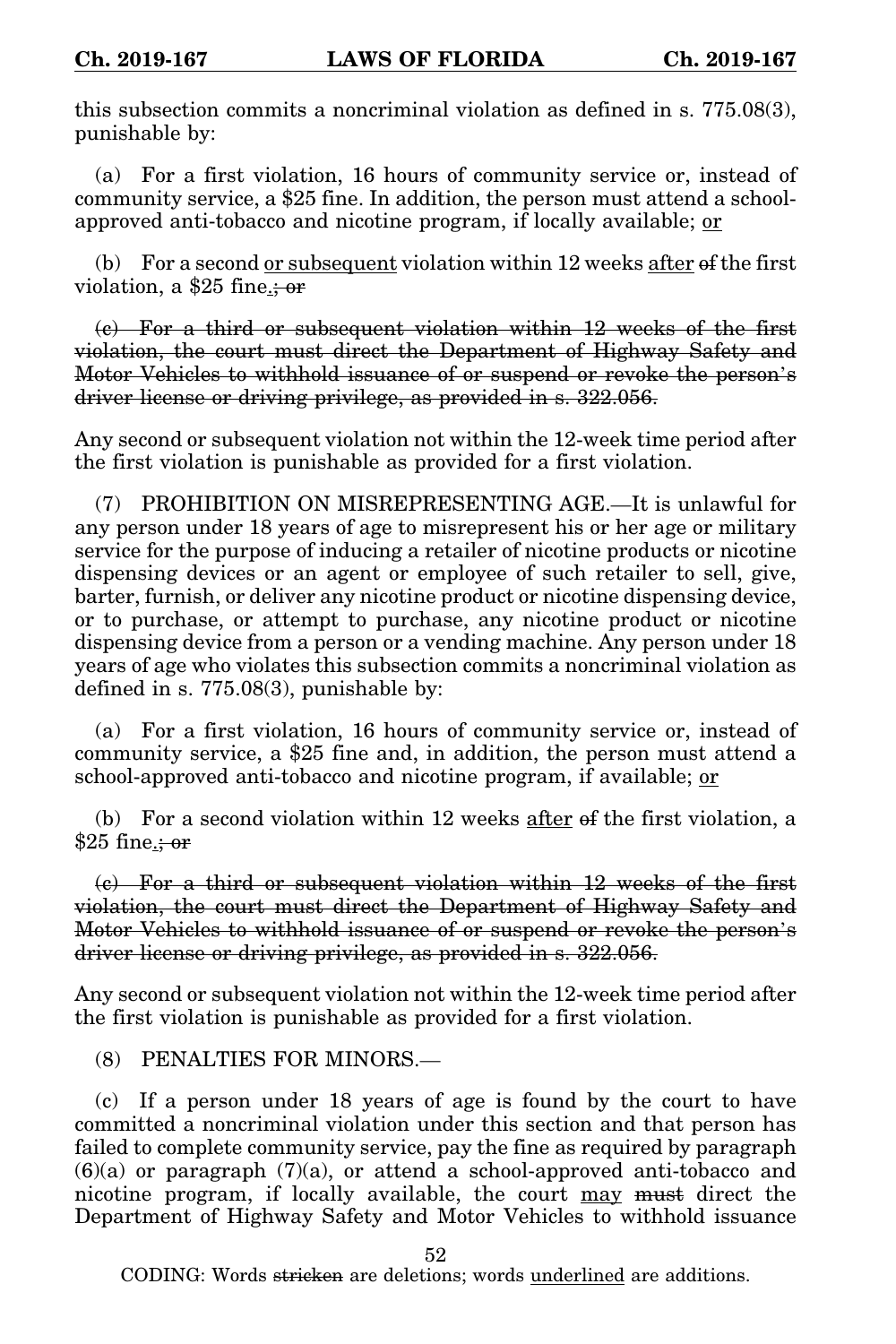this subsection commits a noncriminal violation as defined in s. 775.08(3), punishable by:

(a) For a first violation, 16 hours of community service or, instead of community service, a $25 fine. In addition, the person must attend a school-approved anti-tobacco and nicotine program, if locally available; <u>or</u>

(b) For a second <u>or subsequent</u> violation within 12 weeks <u>after</u> ~~of~~ the first violation, a $25 fine<u>.</u>~~; or~~

~~(c) For a third or subsequent violation within 12 weeks of the first violation, the court must direct the Department of Highway Safety and Motor Vehicles to withhold issuance of or suspend or revoke the person's driver license or driving privilege, as provided in s. 322.056.~~

Any second or subsequent violation not within the 12-week time period after the first violation is punishable as provided for a first violation.

(7) PROHIBITION ON MISREPRESENTING AGE.—It is unlawful for any person under 18 years of age to misrepresent his or her age or military service for the purpose of inducing a retailer of nicotine products or nicotine dispensing devices or an agent or employee of such retailer to sell, give, barter, furnish, or deliver any nicotine product or nicotine dispensing device, or to purchase, or attempt to purchase, any nicotine product or nicotine dispensing device from a person or a vending machine. Any person under 18 years of age who violates this subsection commits a noncriminal violation as defined in s. 775.08(3), punishable by:

(a) For a first violation, 16 hours of community service or, instead of community service, a $25 fine and, in addition, the person must attend a school-approved anti-tobacco and nicotine program, if available; <u>or</u>

(b) For a second violation within 12 weeks <u>after</u> ~~of~~ the first violation, a $25 fine<u>.</u>~~; or~~

~~(c) For a third or subsequent violation within 12 weeks of the first violation, the court must direct the Department of Highway Safety and Motor Vehicles to withhold issuance of or suspend or revoke the person's driver license or driving privilege, as provided in s. 322.056.~~

Any second or subsequent violation not within the 12-week time period after the first violation is punishable as provided for a first violation.

(8) PENALTIES FOR MINORS.—

(c) If a person under 18 years of age is found by the court to have committed a noncriminal violation under this section and that person has failed to complete community service, pay the fine as required by paragraph (6)(a) or paragraph (7)(a), or attend a school-approved anti-tobacco and nicotine program, if locally available, the court <u>may</u> ~~must~~ direct the Department of Highway Safety and Motor Vehicles to withhold issuance

CODING: Words ~~stricken~~ are deletions; words <u>underlined</u> are additions.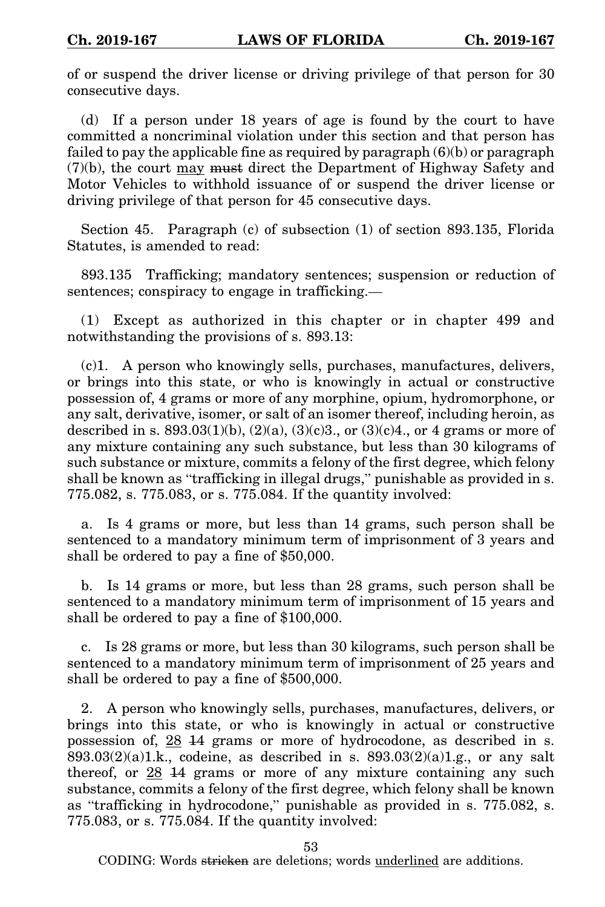of or suspend the driver license or driving privilege of that person for 30 consecutive days.

(d) If a person under 18 years of age is found by the court to have committed a noncriminal violation under this section and that person has failed to pay the applicable fine as required by paragraph (6)(b) or paragraph (7)(b), the court <u>may</u> ~~must~~ direct the Department of Highway Safety and Motor Vehicles to withhold issuance of or suspend the driver license or driving privilege of that person for 45 consecutive days.

Section 45. Paragraph (c) of subsection (1) of section 893.135, Florida Statutes, is amended to read:

893.135 Trafficking; mandatory sentences; suspension or reduction of sentences; conspiracy to engage in trafficking.—

(1) Except as authorized in this chapter or in chapter 499 and notwithstanding the provisions of s. 893.13:

(c)1. A person who knowingly sells, purchases, manufactures, delivers, or brings into this state, or who is knowingly in actual or constructive possession of, 4 grams or more of any morphine, opium, hydromorphone, or any salt, derivative, isomer, or salt of an isomer thereof, including heroin, as described in s. 893.03(1)(b), (2)(a), (3)(c)3., or (3)(c)4., or 4 grams or more of any mixture containing any such substance, but less than 30 kilograms of such substance or mixture, commits a felony of the first degree, which felony shall be known as "trafficking in illegal drugs," punishable as provided in s. 775.082, s. 775.083, or s. 775.084. If the quantity involved:

a. Is 4 grams or more, but less than 14 grams, such person shall be sentenced to a mandatory minimum term of imprisonment of 3 years and shall be ordered to pay a fine of $50,000.

b. Is 14 grams or more, but less than 28 grams, such person shall be sentenced to a mandatory minimum term of imprisonment of 15 years and shall be ordered to pay a fine of $100,000.

c. Is 28 grams or more, but less than 30 kilograms, such person shall be sentenced to a mandatory minimum term of imprisonment of 25 years and shall be ordered to pay a fine of $500,000.

2. A person who knowingly sells, purchases, manufactures, delivers, or brings into this state, or who is knowingly in actual or constructive possession of, <u>28</u> ~~14~~ grams or more of hydrocodone, as described in s. 893.03(2)(a)1.k., codeine, as described in s. 893.03(2)(a)1.g., or any salt thereof, or <u>28</u> ~~14~~ grams or more of any mixture containing any such substance, commits a felony of the first degree, which felony shall be known as "trafficking in hydrocodone," punishable as provided in s. 775.082, s. 775.083, or s. 775.084. If the quantity involved:

CODING: Words ~~stricken~~ are deletions; words <u>underlined</u> are additions.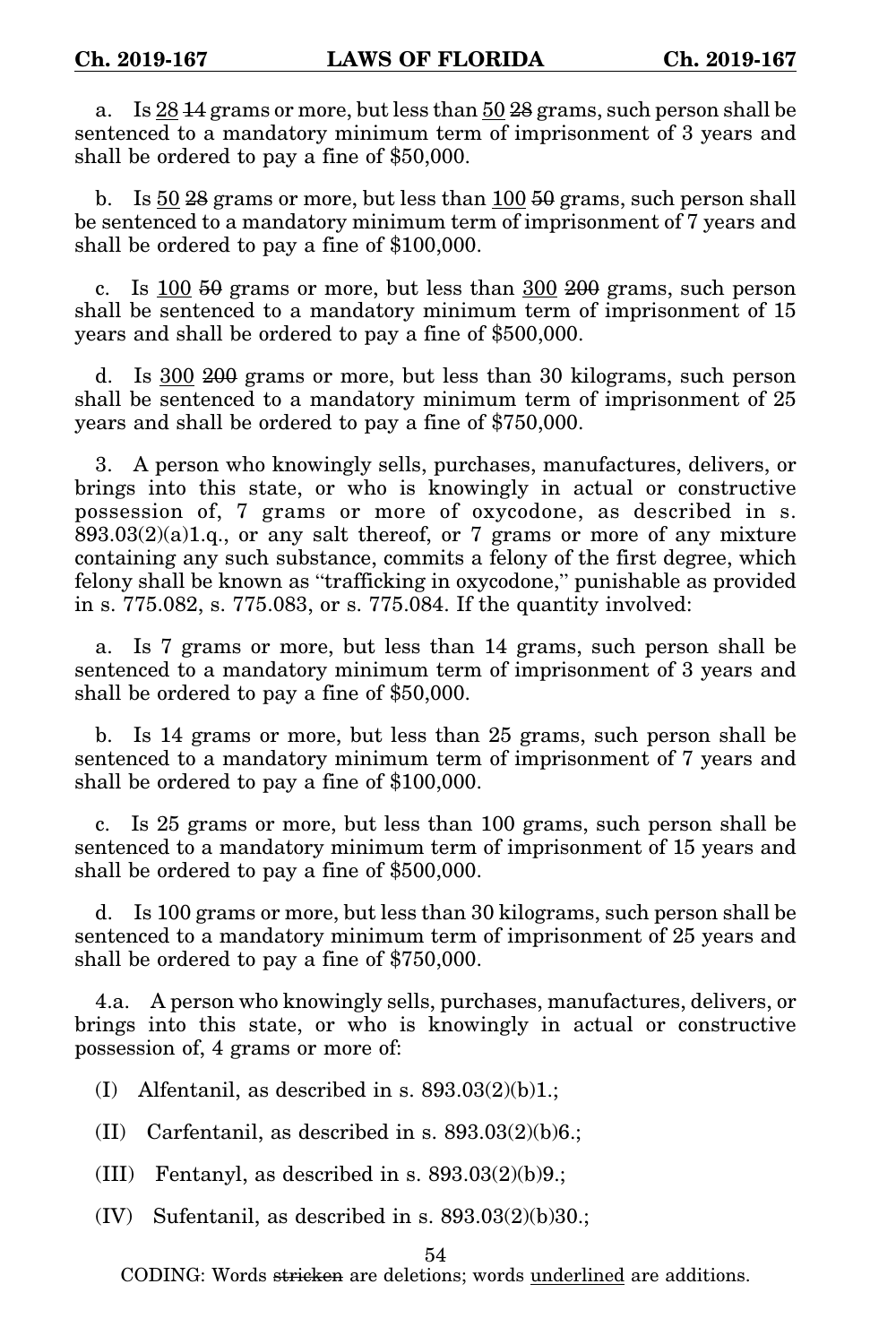a. Is <u>28</u> ~~14~~ grams or more, but less than <u>50</u> ~~28~~ grams, such person shall be sentenced to a mandatory minimum term of imprisonment of 3 years and shall be ordered to pay a fine of $50,000.

b. Is <u>50</u> ~~28~~ grams or more, but less than <u>100</u> ~~50~~ grams, such person shall be sentenced to a mandatory minimum term of imprisonment of 7 years and shall be ordered to pay a fine of $100,000.

c. Is <u>100</u> ~~50~~ grams or more, but less than <u>300</u> ~~200~~ grams, such person shall be sentenced to a mandatory minimum term of imprisonment of 15 years and shall be ordered to pay a fine of $500,000.

d. Is <u>300</u> ~~200~~ grams or more, but less than 30 kilograms, such person shall be sentenced to a mandatory minimum term of imprisonment of 25 years and shall be ordered to pay a fine of $750,000.

3. A person who knowingly sells, purchases, manufactures, delivers, or brings into this state, or who is knowingly in actual or constructive possession of, 7 grams or more of oxycodone, as described in s. 893.03(2)(a)1.q., or any salt thereof, or 7 grams or more of any mixture containing any such substance, commits a felony of the first degree, which felony shall be known as "trafficking in oxycodone," punishable as provided in s. 775.082, s. 775.083, or s. 775.084. If the quantity involved:

a. Is 7 grams or more, but less than 14 grams, such person shall be sentenced to a mandatory minimum term of imprisonment of 3 years and shall be ordered to pay a fine of $50,000.

b. Is 14 grams or more, but less than 25 grams, such person shall be sentenced to a mandatory minimum term of imprisonment of 7 years and shall be ordered to pay a fine of $100,000.

c. Is 25 grams or more, but less than 100 grams, such person shall be sentenced to a mandatory minimum term of imprisonment of 15 years and shall be ordered to pay a fine of $500,000.

d. Is 100 grams or more, but less than 30 kilograms, such person shall be sentenced to a mandatory minimum term of imprisonment of 25 years and shall be ordered to pay a fine of $750,000.

4.a. A person who knowingly sells, purchases, manufactures, delivers, or brings into this state, or who is knowingly in actual or constructive possession of, 4 grams or more of:

(I) Alfentanil, as described in s. 893.03(2)(b)1.;

(II) Carfentanil, as described in s. 893.03(2)(b)6.;

(III) Fentanyl, as described in s. 893.03(2)(b)9.;

(IV) Sufentanil, as described in s. 893.03(2)(b)30.;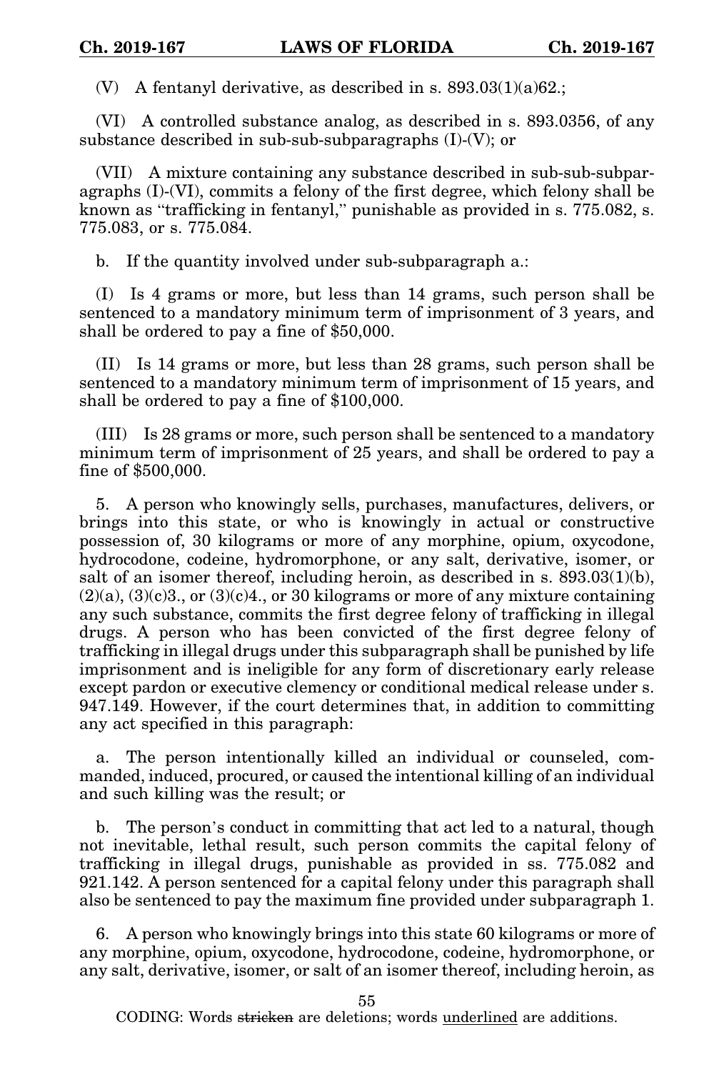(V) A fentanyl derivative, as described in s. 893.03(1)(a)62.;

(VI) A controlled substance analog, as described in s. 893.0356, of any substance described in sub-sub-subparagraphs (I)-(V); or

(VII) A mixture containing any substance described in sub-sub-subparagraphs (I)-(VI), commits a felony of the first degree, which felony shall be known as "trafficking in fentanyl," punishable as provided in s. 775.082, s. 775.083, or s. 775.084.

b. If the quantity involved under sub-subparagraph a.:

(I) Is 4 grams or more, but less than 14 grams, such person shall be sentenced to a mandatory minimum term of imprisonment of 3 years, and shall be ordered to pay a fine of $50,000.

(II) Is 14 grams or more, but less than 28 grams, such person shall be sentenced to a mandatory minimum term of imprisonment of 15 years, and shall be ordered to pay a fine of $100,000.

(III) Is 28 grams or more, such person shall be sentenced to a mandatory minimum term of imprisonment of 25 years, and shall be ordered to pay a fine of $500,000.

5. A person who knowingly sells, purchases, manufactures, delivers, or brings into this state, or who is knowingly in actual or constructive possession of, 30 kilograms or more of any morphine, opium, oxycodone, hydrocodone, codeine, hydromorphone, or any salt, derivative, isomer, or salt of an isomer thereof, including heroin, as described in s. 893.03(1)(b), (2)(a), (3)(c)3., or (3)(c)4., or 30 kilograms or more of any mixture containing any such substance, commits the first degree felony of trafficking in illegal drugs. A person who has been convicted of the first degree felony of trafficking in illegal drugs under this subparagraph shall be punished by life imprisonment and is ineligible for any form of discretionary early release except pardon or executive clemency or conditional medical release under s. 947.149. However, if the court determines that, in addition to committing any act specified in this paragraph:

a. The person intentionally killed an individual or counseled, commanded, induced, procured, or caused the intentional killing of an individual and such killing was the result; or

b. The person's conduct in committing that act led to a natural, though not inevitable, lethal result, such person commits the capital felony of trafficking in illegal drugs, punishable as provided in ss. 775.082 and 921.142. A person sentenced for a capital felony under this paragraph shall also be sentenced to pay the maximum fine provided under subparagraph 1.

6. A person who knowingly brings into this state 60 kilograms or more of any morphine, opium, oxycodone, hydrocodone, codeine, hydromorphone, or any salt, derivative, isomer, or salt of an isomer thereof, including heroin, as

CODING: Words ~~stricken~~ are deletions; words underlined are additions.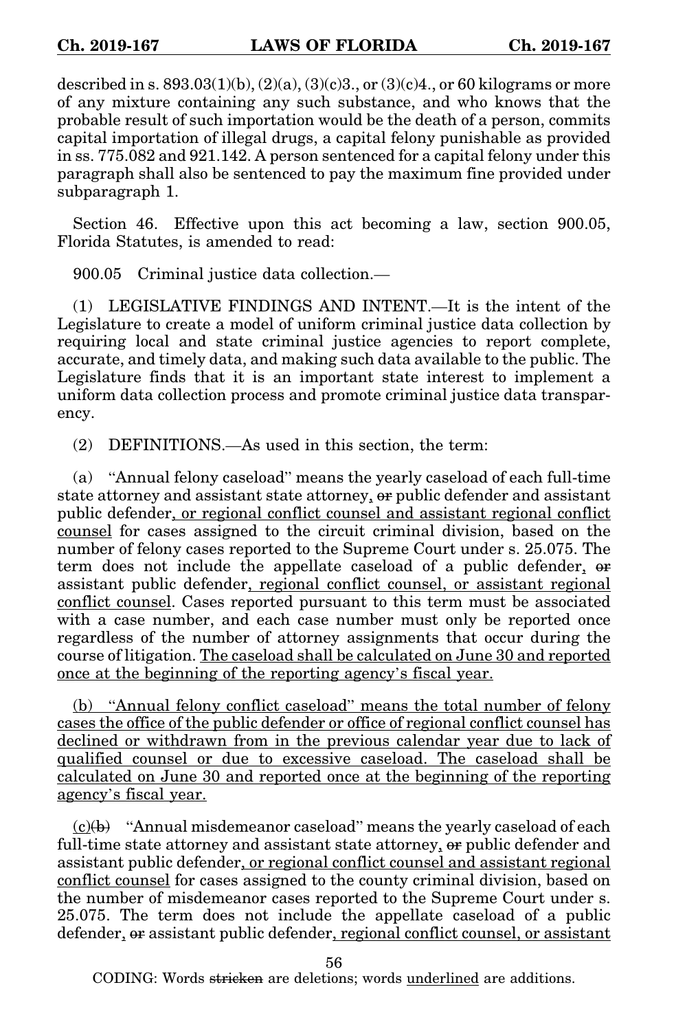described in s. 893.03(1)(b), (2)(a), (3)(c)3., or (3)(c)4., or 60 kilograms or more of any mixture containing any such substance, and who knows that the probable result of such importation would be the death of a person, commits capital importation of illegal drugs, a capital felony punishable as provided in ss. 775.082 and 921.142. A person sentenced for a capital felony under this paragraph shall also be sentenced to pay the maximum fine provided under subparagraph 1.

Section 46. Effective upon this act becoming a law, section 900.05, Florida Statutes, is amended to read:

900.05 Criminal justice data collection.—

(1) LEGISLATIVE FINDINGS AND INTENT.—It is the intent of the Legislature to create a model of uniform criminal justice data collection by requiring local and state criminal justice agencies to report complete, accurate, and timely data, and making such data available to the public. The Legislature finds that it is an important state interest to implement a uniform data collection process and promote criminal justice data transparency.

(2) DEFINITIONS.—As used in this section, the term:

(a) "Annual felony caseload" means the yearly caseload of each full-time state attorney and assistant state attorney, ~~or~~ public defender and assistant public defender, or regional conflict counsel and assistant regional conflict counsel for cases assigned to the circuit criminal division, based on the number of felony cases reported to the Supreme Court under s. 25.075. The term does not include the appellate caseload of a public defender, ~~or~~ assistant public defender, regional conflict counsel, or assistant regional conflict counsel. Cases reported pursuant to this term must be associated with a case number, and each case number must only be reported once regardless of the number of attorney assignments that occur during the course of litigation. The caseload shall be calculated on June 30 and reported once at the beginning of the reporting agency's fiscal year.

(b) "Annual felony conflict caseload" means the total number of felony cases the office of the public defender or office of regional conflict counsel has declined or withdrawn from in the previous calendar year due to lack of qualified counsel or due to excessive caseload. The caseload shall be calculated on June 30 and reported once at the beginning of the reporting agency's fiscal year.

(c)~~(b)~~ "Annual misdemeanor caseload" means the yearly caseload of each full-time state attorney and assistant state attorney, ~~or~~ public defender and assistant public defender, or regional conflict counsel and assistant regional conflict counsel for cases assigned to the county criminal division, based on the number of misdemeanor cases reported to the Supreme Court under s. 25.075. The term does not include the appellate caseload of a public defender, ~~or~~ assistant public defender, regional conflict counsel, or assistant

CODING: Words ~~stricken~~ are deletions; words underlined are additions.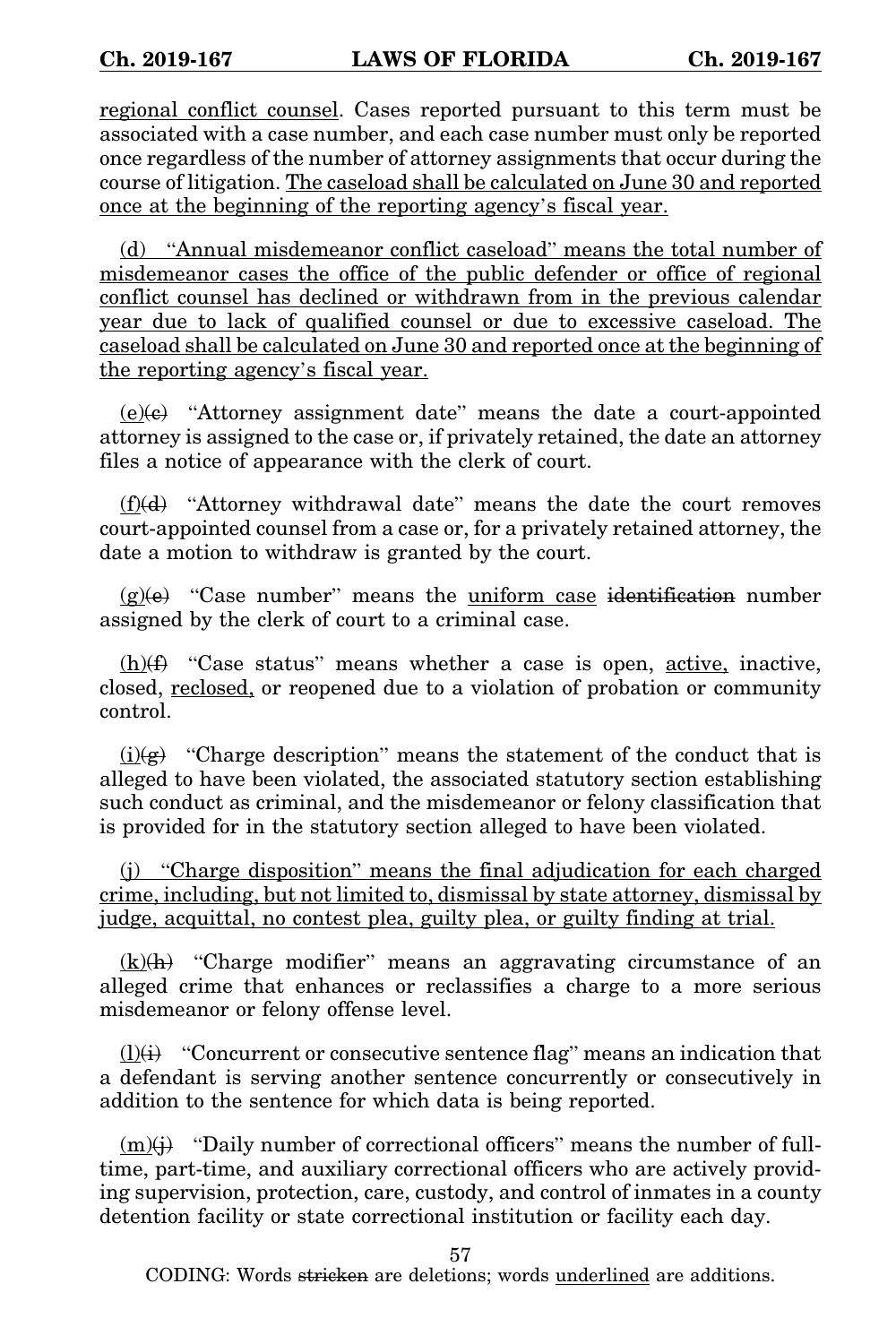regional conflict counsel. Cases reported pursuant to this term must be associated with a case number, and each case number must only be reported once regardless of the number of attorney assignments that occur during the course of litigation. The caseload shall be calculated on June 30 and reported once at the beginning of the reporting agency's fiscal year.

(d) "Annual misdemeanor conflict caseload" means the total number of misdemeanor cases the office of the public defender or office of regional conflict counsel has declined or withdrawn from in the previous calendar year due to lack of qualified counsel or due to excessive caseload. The caseload shall be calculated on June 30 and reported once at the beginning of the reporting agency's fiscal year.

(e)~~(c)~~ "Attorney assignment date" means the date a court-appointed attorney is assigned to the case or, if privately retained, the date an attorney files a notice of appearance with the clerk of court.

(f)~~(d)~~ "Attorney withdrawal date" means the date the court removes court-appointed counsel from a case or, for a privately retained attorney, the date a motion to withdraw is granted by the court.

(g)~~(e)~~ "Case number" means the uniform case ~~identification~~ number assigned by the clerk of court to a criminal case.

(h)~~(f)~~ "Case status" means whether a case is open, active, inactive, closed, reclosed, or reopened due to a violation of probation or community control.

(i)~~(g)~~ "Charge description" means the statement of the conduct that is alleged to have been violated, the associated statutory section establishing such conduct as criminal, and the misdemeanor or felony classification that is provided for in the statutory section alleged to have been violated.

(j) "Charge disposition" means the final adjudication for each charged crime, including, but not limited to, dismissal by state attorney, dismissal by judge, acquittal, no contest plea, guilty plea, or guilty finding at trial.

(k)~~(h)~~ "Charge modifier" means an aggravating circumstance of an alleged crime that enhances or reclassifies a charge to a more serious misdemeanor or felony offense level.

(l)~~(i)~~ "Concurrent or consecutive sentence flag" means an indication that a defendant is serving another sentence concurrently or consecutively in addition to the sentence for which data is being reported.

(m)~~(j)~~ "Daily number of correctional officers" means the number of full-time, part-time, and auxiliary correctional officers who are actively providing supervision, protection, care, custody, and control of inmates in a county detention facility or state correctional institution or facility each day.

CODING: Words ~~stricken~~ are deletions; words underlined are additions.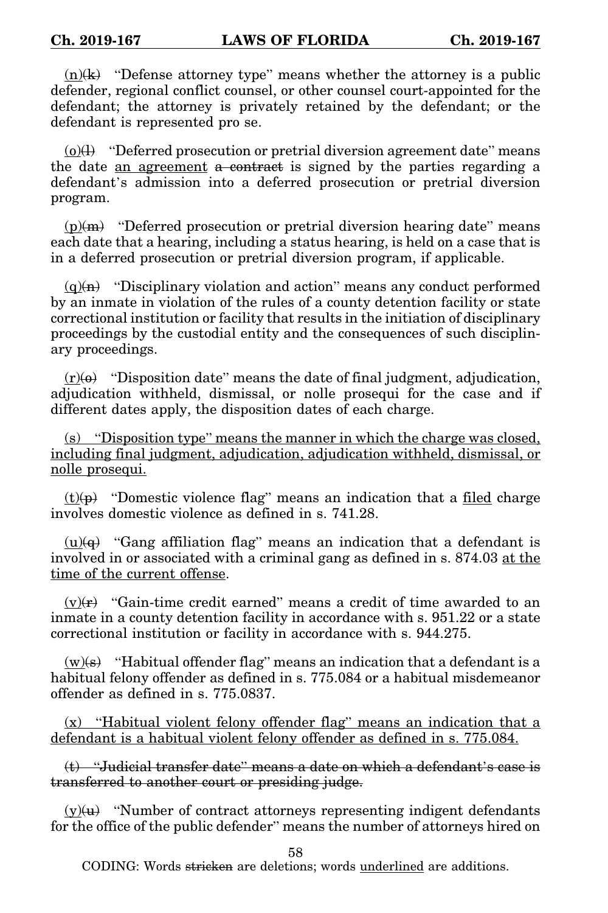<u>(n)</u>~~(k)~~ "Defense attorney type" means whether the attorney is a public defender, regional conflict counsel, or other counsel court-appointed for the defendant; the attorney is privately retained by the defendant; or the defendant is represented pro se.

<u>(o)</u>~~(l)~~ "Deferred prosecution or pretrial diversion agreement date" means the date <u>an agreement</u> ~~a contract~~ is signed by the parties regarding a defendant's admission into a deferred prosecution or pretrial diversion program.

<u>(p)</u>~~(m)~~ "Deferred prosecution or pretrial diversion hearing date" means each date that a hearing, including a status hearing, is held on a case that is in a deferred prosecution or pretrial diversion program, if applicable.

<u>(q)</u>~~(n)~~ "Disciplinary violation and action" means any conduct performed by an inmate in violation of the rules of a county detention facility or state correctional institution or facility that results in the initiation of disciplinary proceedings by the custodial entity and the consequences of such disciplinary proceedings.

<u>(r)</u>~~(o)~~ "Disposition date" means the date of final judgment, adjudication, adjudication withheld, dismissal, or nolle prosequi for the case and if different dates apply, the disposition dates of each charge.

<u>(s) "Disposition type" means the manner in which the charge was closed, including final judgment, adjudication, adjudication withheld, dismissal, or nolle prosequi.</u>

<u>(t)</u>~~(p)~~ "Domestic violence flag" means an indication that a <u>filed</u> charge involves domestic violence as defined in s. 741.28.

<u>(u)</u>~~(q)~~ "Gang affiliation flag" means an indication that a defendant is involved in or associated with a criminal gang as defined in s. 874.03 <u>at the time of the current offense</u>.

<u>(v)</u>~~(r)~~ "Gain-time credit earned" means a credit of time awarded to an inmate in a county detention facility in accordance with s. 951.22 or a state correctional institution or facility in accordance with s. 944.275.

<u>(w)</u>~~(s)~~ "Habitual offender flag" means an indication that a defendant is a habitual felony offender as defined in s. 775.084 or a habitual misdemeanor offender as defined in s. 775.0837.

<u>(x) "Habitual violent felony offender flag" means an indication that a defendant is a habitual violent felony offender as defined in s. 775.084.</u>

~~(t) "Judicial transfer date" means a date on which a defendant's case is transferred to another court or presiding judge.~~

<u>(y)</u>~~(u)~~ "Number of contract attorneys representing indigent defendants for the office of the public defender" means the number of attorneys hired on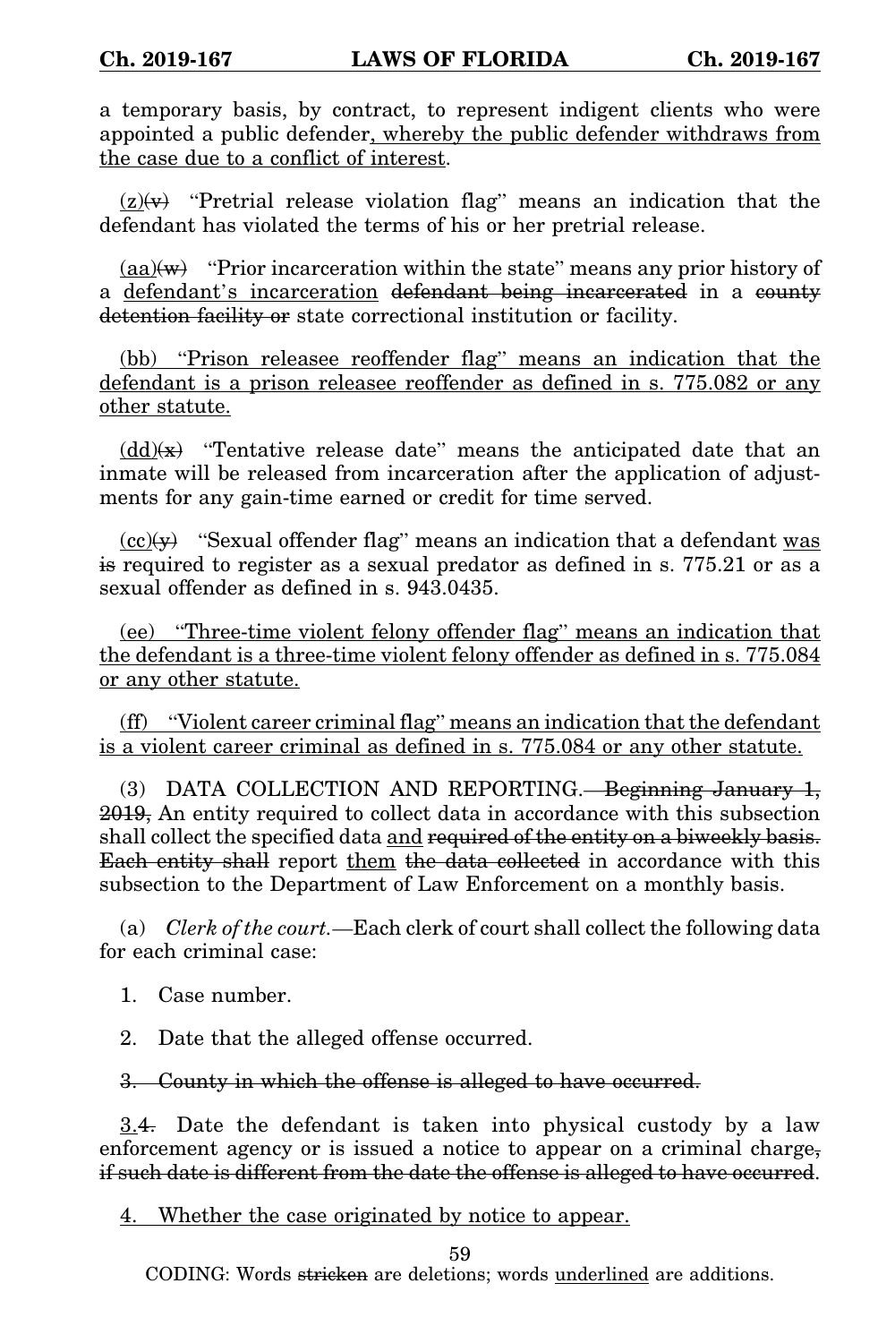a temporary basis, by contract, to represent indigent clients who were appointed a public defender<u>, whereby the public defender withdraws from the case due to a conflict of interest</u>.

<u>(z)</u>~~(v)~~ "Pretrial release violation flag" means an indication that the defendant has violated the terms of his or her pretrial release.

<u>(aa)</u>~~(w)~~ "Prior incarceration within the state" means any prior history of a <u>defendant's incarceration</u> ~~defendant being incarcerated~~ in a ~~county detention facility or~~ state correctional institution or facility.

<u>(bb) "Prison releasee reoffender flag" means an indication that the defendant is a prison releasee reoffender as defined in s. 775.082 or any other statute.</u>

<u>(dd)</u>~~(x)~~ "Tentative release date" means the anticipated date that an inmate will be released from incarceration after the application of adjustments for any gain-time earned or credit for time served.

<u>(cc)</u>~~(y)~~ "Sexual offender flag" means an indication that a defendant <u>was</u> ~~is~~ required to register as a sexual predator as defined in s. 775.21 or as a sexual offender as defined in s. 943.0435.

<u>(ee) "Three-time violent felony offender flag" means an indication that the defendant is a three-time violent felony offender as defined in s. 775.084 or any other statute.</u>

<u>(ff) "Violent career criminal flag" means an indication that the defendant is a violent career criminal as defined in s. 775.084 or any other statute.</u>

(3) DATA COLLECTION AND REPORTING.—~~Beginning January 1, 2019,~~ An entity required to collect data in accordance with this subsection shall collect the specified data <u>and</u> ~~required of the entity on a biweekly basis. Each entity shall~~ report <u>them</u> ~~the data collected~~ in accordance with this subsection to the Department of Law Enforcement on a monthly basis.

(a) *Clerk of the court.*—Each clerk of court shall collect the following data for each criminal case:

1. Case number.

2. Date that the alleged offense occurred.

~~3. County in which the offense is alleged to have occurred.~~

<u>3.</u>~~4.~~ Date the defendant is taken into physical custody by a law enforcement agency or is issued a notice to appear on a criminal charge~~, if such date is different from the date the offense is alleged to have occurred~~.

<u>4. Whether the case originated by notice to appear.</u>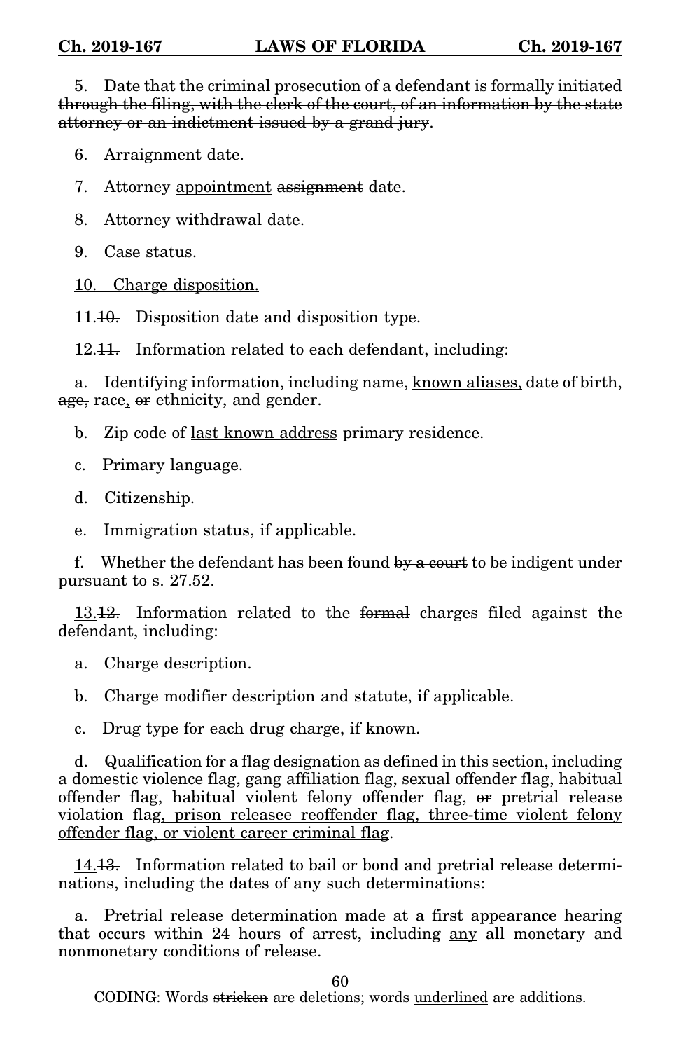5. Date that the criminal prosecution of a defendant is formally initiated ~~through the filing, with the clerk of the court, of an information by the state attorney or an indictment issued by a grand jury~~.

6. Arraignment date.

7. Attorney <u>appointment</u> ~~assignment~~ date.

8. Attorney withdrawal date.

9. Case status.

<u>10. Charge disposition.</u>

<u>11.</u>~~10.~~ Disposition date <u>and disposition type</u>.

<u>12.</u>~~11.~~ Information related to each defendant, including:

a. Identifying information, including name, <u>known aliases,</u> date of birth, ~~age,~~ race<u>,</u> ~~or~~ ethnicity, and gender.

b. Zip code of <u>last known address</u> ~~primary residence~~.

c. Primary language.

d. Citizenship.

e. Immigration status, if applicable.

f. Whether the defendant has been found ~~by a court~~ to be indigent <u>under</u> ~~pursuant to~~ s. 27.52.

<u>13.</u>~~12.~~ Information related to the ~~formal~~ charges filed against the defendant, including:

a. Charge description.

b. Charge modifier <u>description and statute</u>, if applicable.

c. Drug type for each drug charge, if known.

d. Qualification for a flag designation as defined in this section, including a domestic violence flag, gang affiliation flag, sexual offender flag, habitual offender flag, <u>habitual violent felony offender flag,</u> ~~or~~ pretrial release violation flag<u>, prison releasee reoffender flag, three-time violent felony offender flag, or violent career criminal flag</u>.

<u>14.</u>~~13.~~ Information related to bail or bond and pretrial release determinations, including the dates of any such determinations:

a. Pretrial release determination made at a first appearance hearing that occurs within 24 hours of arrest, including <u>any</u> ~~all~~ monetary and nonmonetary conditions of release.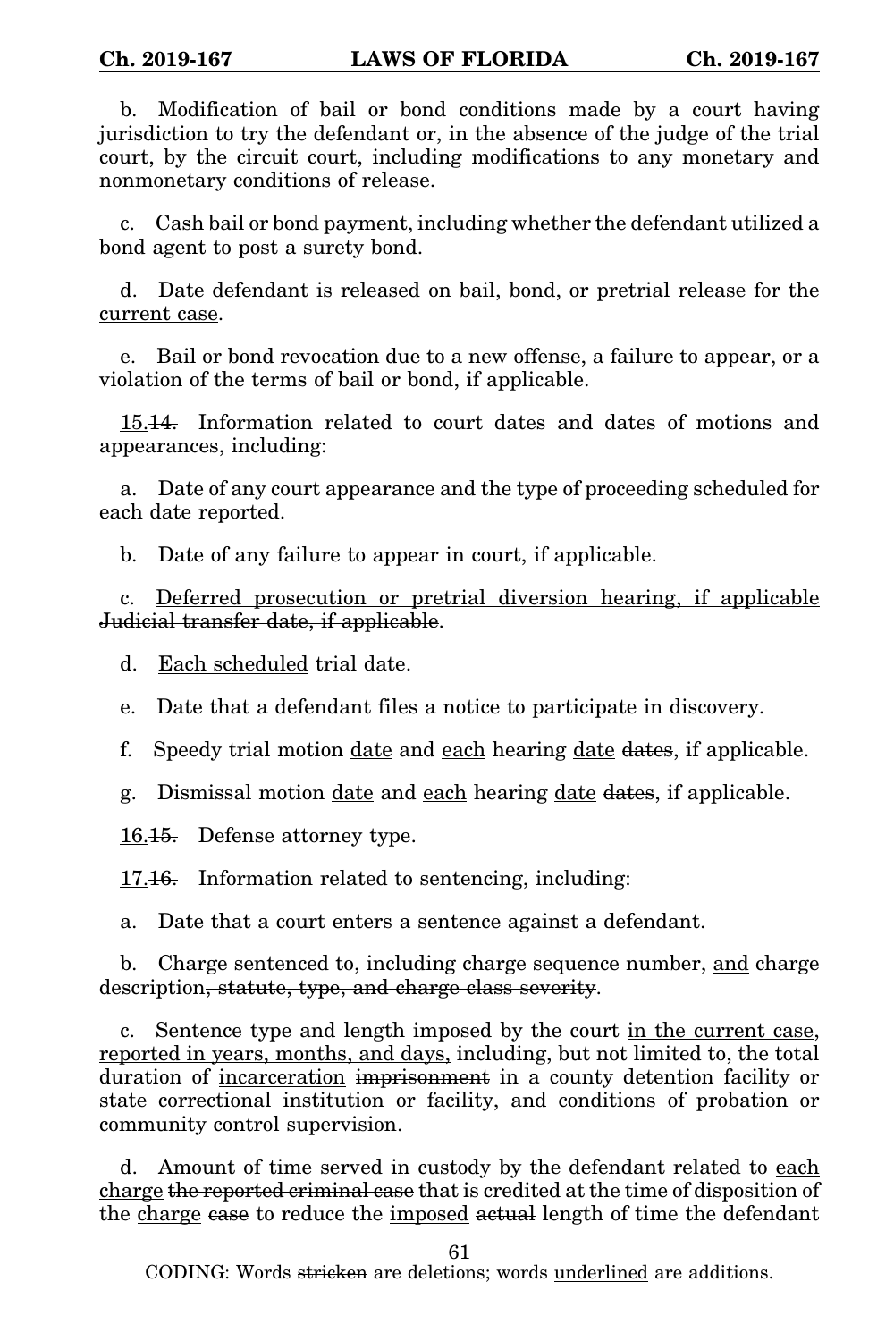b. Modification of bail or bond conditions made by a court having jurisdiction to try the defendant or, in the absence of the judge of the trial court, by the circuit court, including modifications to any monetary and nonmonetary conditions of release.

c. Cash bail or bond payment, including whether the defendant utilized a bond agent to post a surety bond.

d. Date defendant is released on bail, bond, or pretrial release <u>for the current case</u>.

e. Bail or bond revocation due to a new offense, a failure to appear, or a violation of the terms of bail or bond, if applicable.

<u>15.</u>~~14.~~ Information related to court dates and dates of motions and appearances, including:

a. Date of any court appearance and the type of proceeding scheduled for each date reported.

b. Date of any failure to appear in court, if applicable.

c. <u>Deferred prosecution or pretrial diversion hearing, if applicable</u> ~~Judicial transfer date, if applicable~~.

d. <u>Each scheduled</u> trial date.

e. Date that a defendant files a notice to participate in discovery.

f. Speedy trial motion <u>date</u> and <u>each</u> hearing <u>date</u> ~~dates~~, if applicable.

g. Dismissal motion <u>date</u> and <u>each</u> hearing <u>date</u> ~~dates~~, if applicable.

<u>16.</u>~~15.~~ Defense attorney type.

<u>17.</u>~~16.~~ Information related to sentencing, including:

a. Date that a court enters a sentence against a defendant.

b. Charge sentenced to, including charge sequence number, <u>and</u> charge description~~, statute, type, and charge class severity~~.

c. Sentence type and length imposed by the court <u>in the current case, reported in years, months, and days,</u> including, but not limited to, the total duration of <u>incarceration</u> ~~imprisonment~~ in a county detention facility or state correctional institution or facility, and conditions of probation or community control supervision.

d. Amount of time served in custody by the defendant related to <u>each charge</u> ~~the reported criminal case~~ that is credited at the time of disposition of the <u>charge</u> ~~case~~ to reduce the <u>imposed</u> ~~actual~~ length of time the defendant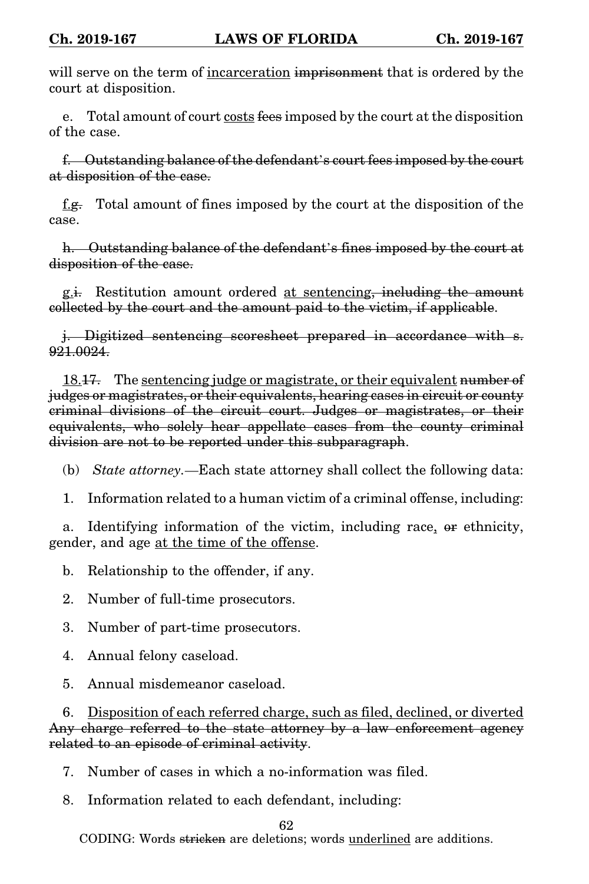will serve on the term of <u>incarceration</u> ~~imprisonment~~ that is ordered by the court at disposition.

e. Total amount of court <u>costs</u> ~~fees~~ imposed by the court at the disposition of the case.

~~f. Outstanding balance of the defendant's court fees imposed by the court at disposition of the case.~~

<u>f.</u>~~g.~~ Total amount of fines imposed by the court at the disposition of the case.

~~h. Outstanding balance of the defendant's fines imposed by the court at disposition of the case.~~

<u>g.</u>~~i.~~ Restitution amount ordered <u>at sentencing</u>~~, including the amount collected by the court and the amount paid to the victim, if applicable~~.

~~j. Digitized sentencing scoresheet prepared in accordance with s. 921.0024.~~

<u>18.</u>~~17.~~ The <u>sentencing judge or magistrate, or their equivalent</u> ~~number of judges or magistrates, or their equivalents, hearing cases in circuit or county criminal divisions of the circuit court. Judges or magistrates, or their equivalents, who solely hear appellate cases from the county criminal division are not to be reported under this subparagraph~~.

(b) *State attorney.*—Each state attorney shall collect the following data:

1. Information related to a human victim of a criminal offense, including:

a. Identifying information of the victim, including race<u>,</u> ~~or~~ ethnicity, gender, and age <u>at the time of the offense</u>.

b. Relationship to the offender, if any.

2. Number of full-time prosecutors.

3. Number of part-time prosecutors.

4. Annual felony caseload.

5. Annual misdemeanor caseload.

6. <u>Disposition of each referred charge, such as filed, declined, or diverted</u> ~~Any charge referred to the state attorney by a law enforcement agency related to an episode of criminal activity~~.

7. Number of cases in which a no-information was filed.

8. Information related to each defendant, including: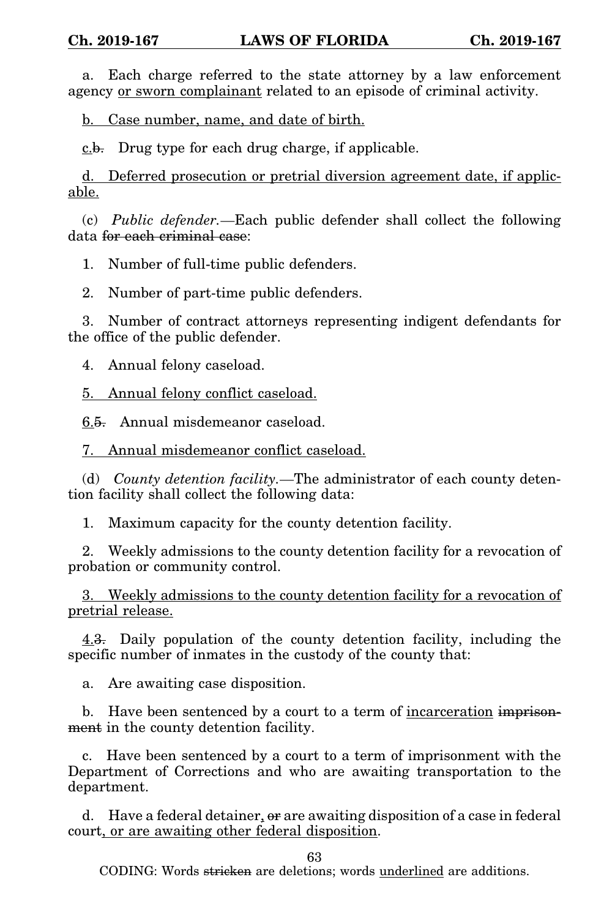a. Each charge referred to the state attorney by a law enforcement agency <u>or sworn complainant</u> related to an episode of criminal activity.

<u>b. Case number, name, and date of birth.</u>

<u>c.</u>~~b.~~ Drug type for each drug charge, if applicable.

<u>d. Deferred prosecution or pretrial diversion agreement date, if applicable.</u>

(c) *Public defender.*—Each public defender shall collect the following data ~~for each criminal case~~:

1. Number of full-time public defenders.

2. Number of part-time public defenders.

3. Number of contract attorneys representing indigent defendants for the office of the public defender.

4. Annual felony caseload.

<u>5. Annual felony conflict caseload.</u>

<u>6.</u>~~5.~~ Annual misdemeanor caseload.

<u>7. Annual misdemeanor conflict caseload.</u>

(d) *County detention facility.*—The administrator of each county detention facility shall collect the following data:

1. Maximum capacity for the county detention facility.

2. Weekly admissions to the county detention facility for a revocation of probation or community control.

<u>3. Weekly admissions to the county detention facility for a revocation of pretrial release.</u>

<u>4.</u>~~3.~~ Daily population of the county detention facility, including the specific number of inmates in the custody of the county that:

a. Are awaiting case disposition.

b. Have been sentenced by a court to a term of <u>incarceration</u> ~~imprisonment~~ in the county detention facility.

c. Have been sentenced by a court to a term of imprisonment with the Department of Corrections and who are awaiting transportation to the department.

d. Have a federal detainer~~, or~~ are awaiting disposition of a case in federal court<u>, or are awaiting other federal disposition</u>.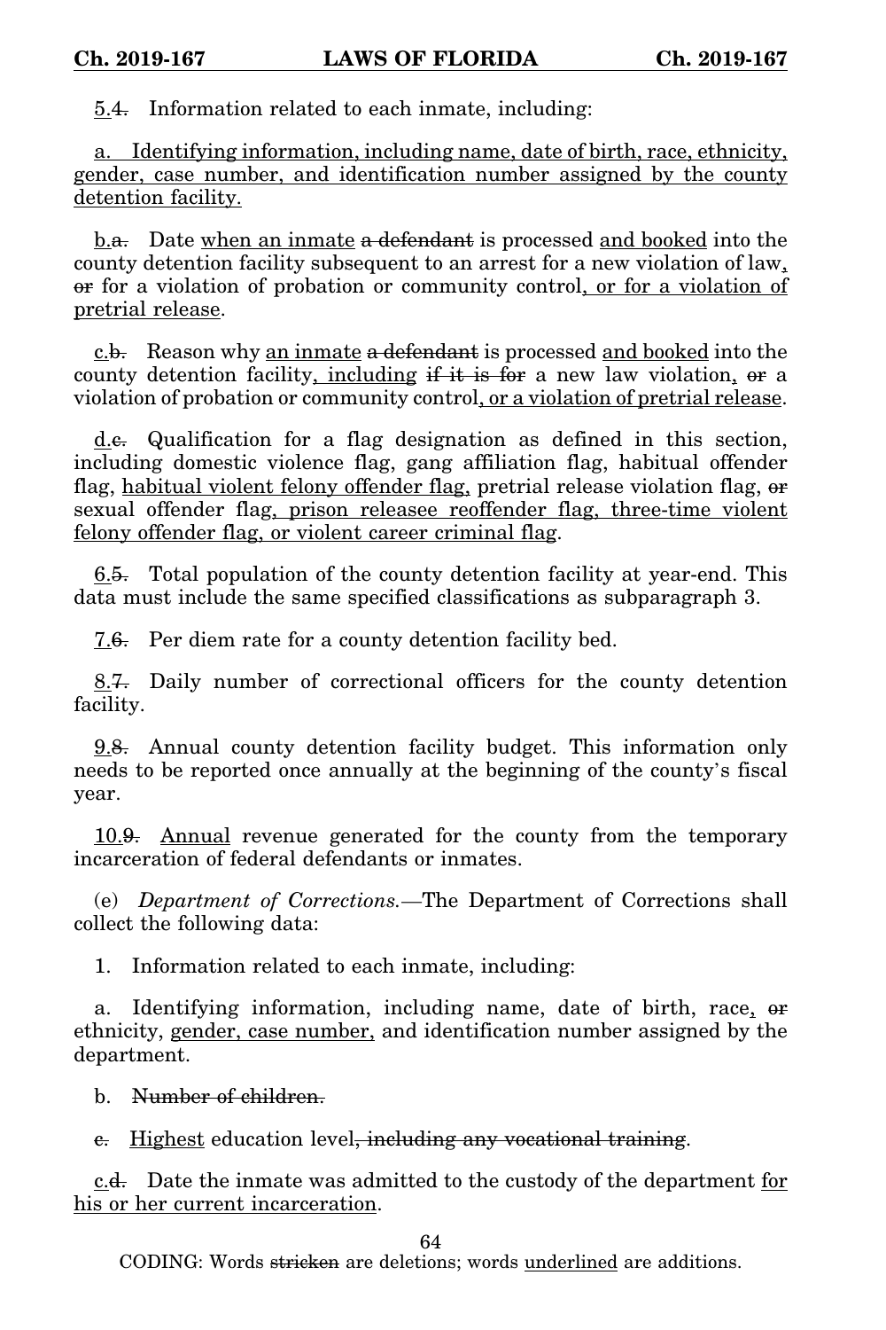5.4. Information related to each inmate, including:

a. Identifying information, including name, date of birth, race, ethnicity, gender, case number, and identification number assigned by the county detention facility.

b.a. Date when an inmate a defendant is processed and booked into the county detention facility subsequent to an arrest for a new violation of law, or for a violation of probation or community control, or for a violation of pretrial release.

c.b. Reason why an inmate a defendant is processed and booked into the county detention facility, including if it is for a new law violation, or a violation of probation or community control, or a violation of pretrial release.

d.c. Qualification for a flag designation as defined in this section, including domestic violence flag, gang affiliation flag, habitual offender flag, habitual violent felony offender flag, pretrial release violation flag, or sexual offender flag, prison releasee reoffender flag, three-time violent felony offender flag, or violent career criminal flag.

6.5. Total population of the county detention facility at year-end. This data must include the same specified classifications as subparagraph 3.

7.6. Per diem rate for a county detention facility bed.

8.7. Daily number of correctional officers for the county detention facility.

9.8. Annual county detention facility budget. This information only needs to be reported once annually at the beginning of the county's fiscal year.

10.9. Annual revenue generated for the county from the temporary incarceration of federal defendants or inmates.

(e) *Department of Corrections.*—The Department of Corrections shall collect the following data:

1. Information related to each inmate, including:

a. Identifying information, including name, date of birth, race, or ethnicity, gender, case number, and identification number assigned by the department.

b. Number of children.

c. Highest education level, including any vocational training.

c.d. Date the inmate was admitted to the custody of the department for his or her current incarceration.

CODING: Words stricken are deletions; words underlined are additions.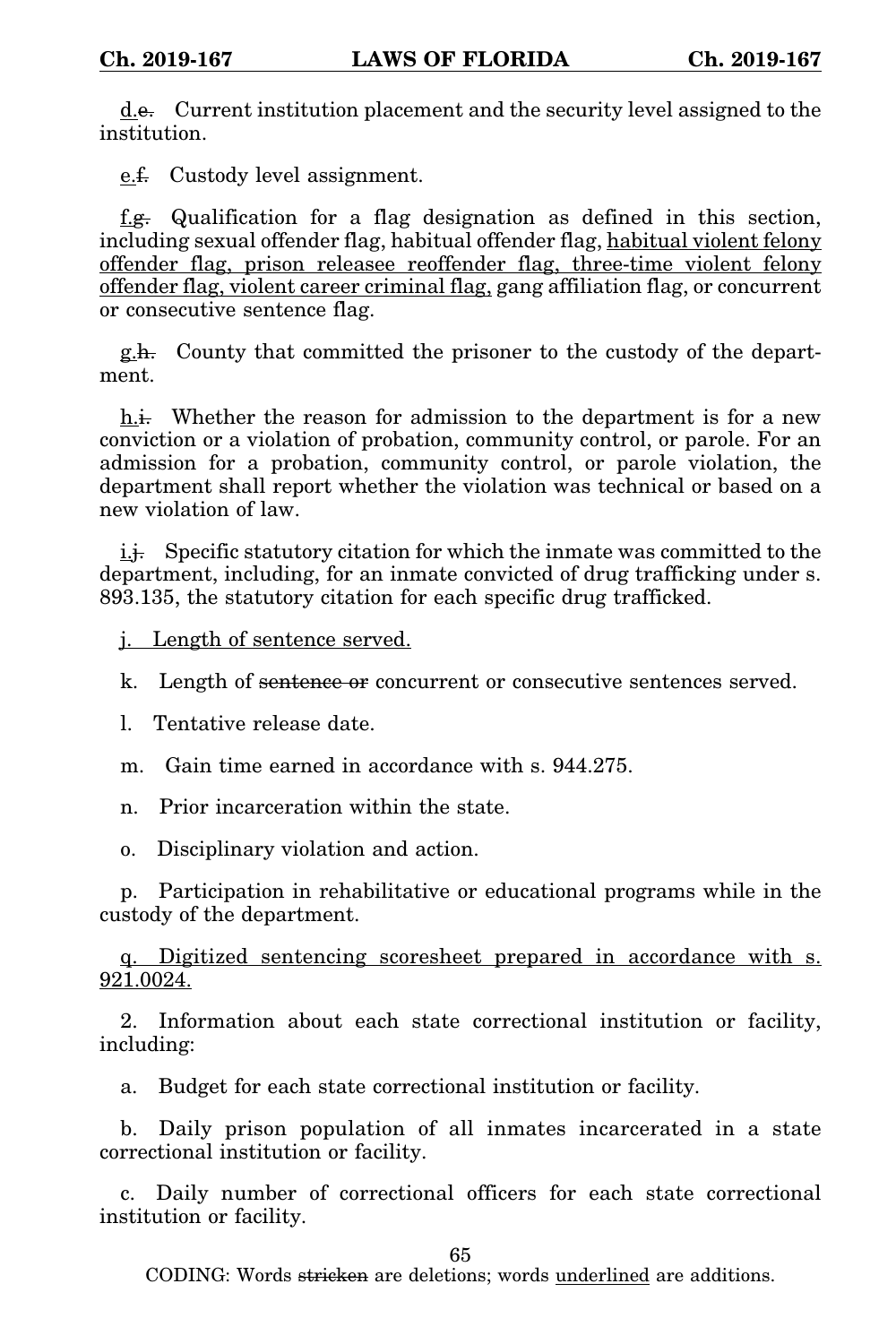d.e. Current institution placement and the security level assigned to the institution.

e.f. Custody level assignment.

f.g. Qualification for a flag designation as defined in this section, including sexual offender flag, habitual offender flag, habitual violent felony offender flag, prison releasee reoffender flag, three-time violent felony offender flag, violent career criminal flag, gang affiliation flag, or concurrent or consecutive sentence flag.

g.h. County that committed the prisoner to the custody of the department.

h.i. Whether the reason for admission to the department is for a new conviction or a violation of probation, community control, or parole. For an admission for a probation, community control, or parole violation, the department shall report whether the violation was technical or based on a new violation of law.

i.j. Specific statutory citation for which the inmate was committed to the department, including, for an inmate convicted of drug trafficking under s. 893.135, the statutory citation for each specific drug trafficked.

j. Length of sentence served.

k. Length of sentence or concurrent or consecutive sentences served.

l. Tentative release date.

m. Gain time earned in accordance with s. 944.275.

n. Prior incarceration within the state.

o. Disciplinary violation and action.

p. Participation in rehabilitative or educational programs while in the custody of the department.

q. Digitized sentencing scoresheet prepared in accordance with s. 921.0024.

2. Information about each state correctional institution or facility, including:

a. Budget for each state correctional institution or facility.

b. Daily prison population of all inmates incarcerated in a state correctional institution or facility.

c. Daily number of correctional officers for each state correctional institution or facility.

CODING: Words stricken are deletions; words underlined are additions.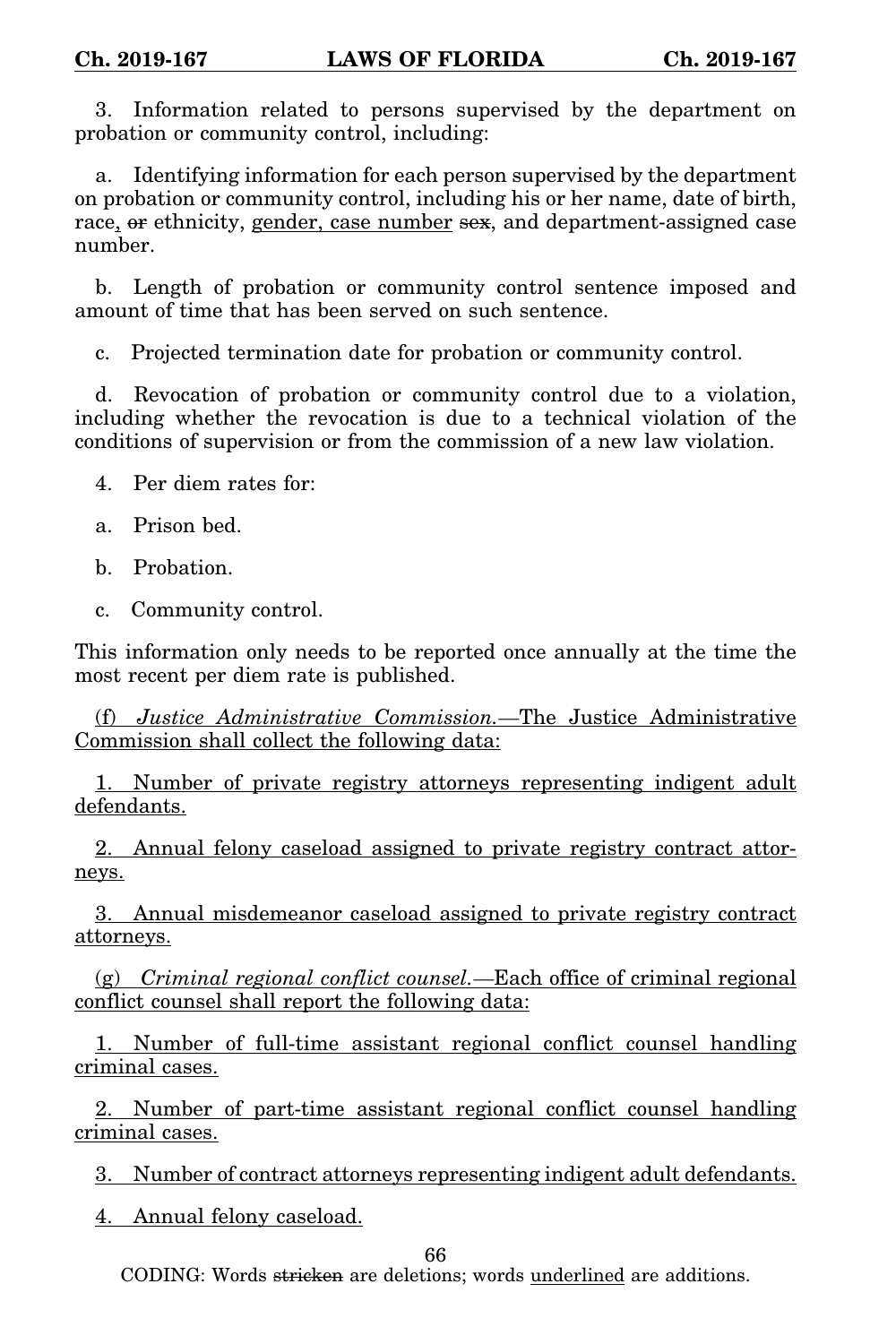3. Information related to persons supervised by the department on probation or community control, including:

a. Identifying information for each person supervised by the department on probation or community control, including his or her name, date of birth, race, ~~or~~ ethnicity, <u>gender, case number</u> ~~sex~~, and department-assigned case number.

b. Length of probation or community control sentence imposed and amount of time that has been served on such sentence.

c. Projected termination date for probation or community control.

d. Revocation of probation or community control due to a violation, including whether the revocation is due to a technical violation of the conditions of supervision or from the commission of a new law violation.

4. Per diem rates for:

a. Prison bed.

b. Probation.

c. Community control.

This information only needs to be reported once annually at the time the most recent per diem rate is published.

<u>(f) *Justice Administrative Commission.*—The Justice Administrative Commission shall collect the following data:</u>

<u>1. Number of private registry attorneys representing indigent adult defendants.</u>

<u>2. Annual felony caseload assigned to private registry contract attorneys.</u>

<u>3. Annual misdemeanor caseload assigned to private registry contract attorneys.</u>

<u>(g) *Criminal regional conflict counsel.*—Each office of criminal regional conflict counsel shall report the following data:</u>

<u>1. Number of full-time assistant regional conflict counsel handling criminal cases.</u>

<u>2. Number of part-time assistant regional conflict counsel handling criminal cases.</u>

<u>3. Number of contract attorneys representing indigent adult defendants.</u>

<u>4. Annual felony caseload.</u>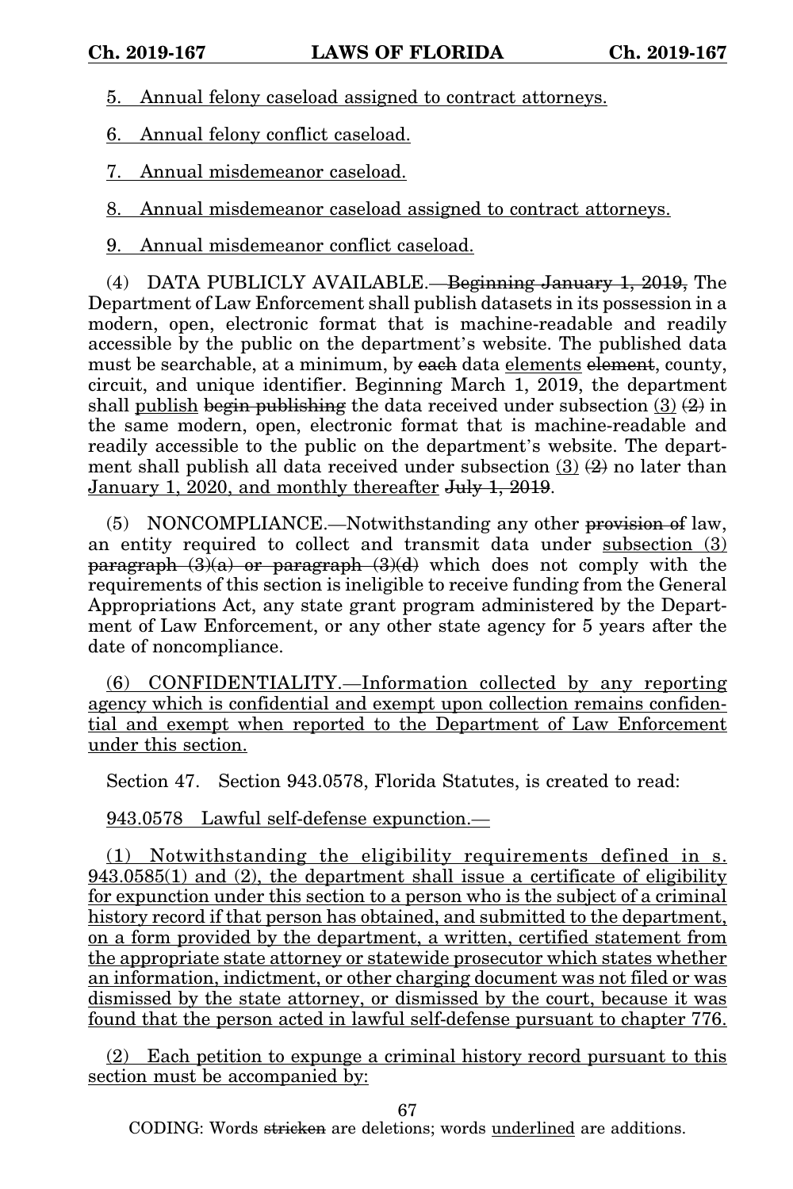5. Annual felony caseload assigned to contract attorneys.

6. Annual felony conflict caseload.

7. Annual misdemeanor caseload.

8. Annual misdemeanor caseload assigned to contract attorneys.

9. Annual misdemeanor conflict caseload.

(4) DATA PUBLICLY AVAILABLE.—~~Beginning January 1, 2019,~~ The Department of Law Enforcement shall publish datasets in its possession in a modern, open, electronic format that is machine-readable and readily accessible by the public on the department's website. The published data must be searchable, at a minimum, by ~~each~~ data elements ~~element~~, county, circuit, and unique identifier. Beginning March 1, 2019, the department shall publish ~~begin publishing~~ the data received under subsection (3) ~~(2)~~ in the same modern, open, electronic format that is machine-readable and readily accessible to the public on the department's website. The department shall publish all data received under subsection (3) ~~(2)~~ no later than January 1, 2020, and monthly thereafter ~~July 1, 2019~~.

(5) NONCOMPLIANCE.—Notwithstanding any other ~~provision of~~ law, an entity required to collect and transmit data under subsection (3) ~~paragraph (3)(a) or paragraph (3)(d)~~ which does not comply with the requirements of this section is ineligible to receive funding from the General Appropriations Act, any state grant program administered by the Department of Law Enforcement, or any other state agency for 5 years after the date of noncompliance.

(6) CONFIDENTIALITY.—Information collected by any reporting agency which is confidential and exempt upon collection remains confidential and exempt when reported to the Department of Law Enforcement under this section.

Section 47. Section 943.0578, Florida Statutes, is created to read:

943.0578 Lawful self-defense expunction.—

(1) Notwithstanding the eligibility requirements defined in s. 943.0585(1) and (2), the department shall issue a certificate of eligibility for expunction under this section to a person who is the subject of a criminal history record if that person has obtained, and submitted to the department, on a form provided by the department, a written, certified statement from the appropriate state attorney or statewide prosecutor which states whether an information, indictment, or other charging document was not filed or was dismissed by the state attorney, or dismissed by the court, because it was found that the person acted in lawful self-defense pursuant to chapter 776.

(2) Each petition to expunge a criminal history record pursuant to this section must be accompanied by: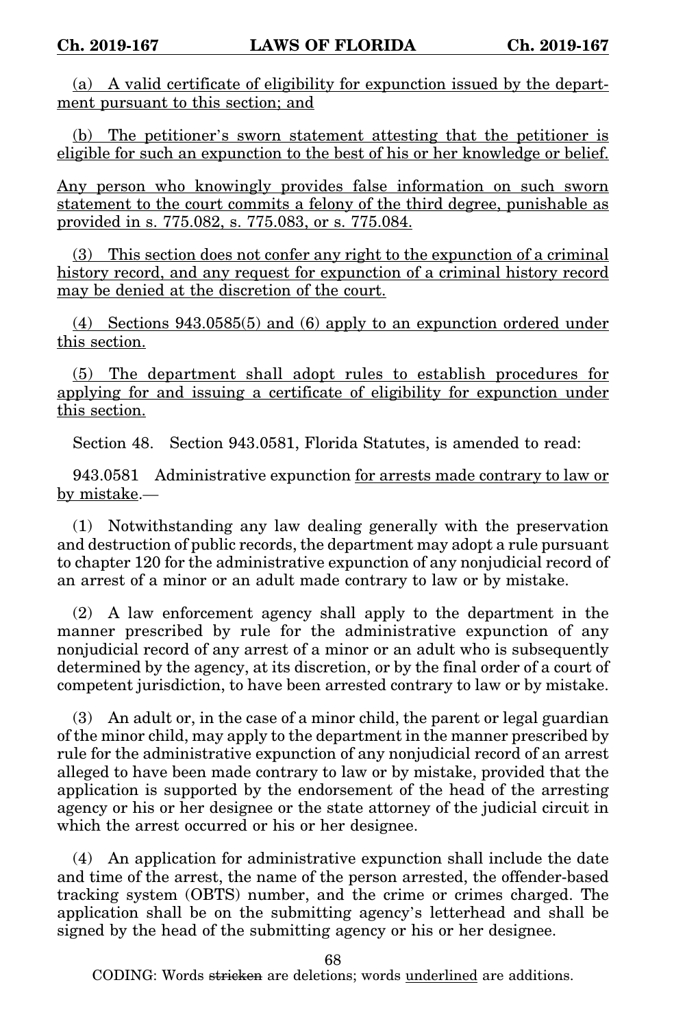(a) A valid certificate of eligibility for expunction issued by the department pursuant to this section; and

(b) The petitioner's sworn statement attesting that the petitioner is eligible for such an expunction to the best of his or her knowledge or belief.

Any person who knowingly provides false information on such sworn statement to the court commits a felony of the third degree, punishable as provided in s. 775.082, s. 775.083, or s. 775.084.

(3) This section does not confer any right to the expunction of a criminal history record, and any request for expunction of a criminal history record may be denied at the discretion of the court.

(4) Sections 943.0585(5) and (6) apply to an expunction ordered under this section.

(5) The department shall adopt rules to establish procedures for applying for and issuing a certificate of eligibility for expunction under this section.

Section 48. Section 943.0581, Florida Statutes, is amended to read:

943.0581 Administrative expunction for arrests made contrary to law or by mistake.—

(1) Notwithstanding any law dealing generally with the preservation and destruction of public records, the department may adopt a rule pursuant to chapter 120 for the administrative expunction of any nonjudicial record of an arrest of a minor or an adult made contrary to law or by mistake.

(2) A law enforcement agency shall apply to the department in the manner prescribed by rule for the administrative expunction of any nonjudicial record of any arrest of a minor or an adult who is subsequently determined by the agency, at its discretion, or by the final order of a court of competent jurisdiction, to have been arrested contrary to law or by mistake.

(3) An adult or, in the case of a minor child, the parent or legal guardian of the minor child, may apply to the department in the manner prescribed by rule for the administrative expunction of any nonjudicial record of an arrest alleged to have been made contrary to law or by mistake, provided that the application is supported by the endorsement of the head of the arresting agency or his or her designee or the state attorney of the judicial circuit in which the arrest occurred or his or her designee.

(4) An application for administrative expunction shall include the date and time of the arrest, the name of the person arrested, the offender-based tracking system (OBTS) number, and the crime or crimes charged. The application shall be on the submitting agency's letterhead and shall be signed by the head of the submitting agency or his or her designee.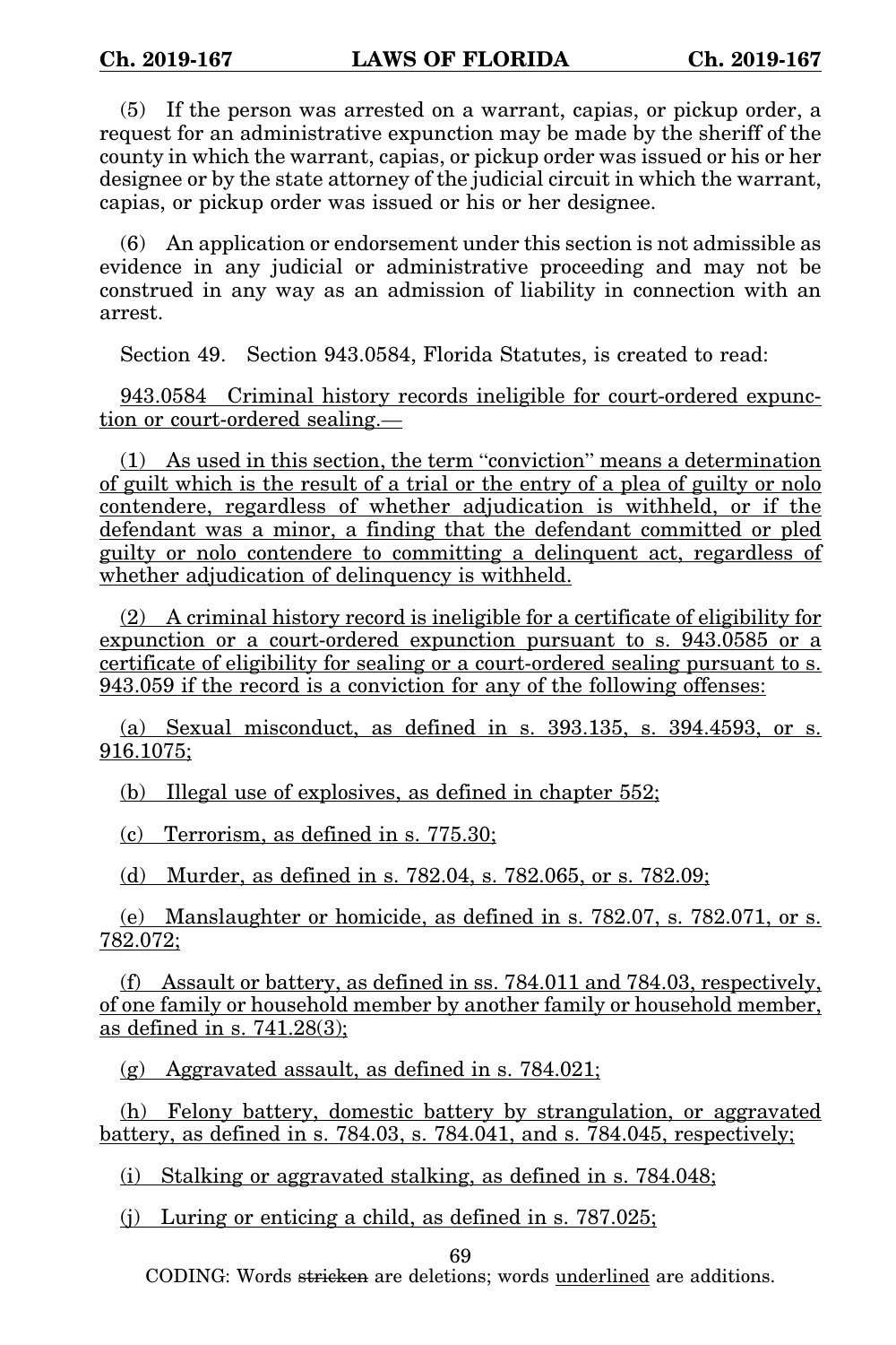(5) If the person was arrested on a warrant, capias, or pickup order, a request for an administrative expunction may be made by the sheriff of the county in which the warrant, capias, or pickup order was issued or his or her designee or by the state attorney of the judicial circuit in which the warrant, capias, or pickup order was issued or his or her designee.

(6) An application or endorsement under this section is not admissible as evidence in any judicial or administrative proceeding and may not be construed in any way as an admission of liability in connection with an arrest.

Section 49. Section 943.0584, Florida Statutes, is created to read:

943.0584 Criminal history records ineligible for court-ordered expunction or court-ordered sealing.—

(1) As used in this section, the term "conviction" means a determination of guilt which is the result of a trial or the entry of a plea of guilty or nolo contendere, regardless of whether adjudication is withheld, or if the defendant was a minor, a finding that the defendant committed or pled guilty or nolo contendere to committing a delinquent act, regardless of whether adjudication of delinquency is withheld.

(2) A criminal history record is ineligible for a certificate of eligibility for expunction or a court-ordered expunction pursuant to s. 943.0585 or a certificate of eligibility for sealing or a court-ordered sealing pursuant to s. 943.059 if the record is a conviction for any of the following offenses:

(a) Sexual misconduct, as defined in s. 393.135, s. 394.4593, or s. 916.1075;

(b) Illegal use of explosives, as defined in chapter 552;

(c) Terrorism, as defined in s. 775.30;

(d) Murder, as defined in s. 782.04, s. 782.065, or s. 782.09;

(e) Manslaughter or homicide, as defined in s. 782.07, s. 782.071, or s. 782.072;

(f) Assault or battery, as defined in ss. 784.011 and 784.03, respectively, of one family or household member by another family or household member, as defined in s. 741.28(3);

(g) Aggravated assault, as defined in s. 784.021;

(h) Felony battery, domestic battery by strangulation, or aggravated battery, as defined in s. 784.03, s. 784.041, and s. 784.045, respectively;

(i) Stalking or aggravated stalking, as defined in s. 784.048;

(j) Luring or enticing a child, as defined in s. 787.025;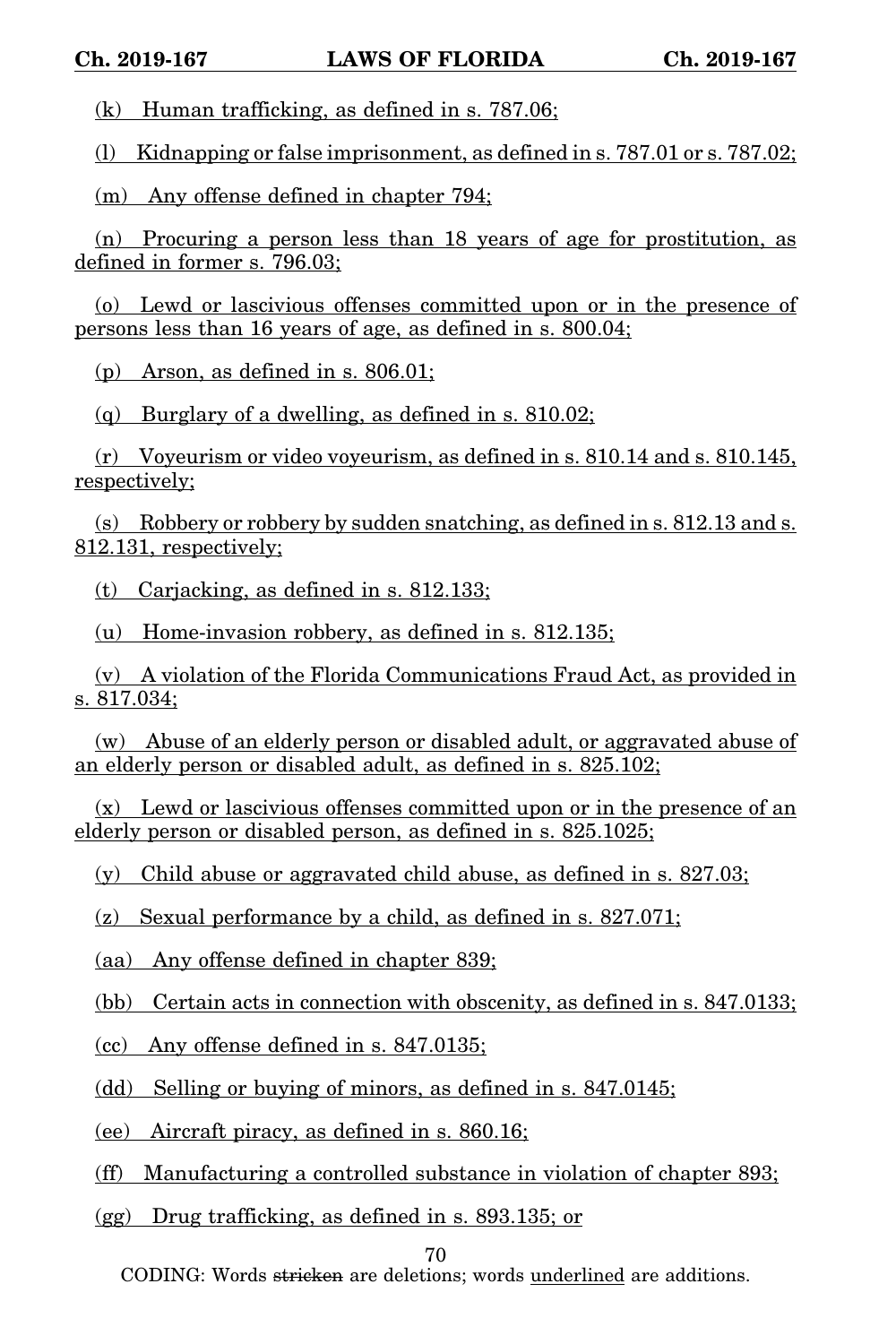(k) Human trafficking, as defined in s. 787.06;

(l) Kidnapping or false imprisonment, as defined in s. 787.01 or s. 787.02;

(m) Any offense defined in chapter 794;

(n) Procuring a person less than 18 years of age for prostitution, as defined in former s. 796.03;

(o) Lewd or lascivious offenses committed upon or in the presence of persons less than 16 years of age, as defined in s. 800.04;

(p) Arson, as defined in s. 806.01;

(q) Burglary of a dwelling, as defined in s. 810.02;

(r) Voyeurism or video voyeurism, as defined in s. 810.14 and s. 810.145, respectively;

(s) Robbery or robbery by sudden snatching, as defined in s. 812.13 and s. 812.131, respectively;

(t) Carjacking, as defined in s. 812.133;

(u) Home-invasion robbery, as defined in s. 812.135;

(v) A violation of the Florida Communications Fraud Act, as provided in s. 817.034;

(w) Abuse of an elderly person or disabled adult, or aggravated abuse of an elderly person or disabled adult, as defined in s. 825.102;

(x) Lewd or lascivious offenses committed upon or in the presence of an elderly person or disabled person, as defined in s. 825.1025;

(y) Child abuse or aggravated child abuse, as defined in s. 827.03;

(z) Sexual performance by a child, as defined in s. 827.071;

(aa) Any offense defined in chapter 839;

(bb) Certain acts in connection with obscenity, as defined in s. 847.0133;

(cc) Any offense defined in s. 847.0135;

(dd) Selling or buying of minors, as defined in s. 847.0145;

(ee) Aircraft piracy, as defined in s. 860.16;

(ff) Manufacturing a controlled substance in violation of chapter 893;

(gg) Drug trafficking, as defined in s. 893.135; or

CODING: Words ~~stricken~~ are deletions; words underlined are additions.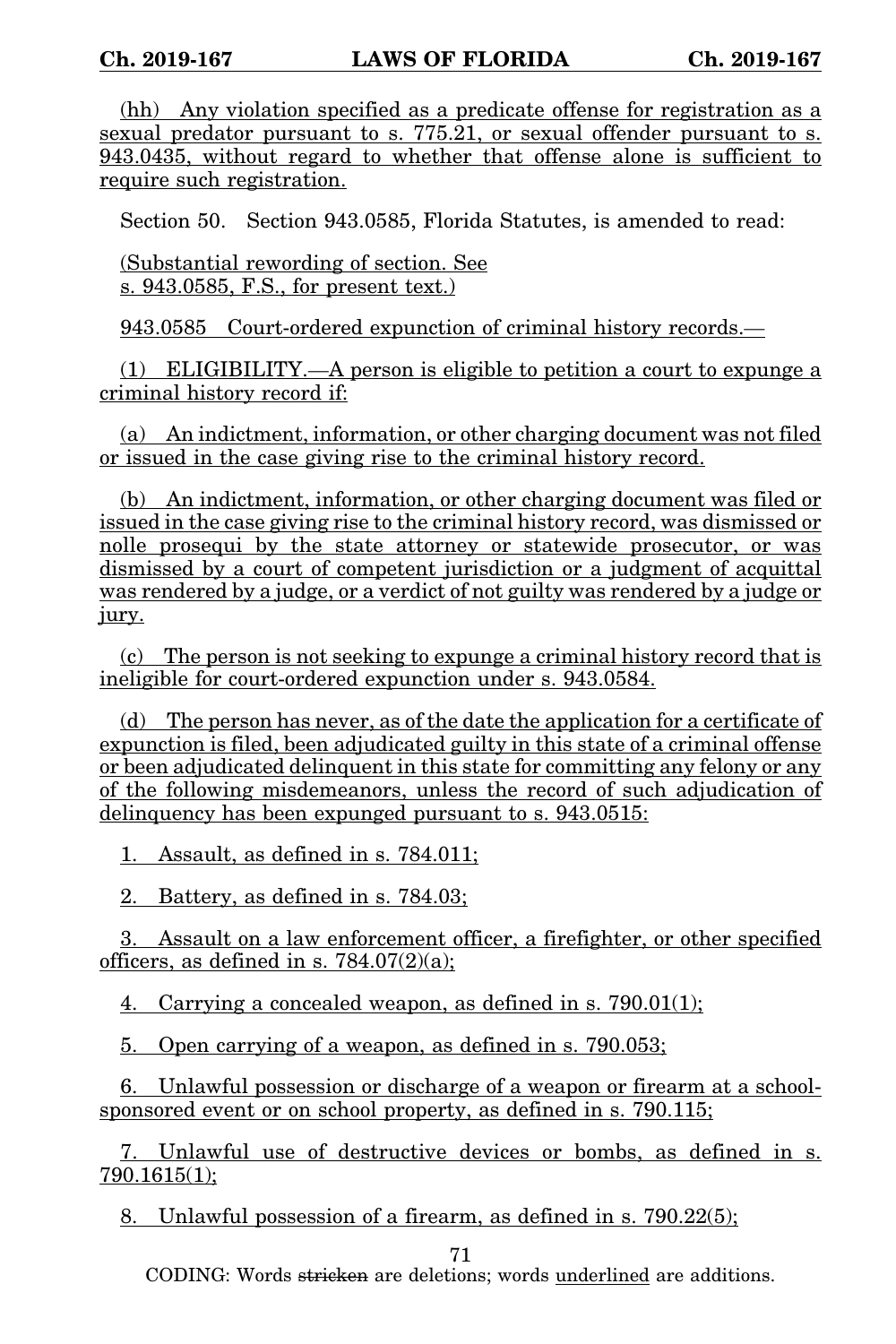(hh) Any violation specified as a predicate offense for registration as a sexual predator pursuant to s. 775.21, or sexual offender pursuant to s. 943.0435, without regard to whether that offense alone is sufficient to require such registration.

Section 50. Section 943.0585, Florida Statutes, is amended to read:

(Substantial rewording of section. See s. 943.0585, F.S., for present text.)

943.0585 Court-ordered expunction of criminal history records.—

(1) ELIGIBILITY.—A person is eligible to petition a court to expunge a criminal history record if:

(a) An indictment, information, or other charging document was not filed or issued in the case giving rise to the criminal history record.

(b) An indictment, information, or other charging document was filed or issued in the case giving rise to the criminal history record, was dismissed or nolle prosequi by the state attorney or statewide prosecutor, or was dismissed by a court of competent jurisdiction or a judgment of acquittal was rendered by a judge, or a verdict of not guilty was rendered by a judge or jury.

(c) The person is not seeking to expunge a criminal history record that is ineligible for court-ordered expunction under s. 943.0584.

(d) The person has never, as of the date the application for a certificate of expunction is filed, been adjudicated guilty in this state of a criminal offense or been adjudicated delinquent in this state for committing any felony or any of the following misdemeanors, unless the record of such adjudication of delinquency has been expunged pursuant to s. 943.0515:

1. Assault, as defined in s. 784.011;

2. Battery, as defined in s. 784.03;

3. Assault on a law enforcement officer, a firefighter, or other specified officers, as defined in s. 784.07(2)(a);

4. Carrying a concealed weapon, as defined in s. 790.01(1);

5. Open carrying of a weapon, as defined in s. 790.053;

6. Unlawful possession or discharge of a weapon or firearm at a school-sponsored event or on school property, as defined in s. 790.115;

7. Unlawful use of destructive devices or bombs, as defined in s. 790.1615(1);

8. Unlawful possession of a firearm, as defined in s. 790.22(5);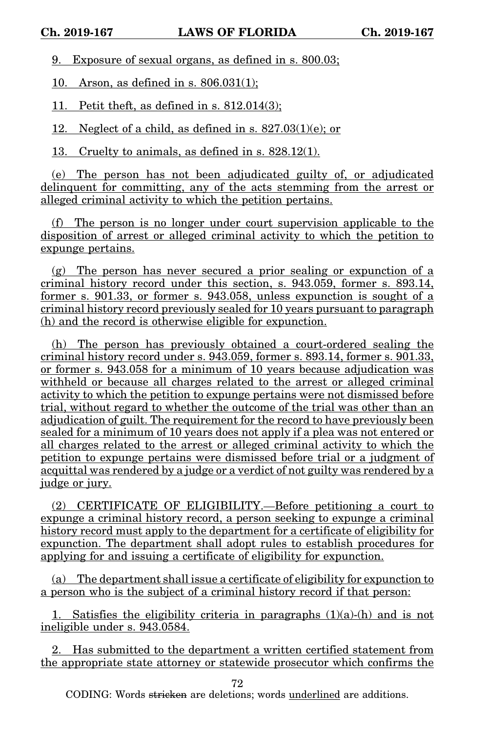9. Exposure of sexual organs, as defined in s. 800.03;

10. Arson, as defined in s. 806.031(1);

11. Petit theft, as defined in s. 812.014(3);

12. Neglect of a child, as defined in s. 827.03(1)(e); or

13. Cruelty to animals, as defined in s. 828.12(1).

(e) The person has not been adjudicated guilty of, or adjudicated delinquent for committing, any of the acts stemming from the arrest or alleged criminal activity to which the petition pertains.

(f) The person is no longer under court supervision applicable to the disposition of arrest or alleged criminal activity to which the petition to expunge pertains.

(g) The person has never secured a prior sealing or expunction of a criminal history record under this section, s. 943.059, former s. 893.14, former s. 901.33, or former s. 943.058, unless expunction is sought of a criminal history record previously sealed for 10 years pursuant to paragraph (h) and the record is otherwise eligible for expunction.

(h) The person has previously obtained a court-ordered sealing the criminal history record under s. 943.059, former s. 893.14, former s. 901.33, or former s. 943.058 for a minimum of 10 years because adjudication was withheld or because all charges related to the arrest or alleged criminal activity to which the petition to expunge pertains were not dismissed before trial, without regard to whether the outcome of the trial was other than an adjudication of guilt. The requirement for the record to have previously been sealed for a minimum of 10 years does not apply if a plea was not entered or all charges related to the arrest or alleged criminal activity to which the petition to expunge pertains were dismissed before trial or a judgment of acquittal was rendered by a judge or a verdict of not guilty was rendered by a judge or jury.

(2) CERTIFICATE OF ELIGIBILITY.—Before petitioning a court to expunge a criminal history record, a person seeking to expunge a criminal history record must apply to the department for a certificate of eligibility for expunction. The department shall adopt rules to establish procedures for applying for and issuing a certificate of eligibility for expunction.

(a) The department shall issue a certificate of eligibility for expunction to a person who is the subject of a criminal history record if that person:

1. Satisfies the eligibility criteria in paragraphs (1)(a)-(h) and is not ineligible under s. 943.0584.

2. Has submitted to the department a written certified statement from the appropriate state attorney or statewide prosecutor which confirms the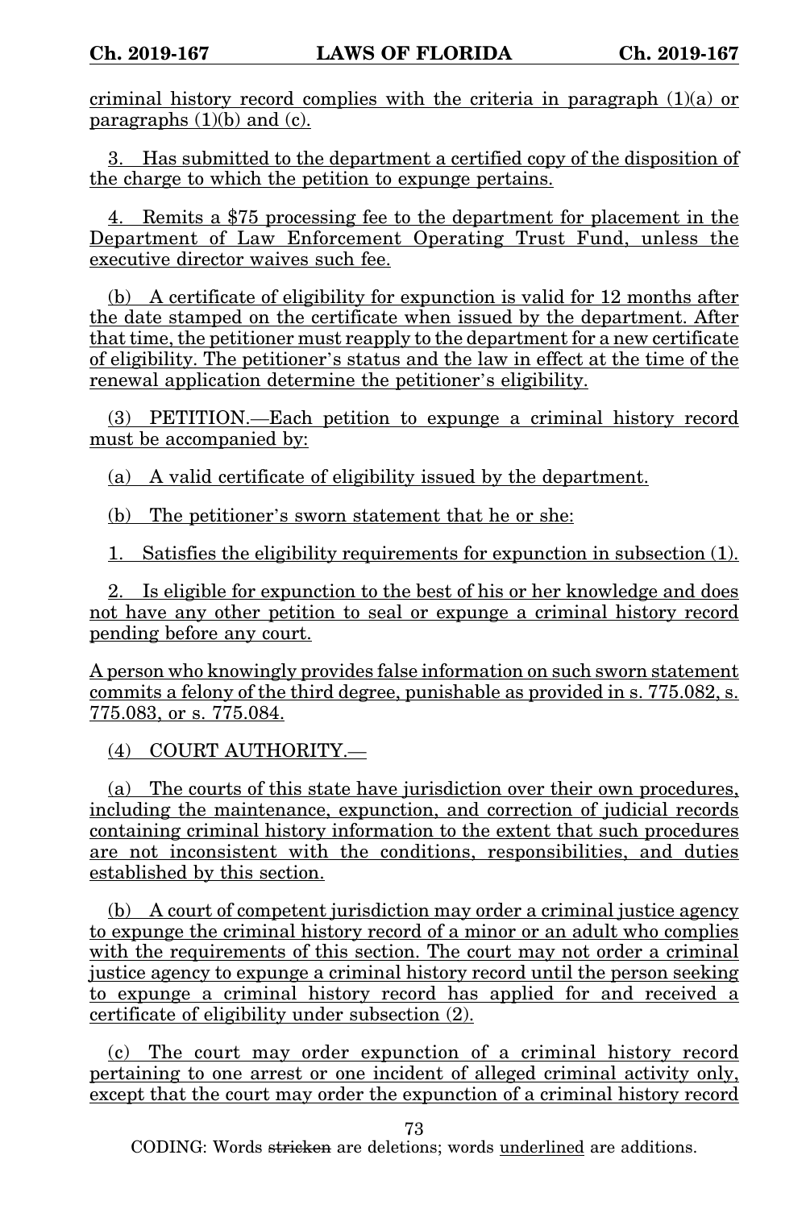criminal history record complies with the criteria in paragraph (1)(a) or paragraphs (1)(b) and (c).

3. Has submitted to the department a certified copy of the disposition of the charge to which the petition to expunge pertains.

4. Remits a $75 processing fee to the department for placement in the Department of Law Enforcement Operating Trust Fund, unless the executive director waives such fee.

(b) A certificate of eligibility for expunction is valid for 12 months after the date stamped on the certificate when issued by the department. After that time, the petitioner must reapply to the department for a new certificate of eligibility. The petitioner's status and the law in effect at the time of the renewal application determine the petitioner's eligibility.

(3) PETITION.—Each petition to expunge a criminal history record must be accompanied by:

(a) A valid certificate of eligibility issued by the department.

(b) The petitioner's sworn statement that he or she:

1. Satisfies the eligibility requirements for expunction in subsection (1).

2. Is eligible for expunction to the best of his or her knowledge and does not have any other petition to seal or expunge a criminal history record pending before any court.

A person who knowingly provides false information on such sworn statement commits a felony of the third degree, punishable as provided in s. 775.082, s. 775.083, or s. 775.084.

(4) COURT AUTHORITY.—

(a) The courts of this state have jurisdiction over their own procedures, including the maintenance, expunction, and correction of judicial records containing criminal history information to the extent that such procedures are not inconsistent with the conditions, responsibilities, and duties established by this section.

(b) A court of competent jurisdiction may order a criminal justice agency to expunge the criminal history record of a minor or an adult who complies with the requirements of this section. The court may not order a criminal justice agency to expunge a criminal history record until the person seeking to expunge a criminal history record has applied for and received a certificate of eligibility under subsection (2).

(c) The court may order expunction of a criminal history record pertaining to one arrest or one incident of alleged criminal activity only, except that the court may order the expunction of a criminal history record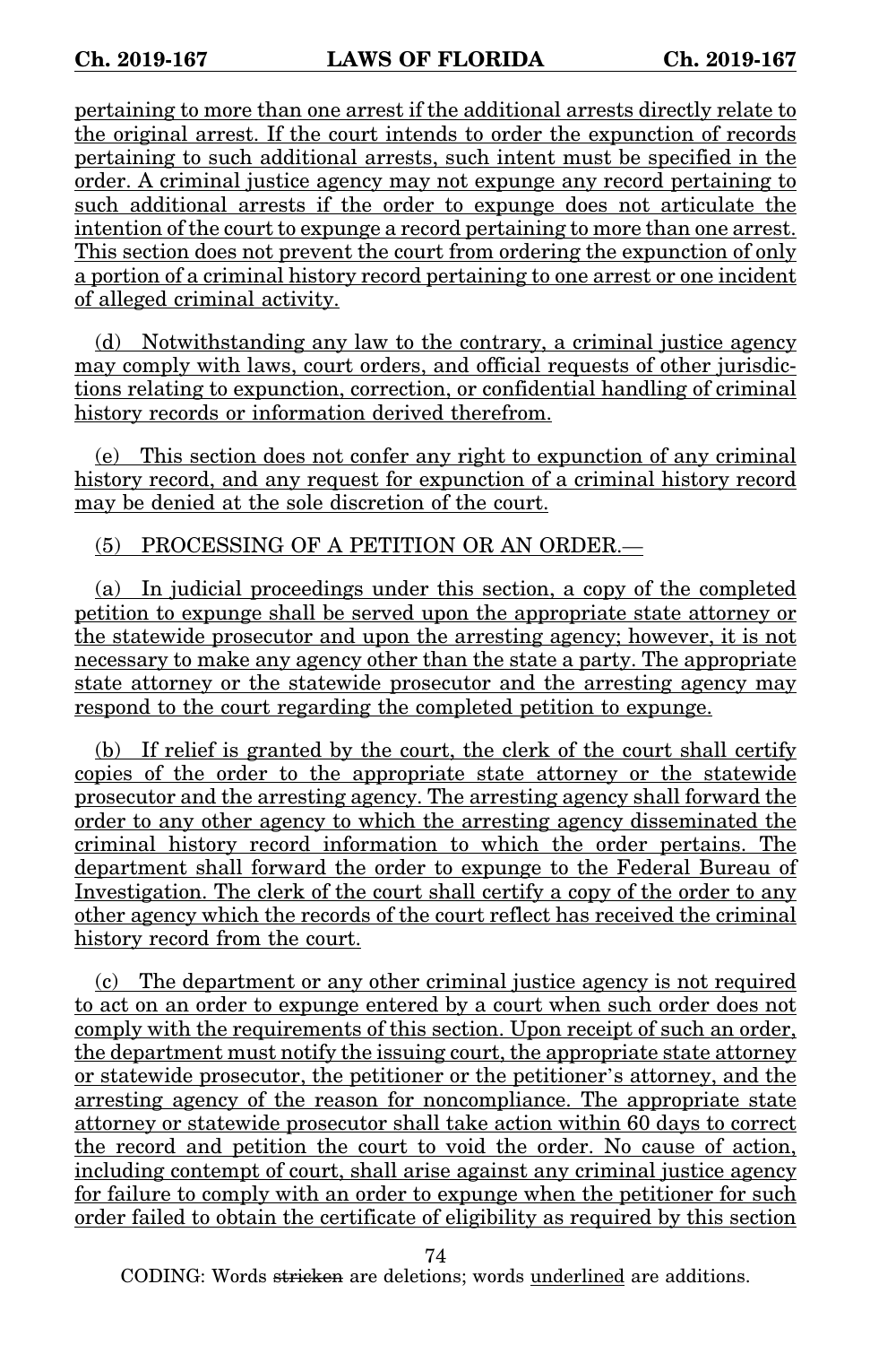pertaining to more than one arrest if the additional arrests directly relate to the original arrest. If the court intends to order the expunction of records pertaining to such additional arrests, such intent must be specified in the order. A criminal justice agency may not expunge any record pertaining to such additional arrests if the order to expunge does not articulate the intention of the court to expunge a record pertaining to more than one arrest. This section does not prevent the court from ordering the expunction of only a portion of a criminal history record pertaining to one arrest or one incident of alleged criminal activity.

(d) Notwithstanding any law to the contrary, a criminal justice agency may comply with laws, court orders, and official requests of other jurisdictions relating to expunction, correction, or confidential handling of criminal history records or information derived therefrom.

(e) This section does not confer any right to expunction of any criminal history record, and any request for expunction of a criminal history record may be denied at the sole discretion of the court.

(5) PROCESSING OF A PETITION OR AN ORDER.—

(a) In judicial proceedings under this section, a copy of the completed petition to expunge shall be served upon the appropriate state attorney or the statewide prosecutor and upon the arresting agency; however, it is not necessary to make any agency other than the state a party. The appropriate state attorney or the statewide prosecutor and the arresting agency may respond to the court regarding the completed petition to expunge.

(b) If relief is granted by the court, the clerk of the court shall certify copies of the order to the appropriate state attorney or the statewide prosecutor and the arresting agency. The arresting agency shall forward the order to any other agency to which the arresting agency disseminated the criminal history record information to which the order pertains. The department shall forward the order to expunge to the Federal Bureau of Investigation. The clerk of the court shall certify a copy of the order to any other agency which the records of the court reflect has received the criminal history record from the court.

(c) The department or any other criminal justice agency is not required to act on an order to expunge entered by a court when such order does not comply with the requirements of this section. Upon receipt of such an order, the department must notify the issuing court, the appropriate state attorney or statewide prosecutor, the petitioner or the petitioner's attorney, and the arresting agency of the reason for noncompliance. The appropriate state attorney or statewide prosecutor shall take action within 60 days to correct the record and petition the court to void the order. No cause of action, including contempt of court, shall arise against any criminal justice agency for failure to comply with an order to expunge when the petitioner for such order failed to obtain the certificate of eligibility as required by this section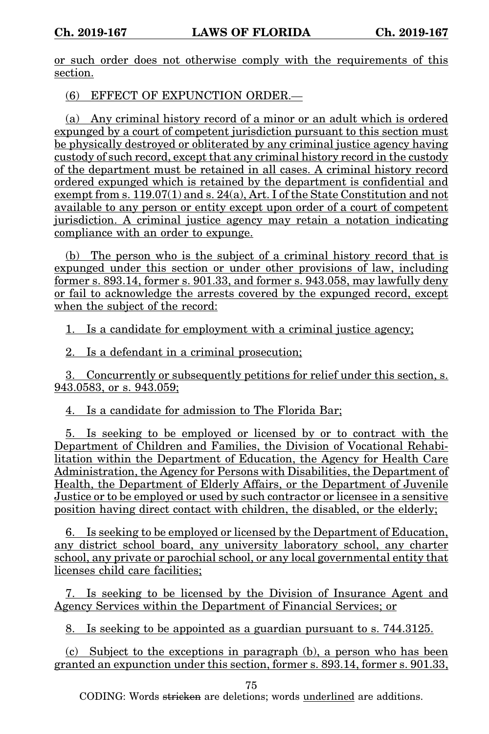or such order does not otherwise comply with the requirements of this section.

(6) EFFECT OF EXPUNCTION ORDER.—

(a) Any criminal history record of a minor or an adult which is ordered expunged by a court of competent jurisdiction pursuant to this section must be physically destroyed or obliterated by any criminal justice agency having custody of such record, except that any criminal history record in the custody of the department must be retained in all cases. A criminal history record ordered expunged which is retained by the department is confidential and exempt from s. 119.07(1) and s. 24(a), Art. I of the State Constitution and not available to any person or entity except upon order of a court of competent jurisdiction. A criminal justice agency may retain a notation indicating compliance with an order to expunge.

(b) The person who is the subject of a criminal history record that is expunged under this section or under other provisions of law, including former s. 893.14, former s. 901.33, and former s. 943.058, may lawfully deny or fail to acknowledge the arrests covered by the expunged record, except when the subject of the record:

1. Is a candidate for employment with a criminal justice agency;

2. Is a defendant in a criminal prosecution;

3. Concurrently or subsequently petitions for relief under this section, s. 943.0583, or s. 943.059;

4. Is a candidate for admission to The Florida Bar;

5. Is seeking to be employed or licensed by or to contract with the Department of Children and Families, the Division of Vocational Rehabilitation within the Department of Education, the Agency for Health Care Administration, the Agency for Persons with Disabilities, the Department of Health, the Department of Elderly Affairs, or the Department of Juvenile Justice or to be employed or used by such contractor or licensee in a sensitive position having direct contact with children, the disabled, or the elderly;

6. Is seeking to be employed or licensed by the Department of Education, any district school board, any university laboratory school, any charter school, any private or parochial school, or any local governmental entity that licenses child care facilities;

7. Is seeking to be licensed by the Division of Insurance Agent and Agency Services within the Department of Financial Services; or

8. Is seeking to be appointed as a guardian pursuant to s. 744.3125.

(c) Subject to the exceptions in paragraph (b), a person who has been granted an expunction under this section, former s. 893.14, former s. 901.33,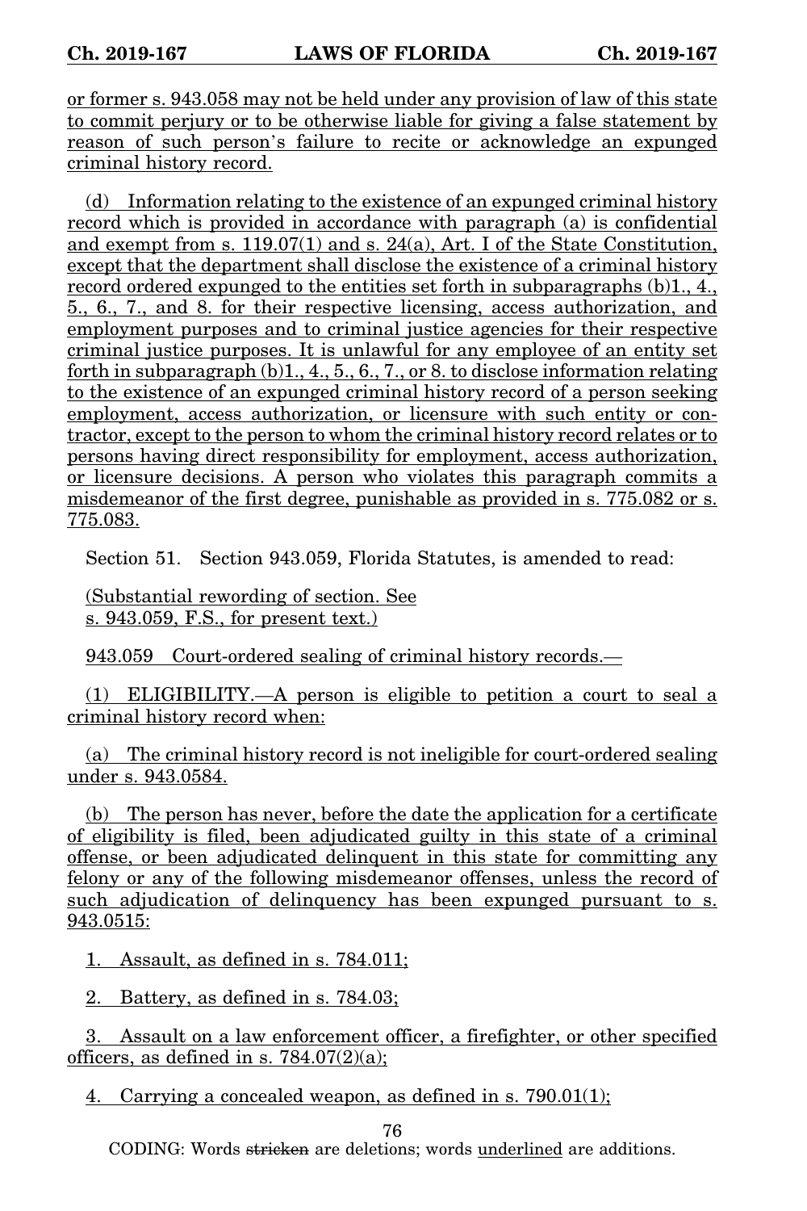or former s. 943.058 may not be held under any provision of law of this state to commit perjury or to be otherwise liable for giving a false statement by reason of such person's failure to recite or acknowledge an expunged criminal history record.

(d) Information relating to the existence of an expunged criminal history record which is provided in accordance with paragraph (a) is confidential and exempt from s. 119.07(1) and s. 24(a), Art. I of the State Constitution, except that the department shall disclose the existence of a criminal history record ordered expunged to the entities set forth in subparagraphs (b)1., 4., 5., 6., 7., and 8. for their respective licensing, access authorization, and employment purposes and to criminal justice agencies for their respective criminal justice purposes. It is unlawful for any employee of an entity set forth in subparagraph (b)1., 4., 5., 6., 7., or 8. to disclose information relating to the existence of an expunged criminal history record of a person seeking employment, access authorization, or licensure with such entity or contractor, except to the person to whom the criminal history record relates or to persons having direct responsibility for employment, access authorization, or licensure decisions. A person who violates this paragraph commits a misdemeanor of the first degree, punishable as provided in s. 775.082 or s. 775.083.

Section 51. Section 943.059, Florida Statutes, is amended to read:

(Substantial rewording of section. See s. 943.059, F.S., for present text.)

943.059 Court-ordered sealing of criminal history records.—

(1) ELIGIBILITY.—A person is eligible to petition a court to seal a criminal history record when:

(a) The criminal history record is not ineligible for court-ordered sealing under s. 943.0584.

(b) The person has never, before the date the application for a certificate of eligibility is filed, been adjudicated guilty in this state of a criminal offense, or been adjudicated delinquent in this state for committing any felony or any of the following misdemeanor offenses, unless the record of such adjudication of delinquency has been expunged pursuant to s. 943.0515:

1. Assault, as defined in s. 784.011;

2. Battery, as defined in s. 784.03;

3. Assault on a law enforcement officer, a firefighter, or other specified officers, as defined in s. 784.07(2)(a);

4. Carrying a concealed weapon, as defined in s. 790.01(1);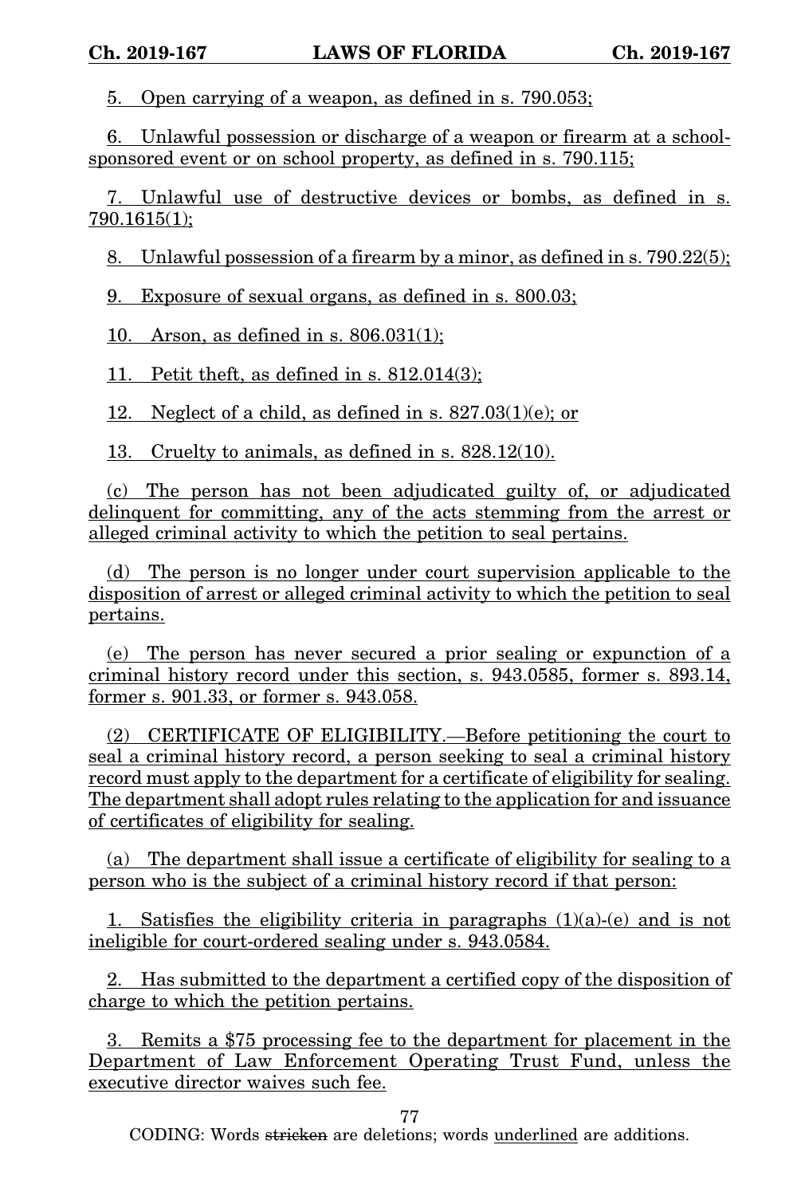5. Open carrying of a weapon, as defined in s. 790.053;

6. Unlawful possession or discharge of a weapon or firearm at a school-sponsored event or on school property, as defined in s. 790.115;

7. Unlawful use of destructive devices or bombs, as defined in s. 790.1615(1);

8. Unlawful possession of a firearm by a minor, as defined in s. 790.22(5);

9. Exposure of sexual organs, as defined in s. 800.03;

10. Arson, as defined in s. 806.031(1);

11. Petit theft, as defined in s. 812.014(3);

12. Neglect of a child, as defined in s. 827.03(1)(e); or

13. Cruelty to animals, as defined in s. 828.12(10).

(c) The person has not been adjudicated guilty of, or adjudicated delinquent for committing, any of the acts stemming from the arrest or alleged criminal activity to which the petition to seal pertains.

(d) The person is no longer under court supervision applicable to the disposition of arrest or alleged criminal activity to which the petition to seal pertains.

(e) The person has never secured a prior sealing or expunction of a criminal history record under this section, s. 943.0585, former s. 893.14, former s. 901.33, or former s. 943.058.

(2) CERTIFICATE OF ELIGIBILITY.—Before petitioning the court to seal a criminal history record, a person seeking to seal a criminal history record must apply to the department for a certificate of eligibility for sealing. The department shall adopt rules relating to the application for and issuance of certificates of eligibility for sealing.

(a) The department shall issue a certificate of eligibility for sealing to a person who is the subject of a criminal history record if that person:

1. Satisfies the eligibility criteria in paragraphs (1)(a)-(e) and is not ineligible for court-ordered sealing under s. 943.0584.

2. Has submitted to the department a certified copy of the disposition of charge to which the petition pertains.

3. Remits a $75 processing fee to the department for placement in the Department of Law Enforcement Operating Trust Fund, unless the executive director waives such fee.

CODING: Words stricken are deletions; words underlined are additions.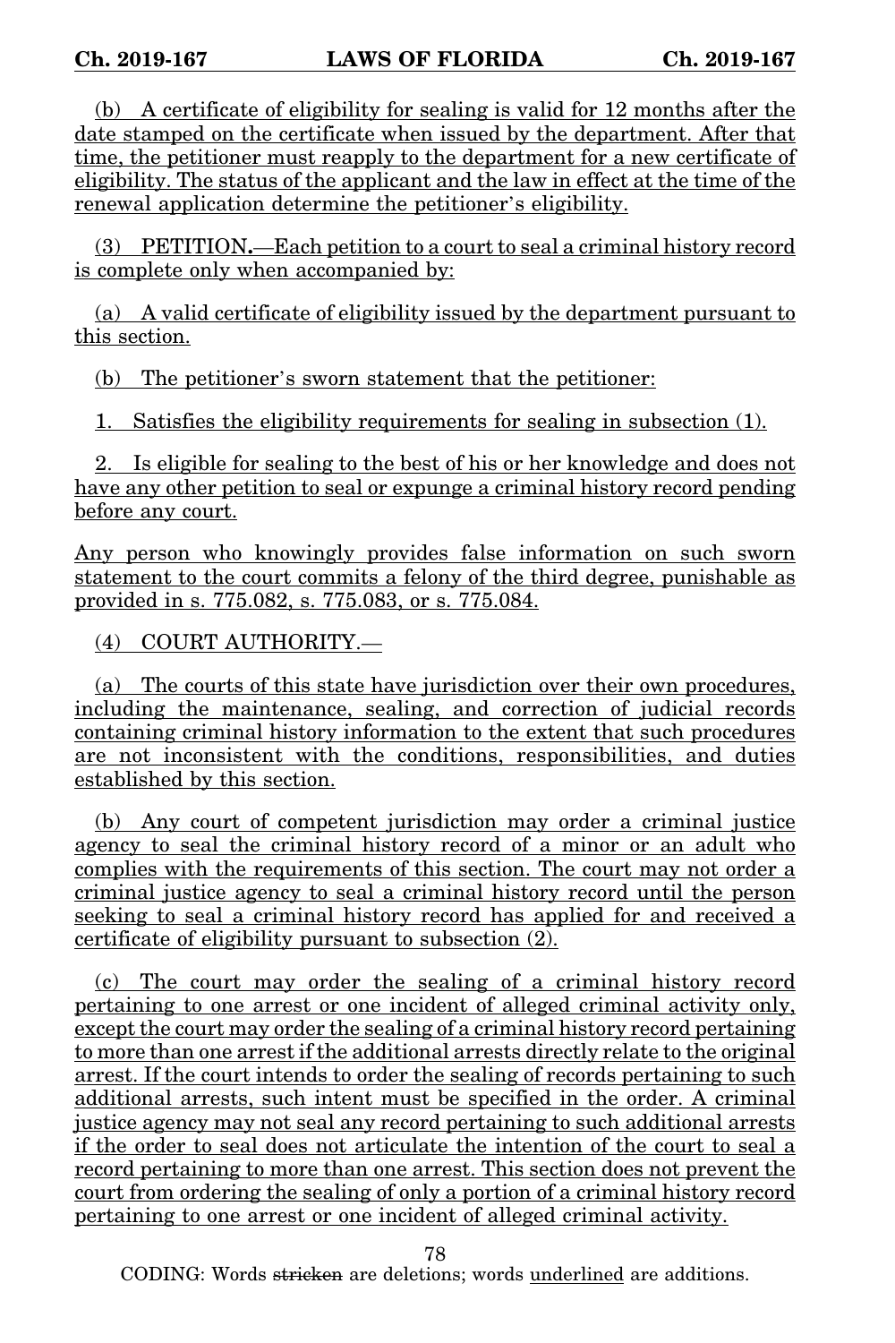(b) A certificate of eligibility for sealing is valid for 12 months after the date stamped on the certificate when issued by the department. After that time, the petitioner must reapply to the department for a new certificate of eligibility. The status of the applicant and the law in effect at the time of the renewal application determine the petitioner's eligibility.

(3) PETITION.—Each petition to a court to seal a criminal history record is complete only when accompanied by:

(a) A valid certificate of eligibility issued by the department pursuant to this section.

(b) The petitioner's sworn statement that the petitioner:

1. Satisfies the eligibility requirements for sealing in subsection (1).

2. Is eligible for sealing to the best of his or her knowledge and does not have any other petition to seal or expunge a criminal history record pending before any court.

Any person who knowingly provides false information on such sworn statement to the court commits a felony of the third degree, punishable as provided in s. 775.082, s. 775.083, or s. 775.084.

(4) COURT AUTHORITY.—

(a) The courts of this state have jurisdiction over their own procedures, including the maintenance, sealing, and correction of judicial records containing criminal history information to the extent that such procedures are not inconsistent with the conditions, responsibilities, and duties established by this section.

(b) Any court of competent jurisdiction may order a criminal justice agency to seal the criminal history record of a minor or an adult who complies with the requirements of this section. The court may not order a criminal justice agency to seal a criminal history record until the person seeking to seal a criminal history record has applied for and received a certificate of eligibility pursuant to subsection (2).

(c) The court may order the sealing of a criminal history record pertaining to one arrest or one incident of alleged criminal activity only, except the court may order the sealing of a criminal history record pertaining to more than one arrest if the additional arrests directly relate to the original arrest. If the court intends to order the sealing of records pertaining to such additional arrests, such intent must be specified in the order. A criminal justice agency may not seal any record pertaining to such additional arrests if the order to seal does not articulate the intention of the court to seal a record pertaining to more than one arrest. This section does not prevent the court from ordering the sealing of only a portion of a criminal history record pertaining to one arrest or one incident of alleged criminal activity.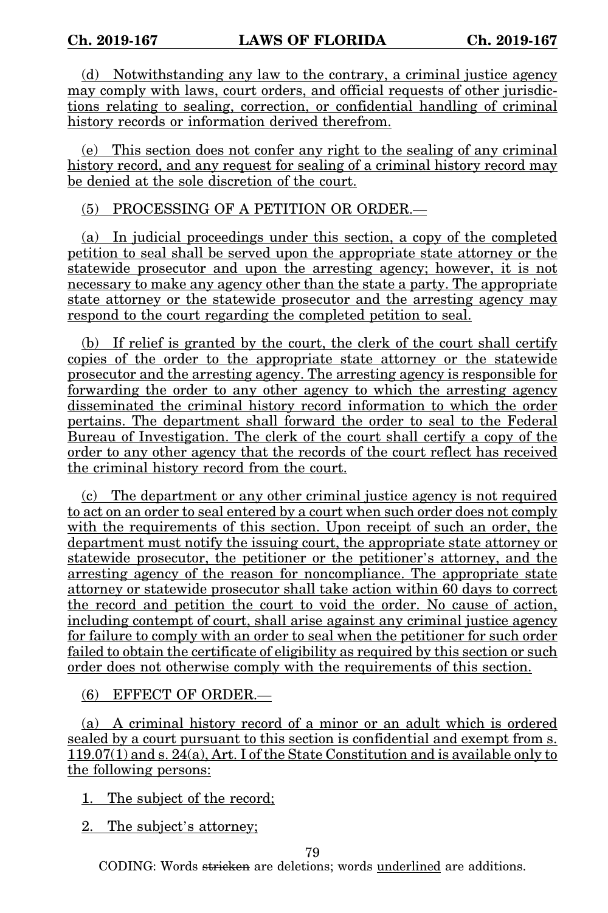(d) Notwithstanding any law to the contrary, a criminal justice agency may comply with laws, court orders, and official requests of other jurisdictions relating to sealing, correction, or confidential handling of criminal history records or information derived therefrom.

(e) This section does not confer any right to the sealing of any criminal history record, and any request for sealing of a criminal history record may be denied at the sole discretion of the court.

(5) PROCESSING OF A PETITION OR ORDER.—

(a) In judicial proceedings under this section, a copy of the completed petition to seal shall be served upon the appropriate state attorney or the statewide prosecutor and upon the arresting agency; however, it is not necessary to make any agency other than the state a party. The appropriate state attorney or the statewide prosecutor and the arresting agency may respond to the court regarding the completed petition to seal.

(b) If relief is granted by the court, the clerk of the court shall certify copies of the order to the appropriate state attorney or the statewide prosecutor and the arresting agency. The arresting agency is responsible for forwarding the order to any other agency to which the arresting agency disseminated the criminal history record information to which the order pertains. The department shall forward the order to seal to the Federal Bureau of Investigation. The clerk of the court shall certify a copy of the order to any other agency that the records of the court reflect has received the criminal history record from the court.

(c) The department or any other criminal justice agency is not required to act on an order to seal entered by a court when such order does not comply with the requirements of this section. Upon receipt of such an order, the department must notify the issuing court, the appropriate state attorney or statewide prosecutor, the petitioner or the petitioner's attorney, and the arresting agency of the reason for noncompliance. The appropriate state attorney or statewide prosecutor shall take action within 60 days to correct the record and petition the court to void the order. No cause of action, including contempt of court, shall arise against any criminal justice agency for failure to comply with an order to seal when the petitioner for such order failed to obtain the certificate of eligibility as required by this section or such order does not otherwise comply with the requirements of this section.

(6) EFFECT OF ORDER.—

(a) A criminal history record of a minor or an adult which is ordered sealed by a court pursuant to this section is confidential and exempt from s. 119.07(1) and s. 24(a), Art. I of the State Constitution and is available only to the following persons:

1. The subject of the record;

2. The subject's attorney;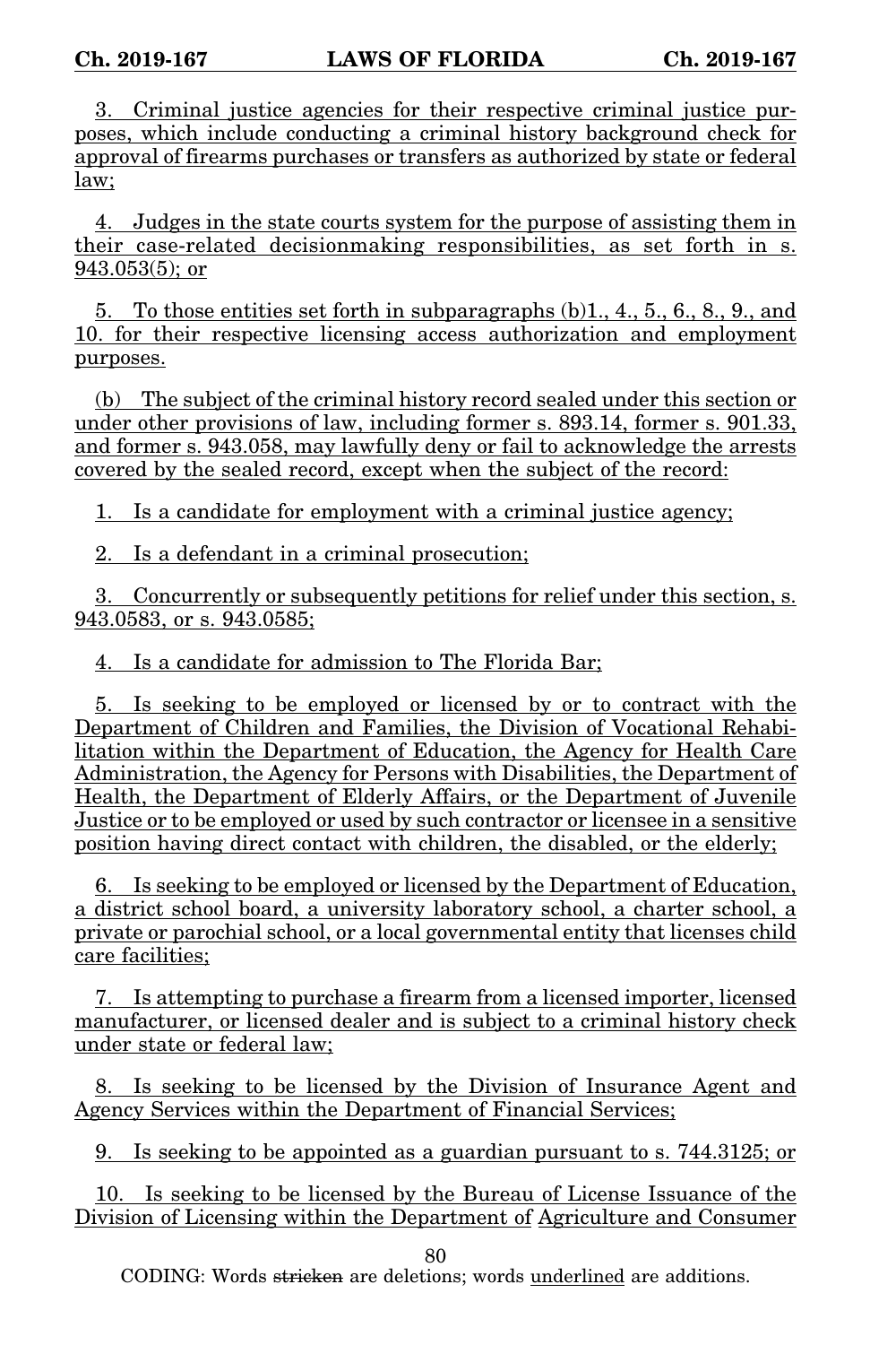3. Criminal justice agencies for their respective criminal justice purposes, which include conducting a criminal history background check for approval of firearms purchases or transfers as authorized by state or federal law;

4. Judges in the state courts system for the purpose of assisting them in their case-related decisionmaking responsibilities, as set forth in s. 943.053(5); or

5. To those entities set forth in subparagraphs (b)1., 4., 5., 6., 8., 9., and 10. for their respective licensing access authorization and employment purposes.

(b) The subject of the criminal history record sealed under this section or under other provisions of law, including former s. 893.14, former s. 901.33, and former s. 943.058, may lawfully deny or fail to acknowledge the arrests covered by the sealed record, except when the subject of the record:

1. Is a candidate for employment with a criminal justice agency;

2. Is a defendant in a criminal prosecution;

3. Concurrently or subsequently petitions for relief under this section, s. 943.0583, or s. 943.0585;

4. Is a candidate for admission to The Florida Bar;

5. Is seeking to be employed or licensed by or to contract with the Department of Children and Families, the Division of Vocational Rehabilitation within the Department of Education, the Agency for Health Care Administration, the Agency for Persons with Disabilities, the Department of Health, the Department of Elderly Affairs, or the Department of Juvenile Justice or to be employed or used by such contractor or licensee in a sensitive position having direct contact with children, the disabled, or the elderly;

6. Is seeking to be employed or licensed by the Department of Education, a district school board, a university laboratory school, a charter school, a private or parochial school, or a local governmental entity that licenses child care facilities;

7. Is attempting to purchase a firearm from a licensed importer, licensed manufacturer, or licensed dealer and is subject to a criminal history check under state or federal law;

8. Is seeking to be licensed by the Division of Insurance Agent and Agency Services within the Department of Financial Services;

9. Is seeking to be appointed as a guardian pursuant to s. 744.3125; or

10. Is seeking to be licensed by the Bureau of License Issuance of the Division of Licensing within the Department of Agriculture and Consumer

CODING: Words stricken are deletions; words underlined are additions.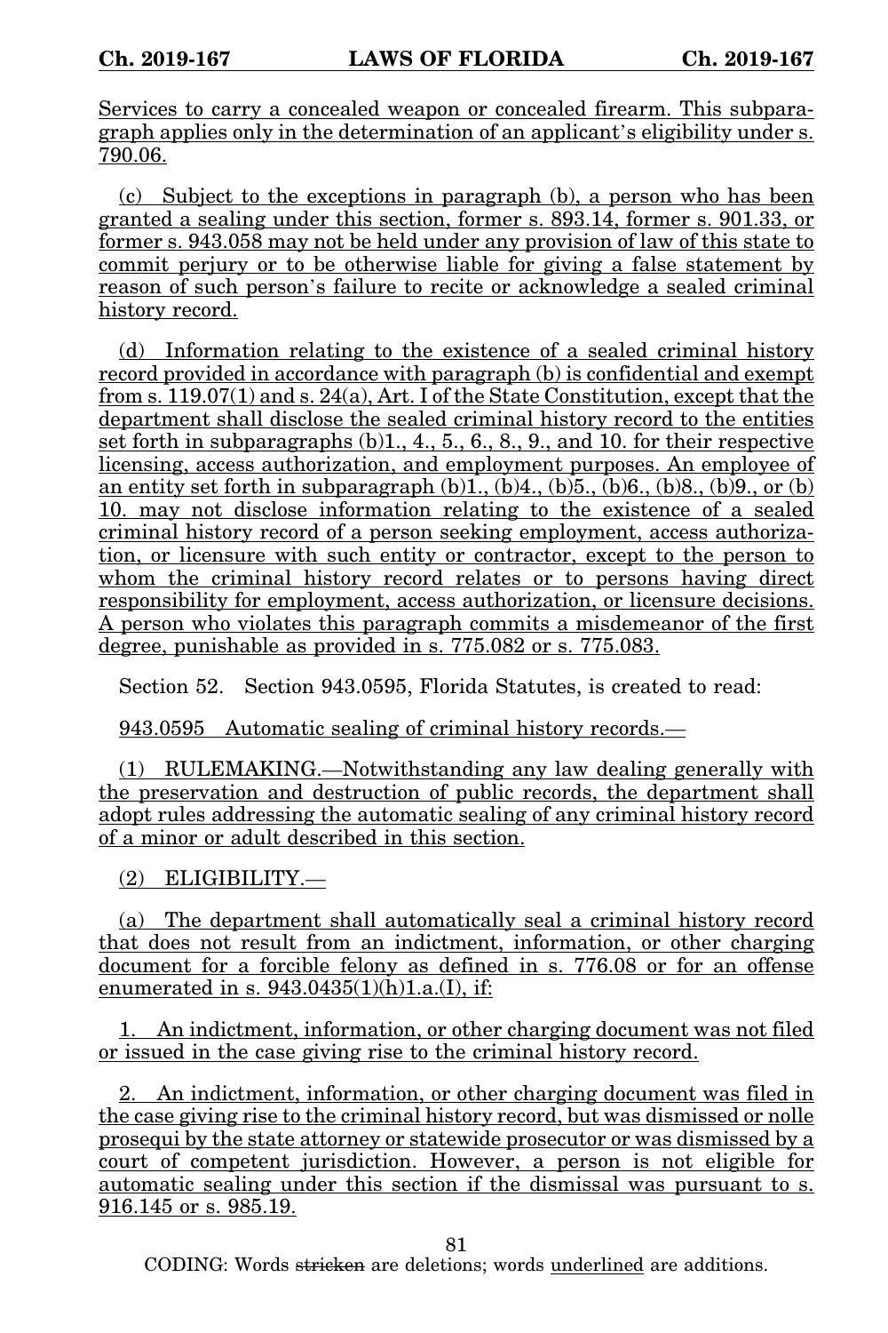Services to carry a concealed weapon or concealed firearm. This subparagraph applies only in the determination of an applicant's eligibility under s. 790.06.

(c) Subject to the exceptions in paragraph (b), a person who has been granted a sealing under this section, former s. 893.14, former s. 901.33, or former s. 943.058 may not be held under any provision of law of this state to commit perjury or to be otherwise liable for giving a false statement by reason of such person's failure to recite or acknowledge a sealed criminal history record.

(d) Information relating to the existence of a sealed criminal history record provided in accordance with paragraph (b) is confidential and exempt from s. 119.07(1) and s. 24(a), Art. I of the State Constitution, except that the department shall disclose the sealed criminal history record to the entities set forth in subparagraphs (b)1., 4., 5., 6., 8., 9., and 10. for their respective licensing, access authorization, and employment purposes. An employee of an entity set forth in subparagraph (b)1., (b)4., (b)5., (b)6., (b)8., (b)9., or (b)10. may not disclose information relating to the existence of a sealed criminal history record of a person seeking employment, access authorization, or licensure with such entity or contractor, except to the person to whom the criminal history record relates or to persons having direct responsibility for employment, access authorization, or licensure decisions. A person who violates this paragraph commits a misdemeanor of the first degree, punishable as provided in s. 775.082 or s. 775.083.

Section 52. Section 943.0595, Florida Statutes, is created to read:

943.0595 Automatic sealing of criminal history records.—

(1) RULEMAKING.—Notwithstanding any law dealing generally with the preservation and destruction of public records, the department shall adopt rules addressing the automatic sealing of any criminal history record of a minor or adult described in this section.

(2) ELIGIBILITY.—

(a) The department shall automatically seal a criminal history record that does not result from an indictment, information, or other charging document for a forcible felony as defined in s. 776.08 or for an offense enumerated in s. 943.0435(1)(h)1.a.(I), if:

1. An indictment, information, or other charging document was not filed or issued in the case giving rise to the criminal history record.

2. An indictment, information, or other charging document was filed in the case giving rise to the criminal history record, but was dismissed or nolle prosequi by the state attorney or statewide prosecutor or was dismissed by a court of competent jurisdiction. However, a person is not eligible for automatic sealing under this section if the dismissal was pursuant to s. 916.145 or s. 985.19.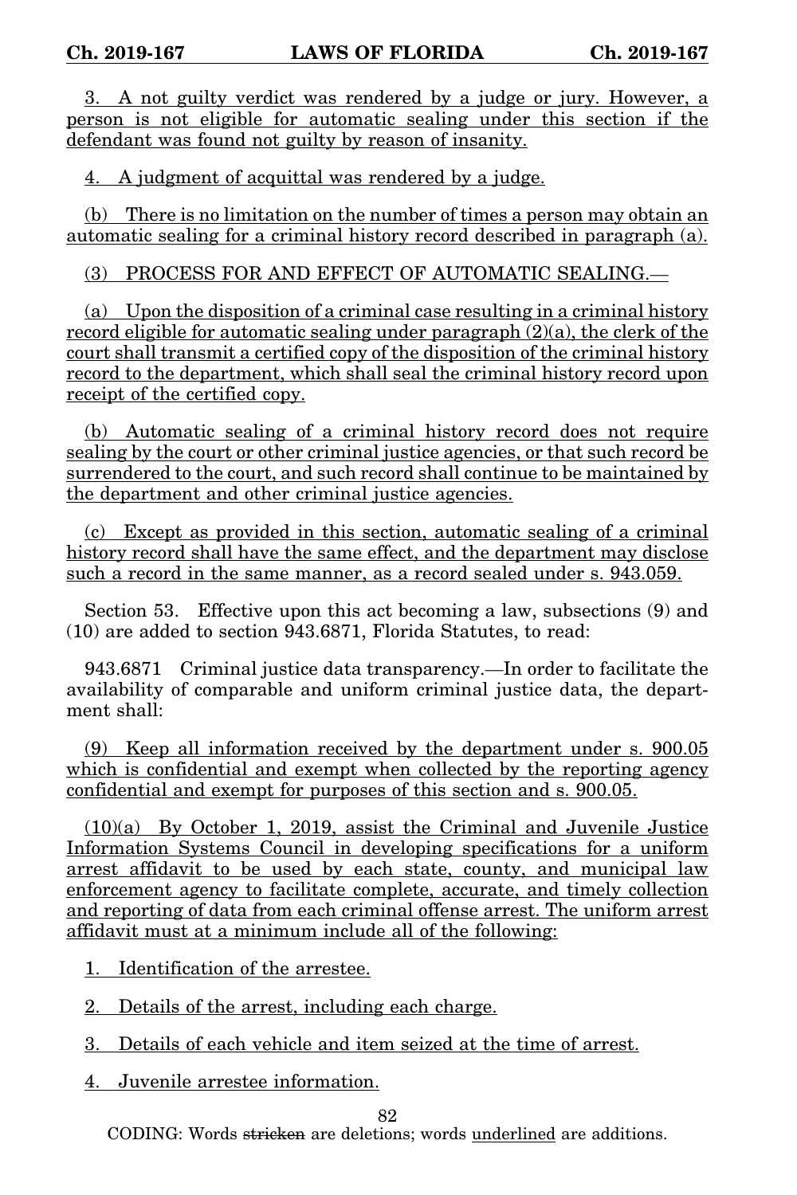3. A not guilty verdict was rendered by a judge or jury. However, a person is not eligible for automatic sealing under this section if the defendant was found not guilty by reason of insanity.

4. A judgment of acquittal was rendered by a judge.

(b) There is no limitation on the number of times a person may obtain an automatic sealing for a criminal history record described in paragraph (a).

(3) PROCESS FOR AND EFFECT OF AUTOMATIC SEALING.—

(a) Upon the disposition of a criminal case resulting in a criminal history record eligible for automatic sealing under paragraph (2)(a), the clerk of the court shall transmit a certified copy of the disposition of the criminal history record to the department, which shall seal the criminal history record upon receipt of the certified copy.

(b) Automatic sealing of a criminal history record does not require sealing by the court or other criminal justice agencies, or that such record be surrendered to the court, and such record shall continue to be maintained by the department and other criminal justice agencies.

(c) Except as provided in this section, automatic sealing of a criminal history record shall have the same effect, and the department may disclose such a record in the same manner, as a record sealed under s. 943.059.

Section 53. Effective upon this act becoming a law, subsections (9) and (10) are added to section 943.6871, Florida Statutes, to read:

943.6871 Criminal justice data transparency.—In order to facilitate the availability of comparable and uniform criminal justice data, the department shall:

(9) Keep all information received by the department under s. 900.05 which is confidential and exempt when collected by the reporting agency confidential and exempt for purposes of this section and s. 900.05.

(10)(a) By October 1, 2019, assist the Criminal and Juvenile Justice Information Systems Council in developing specifications for a uniform arrest affidavit to be used by each state, county, and municipal law enforcement agency to facilitate complete, accurate, and timely collection and reporting of data from each criminal offense arrest. The uniform arrest affidavit must at a minimum include all of the following:

1. Identification of the arrestee.

2. Details of the arrest, including each charge.

3. Details of each vehicle and item seized at the time of arrest.

4. Juvenile arrestee information.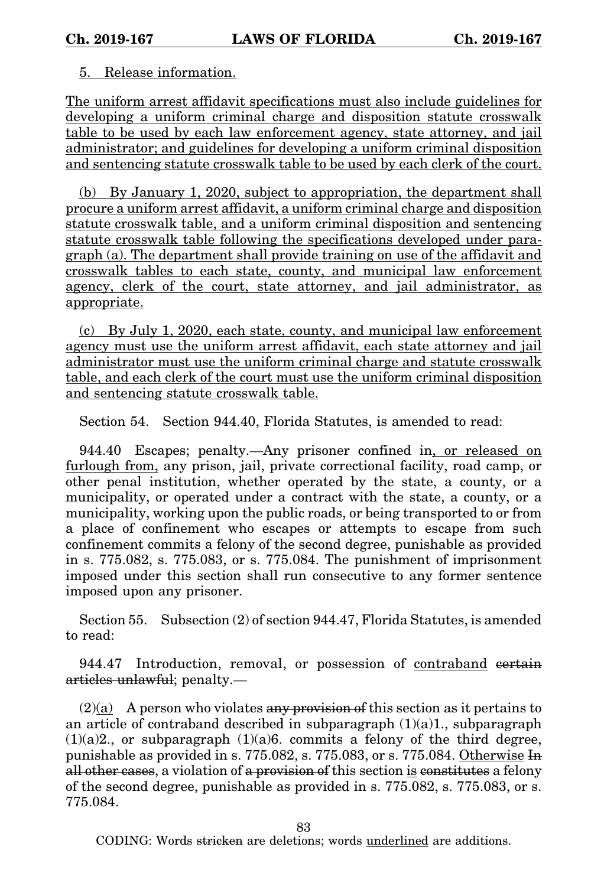<u>5. Release information.</u>

<u>The uniform arrest affidavit specifications must also include guidelines for developing a uniform criminal charge and disposition statute crosswalk table to be used by each law enforcement agency, state attorney, and jail administrator; and guidelines for developing a uniform criminal disposition and sentencing statute crosswalk table to be used by each clerk of the court.</u>

<u>(b) By January 1, 2020, subject to appropriation, the department shall procure a uniform arrest affidavit, a uniform criminal charge and disposition statute crosswalk table, and a uniform criminal disposition and sentencing statute crosswalk table following the specifications developed under paragraph (a). The department shall provide training on use of the affidavit and crosswalk tables to each state, county, and municipal law enforcement agency, clerk of the court, state attorney, and jail administrator, as appropriate.</u>

<u>(c) By July 1, 2020, each state, county, and municipal law enforcement agency must use the uniform arrest affidavit, each state attorney and jail administrator must use the uniform criminal charge and statute crosswalk table, and each clerk of the court must use the uniform criminal disposition and sentencing statute crosswalk table.</u>

Section 54. Section 944.40, Florida Statutes, is amended to read:

944.40 Escapes; penalty.—Any prisoner confined in<u>, or released on furlough from,</u> any prison, jail, private correctional facility, road camp, or other penal institution, whether operated by the state, a county, or a municipality, or operated under a contract with the state, a county, or a municipality, working upon the public roads, or being transported to or from a place of confinement who escapes or attempts to escape from such confinement commits a felony of the second degree, punishable as provided in s. 775.082, s. 775.083, or s. 775.084. The punishment of imprisonment imposed under this section shall run consecutive to any former sentence imposed upon any prisoner.

Section 55. Subsection (2) of section 944.47, Florida Statutes, is amended to read:

944.47 Introduction, removal, or possession of <u>contraband</u> ~~certain articles unlawful~~; penalty.—

(2)<u>(a)</u> A person who violates ~~any provision of~~ this section as it pertains to an article of contraband described in subparagraph (1)(a)1., subparagraph (1)(a)2., or subparagraph (1)(a)6. commits a felony of the third degree, punishable as provided in s. 775.082, s. 775.083, or s. 775.084. <u>Otherwise</u> ~~In all other cases~~, a violation of ~~a provision of~~ this section <u>is</u> ~~constitutes~~ a felony of the second degree, punishable as provided in s. 775.082, s. 775.083, or s. 775.084.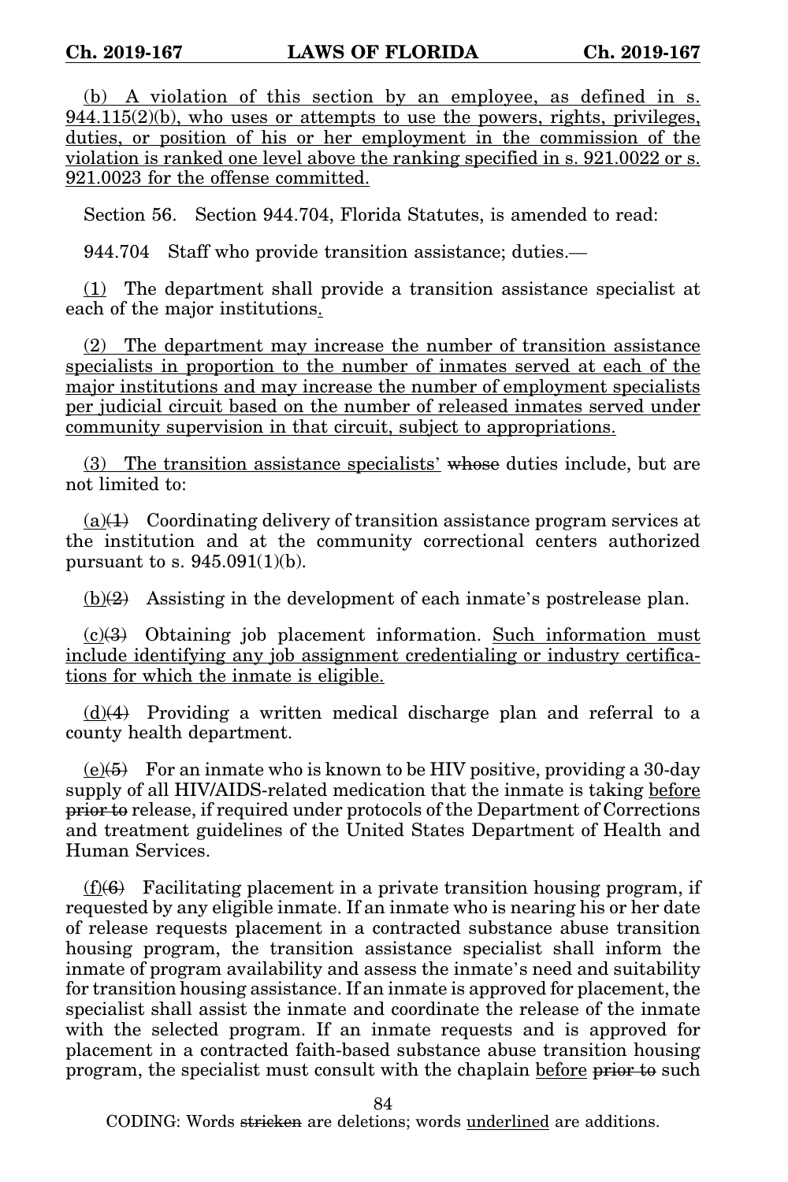(b) A violation of this section by an employee, as defined in s. 944.115(2)(b), who uses or attempts to use the powers, rights, privileges, duties, or position of his or her employment in the commission of the violation is ranked one level above the ranking specified in s. 921.0022 or s. 921.0023 for the offense committed.

Section 56. Section 944.704, Florida Statutes, is amended to read:

944.704 Staff who provide transition assistance; duties.—

(1) The department shall provide a transition assistance specialist at each of the major institutions.

(2) The department may increase the number of transition assistance specialists in proportion to the number of inmates served at each of the major institutions and may increase the number of employment specialists per judicial circuit based on the number of released inmates served under community supervision in that circuit, subject to appropriations.

(3) The transition assistance specialists' whose duties include, but are not limited to:

(a)(1) Coordinating delivery of transition assistance program services at the institution and at the community correctional centers authorized pursuant to s. 945.091(1)(b).

(b)(2) Assisting in the development of each inmate's postrelease plan.

(c)(3) Obtaining job placement information. Such information must include identifying any job assignment credentialing or industry certifications for which the inmate is eligible.

(d)(4) Providing a written medical discharge plan and referral to a county health department.

(e)(5) For an inmate who is known to be HIV positive, providing a 30-day supply of all HIV/AIDS-related medication that the inmate is taking before prior to release, if required under protocols of the Department of Corrections and treatment guidelines of the United States Department of Health and Human Services.

(f)(6) Facilitating placement in a private transition housing program, if requested by any eligible inmate. If an inmate who is nearing his or her date of release requests placement in a contracted substance abuse transition housing program, the transition assistance specialist shall inform the inmate of program availability and assess the inmate's need and suitability for transition housing assistance. If an inmate is approved for placement, the specialist shall assist the inmate and coordinate the release of the inmate with the selected program. If an inmate requests and is approved for placement in a contracted faith-based substance abuse transition housing program, the specialist must consult with the chaplain before prior to such

CODING: Words stricken are deletions; words underlined are additions.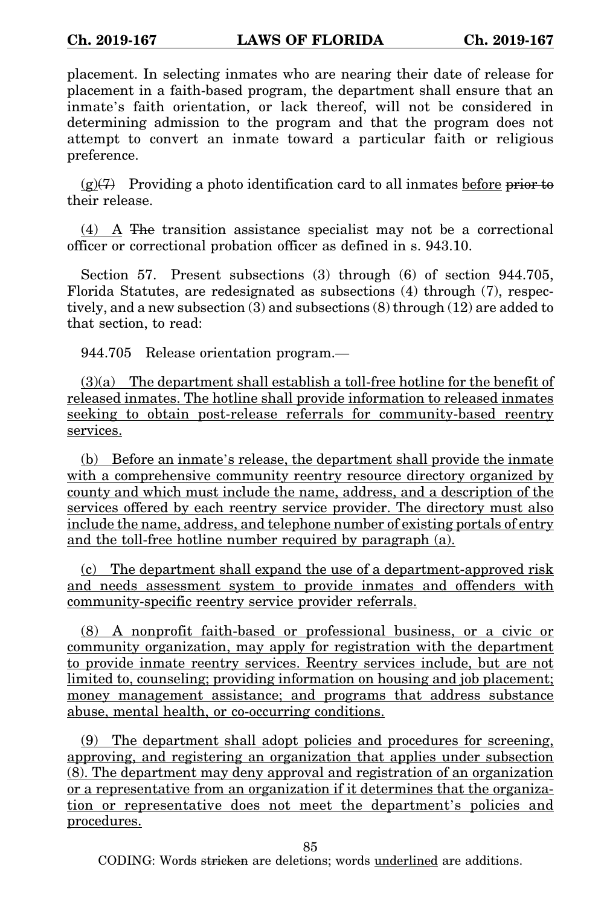placement. In selecting inmates who are nearing their date of release for placement in a faith-based program, the department shall ensure that an inmate's faith orientation, or lack thereof, will not be considered in determining admission to the program and that the program does not attempt to convert an inmate toward a particular faith or religious preference.

(g)~~(7)~~ Providing a photo identification card to all inmates before ~~prior to~~ their release.

(4) A ~~The~~ transition assistance specialist may not be a correctional officer or correctional probation officer as defined in s. 943.10.

Section 57. Present subsections (3) through (6) of section 944.705, Florida Statutes, are redesignated as subsections (4) through (7), respectively, and a new subsection (3) and subsections (8) through (12) are added to that section, to read:

944.705 Release orientation program.—

(3)(a) The department shall establish a toll-free hotline for the benefit of released inmates. The hotline shall provide information to released inmates seeking to obtain post-release referrals for community-based reentry services.

(b) Before an inmate's release, the department shall provide the inmate with a comprehensive community reentry resource directory organized by county and which must include the name, address, and a description of the services offered by each reentry service provider. The directory must also include the name, address, and telephone number of existing portals of entry and the toll-free hotline number required by paragraph (a).

(c) The department shall expand the use of a department-approved risk and needs assessment system to provide inmates and offenders with community-specific reentry service provider referrals.

(8) A nonprofit faith-based or professional business, or a civic or community organization, may apply for registration with the department to provide inmate reentry services. Reentry services include, but are not limited to, counseling; providing information on housing and job placement; money management assistance; and programs that address substance abuse, mental health, or co-occurring conditions.

(9) The department shall adopt policies and procedures for screening, approving, and registering an organization that applies under subsection (8). The department may deny approval and registration of an organization or a representative from an organization if it determines that the organization or representative does not meet the department's policies and procedures.

CODING: Words ~~stricken~~ are deletions; words underlined are additions.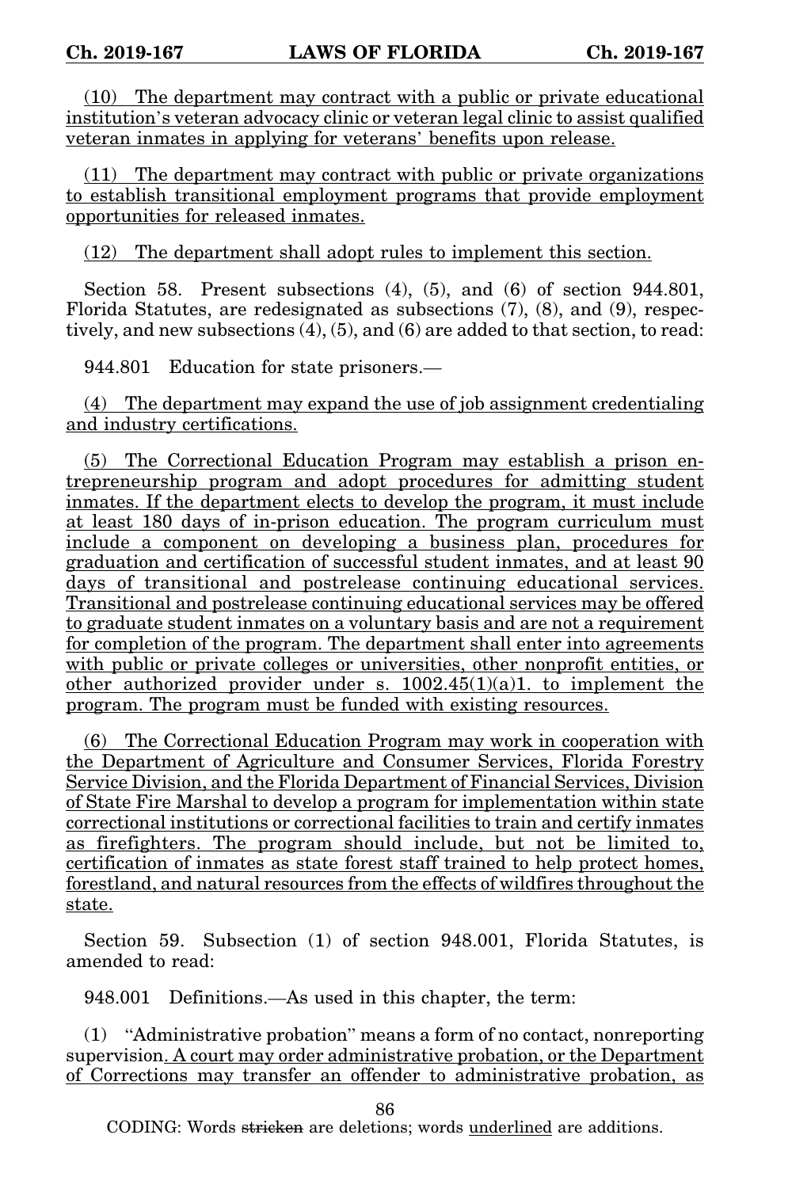(10) The department may contract with a public or private educational institution's veteran advocacy clinic or veteran legal clinic to assist qualified veteran inmates in applying for veterans' benefits upon release.

(11) The department may contract with public or private organizations to establish transitional employment programs that provide employment opportunities for released inmates.

(12) The department shall adopt rules to implement this section.

Section 58. Present subsections (4), (5), and (6) of section 944.801, Florida Statutes, are redesignated as subsections (7), (8), and (9), respectively, and new subsections (4), (5), and (6) are added to that section, to read:

944.801 Education for state prisoners.—

(4) The department may expand the use of job assignment credentialing and industry certifications.

(5) The Correctional Education Program may establish a prison entrepreneurship program and adopt procedures for admitting student inmates. If the department elects to develop the program, it must include at least 180 days of in-prison education. The program curriculum must include a component on developing a business plan, procedures for graduation and certification of successful student inmates, and at least 90 days of transitional and postrelease continuing educational services. Transitional and postrelease continuing educational services may be offered to graduate student inmates on a voluntary basis and are not a requirement for completion of the program. The department shall enter into agreements with public or private colleges or universities, other nonprofit entities, or other authorized provider under s. 1002.45(1)(a)1. to implement the program. The program must be funded with existing resources.

(6) The Correctional Education Program may work in cooperation with the Department of Agriculture and Consumer Services, Florida Forestry Service Division, and the Florida Department of Financial Services, Division of State Fire Marshal to develop a program for implementation within state correctional institutions or correctional facilities to train and certify inmates as firefighters. The program should include, but not be limited to, certification of inmates as state forest staff trained to help protect homes, forestland, and natural resources from the effects of wildfires throughout the state.

Section 59. Subsection (1) of section 948.001, Florida Statutes, is amended to read:

948.001 Definitions.—As used in this chapter, the term:

(1) "Administrative probation" means a form of no contact, nonreporting supervision. A court may order administrative probation, or the Department of Corrections may transfer an offender to administrative probation, as

CODING: Words stricken are deletions; words underlined are additions.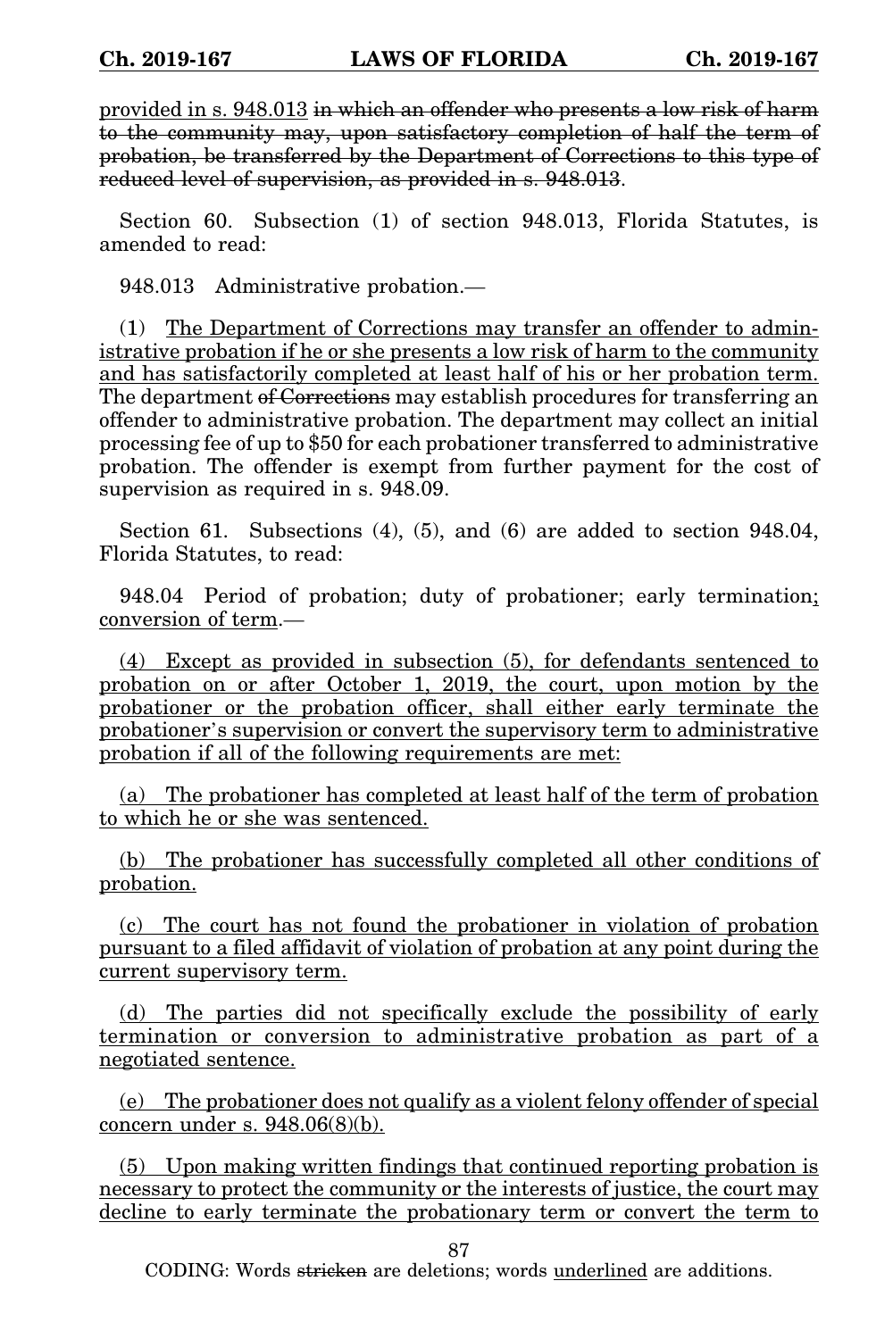<u>provided in s. 948.013</u> ~~in which an offender who presents a low risk of harm to the community may, upon satisfactory completion of half the term of probation, be transferred by the Department of Corrections to this type of reduced level of supervision, as provided in s. 948.013~~.

Section 60. Subsection (1) of section 948.013, Florida Statutes, is amended to read:

948.013 Administrative probation.—

(1) <u>The Department of Corrections may transfer an offender to administrative probation if he or she presents a low risk of harm to the community and has satisfactorily completed at least half of his or her probation term.</u> The department ~~of Corrections~~ may establish procedures for transferring an offender to administrative probation. The department may collect an initial processing fee of up to $50 for each probationer transferred to administrative probation. The offender is exempt from further payment for the cost of supervision as required in s. 948.09.

Section 61. Subsections (4), (5), and (6) are added to section 948.04, Florida Statutes, to read:

948.04 Period of probation; duty of probationer; early termination<u>; conversion of term</u>.—

<u>(4) Except as provided in subsection (5), for defendants sentenced to probation on or after October 1, 2019, the court, upon motion by the probationer or the probation officer, shall either early terminate the probationer's supervision or convert the supervisory term to administrative probation if all of the following requirements are met:</u>

<u>(a) The probationer has completed at least half of the term of probation to which he or she was sentenced.</u>

<u>(b) The probationer has successfully completed all other conditions of probation.</u>

<u>(c) The court has not found the probationer in violation of probation pursuant to a filed affidavit of violation of probation at any point during the current supervisory term.</u>

<u>(d) The parties did not specifically exclude the possibility of early termination or conversion to administrative probation as part of a negotiated sentence.</u>

<u>(e) The probationer does not qualify as a violent felony offender of special concern under s. 948.06(8)(b).</u>

<u>(5) Upon making written findings that continued reporting probation is necessary to protect the community or the interests of justice, the court may decline to early terminate the probationary term or convert the term to</u>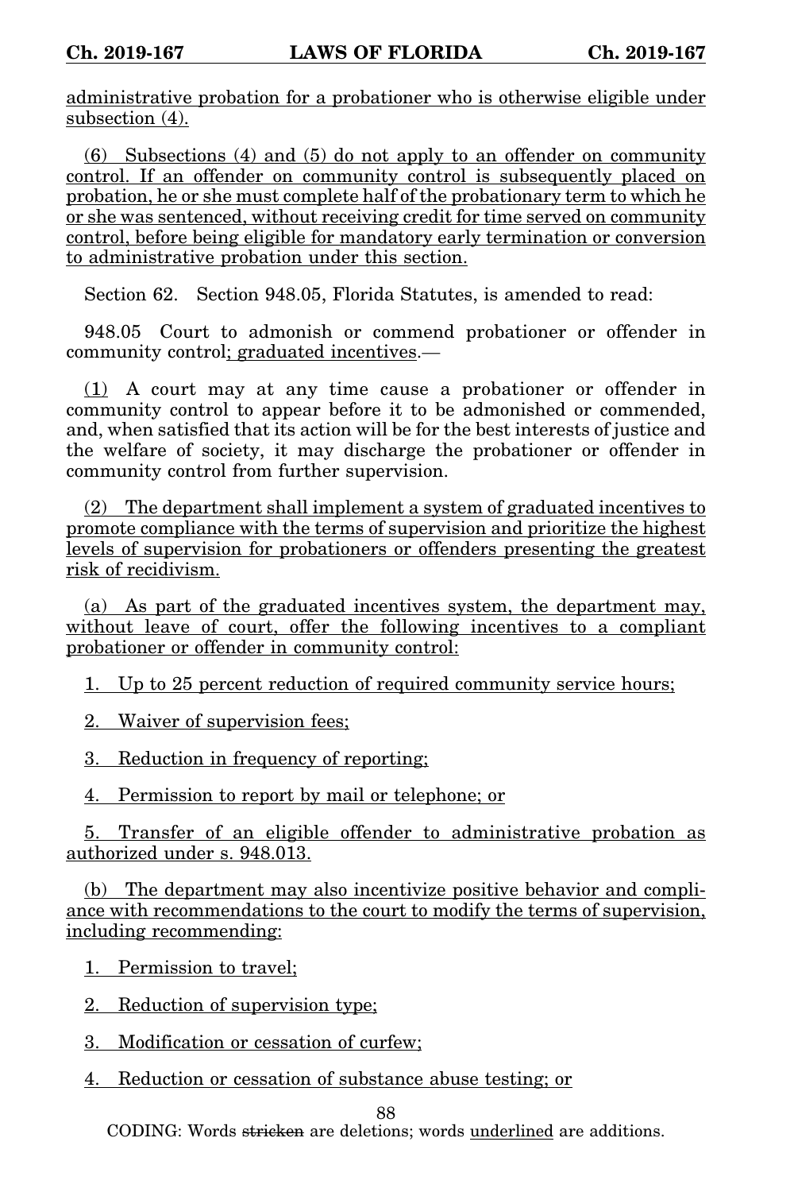administrative probation for a probationer who is otherwise eligible under subsection (4).

(6) Subsections (4) and (5) do not apply to an offender on community control. If an offender on community control is subsequently placed on probation, he or she must complete half of the probationary term to which he or she was sentenced, without receiving credit for time served on community control, before being eligible for mandatory early termination or conversion to administrative probation under this section.

Section 62. Section 948.05, Florida Statutes, is amended to read:

948.05 Court to admonish or commend probationer or offender in community control; graduated incentives.—

(1) A court may at any time cause a probationer or offender in community control to appear before it to be admonished or commended, and, when satisfied that its action will be for the best interests of justice and the welfare of society, it may discharge the probationer or offender in community control from further supervision.

(2) The department shall implement a system of graduated incentives to promote compliance with the terms of supervision and prioritize the highest levels of supervision for probationers or offenders presenting the greatest risk of recidivism.

(a) As part of the graduated incentives system, the department may, without leave of court, offer the following incentives to a compliant probationer or offender in community control:

1. Up to 25 percent reduction of required community service hours;

2. Waiver of supervision fees;

3. Reduction in frequency of reporting;

4. Permission to report by mail or telephone; or

5. Transfer of an eligible offender to administrative probation as authorized under s. 948.013.

(b) The department may also incentivize positive behavior and compliance with recommendations to the court to modify the terms of supervision, including recommending:

1. Permission to travel;

2. Reduction of supervision type;

3. Modification or cessation of curfew;

4. Reduction or cessation of substance abuse testing; or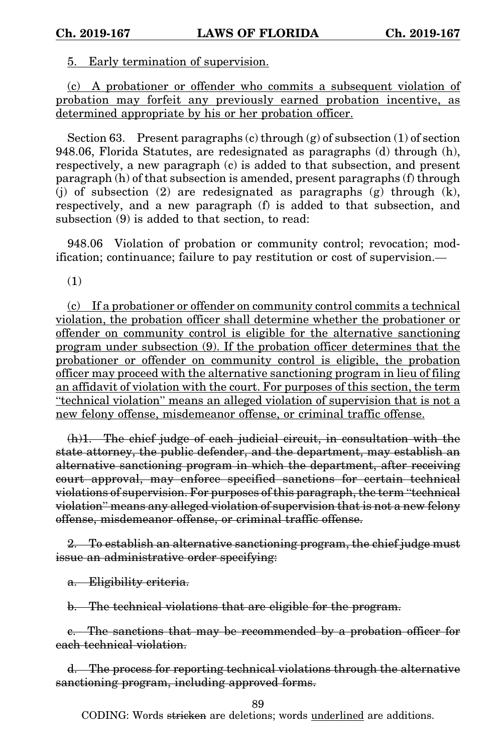<u>5. Early termination of supervision.</u>

<u>(c) A probationer or offender who commits a subsequent violation of probation may forfeit any previously earned probation incentive, as determined appropriate by his or her probation officer.</u>

Section 63. Present paragraphs (c) through (g) of subsection (1) of section 948.06, Florida Statutes, are redesignated as paragraphs (d) through (h), respectively, a new paragraph (c) is added to that subsection, and present paragraph (h) of that subsection is amended, present paragraphs (f) through (j) of subsection (2) are redesignated as paragraphs (g) through (k), respectively, and a new paragraph (f) is added to that subsection, and subsection (9) is added to that section, to read:

948.06 Violation of probation or community control; revocation; modification; continuance; failure to pay restitution or cost of supervision.—

(1)

<u>(c) If a probationer or offender on community control commits a technical violation, the probation officer shall determine whether the probationer or offender on community control is eligible for the alternative sanctioning program under subsection (9). If the probation officer determines that the probationer or offender on community control is eligible, the probation officer may proceed with the alternative sanctioning program in lieu of filing an affidavit of violation with the court. For purposes of this section, the term "technical violation" means an alleged violation of supervision that is not a new felony offense, misdemeanor offense, or criminal traffic offense.</u>

~~(h)1. The chief judge of each judicial circuit, in consultation with the state attorney, the public defender, and the department, may establish an alternative sanctioning program in which the department, after receiving court approval, may enforce specified sanctions for certain technical violations of supervision. For purposes of this paragraph, the term "technical violation" means any alleged violation of supervision that is not a new felony offense, misdemeanor offense, or criminal traffic offense.~~

~~2. To establish an alternative sanctioning program, the chief judge must issue an administrative order specifying:~~

~~a. Eligibility criteria.~~

~~b. The technical violations that are eligible for the program.~~

~~c. The sanctions that may be recommended by a probation officer for each technical violation.~~

~~d. The process for reporting technical violations through the alternative sanctioning program, including approved forms.~~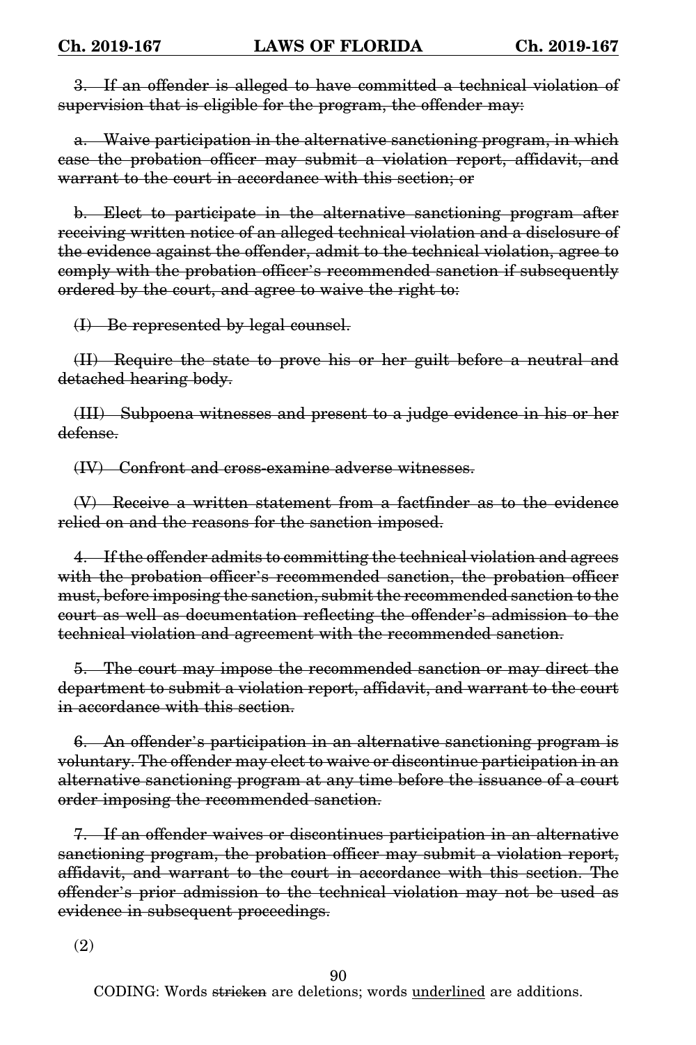~~3. If an offender is alleged to have committed a technical violation of supervision that is eligible for the program, the offender may:~~

~~a. Waive participation in the alternative sanctioning program, in which case the probation officer may submit a violation report, affidavit, and warrant to the court in accordance with this section; or~~

~~b. Elect to participate in the alternative sanctioning program after receiving written notice of an alleged technical violation and a disclosure of the evidence against the offender, admit to the technical violation, agree to comply with the probation officer's recommended sanction if subsequently ordered by the court, and agree to waive the right to:~~

~~(I) Be represented by legal counsel.~~

~~(II) Require the state to prove his or her guilt before a neutral and detached hearing body.~~

~~(III) Subpoena witnesses and present to a judge evidence in his or her defense.~~

~~(IV) Confront and cross-examine adverse witnesses.~~

~~(V) Receive a written statement from a factfinder as to the evidence relied on and the reasons for the sanction imposed.~~

~~4. If the offender admits to committing the technical violation and agrees with the probation officer's recommended sanction, the probation officer must, before imposing the sanction, submit the recommended sanction to the court as well as documentation reflecting the offender's admission to the technical violation and agreement with the recommended sanction.~~

~~5. The court may impose the recommended sanction or may direct the department to submit a violation report, affidavit, and warrant to the court in accordance with this section.~~

~~6. An offender's participation in an alternative sanctioning program is voluntary. The offender may elect to waive or discontinue participation in an alternative sanctioning program at any time before the issuance of a court order imposing the recommended sanction.~~

~~7. If an offender waives or discontinues participation in an alternative sanctioning program, the probation officer may submit a violation report, affidavit, and warrant to the court in accordance with this section. The offender's prior admission to the technical violation may not be used as evidence in subsequent proceedings.~~

(2)

CODING: Words ~~stricken~~ are deletions; words <u>underlined</u> are additions.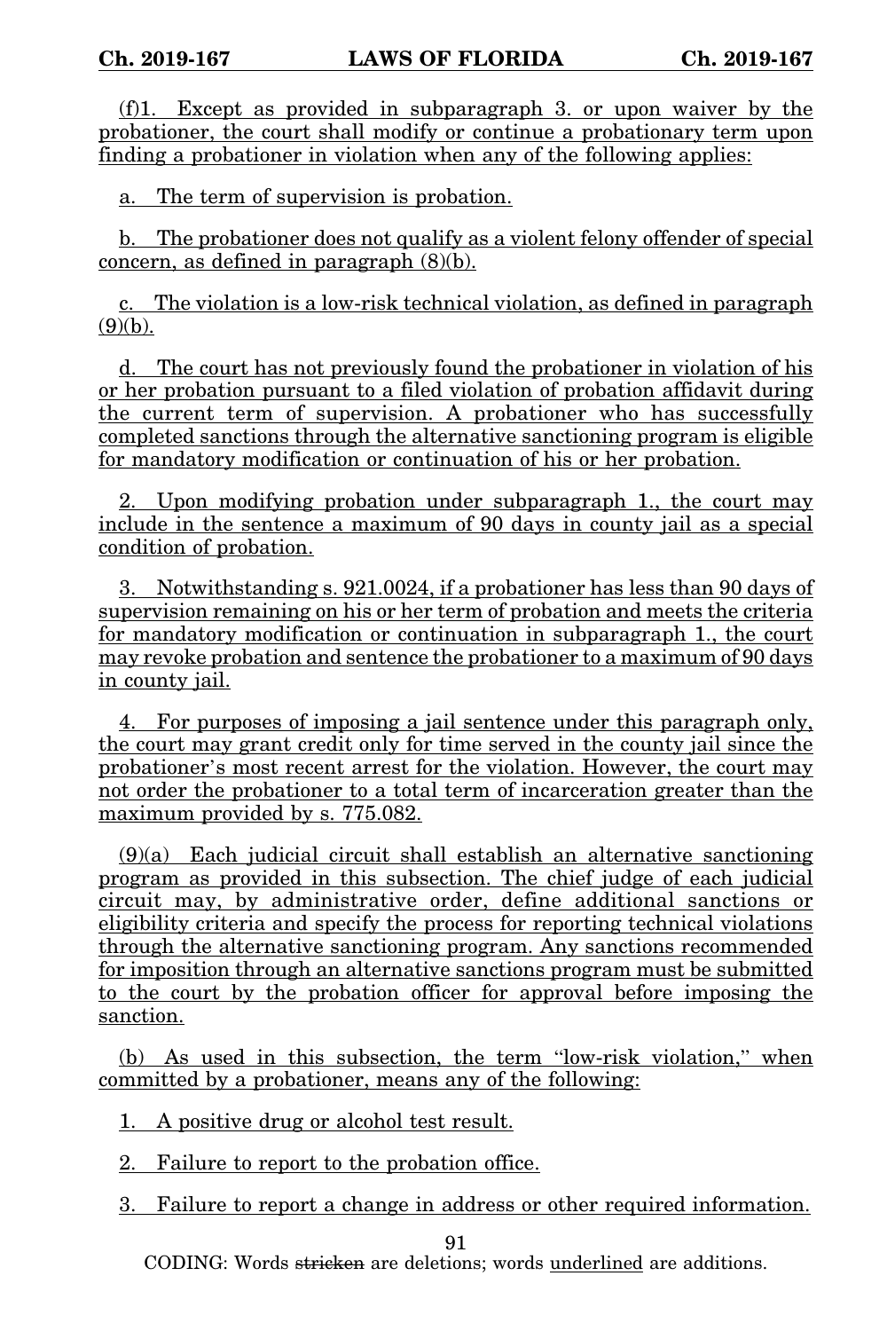(f)1. Except as provided in subparagraph 3. or upon waiver by the probationer, the court shall modify or continue a probationary term upon finding a probationer in violation when any of the following applies:

a. The term of supervision is probation.

b. The probationer does not qualify as a violent felony offender of special concern, as defined in paragraph (8)(b).

c. The violation is a low-risk technical violation, as defined in paragraph (9)(b).

d. The court has not previously found the probationer in violation of his or her probation pursuant to a filed violation of probation affidavit during the current term of supervision. A probationer who has successfully completed sanctions through the alternative sanctioning program is eligible for mandatory modification or continuation of his or her probation.

2. Upon modifying probation under subparagraph 1., the court may include in the sentence a maximum of 90 days in county jail as a special condition of probation.

3. Notwithstanding s. 921.0024, if a probationer has less than 90 days of supervision remaining on his or her term of probation and meets the criteria for mandatory modification or continuation in subparagraph 1., the court may revoke probation and sentence the probationer to a maximum of 90 days in county jail.

4. For purposes of imposing a jail sentence under this paragraph only, the court may grant credit only for time served in the county jail since the probationer's most recent arrest for the violation. However, the court may not order the probationer to a total term of incarceration greater than the maximum provided by s. 775.082.

(9)(a) Each judicial circuit shall establish an alternative sanctioning program as provided in this subsection. The chief judge of each judicial circuit may, by administrative order, define additional sanctions or eligibility criteria and specify the process for reporting technical violations through the alternative sanctioning program. Any sanctions recommended for imposition through an alternative sanctions program must be submitted to the court by the probation officer for approval before imposing the sanction.

(b) As used in this subsection, the term "low-risk violation," when committed by a probationer, means any of the following:

1. A positive drug or alcohol test result.

2. Failure to report to the probation office.

3. Failure to report a change in address or other required information.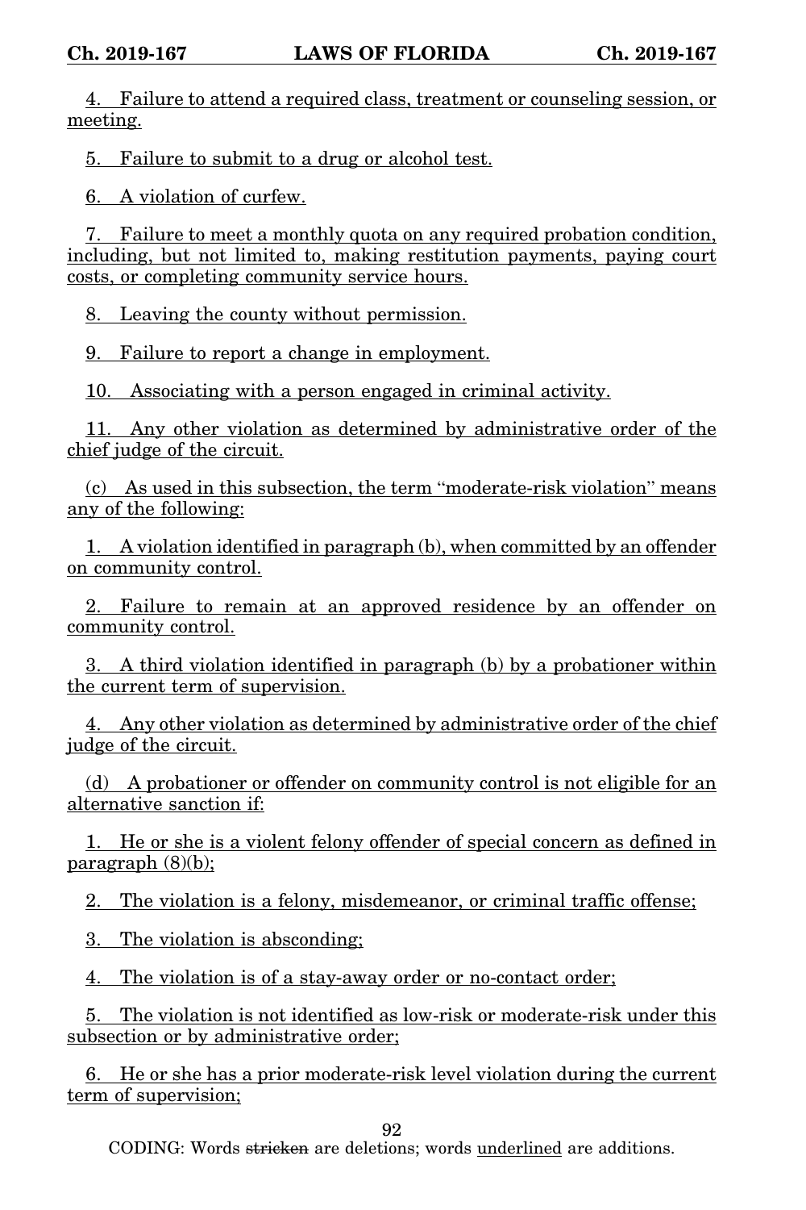4. Failure to attend a required class, treatment or counseling session, or meeting.

5. Failure to submit to a drug or alcohol test.

6. A violation of curfew.

7. Failure to meet a monthly quota on any required probation condition, including, but not limited to, making restitution payments, paying court costs, or completing community service hours.

8. Leaving the county without permission.

9. Failure to report a change in employment.

10. Associating with a person engaged in criminal activity.

11. Any other violation as determined by administrative order of the chief judge of the circuit.

(c) As used in this subsection, the term "moderate-risk violation" means any of the following:

1. A violation identified in paragraph (b), when committed by an offender on community control.

2. Failure to remain at an approved residence by an offender on community control.

3. A third violation identified in paragraph (b) by a probationer within the current term of supervision.

4. Any other violation as determined by administrative order of the chief judge of the circuit.

(d) A probationer or offender on community control is not eligible for an alternative sanction if:

1. He or she is a violent felony offender of special concern as defined in paragraph (8)(b);

2. The violation is a felony, misdemeanor, or criminal traffic offense;

3. The violation is absconding;

4. The violation is of a stay-away order or no-contact order;

5. The violation is not identified as low-risk or moderate-risk under this subsection or by administrative order;

6. He or she has a prior moderate-risk level violation during the current term of supervision;

CODING: Words ~~stricken~~ are deletions; words underlined are additions.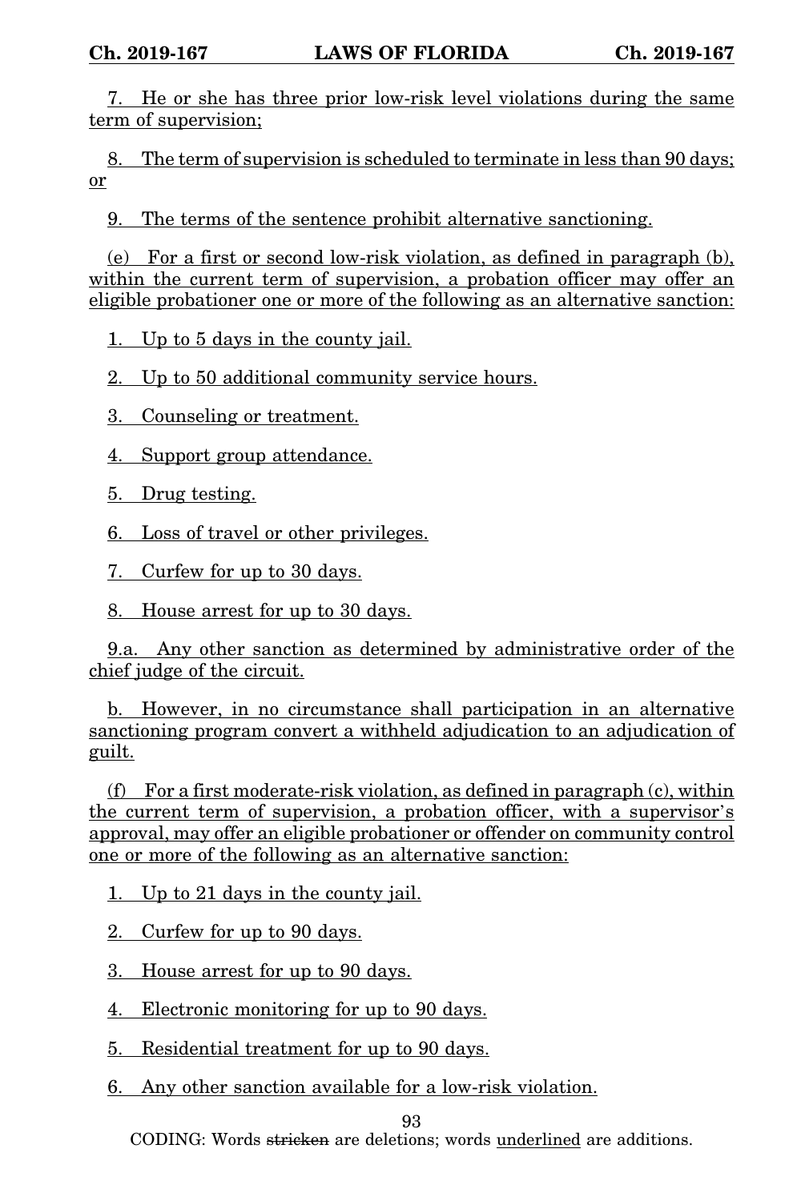7. He or she has three prior low-risk level violations during the same term of supervision;

8. The term of supervision is scheduled to terminate in less than 90 days; or

9. The terms of the sentence prohibit alternative sanctioning.

(e) For a first or second low-risk violation, as defined in paragraph (b), within the current term of supervision, a probation officer may offer an eligible probationer one or more of the following as an alternative sanction:

1. Up to 5 days in the county jail.

2. Up to 50 additional community service hours.

3. Counseling or treatment.

4. Support group attendance.

5. Drug testing.

6. Loss of travel or other privileges.

7. Curfew for up to 30 days.

8. House arrest for up to 30 days.

9.a. Any other sanction as determined by administrative order of the chief judge of the circuit.

b. However, in no circumstance shall participation in an alternative sanctioning program convert a withheld adjudication to an adjudication of guilt.

(f) For a first moderate-risk violation, as defined in paragraph (c), within the current term of supervision, a probation officer, with a supervisor's approval, may offer an eligible probationer or offender on community control one or more of the following as an alternative sanction:

1. Up to 21 days in the county jail.

2. Curfew for up to 90 days.

3. House arrest for up to 90 days.

4. Electronic monitoring for up to 90 days.

5. Residential treatment for up to 90 days.

6. Any other sanction available for a low-risk violation.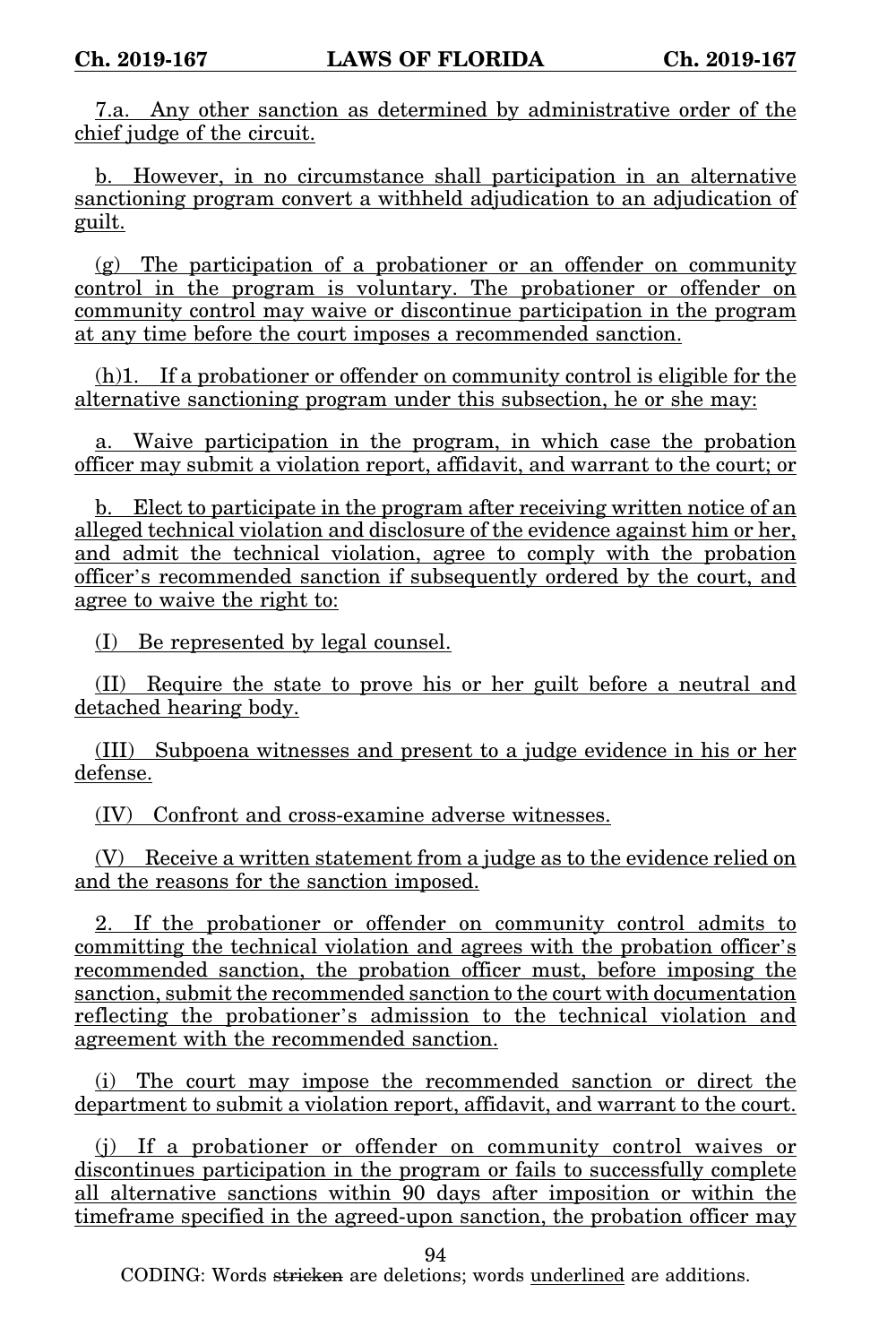7.a. Any other sanction as determined by administrative order of the chief judge of the circuit.

b. However, in no circumstance shall participation in an alternative sanctioning program convert a withheld adjudication to an adjudication of guilt.

(g) The participation of a probationer or an offender on community control in the program is voluntary. The probationer or offender on community control may waive or discontinue participation in the program at any time before the court imposes a recommended sanction.

(h)1. If a probationer or offender on community control is eligible for the alternative sanctioning program under this subsection, he or she may:

a. Waive participation in the program, in which case the probation officer may submit a violation report, affidavit, and warrant to the court; or

b. Elect to participate in the program after receiving written notice of an alleged technical violation and disclosure of the evidence against him or her, and admit the technical violation, agree to comply with the probation officer's recommended sanction if subsequently ordered by the court, and agree to waive the right to:

(I) Be represented by legal counsel.

(II) Require the state to prove his or her guilt before a neutral and detached hearing body.

(III) Subpoena witnesses and present to a judge evidence in his or her defense.

(IV) Confront and cross-examine adverse witnesses.

(V) Receive a written statement from a judge as to the evidence relied on and the reasons for the sanction imposed.

2. If the probationer or offender on community control admits to committing the technical violation and agrees with the probation officer's recommended sanction, the probation officer must, before imposing the sanction, submit the recommended sanction to the court with documentation reflecting the probationer's admission to the technical violation and agreement with the recommended sanction.

(i) The court may impose the recommended sanction or direct the department to submit a violation report, affidavit, and warrant to the court.

(j) If a probationer or offender on community control waives or discontinues participation in the program or fails to successfully complete all alternative sanctions within 90 days after imposition or within the timeframe specified in the agreed-upon sanction, the probation officer may

CODING: Words ~~stricken~~ are deletions; words underlined are additions.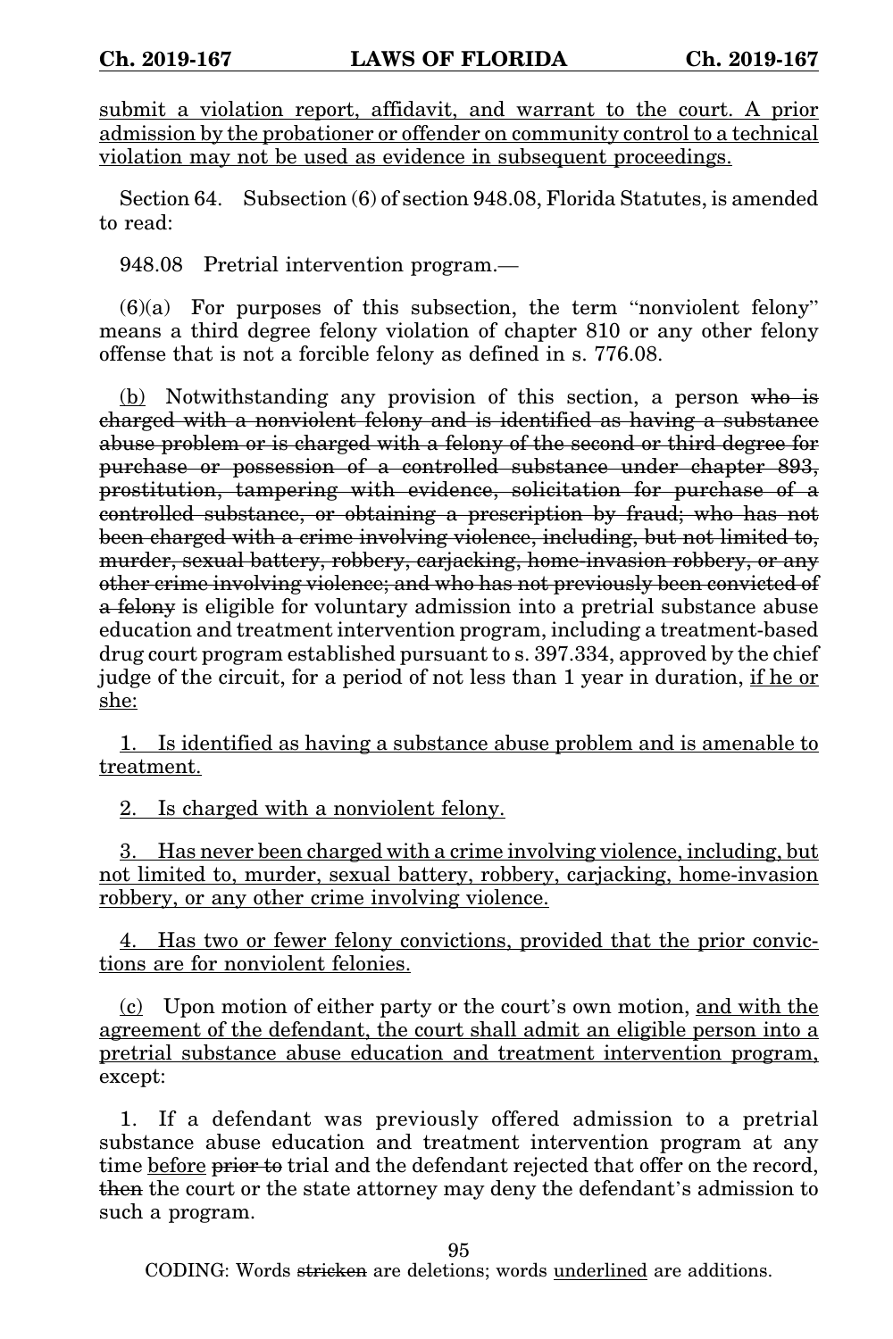submit a violation report, affidavit, and warrant to the court. A prior admission by the probationer or offender on community control to a technical violation may not be used as evidence in subsequent proceedings.

Section 64. Subsection (6) of section 948.08, Florida Statutes, is amended to read:

948.08 Pretrial intervention program.—

(6)(a) For purposes of this subsection, the term "nonviolent felony" means a third degree felony violation of chapter 810 or any other felony offense that is not a forcible felony as defined in s. 776.08.

(b) Notwithstanding any provision of this section, a person ~~who is charged with a nonviolent felony and is identified as having a substance abuse problem or is charged with a felony of the second or third degree for purchase or possession of a controlled substance under chapter 893, prostitution, tampering with evidence, solicitation for purchase of a controlled substance, or obtaining a prescription by fraud; who has not been charged with a crime involving violence, including, but not limited to, murder, sexual battery, robbery, carjacking, home-invasion robbery, or any other crime involving violence; and who has not previously been convicted of a felony~~ is eligible for voluntary admission into a pretrial substance abuse education and treatment intervention program, including a treatment-based drug court program established pursuant to s. 397.334, approved by the chief judge of the circuit, for a period of not less than 1 year in duration, if he or she:

1. Is identified as having a substance abuse problem and is amenable to treatment.

2. Is charged with a nonviolent felony.

3. Has never been charged with a crime involving violence, including, but not limited to, murder, sexual battery, robbery, carjacking, home-invasion robbery, or any other crime involving violence.

4. Has two or fewer felony convictions, provided that the prior convictions are for nonviolent felonies.

(c) Upon motion of either party or the court's own motion, and with the agreement of the defendant, the court shall admit an eligible person into a pretrial substance abuse education and treatment intervention program, except:

1. If a defendant was previously offered admission to a pretrial substance abuse education and treatment intervention program at any time before ~~prior to~~ trial and the defendant rejected that offer on the record, ~~then~~ the court or the state attorney may deny the defendant's admission to such a program.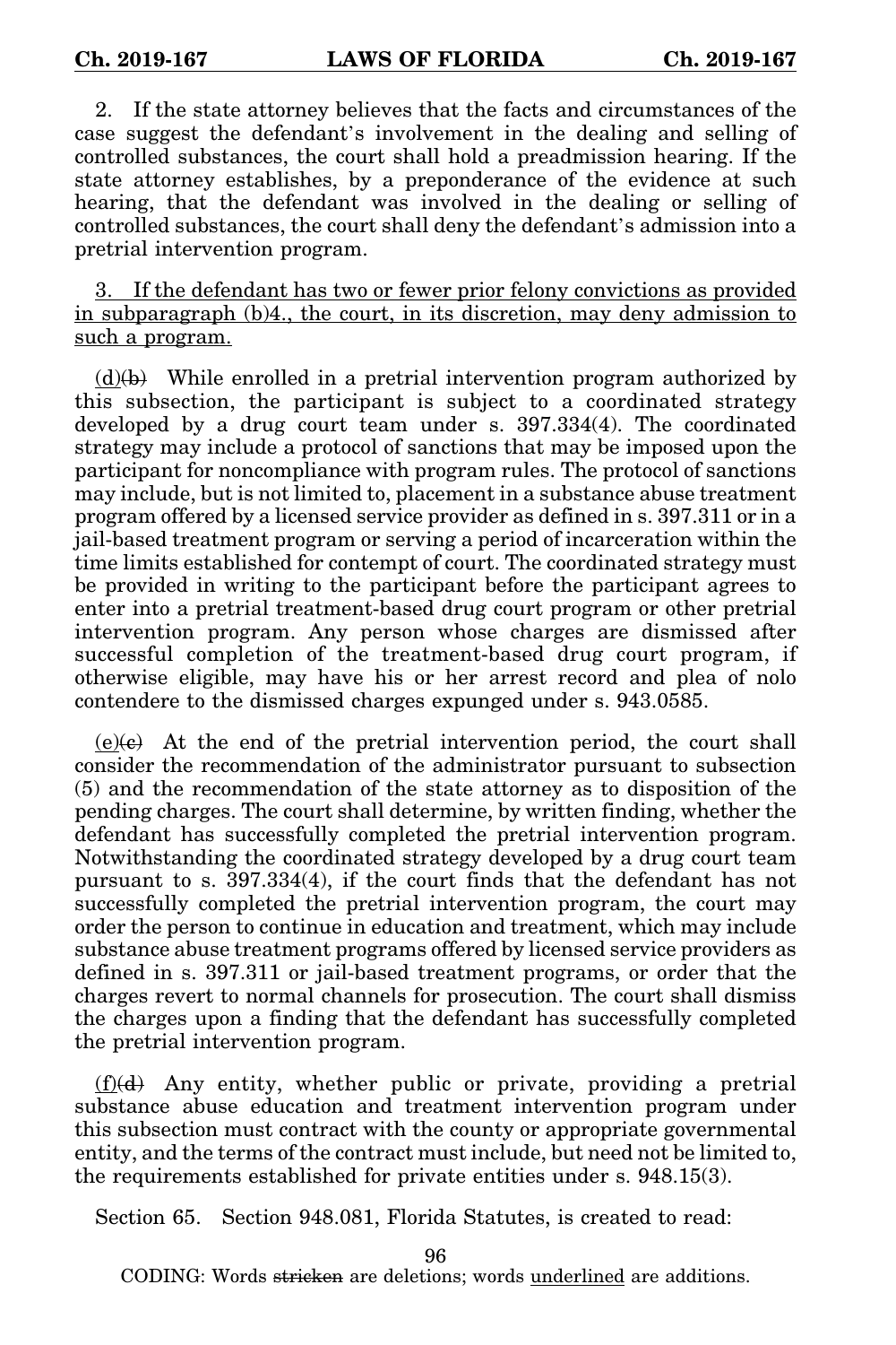2. If the state attorney believes that the facts and circumstances of the case suggest the defendant's involvement in the dealing and selling of controlled substances, the court shall hold a preadmission hearing. If the state attorney establishes, by a preponderance of the evidence at such hearing, that the defendant was involved in the dealing or selling of controlled substances, the court shall deny the defendant's admission into a pretrial intervention program.

<u>3. If the defendant has two or fewer prior felony convictions as provided in subparagraph (b)4., the court, in its discretion, may deny admission to such a program.</u>

<u>(d)</u>~~(b)~~ While enrolled in a pretrial intervention program authorized by this subsection, the participant is subject to a coordinated strategy developed by a drug court team under s. 397.334(4). The coordinated strategy may include a protocol of sanctions that may be imposed upon the participant for noncompliance with program rules. The protocol of sanctions may include, but is not limited to, placement in a substance abuse treatment program offered by a licensed service provider as defined in s. 397.311 or in a jail-based treatment program or serving a period of incarceration within the time limits established for contempt of court. The coordinated strategy must be provided in writing to the participant before the participant agrees to enter into a pretrial treatment-based drug court program or other pretrial intervention program. Any person whose charges are dismissed after successful completion of the treatment-based drug court program, if otherwise eligible, may have his or her arrest record and plea of nolo contendere to the dismissed charges expunged under s. 943.0585.

<u>(e)</u>~~(c)~~ At the end of the pretrial intervention period, the court shall consider the recommendation of the administrator pursuant to subsection (5) and the recommendation of the state attorney as to disposition of the pending charges. The court shall determine, by written finding, whether the defendant has successfully completed the pretrial intervention program. Notwithstanding the coordinated strategy developed by a drug court team pursuant to s. 397.334(4), if the court finds that the defendant has not successfully completed the pretrial intervention program, the court may order the person to continue in education and treatment, which may include substance abuse treatment programs offered by licensed service providers as defined in s. 397.311 or jail-based treatment programs, or order that the charges revert to normal channels for prosecution. The court shall dismiss the charges upon a finding that the defendant has successfully completed the pretrial intervention program.

<u>(f)</u>~~(d)~~ Any entity, whether public or private, providing a pretrial substance abuse education and treatment intervention program under this subsection must contract with the county or appropriate governmental entity, and the terms of the contract must include, but need not be limited to, the requirements established for private entities under s. 948.15(3).

Section 65. Section 948.081, Florida Statutes, is created to read:

CODING: Words ~~stricken~~ are deletions; words <u>underlined</u> are additions.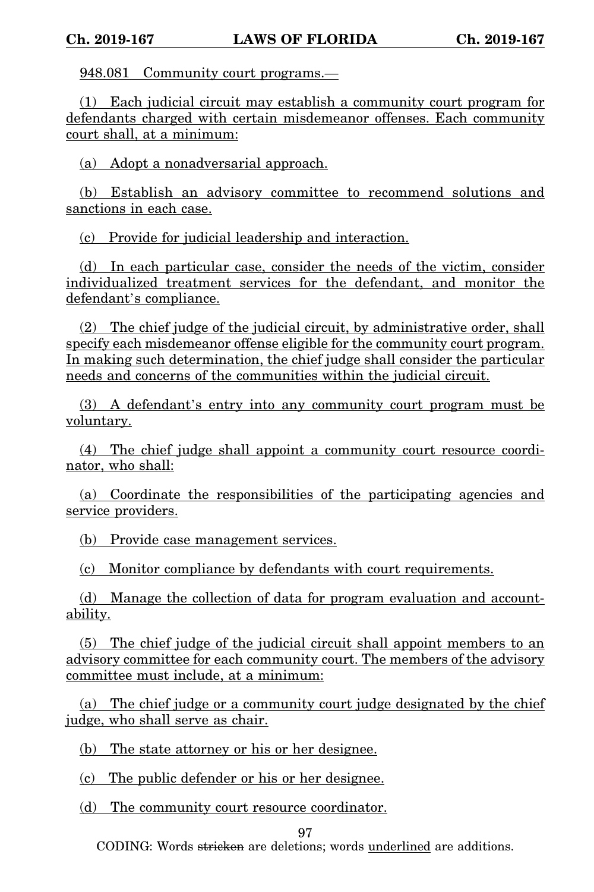948.081 Community court programs.—

(1) Each judicial circuit may establish a community court program for defendants charged with certain misdemeanor offenses. Each community court shall, at a minimum:

(a) Adopt a nonadversarial approach.

(b) Establish an advisory committee to recommend solutions and sanctions in each case.

(c) Provide for judicial leadership and interaction.

(d) In each particular case, consider the needs of the victim, consider individualized treatment services for the defendant, and monitor the defendant's compliance.

(2) The chief judge of the judicial circuit, by administrative order, shall specify each misdemeanor offense eligible for the community court program. In making such determination, the chief judge shall consider the particular needs and concerns of the communities within the judicial circuit.

(3) A defendant's entry into any community court program must be voluntary.

(4) The chief judge shall appoint a community court resource coordinator, who shall:

(a) Coordinate the responsibilities of the participating agencies and service providers.

(b) Provide case management services.

(c) Monitor compliance by defendants with court requirements.

(d) Manage the collection of data for program evaluation and accountability.

(5) The chief judge of the judicial circuit shall appoint members to an advisory committee for each community court. The members of the advisory committee must include, at a minimum:

(a) The chief judge or a community court judge designated by the chief judge, who shall serve as chair.

(b) The state attorney or his or her designee.

(c) The public defender or his or her designee.

(d) The community court resource coordinator.

CODING: Words ~~stricken~~ are deletions; words underlined are additions.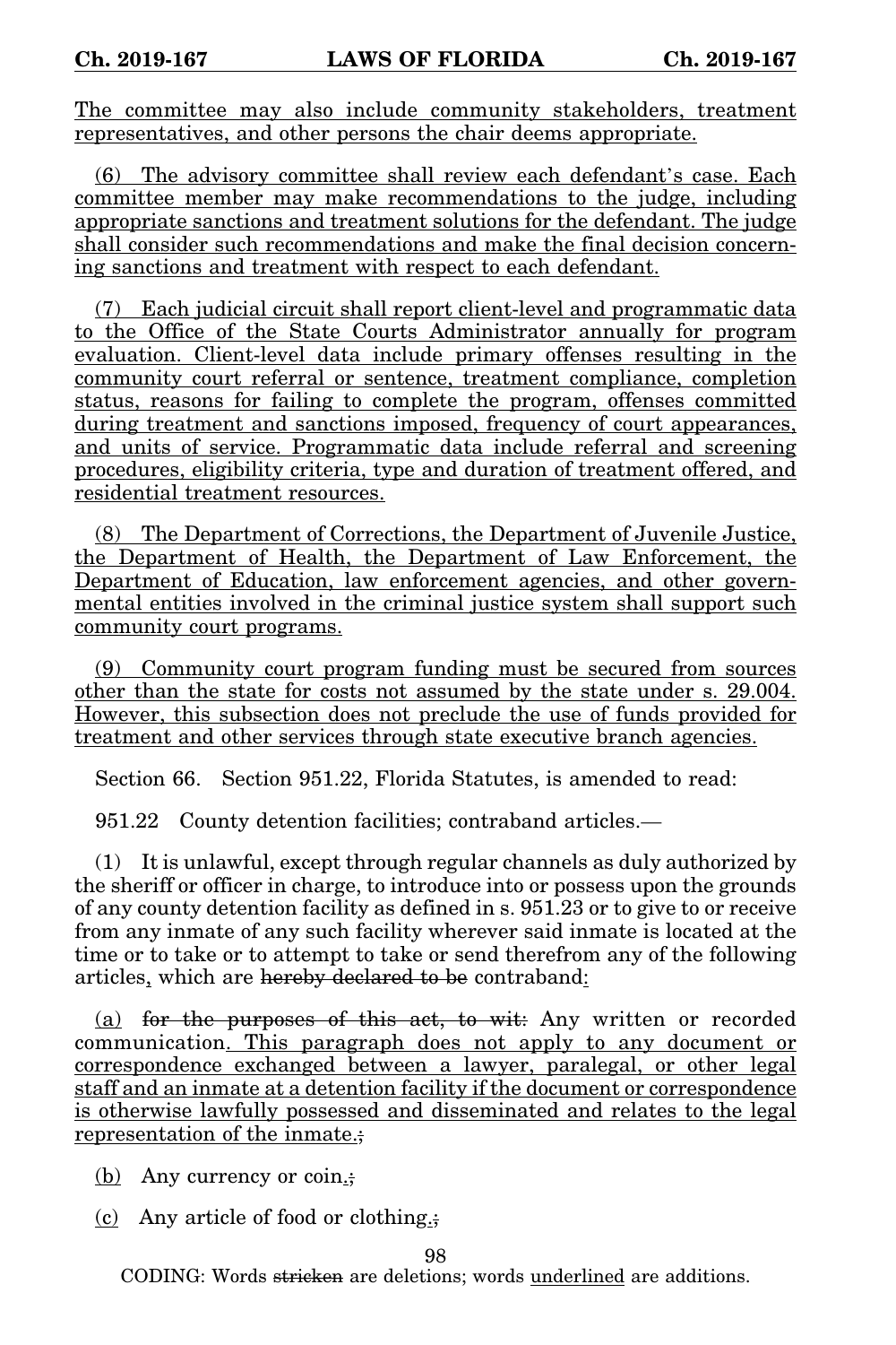<u>The committee may also include community stakeholders, treatment representatives, and other persons the chair deems appropriate.</u>

<u>(6) The advisory committee shall review each defendant's case. Each committee member may make recommendations to the judge, including appropriate sanctions and treatment solutions for the defendant. The judge shall consider such recommendations and make the final decision concerning sanctions and treatment with respect to each defendant.</u>

<u>(7) Each judicial circuit shall report client-level and programmatic data to the Office of the State Courts Administrator annually for program evaluation. Client-level data include primary offenses resulting in the community court referral or sentence, treatment compliance, completion status, reasons for failing to complete the program, offenses committed during treatment and sanctions imposed, frequency of court appearances, and units of service. Programmatic data include referral and screening procedures, eligibility criteria, type and duration of treatment offered, and residential treatment resources.</u>

<u>(8) The Department of Corrections, the Department of Juvenile Justice, the Department of Health, the Department of Law Enforcement, the Department of Education, law enforcement agencies, and other governmental entities involved in the criminal justice system shall support such community court programs.</u>

<u>(9) Community court program funding must be secured from sources other than the state for costs not assumed by the state under s. 29.004. However, this subsection does not preclude the use of funds provided for treatment and other services through state executive branch agencies.</u>

Section 66. Section 951.22, Florida Statutes, is amended to read:

951.22 County detention facilities; contraband articles.—

(1) It is unlawful, except through regular channels as duly authorized by the sheriff or officer in charge, to introduce into or possess upon the grounds of any county detention facility as defined in s. 951.23 or to give to or receive from any inmate of any such facility wherever said inmate is located at the time or to take or to attempt to take or send therefrom any of the following articles<u>,</u> which are ~~hereby declared to be~~ contraband<u>:</u>

<u>(a)</u> ~~for the purposes of this act, to wit:~~ Any written or recorded communication<u>. This paragraph does not apply to any document or correspondence exchanged between a lawyer, paralegal, or other legal staff and an inmate at a detention facility if the document or correspondence is otherwise lawfully possessed and disseminated and relates to the legal representation of the inmate.</u>~~;~~

<u>(b)</u> Any currency or coin<u>.</u>~~;~~

<u>(c)</u> Any article of food or clothing<u>.</u>~~;~~

CODING: Words ~~stricken~~ are deletions; words <u>underlined</u> are additions.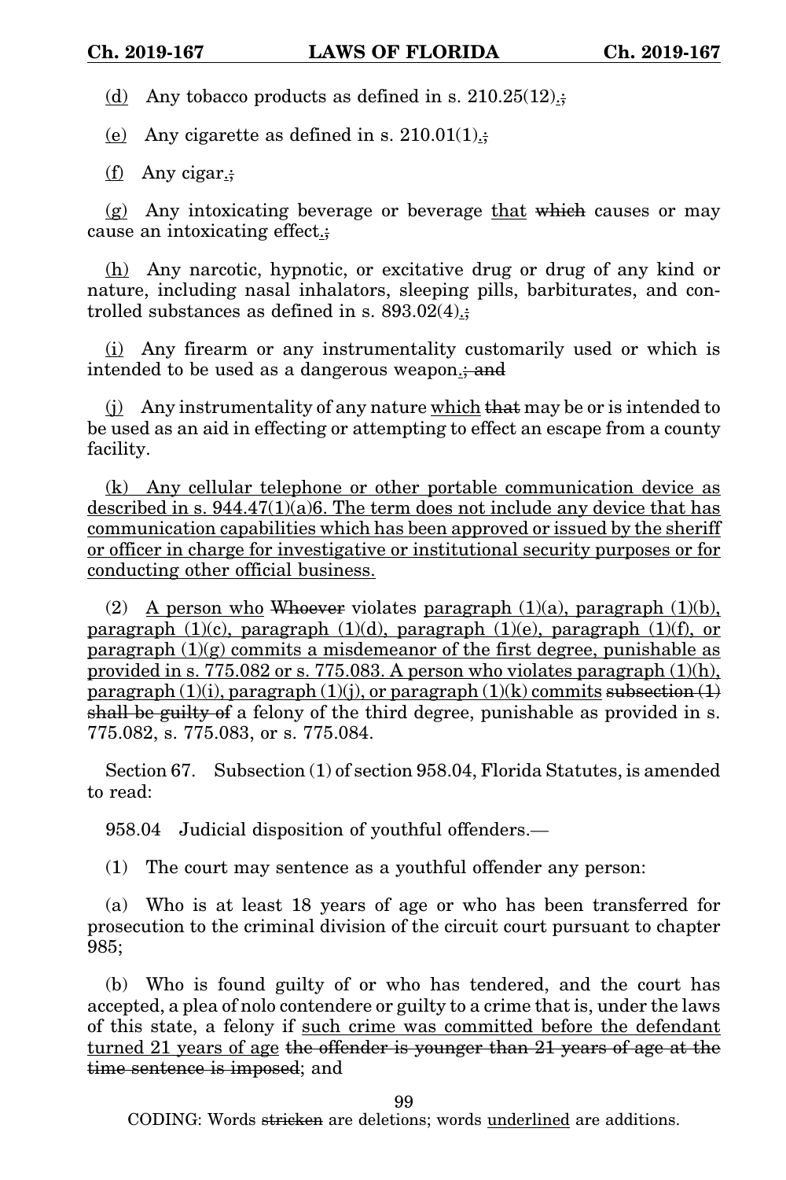(d) Any tobacco products as defined in s. 210.25(12).;

(e) Any cigarette as defined in s. 210.01(1).;

(f) Any cigar.;

(g) Any intoxicating beverage or beverage that which causes or may cause an intoxicating effect.;

(h) Any narcotic, hypnotic, or excitative drug or drug of any kind or nature, including nasal inhalators, sleeping pills, barbiturates, and controlled substances as defined in s. 893.02(4).;

(i) Any firearm or any instrumentality customarily used or which is intended to be used as a dangerous weapon.; and

(j) Any instrumentality of any nature which that may be or is intended to be used as an aid in effecting or attempting to effect an escape from a county facility.

(k) Any cellular telephone or other portable communication device as described in s. 944.47(1)(a)6. The term does not include any device that has communication capabilities which has been approved or issued by the sheriff or officer in charge for investigative or institutional security purposes or for conducting other official business.

(2) A person who Whoever violates paragraph (1)(a), paragraph (1)(b), paragraph (1)(c), paragraph (1)(d), paragraph (1)(e), paragraph (1)(f), or paragraph (1)(g) commits a misdemeanor of the first degree, punishable as provided in s. 775.082 or s. 775.083. A person who violates paragraph (1)(h), paragraph (1)(i), paragraph (1)(j), or paragraph (1)(k) commits subsection (1) shall be guilty of a felony of the third degree, punishable as provided in s. 775.082, s. 775.083, or s. 775.084.

Section 67. Subsection (1) of section 958.04, Florida Statutes, is amended to read:

958.04 Judicial disposition of youthful offenders.—

(1) The court may sentence as a youthful offender any person:

(a) Who is at least 18 years of age or who has been transferred for prosecution to the criminal division of the circuit court pursuant to chapter 985;

(b) Who is found guilty of or who has tendered, and the court has accepted, a plea of nolo contendere or guilty to a crime that is, under the laws of this state, a felony if such crime was committed before the defendant turned 21 years of age the offender is younger than 21 years of age at the time sentence is imposed; and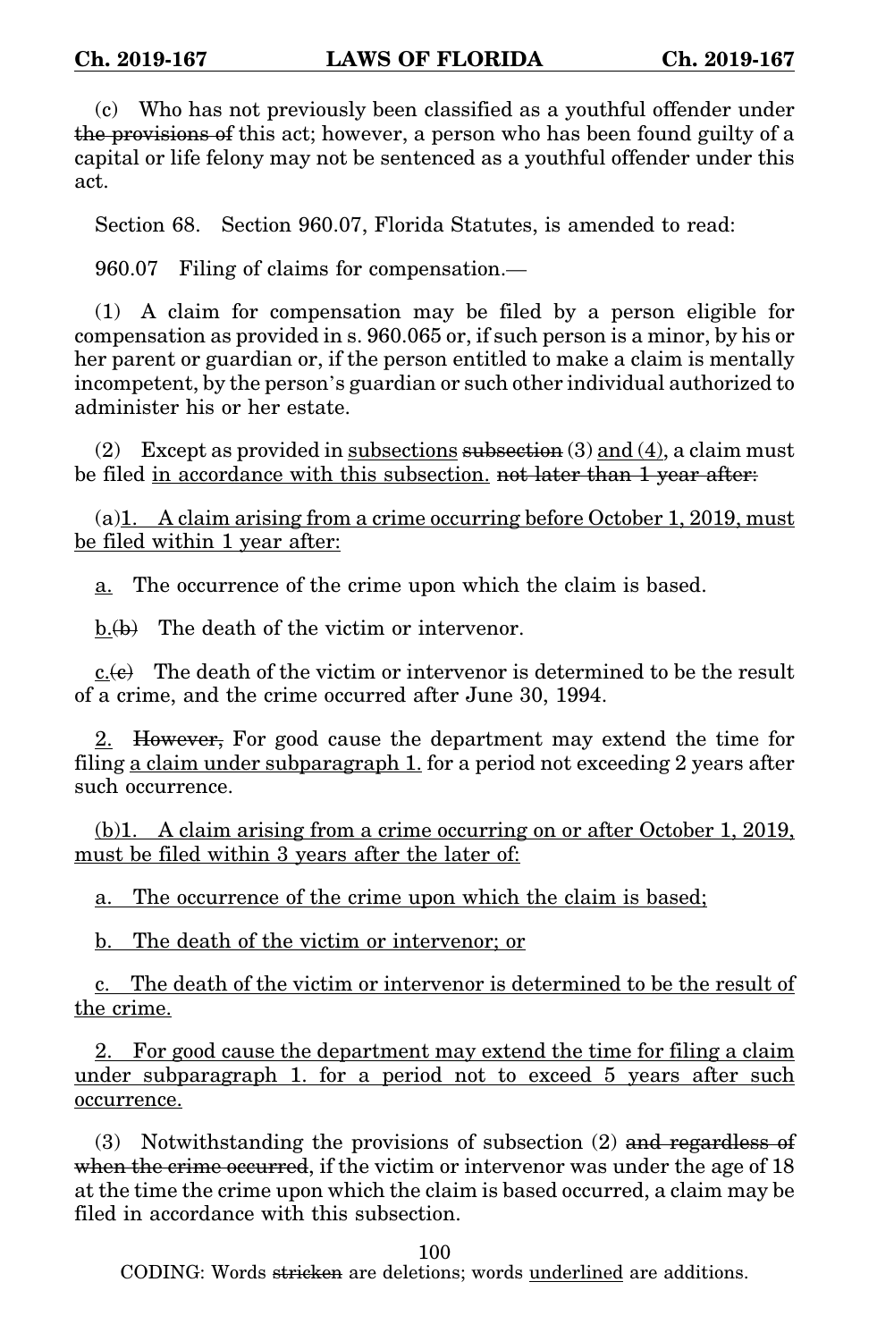(c) Who has not previously been classified as a youthful offender under ~~the provisions of~~ this act; however, a person who has been found guilty of a capital or life felony may not be sentenced as a youthful offender under this act.

Section 68. Section 960.07, Florida Statutes, is amended to read:

960.07 Filing of claims for compensation.—

(1) A claim for compensation may be filed by a person eligible for compensation as provided in s. 960.065 or, if such person is a minor, by his or her parent or guardian or, if the person entitled to make a claim is mentally incompetent, by the person's guardian or such other individual authorized to administer his or her estate.

(2) Except as provided in <u>subsections</u> ~~subsection~~ (3) <u>and (4)</u>, a claim must be filed <u>in accordance with this subsection.</u> ~~not later than 1 year after:~~

(a)<u>1. A claim arising from a crime occurring before October 1, 2019, must be filed within 1 year after:</u>

<u>a.</u> The occurrence of the crime upon which the claim is based.

<u>b.</u>~~(b)~~ The death of the victim or intervenor.

<u>c.</u>~~(c)~~ The death of the victim or intervenor is determined to be the result of a crime, and the crime occurred after June 30, 1994.

<u>2.</u> ~~However,~~ For good cause the department may extend the time for filing <u>a claim under subparagraph 1.</u> for a period not exceeding 2 years after such occurrence.

<u>(b)1. A claim arising from a crime occurring on or after October 1, 2019, must be filed within 3 years after the later of:</u>

<u>a. The occurrence of the crime upon which the claim is based;</u>

<u>b. The death of the victim or intervenor; or</u>

<u>c. The death of the victim or intervenor is determined to be the result of the crime.</u>

<u>2. For good cause the department may extend the time for filing a claim under subparagraph 1. for a period not to exceed 5 years after such occurrence.</u>

(3) Notwithstanding the provisions of subsection (2) ~~and regardless of when the crime occurred~~, if the victim or intervenor was under the age of 18 at the time the crime upon which the claim is based occurred, a claim may be filed in accordance with this subsection.

CODING: Words ~~stricken~~ are deletions; words <u>underlined</u> are additions.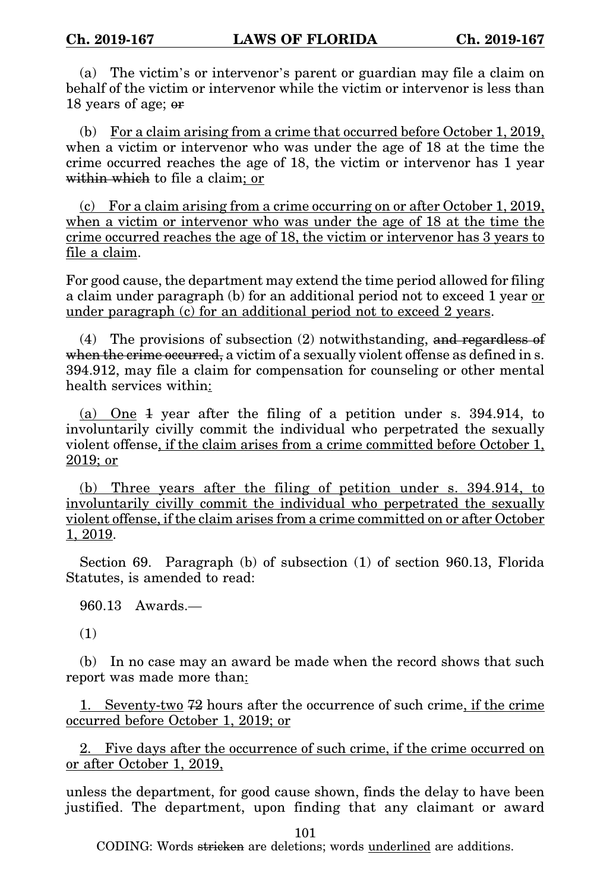(a) The victim's or intervenor's parent or guardian may file a claim on behalf of the victim or intervenor while the victim or intervenor is less than 18 years of age; ~~or~~

(b) <u>For a claim arising from a crime that occurred before October 1, 2019,</u> when a victim or intervenor who was under the age of 18 at the time the crime occurred reaches the age of 18, the victim or intervenor has 1 year ~~within which~~ to file a claim<u>; or</u>

<u>(c) For a claim arising from a crime occurring on or after October 1, 2019, when a victim or intervenor who was under the age of 18 at the time the crime occurred reaches the age of 18, the victim or intervenor has 3 years to file a claim</u>.

For good cause, the department may extend the time period allowed for filing a claim under paragraph (b) for an additional period not to exceed 1 year <u>or under paragraph (c) for an additional period not to exceed 2 years</u>.

(4) The provisions of subsection (2) notwithstanding, ~~and regardless of when the crime occurred,~~ a victim of a sexually violent offense as defined in s. 394.912, may file a claim for compensation for counseling or other mental health services within<u>:</u>

<u>(a) One</u> ~~1~~ year after the filing of a petition under s. 394.914, to involuntarily civilly commit the individual who perpetrated the sexually violent offense<u>, if the claim arises from a crime committed before October 1, 2019; or</u>

<u>(b) Three years after the filing of petition under s. 394.914, to involuntarily civilly commit the individual who perpetrated the sexually violent offense, if the claim arises from a crime committed on or after October 1, 2019</u>.

Section 69. Paragraph (b) of subsection (1) of section 960.13, Florida Statutes, is amended to read:

960.13 Awards.—

(1)

(b) In no case may an award be made when the record shows that such report was made more than<u>:</u>

<u>1. Seventy-two</u> ~~72~~ hours after the occurrence of such crime<u>, if the crime occurred before October 1, 2019; or</u>

<u>2. Five days after the occurrence of such crime, if the crime occurred on or after October 1, 2019,</u>

unless the department, for good cause shown, finds the delay to have been justified. The department, upon finding that any claimant or award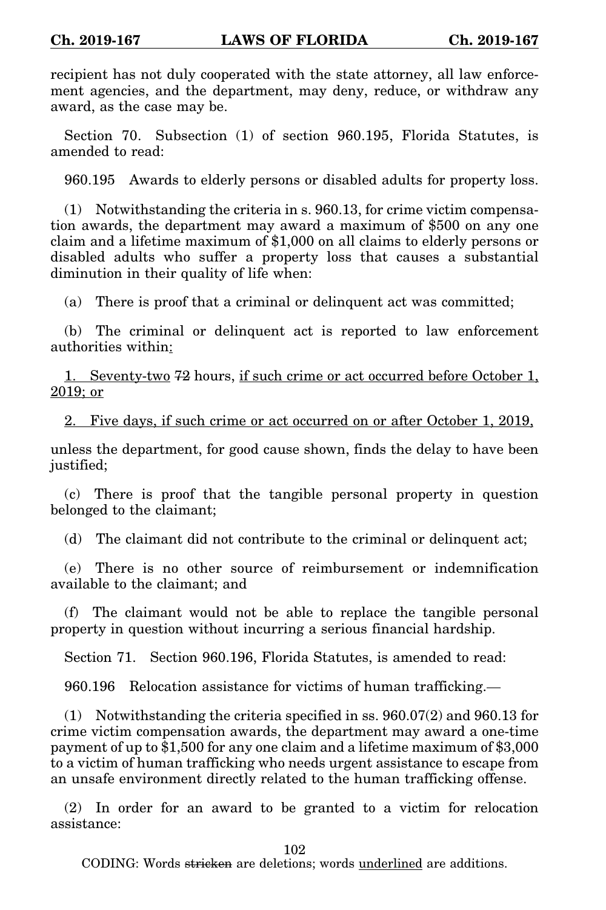recipient has not duly cooperated with the state attorney, all law enforcement agencies, and the department, may deny, reduce, or withdraw any award, as the case may be.

Section 70. Subsection (1) of section 960.195, Florida Statutes, is amended to read:

960.195 Awards to elderly persons or disabled adults for property loss.

(1) Notwithstanding the criteria in s. 960.13, for crime victim compensation awards, the department may award a maximum of $500 on any one claim and a lifetime maximum of $1,000 on all claims to elderly persons or disabled adults who suffer a property loss that causes a substantial diminution in their quality of life when:

(a) There is proof that a criminal or delinquent act was committed;

(b) The criminal or delinquent act is reported to law enforcement authorities within:

1. Seventy-two ~~72~~ hours, if such crime or act occurred before October 1, 2019; or

2. Five days, if such crime or act occurred on or after October 1, 2019,

unless the department, for good cause shown, finds the delay to have been justified;

(c) There is proof that the tangible personal property in question belonged to the claimant;

(d) The claimant did not contribute to the criminal or delinquent act;

(e) There is no other source of reimbursement or indemnification available to the claimant; and

(f) The claimant would not be able to replace the tangible personal property in question without incurring a serious financial hardship.

Section 71. Section 960.196, Florida Statutes, is amended to read:

960.196 Relocation assistance for victims of human trafficking.—

(1) Notwithstanding the criteria specified in ss. 960.07(2) and 960.13 for crime victim compensation awards, the department may award a one-time payment of up to $1,500 for any one claim and a lifetime maximum of $3,000 to a victim of human trafficking who needs urgent assistance to escape from an unsafe environment directly related to the human trafficking offense.

(2) In order for an award to be granted to a victim for relocation assistance:

CODING: Words ~~stricken~~ are deletions; words underlined are additions.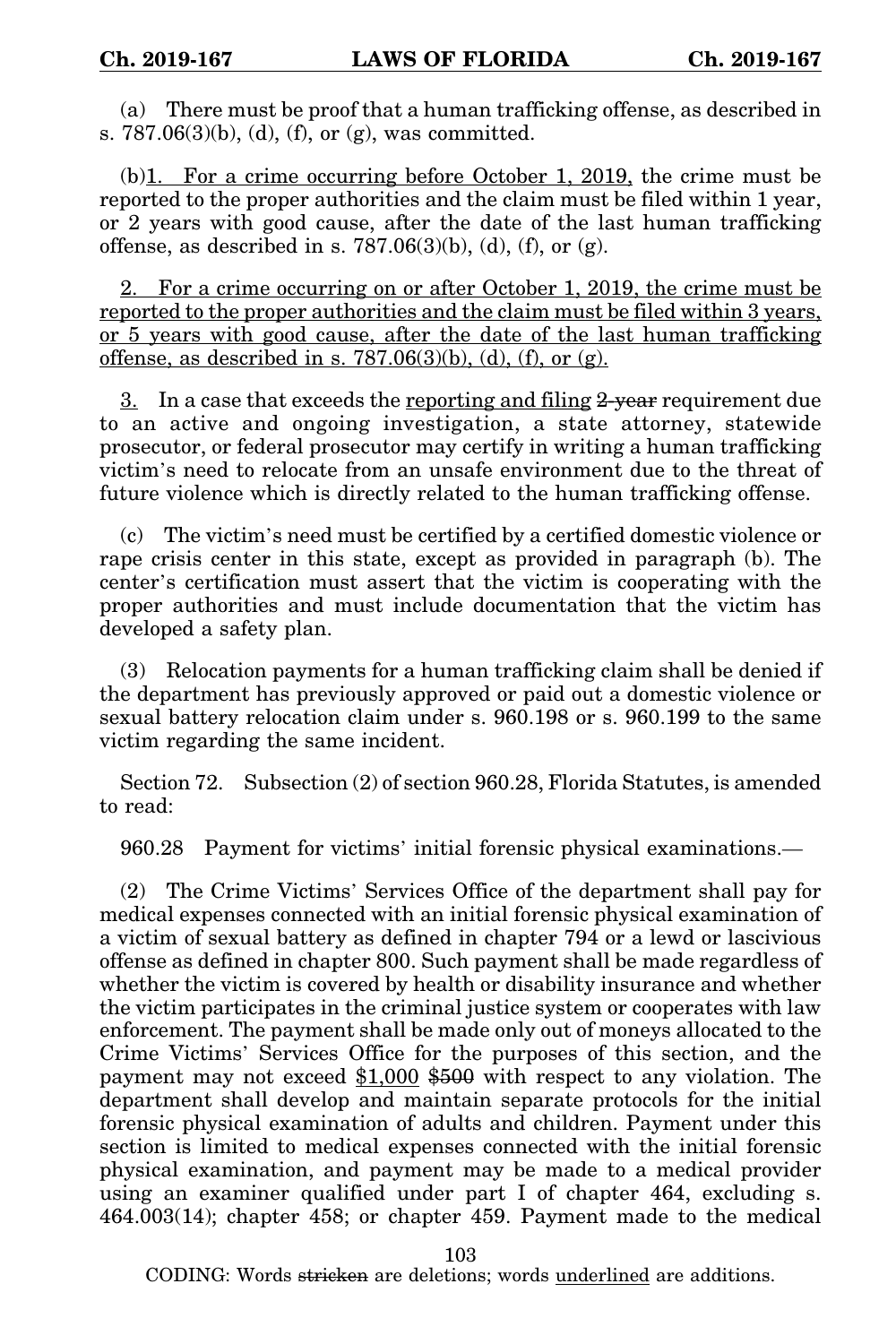(a) There must be proof that a human trafficking offense, as described in s. 787.06(3)(b), (d), (f), or (g), was committed.

(b)<u>1. For a crime occurring before October 1, 2019,</u> the crime must be reported to the proper authorities and the claim must be filed within 1 year, or 2 years with good cause, after the date of the last human trafficking offense, as described in s. 787.06(3)(b), (d), (f), or (g).

<u>2. For a crime occurring on or after October 1, 2019, the crime must be reported to the proper authorities and the claim must be filed within 3 years, or 5 years with good cause, after the date of the last human trafficking offense, as described in s. 787.06(3)(b), (d), (f), or (g).</u>

<u>3.</u> In a case that exceeds the <u>reporting and filing</u> ~~2-year~~ requirement due to an active and ongoing investigation, a state attorney, statewide prosecutor, or federal prosecutor may certify in writing a human trafficking victim's need to relocate from an unsafe environment due to the threat of future violence which is directly related to the human trafficking offense.

(c) The victim's need must be certified by a certified domestic violence or rape crisis center in this state, except as provided in paragraph (b). The center's certification must assert that the victim is cooperating with the proper authorities and must include documentation that the victim has developed a safety plan.

(3) Relocation payments for a human trafficking claim shall be denied if the department has previously approved or paid out a domestic violence or sexual battery relocation claim under s. 960.198 or s. 960.199 to the same victim regarding the same incident.

Section 72. Subsection (2) of section 960.28, Florida Statutes, is amended to read:

960.28 Payment for victims' initial forensic physical examinations.—

(2) The Crime Victims' Services Office of the department shall pay for medical expenses connected with an initial forensic physical examination of a victim of sexual battery as defined in chapter 794 or a lewd or lascivious offense as defined in chapter 800. Such payment shall be made regardless of whether the victim is covered by health or disability insurance and whether the victim participates in the criminal justice system or cooperates with law enforcement. The payment shall be made only out of moneys allocated to the Crime Victims' Services Office for the purposes of this section, and the payment may not exceed <u>$1,000</u> ~~$500~~ with respect to any violation. The department shall develop and maintain separate protocols for the initial forensic physical examination of adults and children. Payment under this section is limited to medical expenses connected with the initial forensic physical examination, and payment may be made to a medical provider using an examiner qualified under part I of chapter 464, excluding s. 464.003(14); chapter 458; or chapter 459. Payment made to the medical

CODING: Words ~~stricken~~ are deletions; words <u>underlined</u> are additions.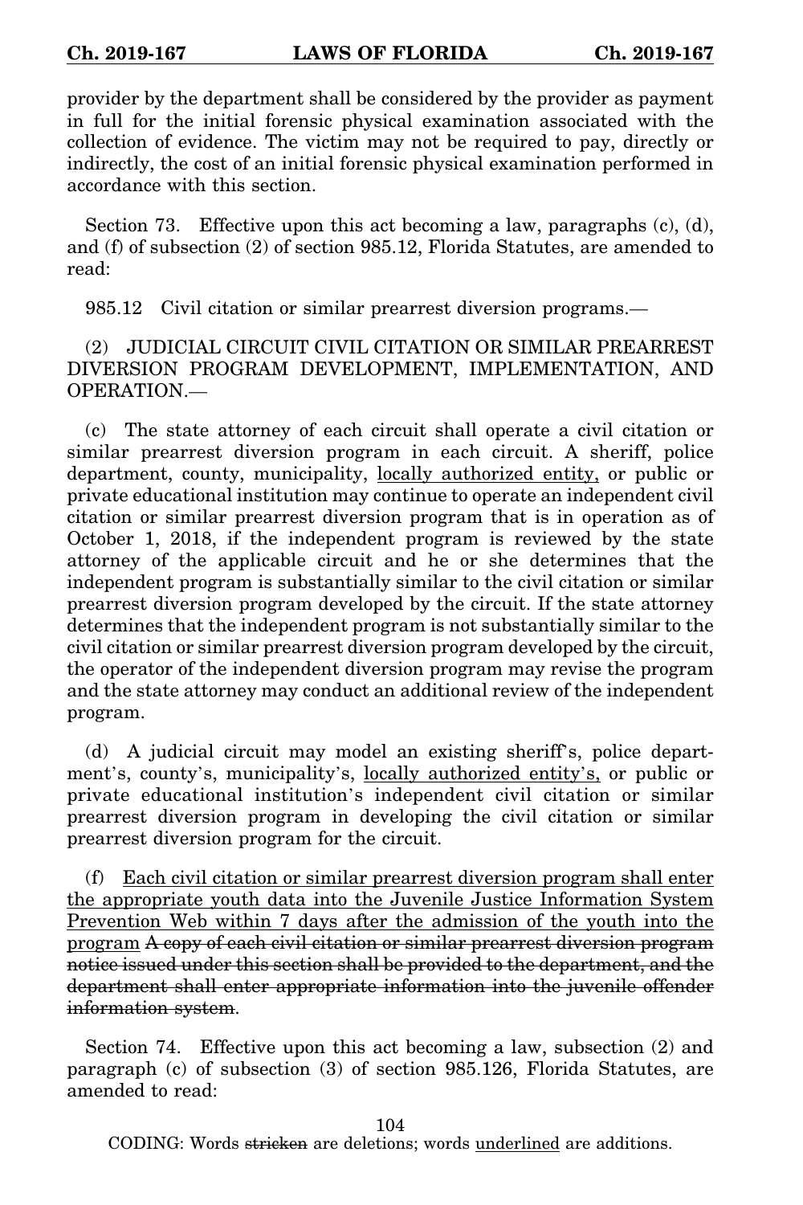provider by the department shall be considered by the provider as payment in full for the initial forensic physical examination associated with the collection of evidence. The victim may not be required to pay, directly or indirectly, the cost of an initial forensic physical examination performed in accordance with this section.

Section 73. Effective upon this act becoming a law, paragraphs (c), (d), and (f) of subsection (2) of section 985.12, Florida Statutes, are amended to read:

985.12 Civil citation or similar prearrest diversion programs.—

(2) JUDICIAL CIRCUIT CIVIL CITATION OR SIMILAR PREARREST DIVERSION PROGRAM DEVELOPMENT, IMPLEMENTATION, AND OPERATION.—

(c) The state attorney of each circuit shall operate a civil citation or similar prearrest diversion program in each circuit. A sheriff, police department, county, municipality, <u>locally authorized entity,</u> or public or private educational institution may continue to operate an independent civil citation or similar prearrest diversion program that is in operation as of October 1, 2018, if the independent program is reviewed by the state attorney of the applicable circuit and he or she determines that the independent program is substantially similar to the civil citation or similar prearrest diversion program developed by the circuit. If the state attorney determines that the independent program is not substantially similar to the civil citation or similar prearrest diversion program developed by the circuit, the operator of the independent diversion program may revise the program and the state attorney may conduct an additional review of the independent program.

(d) A judicial circuit may model an existing sheriff's, police department's, county's, municipality's, <u>locally authorized entity's,</u> or public or private educational institution's independent civil citation or similar prearrest diversion program in developing the civil citation or similar prearrest diversion program for the circuit.

(f) <u>Each civil citation or similar prearrest diversion program shall enter the appropriate youth data into the Juvenile Justice Information System Prevention Web within 7 days after the admission of the youth into the program</u> ~~A copy of each civil citation or similar prearrest diversion program notice issued under this section shall be provided to the department, and the department shall enter appropriate information into the juvenile offender information system~~.

Section 74. Effective upon this act becoming a law, subsection (2) and paragraph (c) of subsection (3) of section 985.126, Florida Statutes, are amended to read:

CODING: Words ~~stricken~~ are deletions; words <u>underlined</u> are additions.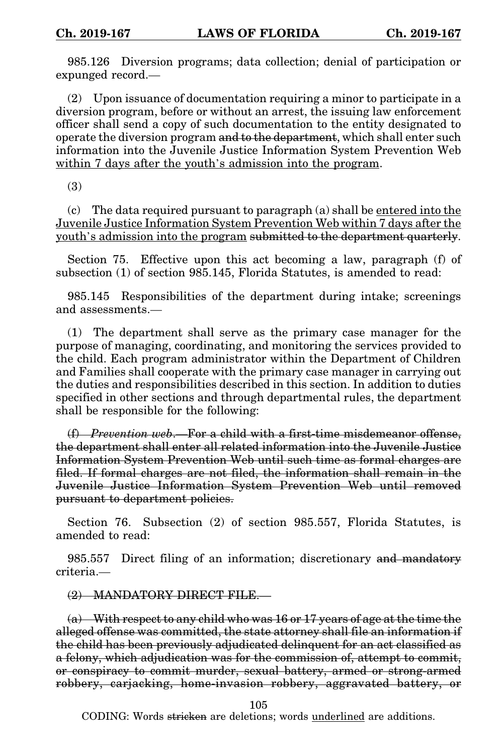985.126 Diversion programs; data collection; denial of participation or expunged record.—

(2) Upon issuance of documentation requiring a minor to participate in a diversion program, before or without an arrest, the issuing law enforcement officer shall send a copy of such documentation to the entity designated to operate the diversion program ~~and to the department~~, which shall enter such information into the Juvenile Justice Information System Prevention Web <u>within 7 days after the youth's admission into the program</u>.

(3)

(c) The data required pursuant to paragraph (a) shall be <u>entered into the Juvenile Justice Information System Prevention Web within 7 days after the youth's admission into the program</u> ~~submitted to the department quarterly~~.

Section 75. Effective upon this act becoming a law, paragraph (f) of subsection (1) of section 985.145, Florida Statutes, is amended to read:

985.145 Responsibilities of the department during intake; screenings and assessments.—

(1) The department shall serve as the primary case manager for the purpose of managing, coordinating, and monitoring the services provided to the child. Each program administrator within the Department of Children and Families shall cooperate with the primary case manager in carrying out the duties and responsibilities described in this section. In addition to duties specified in other sections and through departmental rules, the department shall be responsible for the following:

~~(f) *Prevention web*.—For a child with a first-time misdemeanor offense, the department shall enter all related information into the Juvenile Justice Information System Prevention Web until such time as formal charges are filed. If formal charges are not filed, the information shall remain in the Juvenile Justice Information System Prevention Web until removed pursuant to department policies.~~

Section 76. Subsection (2) of section 985.557, Florida Statutes, is amended to read:

985.557 Direct filing of an information; discretionary ~~and mandatory~~ criteria.—

~~(2) MANDATORY DIRECT FILE.—~~

~~(a) With respect to any child who was 16 or 17 years of age at the time the alleged offense was committed, the state attorney shall file an information if the child has been previously adjudicated delinquent for an act classified as a felony, which adjudication was for the commission of, attempt to commit, or conspiracy to commit murder, sexual battery, armed or strong-armed robbery, carjacking, home-invasion robbery, aggravated battery, or~~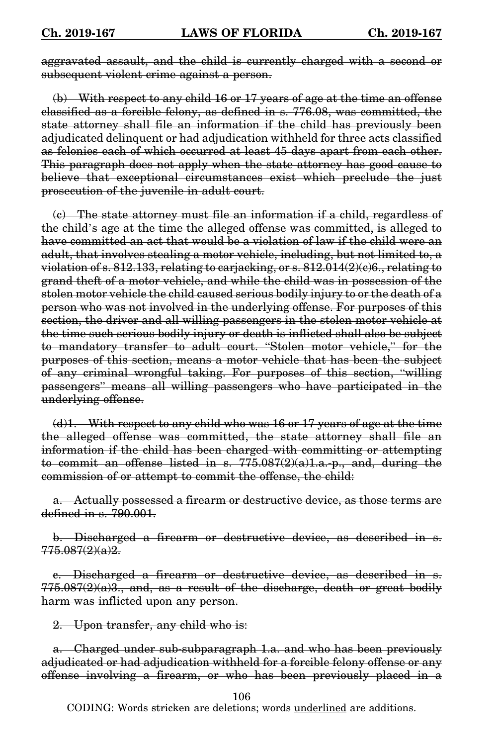~~aggravated assault, and the child is currently charged with a second or subsequent violent crime against a person.~~

~~(b) With respect to any child 16 or 17 years of age at the time an offense classified as a forcible felony, as defined in s. 776.08, was committed, the state attorney shall file an information if the child has previously been adjudicated delinquent or had adjudication withheld for three acts classified as felonies each of which occurred at least 45 days apart from each other. This paragraph does not apply when the state attorney has good cause to believe that exceptional circumstances exist which preclude the just prosecution of the juvenile in adult court.~~

~~(c) The state attorney must file an information if a child, regardless of the child's age at the time the alleged offense was committed, is alleged to have committed an act that would be a violation of law if the child were an adult, that involves stealing a motor vehicle, including, but not limited to, a violation of s. 812.133, relating to carjacking, or s. 812.014(2)(c)6., relating to grand theft of a motor vehicle, and while the child was in possession of the stolen motor vehicle the child caused serious bodily injury to or the death of a person who was not involved in the underlying offense. For purposes of this section, the driver and all willing passengers in the stolen motor vehicle at the time such serious bodily injury or death is inflicted shall also be subject to mandatory transfer to adult court. "Stolen motor vehicle," for the purposes of this section, means a motor vehicle that has been the subject of any criminal wrongful taking. For purposes of this section, "willing passengers" means all willing passengers who have participated in the underlying offense.~~

~~(d)1. With respect to any child who was 16 or 17 years of age at the time the alleged offense was committed, the state attorney shall file an information if the child has been charged with committing or attempting to commit an offense listed in s. 775.087(2)(a)1.a.-p., and, during the commission of or attempt to commit the offense, the child:~~

~~a. Actually possessed a firearm or destructive device, as those terms are defined in s. 790.001.~~

~~b. Discharged a firearm or destructive device, as described in s. 775.087(2)(a)2.~~

~~c. Discharged a firearm or destructive device, as described in s. 775.087(2)(a)3., and, as a result of the discharge, death or great bodily harm was inflicted upon any person.~~

~~2. Upon transfer, any child who is:~~

~~a. Charged under sub-subparagraph 1.a. and who has been previously adjudicated or had adjudication withheld for a forcible felony offense or any offense involving a firearm, or who has been previously placed in a~~

CODING: Words ~~stricken~~ are deletions; words <u>underlined</u> are additions.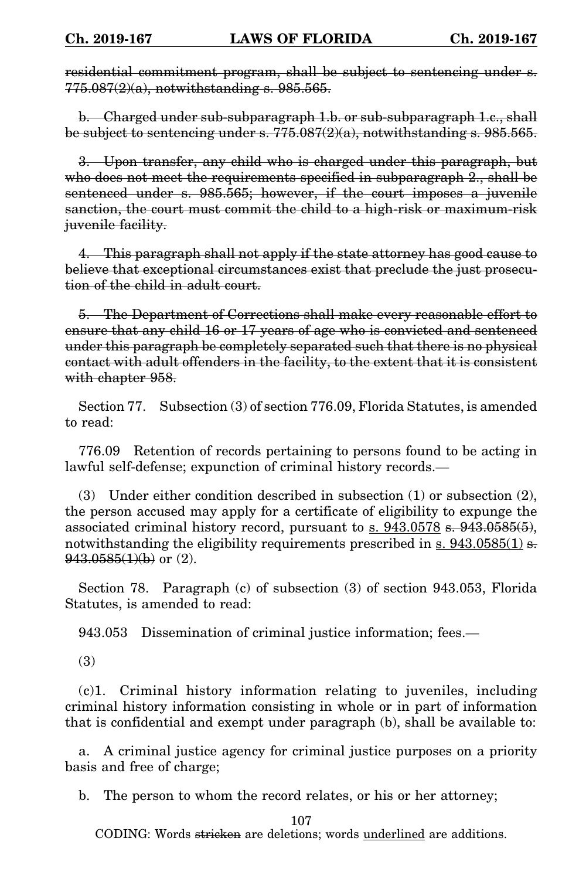~~residential commitment program, shall be subject to sentencing under s. 775.087(2)(a), notwithstanding s. 985.565.~~

~~b. Charged under sub-subparagraph 1.b. or sub-subparagraph 1.c., shall be subject to sentencing under s. 775.087(2)(a), notwithstanding s. 985.565.~~

~~3. Upon transfer, any child who is charged under this paragraph, but who does not meet the requirements specified in subparagraph 2., shall be sentenced under s. 985.565; however, if the court imposes a juvenile sanction, the court must commit the child to a high-risk or maximum-risk juvenile facility.~~

~~4. This paragraph shall not apply if the state attorney has good cause to believe that exceptional circumstances exist that preclude the just prosecution of the child in adult court.~~

~~5. The Department of Corrections shall make every reasonable effort to ensure that any child 16 or 17 years of age who is convicted and sentenced under this paragraph be completely separated such that there is no physical contact with adult offenders in the facility, to the extent that it is consistent with chapter 958.~~

Section 77. Subsection (3) of section 776.09, Florida Statutes, is amended to read:

776.09 Retention of records pertaining to persons found to be acting in lawful self-defense; expunction of criminal history records.—

(3) Under either condition described in subsection (1) or subsection (2), the person accused may apply for a certificate of eligibility to expunge the associated criminal history record, pursuant to <u>s. 943.0578</u> ~~s. 943.0585(5)~~, notwithstanding the eligibility requirements prescribed in <u>s. 943.0585(1)</u> ~~s. 943.0585(1)(b)~~ or (2).

Section 78. Paragraph (c) of subsection (3) of section 943.053, Florida Statutes, is amended to read:

943.053 Dissemination of criminal justice information; fees.—

(3)

(c)1. Criminal history information relating to juveniles, including criminal history information consisting in whole or in part of information that is confidential and exempt under paragraph (b), shall be available to:

a. A criminal justice agency for criminal justice purposes on a priority basis and free of charge;

b. The person to whom the record relates, or his or her attorney;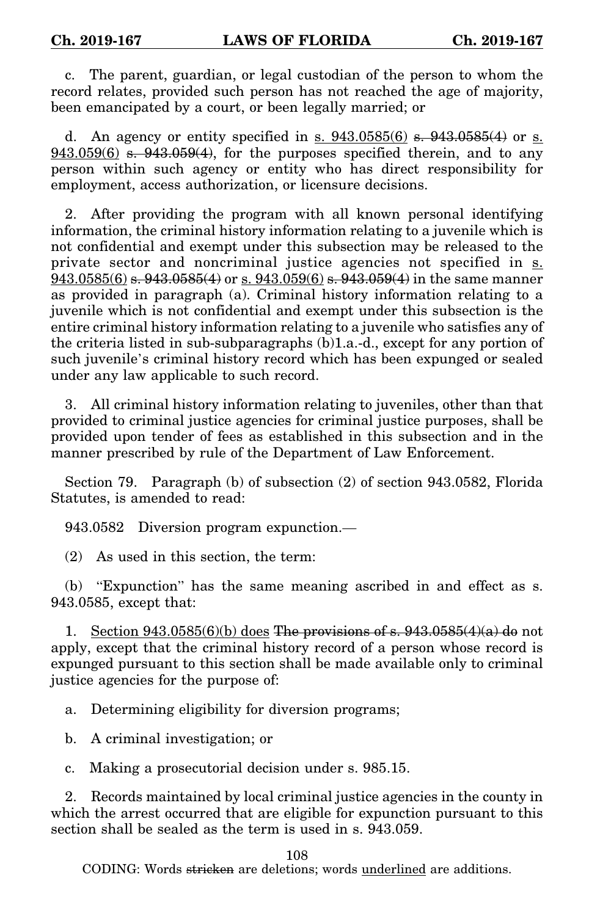c. The parent, guardian, or legal custodian of the person to whom the record relates, provided such person has not reached the age of majority, been emancipated by a court, or been legally married; or

d. An agency or entity specified in <u>s. 943.0585(6)</u> ~~s. 943.0585(4)~~ or <u>s. 943.059(6)</u> ~~s. 943.059(4)~~, for the purposes specified therein, and to any person within such agency or entity who has direct responsibility for employment, access authorization, or licensure decisions.

2. After providing the program with all known personal identifying information, the criminal history information relating to a juvenile which is not confidential and exempt under this subsection may be released to the private sector and noncriminal justice agencies not specified in <u>s. 943.0585(6)</u> ~~s. 943.0585(4)~~ or <u>s. 943.059(6)</u> ~~s. 943.059(4)~~ in the same manner as provided in paragraph (a). Criminal history information relating to a juvenile which is not confidential and exempt under this subsection is the entire criminal history information relating to a juvenile who satisfies any of the criteria listed in sub-subparagraphs (b)1.a.-d., except for any portion of such juvenile's criminal history record which has been expunged or sealed under any law applicable to such record.

3. All criminal history information relating to juveniles, other than that provided to criminal justice agencies for criminal justice purposes, shall be provided upon tender of fees as established in this subsection and in the manner prescribed by rule of the Department of Law Enforcement.

Section 79. Paragraph (b) of subsection (2) of section 943.0582, Florida Statutes, is amended to read:

943.0582 Diversion program expunction.—

(2) As used in this section, the term:

(b) "Expunction" has the same meaning ascribed in and effect as s. 943.0585, except that:

1. <u>Section 943.0585(6)(b) does</u> ~~The provisions of s. 943.0585(4)(a) do~~ not apply, except that the criminal history record of a person whose record is expunged pursuant to this section shall be made available only to criminal justice agencies for the purpose of:

a. Determining eligibility for diversion programs;

b. A criminal investigation; or

c. Making a prosecutorial decision under s. 985.15.

2. Records maintained by local criminal justice agencies in the county in which the arrest occurred that are eligible for expunction pursuant to this section shall be sealed as the term is used in s. 943.059.

CODING: Words ~~stricken~~ are deletions; words <u>underlined</u> are additions.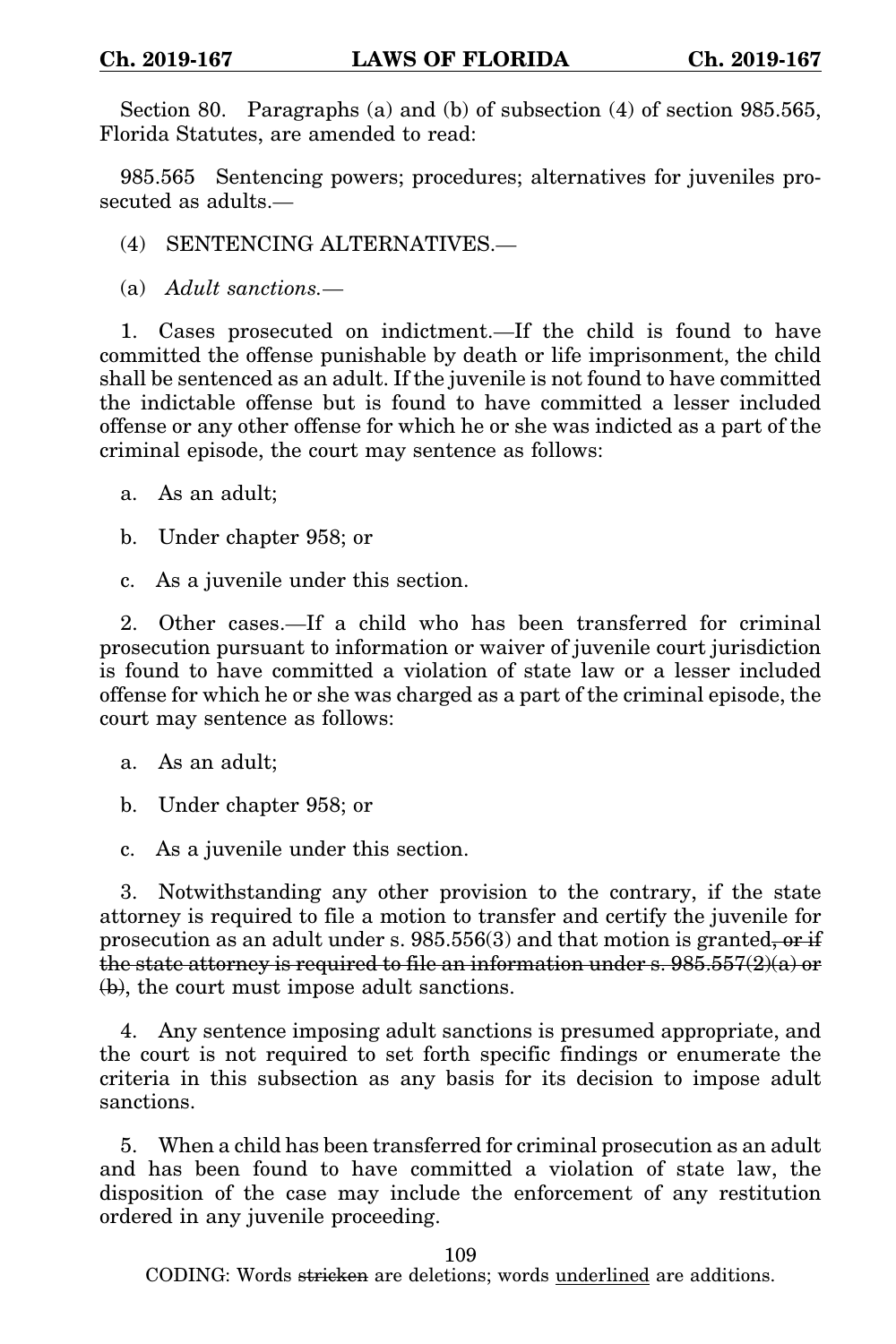Section 80. Paragraphs (a) and (b) of subsection (4) of section 985.565, Florida Statutes, are amended to read:

985.565 Sentencing powers; procedures; alternatives for juveniles prosecuted as adults.—

(4) SENTENCING ALTERNATIVES.—

(a) *Adult sanctions.*—

1. Cases prosecuted on indictment.—If the child is found to have committed the offense punishable by death or life imprisonment, the child shall be sentenced as an adult. If the juvenile is not found to have committed the indictable offense but is found to have committed a lesser included offense or any other offense for which he or she was indicted as a part of the criminal episode, the court may sentence as follows:

a. As an adult;

b. Under chapter 958; or

c. As a juvenile under this section.

2. Other cases.—If a child who has been transferred for criminal prosecution pursuant to information or waiver of juvenile court jurisdiction is found to have committed a violation of state law or a lesser included offense for which he or she was charged as a part of the criminal episode, the court may sentence as follows:

a. As an adult;

b. Under chapter 958; or

c. As a juvenile under this section.

3. Notwithstanding any other provision to the contrary, if the state attorney is required to file a motion to transfer and certify the juvenile for prosecution as an adult under s. 985.556(3) and that motion is granted~~, or if the state attorney is required to file an information under s. 985.557(2)(a) or (b)~~, the court must impose adult sanctions.

4. Any sentence imposing adult sanctions is presumed appropriate, and the court is not required to set forth specific findings or enumerate the criteria in this subsection as any basis for its decision to impose adult sanctions.

5. When a child has been transferred for criminal prosecution as an adult and has been found to have committed a violation of state law, the disposition of the case may include the enforcement of any restitution ordered in any juvenile proceeding.

CODING: Words ~~stricken~~ are deletions; words <u>underlined</u> are additions.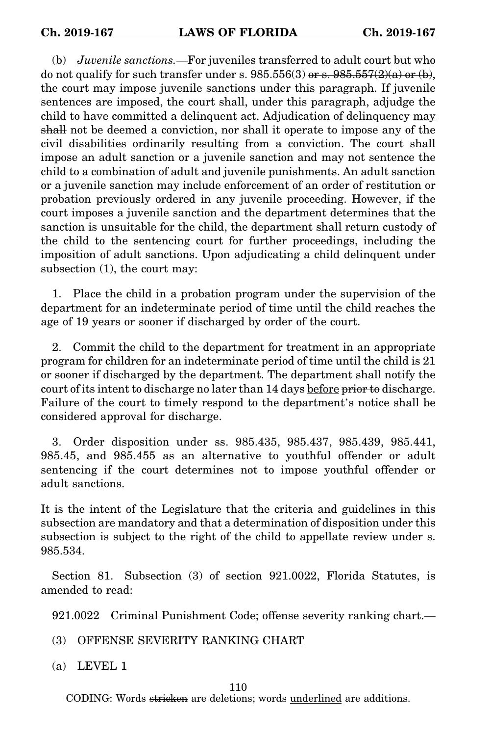(b) *Juvenile sanctions.*—For juveniles transferred to adult court but who do not qualify for such transfer under s. 985.556(3) ~~or s. 985.557(2)(a) or (b)~~, the court may impose juvenile sanctions under this paragraph. If juvenile sentences are imposed, the court shall, under this paragraph, adjudge the child to have committed a delinquent act. Adjudication of delinquency <u>may</u> ~~shall~~ not be deemed a conviction, nor shall it operate to impose any of the civil disabilities ordinarily resulting from a conviction. The court shall impose an adult sanction or a juvenile sanction and may not sentence the child to a combination of adult and juvenile punishments. An adult sanction or a juvenile sanction may include enforcement of an order of restitution or probation previously ordered in any juvenile proceeding. However, if the court imposes a juvenile sanction and the department determines that the sanction is unsuitable for the child, the department shall return custody of the child to the sentencing court for further proceedings, including the imposition of adult sanctions. Upon adjudicating a child delinquent under subsection (1), the court may:

1. Place the child in a probation program under the supervision of the department for an indeterminate period of time until the child reaches the age of 19 years or sooner if discharged by order of the court.

2. Commit the child to the department for treatment in an appropriate program for children for an indeterminate period of time until the child is 21 or sooner if discharged by the department. The department shall notify the court of its intent to discharge no later than 14 days <u>before</u> ~~prior to~~ discharge. Failure of the court to timely respond to the department's notice shall be considered approval for discharge.

3. Order disposition under ss. 985.435, 985.437, 985.439, 985.441, 985.45, and 985.455 as an alternative to youthful offender or adult sentencing if the court determines not to impose youthful offender or adult sanctions.

It is the intent of the Legislature that the criteria and guidelines in this subsection are mandatory and that a determination of disposition under this subsection is subject to the right of the child to appellate review under s. 985.534.

Section 81. Subsection (3) of section 921.0022, Florida Statutes, is amended to read:

921.0022 Criminal Punishment Code; offense severity ranking chart.—

(3) OFFENSE SEVERITY RANKING CHART

(a) LEVEL 1

CODING: Words ~~stricken~~ are deletions; words <u>underlined</u> are additions.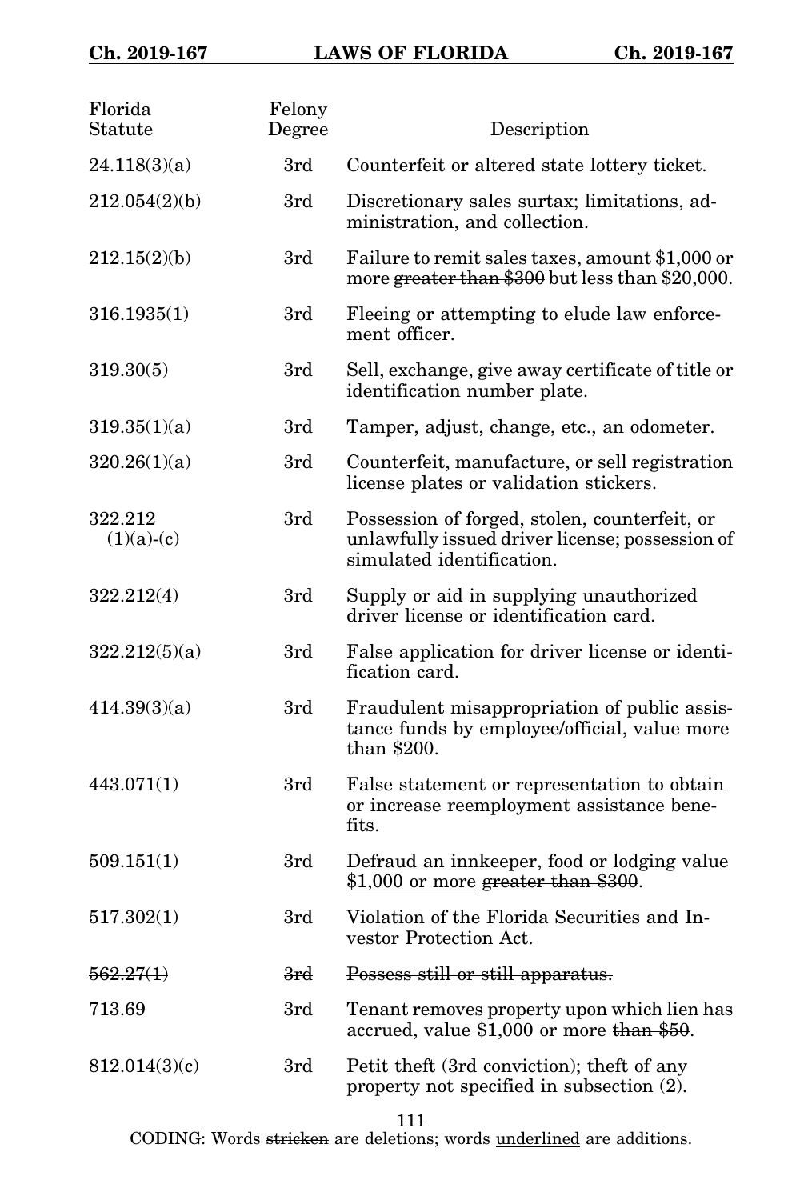| Florida Statute | Felony Degree | Description |
|---|---|---|
| 24.118(3)(a) | 3rd | Counterfeit or altered state lottery ticket. |
| 212.054(2)(b) | 3rd | Discretionary sales surtax; limitations, administration, and collection. |
| 212.15(2)(b) | 3rd | Failure to remit sales taxes, amount <u>$1,000 or more</u> ~~greater than $300~~ but less than $20,000. |
| 316.1935(1) | 3rd | Fleeing or attempting to elude law enforcement officer. |
| 319.30(5) | 3rd | Sell, exchange, give away certificate of title or identification number plate. |
| 319.35(1)(a) | 3rd | Tamper, adjust, change, etc., an odometer. |
| 320.26(1)(a) | 3rd | Counterfeit, manufacture, or sell registration license plates or validation stickers. |
| 322.212 (1)(a)-(c) | 3rd | Possession of forged, stolen, counterfeit, or unlawfully issued driver license; possession of simulated identification. |
| 322.212(4) | 3rd | Supply or aid in supplying unauthorized driver license or identification card. |
| 322.212(5)(a) | 3rd | False application for driver license or identification card. |
| 414.39(3)(a) | 3rd | Fraudulent misappropriation of public assistance funds by employee/official, value more than $200. |
| 443.071(1) | 3rd | False statement or representation to obtain or increase reemployment assistance benefits. |
| 509.151(1) | 3rd | Defraud an innkeeper, food or lodging value <u>$1,000 or more</u> ~~greater than $300~~. |
| 517.302(1) | 3rd | Violation of the Florida Securities and Investor Protection Act. |
| ~~562.27(1)~~ | ~~3rd~~ | ~~Possess still or still apparatus.~~ |
| 713.69 | 3rd | Tenant removes property upon which lien has accrued, value <u>$1,000 or</u> more ~~than $50~~. |
| 812.014(3)(c) | 3rd | Petit theft (3rd conviction); theft of any property not specified in subsection (2). |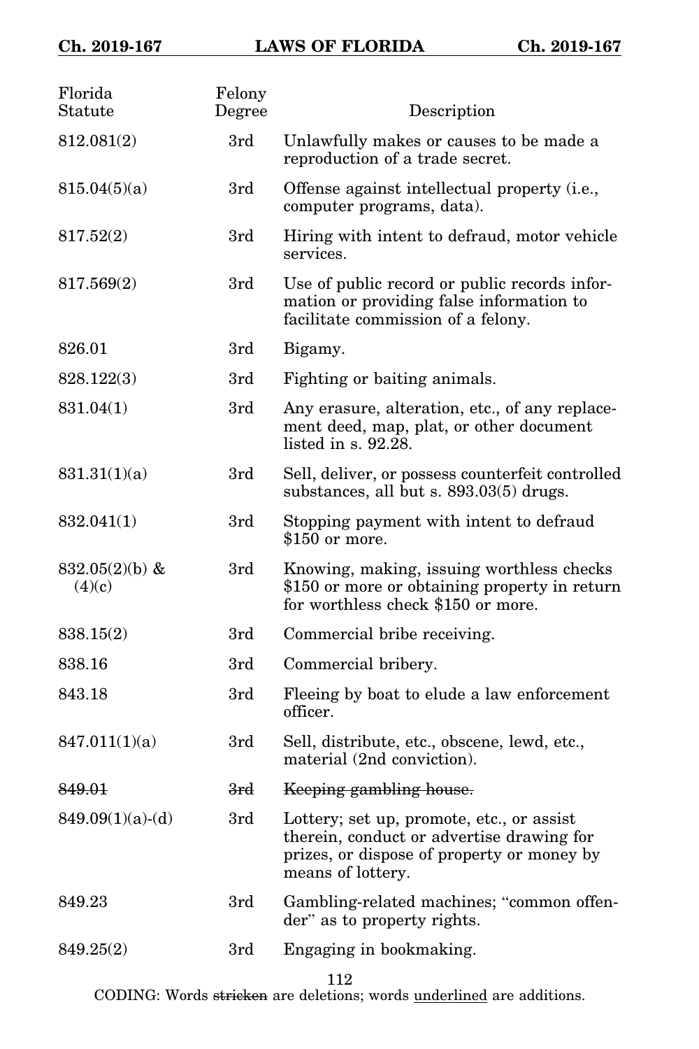| Florida Statute | Felony Degree | Description |
|---|---|---|
| 812.081(2) | 3rd | Unlawfully makes or causes to be made a reproduction of a trade secret. |
| 815.04(5)(a) | 3rd | Offense against intellectual property (i.e., computer programs, data). |
| 817.52(2) | 3rd | Hiring with intent to defraud, motor vehicle services. |
| 817.569(2) | 3rd | Use of public record or public records information or providing false information to facilitate commission of a felony. |
| 826.01 | 3rd | Bigamy. |
| 828.122(3) | 3rd | Fighting or baiting animals. |
| 831.04(1) | 3rd | Any erasure, alteration, etc., of any replacement deed, map, plat, or other document listed in s. 92.28. |
| 831.31(1)(a) | 3rd | Sell, deliver, or possess counterfeit controlled substances, all but s. 893.03(5) drugs. |
| 832.041(1) | 3rd | Stopping payment with intent to defraud $150 or more. |
| 832.05(2)(b) & (4)(c) | 3rd | Knowing, making, issuing worthless checks $150 or more or obtaining property in return for worthless check $150 or more. |
| 838.15(2) | 3rd | Commercial bribe receiving. |
| 838.16 | 3rd | Commercial bribery. |
| 843.18 | 3rd | Fleeing by boat to elude a law enforcement officer. |
| 847.011(1)(a) | 3rd | Sell, distribute, etc., obscene, lewd, etc., material (2nd conviction). |
| ~~849.01~~ | ~~3rd~~ | ~~Keeping gambling house.~~ |
| 849.09(1)(a)-(d) | 3rd | Lottery; set up, promote, etc., or assist therein, conduct or advertise drawing for prizes, or dispose of property or money by means of lottery. |
| 849.23 | 3rd | Gambling-related machines; "common offender" as to property rights. |
| 849.25(2) | 3rd | Engaging in bookmaking. |

CODING: Words ~~stricken~~ are deletions; words <u>underlined</u> are additions.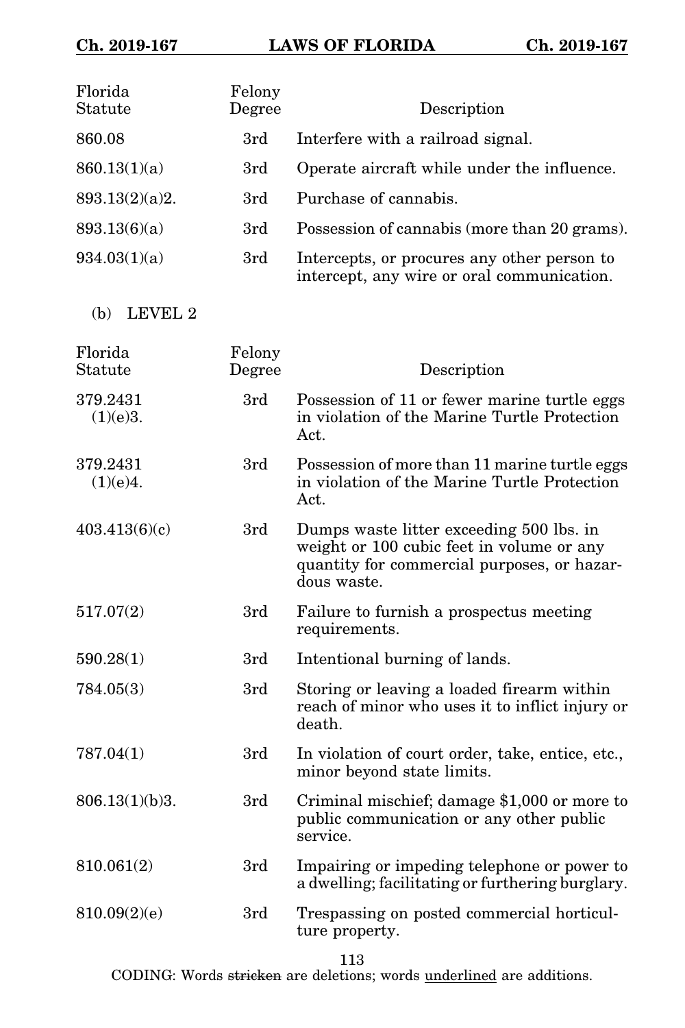| Florida Statute | Felony Degree | Description |
|---|---|---|
| 860.08 | 3rd | Interfere with a railroad signal. |
| 860.13(1)(a) | 3rd | Operate aircraft while under the influence. |
| 893.13(2)(a)2. | 3rd | Purchase of cannabis. |
| 893.13(6)(a) | 3rd | Possession of cannabis (more than 20 grams). |
| 934.03(1)(a) | 3rd | Intercepts, or procures any other person to intercept, any wire or oral communication. |

(b) LEVEL 2

| Florida Statute | Felony Degree | Description |
|---|---|---|
| 379.2431 (1)(e)3. | 3rd | Possession of 11 or fewer marine turtle eggs in violation of the Marine Turtle Protection Act. |
| 379.2431 (1)(e)4. | 3rd | Possession of more than 11 marine turtle eggs in violation of the Marine Turtle Protection Act. |
| 403.413(6)(c) | 3rd | Dumps waste litter exceeding 500 lbs. in weight or 100 cubic feet in volume or any quantity for commercial purposes, or hazardous waste. |
| 517.07(2) | 3rd | Failure to furnish a prospectus meeting requirements. |
| 590.28(1) | 3rd | Intentional burning of lands. |
| 784.05(3) | 3rd | Storing or leaving a loaded firearm within reach of minor who uses it to inflict injury or death. |
| 787.04(1) | 3rd | In violation of court order, take, entice, etc., minor beyond state limits. |
| 806.13(1)(b)3. | 3rd | Criminal mischief; damage $1,000 or more to public communication or any other public service. |
| 810.061(2) | 3rd | Impairing or impeding telephone or power to a dwelling; facilitating or furthering burglary. |
| 810.09(2)(e) | 3rd | Trespassing on posted commercial horticulture property. |

CODING: Words ~~stricken~~ are deletions; words <u>underlined</u> are additions.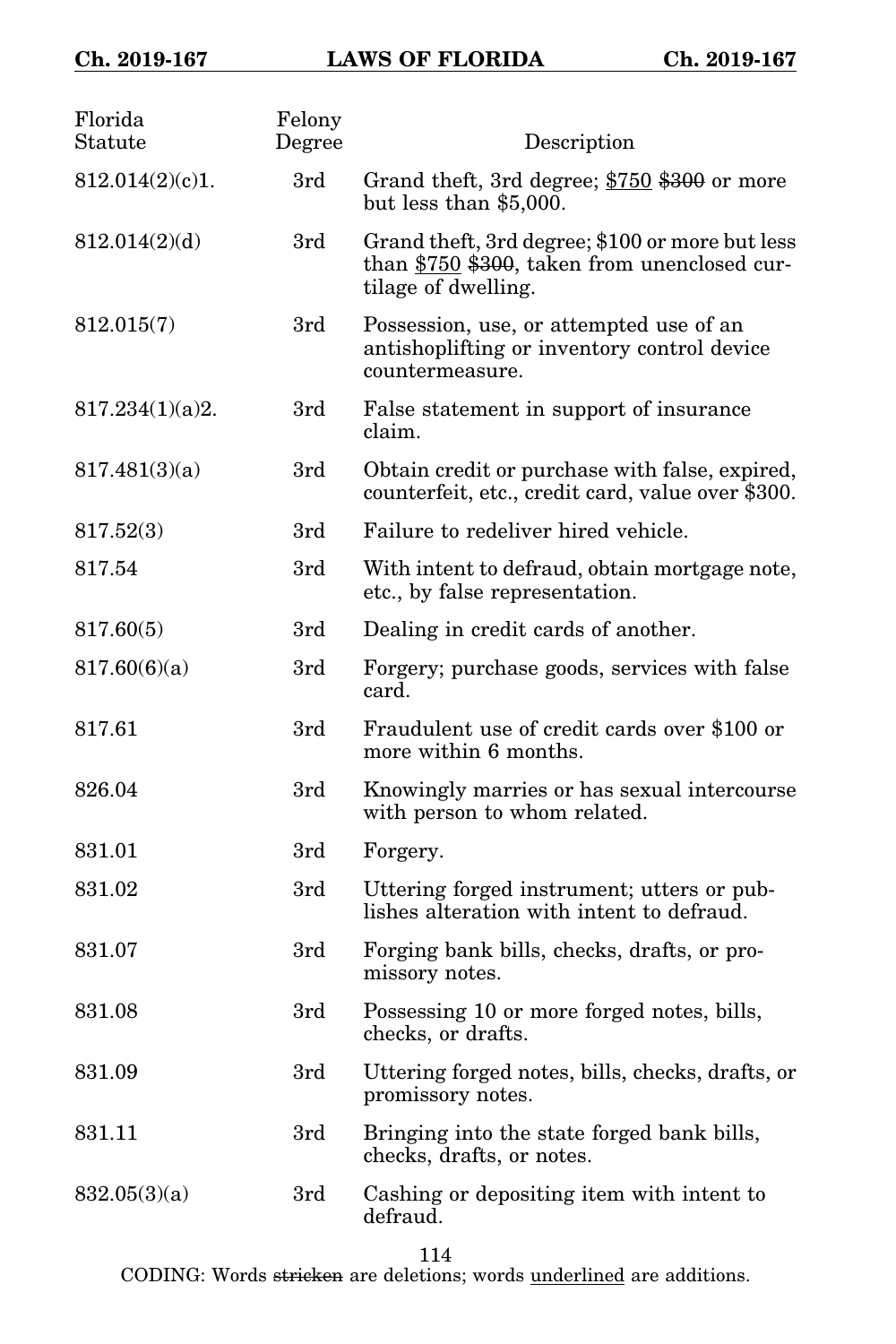| Florida Statute | Felony Degree | Description |
|---|---|---|
| 812.014(2)(c)1. | 3rd | Grand theft, 3rd degree; <u>$750</u> ~~$300~~ or more but less than $5,000. |
| 812.014(2)(d) | 3rd | Grand theft, 3rd degree; $100 or more but less than <u>$750</u> ~~$300~~, taken from unenclosed curtilage of dwelling. |
| 812.015(7) | 3rd | Possession, use, or attempted use of an antishoplifting or inventory control device countermeasure. |
| 817.234(1)(a)2. | 3rd | False statement in support of insurance claim. |
| 817.481(3)(a) | 3rd | Obtain credit or purchase with false, expired, counterfeit, etc., credit card, value over $300. |
| 817.52(3) | 3rd | Failure to redeliver hired vehicle. |
| 817.54 | 3rd | With intent to defraud, obtain mortgage note, etc., by false representation. |
| 817.60(5) | 3rd | Dealing in credit cards of another. |
| 817.60(6)(a) | 3rd | Forgery; purchase goods, services with false card. |
| 817.61 | 3rd | Fraudulent use of credit cards over $100 or more within 6 months. |
| 826.04 | 3rd | Knowingly marries or has sexual intercourse with person to whom related. |
| 831.01 | 3rd | Forgery. |
| 831.02 | 3rd | Uttering forged instrument; utters or publishes alteration with intent to defraud. |
| 831.07 | 3rd | Forging bank bills, checks, drafts, or promissory notes. |
| 831.08 | 3rd | Possessing 10 or more forged notes, bills, checks, or drafts. |
| 831.09 | 3rd | Uttering forged notes, bills, checks, drafts, or promissory notes. |
| 831.11 | 3rd | Bringing into the state forged bank bills, checks, drafts, or notes. |
| 832.05(3)(a) | 3rd | Cashing or depositing item with intent to defraud. |

CODING: Words ~~stricken~~ are deletions; words <u>underlined</u> are additions.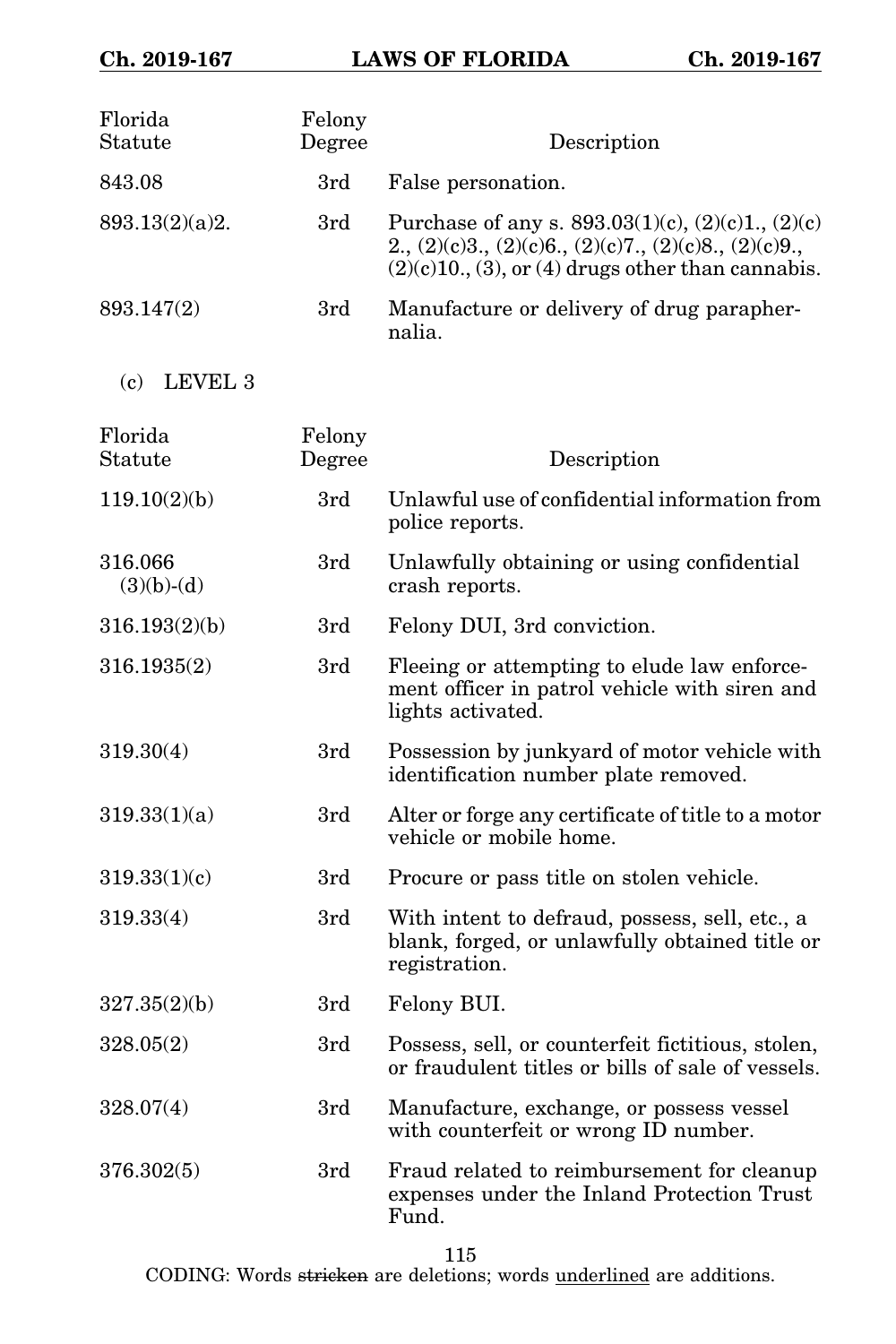| Florida Statute | Felony Degree | Description |
|---|---|---|
| 843.08 | 3rd | False personation. |
| 893.13(2)(a)2. | 3rd | Purchase of any s. 893.03(1)(c), (2)(c)1., (2)(c)2., (2)(c)3., (2)(c)6., (2)(c)7., (2)(c)8., (2)(c)9., (2)(c)10., (3), or (4) drugs other than cannabis. |
| 893.147(2) | 3rd | Manufacture or delivery of drug paraphernalia. |

(c) LEVEL 3

| Florida Statute | Felony Degree | Description |
|---|---|---|
| 119.10(2)(b) | 3rd | Unlawful use of confidential information from police reports. |
| 316.066 (3)(b)-(d) | 3rd | Unlawfully obtaining or using confidential crash reports. |
| 316.193(2)(b) | 3rd | Felony DUI, 3rd conviction. |
| 316.1935(2) | 3rd | Fleeing or attempting to elude law enforcement officer in patrol vehicle with siren and lights activated. |
| 319.30(4) | 3rd | Possession by junkyard of motor vehicle with identification number plate removed. |
| 319.33(1)(a) | 3rd | Alter or forge any certificate of title to a motor vehicle or mobile home. |
| 319.33(1)(c) | 3rd | Procure or pass title on stolen vehicle. |
| 319.33(4) | 3rd | With intent to defraud, possess, sell, etc., a blank, forged, or unlawfully obtained title or registration. |
| 327.35(2)(b) | 3rd | Felony BUI. |
| 328.05(2) | 3rd | Possess, sell, or counterfeit fictitious, stolen, or fraudulent titles or bills of sale of vessels. |
| 328.07(4) | 3rd | Manufacture, exchange, or possess vessel with counterfeit or wrong ID number. |
| 376.302(5) | 3rd | Fraud related to reimbursement for cleanup expenses under the Inland Protection Trust Fund. |

CODING: Words ~~stricken~~ are deletions; words <u>underlined</u> are additions.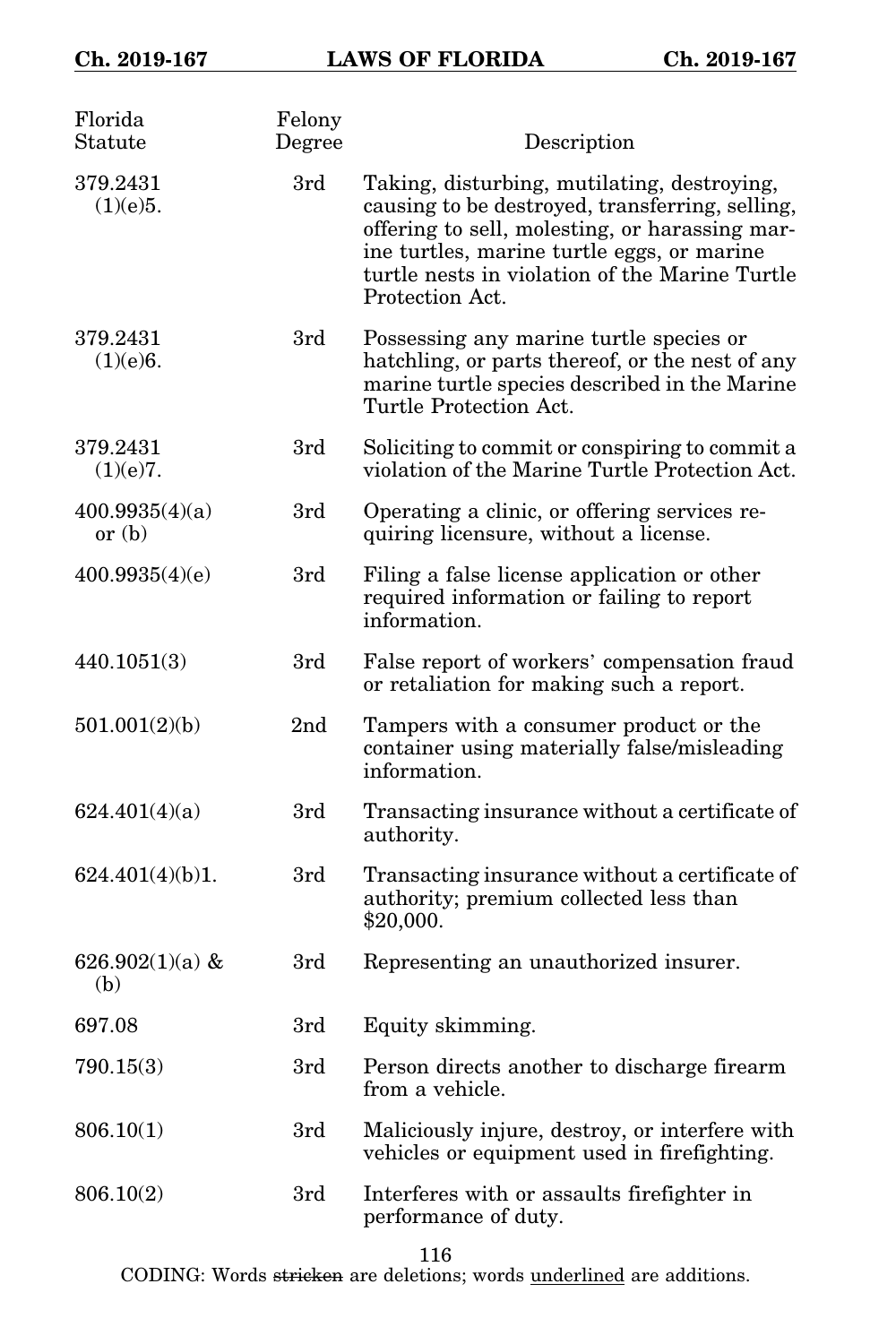| Florida Statute | Felony Degree | Description |
|---|---|---|
| 379.2431 (1)(e)5. | 3rd | Taking, disturbing, mutilating, destroying, causing to be destroyed, transferring, selling, offering to sell, molesting, or harassing marine turtles, marine turtle eggs, or marine turtle nests in violation of the Marine Turtle Protection Act. |
| 379.2431 (1)(e)6. | 3rd | Possessing any marine turtle species or hatchling, or parts thereof, or the nest of any marine turtle species described in the Marine Turtle Protection Act. |
| 379.2431 (1)(e)7. | 3rd | Soliciting to commit or conspiring to commit a violation of the Marine Turtle Protection Act. |
| 400.9935(4)(a) or (b) | 3rd | Operating a clinic, or offering services requiring licensure, without a license. |
| 400.9935(4)(e) | 3rd | Filing a false license application or other required information or failing to report information. |
| 440.1051(3) | 3rd | False report of workers' compensation fraud or retaliation for making such a report. |
| 501.001(2)(b) | 2nd | Tampers with a consumer product or the container using materially false/misleading information. |
| 624.401(4)(a) | 3rd | Transacting insurance without a certificate of authority. |
| 624.401(4)(b)1. | 3rd | Transacting insurance without a certificate of authority; premium collected less than $20,000. |
| 626.902(1)(a) & (b) | 3rd | Representing an unauthorized insurer. |
| 697.08 | 3rd | Equity skimming. |
| 790.15(3) | 3rd | Person directs another to discharge firearm from a vehicle. |
| 806.10(1) | 3rd | Maliciously injure, destroy, or interfere with vehicles or equipment used in firefighting. |
| 806.10(2) | 3rd | Interferes with or assaults firefighter in performance of duty. |

CODING: Words ~~stricken~~ are deletions; words underlined are additions.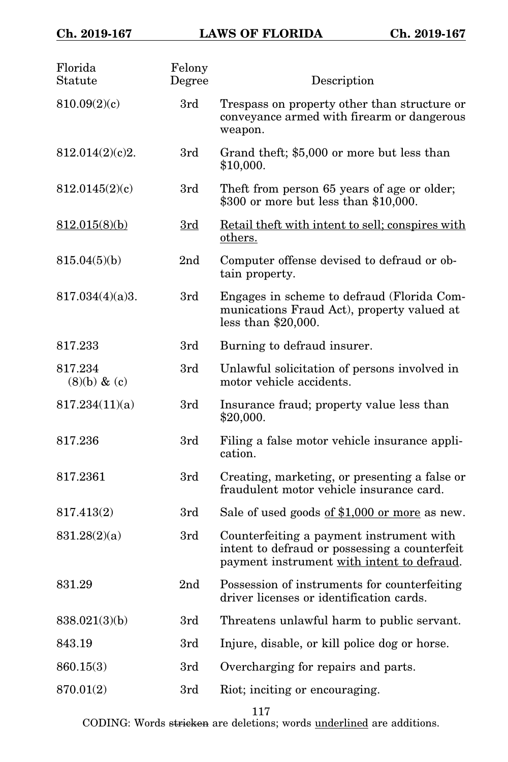| Florida Statute | Felony Degree | Description |
|---|---|---|
| 810.09(2)(c) | 3rd | Trespass on property other than structure or conveyance armed with firearm or dangerous weapon. |
| 812.014(2)(c)2. | 3rd | Grand theft; $5,000 or more but less than $10,000. |
| 812.0145(2)(c) | 3rd | Theft from person 65 years of age or older; $300 or more but less than $10,000. |
| <u>812.015(8)(b)</u> | <u>3rd</u> | <u>Retail theft with intent to sell; conspires with others.</u> |
| 815.04(5)(b) | 2nd | Computer offense devised to defraud or obtain property. |
| 817.034(4)(a)3. | 3rd | Engages in scheme to defraud (Florida Communications Fraud Act), property valued at less than $20,000. |
| 817.233 | 3rd | Burning to defraud insurer. |
| 817.234 (8)(b) & (c) | 3rd | Unlawful solicitation of persons involved in motor vehicle accidents. |
| 817.234(11)(a) | 3rd | Insurance fraud; property value less than $20,000. |
| 817.236 | 3rd | Filing a false motor vehicle insurance application. |
| 817.2361 | 3rd | Creating, marketing, or presenting a false or fraudulent motor vehicle insurance card. |
| 817.413(2) | 3rd | Sale of used goods <u>of $1,000 or more</u> as new. |
| 831.28(2)(a) | 3rd | Counterfeiting a payment instrument with intent to defraud or possessing a counterfeit payment instrument <u>with intent to defraud</u>. |
| 831.29 | 2nd | Possession of instruments for counterfeiting driver licenses or identification cards. |
| 838.021(3)(b) | 3rd | Threatens unlawful harm to public servant. |
| 843.19 | 3rd | Injure, disable, or kill police dog or horse. |
| 860.15(3) | 3rd | Overcharging for repairs and parts. |
| 870.01(2) | 3rd | Riot; inciting or encouraging. |

CODING: Words ~~stricken~~ are deletions; words <u>underlined</u> are additions.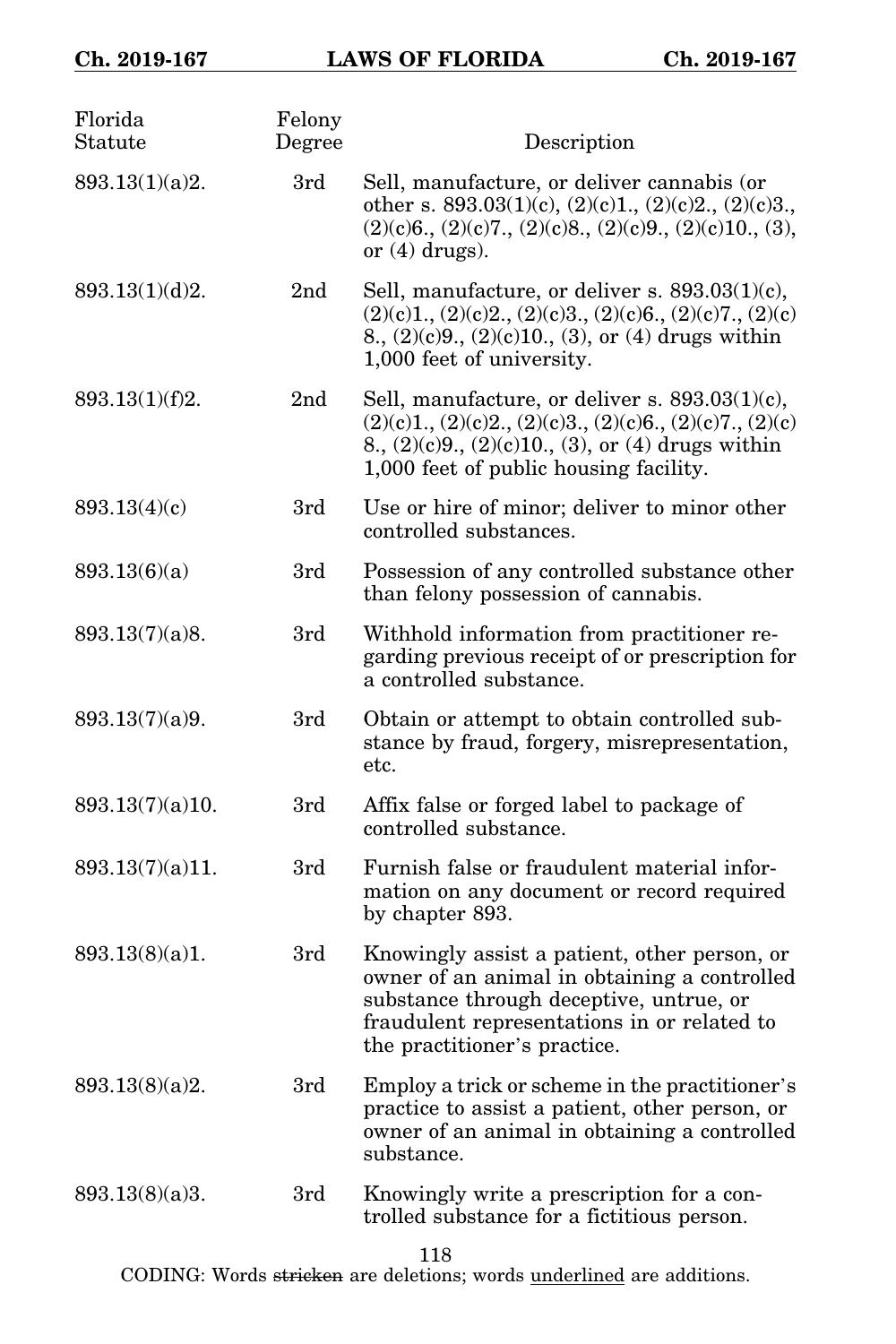| Florida Statute | Felony Degree | Description |
|---|---|---|
| 893.13(1)(a)2. | 3rd | Sell, manufacture, or deliver cannabis (or other s. 893.03(1)(c), (2)(c)1., (2)(c)2., (2)(c)3., (2)(c)6., (2)(c)7., (2)(c)8., (2)(c)9., (2)(c)10., (3), or (4) drugs). |
| 893.13(1)(d)2. | 2nd | Sell, manufacture, or deliver s. 893.03(1)(c), (2)(c)1., (2)(c)2., (2)(c)3., (2)(c)6., (2)(c)7., (2)(c)8., (2)(c)9., (2)(c)10., (3), or (4) drugs within 1,000 feet of university. |
| 893.13(1)(f)2. | 2nd | Sell, manufacture, or deliver s. 893.03(1)(c), (2)(c)1., (2)(c)2., (2)(c)3., (2)(c)6., (2)(c)7., (2)(c)8., (2)(c)9., (2)(c)10., (3), or (4) drugs within 1,000 feet of public housing facility. |
| 893.13(4)(c) | 3rd | Use or hire of minor; deliver to minor other controlled substances. |
| 893.13(6)(a) | 3rd | Possession of any controlled substance other than felony possession of cannabis. |
| 893.13(7)(a)8. | 3rd | Withhold information from practitioner regarding previous receipt of or prescription for a controlled substance. |
| 893.13(7)(a)9. | 3rd | Obtain or attempt to obtain controlled substance by fraud, forgery, misrepresentation, etc. |
| 893.13(7)(a)10. | 3rd | Affix false or forged label to package of controlled substance. |
| 893.13(7)(a)11. | 3rd | Furnish false or fraudulent material information on any document or record required by chapter 893. |
| 893.13(8)(a)1. | 3rd | Knowingly assist a patient, other person, or owner of an animal in obtaining a controlled substance through deceptive, untrue, or fraudulent representations in or related to the practitioner's practice. |
| 893.13(8)(a)2. | 3rd | Employ a trick or scheme in the practitioner's practice to assist a patient, other person, or owner of an animal in obtaining a controlled substance. |
| 893.13(8)(a)3. | 3rd | Knowingly write a prescription for a controlled substance for a fictitious person. |

CODING: Words stricken are deletions; words underlined are additions.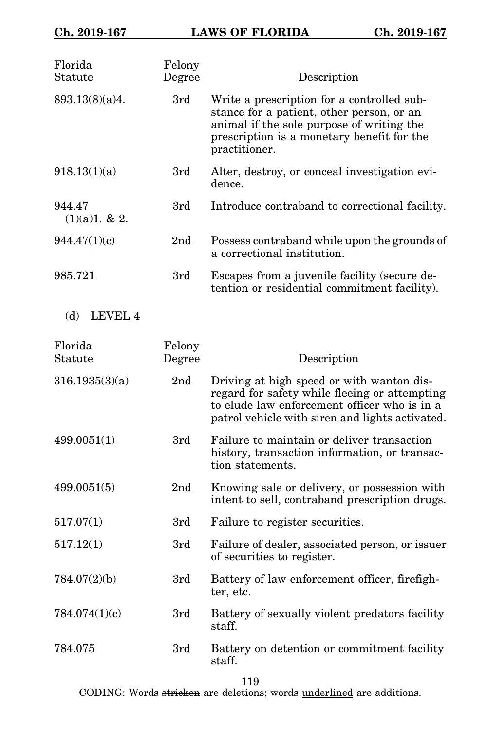| Florida Statute | Felony Degree | Description |
|---|---|---|
| 893.13(8)(a)4. | 3rd | Write a prescription for a controlled substance for a patient, other person, or an animal if the sole purpose of writing the prescription is a monetary benefit for the practitioner. |
| 918.13(1)(a) | 3rd | Alter, destroy, or conceal investigation evidence. |
| 944.47 (1)(a)1. & 2. | 3rd | Introduce contraband to correctional facility. |
| 944.47(1)(c) | 2nd | Possess contraband while upon the grounds of a correctional institution. |
| 985.721 | 3rd | Escapes from a juvenile facility (secure detention or residential commitment facility). |

(d) LEVEL 4

| Florida Statute | Felony Degree | Description |
|---|---|---|
| 316.1935(3)(a) | 2nd | Driving at high speed or with wanton disregard for safety while fleeing or attempting to elude law enforcement officer who is in a patrol vehicle with siren and lights activated. |
| 499.0051(1) | 3rd | Failure to maintain or deliver transaction history, transaction information, or transaction statements. |
| 499.0051(5) | 2nd | Knowing sale or delivery, or possession with intent to sell, contraband prescription drugs. |
| 517.07(1) | 3rd | Failure to register securities. |
| 517.12(1) | 3rd | Failure of dealer, associated person, or issuer of securities to register. |
| 784.07(2)(b) | 3rd | Battery of law enforcement officer, firefighter, etc. |
| 784.074(1)(c) | 3rd | Battery of sexually violent predators facility staff. |
| 784.075 | 3rd | Battery on detention or commitment facility staff. |

CODING: Words ~~stricken~~ are deletions; words <u>underlined</u> are additions.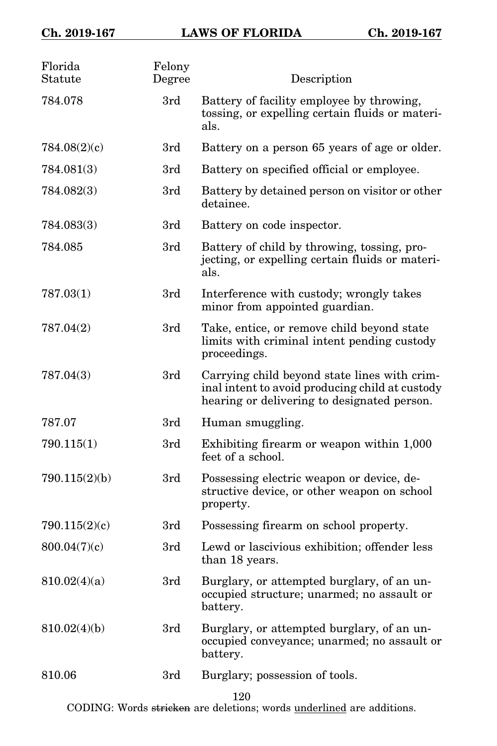| Florida Statute | Felony Degree | Description |
|---|---|---|
| 784.078 | 3rd | Battery of facility employee by throwing, tossing, or expelling certain fluids or materials. |
| 784.08(2)(c) | 3rd | Battery on a person 65 years of age or older. |
| 784.081(3) | 3rd | Battery on specified official or employee. |
| 784.082(3) | 3rd | Battery by detained person on visitor or other detainee. |
| 784.083(3) | 3rd | Battery on code inspector. |
| 784.085 | 3rd | Battery of child by throwing, tossing, projecting, or expelling certain fluids or materials. |
| 787.03(1) | 3rd | Interference with custody; wrongly takes minor from appointed guardian. |
| 787.04(2) | 3rd | Take, entice, or remove child beyond state limits with criminal intent pending custody proceedings. |
| 787.04(3) | 3rd | Carrying child beyond state lines with criminal intent to avoid producing child at custody hearing or delivering to designated person. |
| 787.07 | 3rd | Human smuggling. |
| 790.115(1) | 3rd | Exhibiting firearm or weapon within 1,000 feet of a school. |
| 790.115(2)(b) | 3rd | Possessing electric weapon or device, destructive device, or other weapon on school property. |
| 790.115(2)(c) | 3rd | Possessing firearm on school property. |
| 800.04(7)(c) | 3rd | Lewd or lascivious exhibition; offender less than 18 years. |
| 810.02(4)(a) | 3rd | Burglary, or attempted burglary, of an unoccupied structure; unarmed; no assault or battery. |
| 810.02(4)(b) | 3rd | Burglary, or attempted burglary, of an unoccupied conveyance; unarmed; no assault or battery. |
| 810.06 | 3rd | Burglary; possession of tools. |

CODING: Words ~~stricken~~ are deletions; words <u>underlined</u> are additions.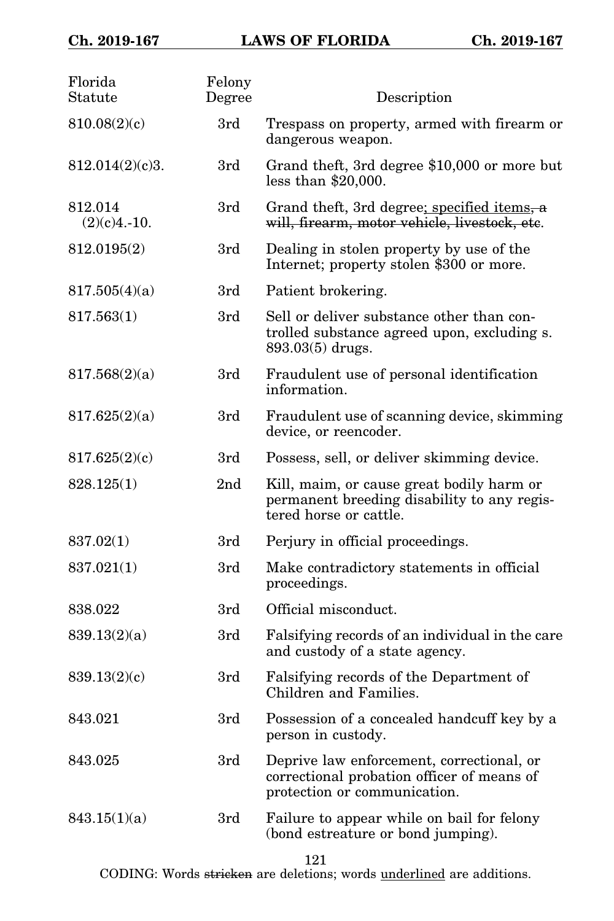| Florida Statute | Felony Degree | Description |
|---|---|---|
| 810.08(2)(c) | 3rd | Trespass on property, armed with firearm or dangerous weapon. |
| 812.014(2)(c)3. | 3rd | Grand theft, 3rd degree $10,000 or more but less than $20,000. |
| 812.014 (2)(c)4.-10. | 3rd | Grand theft, 3rd degree<u>; specified items</u>~~, a will, firearm, motor vehicle, livestock, etc~~. |
| 812.0195(2) | 3rd | Dealing in stolen property by use of the Internet; property stolen $300 or more. |
| 817.505(4)(a) | 3rd | Patient brokering. |
| 817.563(1) | 3rd | Sell or deliver substance other than controlled substance agreed upon, excluding s. 893.03(5) drugs. |
| 817.568(2)(a) | 3rd | Fraudulent use of personal identification information. |
| 817.625(2)(a) | 3rd | Fraudulent use of scanning device, skimming device, or reencoder. |
| 817.625(2)(c) | 3rd | Possess, sell, or deliver skimming device. |
| 828.125(1) | 2nd | Kill, maim, or cause great bodily harm or permanent breeding disability to any registered horse or cattle. |
| 837.02(1) | 3rd | Perjury in official proceedings. |
| 837.021(1) | 3rd | Make contradictory statements in official proceedings. |
| 838.022 | 3rd | Official misconduct. |
| 839.13(2)(a) | 3rd | Falsifying records of an individual in the care and custody of a state agency. |
| 839.13(2)(c) | 3rd | Falsifying records of the Department of Children and Families. |
| 843.021 | 3rd | Possession of a concealed handcuff key by a person in custody. |
| 843.025 | 3rd | Deprive law enforcement, correctional, or correctional probation officer of means of protection or communication. |
| 843.15(1)(a) | 3rd | Failure to appear while on bail for felony (bond estreature or bond jumping). |

CODING: Words ~~stricken~~ are deletions; words <u>underlined</u> are additions.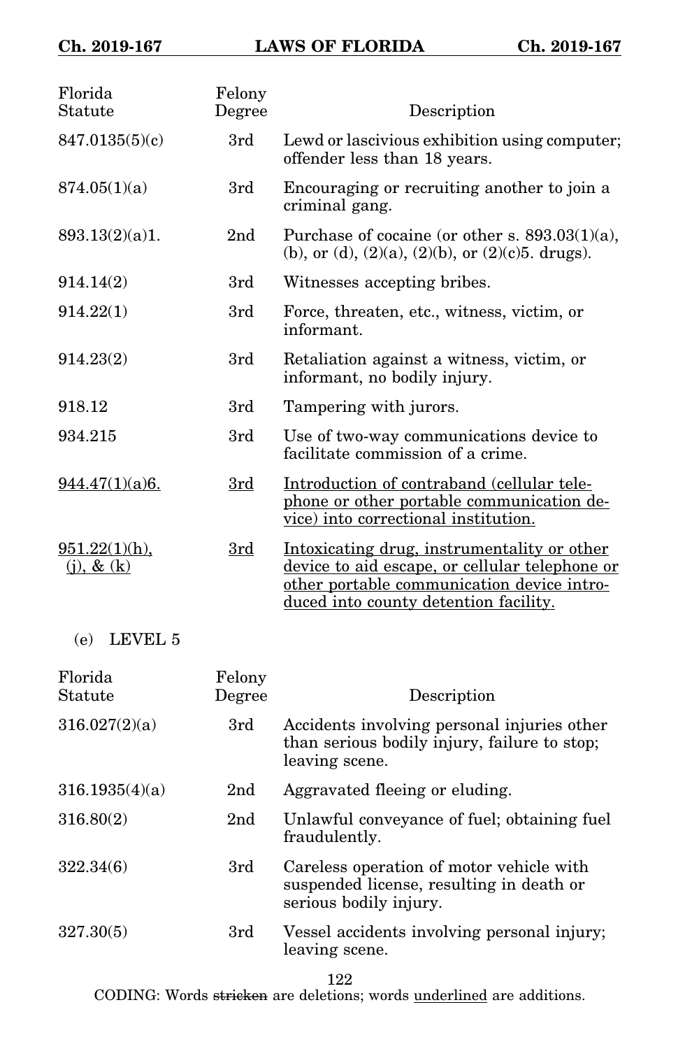| Florida Statute | Felony Degree | Description |
|---|---|---|
| 847.0135(5)(c) | 3rd | Lewd or lascivious exhibition using computer; offender less than 18 years. |
| 874.05(1)(a) | 3rd | Encouraging or recruiting another to join a criminal gang. |
| 893.13(2)(a)1. | 2nd | Purchase of cocaine (or other s. 893.03(1)(a), (b), or (d), (2)(a), (2)(b), or (2)(c)5. drugs). |
| 914.14(2) | 3rd | Witnesses accepting bribes. |
| 914.22(1) | 3rd | Force, threaten, etc., witness, victim, or informant. |
| 914.23(2) | 3rd | Retaliation against a witness, victim, or informant, no bodily injury. |
| 918.12 | 3rd | Tampering with jurors. |
| 934.215 | 3rd | Use of two-way communications device to facilitate commission of a crime. |
| <u>944.47(1)(a)6.</u> | <u>3rd</u> | <u>Introduction of contraband (cellular telephone or other portable communication device) into correctional institution.</u> |
| <u>951.22(1)(h), (j), & (k)</u> | <u>3rd</u> | <u>Intoxicating drug, instrumentality or other device to aid escape, or cellular telephone or other portable communication device introduced into county detention facility.</u> |

(e) LEVEL 5

| Florida Statute | Felony Degree | Description |
|---|---|---|
| 316.027(2)(a) | 3rd | Accidents involving personal injuries other than serious bodily injury, failure to stop; leaving scene. |
| 316.1935(4)(a) | 2nd | Aggravated fleeing or eluding. |
| 316.80(2) | 2nd | Unlawful conveyance of fuel; obtaining fuel fraudulently. |
| 322.34(6) | 3rd | Careless operation of motor vehicle with suspended license, resulting in death or serious bodily injury. |
| 327.30(5) | 3rd | Vessel accidents involving personal injury; leaving scene. |

CODING: Words ~~stricken~~ are deletions; words <u>underlined</u> are additions.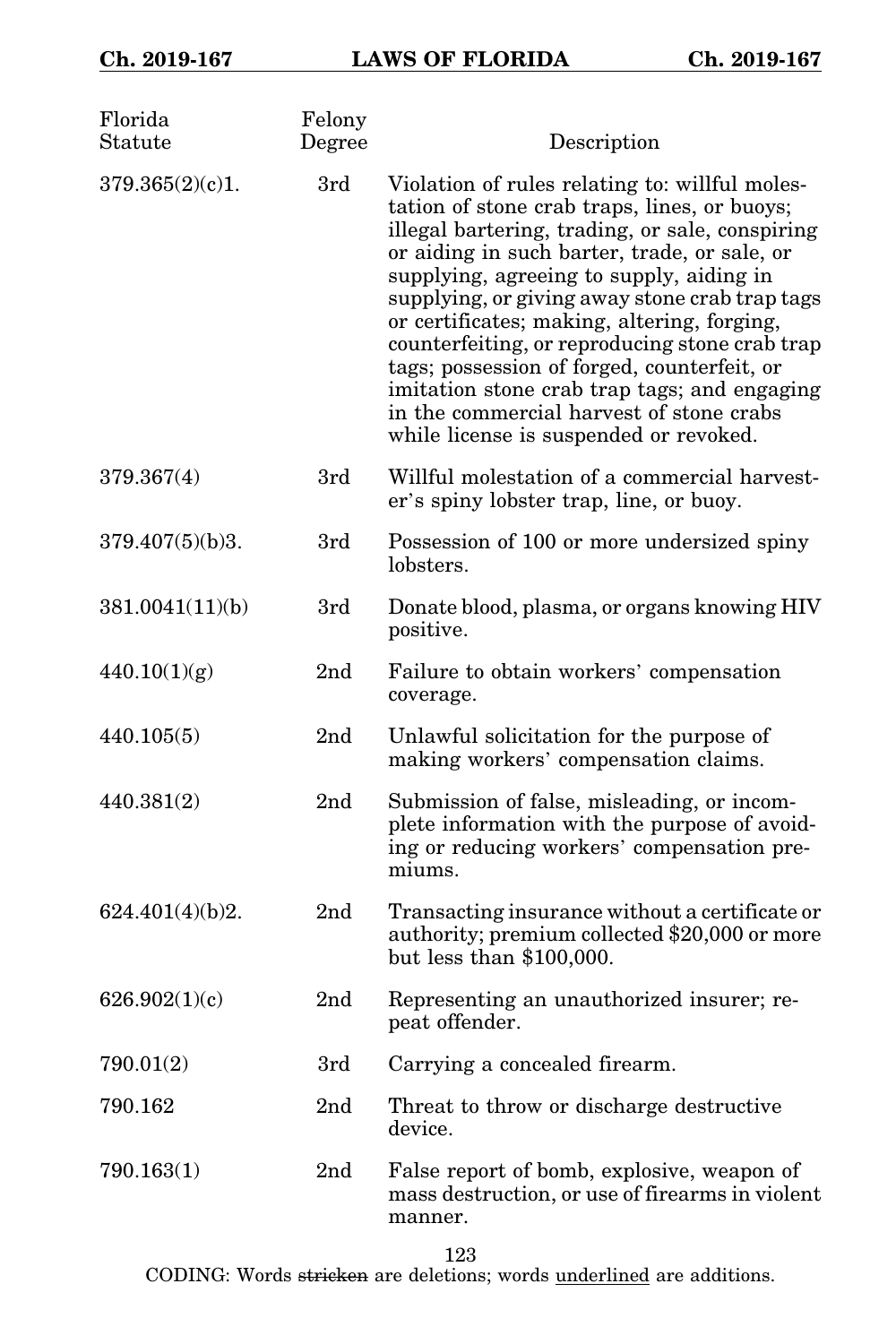| Florida Statute | Felony Degree | Description |
|---|---|---|
| 379.365(2)(c)1. | 3rd | Violation of rules relating to: willful molestation of stone crab traps, lines, or buoys; illegal bartering, trading, or sale, conspiring or aiding in such barter, trade, or sale, or supplying, agreeing to supply, aiding in supplying, or giving away stone crab trap tags or certificates; making, altering, forging, counterfeiting, or reproducing stone crab trap tags; possession of forged, counterfeit, or imitation stone crab trap tags; and engaging in the commercial harvest of stone crabs while license is suspended or revoked. |
| 379.367(4) | 3rd | Willful molestation of a commercial harvester's spiny lobster trap, line, or buoy. |
| 379.407(5)(b)3. | 3rd | Possession of 100 or more undersized spiny lobsters. |
| 381.0041(11)(b) | 3rd | Donate blood, plasma, or organs knowing HIV positive. |
| 440.10(1)(g) | 2nd | Failure to obtain workers' compensation coverage. |
| 440.105(5) | 2nd | Unlawful solicitation for the purpose of making workers' compensation claims. |
| 440.381(2) | 2nd | Submission of false, misleading, or incomplete information with the purpose of avoiding or reducing workers' compensation premiums. |
| 624.401(4)(b)2. | 2nd | Transacting insurance without a certificate or authority; premium collected $20,000 or more but less than $100,000. |
| 626.902(1)(c) | 2nd | Representing an unauthorized insurer; repeat offender. |
| 790.01(2) | 3rd | Carrying a concealed firearm. |
| 790.162 | 2nd | Threat to throw or discharge destructive device. |
| 790.163(1) | 2nd | False report of bomb, explosive, weapon of mass destruction, or use of firearms in violent manner. |

CODING: Words ~~stricken~~ are deletions; words <u>underlined</u> are additions.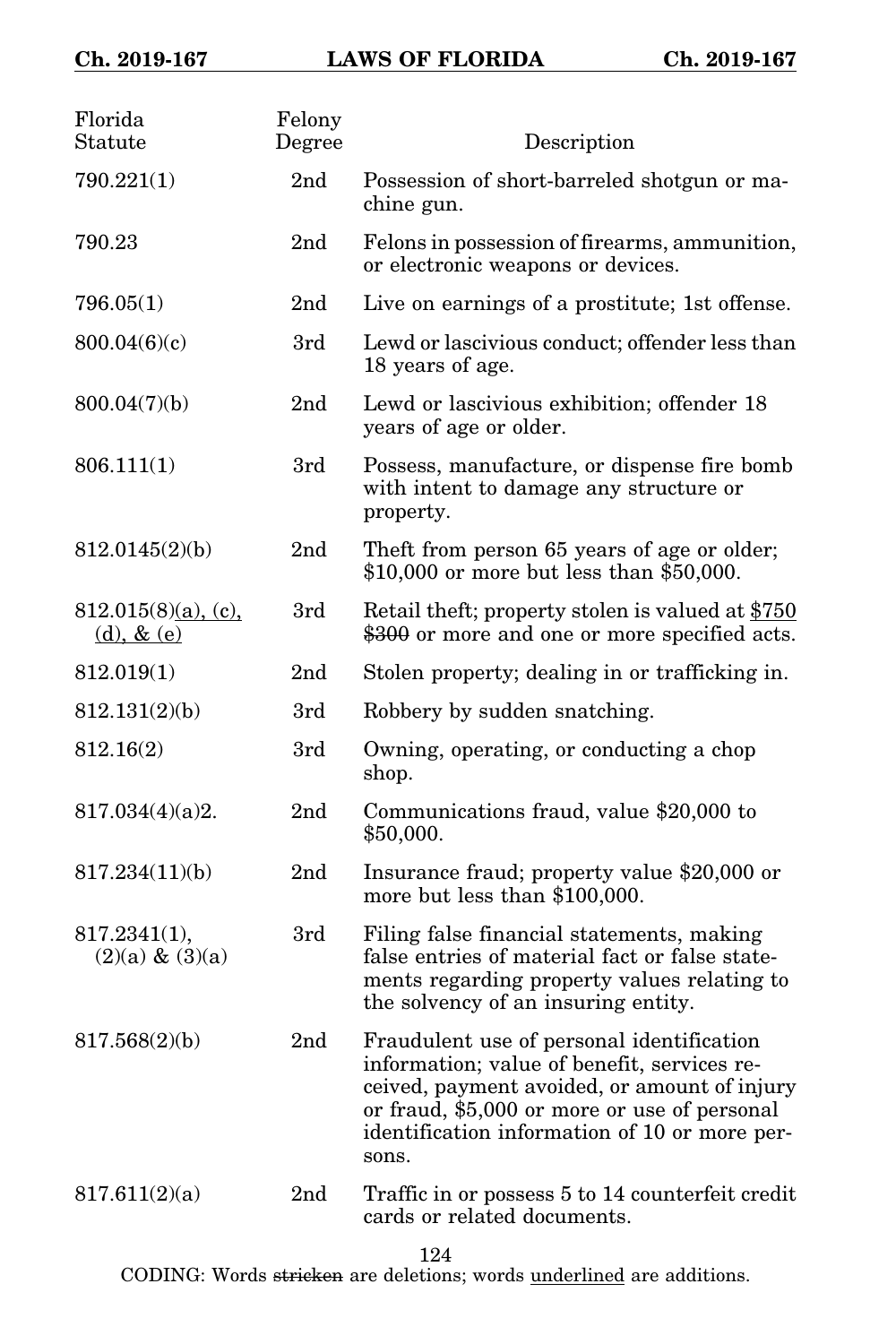| Florida Statute | Felony Degree | Description |
|---|---|---|
| 790.221(1) | 2nd | Possession of short-barreled shotgun or machine gun. |
| 790.23 | 2nd | Felons in possession of firearms, ammunition, or electronic weapons or devices. |
| 796.05(1) | 2nd | Live on earnings of a prostitute; 1st offense. |
| 800.04(6)(c) | 3rd | Lewd or lascivious conduct; offender less than 18 years of age. |
| 800.04(7)(b) | 2nd | Lewd or lascivious exhibition; offender 18 years of age or older. |
| 806.111(1) | 3rd | Possess, manufacture, or dispense fire bomb with intent to damage any structure or property. |
| 812.0145(2)(b) | 2nd | Theft from person 65 years of age or older; $10,000 or more but less than $50,000. |
| 812.015(8)<u>(a), (c), (d), & (e)</u> | 3rd | Retail theft; property stolen is valued at <u>$750</u> ~~$300~~ or more and one or more specified acts. |
| 812.019(1) | 2nd | Stolen property; dealing in or trafficking in. |
| 812.131(2)(b) | 3rd | Robbery by sudden snatching. |
| 812.16(2) | 3rd | Owning, operating, or conducting a chop shop. |
| 817.034(4)(a)2. | 2nd | Communications fraud, value $20,000 to $50,000. |
| 817.234(11)(b) | 2nd | Insurance fraud; property value $20,000 or more but less than $100,000. |
| 817.2341(1), (2)(a) & (3)(a) | 3rd | Filing false financial statements, making false entries of material fact or false statements regarding property values relating to the solvency of an insuring entity. |
| 817.568(2)(b) | 2nd | Fraudulent use of personal identification information; value of benefit, services received, payment avoided, or amount of injury or fraud, $5,000 or more or use of personal identification information of 10 or more persons. |
| 817.611(2)(a) | 2nd | Traffic in or possess 5 to 14 counterfeit credit cards or related documents. |

CODING: Words ~~stricken~~ are deletions; words <u>underlined</u> are additions.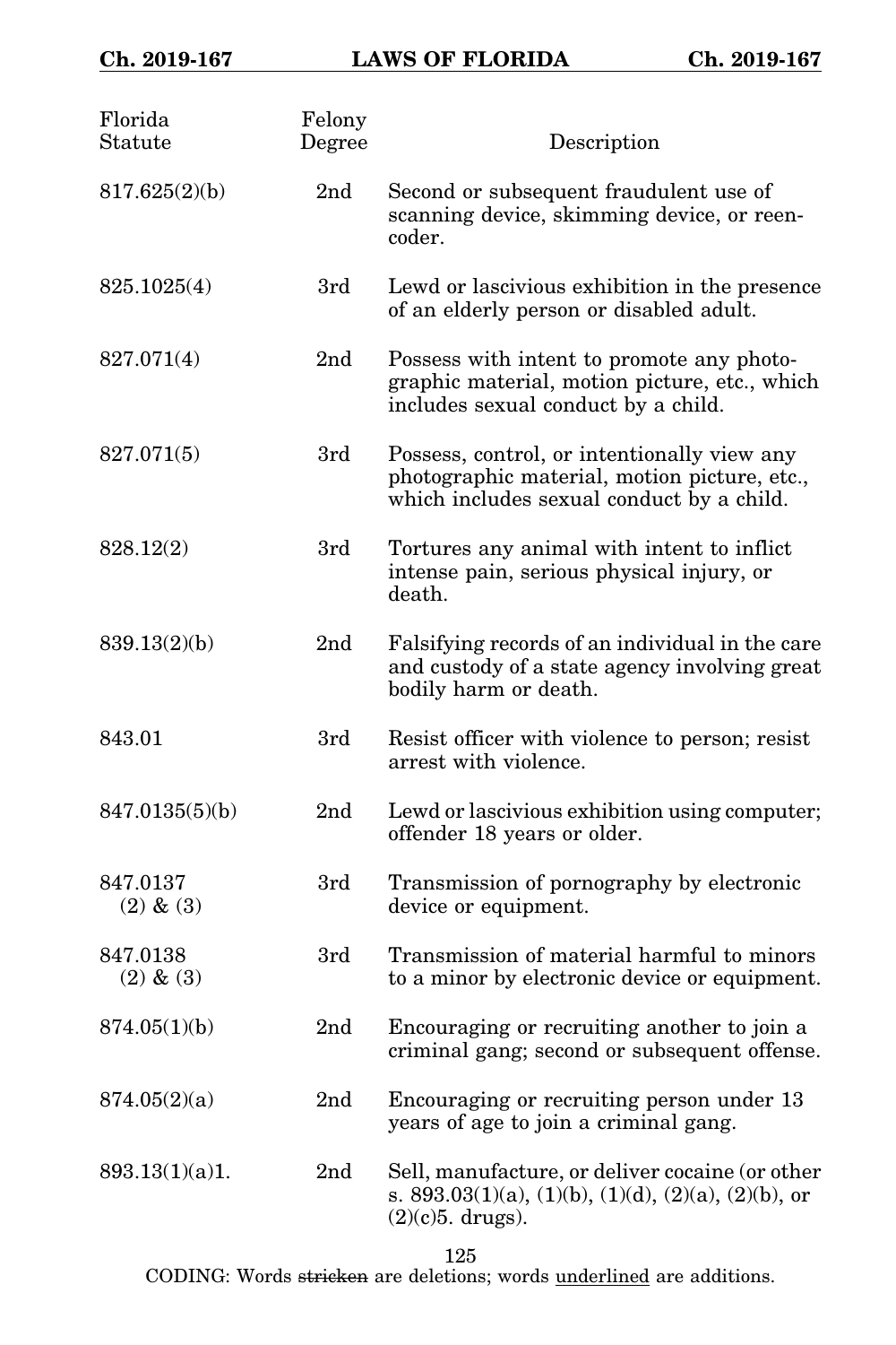| Florida Statute | Felony Degree | Description |
|---|---|---|
| 817.625(2)(b) | 2nd | Second or subsequent fraudulent use of scanning device, skimming device, or reencoder. |
| 825.1025(4) | 3rd | Lewd or lascivious exhibition in the presence of an elderly person or disabled adult. |
| 827.071(4) | 2nd | Possess with intent to promote any photographic material, motion picture, etc., which includes sexual conduct by a child. |
| 827.071(5) | 3rd | Possess, control, or intentionally view any photographic material, motion picture, etc., which includes sexual conduct by a child. |
| 828.12(2) | 3rd | Tortures any animal with intent to inflict intense pain, serious physical injury, or death. |
| 839.13(2)(b) | 2nd | Falsifying records of an individual in the care and custody of a state agency involving great bodily harm or death. |
| 843.01 | 3rd | Resist officer with violence to person; resist arrest with violence. |
| 847.0135(5)(b) | 2nd | Lewd or lascivious exhibition using computer; offender 18 years or older. |
| 847.0137 (2) & (3) | 3rd | Transmission of pornography by electronic device or equipment. |
| 847.0138 (2) & (3) | 3rd | Transmission of material harmful to minors to a minor by electronic device or equipment. |
| 874.05(1)(b) | 2nd | Encouraging or recruiting another to join a criminal gang; second or subsequent offense. |
| 874.05(2)(a) | 2nd | Encouraging or recruiting person under 13 years of age to join a criminal gang. |
| 893.13(1)(a)1. | 2nd | Sell, manufacture, or deliver cocaine (or other s. 893.03(1)(a), (1)(b), (1)(d), (2)(a), (2)(b), or (2)(c)5. drugs). |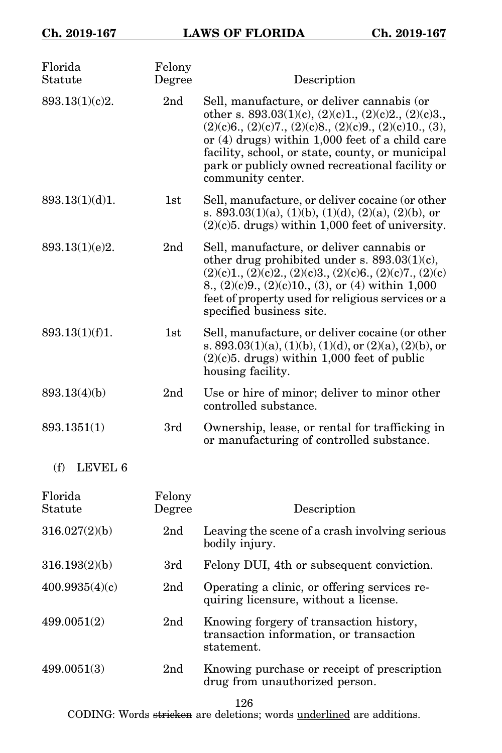| Florida Statute | Felony Degree | Description |
|---|---|---|
| 893.13(1)(c)2. | 2nd | Sell, manufacture, or deliver cannabis (or other s. 893.03(1)(c), (2)(c)1., (2)(c)2., (2)(c)3., (2)(c)6., (2)(c)7., (2)(c)8., (2)(c)9., (2)(c)10., (3), or (4) drugs) within 1,000 feet of a child care facility, school, or state, county, or municipal park or publicly owned recreational facility or community center. |
| 893.13(1)(d)1. | 1st | Sell, manufacture, or deliver cocaine (or other s. 893.03(1)(a), (1)(b), (1)(d), (2)(a), (2)(b), or (2)(c)5. drugs) within 1,000 feet of university. |
| 893.13(1)(e)2. | 2nd | Sell, manufacture, or deliver cannabis or other drug prohibited under s. 893.03(1)(c), (2)(c)1., (2)(c)2., (2)(c)3., (2)(c)6., (2)(c)7., (2)(c)8., (2)(c)9., (2)(c)10., (3), or (4) within 1,000 feet of property used for religious services or a specified business site. |
| 893.13(1)(f)1. | 1st | Sell, manufacture, or deliver cocaine (or other s. 893.03(1)(a), (1)(b), (1)(d), or (2)(a), (2)(b), or (2)(c)5. drugs) within 1,000 feet of public housing facility. |
| 893.13(4)(b) | 2nd | Use or hire of minor; deliver to minor other controlled substance. |
| 893.1351(1) | 3rd | Ownership, lease, or rental for trafficking in or manufacturing of controlled substance. |

(f) LEVEL 6

| Florida Statute | Felony Degree | Description |
|---|---|---|
| 316.027(2)(b) | 2nd | Leaving the scene of a crash involving serious bodily injury. |
| 316.193(2)(b) | 3rd | Felony DUI, 4th or subsequent conviction. |
| 400.9935(4)(c) | 2nd | Operating a clinic, or offering services requiring licensure, without a license. |
| 499.0051(2) | 2nd | Knowing forgery of transaction history, transaction information, or transaction statement. |
| 499.0051(3) | 2nd | Knowing purchase or receipt of prescription drug from unauthorized person. |

CODING: Words stricken are deletions; words underlined are additions.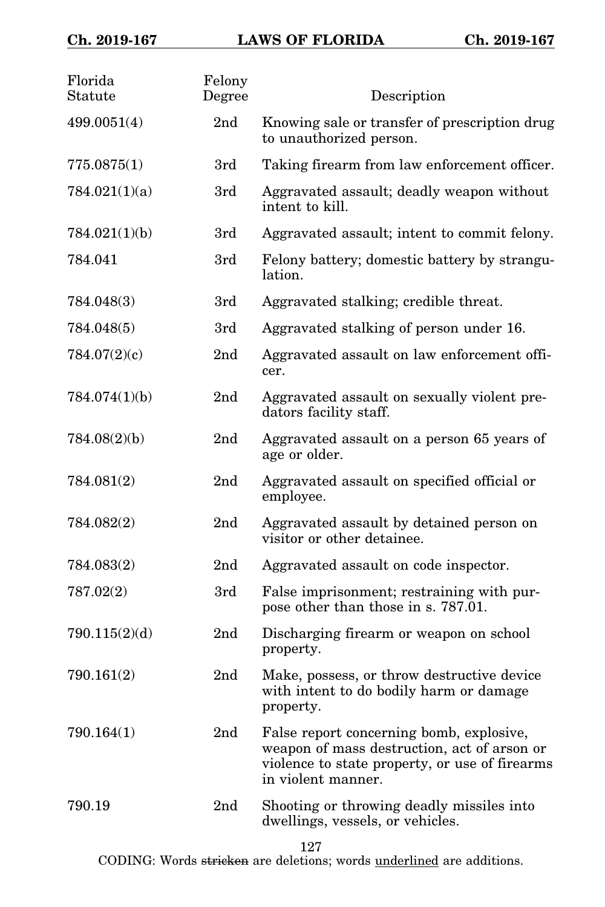| Florida Statute | Felony Degree | Description |
|---|---|---|
| 499.0051(4) | 2nd | Knowing sale or transfer of prescription drug to unauthorized person. |
| 775.0875(1) | 3rd | Taking firearm from law enforcement officer. |
| 784.021(1)(a) | 3rd | Aggravated assault; deadly weapon without intent to kill. |
| 784.021(1)(b) | 3rd | Aggravated assault; intent to commit felony. |
| 784.041 | 3rd | Felony battery; domestic battery by strangulation. |
| 784.048(3) | 3rd | Aggravated stalking; credible threat. |
| 784.048(5) | 3rd | Aggravated stalking of person under 16. |
| 784.07(2)(c) | 2nd | Aggravated assault on law enforcement officer. |
| 784.074(1)(b) | 2nd | Aggravated assault on sexually violent predators facility staff. |
| 784.08(2)(b) | 2nd | Aggravated assault on a person 65 years of age or older. |
| 784.081(2) | 2nd | Aggravated assault on specified official or employee. |
| 784.082(2) | 2nd | Aggravated assault by detained person on visitor or other detainee. |
| 784.083(2) | 2nd | Aggravated assault on code inspector. |
| 787.02(2) | 3rd | False imprisonment; restraining with purpose other than those in s. 787.01. |
| 790.115(2)(d) | 2nd | Discharging firearm or weapon on school property. |
| 790.161(2) | 2nd | Make, possess, or throw destructive device with intent to do bodily harm or damage property. |
| 790.164(1) | 2nd | False report concerning bomb, explosive, weapon of mass destruction, act of arson or violence to state property, or use of firearms in violent manner. |
| 790.19 | 2nd | Shooting or throwing deadly missiles into dwellings, vessels, or vehicles. |

CODING: Words ~~stricken~~ are deletions; words <u>underlined</u> are additions.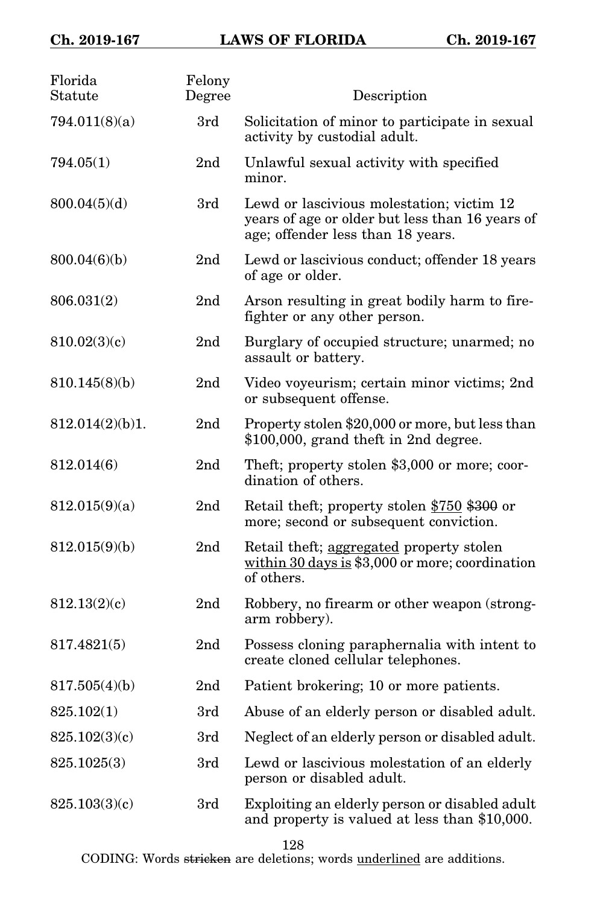| Florida Statute | Felony Degree | Description |
|---|---|---|
| 794.011(8)(a) | 3rd | Solicitation of minor to participate in sexual activity by custodial adult. |
| 794.05(1) | 2nd | Unlawful sexual activity with specified minor. |
| 800.04(5)(d) | 3rd | Lewd or lascivious molestation; victim 12 years of age or older but less than 16 years of age; offender less than 18 years. |
| 800.04(6)(b) | 2nd | Lewd or lascivious conduct; offender 18 years of age or older. |
| 806.031(2) | 2nd | Arson resulting in great bodily harm to firefighter or any other person. |
| 810.02(3)(c) | 2nd | Burglary of occupied structure; unarmed; no assault or battery. |
| 810.145(8)(b) | 2nd | Video voyeurism; certain minor victims; 2nd or subsequent offense. |
| 812.014(2)(b)1. | 2nd | Property stolen $20,000 or more, but less than $100,000, grand theft in 2nd degree. |
| 812.014(6) | 2nd | Theft; property stolen $3,000 or more; coordination of others. |
| 812.015(9)(a) | 2nd | Retail theft; property stolen <u>$750</u> ~~$300~~ or more; second or subsequent conviction. |
| 812.015(9)(b) | 2nd | Retail theft; <u>aggregated</u> property stolen <u>within 30 days is</u> $3,000 or more; coordination of others. |
| 812.13(2)(c) | 2nd | Robbery, no firearm or other weapon (strong-arm robbery). |
| 817.4821(5) | 2nd | Possess cloning paraphernalia with intent to create cloned cellular telephones. |
| 817.505(4)(b) | 2nd | Patient brokering; 10 or more patients. |
| 825.102(1) | 3rd | Abuse of an elderly person or disabled adult. |
| 825.102(3)(c) | 3rd | Neglect of an elderly person or disabled adult. |
| 825.1025(3) | 3rd | Lewd or lascivious molestation of an elderly person or disabled adult. |
| 825.103(3)(c) | 3rd | Exploiting an elderly person or disabled adult and property is valued at less than $10,000. |

CODING: Words ~~stricken~~ are deletions; words <u>underlined</u> are additions.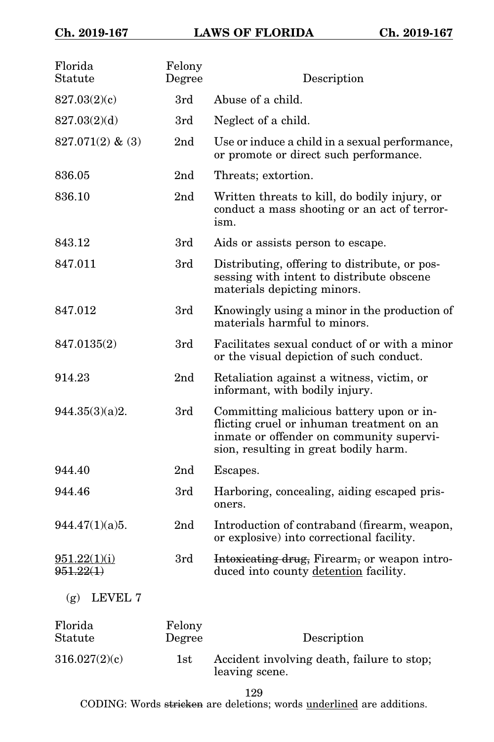| Florida Statute | Felony Degree | Description |
|---|---|---|
| 827.03(2)(c) | 3rd | Abuse of a child. |
| 827.03(2)(d) | 3rd | Neglect of a child. |
| 827.071(2) & (3) | 2nd | Use or induce a child in a sexual performance, or promote or direct such performance. |
| 836.05 | 2nd | Threats; extortion. |
| 836.10 | 2nd | Written threats to kill, do bodily injury, or conduct a mass shooting or an act of terrorism. |
| 843.12 | 3rd | Aids or assists person to escape. |
| 847.011 | 3rd | Distributing, offering to distribute, or possessing with intent to distribute obscene materials depicting minors. |
| 847.012 | 3rd | Knowingly using a minor in the production of materials harmful to minors. |
| 847.0135(2) | 3rd | Facilitates sexual conduct of or with a minor or the visual depiction of such conduct. |
| 914.23 | 2nd | Retaliation against a witness, victim, or informant, with bodily injury. |
| 944.35(3)(a)2. | 3rd | Committing malicious battery upon or inflicting cruel or inhuman treatment on an inmate or offender on community supervision, resulting in great bodily harm. |
| 944.40 | 2nd | Escapes. |
| 944.46 | 3rd | Harboring, concealing, aiding escaped prisoners. |
| 944.47(1)(a)5. | 2nd | Introduction of contraband (firearm, weapon, or explosive) into correctional facility. |
| <u>951.22(1)(i)</u> ~~951.22(1)~~ | 3rd | ~~Intoxicating drug,~~ Firearm~~,~~ or weapon introduced into county <u>detention</u> facility. |

(g) LEVEL 7

| Florida Statute | Felony Degree | Description |
|---|---|---|
| 316.027(2)(c) | 1st | Accident involving death, failure to stop; leaving scene. |

CODING: Words ~~stricken~~ are deletions; words <u>underlined</u> are additions.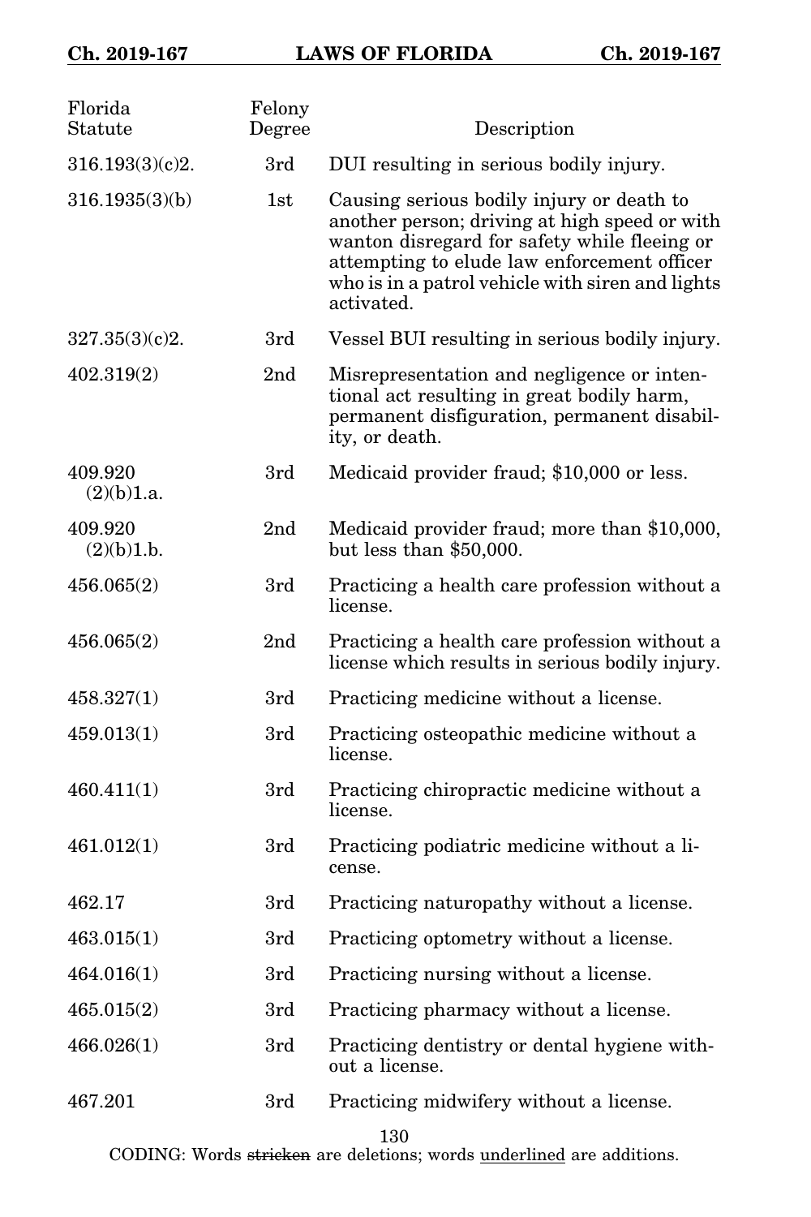| Florida Statute | Felony Degree | Description |
|---|---|---|
| 316.193(3)(c)2. | 3rd | DUI resulting in serious bodily injury. |
| 316.1935(3)(b) | 1st | Causing serious bodily injury or death to another person; driving at high speed or with wanton disregard for safety while fleeing or attempting to elude law enforcement officer who is in a patrol vehicle with siren and lights activated. |
| 327.35(3)(c)2. | 3rd | Vessel BUI resulting in serious bodily injury. |
| 402.319(2) | 2nd | Misrepresentation and negligence or intentional act resulting in great bodily harm, permanent disfiguration, permanent disability, or death. |
| 409.920 (2)(b)1.a. | 3rd | Medicaid provider fraud; $10,000 or less. |
| 409.920 (2)(b)1.b. | 2nd | Medicaid provider fraud; more than $10,000, but less than $50,000. |
| 456.065(2) | 3rd | Practicing a health care profession without a license. |
| 456.065(2) | 2nd | Practicing a health care profession without a license which results in serious bodily injury. |
| 458.327(1) | 3rd | Practicing medicine without a license. |
| 459.013(1) | 3rd | Practicing osteopathic medicine without a license. |
| 460.411(1) | 3rd | Practicing chiropractic medicine without a license. |
| 461.012(1) | 3rd | Practicing podiatric medicine without a license. |
| 462.17 | 3rd | Practicing naturopathy without a license. |
| 463.015(1) | 3rd | Practicing optometry without a license. |
| 464.016(1) | 3rd | Practicing nursing without a license. |
| 465.015(2) | 3rd | Practicing pharmacy without a license. |
| 466.026(1) | 3rd | Practicing dentistry or dental hygiene without a license. |
| 467.201 | 3rd | Practicing midwifery without a license. |

CODING: Words ~~stricken~~ are deletions; words underlined are additions.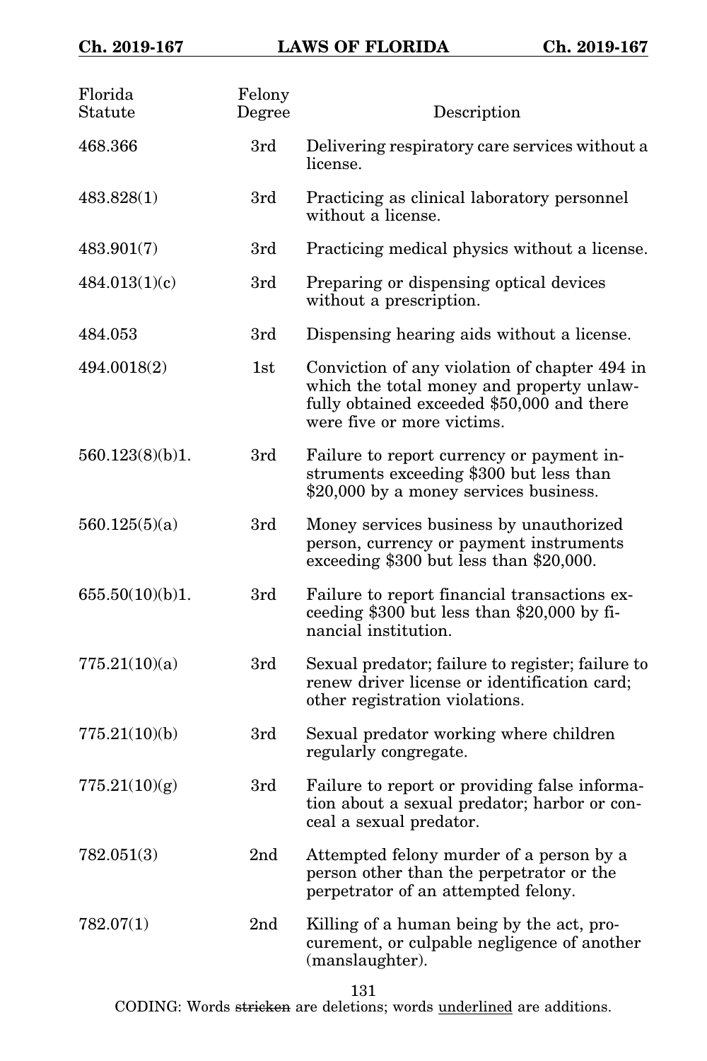| Florida Statute | Felony Degree | Description |
|---|---|---|
| 468.366 | 3rd | Delivering respiratory care services without a license. |
| 483.828(1) | 3rd | Practicing as clinical laboratory personnel without a license. |
| 483.901(7) | 3rd | Practicing medical physics without a license. |
| 484.013(1)(c) | 3rd | Preparing or dispensing optical devices without a prescription. |
| 484.053 | 3rd | Dispensing hearing aids without a license. |
| 494.0018(2) | 1st | Conviction of any violation of chapter 494 in which the total money and property unlawfully obtained exceeded $50,000 and there were five or more victims. |
| 560.123(8)(b)1. | 3rd | Failure to report currency or payment instruments exceeding $300 but less than $20,000 by a money services business. |
| 560.125(5)(a) | 3rd | Money services business by unauthorized person, currency or payment instruments exceeding $300 but less than $20,000. |
| 655.50(10)(b)1. | 3rd | Failure to report financial transactions exceeding $300 but less than $20,000 by financial institution. |
| 775.21(10)(a) | 3rd | Sexual predator; failure to register; failure to renew driver license or identification card; other registration violations. |
| 775.21(10)(b) | 3rd | Sexual predator working where children regularly congregate. |
| 775.21(10)(g) | 3rd | Failure to report or providing false information about a sexual predator; harbor or conceal a sexual predator. |
| 782.051(3) | 2nd | Attempted felony murder of a person by a person other than the perpetrator or the perpetrator of an attempted felony. |
| 782.07(1) | 2nd | Killing of a human being by the act, procurement, or culpable negligence of another (manslaughter). |

CODING: Words ~~stricken~~ are deletions; words underlined are additions.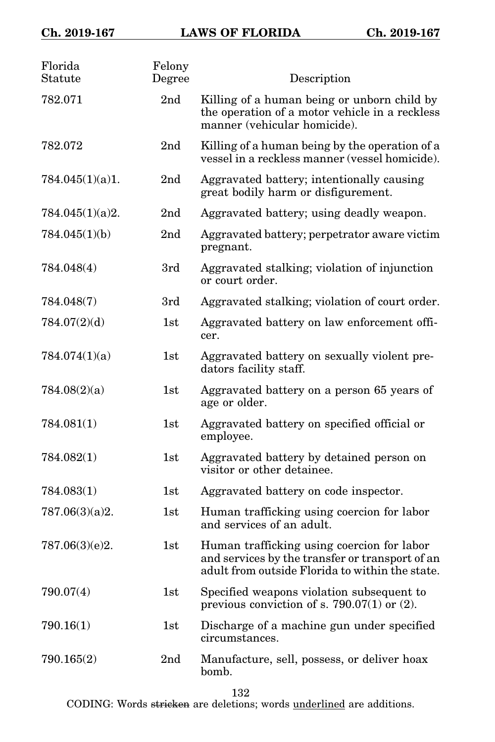| Florida Statute | Felony Degree | Description |
|---|---|---|
| 782.071 | 2nd | Killing of a human being or unborn child by the operation of a motor vehicle in a reckless manner (vehicular homicide). |
| 782.072 | 2nd | Killing of a human being by the operation of a vessel in a reckless manner (vessel homicide). |
| 784.045(1)(a)1. | 2nd | Aggravated battery; intentionally causing great bodily harm or disfigurement. |
| 784.045(1)(a)2. | 2nd | Aggravated battery; using deadly weapon. |
| 784.045(1)(b) | 2nd | Aggravated battery; perpetrator aware victim pregnant. |
| 784.048(4) | 3rd | Aggravated stalking; violation of injunction or court order. |
| 784.048(7) | 3rd | Aggravated stalking; violation of court order. |
| 784.07(2)(d) | 1st | Aggravated battery on law enforcement officer. |
| 784.074(1)(a) | 1st | Aggravated battery on sexually violent predators facility staff. |
| 784.08(2)(a) | 1st | Aggravated battery on a person 65 years of age or older. |
| 784.081(1) | 1st | Aggravated battery on specified official or employee. |
| 784.082(1) | 1st | Aggravated battery by detained person on visitor or other detainee. |
| 784.083(1) | 1st | Aggravated battery on code inspector. |
| 787.06(3)(a)2. | 1st | Human trafficking using coercion for labor and services of an adult. |
| 787.06(3)(e)2. | 1st | Human trafficking using coercion for labor and services by the transfer or transport of an adult from outside Florida to within the state. |
| 790.07(4) | 1st | Specified weapons violation subsequent to previous conviction of s. 790.07(1) or (2). |
| 790.16(1) | 1st | Discharge of a machine gun under specified circumstances. |
| 790.165(2) | 2nd | Manufacture, sell, possess, or deliver hoax bomb. |

CODING: Words ~~stricken~~ are deletions; words <u>underlined</u> are additions.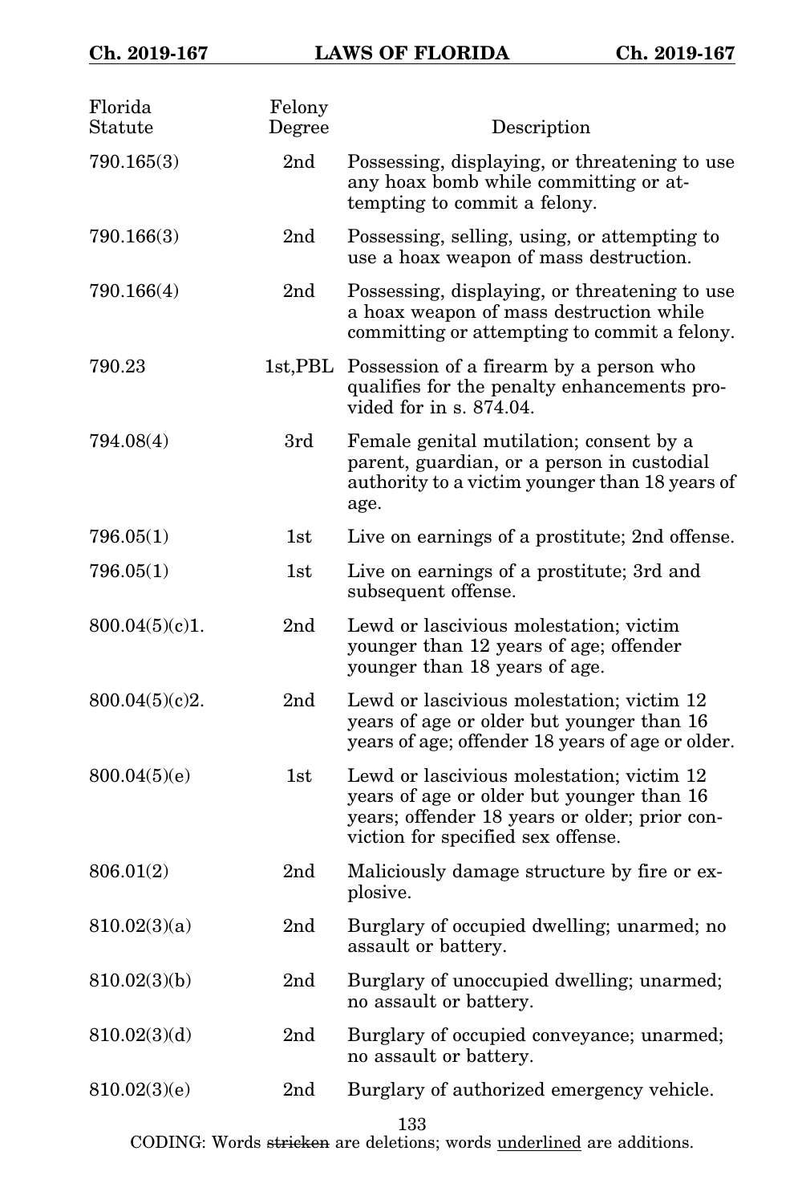| Florida Statute | Felony Degree | Description |
|---|---|---|
| 790.165(3) | 2nd | Possessing, displaying, or threatening to use any hoax bomb while committing or attempting to commit a felony. |
| 790.166(3) | 2nd | Possessing, selling, using, or attempting to use a hoax weapon of mass destruction. |
| 790.166(4) | 2nd | Possessing, displaying, or threatening to use a hoax weapon of mass destruction while committing or attempting to commit a felony. |
| 790.23 | 1st,PBL | Possession of a firearm by a person who qualifies for the penalty enhancements provided for in s. 874.04. |
| 794.08(4) | 3rd | Female genital mutilation; consent by a parent, guardian, or a person in custodial authority to a victim younger than 18 years of age. |
| 796.05(1) | 1st | Live on earnings of a prostitute; 2nd offense. |
| 796.05(1) | 1st | Live on earnings of a prostitute; 3rd and subsequent offense. |
| 800.04(5)(c)1. | 2nd | Lewd or lascivious molestation; victim younger than 12 years of age; offender younger than 18 years of age. |
| 800.04(5)(c)2. | 2nd | Lewd or lascivious molestation; victim 12 years of age or older but younger than 16 years of age; offender 18 years of age or older. |
| 800.04(5)(e) | 1st | Lewd or lascivious molestation; victim 12 years of age or older but younger than 16 years; offender 18 years or older; prior conviction for specified sex offense. |
| 806.01(2) | 2nd | Maliciously damage structure by fire or explosive. |
| 810.02(3)(a) | 2nd | Burglary of occupied dwelling; unarmed; no assault or battery. |
| 810.02(3)(b) | 2nd | Burglary of unoccupied dwelling; unarmed; no assault or battery. |
| 810.02(3)(d) | 2nd | Burglary of occupied conveyance; unarmed; no assault or battery. |
| 810.02(3)(e) | 2nd | Burglary of authorized emergency vehicle. |

CODING: Words ~~stricken~~ are deletions; words <u>underlined</u> are additions.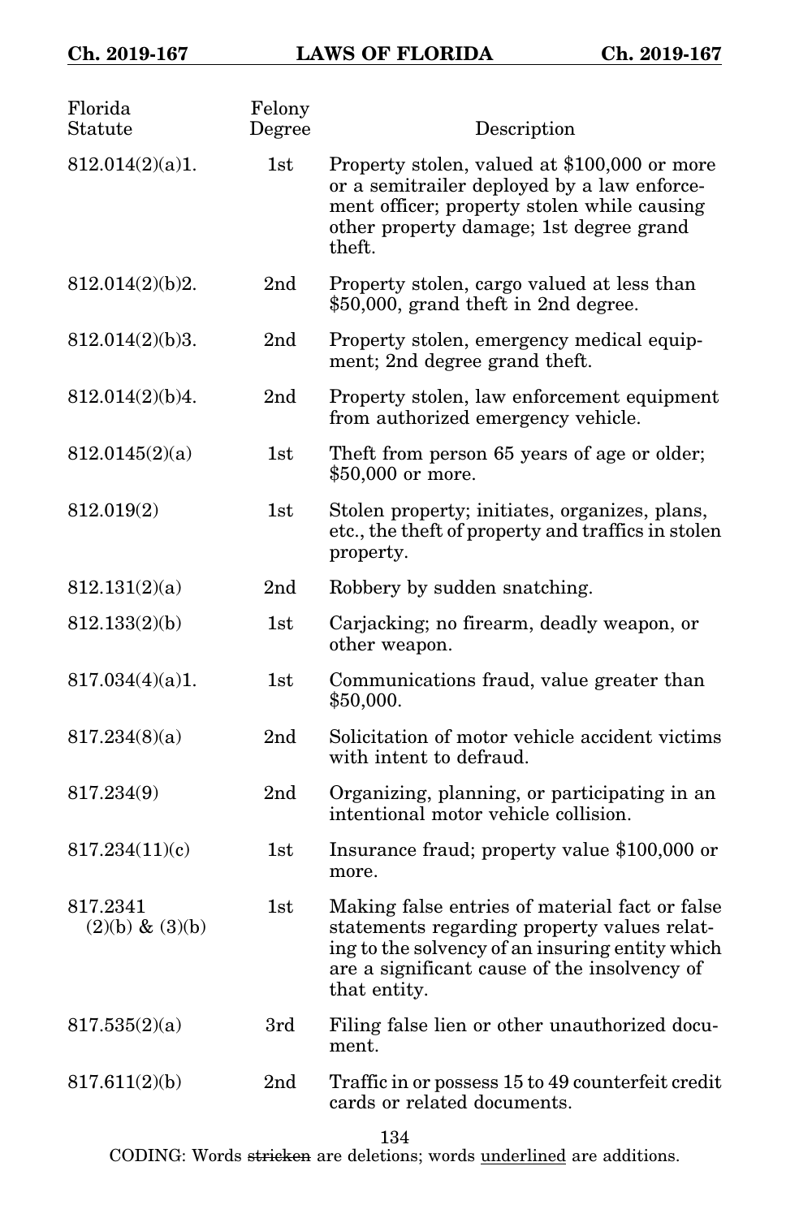| Florida Statute | Felony Degree | Description |
|---|---|---|
| 812.014(2)(a)1. | 1st | Property stolen, valued at $100,000 or more or a semitrailer deployed by a law enforcement officer; property stolen while causing other property damage; 1st degree grand theft. |
| 812.014(2)(b)2. | 2nd | Property stolen, cargo valued at less than $50,000, grand theft in 2nd degree. |
| 812.014(2)(b)3. | 2nd | Property stolen, emergency medical equipment; 2nd degree grand theft. |
| 812.014(2)(b)4. | 2nd | Property stolen, law enforcement equipment from authorized emergency vehicle. |
| 812.0145(2)(a) | 1st | Theft from person 65 years of age or older; $50,000 or more. |
| 812.019(2) | 1st | Stolen property; initiates, organizes, plans, etc., the theft of property and traffics in stolen property. |
| 812.131(2)(a) | 2nd | Robbery by sudden snatching. |
| 812.133(2)(b) | 1st | Carjacking; no firearm, deadly weapon, or other weapon. |
| 817.034(4)(a)1. | 1st | Communications fraud, value greater than $50,000. |
| 817.234(8)(a) | 2nd | Solicitation of motor vehicle accident victims with intent to defraud. |
| 817.234(9) | 2nd | Organizing, planning, or participating in an intentional motor vehicle collision. |
| 817.234(11)(c) | 1st | Insurance fraud; property value $100,000 or more. |
| 817.2341 (2)(b) & (3)(b) | 1st | Making false entries of material fact or false statements regarding property values relating to the solvency of an insuring entity which are a significant cause of the insolvency of that entity. |
| 817.535(2)(a) | 3rd | Filing false lien or other unauthorized document. |
| 817.611(2)(b) | 2nd | Traffic in or possess 15 to 49 counterfeit credit cards or related documents. |

CODING: Words stricken are deletions; words underlined are additions.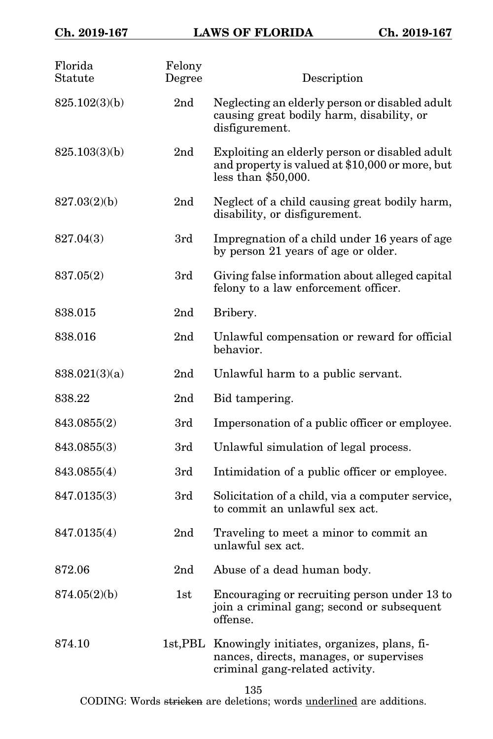| Florida Statute | Felony Degree | Description |
|---|---|---|
| 825.102(3)(b) | 2nd | Neglecting an elderly person or disabled adult causing great bodily harm, disability, or disfigurement. |
| 825.103(3)(b) | 2nd | Exploiting an elderly person or disabled adult and property is valued at $10,000 or more, but less than $50,000. |
| 827.03(2)(b) | 2nd | Neglect of a child causing great bodily harm, disability, or disfigurement. |
| 827.04(3) | 3rd | Impregnation of a child under 16 years of age by person 21 years of age or older. |
| 837.05(2) | 3rd | Giving false information about alleged capital felony to a law enforcement officer. |
| 838.015 | 2nd | Bribery. |
| 838.016 | 2nd | Unlawful compensation or reward for official behavior. |
| 838.021(3)(a) | 2nd | Unlawful harm to a public servant. |
| 838.22 | 2nd | Bid tampering. |
| 843.0855(2) | 3rd | Impersonation of a public officer or employee. |
| 843.0855(3) | 3rd | Unlawful simulation of legal process. |
| 843.0855(4) | 3rd | Intimidation of a public officer or employee. |
| 847.0135(3) | 3rd | Solicitation of a child, via a computer service, to commit an unlawful sex act. |
| 847.0135(4) | 2nd | Traveling to meet a minor to commit an unlawful sex act. |
| 872.06 | 2nd | Abuse of a dead human body. |
| 874.05(2)(b) | 1st | Encouraging or recruiting person under 13 to join a criminal gang; second or subsequent offense. |
| 874.10 | 1st,PBL | Knowingly initiates, organizes, plans, finances, directs, manages, or supervises criminal gang-related activity. |

CODING: Words ~~stricken~~ are deletions; words <u>underlined</u> are additions.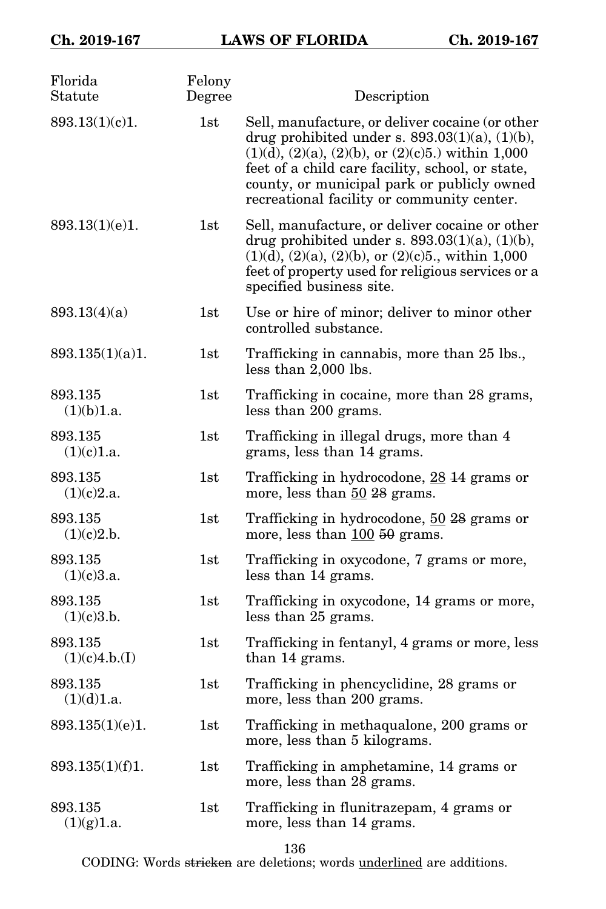| Florida Statute | Felony Degree | Description |
|---|---|---|
| 893.13(1)(c)1. | 1st | Sell, manufacture, or deliver cocaine (or other drug prohibited under s. 893.03(1)(a), (1)(b), (1)(d), (2)(a), (2)(b), or (2)(c)5.) within 1,000 feet of a child care facility, school, or state, county, or municipal park or publicly owned recreational facility or community center. |
| 893.13(1)(e)1. | 1st | Sell, manufacture, or deliver cocaine or other drug prohibited under s. 893.03(1)(a), (1)(b), (1)(d), (2)(a), (2)(b), or (2)(c)5., within 1,000 feet of property used for religious services or a specified business site. |
| 893.13(4)(a) | 1st | Use or hire of minor; deliver to minor other controlled substance. |
| 893.135(1)(a)1. | 1st | Trafficking in cannabis, more than 25 lbs., less than 2,000 lbs. |
| 893.135 (1)(b)1.a. | 1st | Trafficking in cocaine, more than 28 grams, less than 200 grams. |
| 893.135 (1)(c)1.a. | 1st | Trafficking in illegal drugs, more than 4 grams, less than 14 grams. |
| 893.135 (1)(c)2.a. | 1st | Trafficking in hydrocodone, 28 ~~14~~ grams or more, less than 50 ~~28~~ grams. |
| 893.135 (1)(c)2.b. | 1st | Trafficking in hydrocodone, 50 ~~28~~ grams or more, less than 100 ~~50~~ grams. |
| 893.135 (1)(c)3.a. | 1st | Trafficking in oxycodone, 7 grams or more, less than 14 grams. |
| 893.135 (1)(c)3.b. | 1st | Trafficking in oxycodone, 14 grams or more, less than 25 grams. |
| 893.135 (1)(c)4.b.(I) | 1st | Trafficking in fentanyl, 4 grams or more, less than 14 grams. |
| 893.135 (1)(d)1.a. | 1st | Trafficking in phencyclidine, 28 grams or more, less than 200 grams. |
| 893.135(1)(e)1. | 1st | Trafficking in methaqualone, 200 grams or more, less than 5 kilograms. |
| 893.135(1)(f)1. | 1st | Trafficking in amphetamine, 14 grams or more, less than 28 grams. |
| 893.135 (1)(g)1.a. | 1st | Trafficking in flunitrazepam, 4 grams or more, less than 14 grams. |

CODING: Words ~~stricken~~ are deletions; words underlined are additions.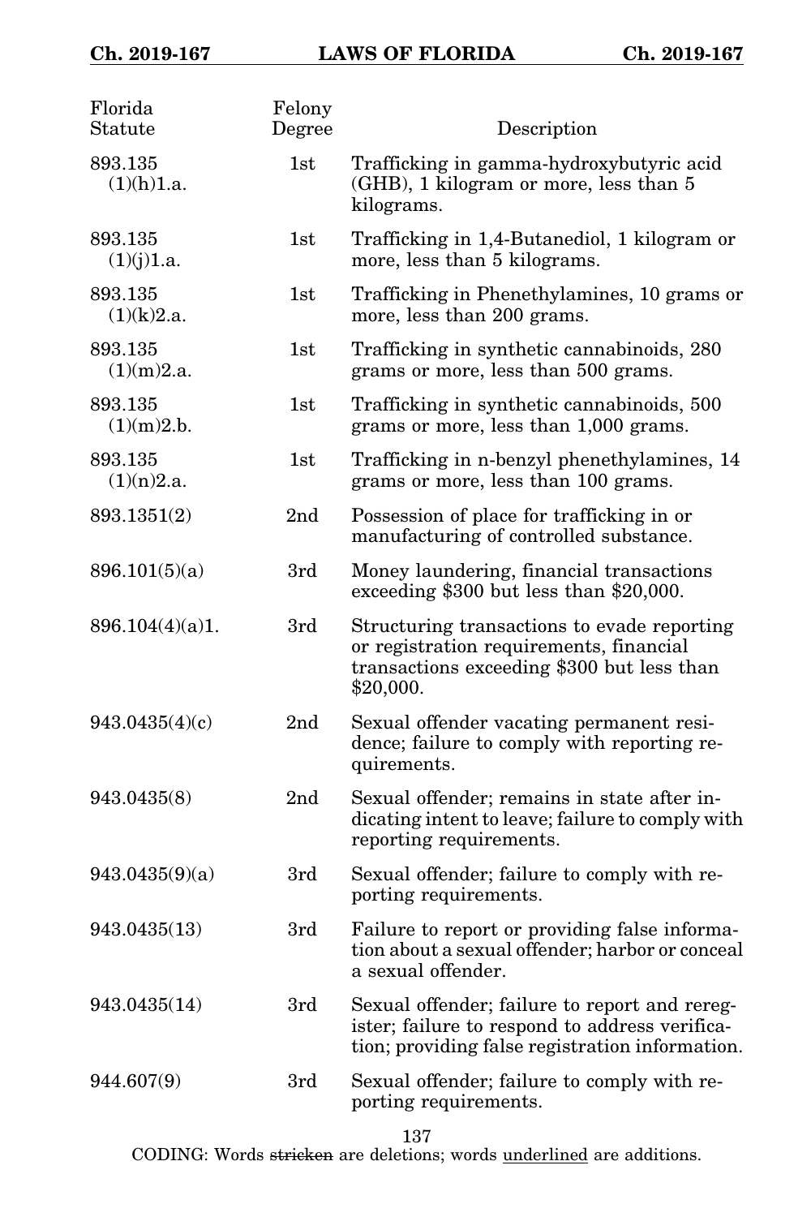| Florida Statute | Felony Degree | Description |
|---|---|---|
| 893.135 (1)(h)1.a. | 1st | Trafficking in gamma-hydroxybutyric acid (GHB), 1 kilogram or more, less than 5 kilograms. |
| 893.135 (1)(j)1.a. | 1st | Trafficking in 1,4-Butanediol, 1 kilogram or more, less than 5 kilograms. |
| 893.135 (1)(k)2.a. | 1st | Trafficking in Phenethylamines, 10 grams or more, less than 200 grams. |
| 893.135 (1)(m)2.a. | 1st | Trafficking in synthetic cannabinoids, 280 grams or more, less than 500 grams. |
| 893.135 (1)(m)2.b. | 1st | Trafficking in synthetic cannabinoids, 500 grams or more, less than 1,000 grams. |
| 893.135 (1)(n)2.a. | 1st | Trafficking in n-benzyl phenethylamines, 14 grams or more, less than 100 grams. |
| 893.1351(2) | 2nd | Possession of place for trafficking in or manufacturing of controlled substance. |
| 896.101(5)(a) | 3rd | Money laundering, financial transactions exceeding $300 but less than $20,000. |
| 896.104(4)(a)1. | 3rd | Structuring transactions to evade reporting or registration requirements, financial transactions exceeding $300 but less than $20,000. |
| 943.0435(4)(c) | 2nd | Sexual offender vacating permanent residence; failure to comply with reporting requirements. |
| 943.0435(8) | 2nd | Sexual offender; remains in state after indicating intent to leave; failure to comply with reporting requirements. |
| 943.0435(9)(a) | 3rd | Sexual offender; failure to comply with reporting requirements. |
| 943.0435(13) | 3rd | Failure to report or providing false information about a sexual offender; harbor or conceal a sexual offender. |
| 943.0435(14) | 3rd | Sexual offender; failure to report and reregister; failure to respond to address verification; providing false registration information. |
| 944.607(9) | 3rd | Sexual offender; failure to comply with reporting requirements. |

CODING: Words ~~stricken~~ are deletions; words <u>underlined</u> are additions.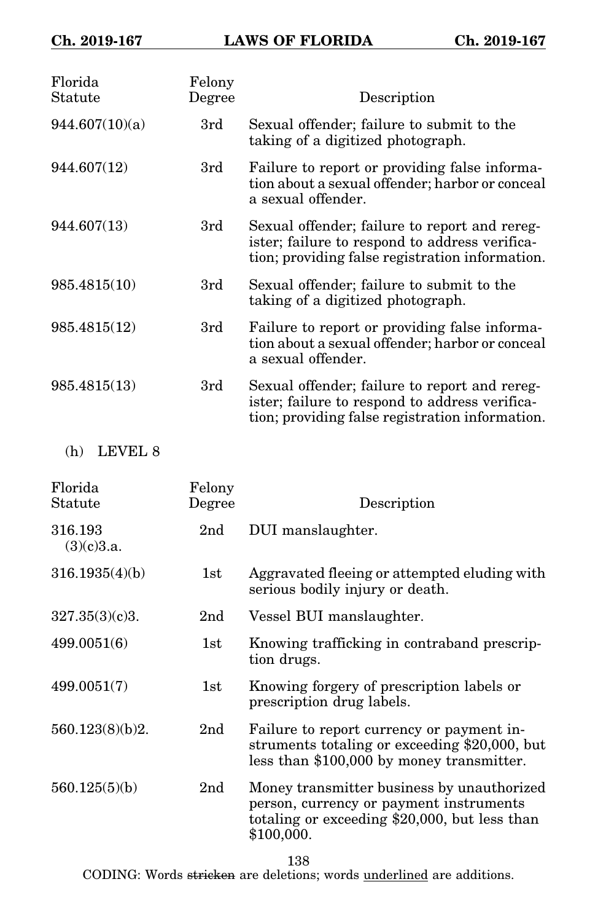| Florida Statute | Felony Degree | Description |
|---|---|---|
| 944.607(10)(a) | 3rd | Sexual offender; failure to submit to the taking of a digitized photograph. |
| 944.607(12) | 3rd | Failure to report or providing false information about a sexual offender; harbor or conceal a sexual offender. |
| 944.607(13) | 3rd | Sexual offender; failure to report and reregister; failure to respond to address verification; providing false registration information. |
| 985.4815(10) | 3rd | Sexual offender; failure to submit to the taking of a digitized photograph. |
| 985.4815(12) | 3rd | Failure to report or providing false information about a sexual offender; harbor or conceal a sexual offender. |
| 985.4815(13) | 3rd | Sexual offender; failure to report and reregister; failure to respond to address verification; providing false registration information. |

(h) LEVEL 8

| Florida Statute | Felony Degree | Description |
|---|---|---|
| 316.193 (3)(c)3.a. | 2nd | DUI manslaughter. |
| 316.1935(4)(b) | 1st | Aggravated fleeing or attempted eluding with serious bodily injury or death. |
| 327.35(3)(c)3. | 2nd | Vessel BUI manslaughter. |
| 499.0051(6) | 1st | Knowing trafficking in contraband prescription drugs. |
| 499.0051(7) | 1st | Knowing forgery of prescription labels or prescription drug labels. |
| 560.123(8)(b)2. | 2nd | Failure to report currency or payment instruments totaling or exceeding $20,000, but less than $100,000 by money transmitter. |
| 560.125(5)(b) | 2nd | Money transmitter business by unauthorized person, currency or payment instruments totaling or exceeding $20,000, but less than $100,000. |

CODING: Words ~~stricken~~ are deletions; words <u>underlined</u> are additions.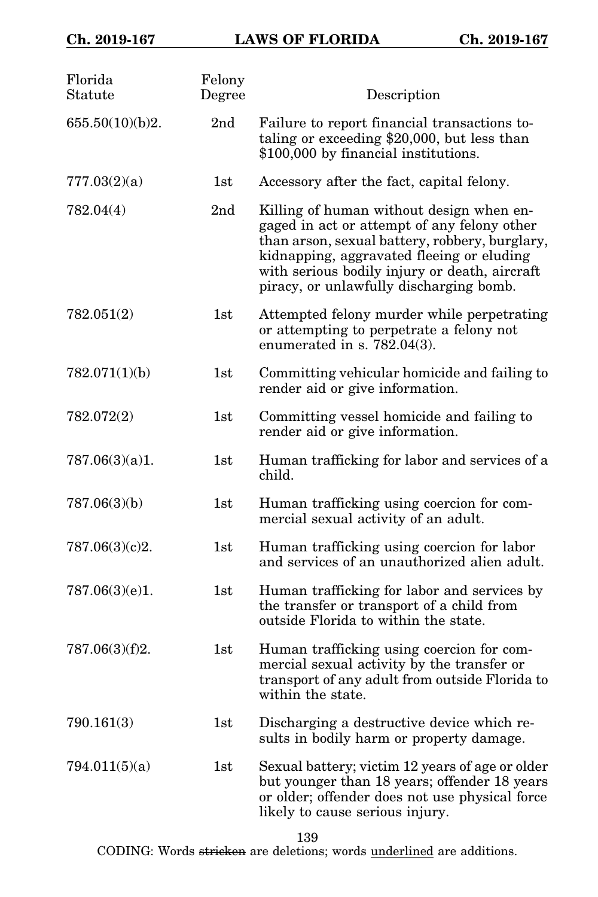| Florida Statute | Felony Degree | Description |
|---|---|---|
| 655.50(10)(b)2. | 2nd | Failure to report financial transactions totaling or exceeding $20,000, but less than $100,000 by financial institutions. |
| 777.03(2)(a) | 1st | Accessory after the fact, capital felony. |
| 782.04(4) | 2nd | Killing of human without design when engaged in act or attempt of any felony other than arson, sexual battery, robbery, burglary, kidnapping, aggravated fleeing or eluding with serious bodily injury or death, aircraft piracy, or unlawfully discharging bomb. |
| 782.051(2) | 1st | Attempted felony murder while perpetrating or attempting to perpetrate a felony not enumerated in s. 782.04(3). |
| 782.071(1)(b) | 1st | Committing vehicular homicide and failing to render aid or give information. |
| 782.072(2) | 1st | Committing vessel homicide and failing to render aid or give information. |
| 787.06(3)(a)1. | 1st | Human trafficking for labor and services of a child. |
| 787.06(3)(b) | 1st | Human trafficking using coercion for commercial sexual activity of an adult. |
| 787.06(3)(c)2. | 1st | Human trafficking using coercion for labor and services of an unauthorized alien adult. |
| 787.06(3)(e)1. | 1st | Human trafficking for labor and services by the transfer or transport of a child from outside Florida to within the state. |
| 787.06(3)(f)2. | 1st | Human trafficking using coercion for commercial sexual activity by the transfer or transport of any adult from outside Florida to within the state. |
| 790.161(3) | 1st | Discharging a destructive device which results in bodily harm or property damage. |
| 794.011(5)(a) | 1st | Sexual battery; victim 12 years of age or older but younger than 18 years; offender 18 years or older; offender does not use physical force likely to cause serious injury. |

CODING: Words ~~stricken~~ are deletions; words <u>underlined</u> are additions.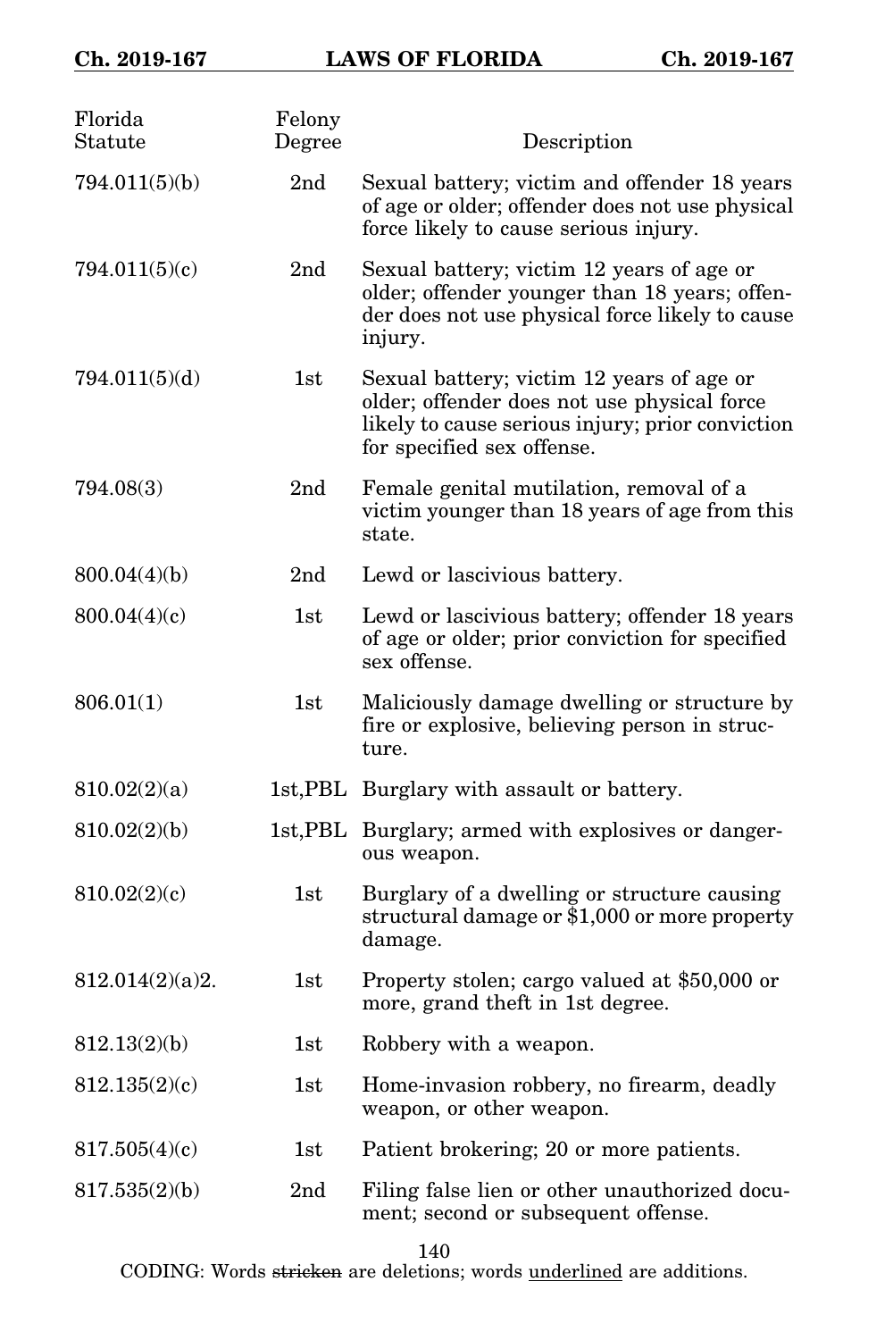| Florida Statute | Felony Degree | Description |
|---|---|---|
| 794.011(5)(b) | 2nd | Sexual battery; victim and offender 18 years of age or older; offender does not use physical force likely to cause serious injury. |
| 794.011(5)(c) | 2nd | Sexual battery; victim 12 years of age or older; offender younger than 18 years; offender does not use physical force likely to cause injury. |
| 794.011(5)(d) | 1st | Sexual battery; victim 12 years of age or older; offender does not use physical force likely to cause serious injury; prior conviction for specified sex offense. |
| 794.08(3) | 2nd | Female genital mutilation, removal of a victim younger than 18 years of age from this state. |
| 800.04(4)(b) | 2nd | Lewd or lascivious battery. |
| 800.04(4)(c) | 1st | Lewd or lascivious battery; offender 18 years of age or older; prior conviction for specified sex offense. |
| 806.01(1) | 1st | Maliciously damage dwelling or structure by fire or explosive, believing person in structure. |
| 810.02(2)(a) | 1st,PBL | Burglary with assault or battery. |
| 810.02(2)(b) | 1st,PBL | Burglary; armed with explosives or dangerous weapon. |
| 810.02(2)(c) | 1st | Burglary of a dwelling or structure causing structural damage or $1,000 or more property damage. |
| 812.014(2)(a)2. | 1st | Property stolen; cargo valued at $50,000 or more, grand theft in 1st degree. |
| 812.13(2)(b) | 1st | Robbery with a weapon. |
| 812.135(2)(c) | 1st | Home-invasion robbery, no firearm, deadly weapon, or other weapon. |
| 817.505(4)(c) | 1st | Patient brokering; 20 or more patients. |
| 817.535(2)(b) | 2nd | Filing false lien or other unauthorized document; second or subsequent offense. |

CODING: Words stricken are deletions; words underlined are additions.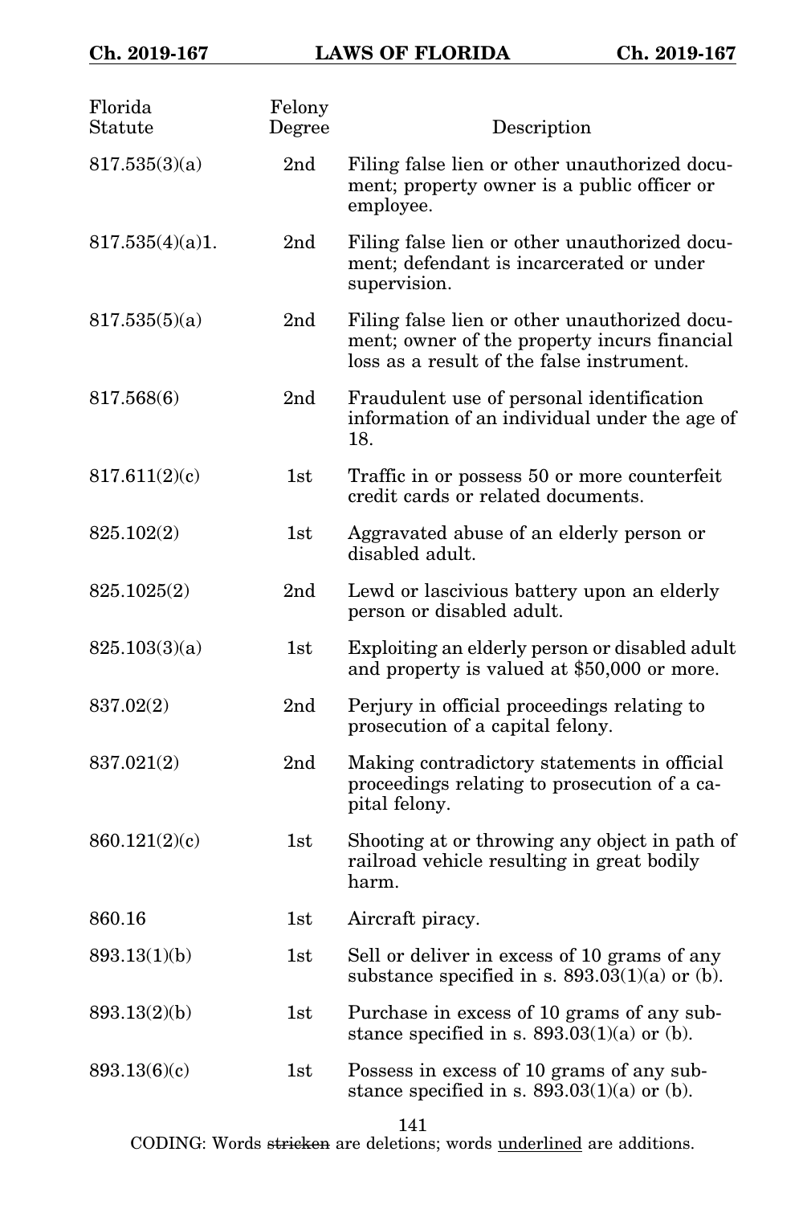| Florida Statute | Felony Degree | Description |
|---|---|---|
| 817.535(3)(a) | 2nd | Filing false lien or other unauthorized document; property owner is a public officer or employee. |
| 817.535(4)(a)1. | 2nd | Filing false lien or other unauthorized document; defendant is incarcerated or under supervision. |
| 817.535(5)(a) | 2nd | Filing false lien or other unauthorized document; owner of the property incurs financial loss as a result of the false instrument. |
| 817.568(6) | 2nd | Fraudulent use of personal identification information of an individual under the age of 18. |
| 817.611(2)(c) | 1st | Traffic in or possess 50 or more counterfeit credit cards or related documents. |
| 825.102(2) | 1st | Aggravated abuse of an elderly person or disabled adult. |
| 825.1025(2) | 2nd | Lewd or lascivious battery upon an elderly person or disabled adult. |
| 825.103(3)(a) | 1st | Exploiting an elderly person or disabled adult and property is valued at $50,000 or more. |
| 837.02(2) | 2nd | Perjury in official proceedings relating to prosecution of a capital felony. |
| 837.021(2) | 2nd | Making contradictory statements in official proceedings relating to prosecution of a capital felony. |
| 860.121(2)(c) | 1st | Shooting at or throwing any object in path of railroad vehicle resulting in great bodily harm. |
| 860.16 | 1st | Aircraft piracy. |
| 893.13(1)(b) | 1st | Sell or deliver in excess of 10 grams of any substance specified in s. 893.03(1)(a) or (b). |
| 893.13(2)(b) | 1st | Purchase in excess of 10 grams of any substance specified in s. 893.03(1)(a) or (b). |
| 893.13(6)(c) | 1st | Possess in excess of 10 grams of any substance specified in s. 893.03(1)(a) or (b). |

CODING: Words ~~stricken~~ are deletions; words <u>underlined</u> are additions.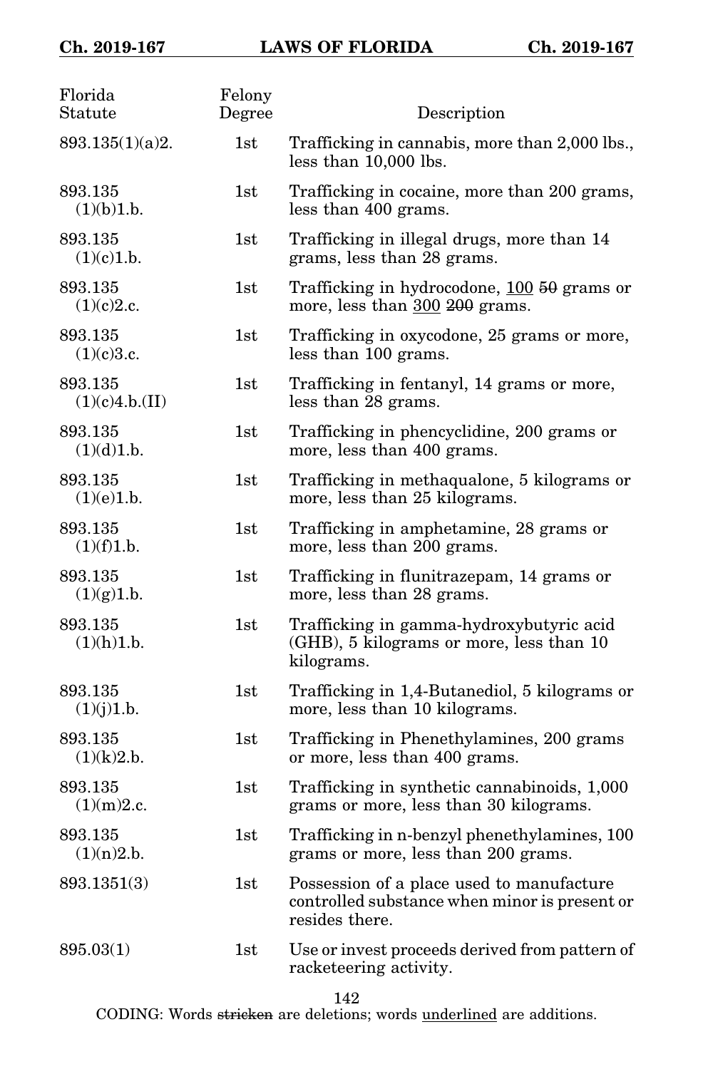| Florida Statute | Felony Degree | Description |
|---|---|---|
| 893.135(1)(a)2. | 1st | Trafficking in cannabis, more than 2,000 lbs., less than 10,000 lbs. |
| 893.135 (1)(b)1.b. | 1st | Trafficking in cocaine, more than 200 grams, less than 400 grams. |
| 893.135 (1)(c)1.b. | 1st | Trafficking in illegal drugs, more than 14 grams, less than 28 grams. |
| 893.135 (1)(c)2.c. | 1st | Trafficking in hydrocodone, <u>100</u> ~~50~~ grams or more, less than <u>300</u> ~~200~~ grams. |
| 893.135 (1)(c)3.c. | 1st | Trafficking in oxycodone, 25 grams or more, less than 100 grams. |
| 893.135 (1)(c)4.b.(II) | 1st | Trafficking in fentanyl, 14 grams or more, less than 28 grams. |
| 893.135 (1)(d)1.b. | 1st | Trafficking in phencyclidine, 200 grams or more, less than 400 grams. |
| 893.135 (1)(e)1.b. | 1st | Trafficking in methaqualone, 5 kilograms or more, less than 25 kilograms. |
| 893.135 (1)(f)1.b. | 1st | Trafficking in amphetamine, 28 grams or more, less than 200 grams. |
| 893.135 (1)(g)1.b. | 1st | Trafficking in flunitrazepam, 14 grams or more, less than 28 grams. |
| 893.135 (1)(h)1.b. | 1st | Trafficking in gamma-hydroxybutyric acid (GHB), 5 kilograms or more, less than 10 kilograms. |
| 893.135 (1)(j)1.b. | 1st | Trafficking in 1,4-Butanediol, 5 kilograms or more, less than 10 kilograms. |
| 893.135 (1)(k)2.b. | 1st | Trafficking in Phenethylamines, 200 grams or more, less than 400 grams. |
| 893.135 (1)(m)2.c. | 1st | Trafficking in synthetic cannabinoids, 1,000 grams or more, less than 30 kilograms. |
| 893.135 (1)(n)2.b. | 1st | Trafficking in n-benzyl phenethylamines, 100 grams or more, less than 200 grams. |
| 893.1351(3) | 1st | Possession of a place used to manufacture controlled substance when minor is present or resides there. |
| 895.03(1) | 1st | Use or invest proceeds derived from pattern of racketeering activity. |

CODING: Words ~~stricken~~ are deletions; words <u>underlined</u> are additions.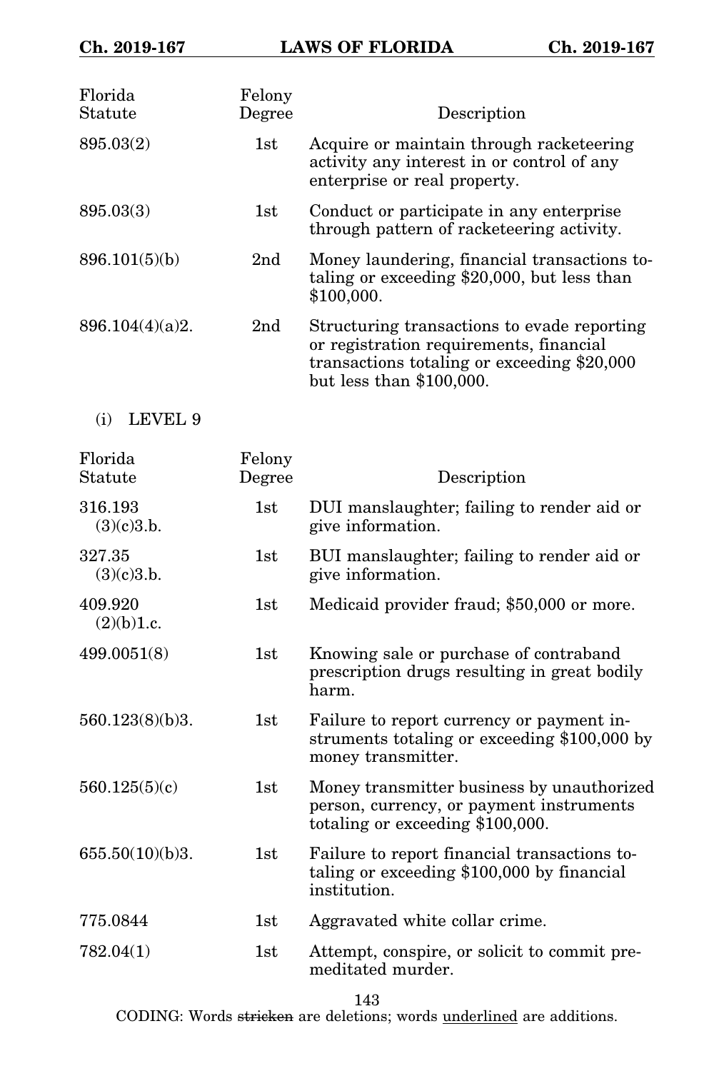| Florida Statute | Felony Degree | Description |
| --- | --- | --- |
| 895.03(2) | 1st | Acquire or maintain through racketeering activity any interest in or control of any enterprise or real property. |
| 895.03(3) | 1st | Conduct or participate in any enterprise through pattern of racketeering activity. |
| 896.101(5)(b) | 2nd | Money laundering, financial transactions totaling or exceeding $20,000, but less than $100,000. |
| 896.104(4)(a)2. | 2nd | Structuring transactions to evade reporting or registration requirements, financial transactions totaling or exceeding $20,000 but less than $100,000. |

(i) LEVEL 9

| Florida Statute | Felony Degree | Description |
| --- | --- | --- |
| 316.193 (3)(c)3.b. | 1st | DUI manslaughter; failing to render aid or give information. |
| 327.35 (3)(c)3.b. | 1st | BUI manslaughter; failing to render aid or give information. |
| 409.920 (2)(b)1.c. | 1st | Medicaid provider fraud; $50,000 or more. |
| 499.0051(8) | 1st | Knowing sale or purchase of contraband prescription drugs resulting in great bodily harm. |
| 560.123(8)(b)3. | 1st | Failure to report currency or payment instruments totaling or exceeding $100,000 by money transmitter. |
| 560.125(5)(c) | 1st | Money transmitter business by unauthorized person, currency, or payment instruments totaling or exceeding $100,000. |
| 655.50(10)(b)3. | 1st | Failure to report financial transactions totaling or exceeding $100,000 by financial institution. |
| 775.0844 | 1st | Aggravated white collar crime. |
| 782.04(1) | 1st | Attempt, conspire, or solicit to commit premeditated murder. |

CODING: Words stricken are deletions; words underlined are additions.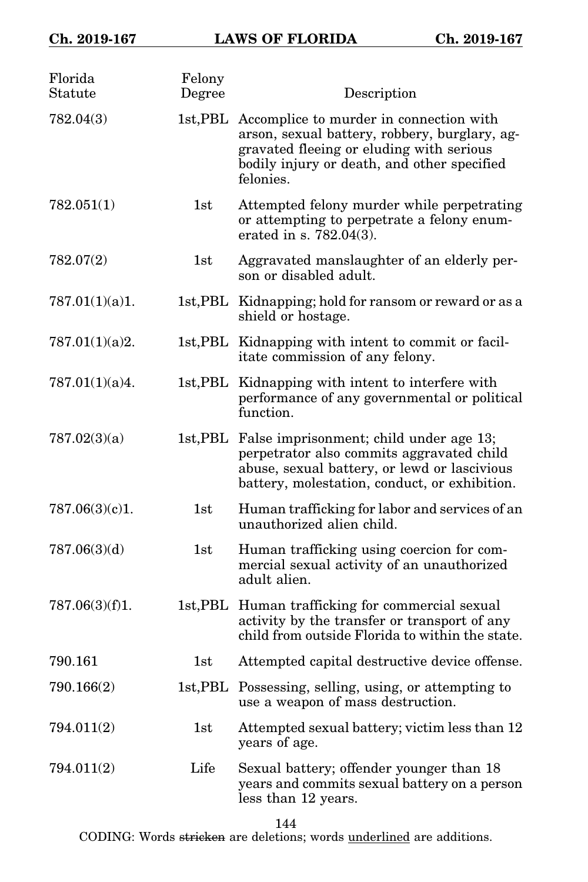| Florida Statute | Felony Degree | Description |
|---|---|---|
| 782.04(3) | 1st,PBL | Accomplice to murder in connection with arson, sexual battery, robbery, burglary, aggravated fleeing or eluding with serious bodily injury or death, and other specified felonies. |
| 782.051(1) | 1st | Attempted felony murder while perpetrating or attempting to perpetrate a felony enumerated in s. 782.04(3). |
| 782.07(2) | 1st | Aggravated manslaughter of an elderly person or disabled adult. |
| 787.01(1)(a)1. | 1st,PBL | Kidnapping; hold for ransom or reward or as a shield or hostage. |
| 787.01(1)(a)2. | 1st,PBL | Kidnapping with intent to commit or facilitate commission of any felony. |
| 787.01(1)(a)4. | 1st,PBL | Kidnapping with intent to interfere with performance of any governmental or political function. |
| 787.02(3)(a) | 1st,PBL | False imprisonment; child under age 13; perpetrator also commits aggravated child abuse, sexual battery, or lewd or lascivious battery, molestation, conduct, or exhibition. |
| 787.06(3)(c)1. | 1st | Human trafficking for labor and services of an unauthorized alien child. |
| 787.06(3)(d) | 1st | Human trafficking using coercion for commercial sexual activity of an unauthorized adult alien. |
| 787.06(3)(f)1. | 1st,PBL | Human trafficking for commercial sexual activity by the transfer or transport of any child from outside Florida to within the state. |
| 790.161 | 1st | Attempted capital destructive device offense. |
| 790.166(2) | 1st,PBL | Possessing, selling, using, or attempting to use a weapon of mass destruction. |
| 794.011(2) | 1st | Attempted sexual battery; victim less than 12 years of age. |
| 794.011(2) | Life | Sexual battery; offender younger than 18 years and commits sexual battery on a person less than 12 years. |

CODING: Words ~~stricken~~ are deletions; words <u>underlined</u> are additions.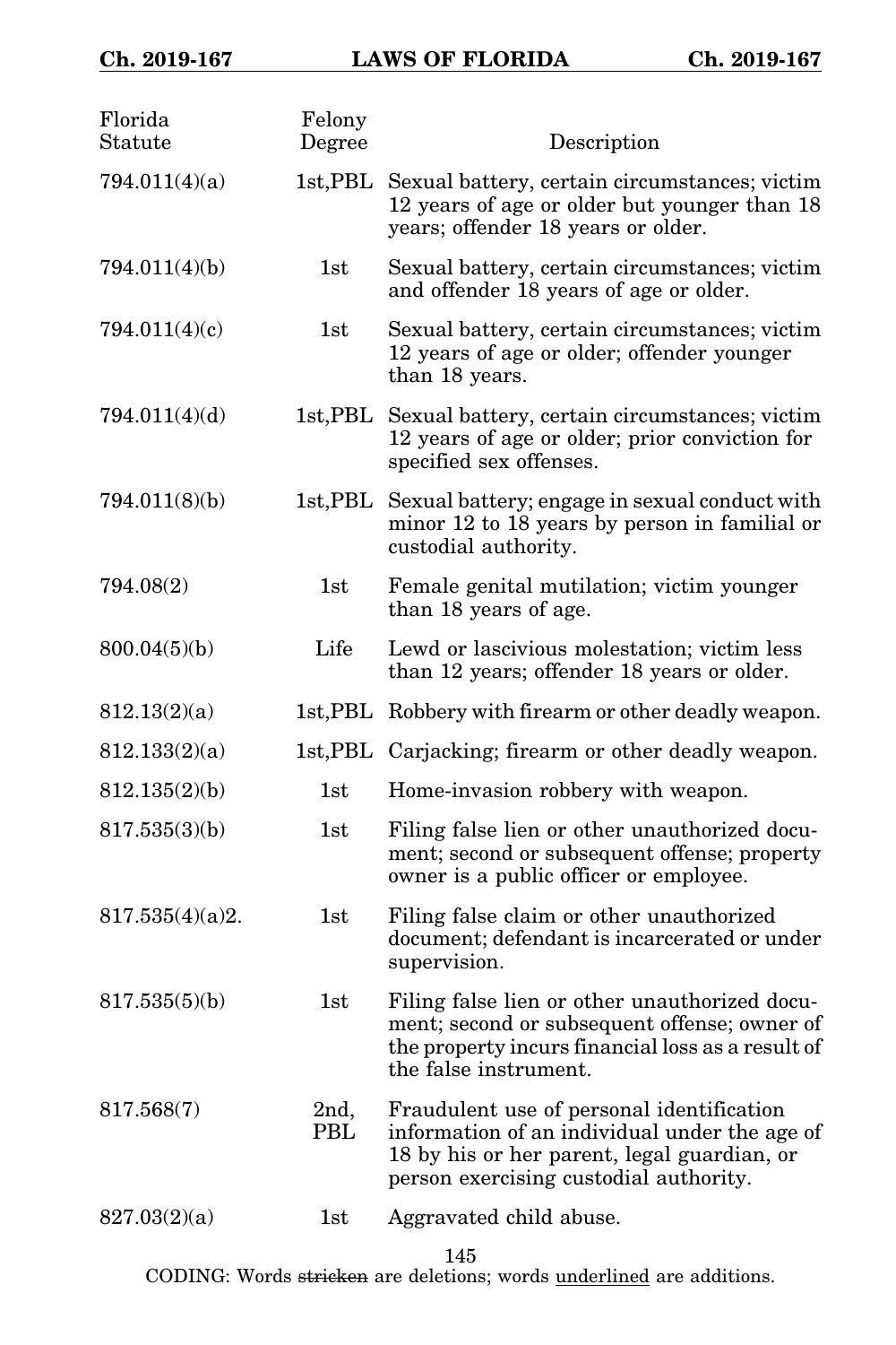| Florida Statute | Felony Degree | Description |
|---|---|---|
| 794.011(4)(a) | 1st,PBL | Sexual battery, certain circumstances; victim 12 years of age or older but younger than 18 years; offender 18 years or older. |
| 794.011(4)(b) | 1st | Sexual battery, certain circumstances; victim and offender 18 years of age or older. |
| 794.011(4)(c) | 1st | Sexual battery, certain circumstances; victim 12 years of age or older; offender younger than 18 years. |
| 794.011(4)(d) | 1st,PBL | Sexual battery, certain circumstances; victim 12 years of age or older; prior conviction for specified sex offenses. |
| 794.011(8)(b) | 1st,PBL | Sexual battery; engage in sexual conduct with minor 12 to 18 years by person in familial or custodial authority. |
| 794.08(2) | 1st | Female genital mutilation; victim younger than 18 years of age. |
| 800.04(5)(b) | Life | Lewd or lascivious molestation; victim less than 12 years; offender 18 years or older. |
| 812.13(2)(a) | 1st,PBL | Robbery with firearm or other deadly weapon. |
| 812.133(2)(a) | 1st,PBL | Carjacking; firearm or other deadly weapon. |
| 812.135(2)(b) | 1st | Home-invasion robbery with weapon. |
| 817.535(3)(b) | 1st | Filing false lien or other unauthorized document; second or subsequent offense; property owner is a public officer or employee. |
| 817.535(4)(a)2. | 1st | Filing false claim or other unauthorized document; defendant is incarcerated or under supervision. |
| 817.535(5)(b) | 1st | Filing false lien or other unauthorized document; second or subsequent offense; owner of the property incurs financial loss as a result of the false instrument. |
| 817.568(7) | 2nd, PBL | Fraudulent use of personal identification information of an individual under the age of 18 by his or her parent, legal guardian, or person exercising custodial authority. |
| 827.03(2)(a) | 1st | Aggravated child abuse. |

CODING: Words ~~stricken~~ are deletions; words <u>underlined</u> are additions.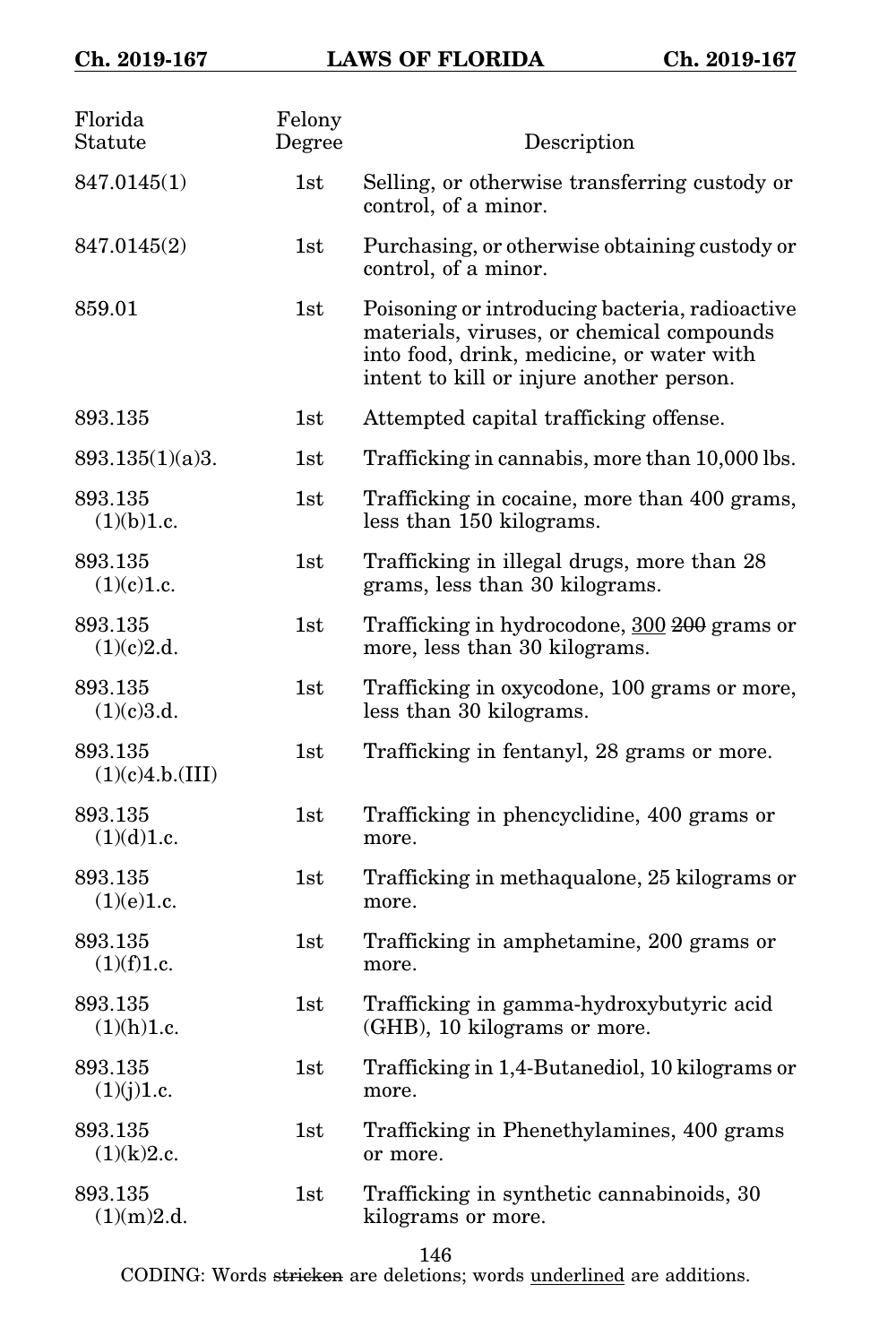| Florida Statute | Felony Degree | Description |
| --- | --- | --- |
| 847.0145(1) | 1st | Selling, or otherwise transferring custody or control, of a minor. |
| 847.0145(2) | 1st | Purchasing, or otherwise obtaining custody or control, of a minor. |
| 859.01 | 1st | Poisoning or introducing bacteria, radioactive materials, viruses, or chemical compounds into food, drink, medicine, or water with intent to kill or injure another person. |
| 893.135 | 1st | Attempted capital trafficking offense. |
| 893.135(1)(a)3. | 1st | Trafficking in cannabis, more than 10,000 lbs. |
| 893.135 (1)(b)1.c. | 1st | Trafficking in cocaine, more than 400 grams, less than 150 kilograms. |
| 893.135 (1)(c)1.c. | 1st | Trafficking in illegal drugs, more than 28 grams, less than 30 kilograms. |
| 893.135 (1)(c)2.d. | 1st | Trafficking in hydrocodone, <u>300</u> ~~200~~ grams or more, less than 30 kilograms. |
| 893.135 (1)(c)3.d. | 1st | Trafficking in oxycodone, 100 grams or more, less than 30 kilograms. |
| 893.135 (1)(c)4.b.(III) | 1st | Trafficking in fentanyl, 28 grams or more. |
| 893.135 (1)(d)1.c. | 1st | Trafficking in phencyclidine, 400 grams or more. |
| 893.135 (1)(e)1.c. | 1st | Trafficking in methaqualone, 25 kilograms or more. |
| 893.135 (1)(f)1.c. | 1st | Trafficking in amphetamine, 200 grams or more. |
| 893.135 (1)(h)1.c. | 1st | Trafficking in gamma-hydroxybutyric acid (GHB), 10 kilograms or more. |
| 893.135 (1)(j)1.c. | 1st | Trafficking in 1,4-Butanediol, 10 kilograms or more. |
| 893.135 (1)(k)2.c. | 1st | Trafficking in Phenethylamines, 400 grams or more. |
| 893.135 (1)(m)2.d. | 1st | Trafficking in synthetic cannabinoids, 30 kilograms or more. |

CODING: Words ~~stricken~~ are deletions; words <u>underlined</u> are additions.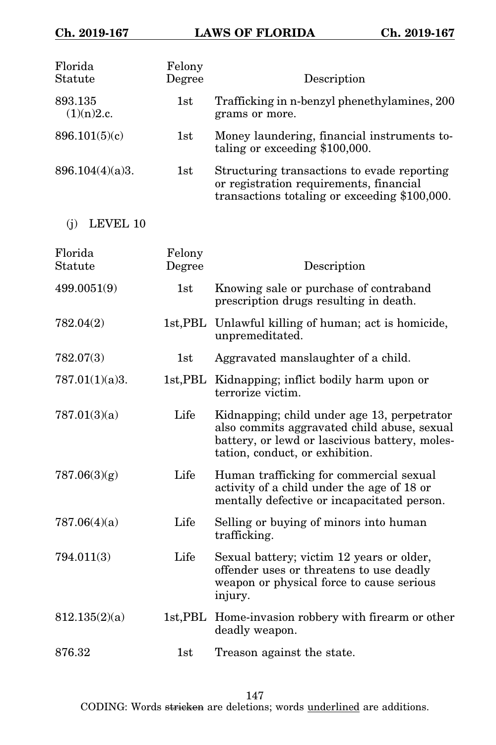| Florida Statute | Felony Degree | Description |
|---|---|---|
| 893.135 (1)(n)2.c. | 1st | Trafficking in n-benzyl phenethylamines, 200 grams or more. |
| 896.101(5)(c) | 1st | Money laundering, financial instruments totaling or exceeding $100,000. |
| 896.104(4)(a)3. | 1st | Structuring transactions to evade reporting or registration requirements, financial transactions totaling or exceeding $100,000. |

(j) LEVEL 10

| Florida Statute | Felony Degree | Description |
|---|---|---|
| 499.0051(9) | 1st | Knowing sale or purchase of contraband prescription drugs resulting in death. |
| 782.04(2) | 1st,PBL | Unlawful killing of human; act is homicide, unpremeditated. |
| 782.07(3) | 1st | Aggravated manslaughter of a child. |
| 787.01(1)(a)3. | 1st,PBL | Kidnapping; inflict bodily harm upon or terrorize victim. |
| 787.01(3)(a) | Life | Kidnapping; child under age 13, perpetrator also commits aggravated child abuse, sexual battery, or lewd or lascivious battery, molestation, conduct, or exhibition. |
| 787.06(3)(g) | Life | Human trafficking for commercial sexual activity of a child under the age of 18 or mentally defective or incapacitated person. |
| 787.06(4)(a) | Life | Selling or buying of minors into human trafficking. |
| 794.011(3) | Life | Sexual battery; victim 12 years or older, offender uses or threatens to use deadly weapon or physical force to cause serious injury. |
| 812.135(2)(a) | 1st,PBL | Home-invasion robbery with firearm or other deadly weapon. |
| 876.32 | 1st | Treason against the state. |

CODING: Words ~~stricken~~ are deletions; words <u>underlined</u> are additions.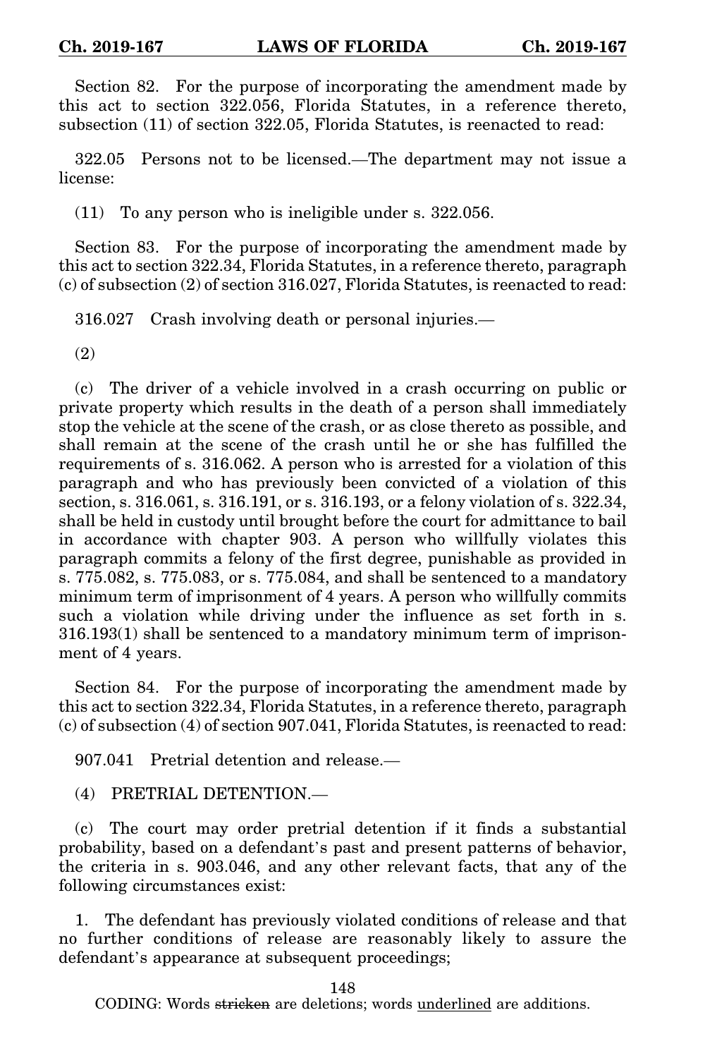Section 82. For the purpose of incorporating the amendment made by this act to section 322.056, Florida Statutes, in a reference thereto, subsection (11) of section 322.05, Florida Statutes, is reenacted to read:

322.05 Persons not to be licensed.—The department may not issue a license:

(11) To any person who is ineligible under s. 322.056.

Section 83. For the purpose of incorporating the amendment made by this act to section 322.34, Florida Statutes, in a reference thereto, paragraph (c) of subsection (2) of section 316.027, Florida Statutes, is reenacted to read:

316.027 Crash involving death or personal injuries.—

(2)

(c) The driver of a vehicle involved in a crash occurring on public or private property which results in the death of a person shall immediately stop the vehicle at the scene of the crash, or as close thereto as possible, and shall remain at the scene of the crash until he or she has fulfilled the requirements of s. 316.062. A person who is arrested for a violation of this paragraph and who has previously been convicted of a violation of this section, s. 316.061, s. 316.191, or s. 316.193, or a felony violation of s. 322.34, shall be held in custody until brought before the court for admittance to bail in accordance with chapter 903. A person who willfully violates this paragraph commits a felony of the first degree, punishable as provided in s. 775.082, s. 775.083, or s. 775.084, and shall be sentenced to a mandatory minimum term of imprisonment of 4 years. A person who willfully commits such a violation while driving under the influence as set forth in s. 316.193(1) shall be sentenced to a mandatory minimum term of imprisonment of 4 years.

Section 84. For the purpose of incorporating the amendment made by this act to section 322.34, Florida Statutes, in a reference thereto, paragraph (c) of subsection (4) of section 907.041, Florida Statutes, is reenacted to read:

907.041 Pretrial detention and release.—

(4) PRETRIAL DETENTION.—

(c) The court may order pretrial detention if it finds a substantial probability, based on a defendant's past and present patterns of behavior, the criteria in s. 903.046, and any other relevant facts, that any of the following circumstances exist:

1. The defendant has previously violated conditions of release and that no further conditions of release are reasonably likely to assure the defendant's appearance at subsequent proceedings;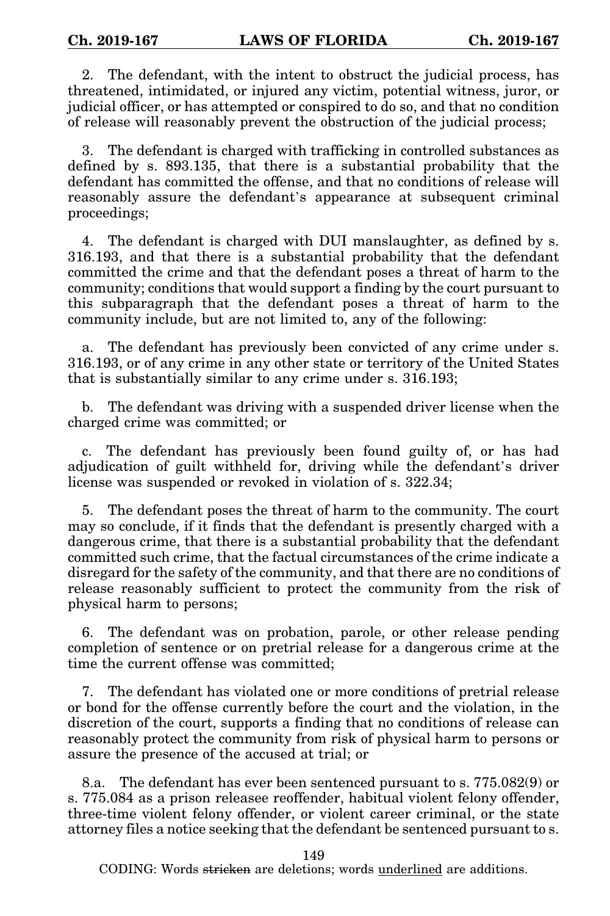2. The defendant, with the intent to obstruct the judicial process, has threatened, intimidated, or injured any victim, potential witness, juror, or judicial officer, or has attempted or conspired to do so, and that no condition of release will reasonably prevent the obstruction of the judicial process;

3. The defendant is charged with trafficking in controlled substances as defined by s. 893.135, that there is a substantial probability that the defendant has committed the offense, and that no conditions of release will reasonably assure the defendant's appearance at subsequent criminal proceedings;

4. The defendant is charged with DUI manslaughter, as defined by s. 316.193, and that there is a substantial probability that the defendant committed the crime and that the defendant poses a threat of harm to the community; conditions that would support a finding by the court pursuant to this subparagraph that the defendant poses a threat of harm to the community include, but are not limited to, any of the following:

a. The defendant has previously been convicted of any crime under s. 316.193, or of any crime in any other state or territory of the United States that is substantially similar to any crime under s. 316.193;

b. The defendant was driving with a suspended driver license when the charged crime was committed; or

c. The defendant has previously been found guilty of, or has had adjudication of guilt withheld for, driving while the defendant's driver license was suspended or revoked in violation of s. 322.34;

5. The defendant poses the threat of harm to the community. The court may so conclude, if it finds that the defendant is presently charged with a dangerous crime, that there is a substantial probability that the defendant committed such crime, that the factual circumstances of the crime indicate a disregard for the safety of the community, and that there are no conditions of release reasonably sufficient to protect the community from the risk of physical harm to persons;

6. The defendant was on probation, parole, or other release pending completion of sentence or on pretrial release for a dangerous crime at the time the current offense was committed;

7. The defendant has violated one or more conditions of pretrial release or bond for the offense currently before the court and the violation, in the discretion of the court, supports a finding that no conditions of release can reasonably protect the community from risk of physical harm to persons or assure the presence of the accused at trial; or

8.a. The defendant has ever been sentenced pursuant to s. 775.082(9) or s. 775.084 as a prison releasee reoffender, habitual violent felony offender, three-time violent felony offender, or violent career criminal, or the state attorney files a notice seeking that the defendant be sentenced pursuant to s.

CODING: Words ~~stricken~~ are deletions; words underlined are additions.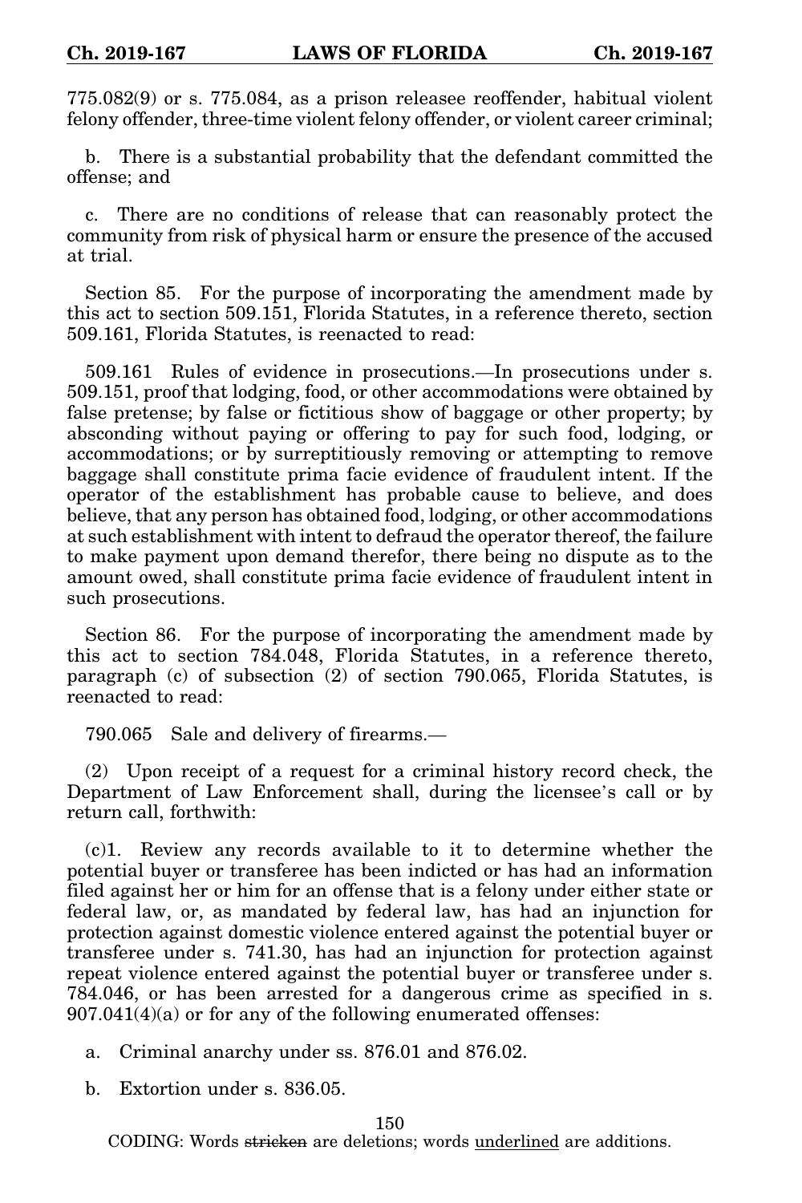775.082(9) or s. 775.084, as a prison releasee reoffender, habitual violent felony offender, three-time violent felony offender, or violent career criminal;

b. There is a substantial probability that the defendant committed the offense; and

c. There are no conditions of release that can reasonably protect the community from risk of physical harm or ensure the presence of the accused at trial.

Section 85. For the purpose of incorporating the amendment made by this act to section 509.151, Florida Statutes, in a reference thereto, section 509.161, Florida Statutes, is reenacted to read:

509.161 Rules of evidence in prosecutions.—In prosecutions under s. 509.151, proof that lodging, food, or other accommodations were obtained by false pretense; by false or fictitious show of baggage or other property; by absconding without paying or offering to pay for such food, lodging, or accommodations; or by surreptitiously removing or attempting to remove baggage shall constitute prima facie evidence of fraudulent intent. If the operator of the establishment has probable cause to believe, and does believe, that any person has obtained food, lodging, or other accommodations at such establishment with intent to defraud the operator thereof, the failure to make payment upon demand therefor, there being no dispute as to the amount owed, shall constitute prima facie evidence of fraudulent intent in such prosecutions.

Section 86. For the purpose of incorporating the amendment made by this act to section 784.048, Florida Statutes, in a reference thereto, paragraph (c) of subsection (2) of section 790.065, Florida Statutes, is reenacted to read:

790.065 Sale and delivery of firearms.—

(2) Upon receipt of a request for a criminal history record check, the Department of Law Enforcement shall, during the licensee's call or by return call, forthwith:

(c)1. Review any records available to it to determine whether the potential buyer or transferee has been indicted or has had an information filed against her or him for an offense that is a felony under either state or federal law, or, as mandated by federal law, has had an injunction for protection against domestic violence entered against the potential buyer or transferee under s. 741.30, has had an injunction for protection against repeat violence entered against the potential buyer or transferee under s. 784.046, or has been arrested for a dangerous crime as specified in s. 907.041(4)(a) or for any of the following enumerated offenses:

a. Criminal anarchy under ss. 876.01 and 876.02.

b. Extortion under s. 836.05.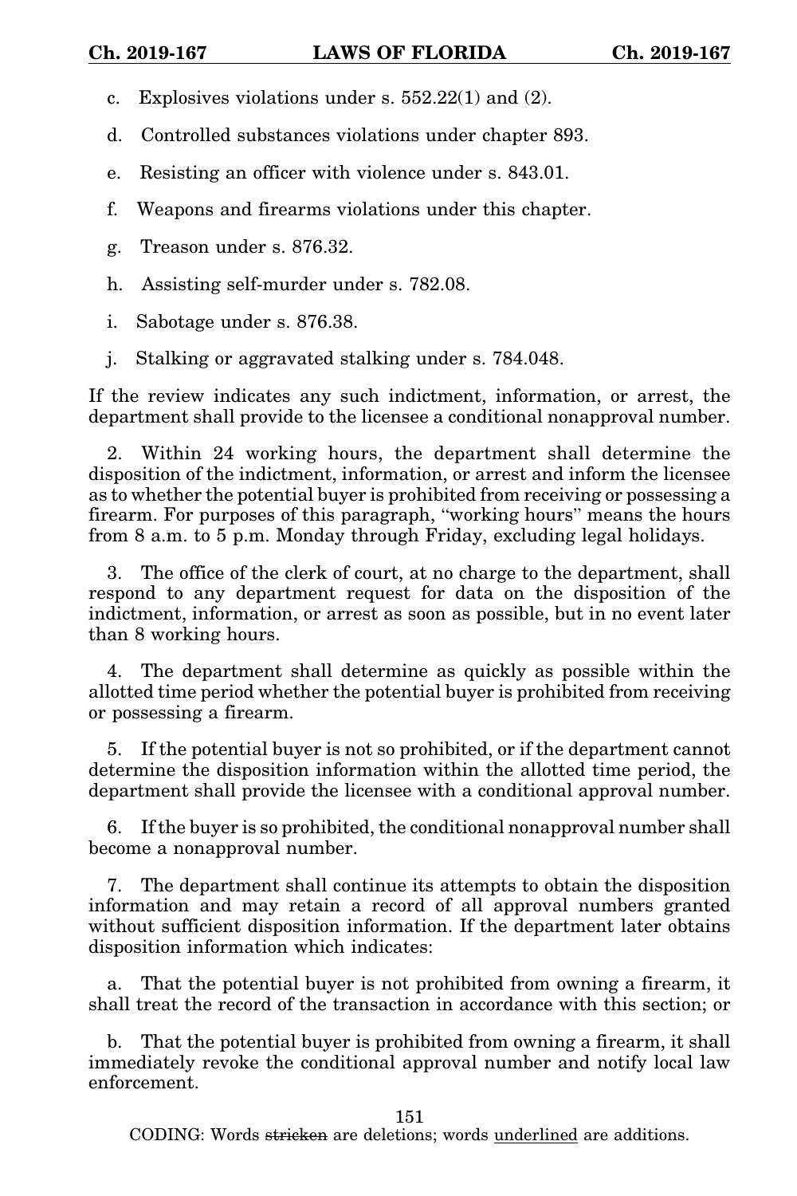c. Explosives violations under s. 552.22(1) and (2).

d. Controlled substances violations under chapter 893.

e. Resisting an officer with violence under s. 843.01.

f. Weapons and firearms violations under this chapter.

g. Treason under s. 876.32.

h. Assisting self-murder under s. 782.08.

i. Sabotage under s. 876.38.

j. Stalking or aggravated stalking under s. 784.048.

If the review indicates any such indictment, information, or arrest, the department shall provide to the licensee a conditional nonapproval number.

2. Within 24 working hours, the department shall determine the disposition of the indictment, information, or arrest and inform the licensee as to whether the potential buyer is prohibited from receiving or possessing a firearm. For purposes of this paragraph, "working hours" means the hours from 8 a.m. to 5 p.m. Monday through Friday, excluding legal holidays.

3. The office of the clerk of court, at no charge to the department, shall respond to any department request for data on the disposition of the indictment, information, or arrest as soon as possible, but in no event later than 8 working hours.

4. The department shall determine as quickly as possible within the allotted time period whether the potential buyer is prohibited from receiving or possessing a firearm.

5. If the potential buyer is not so prohibited, or if the department cannot determine the disposition information within the allotted time period, the department shall provide the licensee with a conditional approval number.

6. If the buyer is so prohibited, the conditional nonapproval number shall become a nonapproval number.

7. The department shall continue its attempts to obtain the disposition information and may retain a record of all approval numbers granted without sufficient disposition information. If the department later obtains disposition information which indicates:

a. That the potential buyer is not prohibited from owning a firearm, it shall treat the record of the transaction in accordance with this section; or

b. That the potential buyer is prohibited from owning a firearm, it shall immediately revoke the conditional approval number and notify local law enforcement.

CODING: Words ~~stricken~~ are deletions; words underlined are additions.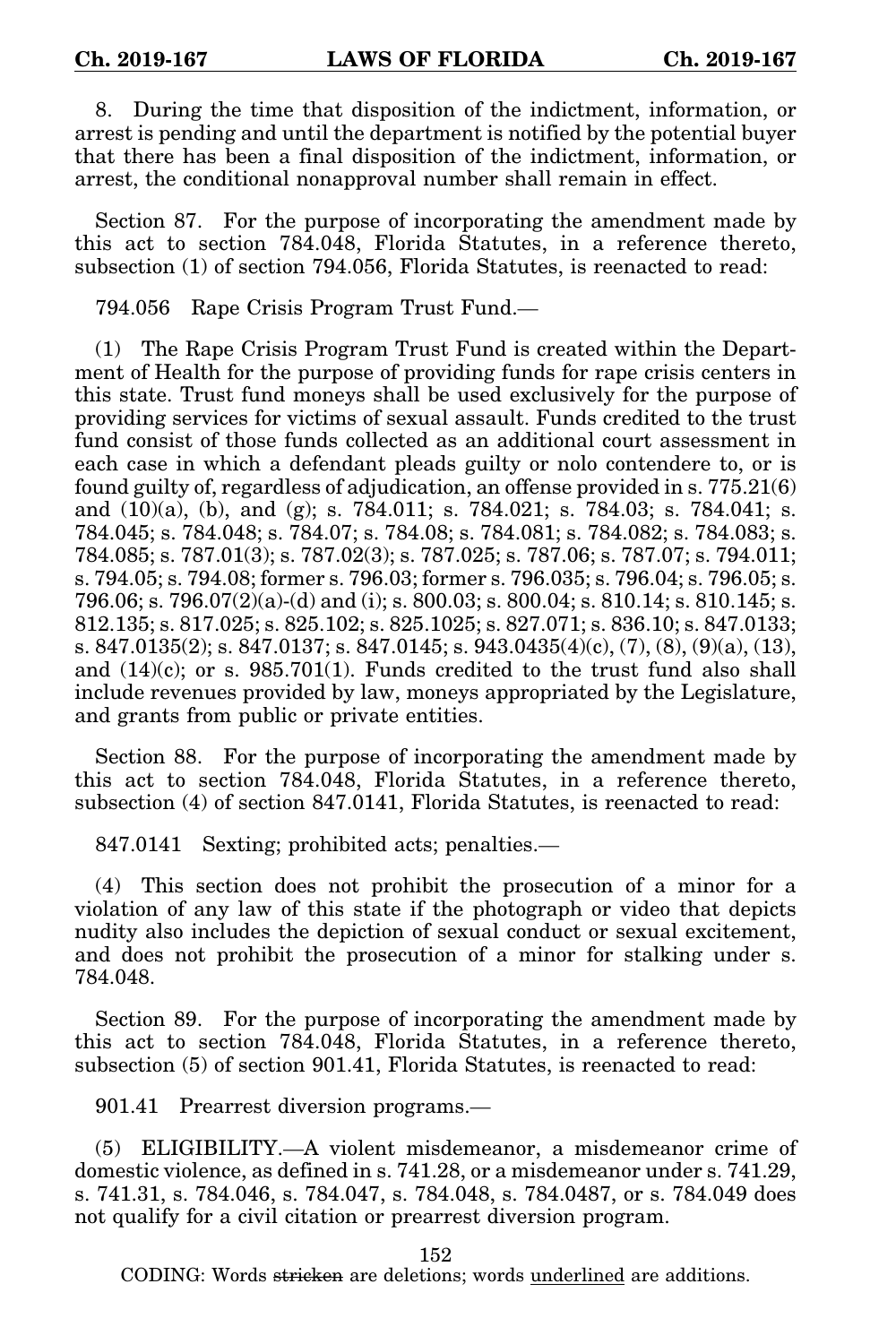8. During the time that disposition of the indictment, information, or arrest is pending and until the department is notified by the potential buyer that there has been a final disposition of the indictment, information, or arrest, the conditional nonapproval number shall remain in effect.

Section 87. For the purpose of incorporating the amendment made by this act to section 784.048, Florida Statutes, in a reference thereto, subsection (1) of section 794.056, Florida Statutes, is reenacted to read:

794.056 Rape Crisis Program Trust Fund.—

(1) The Rape Crisis Program Trust Fund is created within the Department of Health for the purpose of providing funds for rape crisis centers in this state. Trust fund moneys shall be used exclusively for the purpose of providing services for victims of sexual assault. Funds credited to the trust fund consist of those funds collected as an additional court assessment in each case in which a defendant pleads guilty or nolo contendere to, or is found guilty of, regardless of adjudication, an offense provided in s. 775.21(6) and (10)(a), (b), and (g); s. 784.011; s. 784.021; s. 784.03; s. 784.041; s. 784.045; s. 784.048; s. 784.07; s. 784.08; s. 784.081; s. 784.082; s. 784.083; s. 784.085; s. 787.01(3); s. 787.02(3); s. 787.025; s. 787.06; s. 787.07; s. 794.011; s. 794.05; s. 794.08; former s. 796.03; former s. 796.035; s. 796.04; s. 796.05; s. 796.06; s. 796.07(2)(a)-(d) and (i); s. 800.03; s. 800.04; s. 810.14; s. 810.145; s. 812.135; s. 817.025; s. 825.102; s. 825.1025; s. 827.071; s. 836.10; s. 847.0133; s. 847.0135(2); s. 847.0137; s. 847.0145; s. 943.0435(4)(c), (7), (8), (9)(a), (13), and (14)(c); or s. 985.701(1). Funds credited to the trust fund also shall include revenues provided by law, moneys appropriated by the Legislature, and grants from public or private entities.

Section 88. For the purpose of incorporating the amendment made by this act to section 784.048, Florida Statutes, in a reference thereto, subsection (4) of section 847.0141, Florida Statutes, is reenacted to read:

847.0141 Sexting; prohibited acts; penalties.—

(4) This section does not prohibit the prosecution of a minor for a violation of any law of this state if the photograph or video that depicts nudity also includes the depiction of sexual conduct or sexual excitement, and does not prohibit the prosecution of a minor for stalking under s. 784.048.

Section 89. For the purpose of incorporating the amendment made by this act to section 784.048, Florida Statutes, in a reference thereto, subsection (5) of section 901.41, Florida Statutes, is reenacted to read:

901.41 Prearrest diversion programs.—

(5) ELIGIBILITY.—A violent misdemeanor, a misdemeanor crime of domestic violence, as defined in s. 741.28, or a misdemeanor under s. 741.29, s. 741.31, s. 784.046, s. 784.047, s. 784.048, s. 784.0487, or s. 784.049 does not qualify for a civil citation or prearrest diversion program.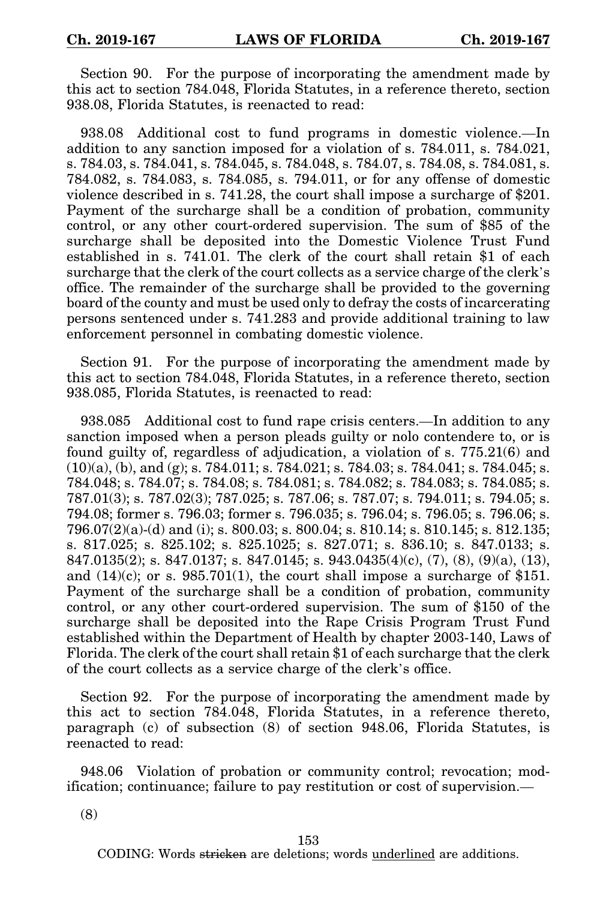Section 90. For the purpose of incorporating the amendment made by this act to section 784.048, Florida Statutes, in a reference thereto, section 938.08, Florida Statutes, is reenacted to read:

938.08 Additional cost to fund programs in domestic violence.—In addition to any sanction imposed for a violation of s. 784.011, s. 784.021, s. 784.03, s. 784.041, s. 784.045, s. 784.048, s. 784.07, s. 784.08, s. 784.081, s. 784.082, s. 784.083, s. 784.085, s. 794.011, or for any offense of domestic violence described in s. 741.28, the court shall impose a surcharge of $201. Payment of the surcharge shall be a condition of probation, community control, or any other court-ordered supervision. The sum of $85 of the surcharge shall be deposited into the Domestic Violence Trust Fund established in s. 741.01. The clerk of the court shall retain $1 of each surcharge that the clerk of the court collects as a service charge of the clerk's office. The remainder of the surcharge shall be provided to the governing board of the county and must be used only to defray the costs of incarcerating persons sentenced under s. 741.283 and provide additional training to law enforcement personnel in combating domestic violence.

Section 91. For the purpose of incorporating the amendment made by this act to section 784.048, Florida Statutes, in a reference thereto, section 938.085, Florida Statutes, is reenacted to read:

938.085 Additional cost to fund rape crisis centers.—In addition to any sanction imposed when a person pleads guilty or nolo contendere to, or is found guilty of, regardless of adjudication, a violation of s. 775.21(6) and (10)(a), (b), and (g); s. 784.011; s. 784.021; s. 784.03; s. 784.041; s. 784.045; s. 784.048; s. 784.07; s. 784.08; s. 784.081; s. 784.082; s. 784.083; s. 784.085; s. 787.01(3); s. 787.02(3); 787.025; s. 787.06; s. 787.07; s. 794.011; s. 794.05; s. 794.08; former s. 796.03; former s. 796.035; s. 796.04; s. 796.05; s. 796.06; s. 796.07(2)(a)-(d) and (i); s. 800.03; s. 800.04; s. 810.14; s. 810.145; s. 812.135; s. 817.025; s. 825.102; s. 825.1025; s. 827.071; s. 836.10; s. 847.0133; s. 847.0135(2); s. 847.0137; s. 847.0145; s. 943.0435(4)(c), (7), (8), (9)(a), (13), and (14)(c); or s. 985.701(1), the court shall impose a surcharge of $151. Payment of the surcharge shall be a condition of probation, community control, or any other court-ordered supervision. The sum of $150 of the surcharge shall be deposited into the Rape Crisis Program Trust Fund established within the Department of Health by chapter 2003-140, Laws of Florida. The clerk of the court shall retain $1 of each surcharge that the clerk of the court collects as a service charge of the clerk's office.

Section 92. For the purpose of incorporating the amendment made by this act to section 784.048, Florida Statutes, in a reference thereto, paragraph (c) of subsection (8) of section 948.06, Florida Statutes, is reenacted to read:

948.06 Violation of probation or community control; revocation; modification; continuance; failure to pay restitution or cost of supervision.—

(8)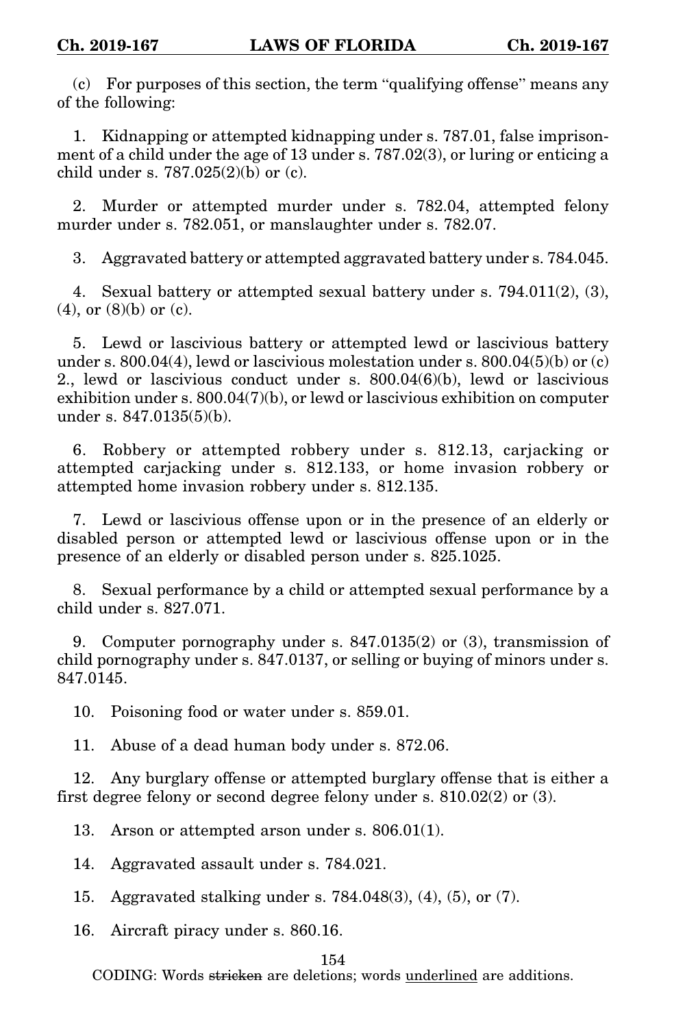(c) For purposes of this section, the term "qualifying offense" means any of the following:

1. Kidnapping or attempted kidnapping under s. 787.01, false imprisonment of a child under the age of 13 under s. 787.02(3), or luring or enticing a child under s. 787.025(2)(b) or (c).

2. Murder or attempted murder under s. 782.04, attempted felony murder under s. 782.051, or manslaughter under s. 782.07.

3. Aggravated battery or attempted aggravated battery under s. 784.045.

4. Sexual battery or attempted sexual battery under s. 794.011(2), (3), (4), or (8)(b) or (c).

5. Lewd or lascivious battery or attempted lewd or lascivious battery under s. 800.04(4), lewd or lascivious molestation under s. 800.04(5)(b) or (c) 2., lewd or lascivious conduct under s. 800.04(6)(b), lewd or lascivious exhibition under s. 800.04(7)(b), or lewd or lascivious exhibition on computer under s. 847.0135(5)(b).

6. Robbery or attempted robbery under s. 812.13, carjacking or attempted carjacking under s. 812.133, or home invasion robbery or attempted home invasion robbery under s. 812.135.

7. Lewd or lascivious offense upon or in the presence of an elderly or disabled person or attempted lewd or lascivious offense upon or in the presence of an elderly or disabled person under s. 825.1025.

8. Sexual performance by a child or attempted sexual performance by a child under s. 827.071.

9. Computer pornography under s. 847.0135(2) or (3), transmission of child pornography under s. 847.0137, or selling or buying of minors under s. 847.0145.

10. Poisoning food or water under s. 859.01.

11. Abuse of a dead human body under s. 872.06.

12. Any burglary offense or attempted burglary offense that is either a first degree felony or second degree felony under s. 810.02(2) or (3).

13. Arson or attempted arson under s. 806.01(1).

14. Aggravated assault under s. 784.021.

15. Aggravated stalking under s. 784.048(3), (4), (5), or (7).

16. Aircraft piracy under s. 860.16.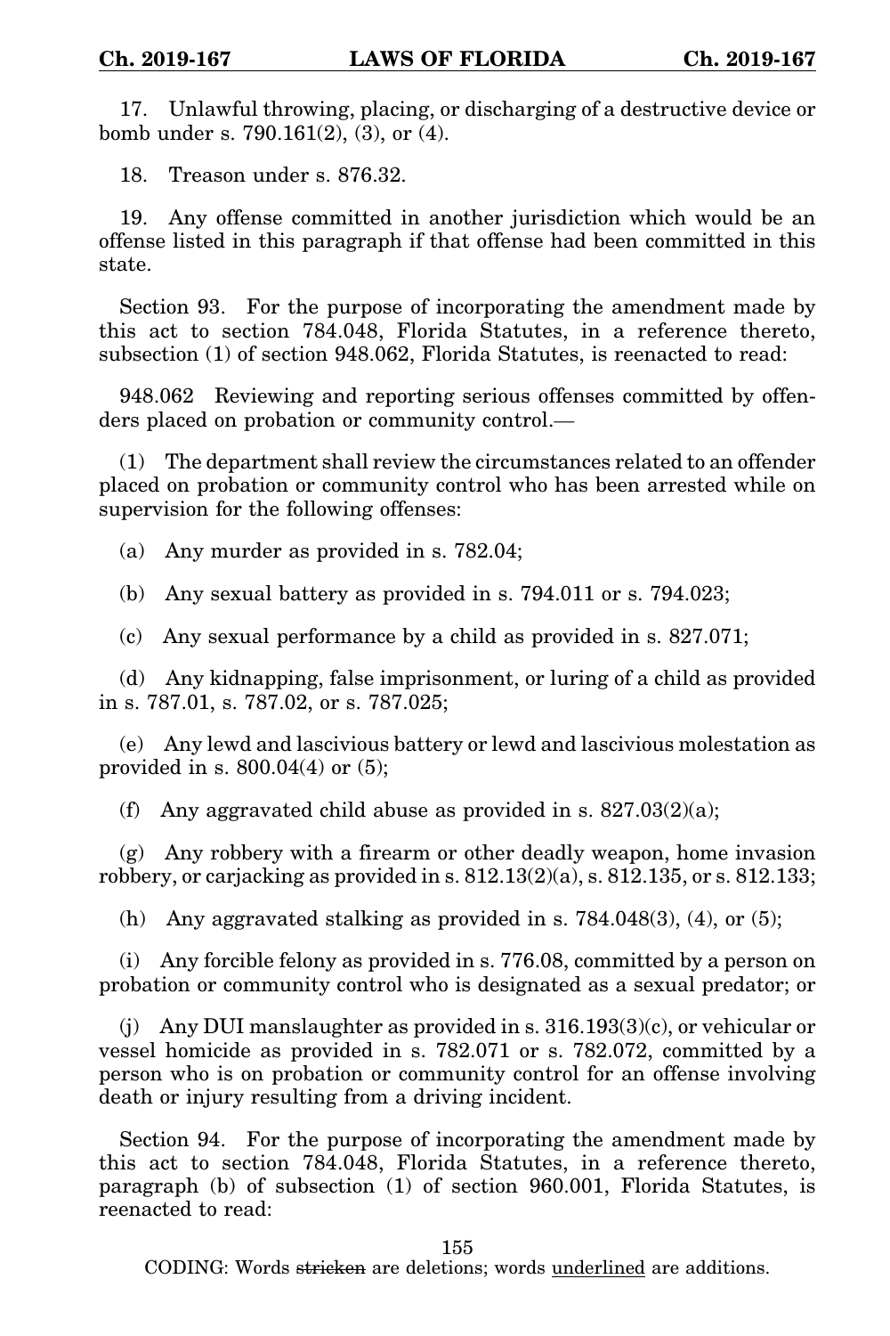17. Unlawful throwing, placing, or discharging of a destructive device or bomb under s. 790.161(2), (3), or (4).

18. Treason under s. 876.32.

19. Any offense committed in another jurisdiction which would be an offense listed in this paragraph if that offense had been committed in this state.

Section 93. For the purpose of incorporating the amendment made by this act to section 784.048, Florida Statutes, in a reference thereto, subsection (1) of section 948.062, Florida Statutes, is reenacted to read:

948.062 Reviewing and reporting serious offenses committed by offenders placed on probation or community control.—

(1) The department shall review the circumstances related to an offender placed on probation or community control who has been arrested while on supervision for the following offenses:

(a) Any murder as provided in s. 782.04;

(b) Any sexual battery as provided in s. 794.011 or s. 794.023;

(c) Any sexual performance by a child as provided in s. 827.071;

(d) Any kidnapping, false imprisonment, or luring of a child as provided in s. 787.01, s. 787.02, or s. 787.025;

(e) Any lewd and lascivious battery or lewd and lascivious molestation as provided in s. 800.04(4) or (5);

(f) Any aggravated child abuse as provided in s. 827.03(2)(a);

(g) Any robbery with a firearm or other deadly weapon, home invasion robbery, or carjacking as provided in s. 812.13(2)(a), s. 812.135, or s. 812.133;

(h) Any aggravated stalking as provided in s. 784.048(3), (4), or (5);

(i) Any forcible felony as provided in s. 776.08, committed by a person on probation or community control who is designated as a sexual predator; or

(j) Any DUI manslaughter as provided in s. 316.193(3)(c), or vehicular or vessel homicide as provided in s. 782.071 or s. 782.072, committed by a person who is on probation or community control for an offense involving death or injury resulting from a driving incident.

Section 94. For the purpose of incorporating the amendment made by this act to section 784.048, Florida Statutes, in a reference thereto, paragraph (b) of subsection (1) of section 960.001, Florida Statutes, is reenacted to read: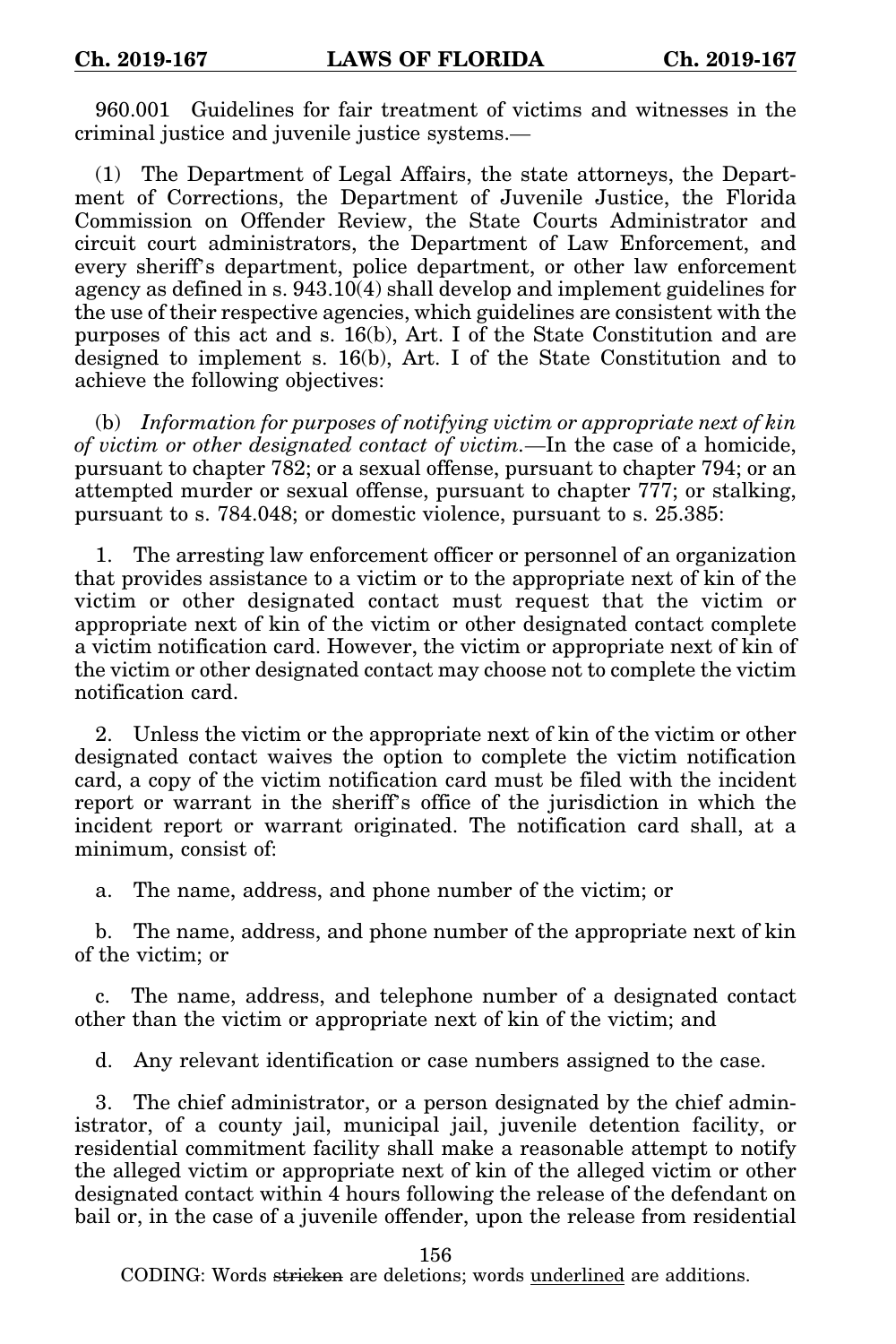960.001 Guidelines for fair treatment of victims and witnesses in the criminal justice and juvenile justice systems.—

(1) The Department of Legal Affairs, the state attorneys, the Department of Corrections, the Department of Juvenile Justice, the Florida Commission on Offender Review, the State Courts Administrator and circuit court administrators, the Department of Law Enforcement, and every sheriff's department, police department, or other law enforcement agency as defined in s. 943.10(4) shall develop and implement guidelines for the use of their respective agencies, which guidelines are consistent with the purposes of this act and s. 16(b), Art. I of the State Constitution and are designed to implement s. 16(b), Art. I of the State Constitution and to achieve the following objectives:

(b) *Information for purposes of notifying victim or appropriate next of kin of victim or other designated contact of victim.*—In the case of a homicide, pursuant to chapter 782; or a sexual offense, pursuant to chapter 794; or an attempted murder or sexual offense, pursuant to chapter 777; or stalking, pursuant to s. 784.048; or domestic violence, pursuant to s. 25.385:

1. The arresting law enforcement officer or personnel of an organization that provides assistance to a victim or to the appropriate next of kin of the victim or other designated contact must request that the victim or appropriate next of kin of the victim or other designated contact complete a victim notification card. However, the victim or appropriate next of kin of the victim or other designated contact may choose not to complete the victim notification card.

2. Unless the victim or the appropriate next of kin of the victim or other designated contact waives the option to complete the victim notification card, a copy of the victim notification card must be filed with the incident report or warrant in the sheriff's office of the jurisdiction in which the incident report or warrant originated. The notification card shall, at a minimum, consist of:

a. The name, address, and phone number of the victim; or

b. The name, address, and phone number of the appropriate next of kin of the victim; or

c. The name, address, and telephone number of a designated contact other than the victim or appropriate next of kin of the victim; and

d. Any relevant identification or case numbers assigned to the case.

3. The chief administrator, or a person designated by the chief administrator, of a county jail, municipal jail, juvenile detention facility, or residential commitment facility shall make a reasonable attempt to notify the alleged victim or appropriate next of kin of the alleged victim or other designated contact within 4 hours following the release of the defendant on bail or, in the case of a juvenile offender, upon the release from residential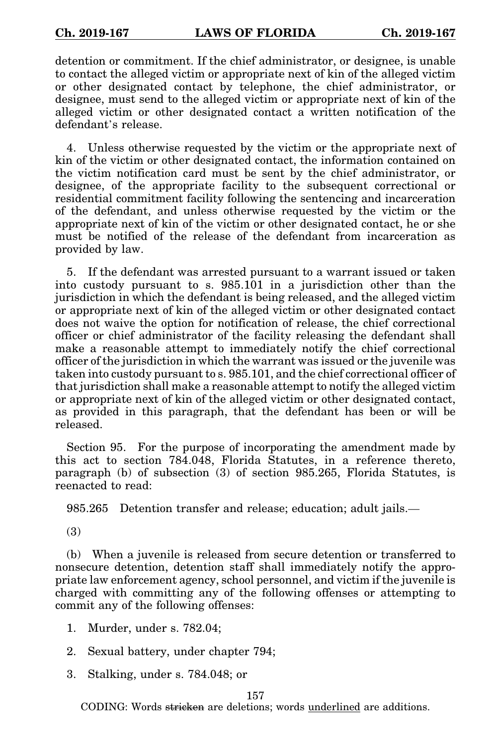detention or commitment. If the chief administrator, or designee, is unable to contact the alleged victim or appropriate next of kin of the alleged victim or other designated contact by telephone, the chief administrator, or designee, must send to the alleged victim or appropriate next of kin of the alleged victim or other designated contact a written notification of the defendant's release.

4. Unless otherwise requested by the victim or the appropriate next of kin of the victim or other designated contact, the information contained on the victim notification card must be sent by the chief administrator, or designee, of the appropriate facility to the subsequent correctional or residential commitment facility following the sentencing and incarceration of the defendant, and unless otherwise requested by the victim or the appropriate next of kin of the victim or other designated contact, he or she must be notified of the release of the defendant from incarceration as provided by law.

5. If the defendant was arrested pursuant to a warrant issued or taken into custody pursuant to s. 985.101 in a jurisdiction other than the jurisdiction in which the defendant is being released, and the alleged victim or appropriate next of kin of the alleged victim or other designated contact does not waive the option for notification of release, the chief correctional officer or chief administrator of the facility releasing the defendant shall make a reasonable attempt to immediately notify the chief correctional officer of the jurisdiction in which the warrant was issued or the juvenile was taken into custody pursuant to s. 985.101, and the chief correctional officer of that jurisdiction shall make a reasonable attempt to notify the alleged victim or appropriate next of kin of the alleged victim or other designated contact, as provided in this paragraph, that the defendant has been or will be released.

Section 95. For the purpose of incorporating the amendment made by this act to section 784.048, Florida Statutes, in a reference thereto, paragraph (b) of subsection (3) of section 985.265, Florida Statutes, is reenacted to read:

985.265 Detention transfer and release; education; adult jails.—

(3)

(b) When a juvenile is released from secure detention or transferred to nonsecure detention, detention staff shall immediately notify the appropriate law enforcement agency, school personnel, and victim if the juvenile is charged with committing any of the following offenses or attempting to commit any of the following offenses:

1. Murder, under s. 782.04;

2. Sexual battery, under chapter 794;

3. Stalking, under s. 784.048; or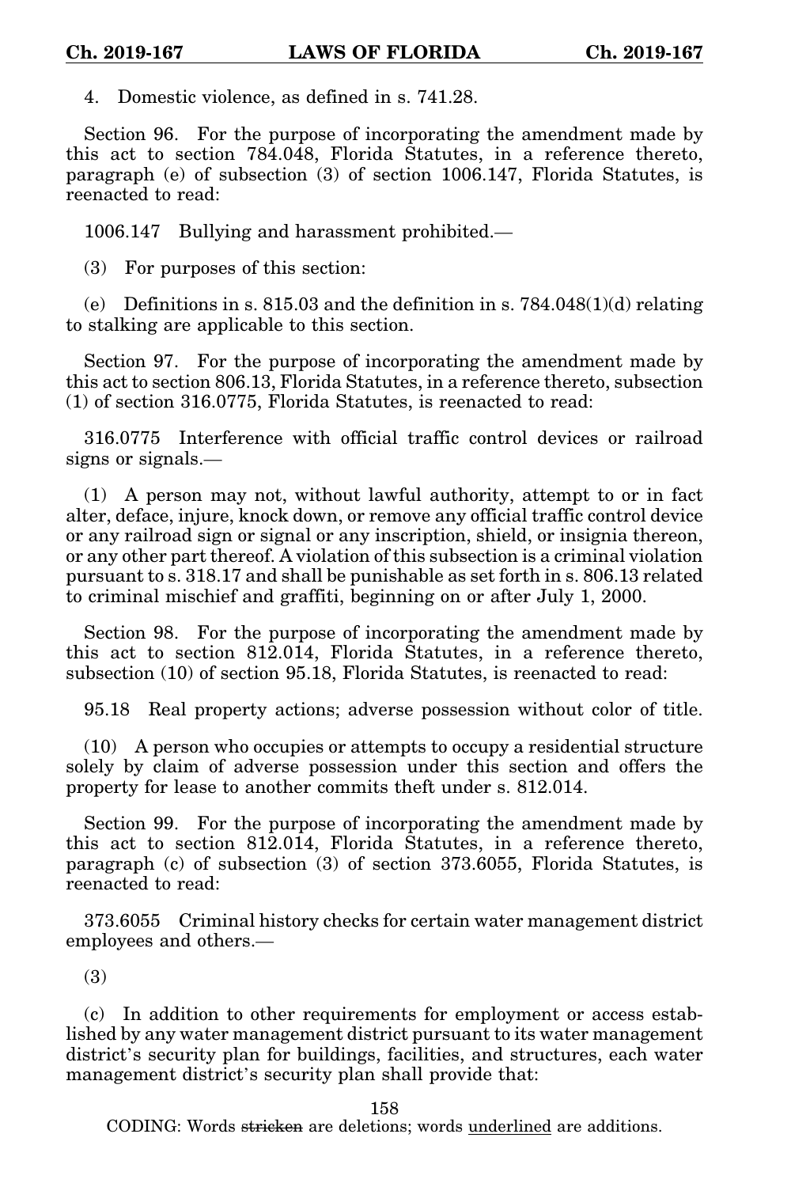4. Domestic violence, as defined in s. 741.28.

Section 96. For the purpose of incorporating the amendment made by this act to section 784.048, Florida Statutes, in a reference thereto, paragraph (e) of subsection (3) of section 1006.147, Florida Statutes, is reenacted to read:

1006.147 Bullying and harassment prohibited.—

(3) For purposes of this section:

(e) Definitions in s. 815.03 and the definition in s. 784.048(1)(d) relating to stalking are applicable to this section.

Section 97. For the purpose of incorporating the amendment made by this act to section 806.13, Florida Statutes, in a reference thereto, subsection (1) of section 316.0775, Florida Statutes, is reenacted to read:

316.0775 Interference with official traffic control devices or railroad signs or signals.—

(1) A person may not, without lawful authority, attempt to or in fact alter, deface, injure, knock down, or remove any official traffic control device or any railroad sign or signal or any inscription, shield, or insignia thereon, or any other part thereof. A violation of this subsection is a criminal violation pursuant to s. 318.17 and shall be punishable as set forth in s. 806.13 related to criminal mischief and graffiti, beginning on or after July 1, 2000.

Section 98. For the purpose of incorporating the amendment made by this act to section 812.014, Florida Statutes, in a reference thereto, subsection (10) of section 95.18, Florida Statutes, is reenacted to read:

95.18 Real property actions; adverse possession without color of title.

(10) A person who occupies or attempts to occupy a residential structure solely by claim of adverse possession under this section and offers the property for lease to another commits theft under s. 812.014.

Section 99. For the purpose of incorporating the amendment made by this act to section 812.014, Florida Statutes, in a reference thereto, paragraph (c) of subsection (3) of section 373.6055, Florida Statutes, is reenacted to read:

373.6055 Criminal history checks for certain water management district employees and others.—

(3)

(c) In addition to other requirements for employment or access established by any water management district pursuant to its water management district's security plan for buildings, facilities, and structures, each water management district's security plan shall provide that: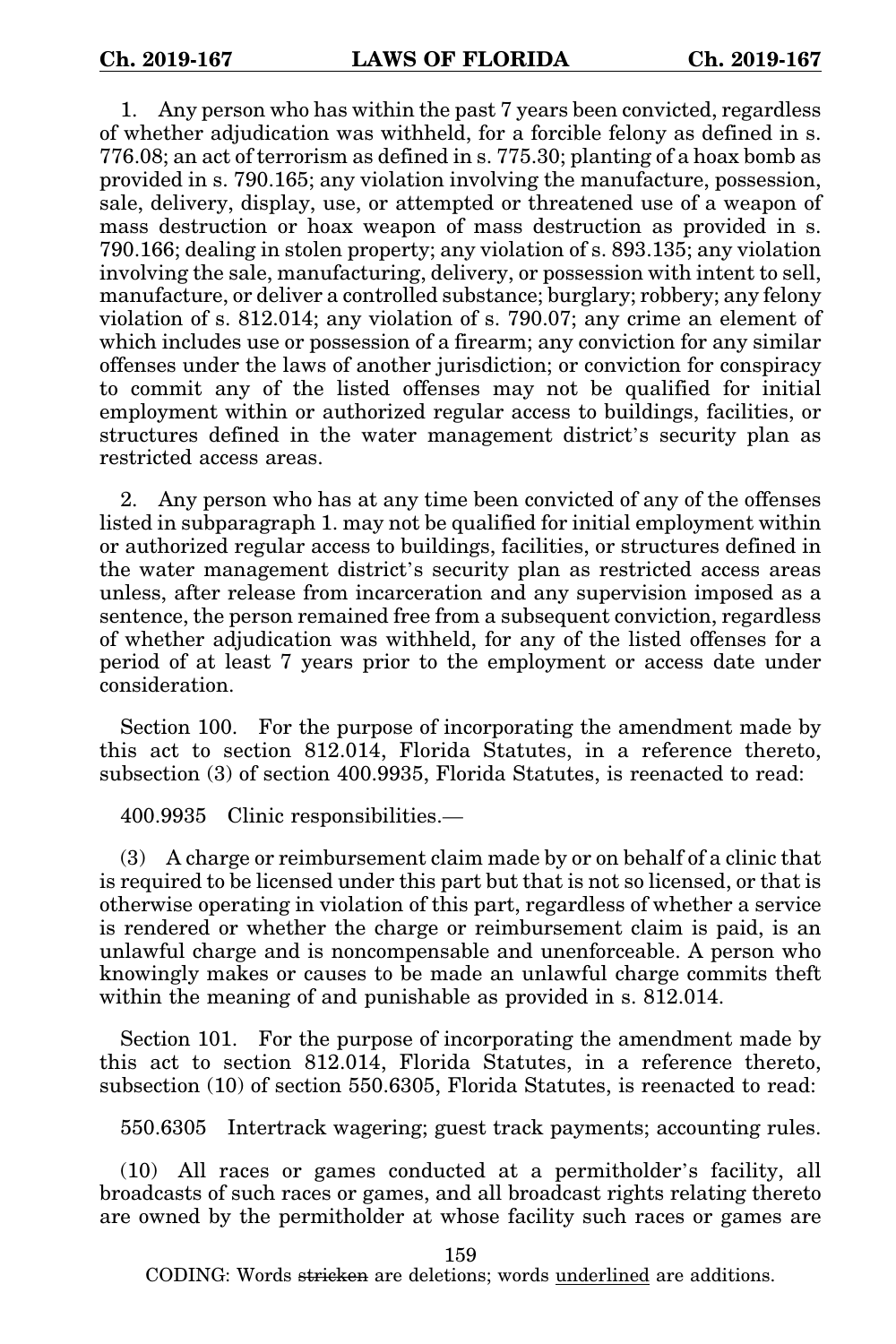1. Any person who has within the past 7 years been convicted, regardless of whether adjudication was withheld, for a forcible felony as defined in s. 776.08; an act of terrorism as defined in s. 775.30; planting of a hoax bomb as provided in s. 790.165; any violation involving the manufacture, possession, sale, delivery, display, use, or attempted or threatened use of a weapon of mass destruction or hoax weapon of mass destruction as provided in s. 790.166; dealing in stolen property; any violation of s. 893.135; any violation involving the sale, manufacturing, delivery, or possession with intent to sell, manufacture, or deliver a controlled substance; burglary; robbery; any felony violation of s. 812.014; any violation of s. 790.07; any crime an element of which includes use or possession of a firearm; any conviction for any similar offenses under the laws of another jurisdiction; or conviction for conspiracy to commit any of the listed offenses may not be qualified for initial employment within or authorized regular access to buildings, facilities, or structures defined in the water management district's security plan as restricted access areas.

2. Any person who has at any time been convicted of any of the offenses listed in subparagraph 1. may not be qualified for initial employment within or authorized regular access to buildings, facilities, or structures defined in the water management district's security plan as restricted access areas unless, after release from incarceration and any supervision imposed as a sentence, the person remained free from a subsequent conviction, regardless of whether adjudication was withheld, for any of the listed offenses for a period of at least 7 years prior to the employment or access date under consideration.

Section 100. For the purpose of incorporating the amendment made by this act to section 812.014, Florida Statutes, in a reference thereto, subsection (3) of section 400.9935, Florida Statutes, is reenacted to read:

400.9935 Clinic responsibilities.—

(3) A charge or reimbursement claim made by or on behalf of a clinic that is required to be licensed under this part but that is not so licensed, or that is otherwise operating in violation of this part, regardless of whether a service is rendered or whether the charge or reimbursement claim is paid, is an unlawful charge and is noncompensable and unenforceable. A person who knowingly makes or causes to be made an unlawful charge commits theft within the meaning of and punishable as provided in s. 812.014.

Section 101. For the purpose of incorporating the amendment made by this act to section 812.014, Florida Statutes, in a reference thereto, subsection (10) of section 550.6305, Florida Statutes, is reenacted to read:

550.6305 Intertrack wagering; guest track payments; accounting rules.

(10) All races or games conducted at a permitholder's facility, all broadcasts of such races or games, and all broadcast rights relating thereto are owned by the permitholder at whose facility such races or games are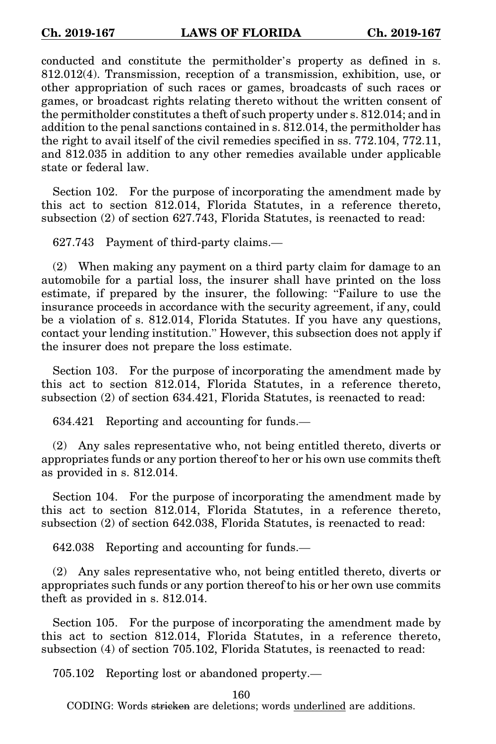conducted and constitute the permitholder's property as defined in s. 812.012(4). Transmission, reception of a transmission, exhibition, use, or other appropriation of such races or games, broadcasts of such races or games, or broadcast rights relating thereto without the written consent of the permitholder constitutes a theft of such property under s. 812.014; and in addition to the penal sanctions contained in s. 812.014, the permitholder has the right to avail itself of the civil remedies specified in ss. 772.104, 772.11, and 812.035 in addition to any other remedies available under applicable state or federal law.

Section 102. For the purpose of incorporating the amendment made by this act to section 812.014, Florida Statutes, in a reference thereto, subsection (2) of section 627.743, Florida Statutes, is reenacted to read:

627.743 Payment of third-party claims.—

(2) When making any payment on a third party claim for damage to an automobile for a partial loss, the insurer shall have printed on the loss estimate, if prepared by the insurer, the following: "Failure to use the insurance proceeds in accordance with the security agreement, if any, could be a violation of s. 812.014, Florida Statutes. If you have any questions, contact your lending institution." However, this subsection does not apply if the insurer does not prepare the loss estimate.

Section 103. For the purpose of incorporating the amendment made by this act to section 812.014, Florida Statutes, in a reference thereto, subsection (2) of section 634.421, Florida Statutes, is reenacted to read:

634.421 Reporting and accounting for funds.—

(2) Any sales representative who, not being entitled thereto, diverts or appropriates funds or any portion thereof to her or his own use commits theft as provided in s. 812.014.

Section 104. For the purpose of incorporating the amendment made by this act to section 812.014, Florida Statutes, in a reference thereto, subsection (2) of section 642.038, Florida Statutes, is reenacted to read:

642.038 Reporting and accounting for funds.—

(2) Any sales representative who, not being entitled thereto, diverts or appropriates such funds or any portion thereof to his or her own use commits theft as provided in s. 812.014.

Section 105. For the purpose of incorporating the amendment made by this act to section 812.014, Florida Statutes, in a reference thereto, subsection (4) of section 705.102, Florida Statutes, is reenacted to read:

705.102 Reporting lost or abandoned property.—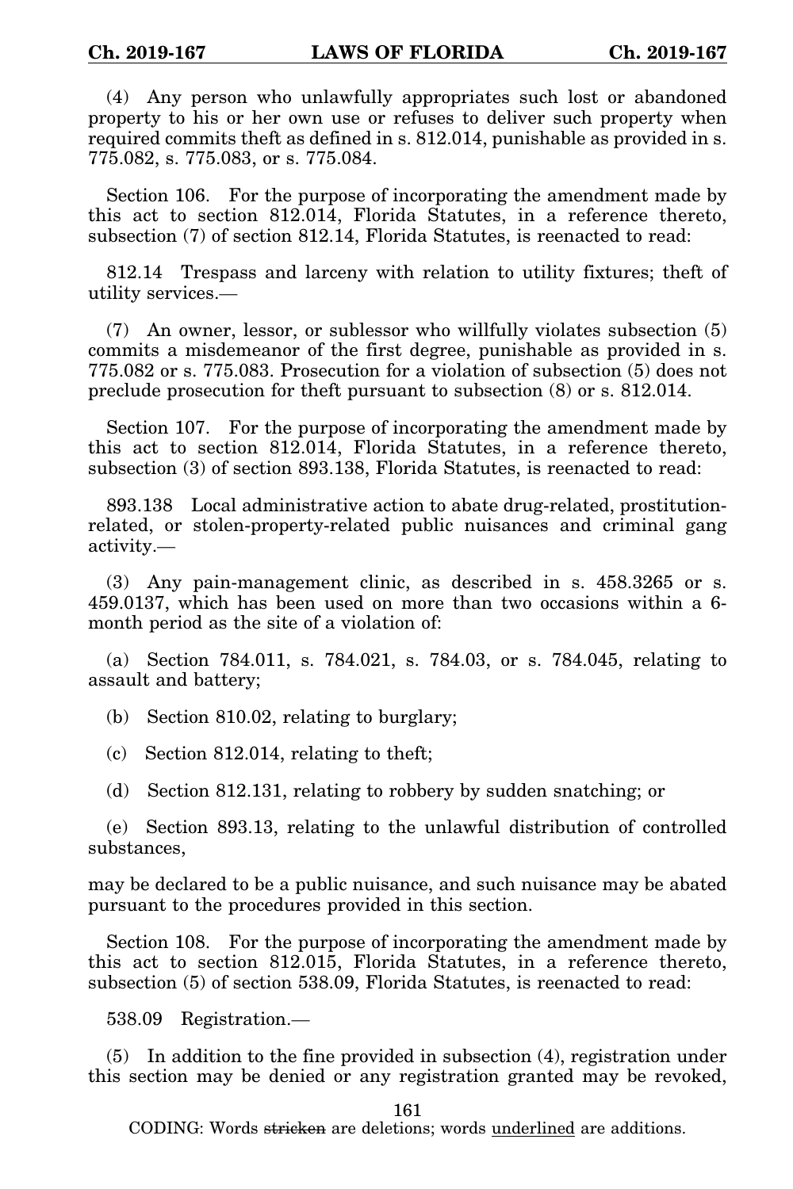(4) Any person who unlawfully appropriates such lost or abandoned property to his or her own use or refuses to deliver such property when required commits theft as defined in s. 812.014, punishable as provided in s. 775.082, s. 775.083, or s. 775.084.

Section 106. For the purpose of incorporating the amendment made by this act to section 812.014, Florida Statutes, in a reference thereto, subsection (7) of section 812.14, Florida Statutes, is reenacted to read:

812.14 Trespass and larceny with relation to utility fixtures; theft of utility services.—

(7) An owner, lessor, or sublessor who willfully violates subsection (5) commits a misdemeanor of the first degree, punishable as provided in s. 775.082 or s. 775.083. Prosecution for a violation of subsection (5) does not preclude prosecution for theft pursuant to subsection (8) or s. 812.014.

Section 107. For the purpose of incorporating the amendment made by this act to section 812.014, Florida Statutes, in a reference thereto, subsection (3) of section 893.138, Florida Statutes, is reenacted to read:

893.138 Local administrative action to abate drug-related, prostitution-related, or stolen-property-related public nuisances and criminal gang activity.—

(3) Any pain-management clinic, as described in s. 458.3265 or s. 459.0137, which has been used on more than two occasions within a 6-month period as the site of a violation of:

(a) Section 784.011, s. 784.021, s. 784.03, or s. 784.045, relating to assault and battery;

(b) Section 810.02, relating to burglary;

(c) Section 812.014, relating to theft;

(d) Section 812.131, relating to robbery by sudden snatching; or

(e) Section 893.13, relating to the unlawful distribution of controlled substances,

may be declared to be a public nuisance, and such nuisance may be abated pursuant to the procedures provided in this section.

Section 108. For the purpose of incorporating the amendment made by this act to section 812.015, Florida Statutes, in a reference thereto, subsection (5) of section 538.09, Florida Statutes, is reenacted to read:

538.09 Registration.—

(5) In addition to the fine provided in subsection (4), registration under this section may be denied or any registration granted may be revoked,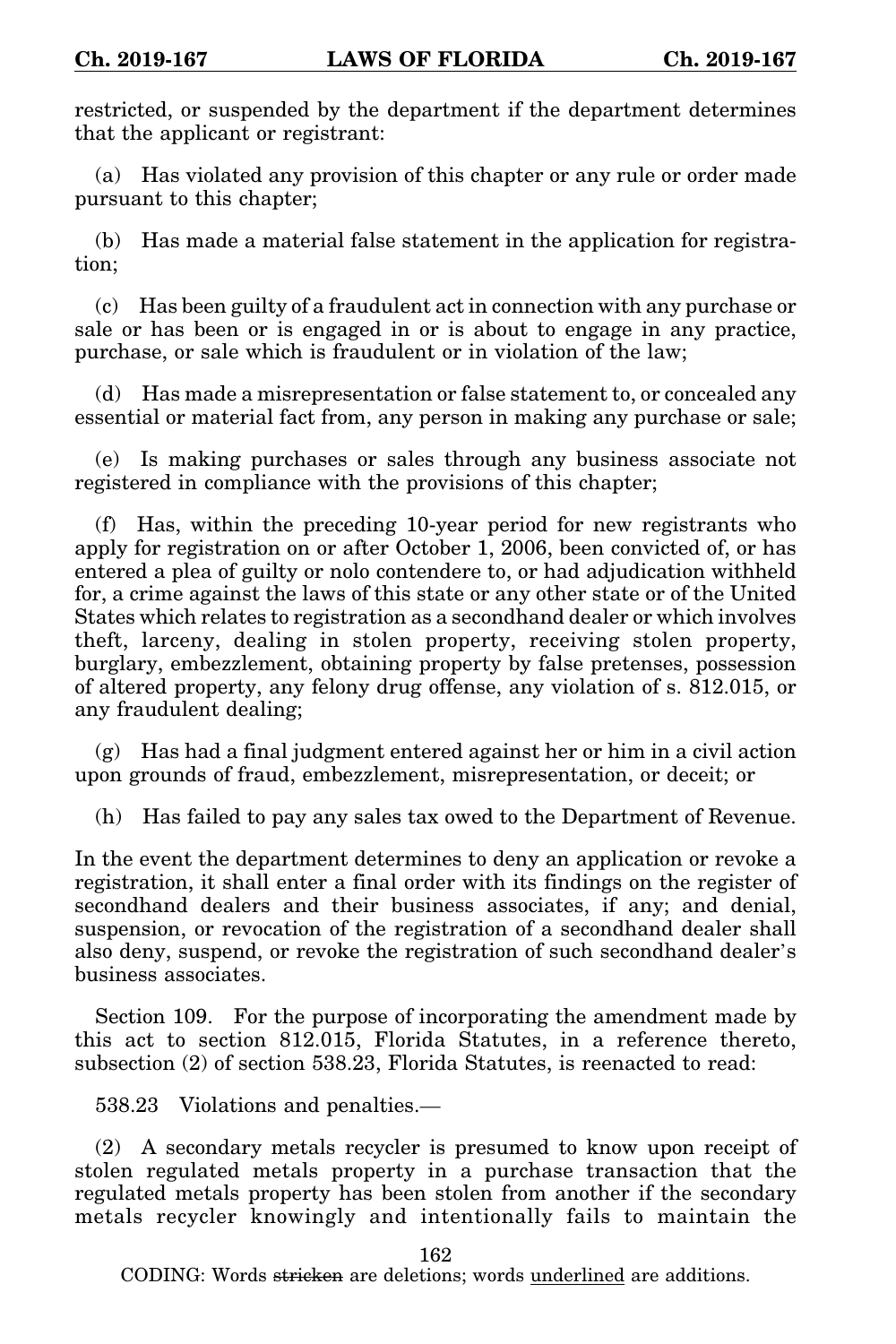restricted, or suspended by the department if the department determines that the applicant or registrant:

(a) Has violated any provision of this chapter or any rule or order made pursuant to this chapter;

(b) Has made a material false statement in the application for registration;

(c) Has been guilty of a fraudulent act in connection with any purchase or sale or has been or is engaged in or is about to engage in any practice, purchase, or sale which is fraudulent or in violation of the law;

(d) Has made a misrepresentation or false statement to, or concealed any essential or material fact from, any person in making any purchase or sale;

(e) Is making purchases or sales through any business associate not registered in compliance with the provisions of this chapter;

(f) Has, within the preceding 10-year period for new registrants who apply for registration on or after October 1, 2006, been convicted of, or has entered a plea of guilty or nolo contendere to, or had adjudication withheld for, a crime against the laws of this state or any other state or of the United States which relates to registration as a secondhand dealer or which involves theft, larceny, dealing in stolen property, receiving stolen property, burglary, embezzlement, obtaining property by false pretenses, possession of altered property, any felony drug offense, any violation of s. 812.015, or any fraudulent dealing;

(g) Has had a final judgment entered against her or him in a civil action upon grounds of fraud, embezzlement, misrepresentation, or deceit; or

(h) Has failed to pay any sales tax owed to the Department of Revenue.

In the event the department determines to deny an application or revoke a registration, it shall enter a final order with its findings on the register of secondhand dealers and their business associates, if any; and denial, suspension, or revocation of the registration of a secondhand dealer shall also deny, suspend, or revoke the registration of such secondhand dealer's business associates.

Section 109. For the purpose of incorporating the amendment made by this act to section 812.015, Florida Statutes, in a reference thereto, subsection (2) of section 538.23, Florida Statutes, is reenacted to read:

538.23 Violations and penalties.—

(2) A secondary metals recycler is presumed to know upon receipt of stolen regulated metals property in a purchase transaction that the regulated metals property has been stolen from another if the secondary metals recycler knowingly and intentionally fails to maintain the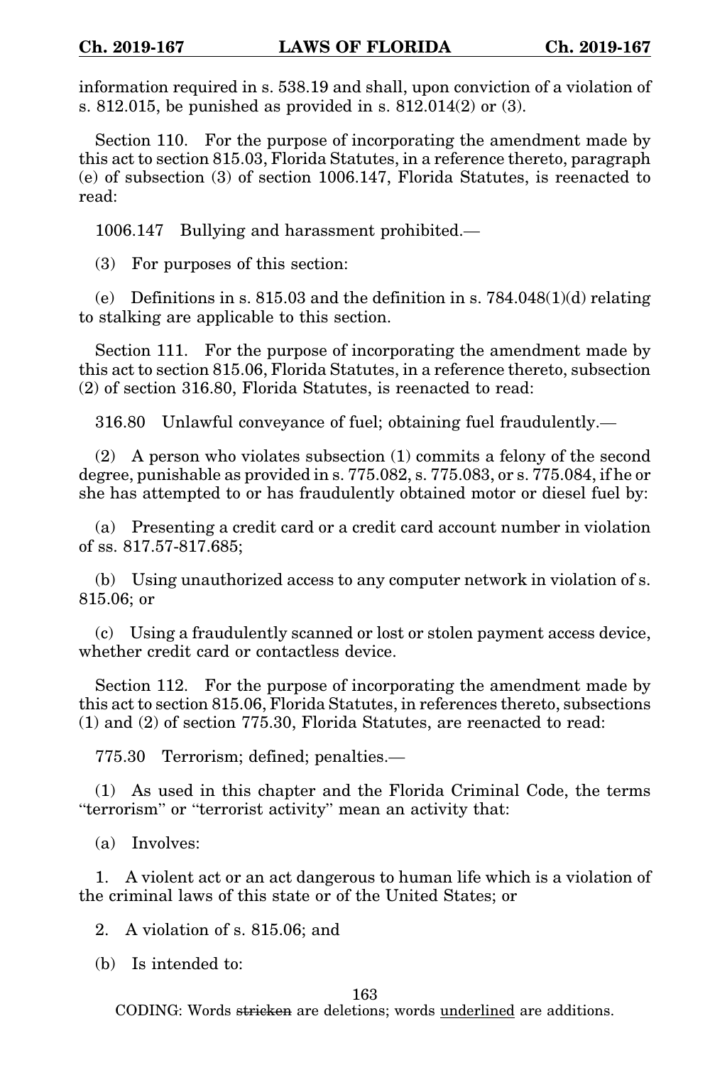information required in s. 538.19 and shall, upon conviction of a violation of s. 812.015, be punished as provided in s. 812.014(2) or (3).

Section 110. For the purpose of incorporating the amendment made by this act to section 815.03, Florida Statutes, in a reference thereto, paragraph (e) of subsection (3) of section 1006.147, Florida Statutes, is reenacted to read:

1006.147 Bullying and harassment prohibited.—

(3) For purposes of this section:

(e) Definitions in s. 815.03 and the definition in s. 784.048(1)(d) relating to stalking are applicable to this section.

Section 111. For the purpose of incorporating the amendment made by this act to section 815.06, Florida Statutes, in a reference thereto, subsection (2) of section 316.80, Florida Statutes, is reenacted to read:

316.80 Unlawful conveyance of fuel; obtaining fuel fraudulently.—

(2) A person who violates subsection (1) commits a felony of the second degree, punishable as provided in s. 775.082, s. 775.083, or s. 775.084, if he or she has attempted to or has fraudulently obtained motor or diesel fuel by:

(a) Presenting a credit card or a credit card account number in violation of ss. 817.57-817.685;

(b) Using unauthorized access to any computer network in violation of s. 815.06; or

(c) Using a fraudulently scanned or lost or stolen payment access device, whether credit card or contactless device.

Section 112. For the purpose of incorporating the amendment made by this act to section 815.06, Florida Statutes, in references thereto, subsections (1) and (2) of section 775.30, Florida Statutes, are reenacted to read:

775.30 Terrorism; defined; penalties.—

(1) As used in this chapter and the Florida Criminal Code, the terms "terrorism" or "terrorist activity" mean an activity that:

(a) Involves:

1. A violent act or an act dangerous to human life which is a violation of the criminal laws of this state or of the United States; or

2. A violation of s. 815.06; and

(b) Is intended to:

CODING: Words ~~stricken~~ are deletions; words underlined are additions.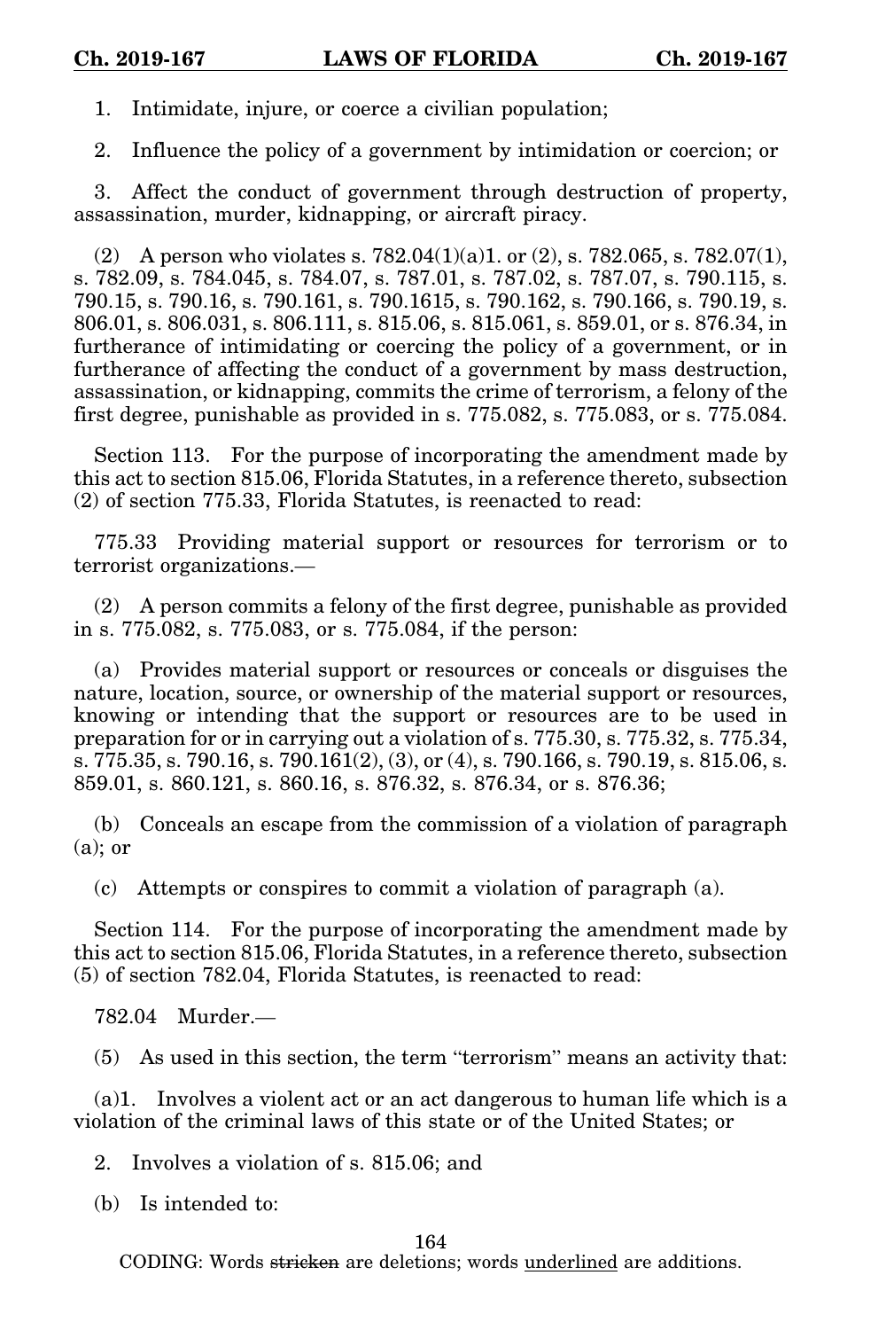1. Intimidate, injure, or coerce a civilian population;

2. Influence the policy of a government by intimidation or coercion; or

3. Affect the conduct of government through destruction of property, assassination, murder, kidnapping, or aircraft piracy.

(2) A person who violates s. 782.04(1)(a)1. or (2), s. 782.065, s. 782.07(1), s. 782.09, s. 784.045, s. 784.07, s. 787.01, s. 787.02, s. 787.07, s. 790.115, s. 790.15, s. 790.16, s. 790.161, s. 790.1615, s. 790.162, s. 790.166, s. 790.19, s. 806.01, s. 806.031, s. 806.111, s. 815.06, s. 815.061, s. 859.01, or s. 876.34, in furtherance of intimidating or coercing the policy of a government, or in furtherance of affecting the conduct of a government by mass destruction, assassination, or kidnapping, commits the crime of terrorism, a felony of the first degree, punishable as provided in s. 775.082, s. 775.083, or s. 775.084.

Section 113. For the purpose of incorporating the amendment made by this act to section 815.06, Florida Statutes, in a reference thereto, subsection (2) of section 775.33, Florida Statutes, is reenacted to read:

775.33 Providing material support or resources for terrorism or to terrorist organizations.—

(2) A person commits a felony of the first degree, punishable as provided in s. 775.082, s. 775.083, or s. 775.084, if the person:

(a) Provides material support or resources or conceals or disguises the nature, location, source, or ownership of the material support or resources, knowing or intending that the support or resources are to be used in preparation for or in carrying out a violation of s. 775.30, s. 775.32, s. 775.34, s. 775.35, s. 790.16, s. 790.161(2), (3), or (4), s. 790.166, s. 790.19, s. 815.06, s. 859.01, s. 860.121, s. 860.16, s. 876.32, s. 876.34, or s. 876.36;

(b) Conceals an escape from the commission of a violation of paragraph (a); or

(c) Attempts or conspires to commit a violation of paragraph (a).

Section 114. For the purpose of incorporating the amendment made by this act to section 815.06, Florida Statutes, in a reference thereto, subsection (5) of section 782.04, Florida Statutes, is reenacted to read:

782.04 Murder.—

(5) As used in this section, the term "terrorism" means an activity that:

(a)1. Involves a violent act or an act dangerous to human life which is a violation of the criminal laws of this state or of the United States; or

2. Involves a violation of s. 815.06; and

(b) Is intended to:

CODING: Words ~~stricken~~ are deletions; words underlined are additions.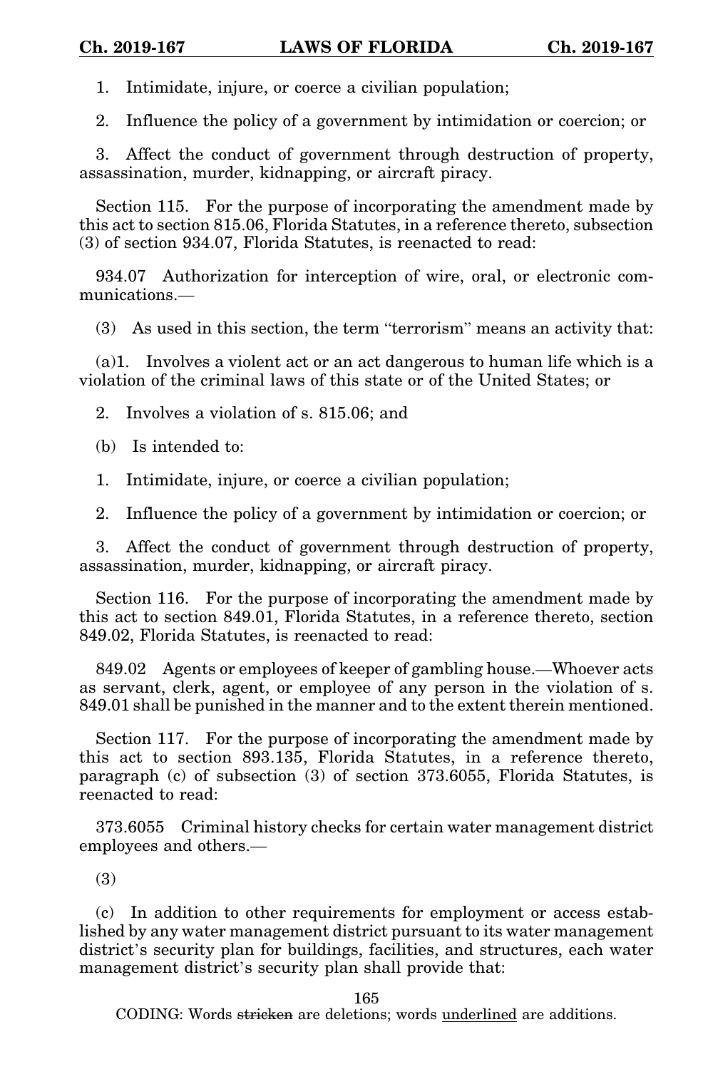1. Intimidate, injure, or coerce a civilian population;

2. Influence the policy of a government by intimidation or coercion; or

3. Affect the conduct of government through destruction of property, assassination, murder, kidnapping, or aircraft piracy.

Section 115. For the purpose of incorporating the amendment made by this act to section 815.06, Florida Statutes, in a reference thereto, subsection (3) of section 934.07, Florida Statutes, is reenacted to read:

934.07 Authorization for interception of wire, oral, or electronic communications.—

(3) As used in this section, the term "terrorism" means an activity that:

(a)1. Involves a violent act or an act dangerous to human life which is a violation of the criminal laws of this state or of the United States; or

2. Involves a violation of s. 815.06; and

(b) Is intended to:

1. Intimidate, injure, or coerce a civilian population;

2. Influence the policy of a government by intimidation or coercion; or

3. Affect the conduct of government through destruction of property, assassination, murder, kidnapping, or aircraft piracy.

Section 116. For the purpose of incorporating the amendment made by this act to section 849.01, Florida Statutes, in a reference thereto, section 849.02, Florida Statutes, is reenacted to read:

849.02 Agents or employees of keeper of gambling house.—Whoever acts as servant, clerk, agent, or employee of any person in the violation of s. 849.01 shall be punished in the manner and to the extent therein mentioned.

Section 117. For the purpose of incorporating the amendment made by this act to section 893.135, Florida Statutes, in a reference thereto, paragraph (c) of subsection (3) of section 373.6055, Florida Statutes, is reenacted to read:

373.6055 Criminal history checks for certain water management district employees and others.—

(3)

(c) In addition to other requirements for employment or access established by any water management district pursuant to its water management district's security plan for buildings, facilities, and structures, each water management district's security plan shall provide that: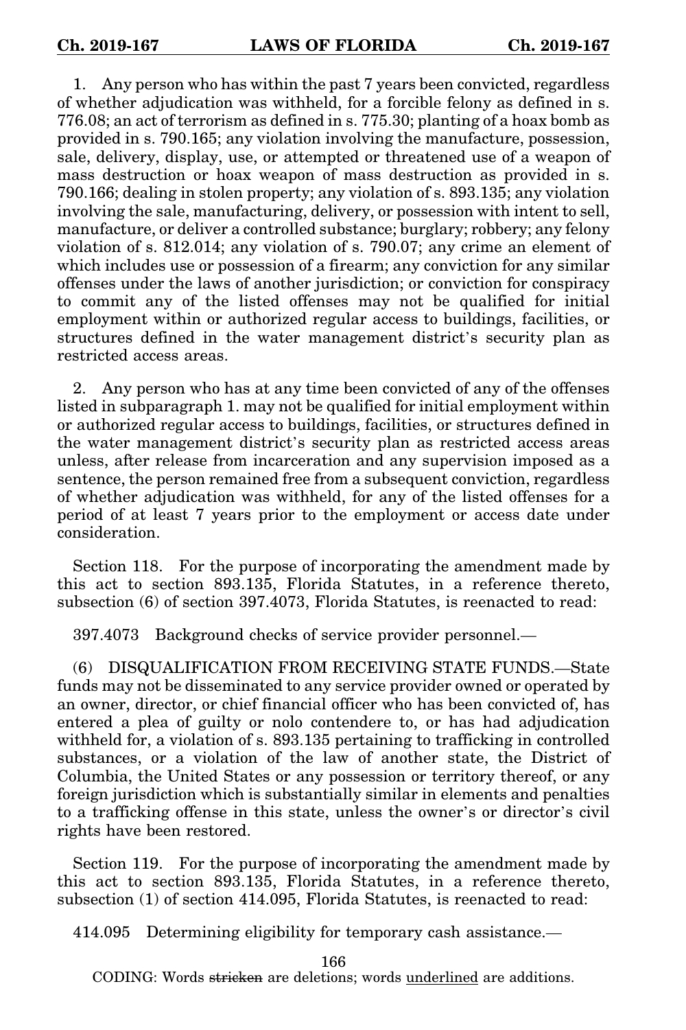1. Any person who has within the past 7 years been convicted, regardless of whether adjudication was withheld, for a forcible felony as defined in s. 776.08; an act of terrorism as defined in s. 775.30; planting of a hoax bomb as provided in s. 790.165; any violation involving the manufacture, possession, sale, delivery, display, use, or attempted or threatened use of a weapon of mass destruction or hoax weapon of mass destruction as provided in s. 790.166; dealing in stolen property; any violation of s. 893.135; any violation involving the sale, manufacturing, delivery, or possession with intent to sell, manufacture, or deliver a controlled substance; burglary; robbery; any felony violation of s. 812.014; any violation of s. 790.07; any crime an element of which includes use or possession of a firearm; any conviction for any similar offenses under the laws of another jurisdiction; or conviction for conspiracy to commit any of the listed offenses may not be qualified for initial employment within or authorized regular access to buildings, facilities, or structures defined in the water management district's security plan as restricted access areas.

2. Any person who has at any time been convicted of any of the offenses listed in subparagraph 1. may not be qualified for initial employment within or authorized regular access to buildings, facilities, or structures defined in the water management district's security plan as restricted access areas unless, after release from incarceration and any supervision imposed as a sentence, the person remained free from a subsequent conviction, regardless of whether adjudication was withheld, for any of the listed offenses for a period of at least 7 years prior to the employment or access date under consideration.

Section 118. For the purpose of incorporating the amendment made by this act to section 893.135, Florida Statutes, in a reference thereto, subsection (6) of section 397.4073, Florida Statutes, is reenacted to read:

397.4073 Background checks of service provider personnel.—

(6) DISQUALIFICATION FROM RECEIVING STATE FUNDS.—State funds may not be disseminated to any service provider owned or operated by an owner, director, or chief financial officer who has been convicted of, has entered a plea of guilty or nolo contendere to, or has had adjudication withheld for, a violation of s. 893.135 pertaining to trafficking in controlled substances, or a violation of the law of another state, the District of Columbia, the United States or any possession or territory thereof, or any foreign jurisdiction which is substantially similar in elements and penalties to a trafficking offense in this state, unless the owner's or director's civil rights have been restored.

Section 119. For the purpose of incorporating the amendment made by this act to section 893.135, Florida Statutes, in a reference thereto, subsection (1) of section 414.095, Florida Statutes, is reenacted to read:

414.095 Determining eligibility for temporary cash assistance.—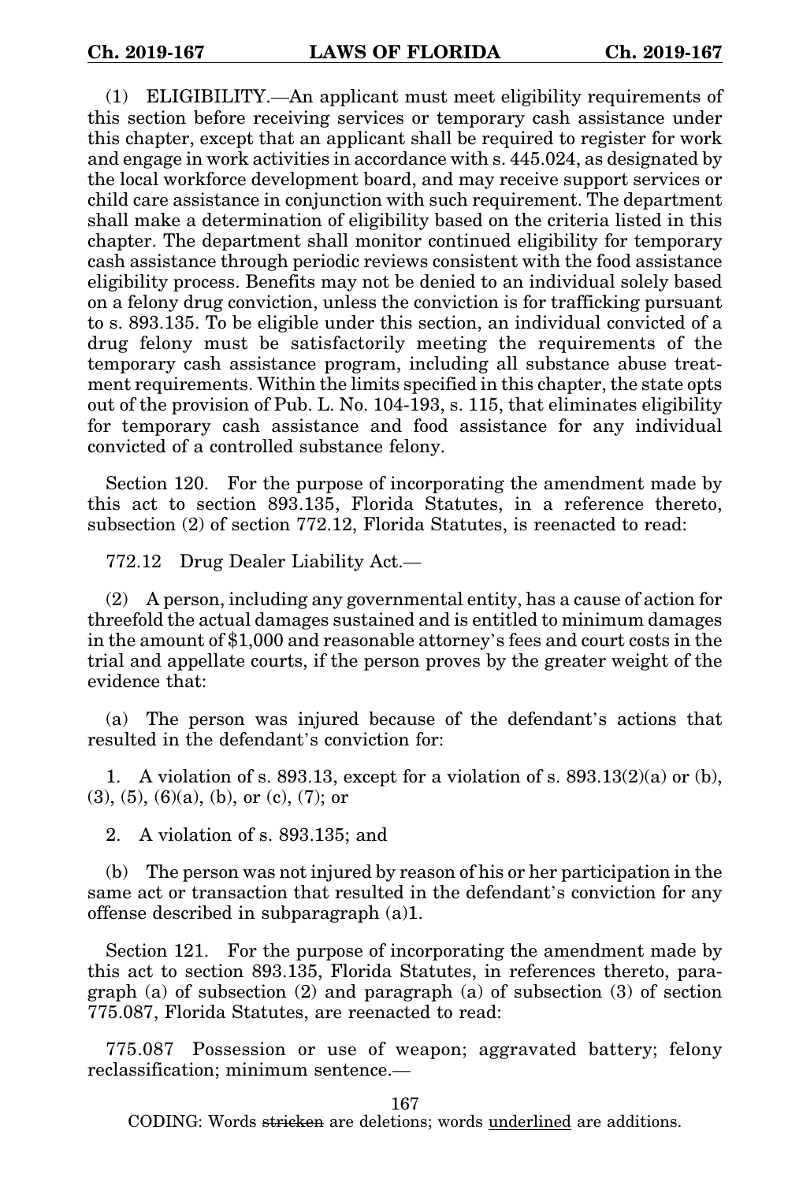(1) ELIGIBILITY.—An applicant must meet eligibility requirements of this section before receiving services or temporary cash assistance under this chapter, except that an applicant shall be required to register for work and engage in work activities in accordance with s. 445.024, as designated by the local workforce development board, and may receive support services or child care assistance in conjunction with such requirement. The department shall make a determination of eligibility based on the criteria listed in this chapter. The department shall monitor continued eligibility for temporary cash assistance through periodic reviews consistent with the food assistance eligibility process. Benefits may not be denied to an individual solely based on a felony drug conviction, unless the conviction is for trafficking pursuant to s. 893.135. To be eligible under this section, an individual convicted of a drug felony must be satisfactorily meeting the requirements of the temporary cash assistance program, including all substance abuse treatment requirements. Within the limits specified in this chapter, the state opts out of the provision of Pub. L. No. 104-193, s. 115, that eliminates eligibility for temporary cash assistance and food assistance for any individual convicted of a controlled substance felony.

Section 120. For the purpose of incorporating the amendment made by this act to section 893.135, Florida Statutes, in a reference thereto, subsection (2) of section 772.12, Florida Statutes, is reenacted to read:

772.12 Drug Dealer Liability Act.—

(2) A person, including any governmental entity, has a cause of action for threefold the actual damages sustained and is entitled to minimum damages in the amount of $1,000 and reasonable attorney's fees and court costs in the trial and appellate courts, if the person proves by the greater weight of the evidence that:

(a) The person was injured because of the defendant's actions that resulted in the defendant's conviction for:

1. A violation of s. 893.13, except for a violation of s. 893.13(2)(a) or (b), (3), (5), (6)(a), (b), or (c), (7); or

2. A violation of s. 893.135; and

(b) The person was not injured by reason of his or her participation in the same act or transaction that resulted in the defendant's conviction for any offense described in subparagraph (a)1.

Section 121. For the purpose of incorporating the amendment made by this act to section 893.135, Florida Statutes, in references thereto, paragraph (a) of subsection (2) and paragraph (a) of subsection (3) of section 775.087, Florida Statutes, are reenacted to read:

775.087 Possession or use of weapon; aggravated battery; felony reclassification; minimum sentence.—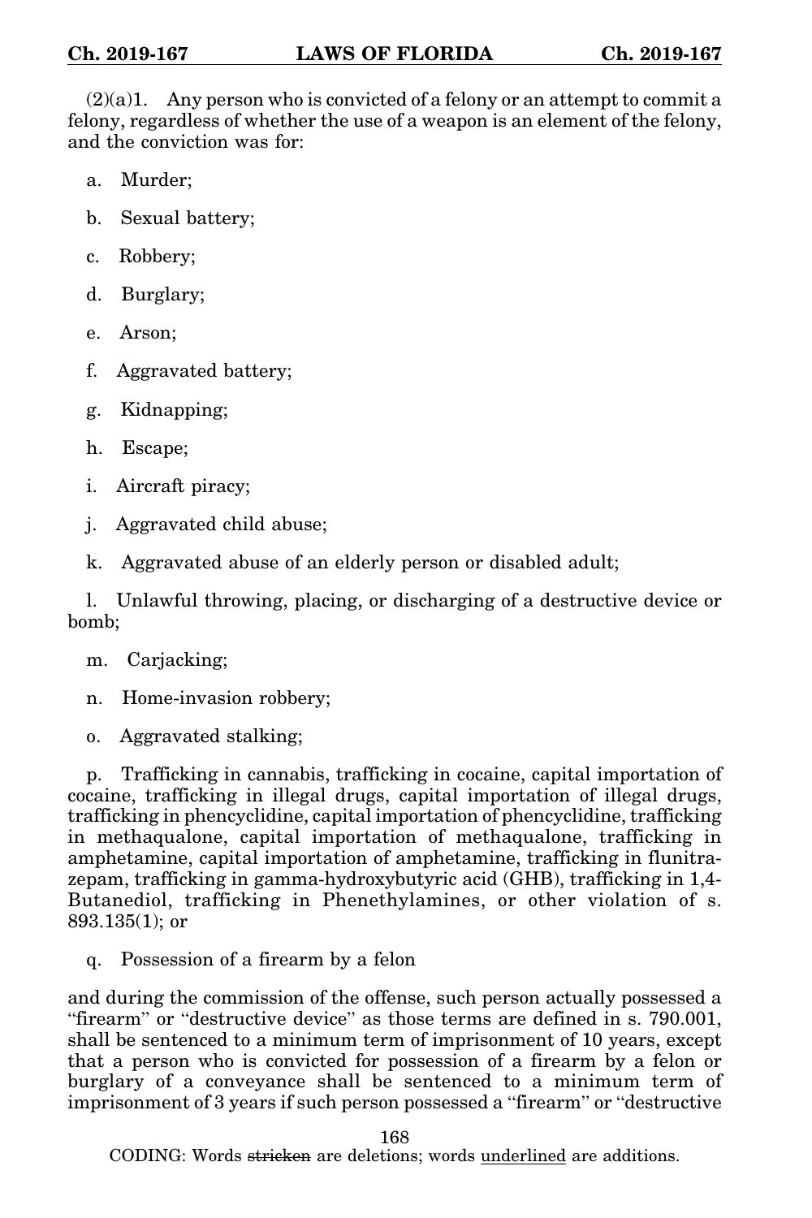(2)(a)1. Any person who is convicted of a felony or an attempt to commit a felony, regardless of whether the use of a weapon is an element of the felony, and the conviction was for:

a. Murder;

b. Sexual battery;

c. Robbery;

d. Burglary;

e. Arson;

f. Aggravated battery;

g. Kidnapping;

h. Escape;

i. Aircraft piracy;

j. Aggravated child abuse;

k. Aggravated abuse of an elderly person or disabled adult;

l. Unlawful throwing, placing, or discharging of a destructive device or bomb;

m. Carjacking;

n. Home-invasion robbery;

o. Aggravated stalking;

p. Trafficking in cannabis, trafficking in cocaine, capital importation of cocaine, trafficking in illegal drugs, capital importation of illegal drugs, trafficking in phencyclidine, capital importation of phencyclidine, trafficking in methaqualone, capital importation of methaqualone, trafficking in amphetamine, capital importation of amphetamine, trafficking in flunitrazepam, trafficking in gamma-hydroxybutyric acid (GHB), trafficking in 1,4-Butanediol, trafficking in Phenethylamines, or other violation of s. 893.135(1); or

q. Possession of a firearm by a felon

and during the commission of the offense, such person actually possessed a "firearm" or "destructive device" as those terms are defined in s. 790.001, shall be sentenced to a minimum term of imprisonment of 10 years, except that a person who is convicted for possession of a firearm by a felon or burglary of a conveyance shall be sentenced to a minimum term of imprisonment of 3 years if such person possessed a "firearm" or "destructive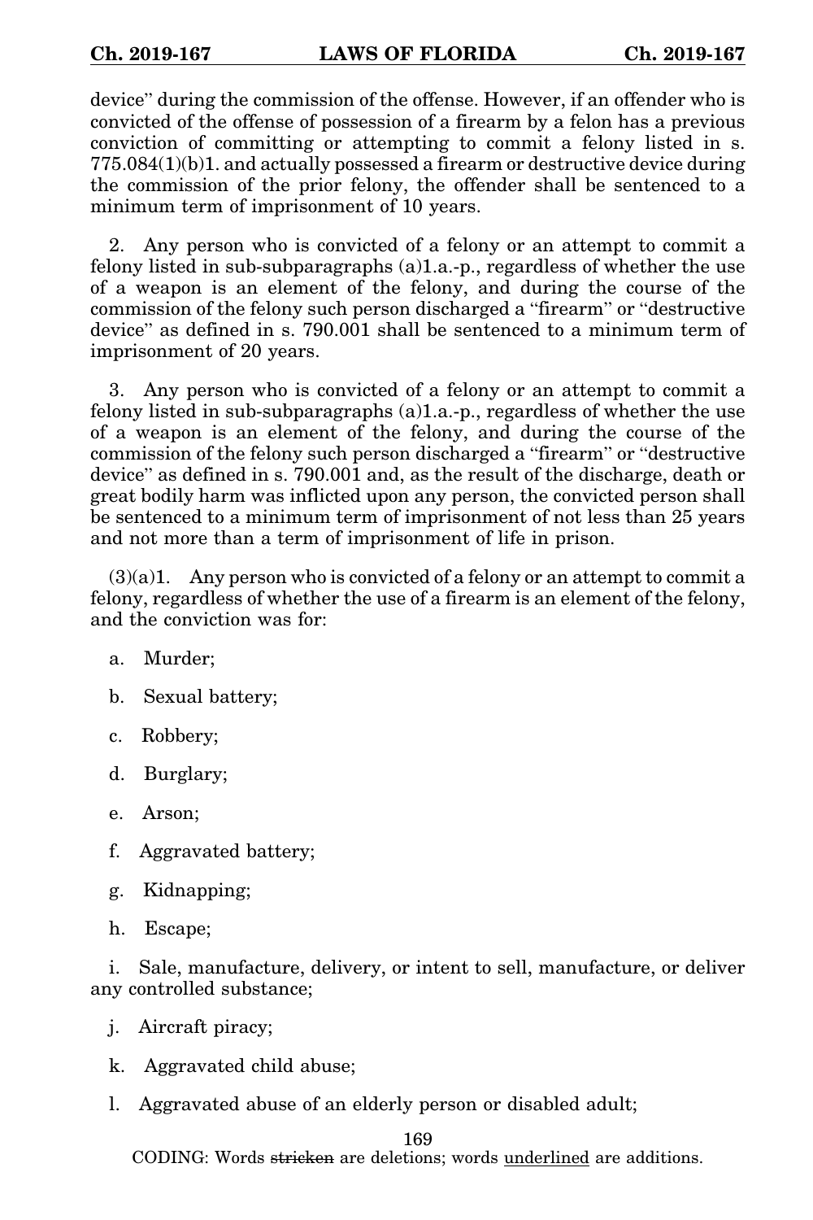device" during the commission of the offense. However, if an offender who is convicted of the offense of possession of a firearm by a felon has a previous conviction of committing or attempting to commit a felony listed in s. 775.084(1)(b)1. and actually possessed a firearm or destructive device during the commission of the prior felony, the offender shall be sentenced to a minimum term of imprisonment of 10 years.

2. Any person who is convicted of a felony or an attempt to commit a felony listed in sub-subparagraphs (a)1.a.-p., regardless of whether the use of a weapon is an element of the felony, and during the course of the commission of the felony such person discharged a "firearm" or "destructive device" as defined in s. 790.001 shall be sentenced to a minimum term of imprisonment of 20 years.

3. Any person who is convicted of a felony or an attempt to commit a felony listed in sub-subparagraphs (a)1.a.-p., regardless of whether the use of a weapon is an element of the felony, and during the course of the commission of the felony such person discharged a "firearm" or "destructive device" as defined in s. 790.001 and, as the result of the discharge, death or great bodily harm was inflicted upon any person, the convicted person shall be sentenced to a minimum term of imprisonment of not less than 25 years and not more than a term of imprisonment of life in prison.

(3)(a)1. Any person who is convicted of a felony or an attempt to commit a felony, regardless of whether the use of a firearm is an element of the felony, and the conviction was for:

a. Murder;

b. Sexual battery;

c. Robbery;

d. Burglary;

e. Arson;

f. Aggravated battery;

g. Kidnapping;

h. Escape;

i. Sale, manufacture, delivery, or intent to sell, manufacture, or deliver any controlled substance;

j. Aircraft piracy;

k. Aggravated child abuse;

l. Aggravated abuse of an elderly person or disabled adult;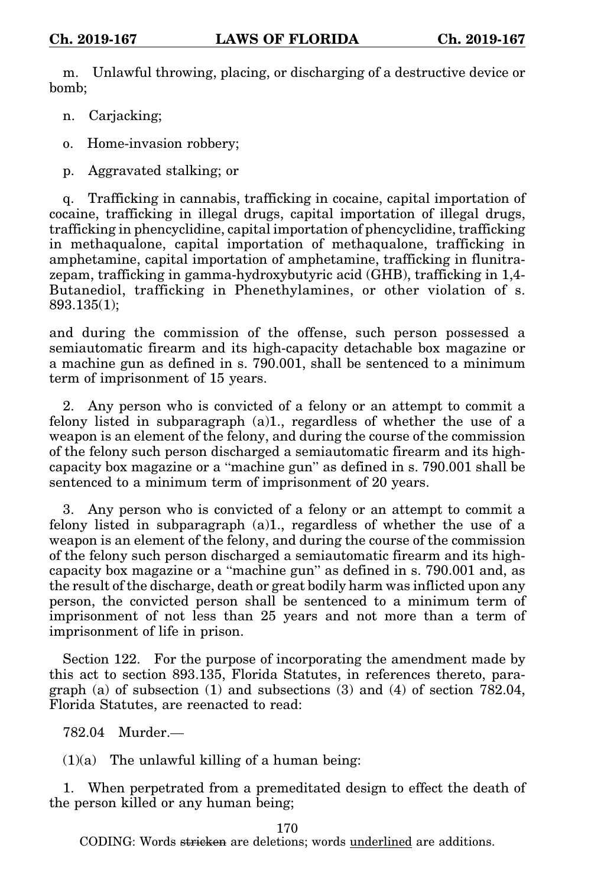m. Unlawful throwing, placing, or discharging of a destructive device or bomb;

n. Carjacking;

o. Home-invasion robbery;

p. Aggravated stalking; or

q. Trafficking in cannabis, trafficking in cocaine, capital importation of cocaine, trafficking in illegal drugs, capital importation of illegal drugs, trafficking in phencyclidine, capital importation of phencyclidine, trafficking in methaqualone, capital importation of methaqualone, trafficking in amphetamine, capital importation of amphetamine, trafficking in flunitrazepam, trafficking in gamma-hydroxybutyric acid (GHB), trafficking in 1,4-Butanediol, trafficking in Phenethylamines, or other violation of s. 893.135(1);

and during the commission of the offense, such person possessed a semiautomatic firearm and its high-capacity detachable box magazine or a machine gun as defined in s. 790.001, shall be sentenced to a minimum term of imprisonment of 15 years.

2. Any person who is convicted of a felony or an attempt to commit a felony listed in subparagraph (a)1., regardless of whether the use of a weapon is an element of the felony, and during the course of the commission of the felony such person discharged a semiautomatic firearm and its high-capacity box magazine or a "machine gun" as defined in s. 790.001 shall be sentenced to a minimum term of imprisonment of 20 years.

3. Any person who is convicted of a felony or an attempt to commit a felony listed in subparagraph (a)1., regardless of whether the use of a weapon is an element of the felony, and during the course of the commission of the felony such person discharged a semiautomatic firearm and its high-capacity box magazine or a "machine gun" as defined in s. 790.001 and, as the result of the discharge, death or great bodily harm was inflicted upon any person, the convicted person shall be sentenced to a minimum term of imprisonment of not less than 25 years and not more than a term of imprisonment of life in prison.

Section 122. For the purpose of incorporating the amendment made by this act to section 893.135, Florida Statutes, in references thereto, paragraph (a) of subsection (1) and subsections (3) and (4) of section 782.04, Florida Statutes, are reenacted to read:

782.04 Murder.—

(1)(a) The unlawful killing of a human being:

1. When perpetrated from a premeditated design to effect the death of the person killed or any human being;

CODING: Words ~~stricken~~ are deletions; words underlined are additions.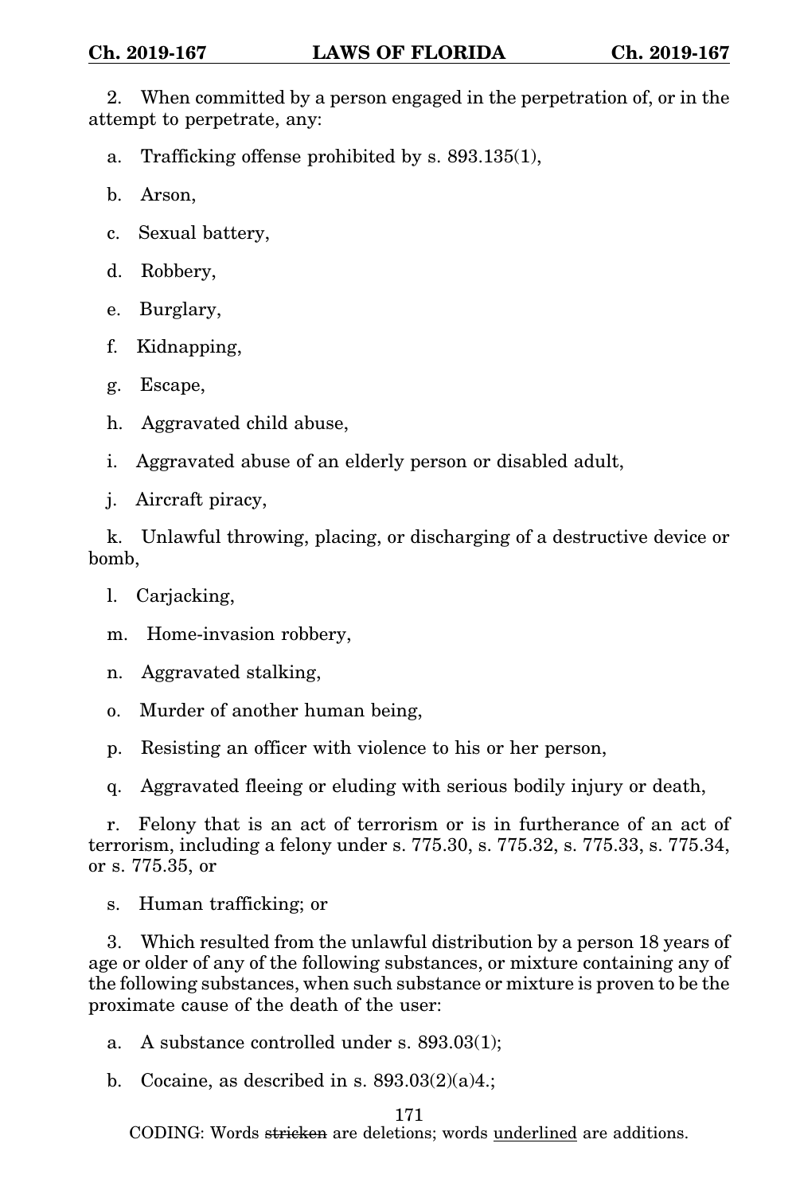2. When committed by a person engaged in the perpetration of, or in the attempt to perpetrate, any:

a. Trafficking offense prohibited by s. 893.135(1),

b. Arson,

c. Sexual battery,

d. Robbery,

e. Burglary,

f. Kidnapping,

g. Escape,

h. Aggravated child abuse,

i. Aggravated abuse of an elderly person or disabled adult,

j. Aircraft piracy,

k. Unlawful throwing, placing, or discharging of a destructive device or bomb,

l. Carjacking,

m. Home-invasion robbery,

n. Aggravated stalking,

o. Murder of another human being,

p. Resisting an officer with violence to his or her person,

q. Aggravated fleeing or eluding with serious bodily injury or death,

r. Felony that is an act of terrorism or is in furtherance of an act of terrorism, including a felony under s. 775.30, s. 775.32, s. 775.33, s. 775.34, or s. 775.35, or

s. Human trafficking; or

3. Which resulted from the unlawful distribution by a person 18 years of age or older of any of the following substances, or mixture containing any of the following substances, when such substance or mixture is proven to be the proximate cause of the death of the user:

a. A substance controlled under s. 893.03(1);

b. Cocaine, as described in s. 893.03(2)(a)4.;

CODING: Words ~~stricken~~ are deletions; words <u>underlined</u> are additions.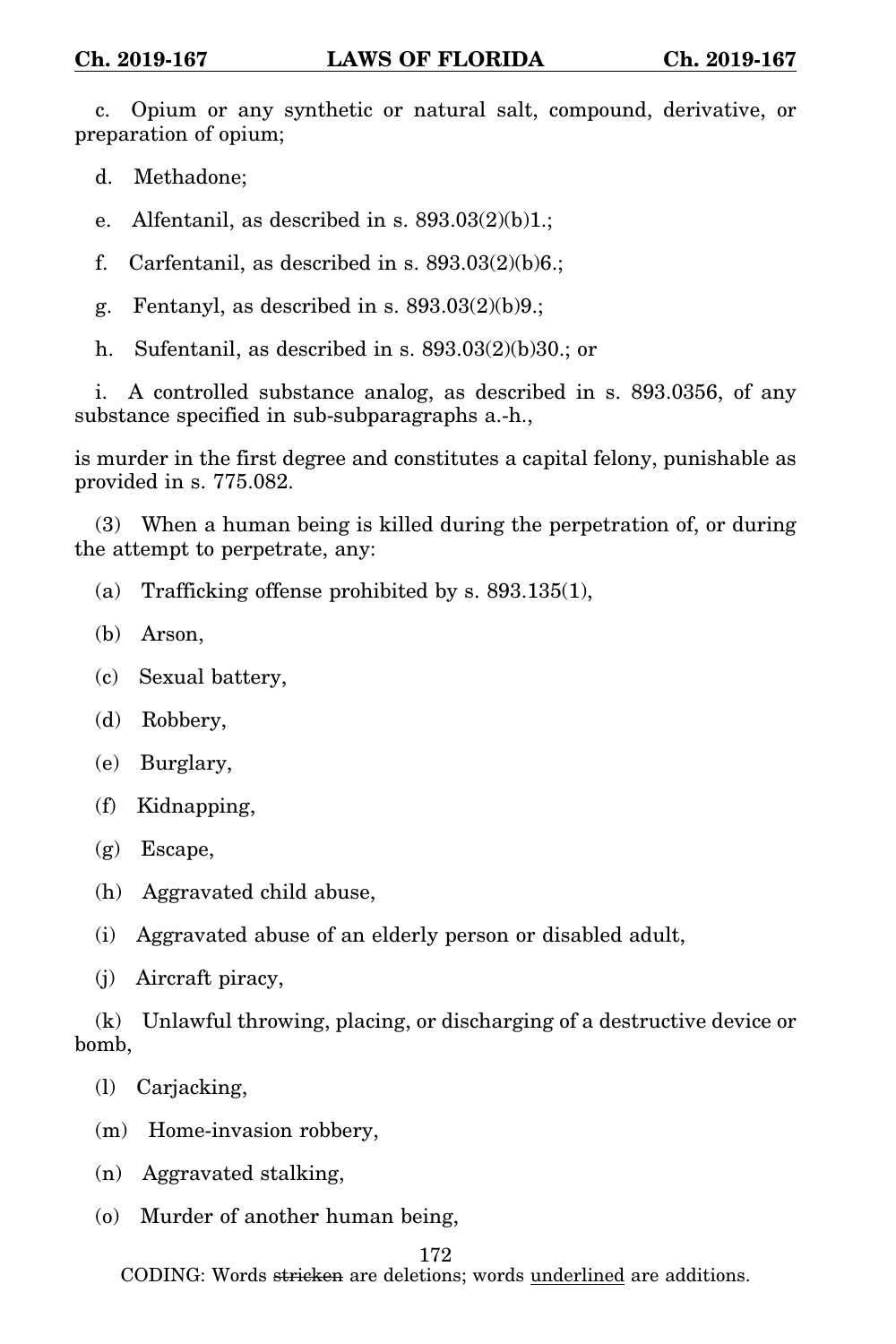c. Opium or any synthetic or natural salt, compound, derivative, or preparation of opium;

d. Methadone;

e. Alfentanil, as described in s. 893.03(2)(b)1.;

f. Carfentanil, as described in s. 893.03(2)(b)6.;

g. Fentanyl, as described in s. 893.03(2)(b)9.;

h. Sufentanil, as described in s. 893.03(2)(b)30.; or

i. A controlled substance analog, as described in s. 893.0356, of any substance specified in sub-subparagraphs a.-h.,

is murder in the first degree and constitutes a capital felony, punishable as provided in s. 775.082.

(3) When a human being is killed during the perpetration of, or during the attempt to perpetrate, any:

(a) Trafficking offense prohibited by s. 893.135(1),

(b) Arson,

(c) Sexual battery,

(d) Robbery,

(e) Burglary,

(f) Kidnapping,

(g) Escape,

(h) Aggravated child abuse,

(i) Aggravated abuse of an elderly person or disabled adult,

(j) Aircraft piracy,

(k) Unlawful throwing, placing, or discharging of a destructive device or bomb,

(l) Carjacking,

(m) Home-invasion robbery,

(n) Aggravated stalking,

(o) Murder of another human being,

CODING: Words ~~stricken~~ are deletions; words <u>underlined</u> are additions.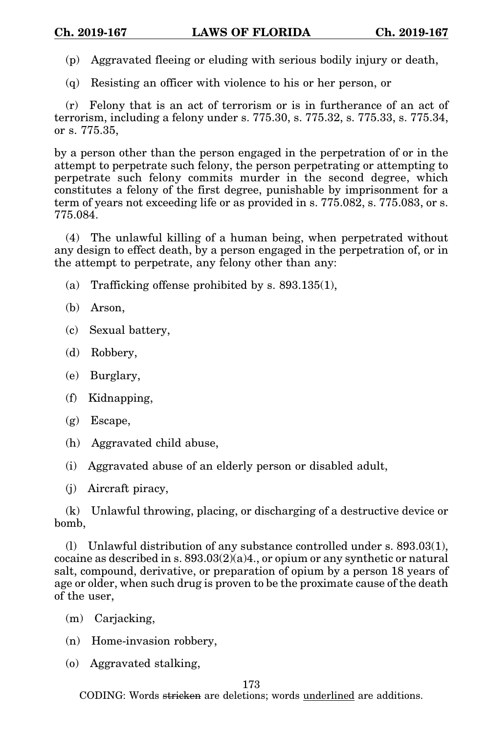(p) Aggravated fleeing or eluding with serious bodily injury or death,

(q) Resisting an officer with violence to his or her person, or

(r) Felony that is an act of terrorism or is in furtherance of an act of terrorism, including a felony under s. 775.30, s. 775.32, s. 775.33, s. 775.34, or s. 775.35,

by a person other than the person engaged in the perpetration of or in the attempt to perpetrate such felony, the person perpetrating or attempting to perpetrate such felony commits murder in the second degree, which constitutes a felony of the first degree, punishable by imprisonment for a term of years not exceeding life or as provided in s. 775.082, s. 775.083, or s. 775.084.

(4) The unlawful killing of a human being, when perpetrated without any design to effect death, by a person engaged in the perpetration of, or in the attempt to perpetrate, any felony other than any:

(a) Trafficking offense prohibited by s. 893.135(1),

(b) Arson,

(c) Sexual battery,

(d) Robbery,

(e) Burglary,

(f) Kidnapping,

(g) Escape,

(h) Aggravated child abuse,

(i) Aggravated abuse of an elderly person or disabled adult,

(j) Aircraft piracy,

(k) Unlawful throwing, placing, or discharging of a destructive device or bomb,

(l) Unlawful distribution of any substance controlled under s. 893.03(1), cocaine as described in s. 893.03(2)(a)4., or opium or any synthetic or natural salt, compound, derivative, or preparation of opium by a person 18 years of age or older, when such drug is proven to be the proximate cause of the death of the user,

(m) Carjacking,

(n) Home-invasion robbery,

(o) Aggravated stalking,

CODING: Words ~~stricken~~ are deletions; words <u>underlined</u> are additions.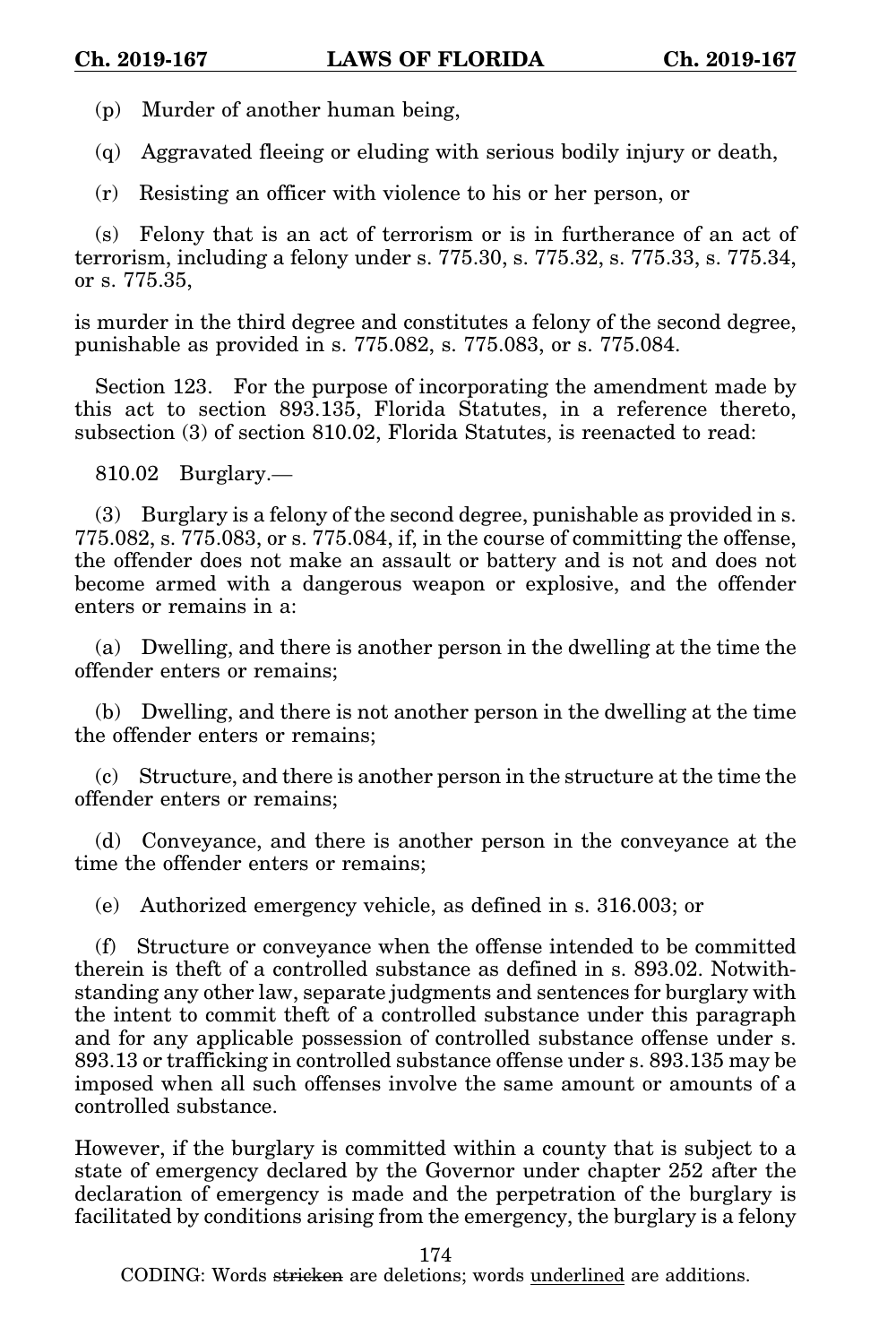(p) Murder of another human being,

(q) Aggravated fleeing or eluding with serious bodily injury or death,

(r) Resisting an officer with violence to his or her person, or

(s) Felony that is an act of terrorism or is in furtherance of an act of terrorism, including a felony under s. 775.30, s. 775.32, s. 775.33, s. 775.34, or s. 775.35,

is murder in the third degree and constitutes a felony of the second degree, punishable as provided in s. 775.082, s. 775.083, or s. 775.084.

Section 123. For the purpose of incorporating the amendment made by this act to section 893.135, Florida Statutes, in a reference thereto, subsection (3) of section 810.02, Florida Statutes, is reenacted to read:

810.02 Burglary.—

(3) Burglary is a felony of the second degree, punishable as provided in s. 775.082, s. 775.083, or s. 775.084, if, in the course of committing the offense, the offender does not make an assault or battery and is not and does not become armed with a dangerous weapon or explosive, and the offender enters or remains in a:

(a) Dwelling, and there is another person in the dwelling at the time the offender enters or remains;

(b) Dwelling, and there is not another person in the dwelling at the time the offender enters or remains;

(c) Structure, and there is another person in the structure at the time the offender enters or remains;

(d) Conveyance, and there is another person in the conveyance at the time the offender enters or remains;

(e) Authorized emergency vehicle, as defined in s. 316.003; or

(f) Structure or conveyance when the offense intended to be committed therein is theft of a controlled substance as defined in s. 893.02. Notwithstanding any other law, separate judgments and sentences for burglary with the intent to commit theft of a controlled substance under this paragraph and for any applicable possession of controlled substance offense under s. 893.13 or trafficking in controlled substance offense under s. 893.135 may be imposed when all such offenses involve the same amount or amounts of a controlled substance.

However, if the burglary is committed within a county that is subject to a state of emergency declared by the Governor under chapter 252 after the declaration of emergency is made and the perpetration of the burglary is facilitated by conditions arising from the emergency, the burglary is a felony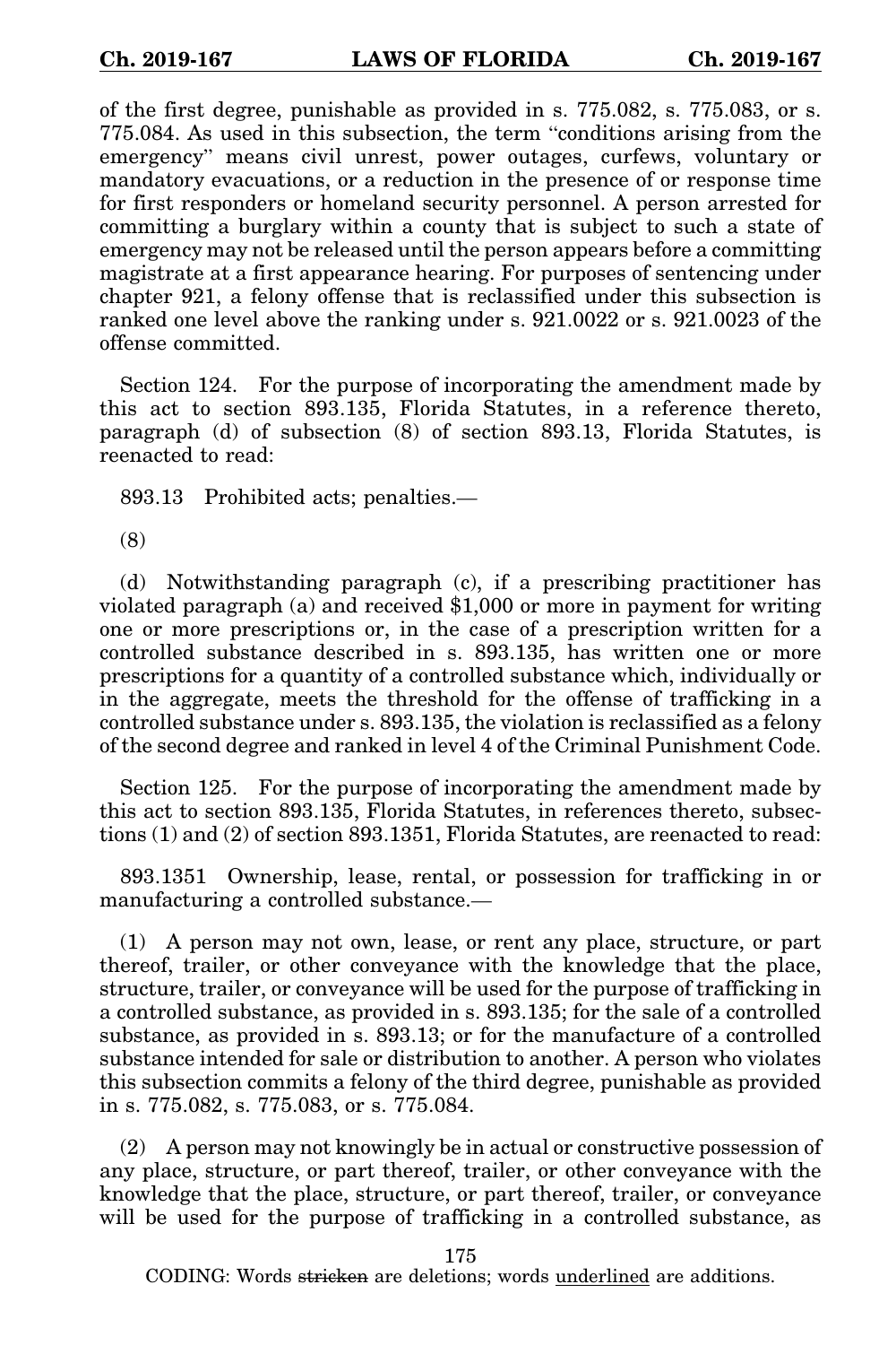of the first degree, punishable as provided in s. 775.082, s. 775.083, or s. 775.084. As used in this subsection, the term "conditions arising from the emergency" means civil unrest, power outages, curfews, voluntary or mandatory evacuations, or a reduction in the presence of or response time for first responders or homeland security personnel. A person arrested for committing a burglary within a county that is subject to such a state of emergency may not be released until the person appears before a committing magistrate at a first appearance hearing. For purposes of sentencing under chapter 921, a felony offense that is reclassified under this subsection is ranked one level above the ranking under s. 921.0022 or s. 921.0023 of the offense committed.

Section 124. For the purpose of incorporating the amendment made by this act to section 893.135, Florida Statutes, in a reference thereto, paragraph (d) of subsection (8) of section 893.13, Florida Statutes, is reenacted to read:

893.13 Prohibited acts; penalties.—

(8)

(d) Notwithstanding paragraph (c), if a prescribing practitioner has violated paragraph (a) and received $1,000 or more in payment for writing one or more prescriptions or, in the case of a prescription written for a controlled substance described in s. 893.135, has written one or more prescriptions for a quantity of a controlled substance which, individually or in the aggregate, meets the threshold for the offense of trafficking in a controlled substance under s. 893.135, the violation is reclassified as a felony of the second degree and ranked in level 4 of the Criminal Punishment Code.

Section 125. For the purpose of incorporating the amendment made by this act to section 893.135, Florida Statutes, in references thereto, subsections (1) and (2) of section 893.1351, Florida Statutes, are reenacted to read:

893.1351 Ownership, lease, rental, or possession for trafficking in or manufacturing a controlled substance.—

(1) A person may not own, lease, or rent any place, structure, or part thereof, trailer, or other conveyance with the knowledge that the place, structure, trailer, or conveyance will be used for the purpose of trafficking in a controlled substance, as provided in s. 893.135; for the sale of a controlled substance, as provided in s. 893.13; or for the manufacture of a controlled substance intended for sale or distribution to another. A person who violates this subsection commits a felony of the third degree, punishable as provided in s. 775.082, s. 775.083, or s. 775.084.

(2) A person may not knowingly be in actual or constructive possession of any place, structure, or part thereof, trailer, or other conveyance with the knowledge that the place, structure, or part thereof, trailer, or conveyance will be used for the purpose of trafficking in a controlled substance, as

CODING: Words ~~stricken~~ are deletions; words <u>underlined</u> are additions.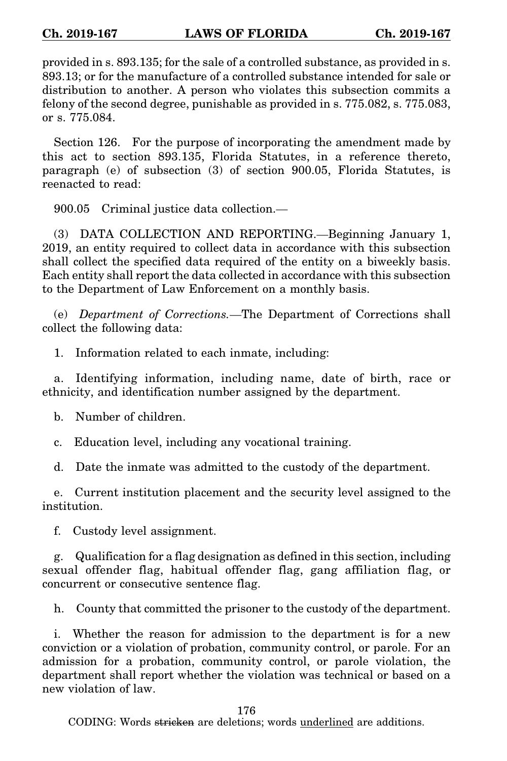provided in s. 893.135; for the sale of a controlled substance, as provided in s. 893.13; or for the manufacture of a controlled substance intended for sale or distribution to another. A person who violates this subsection commits a felony of the second degree, punishable as provided in s. 775.082, s. 775.083, or s. 775.084.

Section 126. For the purpose of incorporating the amendment made by this act to section 893.135, Florida Statutes, in a reference thereto, paragraph (e) of subsection (3) of section 900.05, Florida Statutes, is reenacted to read:

900.05 Criminal justice data collection.—

(3) DATA COLLECTION AND REPORTING.—Beginning January 1, 2019, an entity required to collect data in accordance with this subsection shall collect the specified data required of the entity on a biweekly basis. Each entity shall report the data collected in accordance with this subsection to the Department of Law Enforcement on a monthly basis.

(e) *Department of Corrections.*—The Department of Corrections shall collect the following data:

1. Information related to each inmate, including:

a. Identifying information, including name, date of birth, race or ethnicity, and identification number assigned by the department.

b. Number of children.

c. Education level, including any vocational training.

d. Date the inmate was admitted to the custody of the department.

e. Current institution placement and the security level assigned to the institution.

f. Custody level assignment.

g. Qualification for a flag designation as defined in this section, including sexual offender flag, habitual offender flag, gang affiliation flag, or concurrent or consecutive sentence flag.

h. County that committed the prisoner to the custody of the department.

i. Whether the reason for admission to the department is for a new conviction or a violation of probation, community control, or parole. For an admission for a probation, community control, or parole violation, the department shall report whether the violation was technical or based on a new violation of law.

CODING: Words ~~stricken~~ are deletions; words underlined are additions.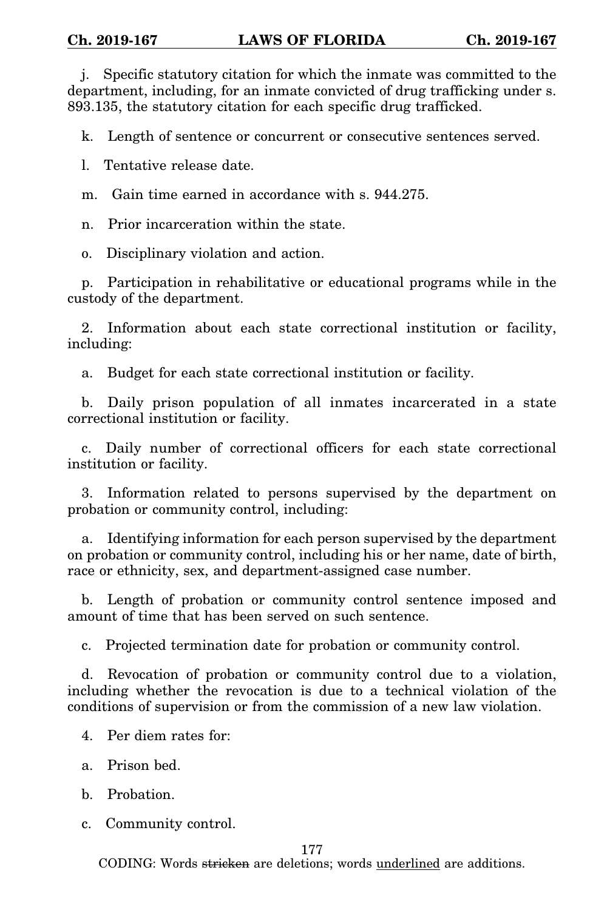j. Specific statutory citation for which the inmate was committed to the department, including, for an inmate convicted of drug trafficking under s. 893.135, the statutory citation for each specific drug trafficked.

k. Length of sentence or concurrent or consecutive sentences served.

l. Tentative release date.

m. Gain time earned in accordance with s. 944.275.

n. Prior incarceration within the state.

o. Disciplinary violation and action.

p. Participation in rehabilitative or educational programs while in the custody of the department.

2. Information about each state correctional institution or facility, including:

a. Budget for each state correctional institution or facility.

b. Daily prison population of all inmates incarcerated in a state correctional institution or facility.

c. Daily number of correctional officers for each state correctional institution or facility.

3. Information related to persons supervised by the department on probation or community control, including:

a. Identifying information for each person supervised by the department on probation or community control, including his or her name, date of birth, race or ethnicity, sex, and department-assigned case number.

b. Length of probation or community control sentence imposed and amount of time that has been served on such sentence.

c. Projected termination date for probation or community control.

d. Revocation of probation or community control due to a violation, including whether the revocation is due to a technical violation of the conditions of supervision or from the commission of a new law violation.

4. Per diem rates for:

a. Prison bed.

b. Probation.

c. Community control.

CODING: Words ~~stricken~~ are deletions; words underlined are additions.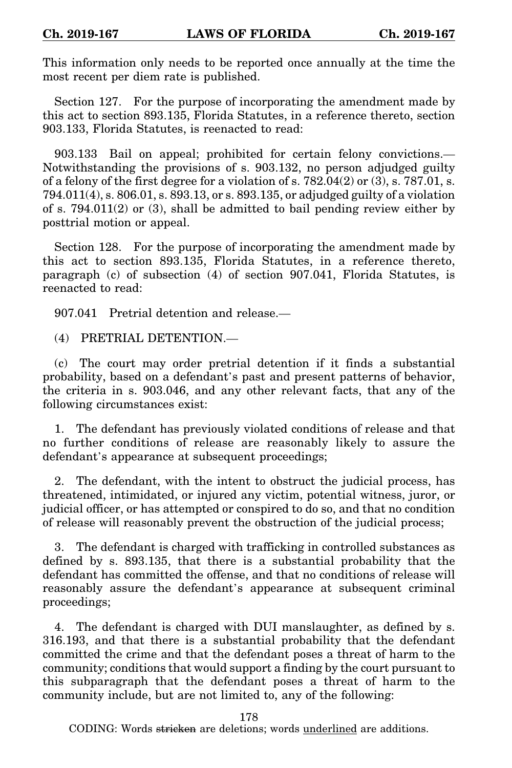This information only needs to be reported once annually at the time the most recent per diem rate is published.

Section 127. For the purpose of incorporating the amendment made by this act to section 893.135, Florida Statutes, in a reference thereto, section 903.133, Florida Statutes, is reenacted to read:

903.133 Bail on appeal; prohibited for certain felony convictions.—Notwithstanding the provisions of s. 903.132, no person adjudged guilty of a felony of the first degree for a violation of s. 782.04(2) or (3), s. 787.01, s. 794.011(4), s. 806.01, s. 893.13, or s. 893.135, or adjudged guilty of a violation of s. 794.011(2) or (3), shall be admitted to bail pending review either by posttrial motion or appeal.

Section 128. For the purpose of incorporating the amendment made by this act to section 893.135, Florida Statutes, in a reference thereto, paragraph (c) of subsection (4) of section 907.041, Florida Statutes, is reenacted to read:

907.041 Pretrial detention and release.—

(4) PRETRIAL DETENTION.—

(c) The court may order pretrial detention if it finds a substantial probability, based on a defendant's past and present patterns of behavior, the criteria in s. 903.046, and any other relevant facts, that any of the following circumstances exist:

1. The defendant has previously violated conditions of release and that no further conditions of release are reasonably likely to assure the defendant's appearance at subsequent proceedings;

2. The defendant, with the intent to obstruct the judicial process, has threatened, intimidated, or injured any victim, potential witness, juror, or judicial officer, or has attempted or conspired to do so, and that no condition of release will reasonably prevent the obstruction of the judicial process;

3. The defendant is charged with trafficking in controlled substances as defined by s. 893.135, that there is a substantial probability that the defendant has committed the offense, and that no conditions of release will reasonably assure the defendant's appearance at subsequent criminal proceedings;

4. The defendant is charged with DUI manslaughter, as defined by s. 316.193, and that there is a substantial probability that the defendant committed the crime and that the defendant poses a threat of harm to the community; conditions that would support a finding by the court pursuant to this subparagraph that the defendant poses a threat of harm to the community include, but are not limited to, any of the following: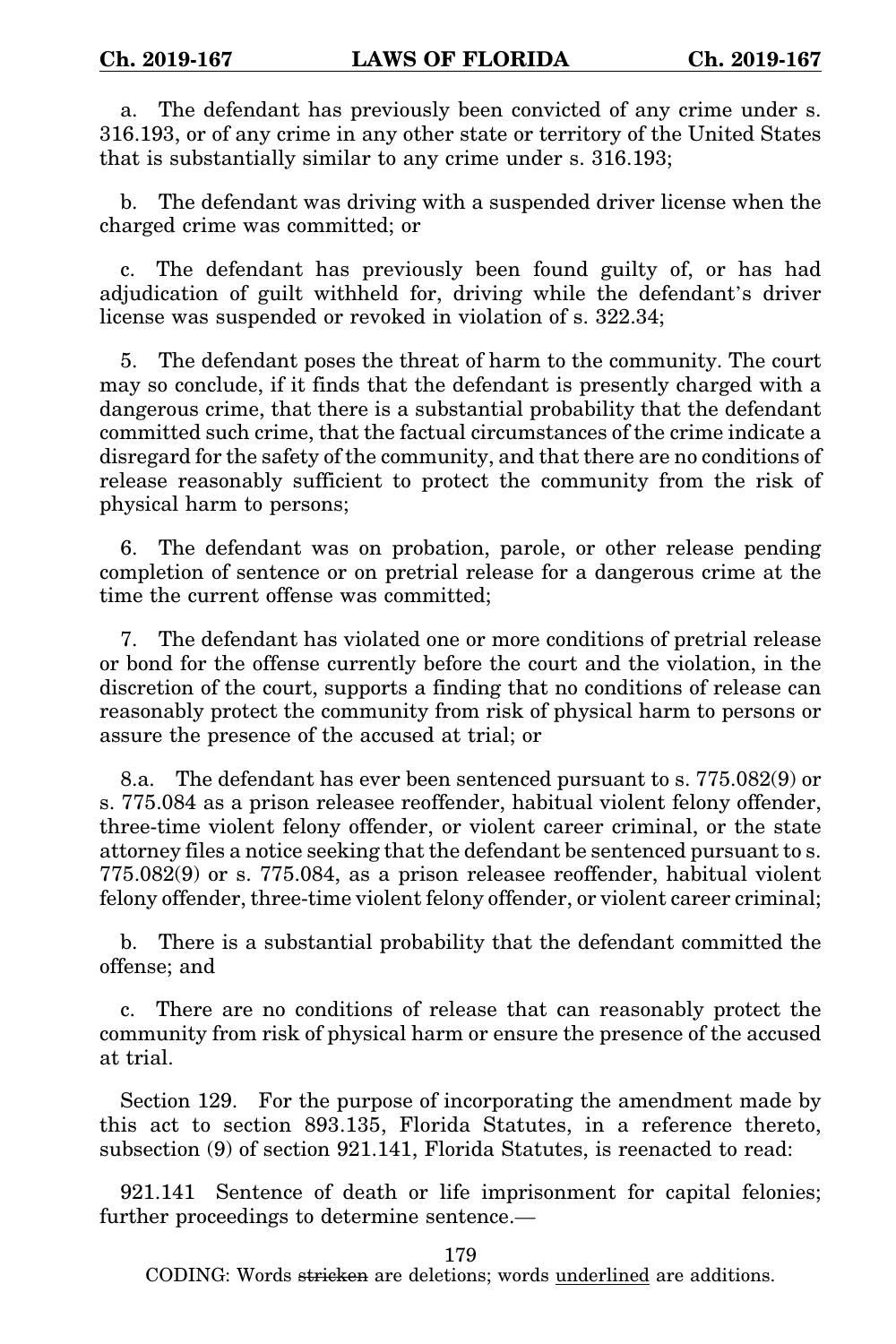a. The defendant has previously been convicted of any crime under s. 316.193, or of any crime in any other state or territory of the United States that is substantially similar to any crime under s. 316.193;

b. The defendant was driving with a suspended driver license when the charged crime was committed; or

c. The defendant has previously been found guilty of, or has had adjudication of guilt withheld for, driving while the defendant's driver license was suspended or revoked in violation of s. 322.34;

5. The defendant poses the threat of harm to the community. The court may so conclude, if it finds that the defendant is presently charged with a dangerous crime, that there is a substantial probability that the defendant committed such crime, that the factual circumstances of the crime indicate a disregard for the safety of the community, and that there are no conditions of release reasonably sufficient to protect the community from the risk of physical harm to persons;

6. The defendant was on probation, parole, or other release pending completion of sentence or on pretrial release for a dangerous crime at the time the current offense was committed;

7. The defendant has violated one or more conditions of pretrial release or bond for the offense currently before the court and the violation, in the discretion of the court, supports a finding that no conditions of release can reasonably protect the community from risk of physical harm to persons or assure the presence of the accused at trial; or

8.a. The defendant has ever been sentenced pursuant to s. 775.082(9) or s. 775.084 as a prison releasee reoffender, habitual violent felony offender, three-time violent felony offender, or violent career criminal, or the state attorney files a notice seeking that the defendant be sentenced pursuant to s. 775.082(9) or s. 775.084, as a prison releasee reoffender, habitual violent felony offender, three-time violent felony offender, or violent career criminal;

b. There is a substantial probability that the defendant committed the offense; and

c. There are no conditions of release that can reasonably protect the community from risk of physical harm or ensure the presence of the accused at trial.

Section 129. For the purpose of incorporating the amendment made by this act to section 893.135, Florida Statutes, in a reference thereto, subsection (9) of section 921.141, Florida Statutes, is reenacted to read:

921.141 Sentence of death or life imprisonment for capital felonies; further proceedings to determine sentence.—

CODING: Words ~~stricken~~ are deletions; words <u>underlined</u> are additions.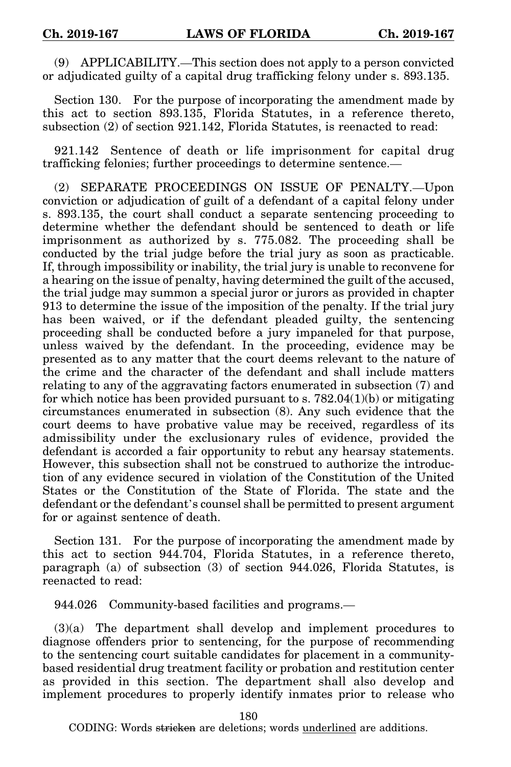(9) APPLICABILITY.—This section does not apply to a person convicted or adjudicated guilty of a capital drug trafficking felony under s. 893.135.

Section 130. For the purpose of incorporating the amendment made by this act to section 893.135, Florida Statutes, in a reference thereto, subsection (2) of section 921.142, Florida Statutes, is reenacted to read:

921.142 Sentence of death or life imprisonment for capital drug trafficking felonies; further proceedings to determine sentence.—

(2) SEPARATE PROCEEDINGS ON ISSUE OF PENALTY.—Upon conviction or adjudication of guilt of a defendant of a capital felony under s. 893.135, the court shall conduct a separate sentencing proceeding to determine whether the defendant should be sentenced to death or life imprisonment as authorized by s. 775.082. The proceeding shall be conducted by the trial judge before the trial jury as soon as practicable. If, through impossibility or inability, the trial jury is unable to reconvene for a hearing on the issue of penalty, having determined the guilt of the accused, the trial judge may summon a special juror or jurors as provided in chapter 913 to determine the issue of the imposition of the penalty. If the trial jury has been waived, or if the defendant pleaded guilty, the sentencing proceeding shall be conducted before a jury impaneled for that purpose, unless waived by the defendant. In the proceeding, evidence may be presented as to any matter that the court deems relevant to the nature of the crime and the character of the defendant and shall include matters relating to any of the aggravating factors enumerated in subsection (7) and for which notice has been provided pursuant to s. 782.04(1)(b) or mitigating circumstances enumerated in subsection (8). Any such evidence that the court deems to have probative value may be received, regardless of its admissibility under the exclusionary rules of evidence, provided the defendant is accorded a fair opportunity to rebut any hearsay statements. However, this subsection shall not be construed to authorize the introduction of any evidence secured in violation of the Constitution of the United States or the Constitution of the State of Florida. The state and the defendant or the defendant's counsel shall be permitted to present argument for or against sentence of death.

Section 131. For the purpose of incorporating the amendment made by this act to section 944.704, Florida Statutes, in a reference thereto, paragraph (a) of subsection (3) of section 944.026, Florida Statutes, is reenacted to read:

944.026 Community-based facilities and programs.—

(3)(a) The department shall develop and implement procedures to diagnose offenders prior to sentencing, for the purpose of recommending to the sentencing court suitable candidates for placement in a community-based residential drug treatment facility or probation and restitution center as provided in this section. The department shall also develop and implement procedures to properly identify inmates prior to release who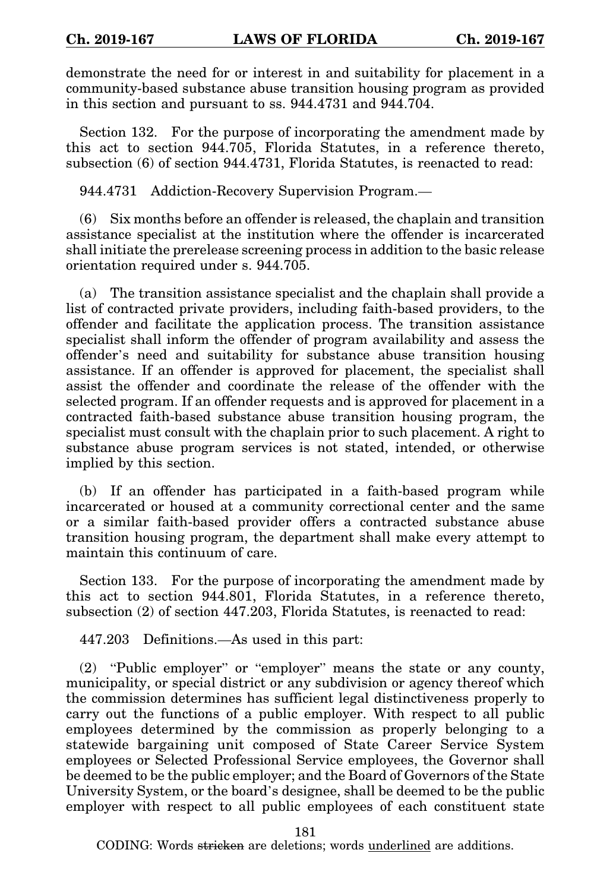demonstrate the need for or interest in and suitability for placement in a community-based substance abuse transition housing program as provided in this section and pursuant to ss. 944.4731 and 944.704.

Section 132. For the purpose of incorporating the amendment made by this act to section 944.705, Florida Statutes, in a reference thereto, subsection (6) of section 944.4731, Florida Statutes, is reenacted to read:

944.4731 Addiction-Recovery Supervision Program.—

(6) Six months before an offender is released, the chaplain and transition assistance specialist at the institution where the offender is incarcerated shall initiate the prerelease screening process in addition to the basic release orientation required under s. 944.705.

(a) The transition assistance specialist and the chaplain shall provide a list of contracted private providers, including faith-based providers, to the offender and facilitate the application process. The transition assistance specialist shall inform the offender of program availability and assess the offender's need and suitability for substance abuse transition housing assistance. If an offender is approved for placement, the specialist shall assist the offender and coordinate the release of the offender with the selected program. If an offender requests and is approved for placement in a contracted faith-based substance abuse transition housing program, the specialist must consult with the chaplain prior to such placement. A right to substance abuse program services is not stated, intended, or otherwise implied by this section.

(b) If an offender has participated in a faith-based program while incarcerated or housed at a community correctional center and the same or a similar faith-based provider offers a contracted substance abuse transition housing program, the department shall make every attempt to maintain this continuum of care.

Section 133. For the purpose of incorporating the amendment made by this act to section 944.801, Florida Statutes, in a reference thereto, subsection (2) of section 447.203, Florida Statutes, is reenacted to read:

447.203 Definitions.—As used in this part:

(2) "Public employer" or "employer" means the state or any county, municipality, or special district or any subdivision or agency thereof which the commission determines has sufficient legal distinctiveness properly to carry out the functions of a public employer. With respect to all public employees determined by the commission as properly belonging to a statewide bargaining unit composed of State Career Service System employees or Selected Professional Service employees, the Governor shall be deemed to be the public employer; and the Board of Governors of the State University System, or the board's designee, shall be deemed to be the public employer with respect to all public employees of each constituent state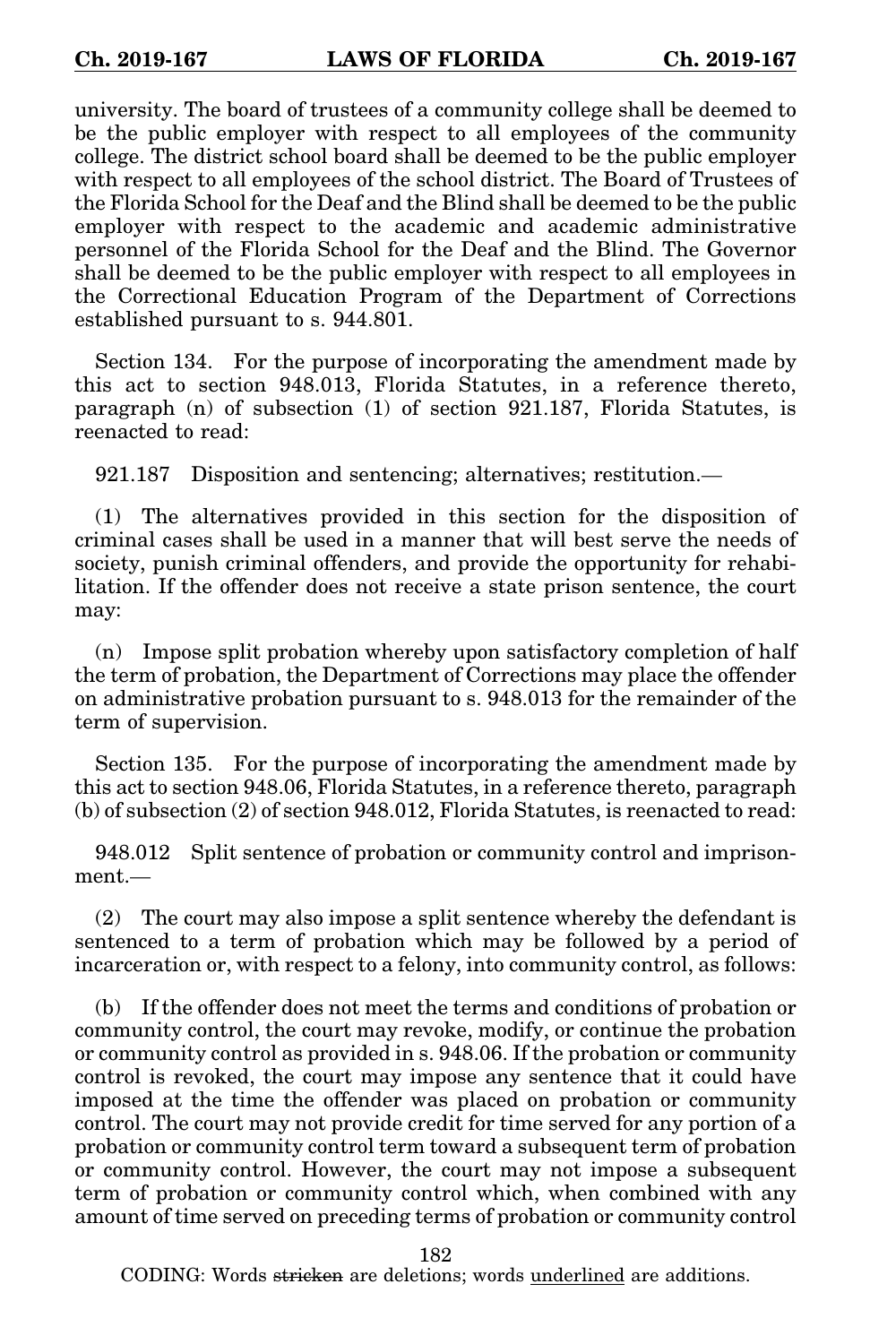university. The board of trustees of a community college shall be deemed to be the public employer with respect to all employees of the community college. The district school board shall be deemed to be the public employer with respect to all employees of the school district. The Board of Trustees of the Florida School for the Deaf and the Blind shall be deemed to be the public employer with respect to the academic and academic administrative personnel of the Florida School for the Deaf and the Blind. The Governor shall be deemed to be the public employer with respect to all employees in the Correctional Education Program of the Department of Corrections established pursuant to s. 944.801.

Section 134. For the purpose of incorporating the amendment made by this act to section 948.013, Florida Statutes, in a reference thereto, paragraph (n) of subsection (1) of section 921.187, Florida Statutes, is reenacted to read:

921.187 Disposition and sentencing; alternatives; restitution.—

(1) The alternatives provided in this section for the disposition of criminal cases shall be used in a manner that will best serve the needs of society, punish criminal offenders, and provide the opportunity for rehabilitation. If the offender does not receive a state prison sentence, the court may:

(n) Impose split probation whereby upon satisfactory completion of half the term of probation, the Department of Corrections may place the offender on administrative probation pursuant to s. 948.013 for the remainder of the term of supervision.

Section 135. For the purpose of incorporating the amendment made by this act to section 948.06, Florida Statutes, in a reference thereto, paragraph (b) of subsection (2) of section 948.012, Florida Statutes, is reenacted to read:

948.012 Split sentence of probation or community control and imprisonment.—

(2) The court may also impose a split sentence whereby the defendant is sentenced to a term of probation which may be followed by a period of incarceration or, with respect to a felony, into community control, as follows:

(b) If the offender does not meet the terms and conditions of probation or community control, the court may revoke, modify, or continue the probation or community control as provided in s. 948.06. If the probation or community control is revoked, the court may impose any sentence that it could have imposed at the time the offender was placed on probation or community control. The court may not provide credit for time served for any portion of a probation or community control term toward a subsequent term of probation or community control. However, the court may not impose a subsequent term of probation or community control which, when combined with any amount of time served on preceding terms of probation or community control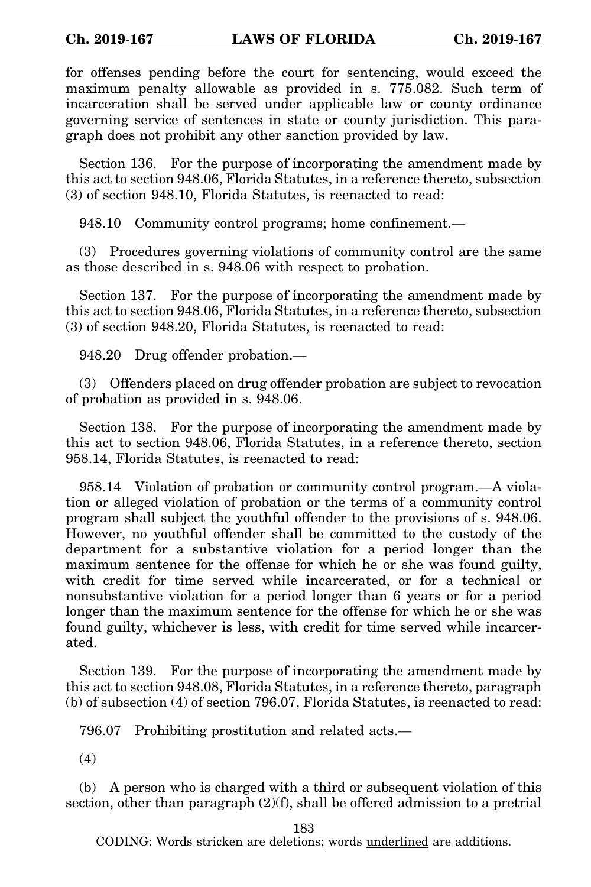for offenses pending before the court for sentencing, would exceed the maximum penalty allowable as provided in s. 775.082. Such term of incarceration shall be served under applicable law or county ordinance governing service of sentences in state or county jurisdiction. This paragraph does not prohibit any other sanction provided by law.

Section 136. For the purpose of incorporating the amendment made by this act to section 948.06, Florida Statutes, in a reference thereto, subsection (3) of section 948.10, Florida Statutes, is reenacted to read:

948.10 Community control programs; home confinement.—

(3) Procedures governing violations of community control are the same as those described in s. 948.06 with respect to probation.

Section 137. For the purpose of incorporating the amendment made by this act to section 948.06, Florida Statutes, in a reference thereto, subsection (3) of section 948.20, Florida Statutes, is reenacted to read:

948.20 Drug offender probation.—

(3) Offenders placed on drug offender probation are subject to revocation of probation as provided in s. 948.06.

Section 138. For the purpose of incorporating the amendment made by this act to section 948.06, Florida Statutes, in a reference thereto, section 958.14, Florida Statutes, is reenacted to read:

958.14 Violation of probation or community control program.—A violation or alleged violation of probation or the terms of a community control program shall subject the youthful offender to the provisions of s. 948.06. However, no youthful offender shall be committed to the custody of the department for a substantive violation for a period longer than the maximum sentence for the offense for which he or she was found guilty, with credit for time served while incarcerated, or for a technical or nonsubstantive violation for a period longer than 6 years or for a period longer than the maximum sentence for the offense for which he or she was found guilty, whichever is less, with credit for time served while incarcerated.

Section 139. For the purpose of incorporating the amendment made by this act to section 948.08, Florida Statutes, in a reference thereto, paragraph (b) of subsection (4) of section 796.07, Florida Statutes, is reenacted to read:

796.07 Prohibiting prostitution and related acts.—

(4)

(b) A person who is charged with a third or subsequent violation of this section, other than paragraph (2)(f), shall be offered admission to a pretrial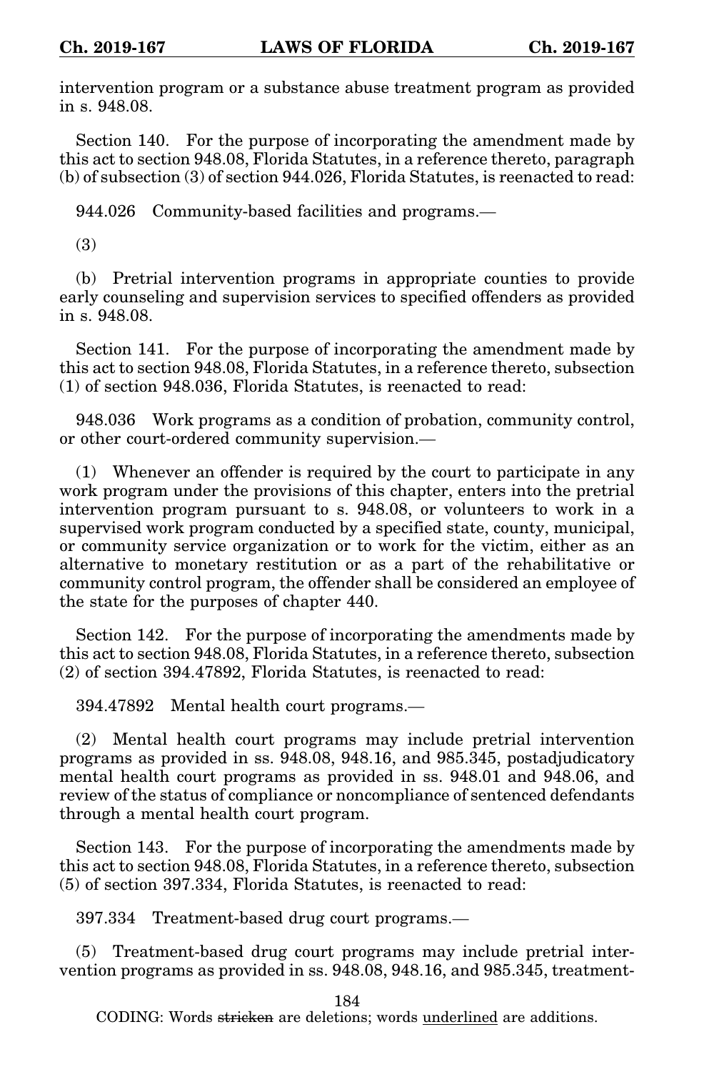intervention program or a substance abuse treatment program as provided in s. 948.08.

Section 140. For the purpose of incorporating the amendment made by this act to section 948.08, Florida Statutes, in a reference thereto, paragraph (b) of subsection (3) of section 944.026, Florida Statutes, is reenacted to read:

944.026 Community-based facilities and programs.—

(3)

(b) Pretrial intervention programs in appropriate counties to provide early counseling and supervision services to specified offenders as provided in s. 948.08.

Section 141. For the purpose of incorporating the amendment made by this act to section 948.08, Florida Statutes, in a reference thereto, subsection (1) of section 948.036, Florida Statutes, is reenacted to read:

948.036 Work programs as a condition of probation, community control, or other court-ordered community supervision.—

(1) Whenever an offender is required by the court to participate in any work program under the provisions of this chapter, enters into the pretrial intervention program pursuant to s. 948.08, or volunteers to work in a supervised work program conducted by a specified state, county, municipal, or community service organization or to work for the victim, either as an alternative to monetary restitution or as a part of the rehabilitative or community control program, the offender shall be considered an employee of the state for the purposes of chapter 440.

Section 142. For the purpose of incorporating the amendments made by this act to section 948.08, Florida Statutes, in a reference thereto, subsection (2) of section 394.47892, Florida Statutes, is reenacted to read:

394.47892 Mental health court programs.—

(2) Mental health court programs may include pretrial intervention programs as provided in ss. 948.08, 948.16, and 985.345, postadjudicatory mental health court programs as provided in ss. 948.01 and 948.06, and review of the status of compliance or noncompliance of sentenced defendants through a mental health court program.

Section 143. For the purpose of incorporating the amendments made by this act to section 948.08, Florida Statutes, in a reference thereto, subsection (5) of section 397.334, Florida Statutes, is reenacted to read:

397.334 Treatment-based drug court programs.—

(5) Treatment-based drug court programs may include pretrial intervention programs as provided in ss. 948.08, 948.16, and 985.345, treatment-

CODING: Words ~~stricken~~ are deletions; words <u>underlined</u> are additions.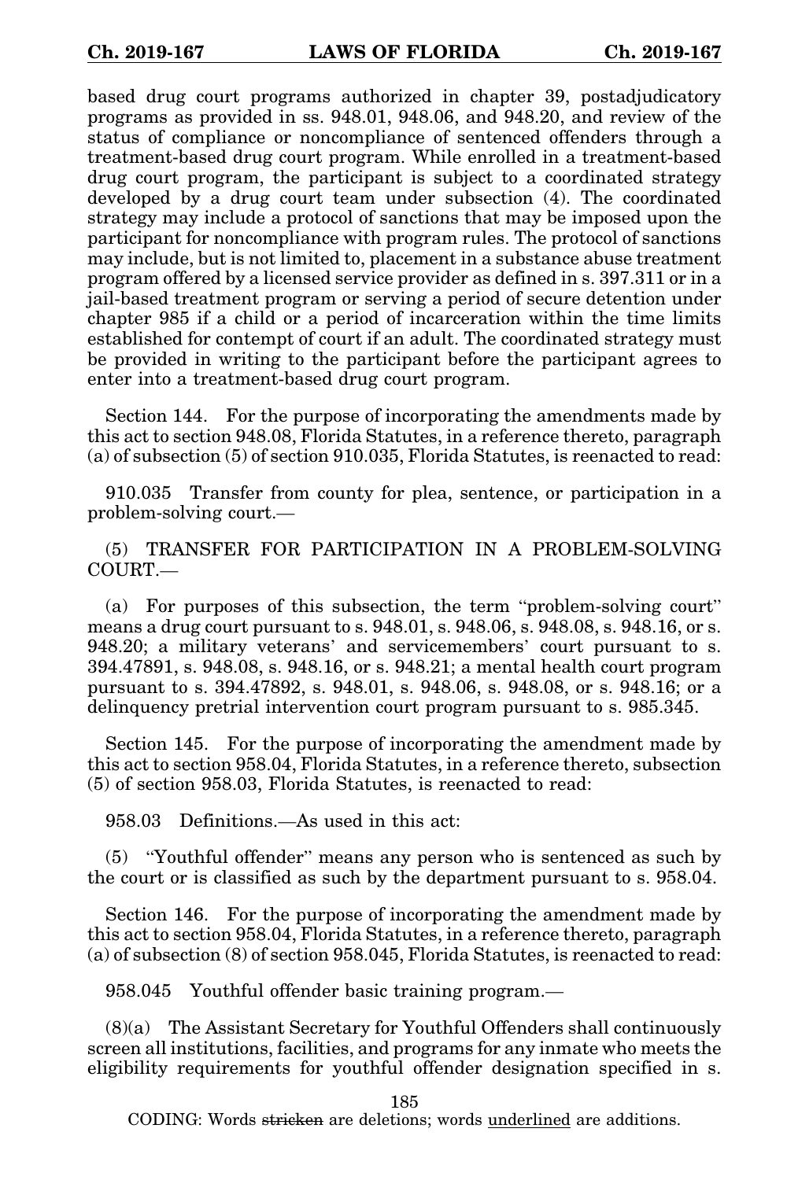based drug court programs authorized in chapter 39, postadjudicatory programs as provided in ss. 948.01, 948.06, and 948.20, and review of the status of compliance or noncompliance of sentenced offenders through a treatment-based drug court program. While enrolled in a treatment-based drug court program, the participant is subject to a coordinated strategy developed by a drug court team under subsection (4). The coordinated strategy may include a protocol of sanctions that may be imposed upon the participant for noncompliance with program rules. The protocol of sanctions may include, but is not limited to, placement in a substance abuse treatment program offered by a licensed service provider as defined in s. 397.311 or in a jail-based treatment program or serving a period of secure detention under chapter 985 if a child or a period of incarceration within the time limits established for contempt of court if an adult. The coordinated strategy must be provided in writing to the participant before the participant agrees to enter into a treatment-based drug court program.

Section 144. For the purpose of incorporating the amendments made by this act to section 948.08, Florida Statutes, in a reference thereto, paragraph (a) of subsection (5) of section 910.035, Florida Statutes, is reenacted to read:

910.035 Transfer from county for plea, sentence, or participation in a problem-solving court.—

(5) TRANSFER FOR PARTICIPATION IN A PROBLEM-SOLVING COURT.—

(a) For purposes of this subsection, the term "problem-solving court" means a drug court pursuant to s. 948.01, s. 948.06, s. 948.08, s. 948.16, or s. 948.20; a military veterans' and servicemembers' court pursuant to s. 394.47891, s. 948.08, s. 948.16, or s. 948.21; a mental health court program pursuant to s. 394.47892, s. 948.01, s. 948.06, s. 948.08, or s. 948.16; or a delinquency pretrial intervention court program pursuant to s. 985.345.

Section 145. For the purpose of incorporating the amendment made by this act to section 958.04, Florida Statutes, in a reference thereto, subsection (5) of section 958.03, Florida Statutes, is reenacted to read:

958.03 Definitions.—As used in this act:

(5) "Youthful offender" means any person who is sentenced as such by the court or is classified as such by the department pursuant to s. 958.04.

Section 146. For the purpose of incorporating the amendment made by this act to section 958.04, Florida Statutes, in a reference thereto, paragraph (a) of subsection (8) of section 958.045, Florida Statutes, is reenacted to read:

958.045 Youthful offender basic training program.—

(8)(a) The Assistant Secretary for Youthful Offenders shall continuously screen all institutions, facilities, and programs for any inmate who meets the eligibility requirements for youthful offender designation specified in s.

CODING: Words ~~stricken~~ are deletions; words <u>underlined</u> are additions.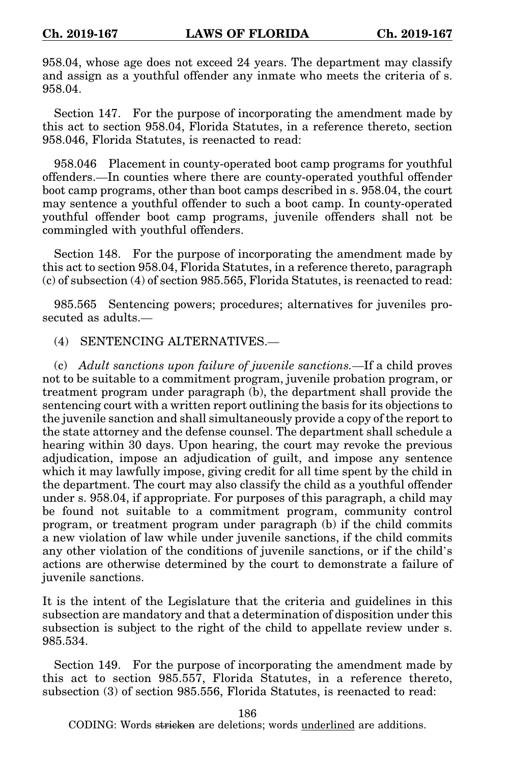958.04, whose age does not exceed 24 years. The department may classify and assign as a youthful offender any inmate who meets the criteria of s. 958.04.

Section 147. For the purpose of incorporating the amendment made by this act to section 958.04, Florida Statutes, in a reference thereto, section 958.046, Florida Statutes, is reenacted to read:

958.046 Placement in county-operated boot camp programs for youthful offenders.—In counties where there are county-operated youthful offender boot camp programs, other than boot camps described in s. 958.04, the court may sentence a youthful offender to such a boot camp. In county-operated youthful offender boot camp programs, juvenile offenders shall not be commingled with youthful offenders.

Section 148. For the purpose of incorporating the amendment made by this act to section 958.04, Florida Statutes, in a reference thereto, paragraph (c) of subsection (4) of section 985.565, Florida Statutes, is reenacted to read:

985.565 Sentencing powers; procedures; alternatives for juveniles prosecuted as adults.—

(4) SENTENCING ALTERNATIVES.—

(c) *Adult sanctions upon failure of juvenile sanctions.*—If a child proves not to be suitable to a commitment program, juvenile probation program, or treatment program under paragraph (b), the department shall provide the sentencing court with a written report outlining the basis for its objections to the juvenile sanction and shall simultaneously provide a copy of the report to the state attorney and the defense counsel. The department shall schedule a hearing within 30 days. Upon hearing, the court may revoke the previous adjudication, impose an adjudication of guilt, and impose any sentence which it may lawfully impose, giving credit for all time spent by the child in the department. The court may also classify the child as a youthful offender under s. 958.04, if appropriate. For purposes of this paragraph, a child may be found not suitable to a commitment program, community control program, or treatment program under paragraph (b) if the child commits a new violation of law while under juvenile sanctions, if the child commits any other violation of the conditions of juvenile sanctions, or if the child's actions are otherwise determined by the court to demonstrate a failure of juvenile sanctions.

It is the intent of the Legislature that the criteria and guidelines in this subsection are mandatory and that a determination of disposition under this subsection is subject to the right of the child to appellate review under s. 985.534.

Section 149. For the purpose of incorporating the amendment made by this act to section 985.557, Florida Statutes, in a reference thereto, subsection (3) of section 985.556, Florida Statutes, is reenacted to read: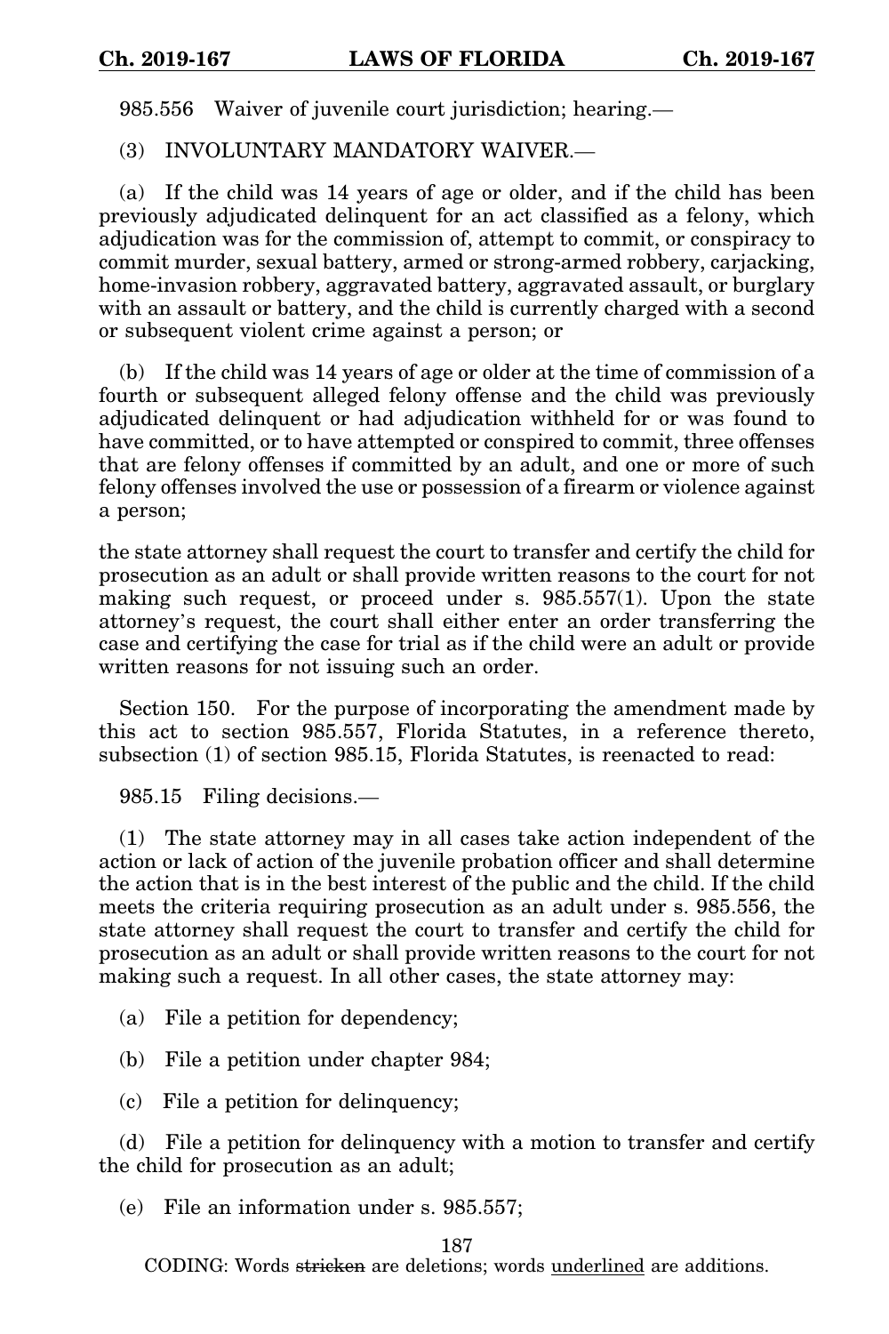985.556 Waiver of juvenile court jurisdiction; hearing.—

(3) INVOLUNTARY MANDATORY WAIVER.—

(a) If the child was 14 years of age or older, and if the child has been previously adjudicated delinquent for an act classified as a felony, which adjudication was for the commission of, attempt to commit, or conspiracy to commit murder, sexual battery, armed or strong-armed robbery, carjacking, home-invasion robbery, aggravated battery, aggravated assault, or burglary with an assault or battery, and the child is currently charged with a second or subsequent violent crime against a person; or

(b) If the child was 14 years of age or older at the time of commission of a fourth or subsequent alleged felony offense and the child was previously adjudicated delinquent or had adjudication withheld for or was found to have committed, or to have attempted or conspired to commit, three offenses that are felony offenses if committed by an adult, and one or more of such felony offenses involved the use or possession of a firearm or violence against a person;

the state attorney shall request the court to transfer and certify the child for prosecution as an adult or shall provide written reasons to the court for not making such request, or proceed under s. 985.557(1). Upon the state attorney's request, the court shall either enter an order transferring the case and certifying the case for trial as if the child were an adult or provide written reasons for not issuing such an order.

Section 150. For the purpose of incorporating the amendment made by this act to section 985.557, Florida Statutes, in a reference thereto, subsection (1) of section 985.15, Florida Statutes, is reenacted to read:

985.15 Filing decisions.—

(1) The state attorney may in all cases take action independent of the action or lack of action of the juvenile probation officer and shall determine the action that is in the best interest of the public and the child. If the child meets the criteria requiring prosecution as an adult under s. 985.556, the state attorney shall request the court to transfer and certify the child for prosecution as an adult or shall provide written reasons to the court for not making such a request. In all other cases, the state attorney may:

(a) File a petition for dependency;

(b) File a petition under chapter 984;

(c) File a petition for delinquency;

(d) File a petition for delinquency with a motion to transfer and certify the child for prosecution as an adult;

(e) File an information under s. 985.557;

CODING: Words ~~stricken~~ are deletions; words underlined are additions.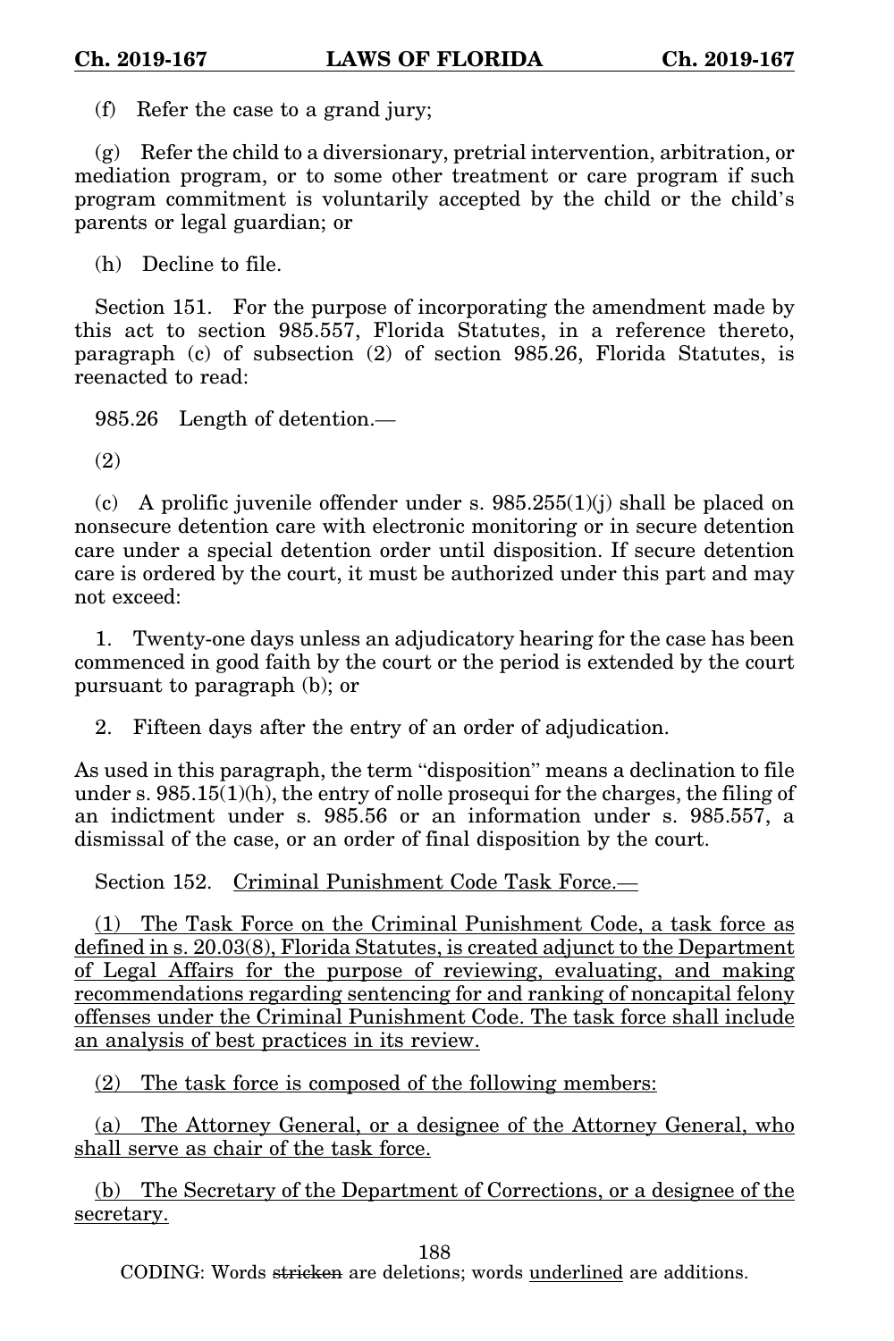(f) Refer the case to a grand jury;

(g) Refer the child to a diversionary, pretrial intervention, arbitration, or mediation program, or to some other treatment or care program if such program commitment is voluntarily accepted by the child or the child's parents or legal guardian; or

(h) Decline to file.

Section 151. For the purpose of incorporating the amendment made by this act to section 985.557, Florida Statutes, in a reference thereto, paragraph (c) of subsection (2) of section 985.26, Florida Statutes, is reenacted to read:

985.26 Length of detention.—

(2)

(c) A prolific juvenile offender under s. 985.255(1)(j) shall be placed on nonsecure detention care with electronic monitoring or in secure detention care under a special detention order until disposition. If secure detention care is ordered by the court, it must be authorized under this part and may not exceed:

1. Twenty-one days unless an adjudicatory hearing for the case has been commenced in good faith by the court or the period is extended by the court pursuant to paragraph (b); or

2. Fifteen days after the entry of an order of adjudication.

As used in this paragraph, the term "disposition" means a declination to file under s. 985.15(1)(h), the entry of nolle prosequi for the charges, the filing of an indictment under s. 985.56 or an information under s. 985.557, a dismissal of the case, or an order of final disposition by the court.

Section 152. <u>Criminal Punishment Code Task Force.—</u>

<u>(1) The Task Force on the Criminal Punishment Code, a task force as defined in s. 20.03(8), Florida Statutes, is created adjunct to the Department of Legal Affairs for the purpose of reviewing, evaluating, and making recommendations regarding sentencing for and ranking of noncapital felony offenses under the Criminal Punishment Code. The task force shall include an analysis of best practices in its review.</u>

<u>(2) The task force is composed of the following members:</u>

<u>(a) The Attorney General, or a designee of the Attorney General, who shall serve as chair of the task force.</u>

<u>(b) The Secretary of the Department of Corrections, or a designee of the secretary.</u>

CODING: Words ~~stricken~~ are deletions; words <u>underlined</u> are additions.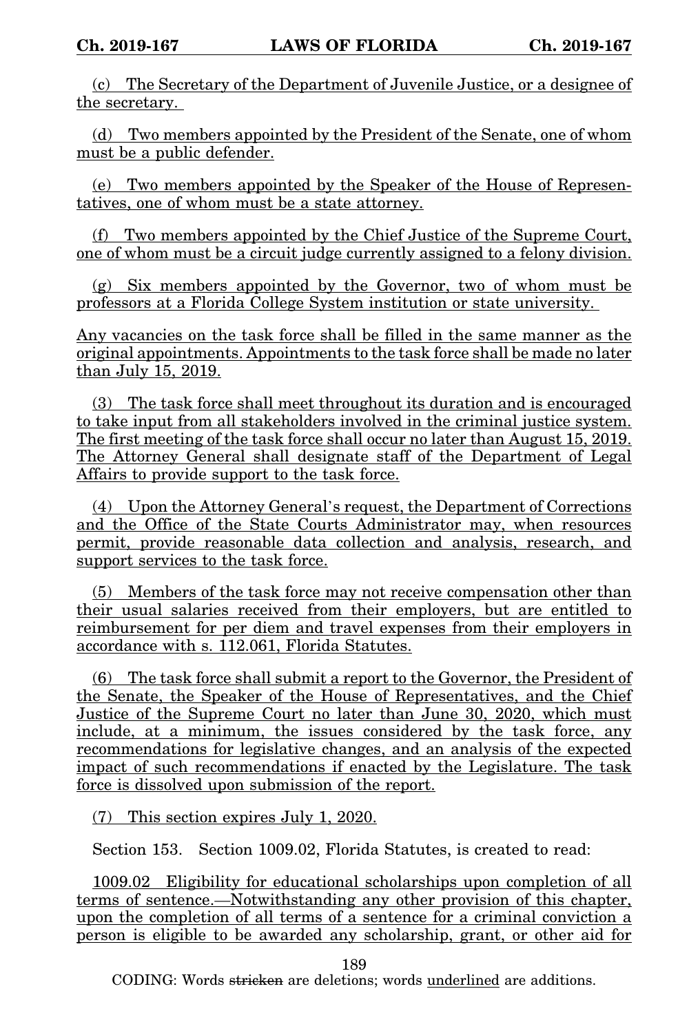(c) The Secretary of the Department of Juvenile Justice, or a designee of the secretary.

(d) Two members appointed by the President of the Senate, one of whom must be a public defender.

(e) Two members appointed by the Speaker of the House of Representatives, one of whom must be a state attorney.

(f) Two members appointed by the Chief Justice of the Supreme Court, one of whom must be a circuit judge currently assigned to a felony division.

(g) Six members appointed by the Governor, two of whom must be professors at a Florida College System institution or state university.

Any vacancies on the task force shall be filled in the same manner as the original appointments. Appointments to the task force shall be made no later than July 15, 2019.

(3) The task force shall meet throughout its duration and is encouraged to take input from all stakeholders involved in the criminal justice system. The first meeting of the task force shall occur no later than August 15, 2019. The Attorney General shall designate staff of the Department of Legal Affairs to provide support to the task force.

(4) Upon the Attorney General's request, the Department of Corrections and the Office of the State Courts Administrator may, when resources permit, provide reasonable data collection and analysis, research, and support services to the task force.

(5) Members of the task force may not receive compensation other than their usual salaries received from their employers, but are entitled to reimbursement for per diem and travel expenses from their employers in accordance with s. 112.061, Florida Statutes.

(6) The task force shall submit a report to the Governor, the President of the Senate, the Speaker of the House of Representatives, and the Chief Justice of the Supreme Court no later than June 30, 2020, which must include, at a minimum, the issues considered by the task force, any recommendations for legislative changes, and an analysis of the expected impact of such recommendations if enacted by the Legislature. The task force is dissolved upon submission of the report.

(7) This section expires July 1, 2020.

Section 153. Section 1009.02, Florida Statutes, is created to read:

1009.02 Eligibility for educational scholarships upon completion of all terms of sentence.—Notwithstanding any other provision of this chapter, upon the completion of all terms of a sentence for a criminal conviction a person is eligible to be awarded any scholarship, grant, or other aid for

CODING: Words ~~stricken~~ are deletions; words underlined are additions.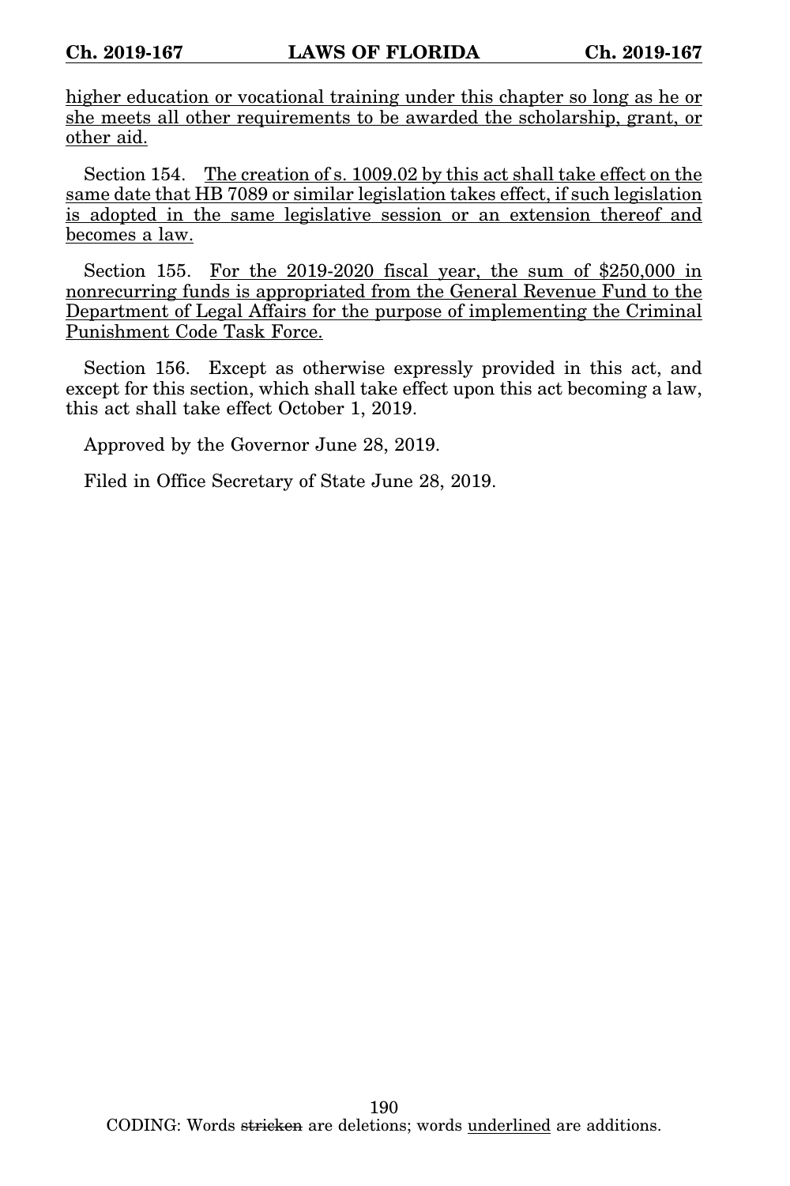higher education or vocational training under this chapter so long as he or she meets all other requirements to be awarded the scholarship, grant, or other aid.

Section 154. The creation of s. 1009.02 by this act shall take effect on the same date that HB 7089 or similar legislation takes effect, if such legislation is adopted in the same legislative session or an extension thereof and becomes a law.

Section 155. For the 2019-2020 fiscal year, the sum of $250,000 in nonrecurring funds is appropriated from the General Revenue Fund to the Department of Legal Affairs for the purpose of implementing the Criminal Punishment Code Task Force.

Section 156. Except as otherwise expressly provided in this act, and except for this section, which shall take effect upon this act becoming a law, this act shall take effect October 1, 2019.

Approved by the Governor June 28, 2019.

Filed in Office Secretary of State June 28, 2019.

CODING: Words stricken are deletions; words underlined are additions.